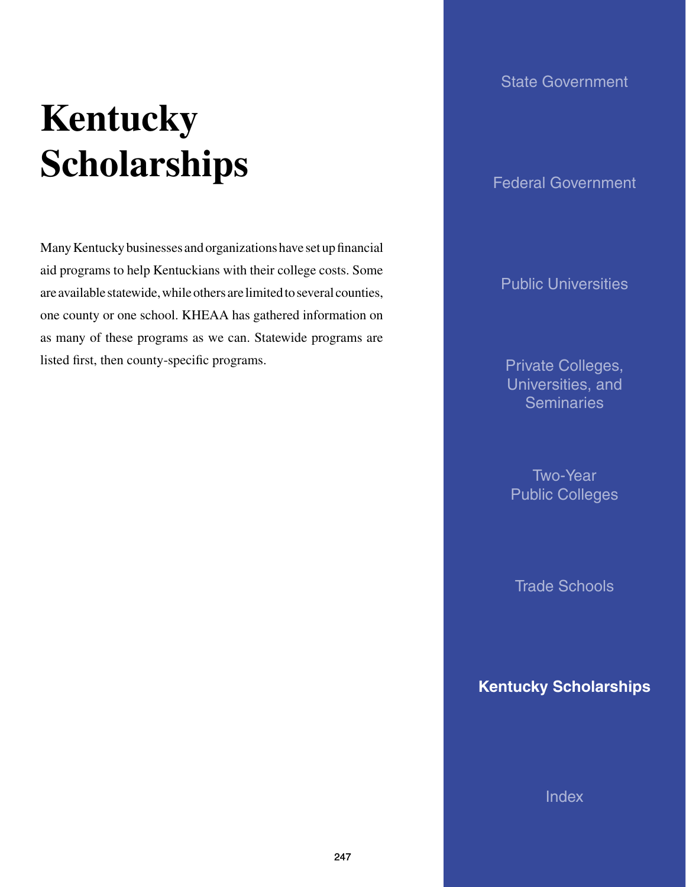# Kentucky Scholarships

Many Kentucky businesses and organizations have set up financial aid programs to help Kentuckians with their college costs. Some are available statewide, while others are limited to several counties, one county or one school. KHEAA has gathered information on as many of these programs as we can. Statewide programs are listed first, then county-specific programs.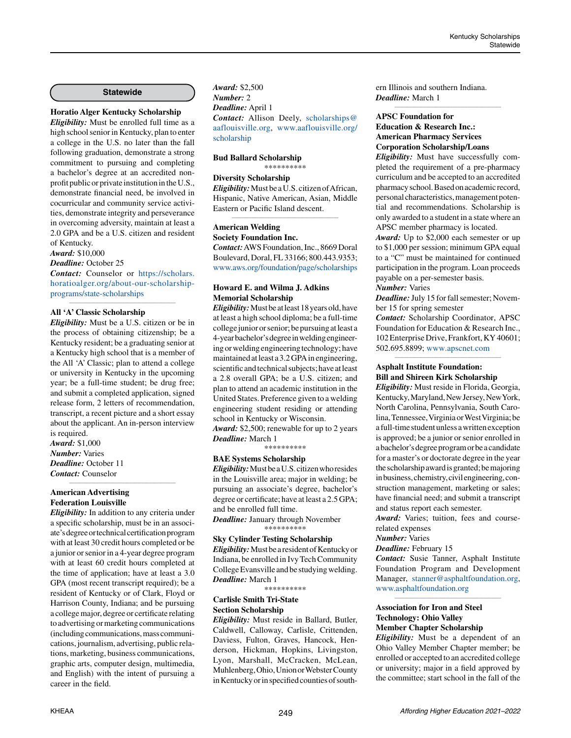## Statewide

**Horatio Alger Kentucky Scholarship**
***Eligibility:*** Must be enrolled full time as a high school senior in Kentucky, plan to enter a college in the U.S. no later than the fall following graduation, demonstrate a strong commitment to pursuing and completing a bachelor's degree at an accredited nonprofit public or private institution in the U.S., demonstrate financial need, be involved in cocurricular and community service activities, demonstrate integrity and perseverance in overcoming adversity, maintain at least a 2.0 GPA and be a U.S. citizen and resident of Kentucky.
***Award:*** $10,000
***Deadline:*** October 25
***Contact:*** Counselor or https://scholars.horatioalger.org/about-our-scholarship-programs/state-scholarships

**All 'A' Classic Scholarship**
***Eligibility:*** Must be a U.S. citizen or be in the process of obtaining citizenship; be a Kentucky resident; be a graduating senior at a Kentucky high school that is a member of the All 'A' Classic; plan to attend a college or university in Kentucky in the upcoming year; be a full-time student; be drug free; and submit a completed application, signed release form, 2 letters of recommendation, transcript, a recent picture and a short essay about the applicant. An in-person interview is required.
***Award:*** $1,000
***Number:*** Varies
***Deadline:*** October 11
***Contact:*** Counselor

**American Advertising Federation Louisville**
***Eligibility:*** In addition to any criteria under a specific scholarship, must be in an associate's degree or technical certification program with at least 30 credit hours completed or be a junior or senior in a 4-year degree program with at least 60 credit hours completed at the time of application; have at least a 3.0 GPA (most recent transcript required); be a resident of Kentucky or of Clark, Floyd or Harrison County, Indiana; and be pursuing a college major, degree or certificate relating to advertising or marketing communications (including communications, mass communications, journalism, advertising, public relations, marketing, business communications, graphic arts, computer design, multimedia, and English) with the intent of pursuing a career in the field.
***Award:*** $2,500
***Number:*** 2
***Deadline:*** April 1
***Contact:*** Allison Deely, scholarships@aaflouisville.org, www.aaflouisville.org/scholarship

**Bud Ballard Scholarship**

**********

**Diversity Scholarship**
***Eligibility:*** Must be a U.S. citizen of African, Hispanic, Native American, Asian, Middle Eastern or Pacific Island descent.

**American Welding Society Foundation Inc.**
***Contact:*** AWS Foundation, Inc., 8669 Doral Boulevard, Doral, FL 33166; 800.443.9353; www.aws.org/foundation/page/scholarships

**Howard E. and Wilma J. Adkins Memorial Scholarship**
***Eligibility:*** Must be at least 18 years old, have at least a high school diploma; be a full-time college junior or senior; be pursuing at least a 4-year bachelor's degree in welding engineering or welding engineering technology; have maintained at least a 3.2 GPA in engineering, scientific and technical subjects; have at least a 2.8 overall GPA; be a U.S. citizen; and plan to attend an academic institution in the United States. Preference given to a welding engineering student residing or attending school in Kentucky or Wisconsin.
***Award:*** $2,500; renewable for up to 2 years
***Deadline:*** March 1

**********

**BAE Systems Scholarship**
***Eligibility:*** Must be a U.S. citizen who resides in the Louisville area; major in welding; be pursuing an associate's degree, bachelor's degree or certificate; have at least a 2.5 GPA; and be enrolled full time.
***Deadline:*** January through November

**********

**Sky Cylinder Testing Scholarship**
***Eligibility:*** Must be a resident of Kentucky or Indiana, be enrolled in Ivy Tech Community College Evansville and be studying welding.
***Deadline:*** March 1

**********

**Carlisle Smith Tri-State Section Scholarship**
***Eligibility:*** Must reside in Ballard, Butler, Caldwell, Calloway, Carlisle, Crittenden, Daviess, Fulton, Graves, Hancock, Henderson, Hickman, Hopkins, Livingston, Lyon, Marshall, McCracken, McLean, Muhlenberg, Ohio, Union or Webster County in Kentucky or in specified counties of southern Illinois and southern Indiana.
***Deadline:*** March 1

**APSC Foundation for Education & Research Inc.: American Pharmacy Services Corporation Scholarship/Loans**
***Eligibility:*** Must have successfully completed the requirement of a pre-pharmacy curriculum and be accepted to an accredited pharmacy school. Based on academic record, personal characteristics, management potential and recommendations. Scholarship is only awarded to a student in a state where an APSC member pharmacy is located.
***Award:*** Up to $2,000 each semester or up to $1,000 per session; minimum GPA equal to a "C" must be maintained for continued participation in the program. Loan proceeds payable on a per-semester basis.
***Number:*** Varies
***Deadline:*** July 15 for fall semester; November 15 for spring semester
***Contact:*** Scholarship Coordinator, APSC Foundation for Education & Research Inc., 102 Enterprise Drive, Frankfort, KY 40601; 502.695.8899; www.apscnet.com

**Asphalt Institute Foundation: Bill and Shireen Kirk Scholarship**
***Eligibility:*** Must reside in Florida, Georgia, Kentucky, Maryland, New Jersey, New York, North Carolina, Pennsylvania, South Carolina, Tennessee, Virginia or West Virginia; be a full-time student unless a written exception is approved; be a junior or senior enrolled in a bachelor's degree program or be a candidate for a master's or doctorate degree in the year the scholarship award is granted; be majoring in business, chemistry, civil engineering, construction management, marketing or sales; have financial need; and submit a transcript and status report each semester.
***Award:*** Varies; tuition, fees and course-related expenses
***Number:*** Varies
***Deadline:*** February 15
***Contact:*** Susie Tanner, Asphalt Institute Foundation Program and Development Manager, stanner@asphaltfoundation.org, www.asphaltfoundation.org

**Association for Iron and Steel Technology: Ohio Valley Member Chapter Scholarship**
***Eligibility:*** Must be a dependent of an Ohio Valley Member Chapter member; be enrolled or accepted to an accredited college or university; major in a field approved by the committee; start school in the fall of the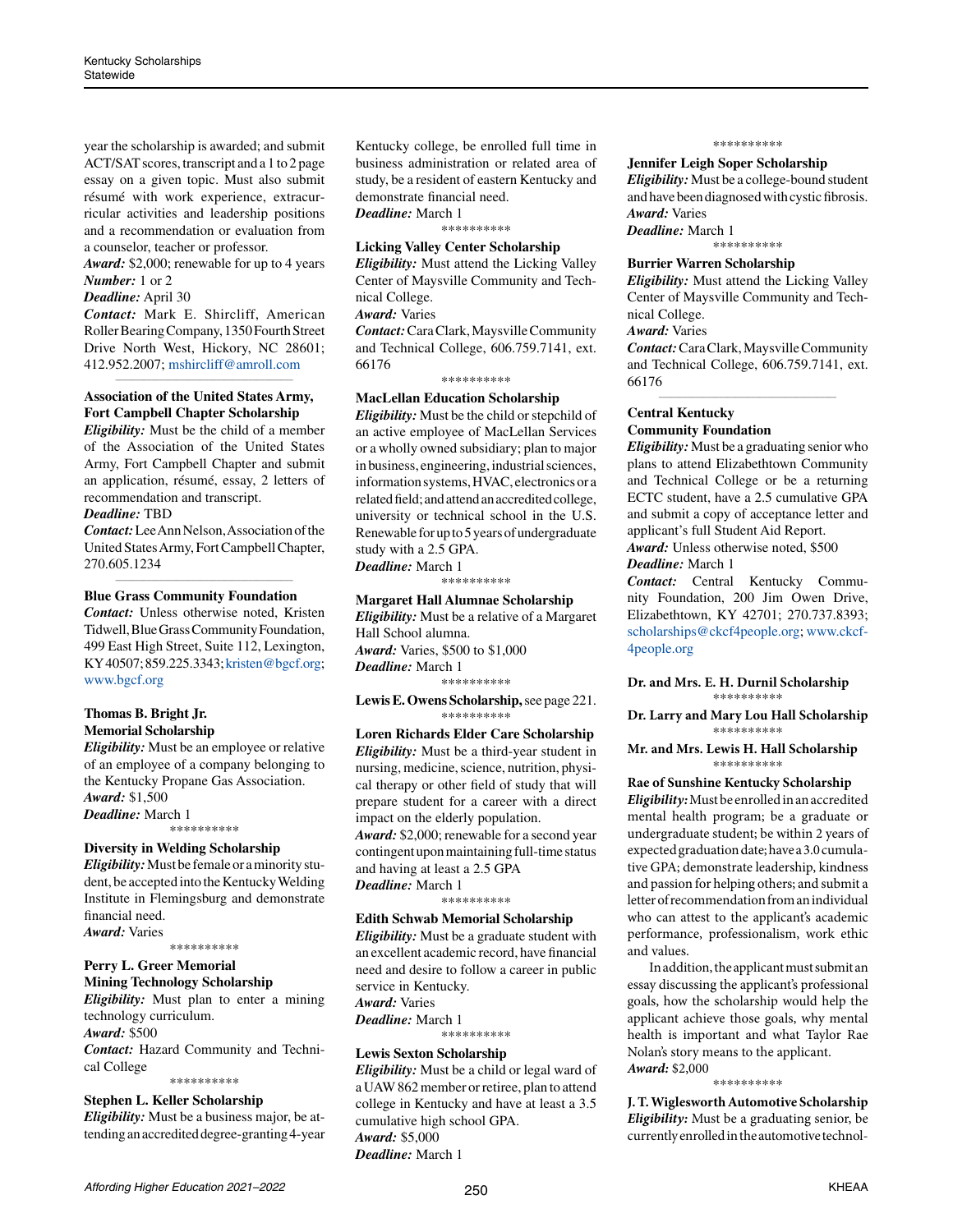year the scholarship is awarded; and submit ACT/SAT scores, transcript and a 1 to 2 page essay on a given topic. Must also submit résumé with work experience, extracurricular activities and leadership positions and a recommendation or evaluation from a counselor, teacher or professor.
***Award:*** $2,000; renewable for up to 4 years
***Number:*** 1 or 2
***Deadline:*** April 30
***Contact:*** Mark E. Shircliff, American Roller Bearing Company, 1350 Fourth Street Drive North West, Hickory, NC 28601; 412.952.2007; mshircliff@amroll.com

---

**Association of the United States Army, Fort Campbell Chapter Scholarship**
***Eligibility:*** Must be the child of a member of the Association of the United States Army, Fort Campbell Chapter and submit an application, résumé, essay, 2 letters of recommendation and transcript.
***Deadline:*** TBD
***Contact:*** Lee Ann Nelson, Association of the United States Army, Fort Campbell Chapter, 270.605.1234

---

**Blue Grass Community Foundation**
***Contact:*** Unless otherwise noted, Kristen Tidwell, Blue Grass Community Foundation, 499 East High Street, Suite 112, Lexington, KY 40507; 859.225.3343; kristen@bgcf.org; www.bgcf.org

**Thomas B. Bright Jr. Memorial Scholarship**
***Eligibility:*** Must be an employee or relative of an employee of a company belonging to the Kentucky Propane Gas Association.
***Award:*** $1,500
***Deadline:*** March 1

\*\*\*\*\*\*\*\*\*\*

**Diversity in Welding Scholarship**
***Eligibility:*** Must be female or a minority student, be accepted into the Kentucky Welding Institute in Flemingsburg and demonstrate financial need.
***Award:*** Varies

\*\*\*\*\*\*\*\*\*\*

**Perry L. Greer Memorial Mining Technology Scholarship**
***Eligibility:*** Must plan to enter a mining technology curriculum.
***Award:*** $500
***Contact:*** Hazard Community and Technical College

\*\*\*\*\*\*\*\*\*\*

**Stephen L. Keller Scholarship**
***Eligibility:*** Must be a business major, be attending an accredited degree-granting 4-year Kentucky college, be enrolled full time in business administration or related area of study, be a resident of eastern Kentucky and demonstrate financial need.
***Deadline:*** March 1

\*\*\*\*\*\*\*\*\*\*

**Licking Valley Center Scholarship**
***Eligibility:*** Must attend the Licking Valley Center of Maysville Community and Technical College.
***Award:*** Varies
***Contact:*** Cara Clark, Maysville Community and Technical College, 606.759.7141, ext. 66176

\*\*\*\*\*\*\*\*\*\*

**MacLellan Education Scholarship**
***Eligibility:*** Must be the child or stepchild of an active employee of MacLellan Services or a wholly owned subsidiary; plan to major in business, engineering, industrial sciences, information systems, HVAC, electronics or a related field; and attend an accredited college, university or technical school in the U.S. Renewable for up to 5 years of undergraduate study with a 2.5 GPA.
***Deadline:*** March 1

\*\*\*\*\*\*\*\*\*\*

**Margaret Hall Alumnae Scholarship**
***Eligibility:*** Must be a relative of a Margaret Hall School alumna.
***Award:*** Varies, $500 to $1,000
***Deadline:*** March 1

\*\*\*\*\*\*\*\*\*\*

**Lewis E. Owens Scholarship,** see page 221.

\*\*\*\*\*\*\*\*\*\*

**Loren Richards Elder Care Scholarship**
***Eligibility:*** Must be a third-year student in nursing, medicine, science, nutrition, physical therapy or other field of study that will prepare student for a career with a direct impact on the elderly population.
***Award:*** $2,000; renewable for a second year contingent upon maintaining full-time status and having at least a 2.5 GPA
***Deadline:*** March 1

\*\*\*\*\*\*\*\*\*\*

**Edith Schwab Memorial Scholarship**
***Eligibility:*** Must be a graduate student with an excellent academic record, have financial need and desire to follow a career in public service in Kentucky.
***Award:*** Varies
***Deadline:*** March 1

\*\*\*\*\*\*\*\*\*\*

**Lewis Sexton Scholarship**
***Eligibility:*** Must be a child or legal ward of a UAW 862 member or retiree, plan to attend college in Kentucky and have at least a 3.5 cumulative high school GPA.
***Award:*** $5,000
***Deadline:*** March 1

\*\*\*\*\*\*\*\*\*\*

**Jennifer Leigh Soper Scholarship**
***Eligibility:*** Must be a college-bound student and have been diagnosed with cystic fibrosis.
***Award:*** Varies
***Deadline:*** March 1

\*\*\*\*\*\*\*\*\*\*

**Burrier Warren Scholarship**
***Eligibility:*** Must attend the Licking Valley Center of Maysville Community and Technical College.
***Award:*** Varies
***Contact:*** Cara Clark, Maysville Community and Technical College, 606.759.7141, ext. 66176

---

**Central Kentucky Community Foundation**
***Eligibility:*** Must be a graduating senior who plans to attend Elizabethtown Community and Technical College or be a returning ECTC student, have a 2.5 cumulative GPA and submit a copy of acceptance letter and applicant's full Student Aid Report.
***Award:*** Unless otherwise noted, $500
***Deadline:*** March 1
***Contact:*** Central Kentucky Community Foundation, 200 Jim Owen Drive, Elizabethtown, KY 42701; 270.737.8393; scholarships@ckcf4people.org; www.ckcf4people.org

**Dr. and Mrs. E. H. Durnil Scholarship**

\*\*\*\*\*\*\*\*\*\*

**Dr. Larry and Mary Lou Hall Scholarship**

\*\*\*\*\*\*\*\*\*\*

**Mr. and Mrs. Lewis H. Hall Scholarship**

\*\*\*\*\*\*\*\*\*\*

**Rae of Sunshine Kentucky Scholarship**
***Eligibility:*** Must be enrolled in an accredited mental health program; be a graduate or undergraduate student; be within 2 years of expected graduation date; have a 3.0 cumulative GPA; demonstrate leadership, kindness and passion for helping others; and submit a letter of recommendation from an individual who can attest to the applicant's academic performance, professionalism, work ethic and values.

In addition, the applicant must submit an essay discussing the applicant's professional goals, how the scholarship would help the applicant achieve those goals, why mental health is important and what Taylor Rae Nolan's story means to the applicant.
***Award:*** $2,000

\*\*\*\*\*\*\*\*\*\*

**J. T. Wiglesworth Automotive Scholarship**
***Eligibility:*** Must be a graduating senior, be currently enrolled in the automotive technol-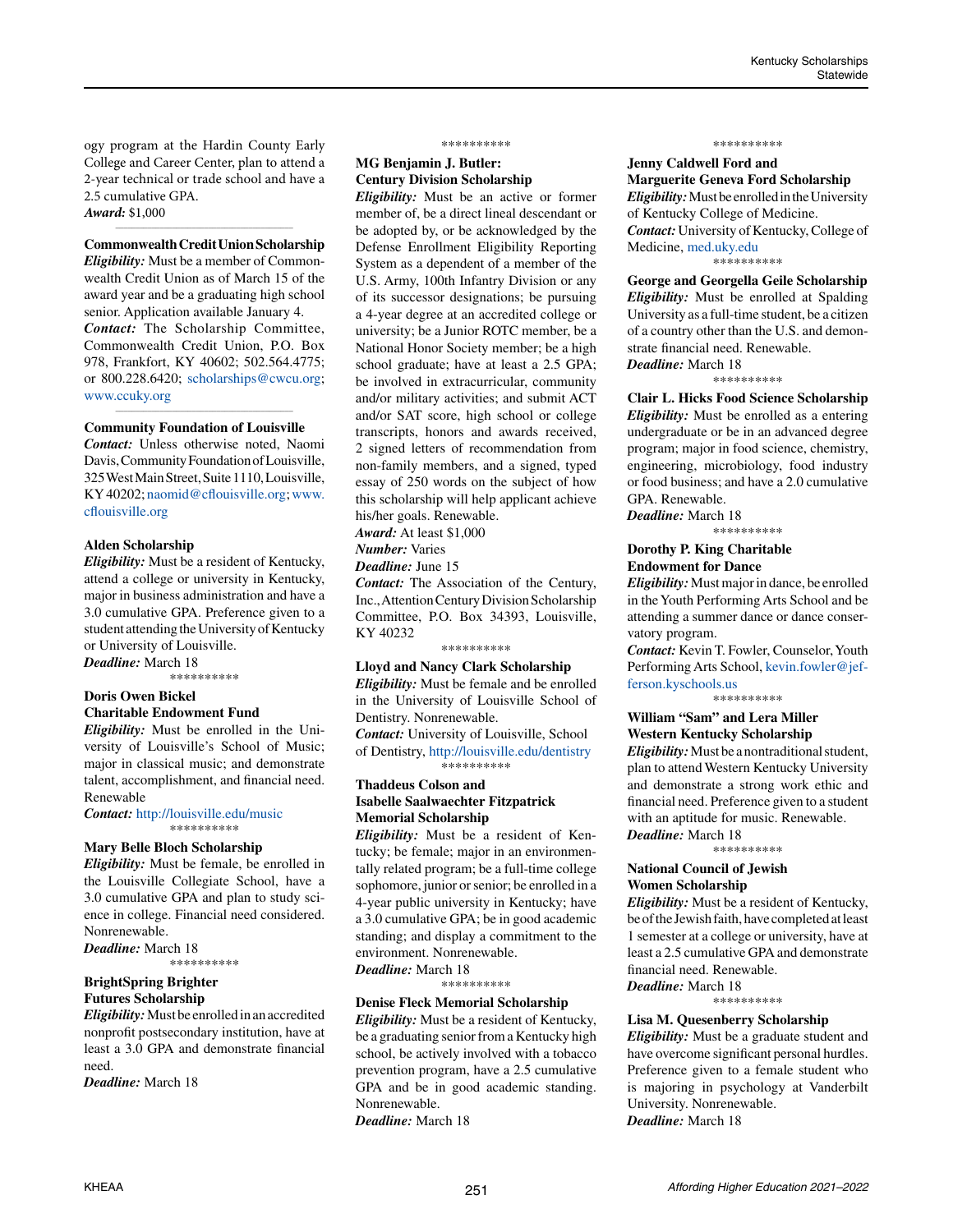ogy program at the Hardin County Early College and Career Center, plan to attend a 2-year technical or trade school and have a 2.5 cumulative GPA.
***Award:*** $1,000

---

**Commonwealth Credit Union Scholarship**
***Eligibility:*** Must be a member of Commonwealth Credit Union as of March 15 of the award year and be a graduating high school senior. Application available January 4.
***Contact:*** The Scholarship Committee, Commonwealth Credit Union, P.O. Box 978, Frankfort, KY 40602; 502.564.4775; or 800.228.6420; scholarships@cwcu.org; www.ccuky.org

---

**Community Foundation of Louisville**
***Contact:*** Unless otherwise noted, Naomi Davis, Community Foundation of Louisville, 325 West Main Street, Suite 1110, Louisville, KY 40202; naomid@cflouisville.org; www.cflouisville.org

**Alden Scholarship**
***Eligibility:*** Must be a resident of Kentucky, attend a college or university in Kentucky, major in business administration and have a 3.0 cumulative GPA. Preference given to a student attending the University of Kentucky or University of Louisville.
***Deadline:*** March 18

**********

**Doris Owen Bickel Charitable Endowment Fund**
***Eligibility:*** Must be enrolled in the University of Louisville's School of Music; major in classical music; and demonstrate talent, accomplishment, and financial need. Renewable
***Contact:*** http://louisville.edu/music

**********

**Mary Belle Bloch Scholarship**
***Eligibility:*** Must be female, be enrolled in the Louisville Collegiate School, have a 3.0 cumulative GPA and plan to study science in college. Financial need considered. Nonrenewable.
***Deadline:*** March 18

**********

**BrightSpring Brighter Futures Scholarship**
***Eligibility:*** Must be enrolled in an accredited nonprofit postsecondary institution, have at least a 3.0 GPA and demonstrate financial need.
***Deadline:*** March 18

**********

**MG Benjamin J. Butler: Century Division Scholarship**
***Eligibility:*** Must be an active or former member of, be a direct lineal descendant or be adopted by, or be acknowledged by the Defense Enrollment Eligibility Reporting System as a dependent of a member of the U.S. Army, 100th Infantry Division or any of its successor designations; be pursuing a 4-year degree at an accredited college or university; be a Junior ROTC member, be a National Honor Society member; be a high school graduate; have at least a 2.5 GPA; be involved in extracurricular, community and/or military activities; and submit ACT and/or SAT score, high school or college transcripts, honors and awards received, 2 signed letters of recommendation from non-family members, and a signed, typed essay of 250 words on the subject of how this scholarship will help applicant achieve his/her goals. Renewable.
***Award:*** At least $1,000
***Number:*** Varies
***Deadline:*** June 15
***Contact:*** The Association of the Century, Inc., Attention Century Division Scholarship Committee, P.O. Box 34393, Louisville, KY 40232

**********

**Lloyd and Nancy Clark Scholarship**
***Eligibility:*** Must be female and be enrolled in the University of Louisville School of Dentistry. Nonrenewable.
***Contact:*** University of Louisville, School of Dentistry, http://louisville.edu/dentistry

**********

**Thaddeus Colson and Isabelle Saalwaechter Fitzpatrick Memorial Scholarship**
***Eligibility:*** Must be a resident of Kentucky; be female; major in an environmentally related program; be a full-time college sophomore, junior or senior; be enrolled in a 4-year public university in Kentucky; have a 3.0 cumulative GPA; be in good academic standing; and display a commitment to the environment. Nonrenewable.
***Deadline:*** March 18

**********

**Denise Fleck Memorial Scholarship**
***Eligibility:*** Must be a resident of Kentucky, be a graduating senior from a Kentucky high school, be actively involved with a tobacco prevention program, have a 2.5 cumulative GPA and be in good academic standing. Nonrenewable.
***Deadline:*** March 18

**********

**Jenny Caldwell Ford and Marguerite Geneva Ford Scholarship**
***Eligibility:*** Must be enrolled in the University of Kentucky College of Medicine.
***Contact:*** University of Kentucky, College of Medicine, med.uky.edu

**********

**George and Georgella Geile Scholarship**
***Eligibility:*** Must be enrolled at Spalding University as a full-time student, be a citizen of a country other than the U.S. and demonstrate financial need. Renewable.
***Deadline:*** March 18

**********

**Clair L. Hicks Food Science Scholarship**
***Eligibility:*** Must be enrolled as a entering undergraduate or be in an advanced degree program; major in food science, chemistry, engineering, microbiology, food industry or food business; and have a 2.0 cumulative GPA. Renewable.
***Deadline:*** March 18

**********

**Dorothy P. King Charitable Endowment for Dance**
***Eligibility:*** Must major in dance, be enrolled in the Youth Performing Arts School and be attending a summer dance or dance conservatory program.
***Contact:*** Kevin T. Fowler, Counselor, Youth Performing Arts School, kevin.fowler@jefferson.kyschools.us

**********

**William "Sam" and Lera Miller Western Kentucky Scholarship**
***Eligibility:*** Must be a nontraditional student, plan to attend Western Kentucky University and demonstrate a strong work ethic and financial need. Preference given to a student with an aptitude for music. Renewable.
***Deadline:*** March 18

**********

**National Council of Jewish Women Scholarship**
***Eligibility:*** Must be a resident of Kentucky, be of the Jewish faith, have completed at least 1 semester at a college or university, have at least a 2.5 cumulative GPA and demonstrate financial need. Renewable.
***Deadline:*** March 18

**********

**Lisa M. Quesenberry Scholarship**
***Eligibility:*** Must be a graduate student and have overcome significant personal hurdles. Preference given to a female student who is majoring in psychology at Vanderbilt University. Nonrenewable.
***Deadline:*** March 18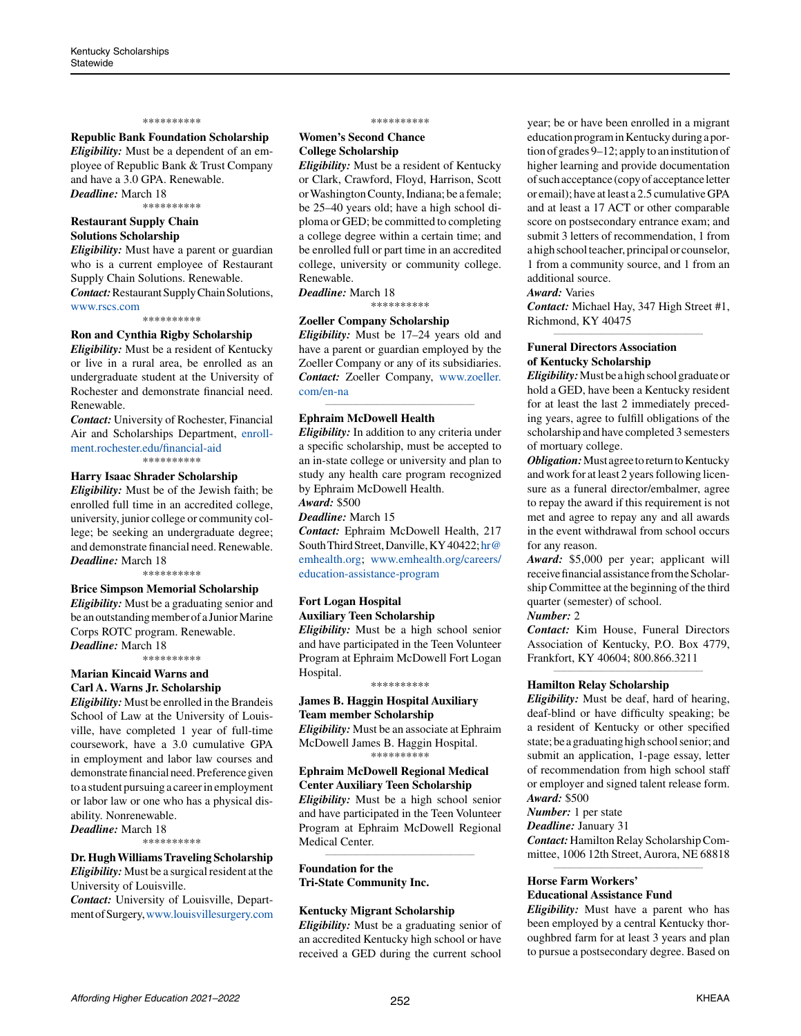\*\*\*\*\*\*\*\*\*\*

**Republic Bank Foundation Scholarship**
***Eligibility:*** Must be a dependent of an employee of Republic Bank & Trust Company and have a 3.0 GPA. Renewable.
***Deadline:*** March 18

\*\*\*\*\*\*\*\*\*\*

**Restaurant Supply Chain Solutions Scholarship**
***Eligibility:*** Must have a parent or guardian who is a current employee of Restaurant Supply Chain Solutions. Renewable.
***Contact:*** Restaurant Supply Chain Solutions, www.rscs.com

\*\*\*\*\*\*\*\*\*\*

**Ron and Cynthia Rigby Scholarship**
***Eligibility:*** Must be a resident of Kentucky or live in a rural area, be enrolled as an undergraduate student at the University of Rochester and demonstrate financial need. Renewable.
***Contact:*** University of Rochester, Financial Air and Scholarships Department, enrollment.rochester.edu/financial-aid

\*\*\*\*\*\*\*\*\*\*

**Harry Isaac Shrader Scholarship**
***Eligibility:*** Must be of the Jewish faith; be enrolled full time in an accredited college, university, junior college or community college; be seeking an undergraduate degree; and demonstrate financial need. Renewable.
***Deadline:*** March 18

\*\*\*\*\*\*\*\*\*\*

**Brice Simpson Memorial Scholarship**
***Eligibility:*** Must be a graduating senior and be an outstanding member of a Junior Marine Corps ROTC program. Renewable.
***Deadline:*** March 18

\*\*\*\*\*\*\*\*\*\*

**Marian Kincaid Warns and Carl A. Warns Jr. Scholarship**
***Eligibility:*** Must be enrolled in the Brandeis School of Law at the University of Louisville, have completed 1 year of full-time coursework, have a 3.0 cumulative GPA in employment and labor law courses and demonstrate financial need. Preference given to a student pursuing a career in employment or labor law or one who has a physical disability. Nonrenewable.
***Deadline:*** March 18

\*\*\*\*\*\*\*\*\*\*

**Dr. Hugh Williams Traveling Scholarship**
***Eligibility:*** Must be a surgical resident at the University of Louisville.
***Contact:*** University of Louisville, Department of Surgery, www.louisvillesurgery.com

\*\*\*\*\*\*\*\*\*\*

**Women's Second Chance College Scholarship**
***Eligibility:*** Must be a resident of Kentucky or Clark, Crawford, Floyd, Harrison, Scott or Washington County, Indiana; be a female; be 25–40 years old; have a high school diploma or GED; be committed to completing a college degree within a certain time; and be enrolled full or part time in an accredited college, university or community college. Renewable.
***Deadline:*** March 18

\*\*\*\*\*\*\*\*\*\*

**Zoeller Company Scholarship**
***Eligibility:*** Must be 17–24 years old and have a parent or guardian employed by the Zoeller Company or any of its subsidiaries.
***Contact:*** Zoeller Company, www.zoeller.com/en-na

---

**Ephraim McDowell Health**
***Eligibility:*** In addition to any criteria under a specific scholarship, must be accepted to an in-state college or university and plan to study any health care program recognized by Ephraim McDowell Health.
***Award:*** $500
***Deadline:*** March 15
***Contact:*** Ephraim McDowell Health, 217 South Third Street, Danville, KY 40422; hr@emhealth.org; www.emhealth.org/careers/education-assistance-program

**Fort Logan Hospital Auxiliary Teen Scholarship**
***Eligibility:*** Must be a high school senior and have participated in the Teen Volunteer Program at Ephraim McDowell Fort Logan Hospital.

\*\*\*\*\*\*\*\*\*\*

**James B. Haggin Hospital Auxiliary Team member Scholarship**
***Eligibility:*** Must be an associate at Ephraim McDowell James B. Haggin Hospital.

\*\*\*\*\*\*\*\*\*\*

**Ephraim McDowell Regional Medical Center Auxiliary Teen Scholarship**
***Eligibility:*** Must be a high school senior and have participated in the Teen Volunteer Program at Ephraim McDowell Regional Medical Center.

---

**Foundation for the Tri-State Community Inc.**

**Kentucky Migrant Scholarship**
***Eligibility:*** Must be a graduating senior of an accredited Kentucky high school or have received a GED during the current school year; be or have been enrolled in a migrant education program in Kentucky during a portion of grades 9–12; apply to an institution of higher learning and provide documentation of such acceptance (copy of acceptance letter or email); have at least a 2.5 cumulative GPA and at least a 17 ACT or other comparable score on postsecondary entrance exam; and submit 3 letters of recommendation, 1 from a high school teacher, principal or counselor, 1 from a community source, and 1 from an additional source.
***Award:*** Varies
***Contact:*** Michael Hay, 347 High Street #1, Richmond, KY 40475

---

**Funeral Directors Association of Kentucky Scholarship**
***Eligibility:*** Must be a high school graduate or hold a GED, have been a Kentucky resident for at least the last 2 immediately preceding years, agree to fulfill obligations of the scholarship and have completed 3 semesters of mortuary college.
***Obligation:*** Must agree to return to Kentucky and work for at least 2 years following licensure as a funeral director/embalmer, agree to repay the award if this requirement is not met and agree to repay any and all awards in the event withdrawal from school occurs for any reason.
***Award:*** $5,000 per year; applicant will receive financial assistance from the Scholarship Committee at the beginning of the third quarter (semester) of school.
***Number:*** 2
***Contact:*** Kim House, Funeral Directors Association of Kentucky, P.O. Box 4779, Frankfort, KY 40604; 800.866.3211

---

**Hamilton Relay Scholarship**
***Eligibility:*** Must be deaf, hard of hearing, deaf-blind or have difficulty speaking; be a resident of Kentucky or other specified state; be a graduating high school senior; and submit an application, 1-page essay, letter of recommendation from high school staff or employer and signed talent release form.
***Award:*** $500
***Number:*** 1 per state
***Deadline:*** January 31
***Contact:*** Hamilton Relay Scholarship Committee, 1006 12th Street, Aurora, NE 68818

---

**Horse Farm Workers' Educational Assistance Fund**
***Eligibility:*** Must have a parent who has been employed by a central Kentucky thoroughbred farm for at least 3 years and plan to pursue a postsecondary degree. Based on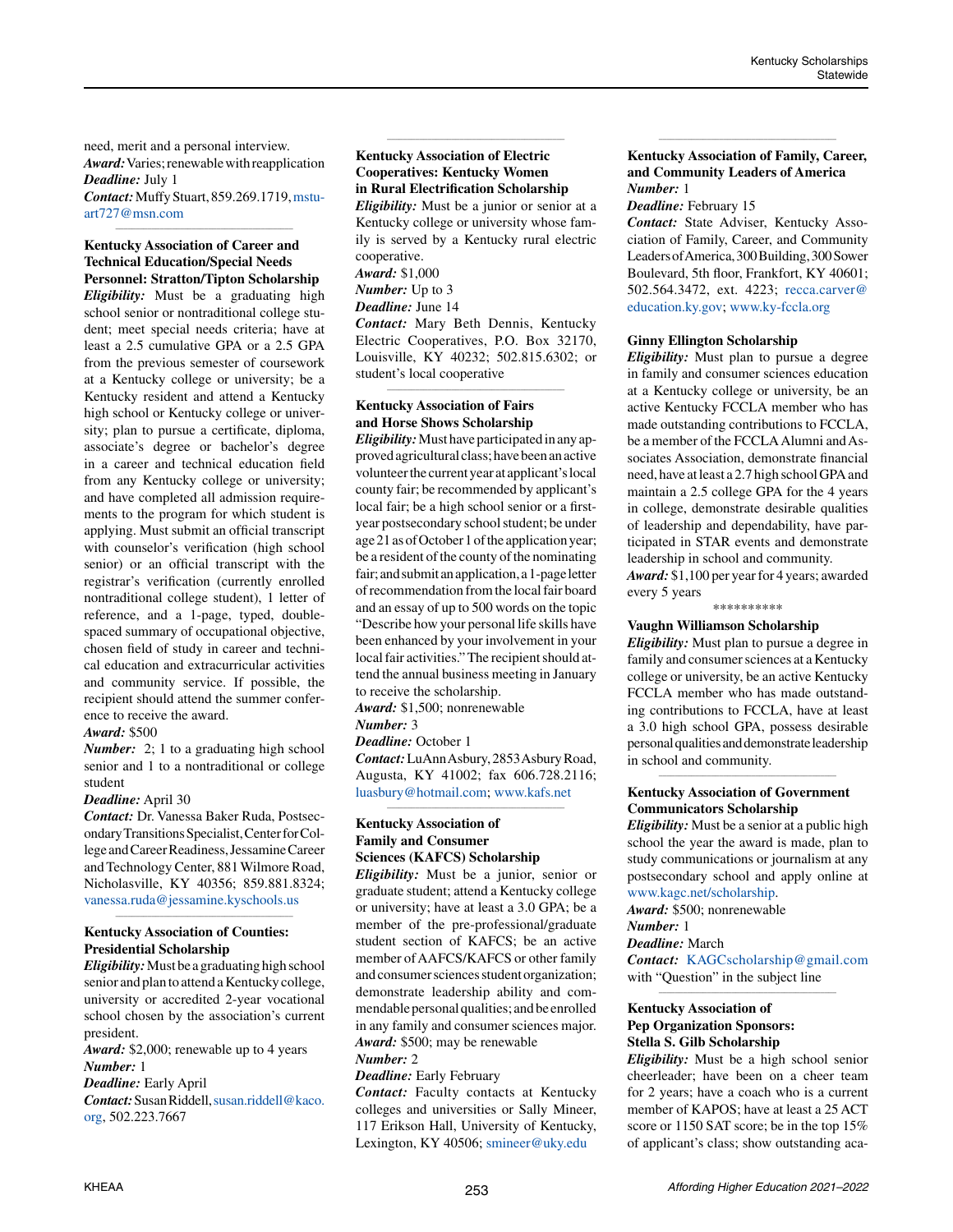need, merit and a personal interview.
***Award:*** Varies; renewable with reapplication
***Deadline:*** July 1
***Contact:*** Muffy Stuart, 859.269.1719, mstuart727@msn.com

---

**Kentucky Association of Career and Technical Education/Special Needs Personnel: Stratton/Tipton Scholarship**
***Eligibility:*** Must be a graduating high school senior or nontraditional college student; meet special needs criteria; have at least a 2.5 cumulative GPA or a 2.5 GPA from the previous semester of coursework at a Kentucky college or university; be a Kentucky resident and attend a Kentucky high school or Kentucky college or university; plan to pursue a certificate, diploma, associate's degree or bachelor's degree in a career and technical education field from any Kentucky college or university; and have completed all admission requirements to the program for which student is applying. Must submit an official transcript with counselor's verification (high school senior) or an official transcript with the registrar's verification (currently enrolled nontraditional college student), 1 letter of reference, and a 1-page, typed, double-spaced summary of occupational objective, chosen field of study in career and technical education and extracurricular activities and community service. If possible, the recipient should attend the summer conference to receive the award.
***Award:*** $500
***Number:*** 2; 1 to a graduating high school senior and 1 to a nontraditional or college student
***Deadline:*** April 30
***Contact:*** Dr. Vanessa Baker Ruda, Postsecondary Transitions Specialist, Center for College and Career Readiness, Jessamine Career and Technology Center, 881 Wilmore Road, Nicholasville, KY 40356; 859.881.8324; vanessa.ruda@jessamine.kyschools.us

---

**Kentucky Association of Counties: Presidential Scholarship**
***Eligibility:*** Must be a graduating high school senior and plan to attend a Kentucky college, university or accredited 2-year vocational school chosen by the association's current president.
***Award:*** $2,000; renewable up to 4 years
***Number:*** 1
***Deadline:*** Early April
***Contact:*** Susan Riddell, susan.riddell@kaco.org, 502.223.7667

---

**Kentucky Association of Electric Cooperatives: Kentucky Women in Rural Electrification Scholarship**
***Eligibility:*** Must be a junior or senior at a Kentucky college or university whose family is served by a Kentucky rural electric cooperative.
***Award:*** $1,000
***Number:*** Up to 3
***Deadline:*** June 14
***Contact:*** Mary Beth Dennis, Kentucky Electric Cooperatives, P.O. Box 32170, Louisville, KY 40232; 502.815.6302; or student's local cooperative

---

**Kentucky Association of Fairs and Horse Shows Scholarship**
***Eligibility:*** Must have participated in any approved agricultural class; have been an active volunteer the current year at applicant's local county fair; be recommended by applicant's local fair; be a high school senior or a first-year postsecondary school student; be under age 21 as of October 1 of the application year; be a resident of the county of the nominating fair; and submit an application, a 1-page letter of recommendation from the local fair board and an essay of up to 500 words on the topic "Describe how your personal life skills have been enhanced by your involvement in your local fair activities." The recipient should attend the annual business meeting in January to receive the scholarship.
***Award:*** $1,500; nonrenewable
***Number:*** 3
***Deadline:*** October 1
***Contact:*** LuAnn Asbury, 2853 Asbury Road, Augusta, KY 41002; fax 606.728.2116; luasbury@hotmail.com; www.kafs.net

---

**Kentucky Association of Family and Consumer Sciences (KAFCS) Scholarship**
***Eligibility:*** Must be a junior, senior or graduate student; attend a Kentucky college or university; have at least a 3.0 GPA; be a member of the pre-professional/graduate student section of KAFCS; be an active member of AAFCS/KAFCS or other family and consumer sciences student organization; demonstrate leadership ability and commendable personal qualities; and be enrolled in any family and consumer sciences major.
***Award:*** $500; may be renewable
***Number:*** 2
***Deadline:*** Early February
***Contact:*** Faculty contacts at Kentucky colleges and universities or Sally Mineer, 117 Erikson Hall, University of Kentucky, Lexington, KY 40506; smineer@uky.edu

---

**Kentucky Association of Family, Career, and Community Leaders of America**
***Number:*** 1
***Deadline:*** February 15
***Contact:*** State Adviser, Kentucky Association of Family, Career, and Community Leaders of America, 300 Building, 300 Sower Boulevard, 5th floor, Frankfort, KY 40601; 502.564.3472, ext. 4223; recca.carver@education.ky.gov; www.ky-fccla.org

**Ginny Ellington Scholarship**
***Eligibility:*** Must plan to pursue a degree in family and consumer sciences education at a Kentucky college or university, be an active Kentucky FCCLA member who has made outstanding contributions to FCCLA, be a member of the FCCLA Alumni and Associates Association, demonstrate financial need, have at least a 2.7 high school GPA and maintain a 2.5 college GPA for the 4 years in college, demonstrate desirable qualities of leadership and dependability, have participated in STAR events and demonstrate leadership in school and community.
***Award:*** $1,100 per year for 4 years; awarded every 5 years

\*\*\*\*\*\*\*\*\*\*

**Vaughn Williamson Scholarship**
***Eligibility:*** Must plan to pursue a degree in family and consumer sciences at a Kentucky college or university, be an active Kentucky FCCLA member who has made outstanding contributions to FCCLA, have at least a 3.0 high school GPA, possess desirable personal qualities and demonstrate leadership in school and community.

---

**Kentucky Association of Government Communicators Scholarship**
***Eligibility:*** Must be a senior at a public high school the year the award is made, plan to study communications or journalism at any postsecondary school and apply online at www.kagc.net/scholarship.
***Award:*** $500; nonrenewable
***Number:*** 1
***Deadline:*** March
***Contact:*** KAGCscholarship@gmail.com with "Question" in the subject line

---

**Kentucky Association of Pep Organization Sponsors: Stella S. Gilb Scholarship**
***Eligibility:*** Must be a high school senior cheerleader; have been on a cheer team for 2 years; have a coach who is a current member of KAPOS; have at least a 25 ACT score or 1150 SAT score; be in the top 15% of applicant's class; show outstanding aca-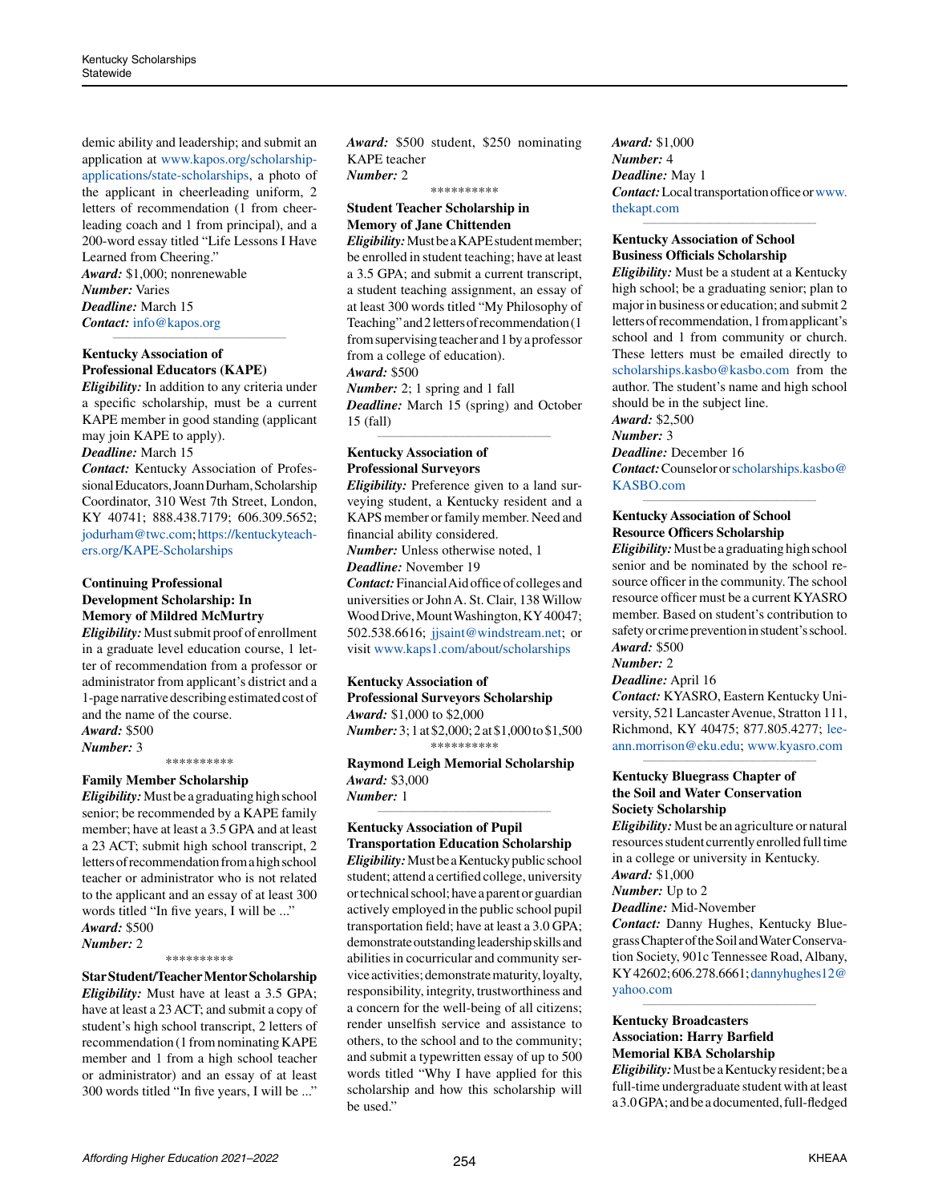demic ability and leadership; and submit an application at www.kapos.org/scholarship-applications/state-scholarships, a photo of the applicant in cheerleading uniform, 2 letters of recommendation (1 from cheerleading coach and 1 from principal), and a 200-word essay titled "Life Lessons I Have Learned from Cheering."
***Award:*** $1,000; nonrenewable
***Number:*** Varies
***Deadline:*** March 15
***Contact:*** info@kapos.org

---

**Kentucky Association of Professional Educators (KAPE)**
***Eligibility:*** In addition to any criteria under a specific scholarship, must be a current KAPE member in good standing (applicant may join KAPE to apply).
***Deadline:*** March 15
***Contact:*** Kentucky Association of Professional Educators, Joann Durham, Scholarship Coordinator, 310 West 7th Street, London, KY 40741; 888.438.7179; 606.309.5652; jodurham@twc.com; https://kentuckyteachers.org/KAPE-Scholarships

**Continuing Professional Development Scholarship: In Memory of Mildred McMurtry**
***Eligibility:*** Must submit proof of enrollment in a graduate level education course, 1 letter of recommendation from a professor or administrator from applicant's district and a 1-page narrative describing estimated cost of and the name of the course.
***Award:*** $500
***Number:*** 3

\*\*\*\*\*\*\*\*\*\*

**Family Member Scholarship**
***Eligibility:*** Must be a graduating high school senior; be recommended by a KAPE family member; have at least a 3.5 GPA and at least a 23 ACT; submit high school transcript, 2 letters of recommendation from a high school teacher or administrator who is not related to the applicant and an essay of at least 300 words titled "In five years, I will be ..."
***Award:*** $500
***Number:*** 2

\*\*\*\*\*\*\*\*\*\*

**Star Student/Teacher Mentor Scholarship**
***Eligibility:*** Must have at least a 3.5 GPA; have at least a 23 ACT; and submit a copy of student's high school transcript, 2 letters of recommendation (1 from nominating KAPE member and 1 from a high school teacher or administrator) and an essay of at least 300 words titled "In five years, I will be ..."
***Award:*** $500 student, $250 nominating KAPE teacher
***Number:*** 2

\*\*\*\*\*\*\*\*\*\*

**Student Teacher Scholarship in Memory of Jane Chittenden**
***Eligibility:*** Must be a KAPE student member; be enrolled in student teaching; have at least a 3.5 GPA; and submit a current transcript, a student teaching assignment, an essay of at least 300 words titled "My Philosophy of Teaching" and 2 letters of recommendation (1 from supervising teacher and 1 by a professor from a college of education).
***Award:*** $500
***Number:*** 2; 1 spring and 1 fall
***Deadline:*** March 15 (spring) and October 15 (fall)

---

**Kentucky Association of Professional Surveyors**
***Eligibility:*** Preference given to a land surveying student, a Kentucky resident and a KAPS member or family member. Need and financial ability considered.
***Number:*** Unless otherwise noted, 1
***Deadline:*** November 19
***Contact:*** Financial Aid office of colleges and universities or John A. St. Clair, 138 Willow Wood Drive, Mount Washington, KY 40047; 502.538.6616; jjsaint@windstream.net; or visit www.kaps1.com/about/scholarships

**Kentucky Association of Professional Surveyors Scholarship**
***Award:*** $1,000 to $2,000
***Number:*** 3; 1 at $2,000; 2 at $1,000 to $1,500

\*\*\*\*\*\*\*\*\*\*

**Raymond Leigh Memorial Scholarship**
***Award:*** $3,000
***Number:*** 1

---

**Kentucky Association of Pupil Transportation Education Scholarship**
***Eligibility:*** Must be a Kentucky public school student; attend a certified college, university or technical school; have a parent or guardian actively employed in the public school pupil transportation field; have at least a 3.0 GPA; demonstrate outstanding leadership skills and abilities in cocurricular and community service activities; demonstrate maturity, loyalty, responsibility, integrity, trustworthiness and a concern for the well-being of all citizens; render unselfish service and assistance to others, to the school and to the community; and submit a typewritten essay of up to 500 words titled "Why I have applied for this scholarship and how this scholarship will be used."
***Award:*** $1,000
***Number:*** 4
***Deadline:*** May 1
***Contact:*** Local transportation office or www.thekapt.com

---

**Kentucky Association of School Business Officials Scholarship**
***Eligibility:*** Must be a student at a Kentucky high school; be a graduating senior; plan to major in business or education; and submit 2 letters of recommendation, 1 from applicant's school and 1 from community or church. These letters must be emailed directly to scholarships.kasbo@kasbo.com from the author. The student's name and high school should be in the subject line.
***Award:*** $2,500
***Number:*** 3
***Deadline:*** December 16
***Contact:*** Counselor or scholarships.kasbo@KASBO.com

---

**Kentucky Association of School Resource Officers Scholarship**
***Eligibility:*** Must be a graduating high school senior and be nominated by the school resource officer in the community. The school resource officer must be a current KYASRO member. Based on student's contribution to safety or crime prevention in student's school.
***Award:*** $500
***Number:*** 2
***Deadline:*** April 16
***Contact:*** KYASRO, Eastern Kentucky University, 521 Lancaster Avenue, Stratton 111, Richmond, KY 40475; 877.805.4277; leeann.morrison@eku.edu; www.kyasro.com

---

**Kentucky Bluegrass Chapter of the Soil and Water Conservation Society Scholarship**
***Eligibility:*** Must be an agriculture or natural resources student currently enrolled full time in a college or university in Kentucky.
***Award:*** $1,000
***Number:*** Up to 2
***Deadline:*** Mid-November
***Contact:*** Danny Hughes, Kentucky Bluegrass Chapter of the Soil and Water Conservation Society, 901c Tennessee Road, Albany, KY 42602; 606.278.6661; dannyhughes12@yahoo.com

---

**Kentucky Broadcasters Association: Harry Barfield Memorial KBA Scholarship**
***Eligibility:*** Must be a Kentucky resident; be a full-time undergraduate student with at least a 3.0 GPA; and be a documented, full-fledged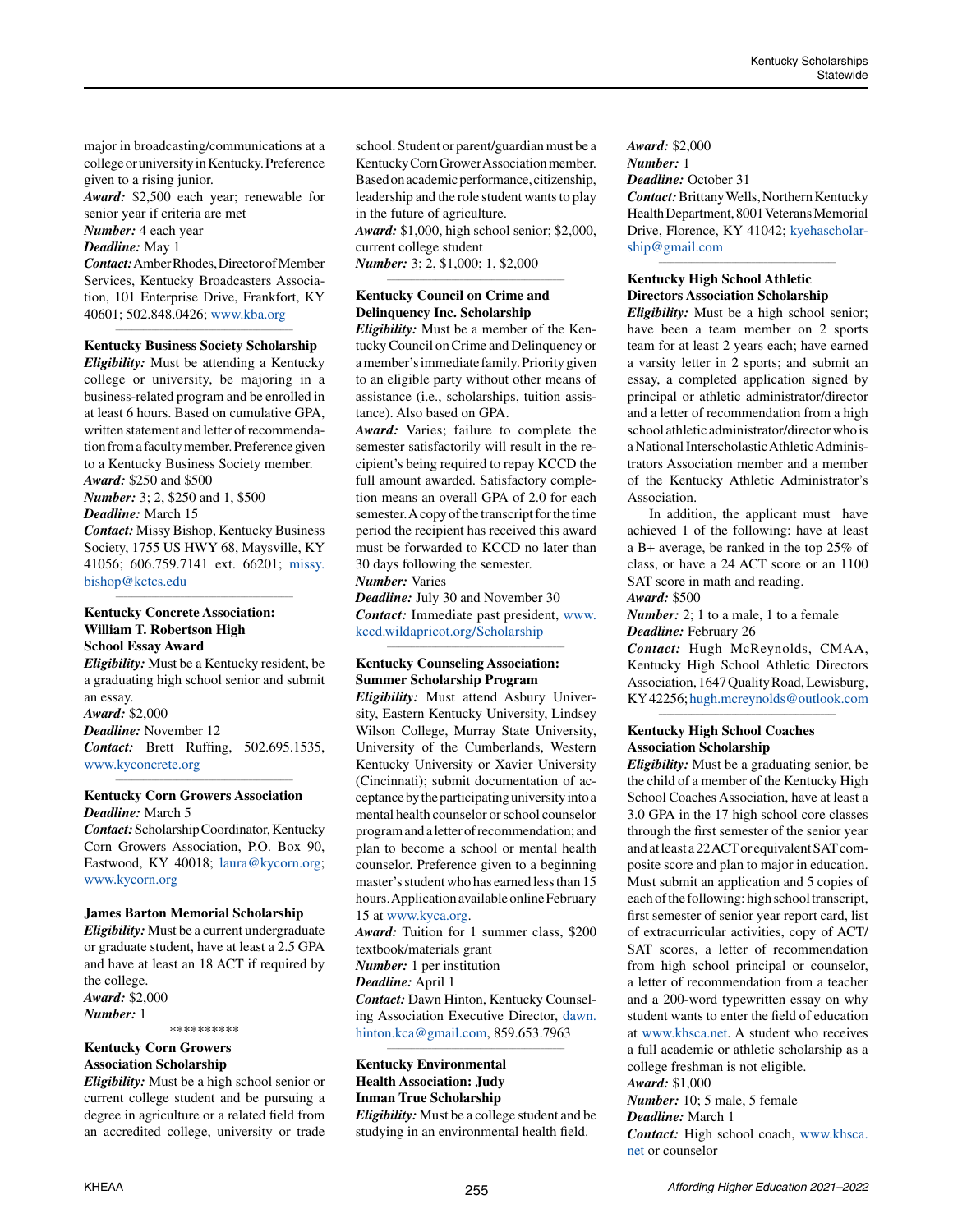major in broadcasting/communications at a college or university in Kentucky. Preference given to a rising junior.
***Award:*** $2,500 each year; renewable for senior year if criteria are met
***Number:*** 4 each year
***Deadline:*** May 1
***Contact:*** Amber Rhodes, Director of Member Services, Kentucky Broadcasters Association, 101 Enterprise Drive, Frankfort, KY 40601; 502.848.0426; www.kba.org

**Kentucky Business Society Scholarship**
***Eligibility:*** Must be attending a Kentucky college or university, be majoring in a business-related program and be enrolled in at least 6 hours. Based on cumulative GPA, written statement and letter of recommendation from a faculty member. Preference given to a Kentucky Business Society member.
***Award:*** $250 and $500
***Number:*** 3; 2, $250 and 1, $500
***Deadline:*** March 15
***Contact:*** Missy Bishop, Kentucky Business Society, 1755 US HWY 68, Maysville, KY 41056; 606.759.7141 ext. 66201; missy.bishop@kctcs.edu

**Kentucky Concrete Association: William T. Robertson High School Essay Award**
***Eligibility:*** Must be a Kentucky resident, be a graduating high school senior and submit an essay.
***Award:*** $2,000
***Deadline:*** November 12
***Contact:*** Brett Ruffing, 502.695.1535, www.kyconcrete.org

**Kentucky Corn Growers Association**
***Deadline:*** March 5
***Contact:*** Scholarship Coordinator, Kentucky Corn Growers Association, P.O. Box 90, Eastwood, KY 40018; laura@kycorn.org; www.kycorn.org

**James Barton Memorial Scholarship**
***Eligibility:*** Must be a current undergraduate or graduate student, have at least a 2.5 GPA and have at least an 18 ACT if required by the college.
***Award:*** $2,000
***Number:*** 1

\*\*\*\*\*\*\*\*\*\*

**Kentucky Corn Growers Association Scholarship**
***Eligibility:*** Must be a high school senior or current college student and be pursuing a degree in agriculture or a related field from an accredited college, university or trade school. Student or parent/guardian must be a Kentucky Corn Grower Association member. Based on academic performance, citizenship, leadership and the role student wants to play in the future of agriculture.
***Award:*** $1,000, high school senior; $2,000, current college student
***Number:*** 3; 2, $1,000; 1, $2,000

**Kentucky Council on Crime and Delinquency Inc. Scholarship**
***Eligibility:*** Must be a member of the Kentucky Council on Crime and Delinquency or a member's immediate family. Priority given to an eligible party without other means of assistance (i.e., scholarships, tuition assistance). Also based on GPA.
***Award:*** Varies; failure to complete the semester satisfactorily will result in the recipient's being required to repay KCCD the full amount awarded. Satisfactory completion means an overall GPA of 2.0 for each semester. A copy of the transcript for the time period the recipient has received this award must be forwarded to KCCD no later than 30 days following the semester.
***Number:*** Varies
***Deadline:*** July 30 and November 30
***Contact:*** Immediate past president, www.kccd.wildapricot.org/Scholarship

**Kentucky Counseling Association: Summer Scholarship Program**
***Eligibility:*** Must attend Asbury University, Eastern Kentucky University, Lindsey Wilson College, Murray State University, University of the Cumberlands, Western Kentucky University or Xavier University (Cincinnati); submit documentation of acceptance by the participating university into a mental health counselor or school counselor program and a letter of recommendation; and plan to become a school or mental health counselor. Preference given to a beginning master's student who has earned less than 15 hours. Application available online February 15 at www.kyca.org.
***Award:*** Tuition for 1 summer class, $200 textbook/materials grant
***Number:*** 1 per institution
***Deadline:*** April 1
***Contact:*** Dawn Hinton, Kentucky Counseling Association Executive Director, dawn.hinton.kca@gmail.com, 859.653.7963

**Kentucky Environmental Health Association: Judy Inman True Scholarship**
***Eligibility:*** Must be a college student and be studying in an environmental health field.
***Award:*** $2,000
***Number:*** 1
***Deadline:*** October 31
***Contact:*** Brittany Wells, Northern Kentucky Health Department, 8001 Veterans Memorial Drive, Florence, KY 41042; kyehascholarship@gmail.com

**Kentucky High School Athletic Directors Association Scholarship**
***Eligibility:*** Must be a high school senior; have been a team member on 2 sports team for at least 2 years each; have earned a varsity letter in 2 sports; and submit an essay, a completed application signed by principal or athletic administrator/director and a letter of recommendation from a high school athletic administrator/director who is a National Interscholastic Athletic Administrators Association member and a member of the Kentucky Athletic Administrator's Association.

In addition, the applicant must have achieved 1 of the following: have at least a B+ average, be ranked in the top 25% of class, or have a 24 ACT score or an 1100 SAT score in math and reading.
***Award:*** $500
***Number:*** 2; 1 to a male, 1 to a female
***Deadline:*** February 26
***Contact:*** Hugh McReynolds, CMAA, Kentucky High School Athletic Directors Association, 1647 Quality Road, Lewisburg, KY 42256; hugh.mcreynolds@outlook.com

**Kentucky High School Coaches Association Scholarship**
***Eligibility:*** Must be a graduating senior, be the child of a member of the Kentucky High School Coaches Association, have at least a 3.0 GPA in the 17 high school core classes through the first semester of the senior year and at least a 22 ACT or equivalent SAT composite score and plan to major in education. Must submit an application and 5 copies of each of the following: high school transcript, first semester of senior year report card, list of extracurricular activities, copy of ACT/SAT scores, a letter of recommendation from high school principal or counselor, a letter of recommendation from a teacher and a 200-word typewritten essay on why student wants to enter the field of education at www.khsca.net. A student who receives a full academic or athletic scholarship as a college freshman is not eligible.
***Award:*** $1,000
***Number:*** 10; 5 male, 5 female
***Deadline:*** March 1
***Contact:*** High school coach, www.khsca.net or counselor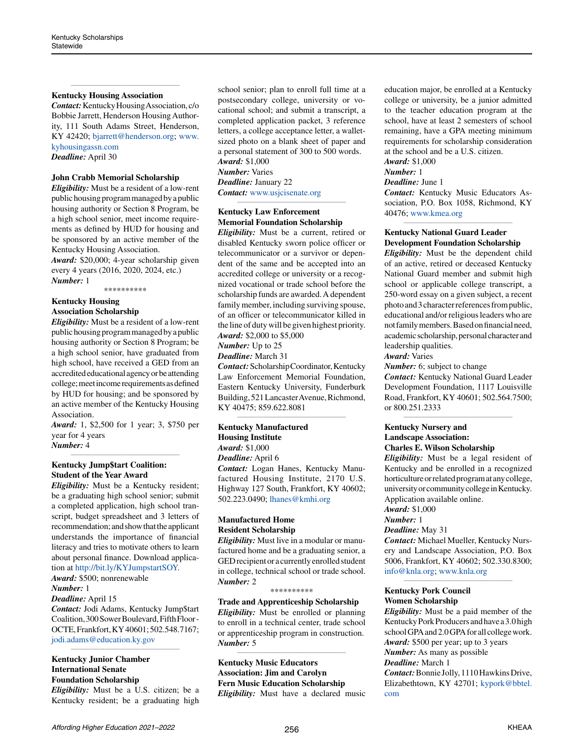### Kentucky Housing Association

***Contact:*** Kentucky Housing Association, c/o Bobbie Jarrett, Henderson Housing Authority, 111 South Adams Street, Henderson, KY 42420; bjarrett@henderson.org; www.kyhousingassn.com
***Deadline:*** April 30

### John Crabb Memorial Scholarship

***Eligibility:*** Must be a resident of a low-rent public housing program managed by a public housing authority or Section 8 Program, be a high school senior, meet income requirements as defined by HUD for housing and be sponsored by an active member of the Kentucky Housing Association.
***Award:*** $20,000; 4-year scholarship given every 4 years (2016, 2020, 2024, etc.)
***Number:*** 1

\*\*\*\*\*\*\*\*\*\*

### Kentucky Housing Association Scholarship

***Eligibility:*** Must be a resident of a low-rent public housing program managed by a public housing authority or Section 8 Program; be a high school senior, have graduated from high school, have received a GED from an accredited educational agency or be attending college; meet income requirements as defined by HUD for housing; and be sponsored by an active member of the Kentucky Housing Association.
***Award:*** 1, $2,500 for 1 year; 3, $750 per year for 4 years
***Number:*** 4

### Kentucky Jump$tart Coalition: Student of the Year Award

***Eligibility:*** Must be a Kentucky resident; be a graduating high school senior; submit a completed application, high school transcript, budget spreadsheet and 3 letters of recommendation; and show that the applicant understands the importance of financial literacy and tries to motivate others to learn about personal finance. Download application at http://bit.ly/KYJumpstartSOY.
***Award:*** $500; nonrenewable
***Number:*** 1
***Deadline:*** April 15
***Contact:*** Jodi Adams, Kentucky Jump$tart Coalition, 300 Sower Boulevard, Fifth Floor-OCTE, Frankfort, KY 40601; 502.548.7167; jodi.adams@education.ky.gov

### Kentucky Junior Chamber International Senate Foundation Scholarship

***Eligibility:*** Must be a U.S. citizen; be a Kentucky resident; be a graduating high school senior; plan to enroll full time at a postsecondary college, university or vocational school; and submit a transcript, a completed application packet, 3 reference letters, a college acceptance letter, a wallet-sized photo on a blank sheet of paper and a personal statement of 300 to 500 words.
***Award:*** $1,000
***Number:*** Varies
***Deadline:*** January 22
***Contact:*** www.usjcisenate.org

### Kentucky Law Enforcement Memorial Foundation Scholarship

***Eligibility:*** Must be a current, retired or disabled Kentucky sworn police officer or telecommunicator or a survivor or dependent of the same and be accepted into an accredited college or university or a recognized vocational or trade school before the scholarship funds are awarded. A dependent family member, including surviving spouse, of an officer or telecommunicator killed in the line of duty will be given highest priority.
***Award:*** $2,000 to $5,000
***Number:*** Up to 25
***Deadline:*** March 31
***Contact:*** Scholarship Coordinator, Kentucky Law Enforcement Memorial Foundation, Eastern Kentucky University, Funderburk Building, 521 Lancaster Avenue, Richmond, KY 40475; 859.622.8081

### Kentucky Manufactured Housing Institute

***Award:*** $1,000
***Deadline:*** April 6
***Contact:*** Logan Hanes, Kentucky Manufactured Housing Institute, 2170 U.S. Highway 127 South, Frankfort, KY 40602; 502.223.0490; lhanes@kmhi.org

### Manufactured Home Resident Scholarship

***Eligibility:*** Must live in a modular or manufactured home and be a graduating senior, a GED recipient or a currently enrolled student in college, technical school or trade school.
***Number:*** 2

\*\*\*\*\*\*\*\*\*\*

### Trade and Apprenticeship Scholarship

***Eligibility:*** Must be enrolled or planning to enroll in a technical center, trade school or apprenticeship program in construction.
***Number:*** 5

### Kentucky Music Educators Association: Jim and Carolyn Fern Music Education Scholarship

***Eligibility:*** Must have a declared music education major, be enrolled at a Kentucky college or university, be a junior admitted to the teacher education program at the school, have at least 2 semesters of school remaining, have a GPA meeting minimum requirements for scholarship consideration at the school and be a U.S. citizen.
***Award:*** $1,000
***Number:*** 1
***Deadline:*** June 1
***Contact:*** Kentucky Music Educators Association, P.O. Box 1058, Richmond, KY 40476; www.kmea.org

### Kentucky National Guard Leader Development Foundation Scholarship

***Eligibility:*** Must be the dependent child of an active, retired or deceased Kentucky National Guard member and submit high school or applicable college transcript, a 250-word essay on a given subject, a recent photo and 3 character references from public, educational and/or religious leaders who are not family members. Based on financial need, academic scholarship, personal character and leadership qualities.
***Award:*** Varies
***Number:*** 6; subject to change
***Contact:*** Kentucky National Guard Leader Development Foundation, 1117 Louisville Road, Frankfort, KY 40601; 502.564.7500; or 800.251.2333

### Kentucky Nursery and Landscape Association: Charles E. Wilson Scholarship

***Eligibility:*** Must be a legal resident of Kentucky and be enrolled in a recognized horticulture or related program at any college, university or community college in Kentucky. Application available online.
***Award:*** $1,000
***Number:*** 1
***Deadline:*** May 31
***Contact:*** Michael Mueller, Kentucky Nursery and Landscape Association, P.O. Box 5006, Frankfort, KY 40602; 502.330.8300; info@knla.org; www.knla.org

### Kentucky Pork Council Women Scholarship

***Eligibility:*** Must be a paid member of the Kentucky Pork Producers and have a 3.0 high school GPA and 2.0 GPA for all college work.
***Award:*** $500 per year; up to 3 years
***Number:*** As many as possible
***Deadline:*** March 1
***Contact:*** Bonnie Jolly, 1110 Hawkins Drive, Elizabethtown, KY 42701; kypork@bbtel.com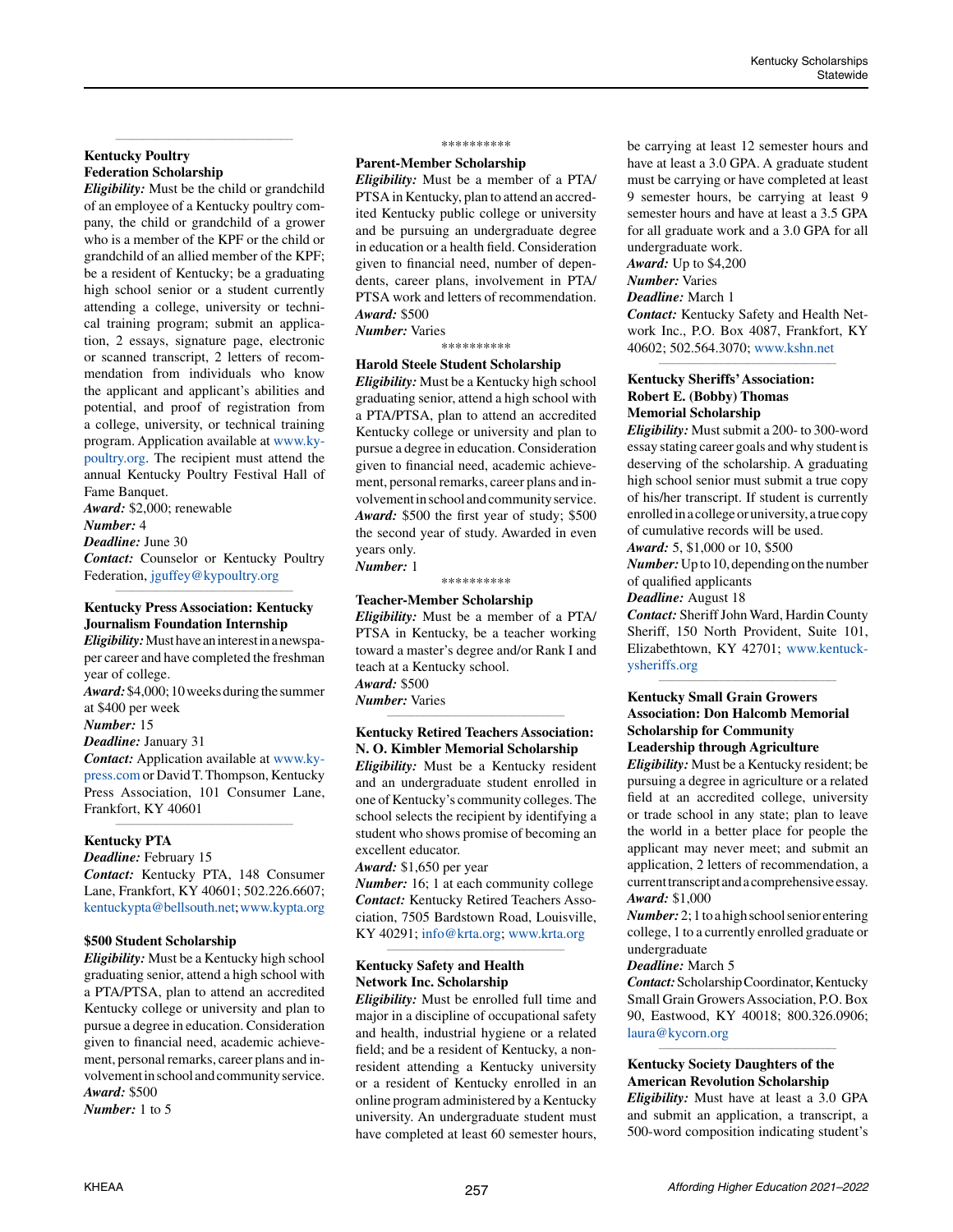### Kentucky Poultry Federation Scholarship

***Eligibility:*** Must be the child or grandchild of an employee of a Kentucky poultry company, the child or grandchild of a grower who is a member of the KPF or the child or grandchild of an allied member of the KPF; be a resident of Kentucky; be a graduating high school senior or a student currently attending a college, university or technical training program; submit an application, 2 essays, signature page, electronic or scanned transcript, 2 letters of recommendation from individuals who know the applicant and applicant's abilities and potential, and proof of registration from a college, university, or technical training program. Application available at www.ky-poultry.org. The recipient must attend the annual Kentucky Poultry Festival Hall of Fame Banquet.
***Award:*** $2,000; renewable
***Number:*** 4
***Deadline:*** June 30
***Contact:*** Counselor or Kentucky Poultry Federation, jguffey@kypoultry.org

### Kentucky Press Association: Kentucky Journalism Foundation Internship

***Eligibility:*** Must have an interest in a newspaper career and have completed the freshman year of college.
***Award:*** $4,000; 10 weeks during the summer at $400 per week
***Number:*** 15
***Deadline:*** January 31
***Contact:*** Application available at www.ky-press.com or David T. Thompson, Kentucky Press Association, 101 Consumer Lane, Frankfort, KY 40601

### Kentucky PTA

***Deadline:*** February 15
***Contact:*** Kentucky PTA, 148 Consumer Lane, Frankfort, KY 40601; 502.226.6607; kentuckypta@bellsouth.net; www.kypta.org

#### $500 Student Scholarship

***Eligibility:*** Must be a Kentucky high school graduating senior, attend a high school with a PTA/PTSA, plan to attend an accredited Kentucky college or university and plan to pursue a degree in education. Consideration given to financial need, academic achievement, personal remarks, career plans and involvement in school and community service.
***Award:*** $500
***Number:*** 1 to 5

**********

#### Parent-Member Scholarship

***Eligibility:*** Must be a member of a PTA/PTSA in Kentucky, plan to attend an accredited Kentucky public college or university and be pursuing an undergraduate degree in education or a health field. Consideration given to financial need, number of dependents, career plans, involvement in PTA/PTSA work and letters of recommendation.
***Award:*** $500
***Number:*** Varies

**********

#### Harold Steele Student Scholarship

***Eligibility:*** Must be a Kentucky high school graduating senior, attend a high school with a PTA/PTSA, plan to attend an accredited Kentucky college or university and plan to pursue a degree in education. Consideration given to financial need, academic achievement, personal remarks, career plans and involvement in school and community service.
***Award:*** $500 the first year of study; $500 the second year of study. Awarded in even years only.
***Number:*** 1

**********

#### Teacher-Member Scholarship

***Eligibility:*** Must be a member of a PTA/PTSA in Kentucky, be a teacher working toward a master's degree and/or Rank I and teach at a Kentucky school.
***Award:*** $500
***Number:*** Varies

### Kentucky Retired Teachers Association: N. O. Kimbler Memorial Scholarship

***Eligibility:*** Must be a Kentucky resident and an undergraduate student enrolled in one of Kentucky's community colleges. The school selects the recipient by identifying a student who shows promise of becoming an excellent educator.
***Award:*** $1,650 per year
***Number:*** 16; 1 at each community college
***Contact:*** Kentucky Retired Teachers Association, 7505 Bardstown Road, Louisville, KY 40291; info@krta.org; www.krta.org

### Kentucky Safety and Health Network Inc. Scholarship

***Eligibility:*** Must be enrolled full time and major in a discipline of occupational safety and health, industrial hygiene or a related field; and be a resident of Kentucky, a nonresident attending a Kentucky university or a resident of Kentucky enrolled in an online program administered by a Kentucky university. An undergraduate student must have completed at least 60 semester hours, be carrying at least 12 semester hours and have at least a 3.0 GPA. A graduate student must be carrying or have completed at least 9 semester hours, be carrying at least 9 semester hours and have at least a 3.5 GPA for all graduate work and a 3.0 GPA for all undergraduate work.
***Award:*** Up to $4,200
***Number:*** Varies
***Deadline:*** March 1
***Contact:*** Kentucky Safety and Health Network Inc., P.O. Box 4087, Frankfort, KY 40602; 502.564.3070; www.kshn.net

### Kentucky Sheriffs' Association: Robert E. (Bobby) Thomas Memorial Scholarship

***Eligibility:*** Must submit a 200- to 300-word essay stating career goals and why student is deserving of the scholarship. A graduating high school senior must submit a true copy of his/her transcript. If student is currently enrolled in a college or university, a true copy of cumulative records will be used.
***Award:*** 5, $1,000 or 10, $500
***Number:*** Up to 10, depending on the number of qualified applicants
***Deadline:*** August 18
***Contact:*** Sheriff John Ward, Hardin County Sheriff, 150 North Provident, Suite 101, Elizabethtown, KY 42701; www.kentuckysheriffs.org

### Kentucky Small Grain Growers Association: Don Halcomb Memorial Scholarship for Community Leadership through Agriculture

***Eligibility:*** Must be a Kentucky resident; be pursuing a degree in agriculture or a related field at an accredited college, university or trade school in any state; plan to leave the world in a better place for people the applicant may never meet; and submit an application, 2 letters of recommendation, a current transcript and a comprehensive essay.
***Award:*** $1,000
***Number:*** 2; 1 to a high school senior entering college, 1 to a currently enrolled graduate or undergraduate
***Deadline:*** March 5
***Contact:*** Scholarship Coordinator, Kentucky Small Grain Growers Association, P.O. Box 90, Eastwood, KY 40018; 800.326.0906; laura@kycorn.org

### Kentucky Society Daughters of the American Revolution Scholarship

***Eligibility:*** Must have at least a 3.0 GPA and submit an application, a transcript, a 500-word composition indicating student's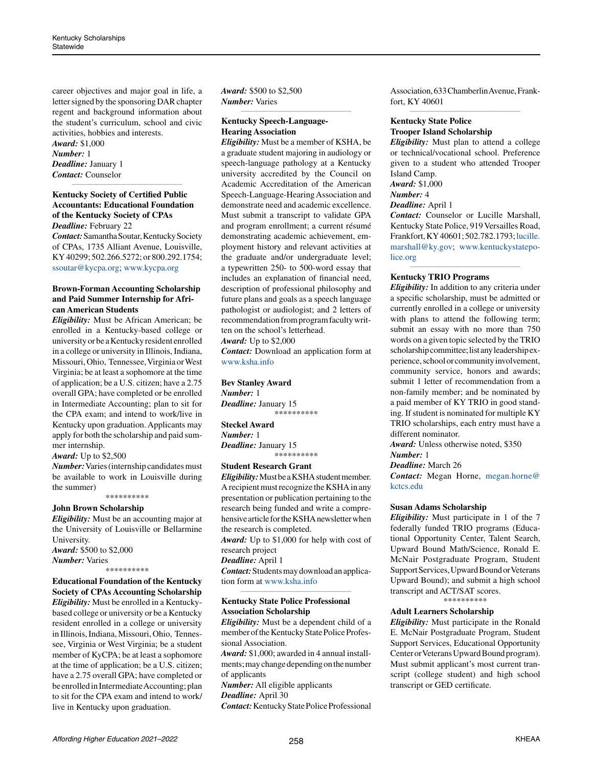career objectives and major goal in life, a letter signed by the sponsoring DAR chapter regent and background information about the student's curriculum, school and civic activities, hobbies and interests.
***Award:*** $1,000
***Number:*** 1
***Deadline:*** January 1
***Contact:*** Counselor

---

**Kentucky Society of Certified Public Accountants: Educational Foundation of the Kentucky Society of CPAs**
***Deadline:*** February 22
***Contact:*** Samantha Soutar, Kentucky Society of CPAs, 1735 Alliant Avenue, Louisville, KY 40299; 502.266.5272; or 800.292.1754; ssoutar@kycpa.org; www.kycpa.org

**Brown-Forman Accounting Scholarship and Paid Summer Internship for African American Students**
***Eligibility:*** Must be African American; be enrolled in a Kentucky-based college or university or be a Kentucky resident enrolled in a college or university in Illinois, Indiana, Missouri, Ohio, Tennessee, Virginia or West Virginia; be at least a sophomore at the time of application; be a U.S. citizen; have a 2.75 overall GPA; have completed or be enrolled in Intermediate Accounting; plan to sit for the CPA exam; and intend to work/live in Kentucky upon graduation. Applicants may apply for both the scholarship and paid summer internship.
***Award:*** Up to $2,500
***Number:*** Varies (internship candidates must be available to work in Louisville during the summer)

**********

**John Brown Scholarship**
***Eligibility:*** Must be an accounting major at the University of Louisville or Bellarmine University.
***Award:*** $500 to $2,000
***Number:*** Varies

**********

**Educational Foundation of the Kentucky Society of CPAs Accounting Scholarship**
***Eligibility:*** Must be enrolled in a Kentucky-based college or university or be a Kentucky resident enrolled in a college or university in Illinois, Indiana, Missouri, Ohio, Tennessee, Virginia or West Virginia; be a student member of KyCPA; be at least a sophomore at the time of application; be a U.S. citizen; have a 2.75 overall GPA; have completed or be enrolled in Intermediate Accounting; plan to sit for the CPA exam and intend to work/live in Kentucky upon graduation.
***Award:*** $500 to $2,500
***Number:*** Varies

---

**Kentucky Speech-Language-Hearing Association**
***Eligibility:*** Must be a member of KSHA, be a graduate student majoring in audiology or speech-language pathology at a Kentucky university accredited by the Council on Academic Accreditation of the American Speech-Language-Hearing Association and demonstrate need and academic excellence. Must submit a transcript to validate GPA and program enrollment; a current résumé demonstrating academic achievement, employment history and relevant activities at the graduate and/or undergraduate level; a typewritten 250- to 500-word essay that includes an explanation of financial need, description of professional philosophy and future plans and goals as a speech language pathologist or audiologist; and 2 letters of recommendation from program faculty written on the school's letterhead.
***Award:*** Up to $2,000
***Contact:*** Download an application form at www.ksha.info

**Bev Stanley Award**
***Number:*** 1
***Deadline:*** January 15

**********

**Steckel Award**
***Number:*** 1
***Deadline:*** January 15

**********

**Student Research Grant**
***Eligibility:*** Must be a KSHA student member. A recipient must recognize the KSHA in any presentation or publication pertaining to the research being funded and write a comprehensive article for the KSHA newsletter when the research is completed.
***Award:*** Up to $1,000 for help with cost of research project
***Deadline:*** April 1
***Contact:*** Students may download an application form at www.ksha.info

---

**Kentucky State Police Professional Association Scholarship**
***Eligibility:*** Must be a dependent child of a member of the Kentucky State Police Professional Association.
***Award:*** $1,000; awarded in 4 annual installments; may change depending on the number of applicants
***Number:*** All eligible applicants
***Deadline:*** April 30
***Contact:*** Kentucky State Police Professional Association, 633 Chamberlin Avenue, Frankfort, KY 40601

---

**Kentucky State Police Trooper Island Scholarship**
***Eligibility:*** Must plan to attend a college or technical/vocational school. Preference given to a student who attended Trooper Island Camp.
***Award:*** $1,000
***Number:*** 4
***Deadline:*** April 1
***Contact:*** Counselor or Lucille Marshall, Kentucky State Police, 919 Versailles Road, Frankfort, KY 40601; 502.782.1793; lucille.marshall@ky.gov; www.kentuckystatepolice.org

---

**Kentucky TRIO Programs**
***Eligibility:*** In addition to any criteria under a specific scholarship, must be admitted or currently enrolled in a college or university with plans to attend the following term; submit an essay with no more than 750 words on a given topic selected by the TRIO scholarship committee; list any leadership experience, school or community involvement, community service, honors and awards; submit 1 letter of recommendation from a non-family member; and be nominated by a paid member of KY TRIO in good standing. If student is nominated for multiple KY TRIO scholarships, each entry must have a different nominator.
***Award:*** Unless otherwise noted, $350
***Number:*** 1
***Deadline:*** March 26
***Contact:*** Megan Horne, megan.horne@kctcs.edu

**Susan Adams Scholarship**
***Eligibility:*** Must participate in 1 of the 7 federally funded TRIO programs (Educational Opportunity Center, Talent Search, Upward Bound Math/Science, Ronald E. McNair Postgraduate Program, Student Support Services, Upward Bound or Veterans Upward Bound); and submit a high school transcript and ACT/SAT scores.

**********

**Adult Learners Scholarship**
***Eligibility:*** Must participate in the Ronald E. McNair Postgraduate Program, Student Support Services, Educational Opportunity Center or Veterans Upward Bound program). Must submit applicant's most current transcript (college student) and high school transcript or GED certificate.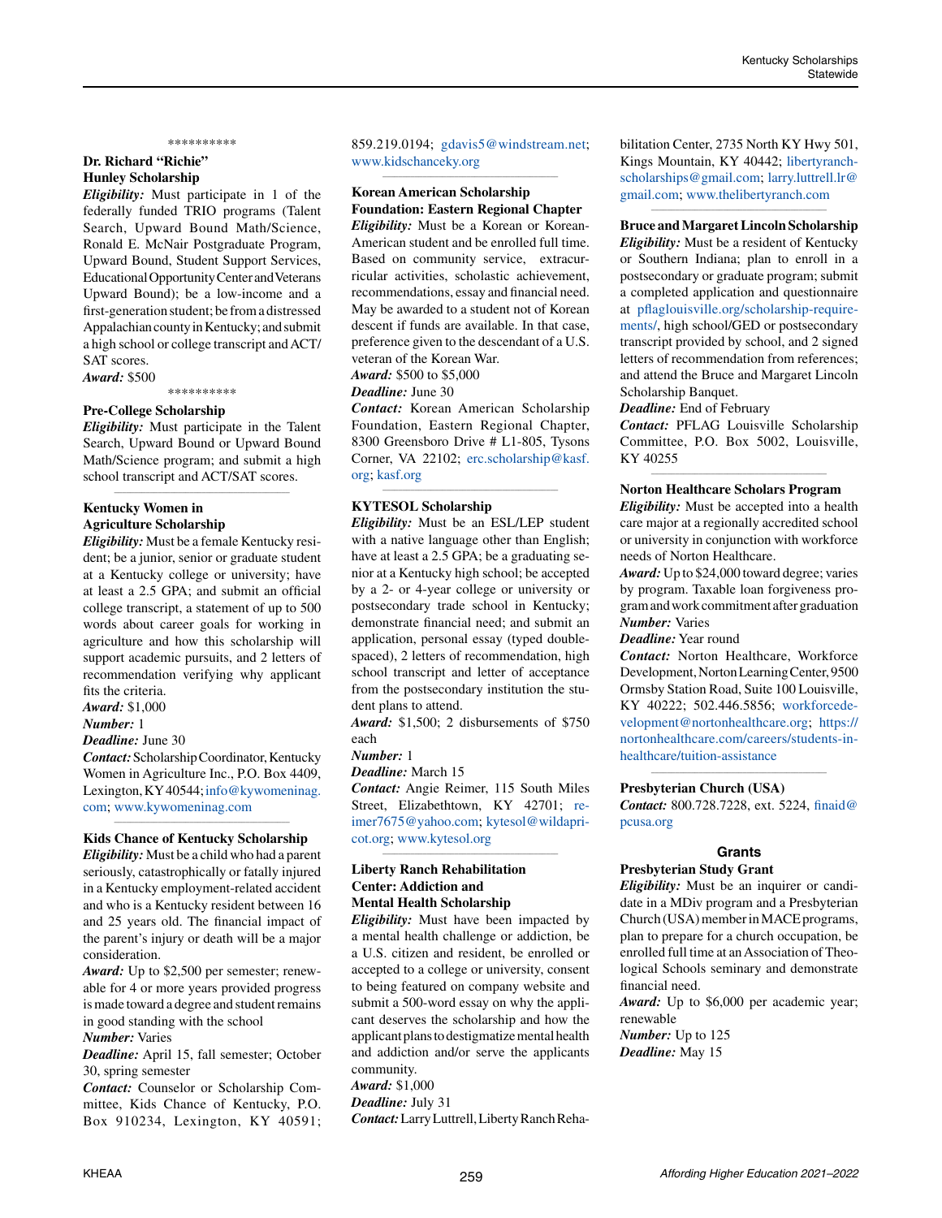\*\*\*\*\*\*\*\*\*\*

### Dr. Richard "Richie" Hunley Scholarship

***Eligibility:*** Must participate in 1 of the federally funded TRIO programs (Talent Search, Upward Bound Math/Science, Ronald E. McNair Postgraduate Program, Upward Bound, Student Support Services, Educational Opportunity Center and Veterans Upward Bound); be a low-income and a first-generation student; be from a distressed Appalachian county in Kentucky; and submit a high school or college transcript and ACT/SAT scores.

***Award:*** $500

\*\*\*\*\*\*\*\*\*\*

### Pre-College Scholarship

***Eligibility:*** Must participate in the Talent Search, Upward Bound or Upward Bound Math/Science program; and submit a high school transcript and ACT/SAT scores.

---

### Kentucky Women in Agriculture Scholarship

***Eligibility:*** Must be a female Kentucky resident; be a junior, senior or graduate student at a Kentucky college or university; have at least a 2.5 GPA; and submit an official college transcript, a statement of up to 500 words about career goals for working in agriculture and how this scholarship will support academic pursuits, and 2 letters of recommendation verifying why applicant fits the criteria.

***Award:*** $1,000

***Number:*** 1

***Deadline:*** June 30

***Contact:*** Scholarship Coordinator, Kentucky Women in Agriculture Inc., P.O. Box 4409, Lexington, KY 40544; info@kywomeninag.com; www.kywomeninag.com

---

### Kids Chance of Kentucky Scholarship

***Eligibility:*** Must be a child who had a parent seriously, catastrophically or fatally injured in a Kentucky employment-related accident and who is a Kentucky resident between 16 and 25 years old. The financial impact of the parent's injury or death will be a major consideration.

***Award:*** Up to $2,500 per semester; renewable for 4 or more years provided progress is made toward a degree and student remains in good standing with the school

***Number:*** Varies

***Deadline:*** April 15, fall semester; October 30, spring semester

***Contact:*** Counselor or Scholarship Committee, Kids Chance of Kentucky, P.O. Box 910234, Lexington, KY 40591; 859.219.0194; gdavis5@windstream.net; www.kidschanceky.org

---

### Korean American Scholarship Foundation: Eastern Regional Chapter

***Eligibility:*** Must be a Korean or Korean-American student and be enrolled full time. Based on community service, extracurricular activities, scholastic achievement, recommendations, essay and financial need. May be awarded to a student not of Korean descent if funds are available. In that case, preference given to the descendant of a U.S. veteran of the Korean War.

***Award:*** $500 to $5,000

***Deadline:*** June 30

***Contact:*** Korean American Scholarship Foundation, Eastern Regional Chapter, 8300 Greensboro Drive # L1-805, Tysons Corner, VA 22102; erc.scholarship@kasf.org; kasf.org

---

### KYTESOL Scholarship

***Eligibility:*** Must be an ESL/LEP student with a native language other than English; have at least a 2.5 GPA; be a graduating senior at a Kentucky high school; be accepted by a 2- or 4-year college or university or postsecondary trade school in Kentucky; demonstrate financial need; and submit an application, personal essay (typed double-spaced), 2 letters of recommendation, high school transcript and letter of acceptance from the postsecondary institution the student plans to attend.

***Award:*** $1,500; 2 disbursements of $750 each

***Number:*** 1

***Deadline:*** March 15

***Contact:*** Angie Reimer, 115 South Miles Street, Elizabethtown, KY 42701; reimer7675@yahoo.com; kytesol@wildapricot.org; www.kytesol.org

---

### Liberty Ranch Rehabilitation Center: Addiction and Mental Health Scholarship

***Eligibility:*** Must have been impacted by a mental health challenge or addiction, be a U.S. citizen and resident, be enrolled or accepted to a college or university, consent to being featured on company website and submit a 500-word essay on why the applicant deserves the scholarship and how the applicant plans to destigmatize mental health and addiction and/or serve the applicants community.

***Award:*** $1,000

***Deadline:*** July 31

***Contact:*** Larry Luttrell, Liberty Ranch Rehabilitation Center, 2735 North KY Hwy 501, Kings Mountain, KY 40442; libertyranchscholarships@gmail.com; larry.luttrell.lr@gmail.com; www.thelibertyranch.com

---

### Bruce and Margaret Lincoln Scholarship

***Eligibility:*** Must be a resident of Kentucky or Southern Indiana; plan to enroll in a postsecondary or graduate program; submit a completed application and questionnaire at pflaglouisville.org/scholarship-requirements/, high school/GED or postsecondary transcript provided by school, and 2 signed letters of recommendation from references; and attend the Bruce and Margaret Lincoln Scholarship Banquet.

***Deadline:*** End of February

***Contact:*** PFLAG Louisville Scholarship Committee, P.O. Box 5002, Louisville, KY 40255

---

### Norton Healthcare Scholars Program

***Eligibility:*** Must be accepted into a health care major at a regionally accredited school or university in conjunction with workforce needs of Norton Healthcare.

***Award:*** Up to $24,000 toward degree; varies by program. Taxable loan forgiveness program and work commitment after graduation

***Number:*** Varies

***Deadline:*** Year round

***Contact:*** Norton Healthcare, Workforce Development, Norton Learning Center, 9500 Ormsby Station Road, Suite 100 Louisville, KY 40222; 502.446.5856; workforcedevelopment@nortonhealthcare.org; https://nortonhealthcare.com/careers/students-in-healthcare/tuition-assistance

---

### Presbyterian Church (USA)

***Contact:*** 800.728.7228, ext. 5224, finaid@pcusa.org

## Grants

### Presbyterian Study Grant

***Eligibility:*** Must be an inquirer or candidate in a MDiv program and a Presbyterian Church (USA) member in MACE programs, plan to prepare for a church occupation, be enrolled full time at an Association of Theological Schools seminary and demonstrate financial need.

***Award:*** Up to $6,000 per academic year; renewable

***Number:*** Up to 125

***Deadline:*** May 15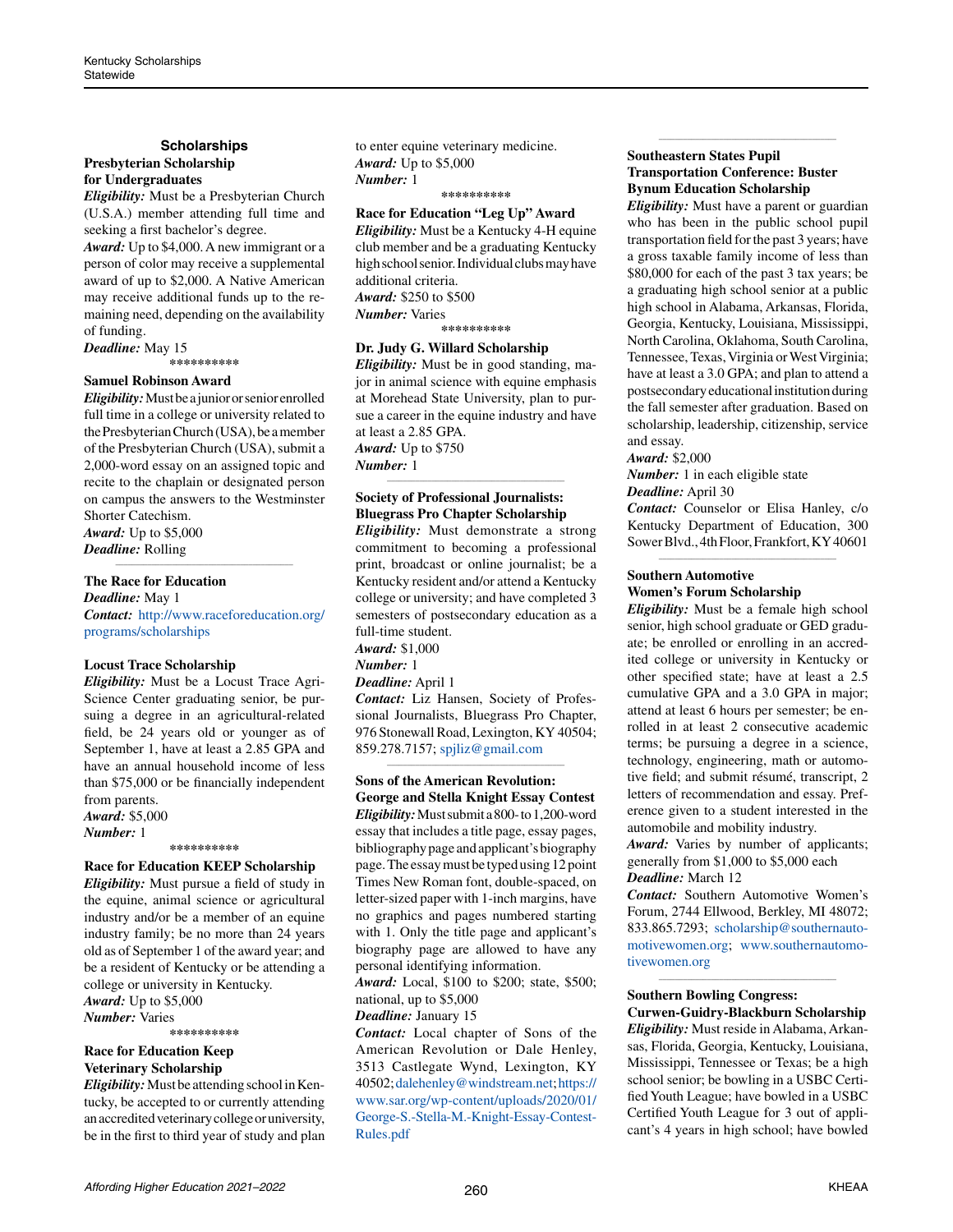## Scholarships

### Presbyterian Scholarship for Undergraduates

***Eligibility:*** Must be a Presbyterian Church (U.S.A.) member attending full time and seeking a first bachelor's degree.

***Award:*** Up to $4,000. A new immigrant or a person of color may receive a supplemental award of up to $2,000. A Native American may receive additional funds up to the remaining need, depending on the availability of funding.

***Deadline:*** May 15

**********

### Samuel Robinson Award

***Eligibility:*** Must be a junior or senior enrolled full time in a college or university related to the Presbyterian Church (USA), be a member of the Presbyterian Church (USA), submit a 2,000-word essay on an assigned topic and recite to the chaplain or designated person on campus the answers to the Westminster Shorter Catechism.

***Award:*** Up to $5,000

***Deadline:*** Rolling

---

### The Race for Education

***Deadline:*** May 1

***Contact:*** http://www.raceforeducation.org/programs/scholarships

### Locust Trace Scholarship

***Eligibility:*** Must be a Locust Trace Agri-Science Center graduating senior, be pursuing a degree in an agricultural-related field, be 24 years old or younger as of September 1, have at least a 2.85 GPA and have an annual household income of less than $75,000 or be financially independent from parents.

***Award:*** $5,000

***Number:*** 1

**********

### Race for Education KEEP Scholarship

***Eligibility:*** Must pursue a field of study in the equine, animal science or agricultural industry and/or be a member of an equine industry family; be no more than 24 years old as of September 1 of the award year; and be a resident of Kentucky or be attending a college or university in Kentucky.

***Award:*** Up to $5,000

***Number:*** Varies

**********

### Race for Education Keep Veterinary Scholarship

***Eligibility:*** Must be attending school in Kentucky, be accepted to or currently attending an accredited veterinary college or university, be in the first to third year of study and plan to enter equine veterinary medicine.

***Award:*** Up to $5,000

***Number:*** 1

**********

### Race for Education "Leg Up" Award

***Eligibility:*** Must be a Kentucky 4-H equine club member and be a graduating Kentucky high school senior. Individual clubs may have additional criteria.

***Award:*** $250 to $500

***Number:*** Varies

**********

### Dr. Judy G. Willard Scholarship

***Eligibility:*** Must be in good standing, major in animal science with equine emphasis at Morehead State University, plan to pursue a career in the equine industry and have at least a 2.85 GPA.

***Award:*** Up to $750

***Number:*** 1

---

### Society of Professional Journalists: Bluegrass Pro Chapter Scholarship

***Eligibility:*** Must demonstrate a strong commitment to becoming a professional print, broadcast or online journalist; be a Kentucky resident and/or attend a Kentucky college or university; and have completed 3 semesters of postsecondary education as a full-time student.

***Award:*** $1,000

***Number:*** 1

***Deadline:*** April 1

***Contact:*** Liz Hansen, Society of Professional Journalists, Bluegrass Pro Chapter, 976 Stonewall Road, Lexington, KY 40504; 859.278.7157; spjliz@gmail.com

---

### Sons of the American Revolution: George and Stella Knight Essay Contest

***Eligibility:*** Must submit a 800- to 1,200-word essay that includes a title page, essay pages, bibliography page and applicant's biography page. The essay must be typed using 12 point Times New Roman font, double-spaced, on letter-sized paper with 1-inch margins, have no graphics and pages numbered starting with 1. Only the title page and applicant's biography page are allowed to have any personal identifying information.

***Award:*** Local, $100 to $200; state, $500; national, up to $5,000

***Deadline:*** January 15

***Contact:*** Local chapter of Sons of the American Revolution or Dale Henley, 3513 Castlegate Wynd, Lexington, KY 40502; dalehenley@windstream.net; https://www.sar.org/wp-content/uploads/2020/01/George-S.-Stella-M.-Knight-Essay-Contest-Rules.pdf

---

### Southeastern States Pupil Transportation Conference: Buster Bynum Education Scholarship

***Eligibility:*** Must have a parent or guardian who has been in the public school pupil transportation field for the past 3 years; have a gross taxable family income of less than $80,000 for each of the past 3 tax years; be a graduating high school senior at a public high school in Alabama, Arkansas, Florida, Georgia, Kentucky, Louisiana, Mississippi, North Carolina, Oklahoma, South Carolina, Tennessee, Texas, Virginia or West Virginia; have at least a 3.0 GPA; and plan to attend a postsecondary educational institution during the fall semester after graduation. Based on scholarship, leadership, citizenship, service and essay.

***Award:*** $2,000

***Number:*** 1 in each eligible state

***Deadline:*** April 30

***Contact:*** Counselor or Elisa Hanley, c/o Kentucky Department of Education, 300 Sower Blvd., 4th Floor, Frankfort, KY 40601

---

### Southern Automotive Women's Forum Scholarship

***Eligibility:*** Must be a female high school senior, high school graduate or GED graduate; be enrolled or enrolling in an accredited college or university in Kentucky or other specified state; have at least a 2.5 cumulative GPA and a 3.0 GPA in major; attend at least 6 hours per semester; be enrolled in at least 2 consecutive academic terms; be pursuing a degree in a science, technology, engineering, math or automotive field; and submit résumé, transcript, 2 letters of recommendation and essay. Preference given to a student interested in the automobile and mobility industry.

***Award:*** Varies by number of applicants; generally from $1,000 to $5,000 each

***Deadline:*** March 12

***Contact:*** Southern Automotive Women's Forum, 2744 Ellwood, Berkley, MI 48072; 833.865.7293; scholarship@southernautomotivewomen.org; www.southernautomotivewomen.org

---

### Southern Bowling Congress: Curwen-Guidry-Blackburn Scholarship

***Eligibility:*** Must reside in Alabama, Arkansas, Florida, Georgia, Kentucky, Louisiana, Mississippi, Tennessee or Texas; be a high school senior; be bowling in a USBC Certified Youth League; have bowled in a USBC Certified Youth League for 3 out of applicant's 4 years in high school; have bowled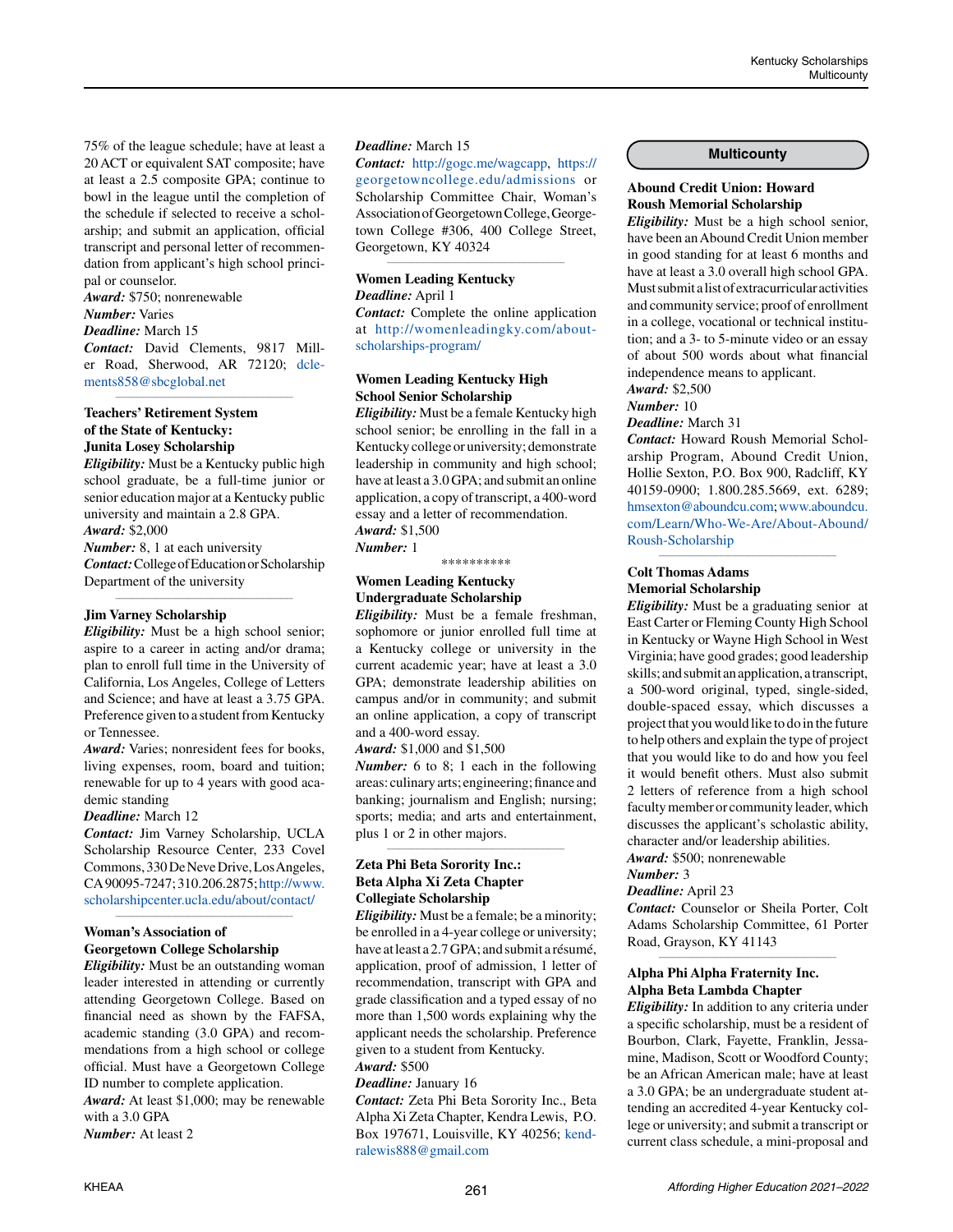75% of the league schedule; have at least a 20 ACT or equivalent SAT composite; have at least a 2.5 composite GPA; continue to bowl in the league until the completion of the schedule if selected to receive a scholarship; and submit an application, official transcript and personal letter of recommendation from applicant's high school principal or counselor.
***Award:*** $750; nonrenewable
***Number:*** Varies
***Deadline:*** March 15
***Contact:*** David Clements, 9817 Miller Road, Sherwood, AR 72120; dclements858@sbcglobal.net

**Teachers' Retirement System of the State of Kentucky: Junita Losey Scholarship**
***Eligibility:*** Must be a Kentucky public high school graduate, be a full-time junior or senior education major at a Kentucky public university and maintain a 2.8 GPA.
***Award:*** $2,000
***Number:*** 8, 1 at each university
***Contact:*** College of Education or Scholarship Department of the university

**Jim Varney Scholarship**
***Eligibility:*** Must be a high school senior; aspire to a career in acting and/or drama; plan to enroll full time in the University of California, Los Angeles, College of Letters and Science; and have at least a 3.75 GPA. Preference given to a student from Kentucky or Tennessee.
***Award:*** Varies; nonresident fees for books, living expenses, room, board and tuition; renewable for up to 4 years with good academic standing
***Deadline:*** March 12
***Contact:*** Jim Varney Scholarship, UCLA Scholarship Resource Center, 233 Covel Commons, 330 De Neve Drive, Los Angeles, CA 90095-7247; 310.206.2875; http://www.scholarshipcenter.ucla.edu/about/contact/

**Woman's Association of Georgetown College Scholarship**
***Eligibility:*** Must be an outstanding woman leader interested in attending or currently attending Georgetown College. Based on financial need as shown by the FAFSA, academic standing (3.0 GPA) and recommendations from a high school or college official. Must have a Georgetown College ID number to complete application.
***Award:*** At least $1,000; may be renewable with a 3.0 GPA
***Number:*** At least 2
***Deadline:*** March 15
***Contact:*** http://gogc.me/wagcapp, https://georgetowncollege.edu/admissions or Scholarship Committee Chair, Woman's Association of Georgetown College, Georgetown College #306, 400 College Street, Georgetown, KY 40324

**Women Leading Kentucky**
***Deadline:*** April 1
***Contact:*** Complete the online application at http://womenleadingky.com/about-scholarships-program/

**Women Leading Kentucky High School Senior Scholarship**
***Eligibility:*** Must be a female Kentucky high school senior; be enrolling in the fall in a Kentucky college or university; demonstrate leadership in community and high school; have at least a 3.0 GPA; and submit an online application, a copy of transcript, a 400-word essay and a letter of recommendation.
***Award:*** $1,500
***Number:*** 1

\*\*\*\*\*\*\*\*\*\*

**Women Leading Kentucky Undergraduate Scholarship**
***Eligibility:*** Must be a female freshman, sophomore or junior enrolled full time at a Kentucky college or university in the current academic year; have at least a 3.0 GPA; demonstrate leadership abilities on campus and/or in community; and submit an online application, a copy of transcript and a 400-word essay.
***Award:*** $1,000 and $1,500
***Number:*** 6 to 8; 1 each in the following areas: culinary arts; engineering; finance and banking; journalism and English; nursing; sports; media; and arts and entertainment, plus 1 or 2 in other majors.

**Zeta Phi Beta Sorority Inc.: Beta Alpha Xi Zeta Chapter Collegiate Scholarship**
***Eligibility:*** Must be a female; be a minority; be enrolled in a 4-year college or university; have at least a 2.7 GPA; and submit a résumé, application, proof of admission, 1 letter of recommendation, transcript with GPA and grade classification and a typed essay of no more than 1,500 words explaining why the applicant needs the scholarship. Preference given to a student from Kentucky.
***Award:*** $500
***Deadline:*** January 16
***Contact:*** Zeta Phi Beta Sorority Inc., Beta Alpha Xi Zeta Chapter, Kendra Lewis, P.O. Box 197671, Louisville, KY 40256; kendralewis888@gmail.com

## Multicounty

**Abound Credit Union: Howard Roush Memorial Scholarship**
***Eligibility:*** Must be a high school senior, have been an Abound Credit Union member in good standing for at least 6 months and have at least a 3.0 overall high school GPA. Must submit a list of extracurricular activities and community service; proof of enrollment in a college, vocational or technical institution; and a 3- to 5-minute video or an essay of about 500 words about what financial independence means to applicant.
***Award:*** $2,500
***Number:*** 10
***Deadline:*** March 31
***Contact:*** Howard Roush Memorial Scholarship Program, Abound Credit Union, Hollie Sexton, P.O. Box 900, Radcliff, KY 40159-0900; 1.800.285.5669, ext. 6289; hmsexton@aboundcu.com; www.aboundcu.com/Learn/Who-We-Are/About-Abound/Roush-Scholarship

**Colt Thomas Adams Memorial Scholarship**
***Eligibility:*** Must be a graduating senior at East Carter or Fleming County High School in Kentucky or Wayne High School in West Virginia; have good grades; good leadership skills; and submit an application, a transcript, a 500-word original, typed, single-sided, double-spaced essay, which discusses a project that you would like to do in the future to help others and explain the type of project that you would like to do and how you feel it would benefit others. Must also submit 2 letters of reference from a high school faculty member or community leader, which discusses the applicant's scholastic ability, character and/or leadership abilities.
***Award:*** $500; nonrenewable
***Number:*** 3
***Deadline:*** April 23
***Contact:*** Counselor or Sheila Porter, Colt Adams Scholarship Committee, 61 Porter Road, Grayson, KY 41143

**Alpha Phi Alpha Fraternity Inc. Alpha Beta Lambda Chapter**
***Eligibility:*** In addition to any criteria under a specific scholarship, must be a resident of Bourbon, Clark, Fayette, Franklin, Jessamine, Madison, Scott or Woodford County; be an African American male; have at least a 3.0 GPA; be an undergraduate student attending an accredited 4-year Kentucky college or university; and submit a transcript or current class schedule, a mini-proposal and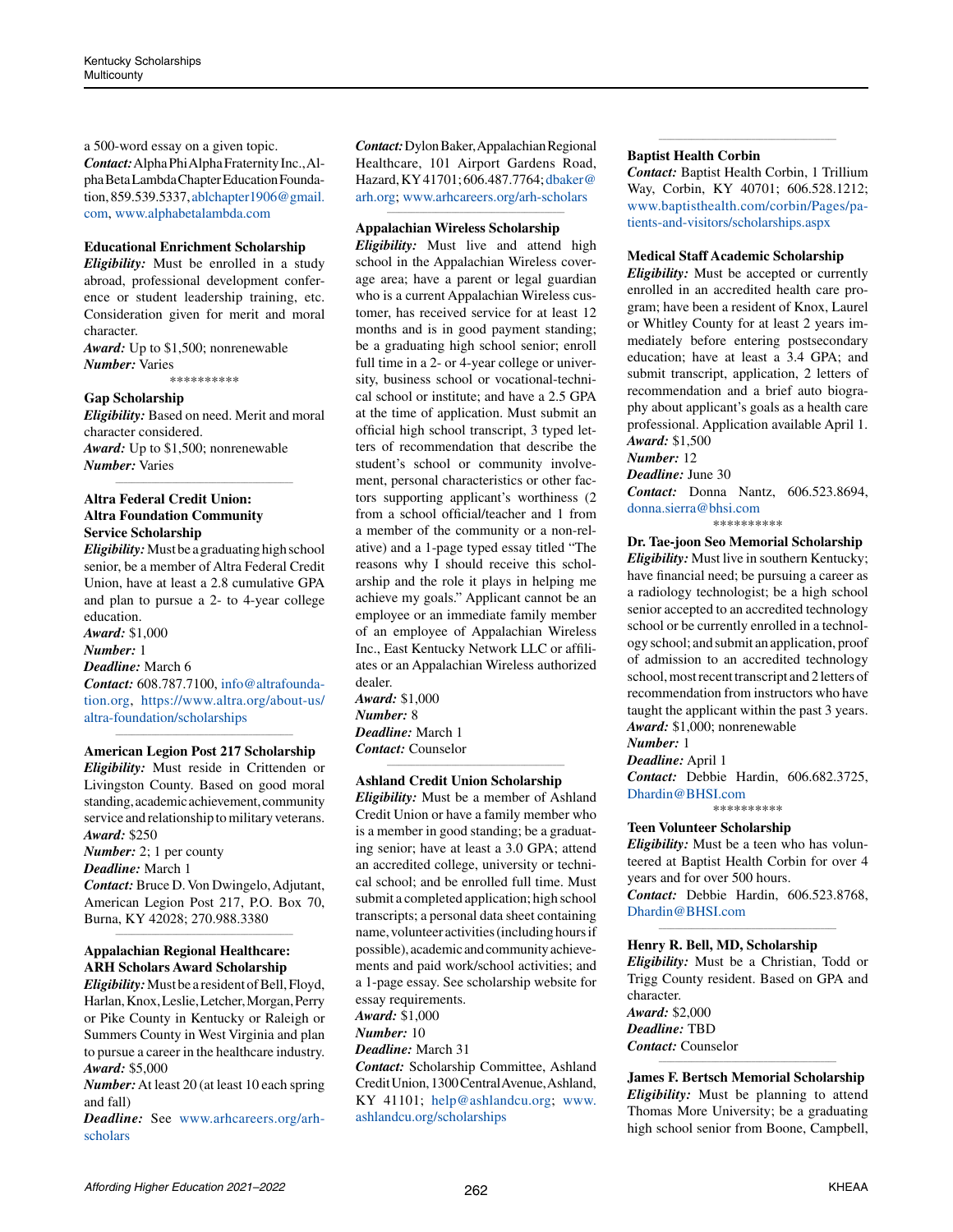a 500-word essay on a given topic.
***Contact:*** Alpha Phi Alpha Fraternity Inc., Alpha Beta Lambda Chapter Education Foundation, 859.539.5337, ablchapter1906@gmail.com, www.alphabetalambda.com

**Educational Enrichment Scholarship**
***Eligibility:*** Must be enrolled in a study abroad, professional development conference or student leadership training, etc. Consideration given for merit and moral character.
***Award:*** Up to $1,500; nonrenewable
***Number:*** Varies

\*\*\*\*\*\*\*\*\*\*

**Gap Scholarship**
***Eligibility:*** Based on need. Merit and moral character considered.
***Award:*** Up to $1,500; nonrenewable
***Number:*** Varies

---

**Altra Federal Credit Union: Altra Foundation Community Service Scholarship**
***Eligibility:*** Must be a graduating high school senior, be a member of Altra Federal Credit Union, have at least a 2.8 cumulative GPA and plan to pursue a 2- to 4-year college education.
***Award:*** $1,000
***Number:*** 1
***Deadline:*** March 6
***Contact:*** 608.787.7100, info@altrafoundation.org, https://www.altra.org/about-us/altra-foundation/scholarships

---

**American Legion Post 217 Scholarship**
***Eligibility:*** Must reside in Crittenden or Livingston County. Based on good moral standing, academic achievement, community service and relationship to military veterans.
***Award:*** $250
***Number:*** 2; 1 per county
***Deadline:*** March 1
***Contact:*** Bruce D. Von Dwingelo, Adjutant, American Legion Post 217, P.O. Box 70, Burna, KY 42028; 270.988.3380

---

**Appalachian Regional Healthcare: ARH Scholars Award Scholarship**
***Eligibility:*** Must be a resident of Bell, Floyd, Harlan, Knox, Leslie, Letcher, Morgan, Perry or Pike County in Kentucky or Raleigh or Summers County in West Virginia and plan to pursue a career in the healthcare industry.
***Award:*** $5,000
***Number:*** At least 20 (at least 10 each spring and fall)
***Deadline:*** See www.arhcareers.org/arh-scholars
***Contact:*** Dylon Baker, Appalachian Regional Healthcare, 101 Airport Gardens Road, Hazard, KY 41701; 606.487.7764; dbaker@arh.org; www.arhcareers.org/arh-scholars

---

**Appalachian Wireless Scholarship**
***Eligibility:*** Must live and attend high school in the Appalachian Wireless coverage area; have a parent or legal guardian who is a current Appalachian Wireless customer, has received service for at least 12 months and is in good payment standing; be a graduating high school senior; enroll full time in a 2- or 4-year college or university, business school or vocational-technical school or institute; and have a 2.5 GPA at the time of application. Must submit an official high school transcript, 3 typed letters of recommendation that describe the student's school or community involvement, personal characteristics or other factors supporting applicant's worthiness (2 from a school official/teacher and 1 from a member of the community or a non-relative) and a 1-page typed essay titled "The reasons why I should receive this scholarship and the role it plays in helping me achieve my goals." Applicant cannot be an employee or an immediate family member of an employee of Appalachian Wireless Inc., East Kentucky Network LLC or affiliates or an Appalachian Wireless authorized dealer.
***Award:*** $1,000
***Number:*** 8
***Deadline:*** March 1
***Contact:*** Counselor

---

**Ashland Credit Union Scholarship**
***Eligibility:*** Must be a member of Ashland Credit Union or have a family member who is a member in good standing; be a graduating senior; have at least a 3.0 GPA; attend an accredited college, university or technical school; and be enrolled full time. Must submit a completed application; high school transcripts; a personal data sheet containing name, volunteer activities (including hours if possible), academic and community achievements and paid work/school activities; and a 1-page essay. See scholarship website for essay requirements.
***Award:*** $1,000
***Number:*** 10
***Deadline:*** March 31
***Contact:*** Scholarship Committee, Ashland Credit Union, 1300 Central Avenue, Ashland, KY 41101; help@ashlandcu.org; www.ashlandcu.org/scholarships

---

**Baptist Health Corbin**
***Contact:*** Baptist Health Corbin, 1 Trillium Way, Corbin, KY 40701; 606.528.1212; www.baptisthealth.com/corbin/Pages/patients-and-visitors/scholarships.aspx

**Medical Staff Academic Scholarship**
***Eligibility:*** Must be accepted or currently enrolled in an accredited health care program; have been a resident of Knox, Laurel or Whitley County for at least 2 years immediately before entering postsecondary education; have at least a 3.4 GPA; and submit transcript, application, 2 letters of recommendation and a brief auto biography about applicant's goals as a health care professional. Application available April 1.
***Award:*** $1,500
***Number:*** 12
***Deadline:*** June 30
***Contact:*** Donna Nantz, 606.523.8694, donna.sierra@bhsi.com

\*\*\*\*\*\*\*\*\*\*

**Dr. Tae-joon Seo Memorial Scholarship**
***Eligibility:*** Must live in southern Kentucky; have financial need; be pursuing a career as a radiology technologist; be a high school senior accepted to an accredited technology school or be currently enrolled in a technology school; and submit an application, proof of admission to an accredited technology school, most recent transcript and 2 letters of recommendation from instructors who have taught the applicant within the past 3 years.
***Award:*** $1,000; nonrenewable
***Number:*** 1
***Deadline:*** April 1
***Contact:*** Debbie Hardin, 606.682.3725, Dhardin@BHSI.com

\*\*\*\*\*\*\*\*\*\*

**Teen Volunteer Scholarship**
***Eligibility:*** Must be a teen who has volunteered at Baptist Health Corbin for over 4 years and for over 500 hours.
***Contact:*** Debbie Hardin, 606.523.8768, Dhardin@BHSI.com

---

**Henry R. Bell, MD, Scholarship**
***Eligibility:*** Must be a Christian, Todd or Trigg County resident. Based on GPA and character.
***Award:*** $2,000
***Deadline:*** TBD
***Contact:*** Counselor

---

**James F. Bertsch Memorial Scholarship**
***Eligibility:*** Must be planning to attend Thomas More University; be a graduating high school senior from Boone, Campbell,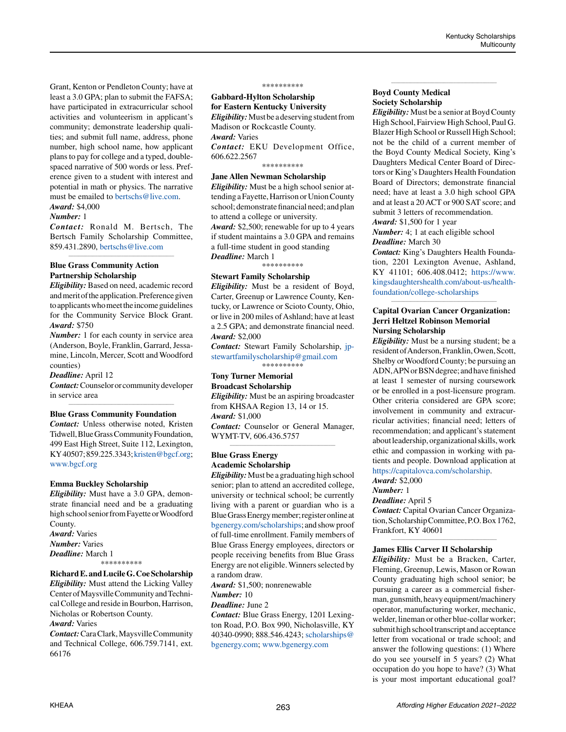Grant, Kenton or Pendleton County; have at least a 3.0 GPA; plan to submit the FAFSA; have participated in extracurricular school activities and volunteerism in applicant's community; demonstrate leadership qualities; and submit full name, address, phone number, high school name, how applicant plans to pay for college and a typed, double-spaced narrative of 500 words or less. Preference given to a student with interest and potential in math or physics. The narrative must be emailed to bertschs@live.com.

***Award:*** $4,000

***Number:*** 1

***Contact:*** Ronald M. Bertsch, The Bertsch Family Scholarship Committee, 859.431.2890, bertschs@live.com

---

**Blue Grass Community Action Partnership Scholarship**

***Eligibility:*** Based on need, academic record and merit of the application. Preference given to applicants who meet the income guidelines for the Community Service Block Grant.

***Award:*** $750

***Number:*** 1 for each county in service area (Anderson, Boyle, Franklin, Garrard, Jessamine, Lincoln, Mercer, Scott and Woodford counties)

***Deadline:*** April 12

***Contact:*** Counselor or community developer in service area

---

**Blue Grass Community Foundation**

***Contact:*** Unless otherwise noted, Kristen Tidwell, Blue Grass Community Foundation, 499 East High Street, Suite 112, Lexington, KY 40507; 859.225.3343; kristen@bgcf.org; www.bgcf.org

**Emma Buckley Scholarship**

***Eligibility:*** Must have a 3.0 GPA, demonstrate financial need and be a graduating high school senior from Fayette or Woodford County.

***Award:*** Varies

***Number:*** Varies

***Deadline:*** March 1

**********

**Richard E. and Lucile G. Coe Scholarship**

***Eligibility:*** Must attend the Licking Valley Center of Maysville Community and Technical College and reside in Bourbon, Harrison, Nicholas or Robertson County.

***Award:*** Varies

***Contact:*** Cara Clark, Maysville Community and Technical College, 606.759.7141, ext. 66176

**********

**Gabbard-Hylton Scholarship for Eastern Kentucky University**

***Eligibility:*** Must be a deserving student from Madison or Rockcastle County.

***Award:*** Varies

***Contact:*** EKU Development Office, 606.622.2567

**********

**Jane Allen Newman Scholarship**

***Eligibility:*** Must be a high school senior attending a Fayette, Harrison or Union County school; demonstrate financial need; and plan to attend a college or university.

***Award:*** $2,500; renewable for up to 4 years if student maintains a 3.0 GPA and remains a full-time student in good standing

***Deadline:*** March 1

**********

**Stewart Family Scholarship**

***Eligibility:*** Must be a resident of Boyd, Carter, Greenup or Lawrence County, Kentucky, or Lawrence or Scioto County, Ohio, or live in 200 miles of Ashland; have at least a 2.5 GPA; and demonstrate financial need.

***Award:*** $2,000

***Contact:*** Stewart Family Scholarship, jp-stewartfamilyscholarship@gmail.com

**********

**Tony Turner Memorial Broadcast Scholarship**

***Eligibility:*** Must be an aspiring broadcaster from KHSAA Region 13, 14 or 15.

***Award:*** $1,000

***Contact:*** Counselor or General Manager, WYMT-TV, 606.436.5757

---

**Blue Grass Energy Academic Scholarship**

***Eligibility:*** Must be a graduating high school senior; plan to attend an accredited college, university or technical school; be currently living with a parent or guardian who is a Blue Grass Energy member; register online at bgenergy.com/scholarships; and show proof of full-time enrollment. Family members of Blue Grass Energy employees, directors or people receiving benefits from Blue Grass Energy are not eligible. Winners selected by a random draw.

***Award:*** $1,500; nonrenewable

***Number:*** 10

***Deadline:*** June 2

***Contact:*** Blue Grass Energy, 1201 Lexington Road, P.O. Box 990, Nicholasville, KY 40340-0990; 888.546.4243; scholarships@bgenergy.com; www.bgenergy.com

---

**Boyd County Medical Society Scholarship**

***Eligibility:*** Must be a senior at Boyd County High School, Fairview High School, Paul G. Blazer High School or Russell High School; not be the child of a current member of the Boyd County Medical Society, King's Daughters Medical Center Board of Directors or King's Daughters Health Foundation Board of Directors; demonstrate financial need; have at least a 3.0 high school GPA and at least a 20 ACT or 900 SAT score; and submit 3 letters of recommendation.

***Award:*** $1,500 for 1 year

***Number:*** 4; 1 at each eligible school

***Deadline:*** March 30

***Contact:*** King's Daughters Health Foundation, 2201 Lexington Avenue, Ashland, KY 41101; 606.408.0412; https://www.kingsdaughtershealth.com/about-us/health-foundation/college-scholarships

---

**Capital Ovarian Cancer Organization: Jerri Heltzel Robinson Memorial Nursing Scholarship**

***Eligibility:*** Must be a nursing student; be a resident of Anderson, Franklin, Owen, Scott, Shelby or Woodford County; be pursuing an ADN, APN or BSN degree; and have finished at least 1 semester of nursing coursework or be enrolled in a post-licensure program. Other criteria considered are GPA score; involvement in community and extracurricular activities; financial need; letters of recommendation; and applicant's statement about leadership, organizational skills, work ethic and compassion in working with patients and people. Download application at https://capitalovca.com/scholarship.

***Award:*** $2,000

***Number:*** 1

***Deadline:*** April 5

***Contact:*** Capital Ovarian Cancer Organization, Scholarship Committee, P.O. Box 1762, Frankfort, KY 40601

---

**James Ellis Carver II Scholarship**

***Eligibility:*** Must be a Bracken, Carter, Fleming, Greenup, Lewis, Mason or Rowan County graduating high school senior; be pursuing a career as a commercial fisherman, gunsmith, heavy equipment/machinery operator, manufacturing worker, mechanic, welder, lineman or other blue-collar worker; submit high school transcript and acceptance letter from vocational or trade school; and answer the following questions: (1) Where do you see yourself in 5 years? (2) What occupation do you hope to have? (3) What is your most important educational goal?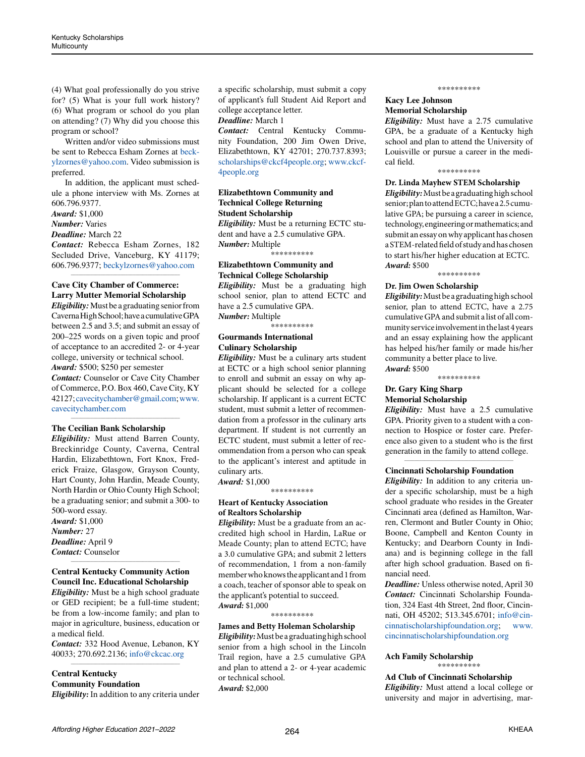(4) What goal professionally do you strive for? (5) What is your full work history? (6) What program or school do you plan on attending? (7) Why did you choose this program or school?

Written and/or video submissions must be sent to Rebecca Esham Zornes at beckylzornes@yahoo.com. Video submission is preferred.

In addition, the applicant must schedule a phone interview with Ms. Zornes at 606.796.9377.

***Award:*** $1,000
***Number:*** Varies
***Deadline:*** March 22
***Contact:*** Rebecca Esham Zornes, 182 Secluded Drive, Vanceburg, KY 41179; 606.796.9377; beckylzornes@yahoo.com

**Cave City Chamber of Commerce: Larry Mutter Memorial Scholarship**
***Eligibility:*** Must be a graduating senior from Caverna High School; have a cumulative GPA between 2.5 and 3.5; and submit an essay of 200–225 words on a given topic and proof of acceptance to an accredited 2- or 4-year college, university or technical school.
***Award:*** $500; $250 per semester
***Contact:*** Counselor or Cave City Chamber of Commerce, P.O. Box 460, Cave City, KY 42127; cavecitychamber@gmail.com; www.cavecitychamber.com

**The Cecilian Bank Scholarship**
***Eligibility:*** Must attend Barren County, Breckinridge County, Caverna, Central Hardin, Elizabethtown, Fort Knox, Frederick Fraize, Glasgow, Grayson County, Hart County, John Hardin, Meade County, North Hardin or Ohio County High School; be a graduating senior; and submit a 300- to 500-word essay.
***Award:*** $1,000
***Number:*** 27
***Deadline:*** April 9
***Contact:*** Counselor

**Central Kentucky Community Action Council Inc. Educational Scholarship**
***Eligibility:*** Must be a high school graduate or GED recipient; be a full-time student; be from a low-income family; and plan to major in agriculture, business, education or a medical field.
***Contact:*** 332 Hood Avenue, Lebanon, KY 40033; 270.692.2136; info@ckcac.org

**Central Kentucky Community Foundation**
***Eligibility:*** In addition to any criteria under a specific scholarship, must submit a copy of applicant's full Student Aid Report and college acceptance letter.
***Deadline:*** March 1
***Contact:*** Central Kentucky Community Foundation, 200 Jim Owen Drive, Elizabethtown, KY 42701; 270.737.8393; scholarships@ckcf4people.org; www.ckcf4people.org

**Elizabethtown Community and Technical College Returning Student Scholarship**
***Eligibility:*** Must be a returning ECTC student and have a 2.5 cumulative GPA.
***Number:*** Multiple

**********

**Elizabethtown Community and Technical College Scholarship**
***Eligibility:*** Must be a graduating high school senior, plan to attend ECTC and have a 2.5 cumulative GPA.
***Number:*** Multiple

**********

**Gourmands International Culinary Scholarship**
***Eligibility:*** Must be a culinary arts student at ECTC or a high school senior planning to enroll and submit an essay on why applicant should be selected for a college scholarship. If applicant is a current ECTC student, must submit a letter of recommendation from a professor in the culinary arts department. If student is not currently an ECTC student, must submit a letter of recommendation from a person who can speak to the applicant's interest and aptitude in culinary arts.
***Award:*** $1,000

**********

**Heart of Kentucky Association of Realtors Scholarship**
***Eligibility:*** Must be a graduate from an accredited high school in Hardin, LaRue or Meade County; plan to attend ECTC; have a 3.0 cumulative GPA; and submit 2 letters of recommendation, 1 from a non-family member who knows the applicant and 1 from a coach, teacher of sponsor able to speak on the applicant's potential to succeed.
***Award:*** $1,000

**********

**James and Betty Holeman Scholarship**
***Eligibility:*** Must be a graduating high school senior from a high school in the Lincoln Trail region, have a 2.5 cumulative GPA and plan to attend a 2- or 4-year academic or technical school.
***Award:*** $2,000

**********

**Kacy Lee Johnson Memorial Scholarship**
***Eligibility:*** Must have a 2.75 cumulative GPA, be a graduate of a Kentucky high school and plan to attend the University of Louisville or pursue a career in the medical field.

**********

**Dr. Linda Mayhew STEM Scholarship**
***Eligibility:*** Must be a graduating high school senior; plan to attend ECTC; have a 2.5 cumulative GPA; be pursuing a career in science, technology, engineering or mathematics; and submit an essay on why applicant has chosen a STEM-related field of study and has chosen to start his/her higher education at ECTC.
***Award:*** $500

**********

**Dr. Jim Owen Scholarship**
***Eligibility:*** Must be a graduating high school senior, plan to attend ECTC, have a 2.75 cumulative GPA and submit a list of all community service involvement in the last 4 years and an essay explaining how the applicant has helped his/her family or made his/her community a better place to live.
***Award:*** $500

**********

**Dr. Gary King Sharp Memorial Scholarship**
***Eligibility:*** Must have a 2.5 cumulative GPA. Priority given to a student with a connection to Hospice or foster care. Preference also given to a student who is the first generation in the family to attend college.

**Cincinnati Scholarship Foundation**
***Eligibility:*** In addition to any criteria under a specific scholarship, must be a high school graduate who resides in the Greater Cincinnati area (defined as Hamilton, Warren, Clermont and Butler County in Ohio; Boone, Campbell and Kenton County in Kentucky; and Dearborn County in Indiana) and is beginning college in the fall after high school graduation. Based on financial need.
***Deadline:*** Unless otherwise noted, April 30
***Contact:*** Cincinnati Scholarship Foundation, 324 East 4th Street, 2nd floor, Cincinnati, OH 45202; 513.345.6701; info@cincinnatischolarshipfoundation.org; www.cincinnatischolarshipfoundation.org

**Ach Family Scholarship**

**********

**Ad Club of Cincinnati Scholarship**
***Eligibility:*** Must attend a local college or university and major in advertising, mar-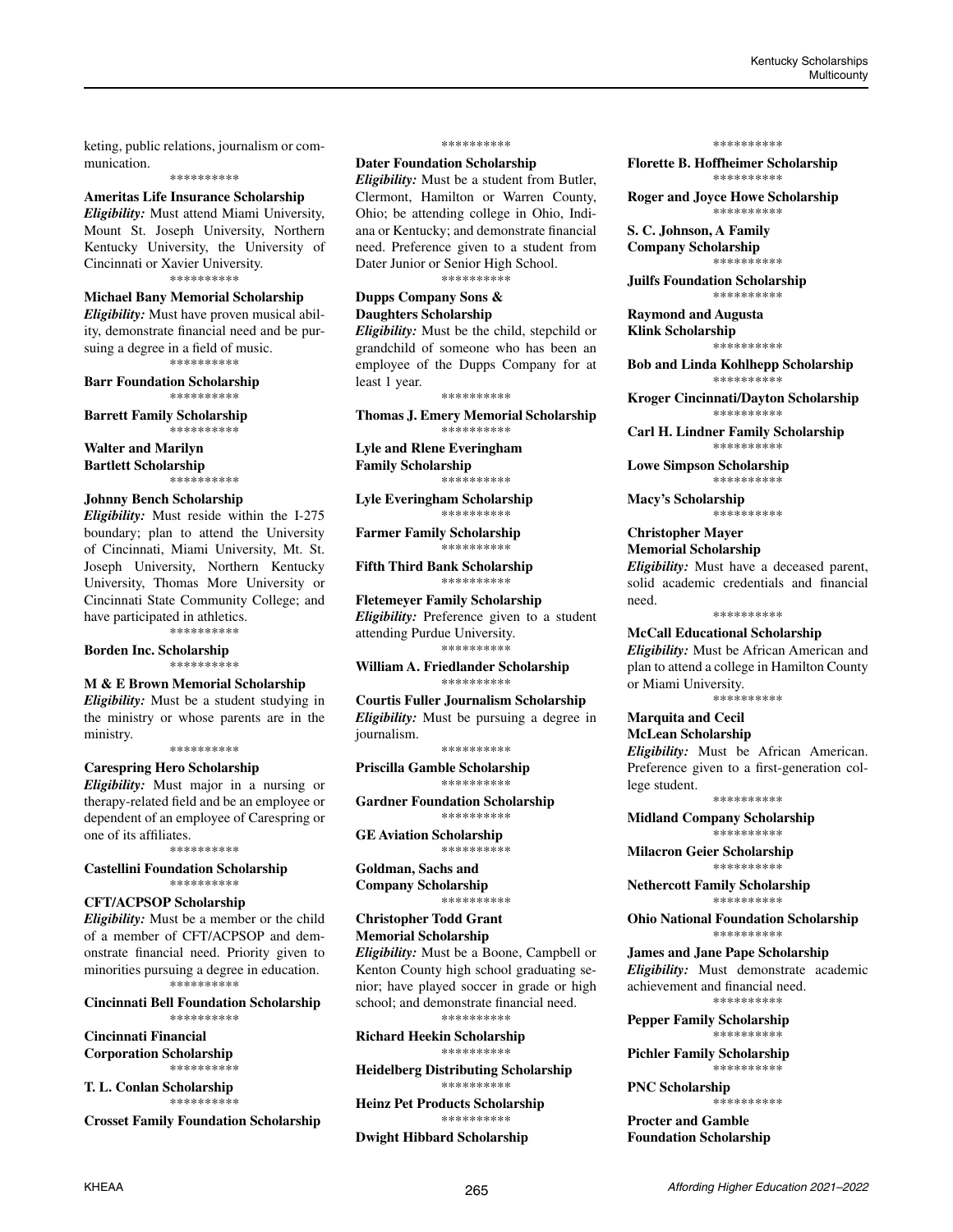keting, public relations, journalism or communication.

**********

**Ameritas Life Insurance Scholarship**
***Eligibility:*** Must attend Miami University, Mount St. Joseph University, Northern Kentucky University, the University of Cincinnati or Xavier University.

**********

**Michael Bany Memorial Scholarship**
***Eligibility:*** Must have proven musical ability, demonstrate financial need and be pursuing a degree in a field of music.

**********

**Barr Foundation Scholarship**

**********

**Barrett Family Scholarship**

**********

**Walter and Marilyn Bartlett Scholarship**

**********

**Johnny Bench Scholarship**
***Eligibility:*** Must reside within the I-275 boundary; plan to attend the University of Cincinnati, Miami University, Mt. St. Joseph University, Northern Kentucky University, Thomas More University or Cincinnati State Community College; and have participated in athletics.

**********

**Borden Inc. Scholarship**

**********

**M & E Brown Memorial Scholarship**
***Eligibility:*** Must be a student studying in the ministry or whose parents are in the ministry.

**********

**Carespring Hero Scholarship**
***Eligibility:*** Must major in a nursing or therapy-related field and be an employee or dependent of an employee of Carespring or one of its affiliates.

**********

**Castellini Foundation Scholarship**

**********

**CFT/ACPSOP Scholarship**
***Eligibility:*** Must be a member or the child of a member of CFT/ACPSOP and demonstrate financial need. Priority given to minorities pursuing a degree in education.

**********

**Cincinnati Bell Foundation Scholarship**

**********

**Cincinnati Financial Corporation Scholarship**

**********

**T. L. Conlan Scholarship**

**********

**Crosset Family Foundation Scholarship**

**********

**Dater Foundation Scholarship**
***Eligibility:*** Must be a student from Butler, Clermont, Hamilton or Warren County, Ohio; be attending college in Ohio, Indiana or Kentucky; and demonstrate financial need. Preference given to a student from Dater Junior or Senior High School.

**********

**Dupps Company Sons & Daughters Scholarship**
***Eligibility:*** Must be the child, stepchild or grandchild of someone who has been an employee of the Dupps Company for at least 1 year.

**********

**Thomas J. Emery Memorial Scholarship**

**********

**Lyle and Rlene Everingham Family Scholarship**

**********

**Lyle Everingham Scholarship**

**********

**Farmer Family Scholarship**

**********

**Fifth Third Bank Scholarship**

**********

**Fletemeyer Family Scholarship**
***Eligibility:*** Preference given to a student attending Purdue University.

**********

**William A. Friedlander Scholarship**

**********

**Courtis Fuller Journalism Scholarship**
***Eligibility:*** Must be pursuing a degree in journalism.

**********

**Priscilla Gamble Scholarship**

**********

**Gardner Foundation Scholarship**

**********

**GE Aviation Scholarship**

**********

**Goldman, Sachs and Company Scholarship**

**********

**Christopher Todd Grant Memorial Scholarship**
***Eligibility:*** Must be a Boone, Campbell or Kenton County high school graduating senior; have played soccer in grade or high school; and demonstrate financial need.

**********

**Richard Heekin Scholarship**

**********

**Heidelberg Distributing Scholarship**

**********

**Heinz Pet Products Scholarship**

**********

**Dwight Hibbard Scholarship**

**********

**Florette B. Hoffheimer Scholarship**

**********

**Roger and Joyce Howe Scholarship**

**********

**S. C. Johnson, A Family Company Scholarship**

**********

**Juilfs Foundation Scholarship**

**********

**Raymond and Augusta Klink Scholarship**

**********

**Bob and Linda Kohlhepp Scholarship**

**********

**Kroger Cincinnati/Dayton Scholarship**

**********

**Carl H. Lindner Family Scholarship**

**********

**Lowe Simpson Scholarship**

**********

**Macy's Scholarship**

**********

**Christopher Mayer Memorial Scholarship**
***Eligibility:*** Must have a deceased parent, solid academic credentials and financial need.

**********

**McCall Educational Scholarship**
***Eligibility:*** Must be African American and plan to attend a college in Hamilton County or Miami University.

**********

**Marquita and Cecil McLean Scholarship**
***Eligibility:*** Must be African American. Preference given to a first-generation college student.

**********

**Midland Company Scholarship**

**********

**Milacron Geier Scholarship**

**********

**Nethercott Family Scholarship**

**********

**Ohio National Foundation Scholarship**

**********

**James and Jane Pape Scholarship**
***Eligibility:*** Must demonstrate academic achievement and financial need.

**********

**Pepper Family Scholarship**

**********

**Pichler Family Scholarship**

**********

**PNC Scholarship**

**********

**Procter and Gamble Foundation Scholarship**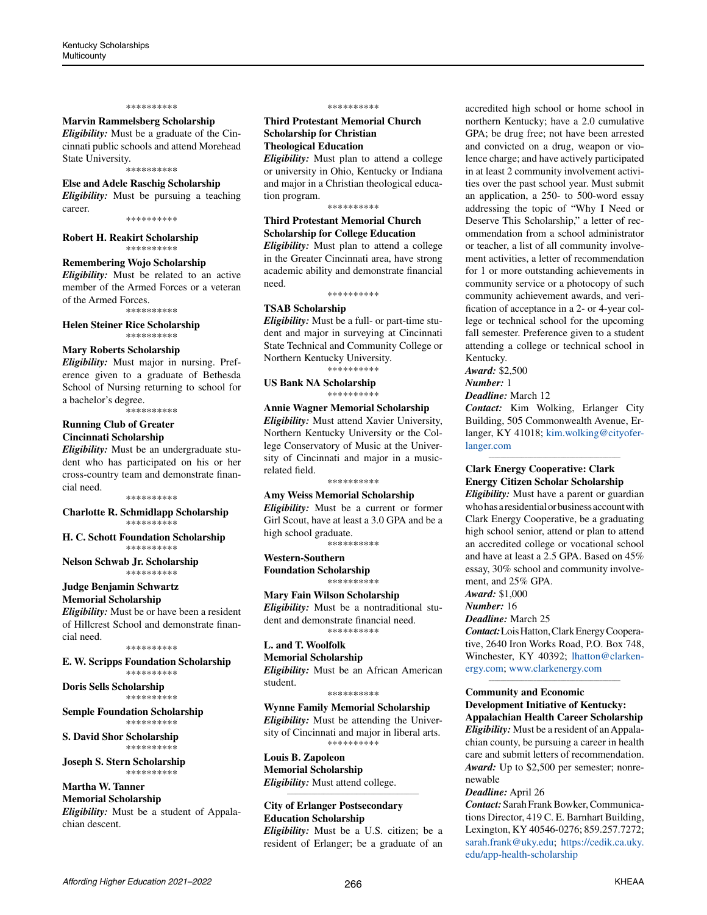\*\*\*\*\*\*\*\*\*\*

**Marvin Rammelsberg Scholarship**
*Eligibility:* Must be a graduate of the Cincinnati public schools and attend Morehead State University.

\*\*\*\*\*\*\*\*\*\*

**Else and Adele Raschig Scholarship**
*Eligibility:* Must be pursuing a teaching career.

\*\*\*\*\*\*\*\*\*\*

**Robert H. Reakirt Scholarship**

\*\*\*\*\*\*\*\*\*\*

**Remembering Wojo Scholarship**
*Eligibility:* Must be related to an active member of the Armed Forces or a veteran of the Armed Forces.

\*\*\*\*\*\*\*\*\*\*

**Helen Steiner Rice Scholarship**

\*\*\*\*\*\*\*\*\*\*

**Mary Roberts Scholarship**
*Eligibility:* Must major in nursing. Preference given to a graduate of Bethesda School of Nursing returning to school for a bachelor's degree.

\*\*\*\*\*\*\*\*\*\*

**Running Club of Greater Cincinnati Scholarship**
*Eligibility:* Must be an undergraduate student who has participated on his or her cross-country team and demonstrate financial need.

\*\*\*\*\*\*\*\*\*\*

**Charlotte R. Schmidlapp Scholarship**

\*\*\*\*\*\*\*\*\*\*

**H. C. Schott Foundation Scholarship**

\*\*\*\*\*\*\*\*\*\*

**Nelson Schwab Jr. Scholarship**

\*\*\*\*\*\*\*\*\*\*

**Judge Benjamin Schwartz Memorial Scholarship**
*Eligibility:* Must be or have been a resident of Hillcrest School and demonstrate financial need.

\*\*\*\*\*\*\*\*\*\*

**E. W. Scripps Foundation Scholarship**

\*\*\*\*\*\*\*\*\*\*

**Doris Sells Scholarship**

\*\*\*\*\*\*\*\*\*\*

**Semple Foundation Scholarship**

\*\*\*\*\*\*\*\*\*\*

**S. David Shor Scholarship**

\*\*\*\*\*\*\*\*\*\*

**Joseph S. Stern Scholarship**

\*\*\*\*\*\*\*\*\*\*

**Martha W. Tanner Memorial Scholarship**
*Eligibility:* Must be a student of Appalachian descent.

\*\*\*\*\*\*\*\*\*\*

**Third Protestant Memorial Church Scholarship for Christian Theological Education**
*Eligibility:* Must plan to attend a college or university in Ohio, Kentucky or Indiana and major in a Christian theological education program.

\*\*\*\*\*\*\*\*\*\*

**Third Protestant Memorial Church Scholarship for College Education**
*Eligibility:* Must plan to attend a college in the Greater Cincinnati area, have strong academic ability and demonstrate financial need.

\*\*\*\*\*\*\*\*\*\*

**TSAB Scholarship**
*Eligibility:* Must be a full- or part-time student and major in surveying at Cincinnati State Technical and Community College or Northern Kentucky University.

\*\*\*\*\*\*\*\*\*\*

**US Bank NA Scholarship**

\*\*\*\*\*\*\*\*\*\*

**Annie Wagner Memorial Scholarship**
*Eligibility:* Must attend Xavier University, Northern Kentucky University or the College Conservatory of Music at the University of Cincinnati and major in a music-related field.

\*\*\*\*\*\*\*\*\*\*

**Amy Weiss Memorial Scholarship**
*Eligibility:* Must be a current or former Girl Scout, have at least a 3.0 GPA and be a high school graduate.

\*\*\*\*\*\*\*\*\*\*

**Western-Southern Foundation Scholarship**

\*\*\*\*\*\*\*\*\*\*

**Mary Fain Wilson Scholarship**
*Eligibility:* Must be a nontraditional student and demonstrate financial need.

\*\*\*\*\*\*\*\*\*\*

**L. and T. Woolfolk Memorial Scholarship**
*Eligibility:* Must be an African American student.

\*\*\*\*\*\*\*\*\*\*

**Wynne Family Memorial Scholarship**
*Eligibility:* Must be attending the University of Cincinnati and major in liberal arts.

\*\*\*\*\*\*\*\*\*\*

**Louis B. Zapoleon Memorial Scholarship**
*Eligibility:* Must attend college.

---

**City of Erlanger Postsecondary Education Scholarship**
*Eligibility:* Must be a U.S. citizen; be a resident of Erlanger; be a graduate of an accredited high school or home school in northern Kentucky; have a 2.0 cumulative GPA; be drug free; not have been arrested and convicted on a drug, weapon or violence charge; and have actively participated in at least 2 community involvement activities over the past school year. Must submit an application, a 250- to 500-word essay addressing the topic of "Why I Need or Deserve This Scholarship," a letter of recommendation from a school administrator or teacher, a list of all community involvement activities, a letter of recommendation for 1 or more outstanding achievements in community service or a photocopy of such community achievement awards, and verification of acceptance in a 2- or 4-year college or technical school for the upcoming fall semester. Preference given to a student attending a college or technical school in Kentucky.
*Award:* $2,500
*Number:* 1
*Deadline:* March 12
*Contact:* Kim Wolking, Erlanger City Building, 505 Commonwealth Avenue, Erlanger, KY 41018; kim.wolking@cityoferlanger.com

---

**Clark Energy Cooperative: Clark Energy Citizen Scholar Scholarship**
*Eligibility:* Must have a parent or guardian who has a residential or business account with Clark Energy Cooperative, be a graduating high school senior, attend or plan to attend an accredited college or vocational school and have at least a 2.5 GPA. Based on 45% essay, 30% school and community involvement, and 25% GPA.
*Award:* $1,000
*Number:* 16
*Deadline:* March 25
*Contact:* Lois Hatton, Clark Energy Cooperative, 2640 Iron Works Road, P.O. Box 748, Winchester, KY 40392; lhatton@clarkenergy.com; www.clarkenergy.com

---

**Community and Economic Development Initiative of Kentucky: Appalachian Health Career Scholarship**
*Eligibility:* Must be a resident of an Appalachian county, be pursuing a career in health care and submit letters of recommendation.
*Award:* Up to $2,500 per semester; nonrenewable
*Deadline:* April 26
*Contact:* Sarah Frank Bowker, Communications Director, 419 C. E. Barnhart Building, Lexington, KY 40546-0276; 859.257.7272; sarah.frank@uky.edu; https://cedik.ca.uky.edu/app-health-scholarship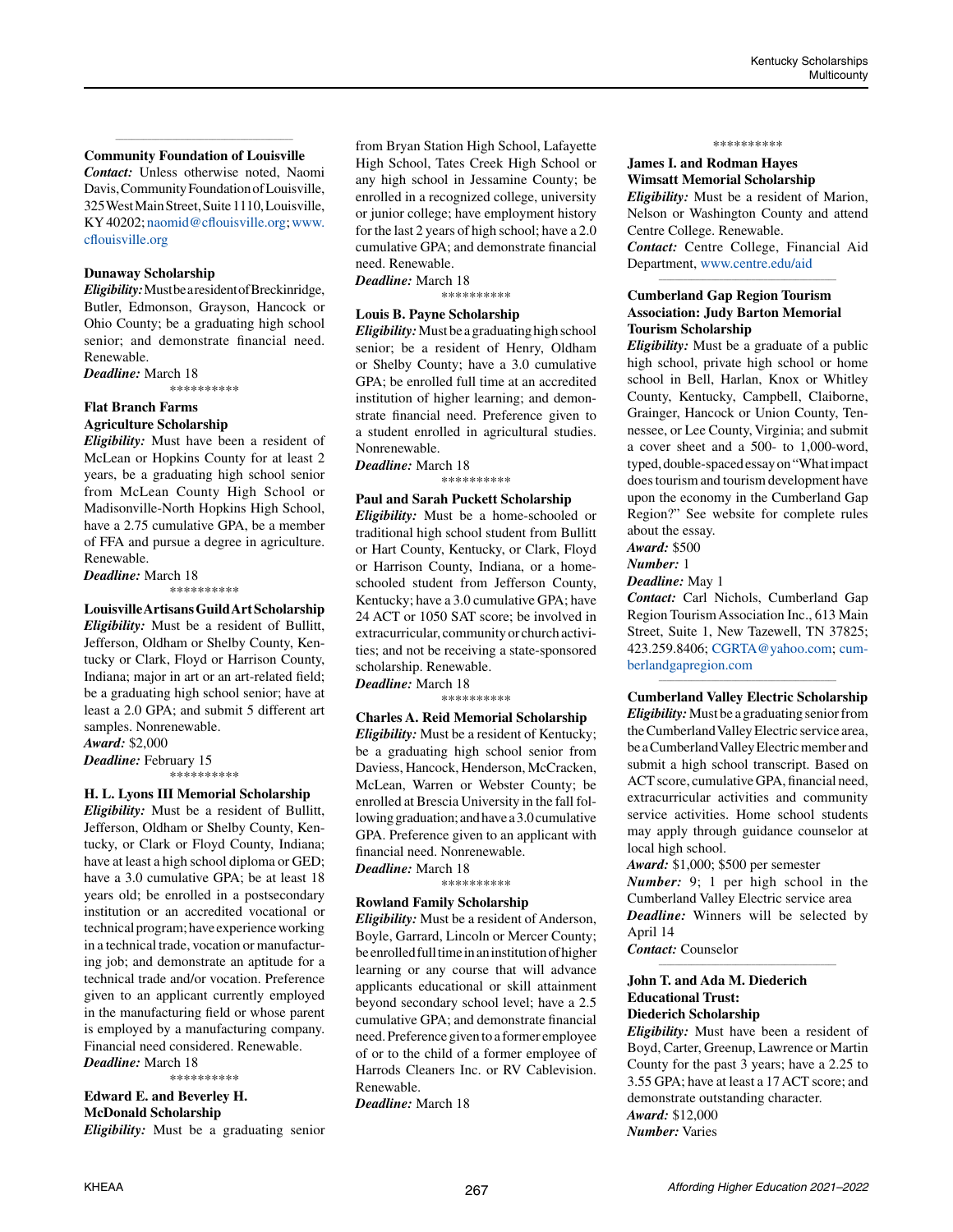### Community Foundation of Louisville

***Contact:*** Unless otherwise noted, Naomi Davis, Community Foundation of Louisville, 325 West Main Street, Suite 1110, Louisville, KY 40202; naomid@cflouisville.org; www.cflouisville.org

#### Dunaway Scholarship

***Eligibility:*** Must be a resident of Breckinridge, Butler, Edmonson, Grayson, Hancock or Ohio County; be a graduating high school senior; and demonstrate financial need. Renewable.

***Deadline:*** March 18

\*\*\*\*\*\*\*\*\*\*

#### Flat Branch Farms Agriculture Scholarship

***Eligibility:*** Must have been a resident of McLean or Hopkins County for at least 2 years, be a graduating high school senior from McLean County High School or Madisonville-North Hopkins High School, have a 2.75 cumulative GPA, be a member of FFA and pursue a degree in agriculture. Renewable.

***Deadline:*** March 18

\*\*\*\*\*\*\*\*\*\*

#### Louisville Artisans Guild Art Scholarship

***Eligibility:*** Must be a resident of Bullitt, Jefferson, Oldham or Shelby County, Kentucky or Clark, Floyd or Harrison County, Indiana; major in art or an art-related field; be a graduating high school senior; have at least a 2.0 GPA; and submit 5 different art samples. Nonrenewable.

***Award:*** $2,000

***Deadline:*** February 15

\*\*\*\*\*\*\*\*\*\*

#### H. L. Lyons III Memorial Scholarship

***Eligibility:*** Must be a resident of Bullitt, Jefferson, Oldham or Shelby County, Kentucky, or Clark or Floyd County, Indiana; have at least a high school diploma or GED; have a 3.0 cumulative GPA; be at least 18 years old; be enrolled in a postsecondary institution or an accredited vocational or technical program; have experience working in a technical trade, vocation or manufacturing job; and demonstrate an aptitude for a technical trade and/or vocation. Preference given to an applicant currently employed in the manufacturing field or whose parent is employed by a manufacturing company. Financial need considered. Renewable.

***Deadline:*** March 18

\*\*\*\*\*\*\*\*\*\*

#### Edward E. and Beverley H. McDonald Scholarship

***Eligibility:*** Must be a graduating senior from Bryan Station High School, Lafayette High School, Tates Creek High School or any high school in Jessamine County; be enrolled in a recognized college, university or junior college; have employment history for the last 2 years of high school; have a 2.0 cumulative GPA; and demonstrate financial need. Renewable.

***Deadline:*** March 18

\*\*\*\*\*\*\*\*\*\*

#### Louis B. Payne Scholarship

***Eligibility:*** Must be a graduating high school senior; be a resident of Henry, Oldham or Shelby County; have a 3.0 cumulative GPA; be enrolled full time at an accredited institution of higher learning; and demonstrate financial need. Preference given to a student enrolled in agricultural studies. Nonrenewable.

***Deadline:*** March 18

\*\*\*\*\*\*\*\*\*\*

#### Paul and Sarah Puckett Scholarship

***Eligibility:*** Must be a home-schooled or traditional high school student from Bullitt or Hart County, Kentucky, or Clark, Floyd or Harrison County, Indiana, or a home-schooled student from Jefferson County, Kentucky; have a 3.0 cumulative GPA; have 24 ACT or 1050 SAT score; be involved in extracurricular, community or church activities; and not be receiving a state-sponsored scholarship. Renewable.

***Deadline:*** March 18

\*\*\*\*\*\*\*\*\*\*

#### Charles A. Reid Memorial Scholarship

***Eligibility:*** Must be a resident of Kentucky; be a graduating high school senior from Daviess, Hancock, Henderson, McCracken, McLean, Warren or Webster County; be enrolled at Brescia University in the fall following graduation; and have a 3.0 cumulative GPA. Preference given to an applicant with financial need. Nonrenewable.

***Deadline:*** March 18

\*\*\*\*\*\*\*\*\*\*

#### Rowland Family Scholarship

***Eligibility:*** Must be a resident of Anderson, Boyle, Garrard, Lincoln or Mercer County; be enrolled full time in an institution of higher learning or any course that will advance applicants educational or skill attainment beyond secondary school level; have a 2.5 cumulative GPA; and demonstrate financial need. Preference given to a former employee of or to the child of a former employee of Harrods Cleaners Inc. or RV Cablevision. Renewable.

***Deadline:*** March 18

\*\*\*\*\*\*\*\*\*\*

#### James I. and Rodman Hayes Wimsatt Memorial Scholarship

***Eligibility:*** Must be a resident of Marion, Nelson or Washington County and attend Centre College. Renewable.

***Contact:*** Centre College, Financial Aid Department, www.centre.edu/aid

---

### Cumberland Gap Region Tourism Association: Judy Barton Memorial Tourism Scholarship

***Eligibility:*** Must be a graduate of a public high school, private high school or home school in Bell, Harlan, Knox or Whitley County, Kentucky, Campbell, Claiborne, Grainger, Hancock or Union County, Tennessee, or Lee County, Virginia; and submit a cover sheet and a 500- to 1,000-word, typed, double-spaced essay on "What impact does tourism and tourism development have upon the economy in the Cumberland Gap Region?" See website for complete rules about the essay.

***Award:*** $500

***Number:*** 1

***Deadline:*** May 1

***Contact:*** Carl Nichols, Cumberland Gap Region Tourism Association Inc., 613 Main Street, Suite 1, New Tazewell, TN 37825; 423.259.8406; CGRTA@yahoo.com; cumberlandgapregion.com

---

### Cumberland Valley Electric Scholarship

***Eligibility:*** Must be a graduating senior from the Cumberland Valley Electric service area, be a Cumberland Valley Electric member and submit a high school transcript. Based on ACT score, cumulative GPA, financial need, extracurricular activities and community service activities. Home school students may apply through guidance counselor at local high school.

***Award:*** $1,000; $500 per semester

***Number:*** 9; 1 per high school in the Cumberland Valley Electric service area

***Deadline:*** Winners will be selected by April 14

***Contact:*** Counselor

---

### John T. and Ada M. Diederich Educational Trust: Diederich Scholarship

***Eligibility:*** Must have been a resident of Boyd, Carter, Greenup, Lawrence or Martin County for the past 3 years; have a 2.25 to 3.55 GPA; have at least a 17 ACT score; and demonstrate outstanding character.

***Award:*** $12,000

***Number:*** Varies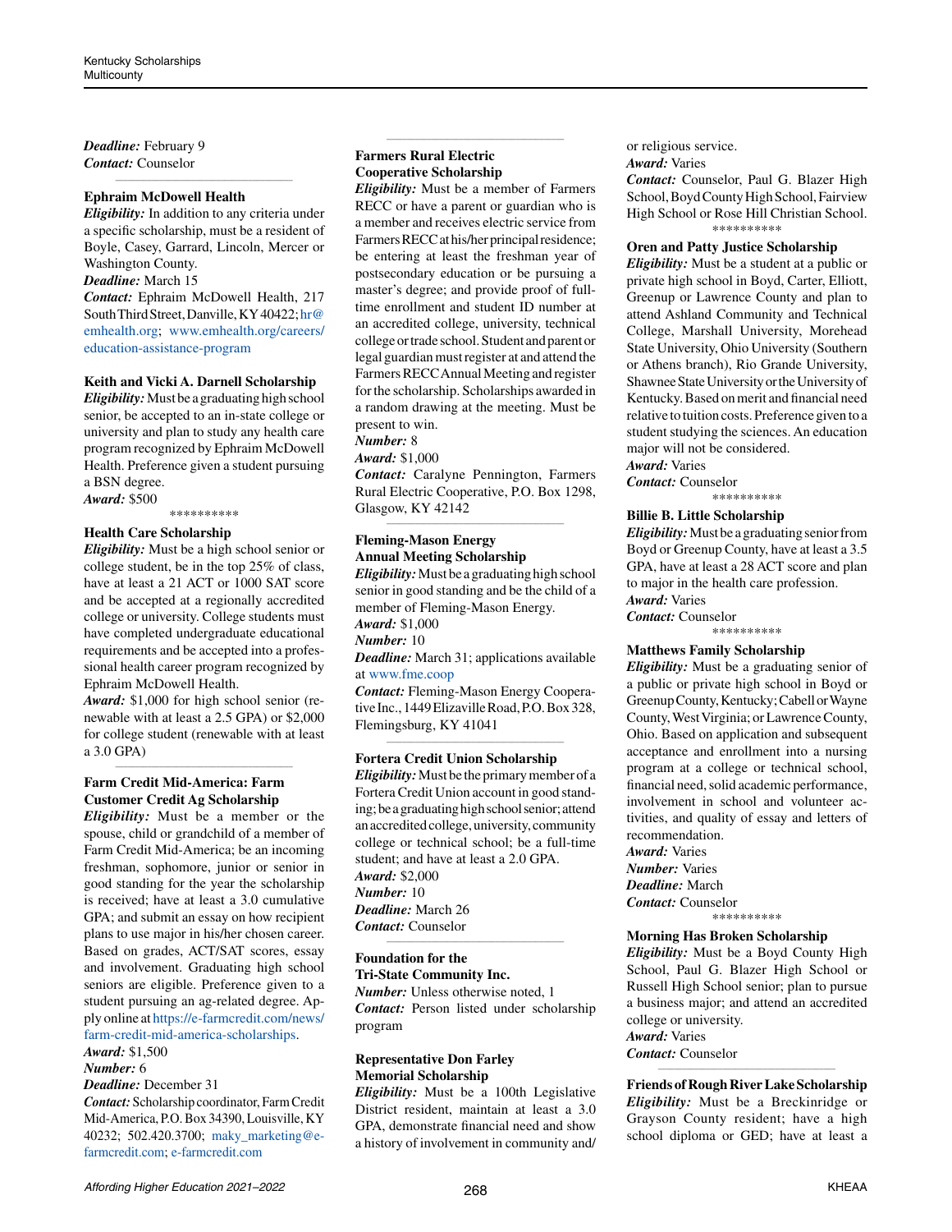*Deadline:* February 9
*Contact:* Counselor

---

**Ephraim McDowell Health**
*Eligibility:* In addition to any criteria under a specific scholarship, must be a resident of Boyle, Casey, Garrard, Lincoln, Mercer or Washington County.
*Deadline:* March 15
*Contact:* Ephraim McDowell Health, 217 South Third Street, Danville, KY 40422; hr@emhealth.org; www.emhealth.org/careers/education-assistance-program

**Keith and Vicki A. Darnell Scholarship**
*Eligibility:* Must be a graduating high school senior, be accepted to an in-state college or university and plan to study any health care program recognized by Ephraim McDowell Health. Preference given a student pursuing a BSN degree.
*Award:* $500

**********

**Health Care Scholarship**
*Eligibility:* Must be a high school senior or college student, be in the top 25% of class, have at least a 21 ACT or 1000 SAT score and be accepted at a regionally accredited college or university. College students must have completed undergraduate educational requirements and be accepted into a professional health career program recognized by Ephraim McDowell Health.
*Award:* $1,000 for high school senior (renewable with at least a 2.5 GPA) or $2,000 for college student (renewable with at least a 3.0 GPA)

---

**Farm Credit Mid-America: Farm Customer Credit Ag Scholarship**
*Eligibility:* Must be a member or the spouse, child or grandchild of a member of Farm Credit Mid-America; be an incoming freshman, sophomore, junior or senior in good standing for the year the scholarship is received; have at least a 3.0 cumulative GPA; and submit an essay on how recipient plans to use major in his/her chosen career. Based on grades, ACT/SAT scores, essay and involvement. Graduating high school seniors are eligible. Preference given to a student pursuing an ag-related degree. Apply online at https://e-farmcredit.com/news/farm-credit-mid-america-scholarships.
*Award:* $1,500
*Number:* 6
*Deadline:* December 31
*Contact:* Scholarship coordinator, Farm Credit Mid-America, P.O. Box 34390, Louisville, KY 40232; 502.420.3700; maky_marketing@e-farmcredit.com; e-farmcredit.com

---

**Farmers Rural Electric Cooperative Scholarship**
*Eligibility:* Must be a member of Farmers RECC or have a parent or guardian who is a member and receives electric service from Farmers RECC at his/her principal residence; be entering at least the freshman year of postsecondary education or be pursuing a master's degree; and provide proof of full-time enrollment and student ID number at an accredited college, university, technical college or trade school. Student and parent or legal guardian must register at and attend the Farmers RECC Annual Meeting and register for the scholarship. Scholarships awarded in a random drawing at the meeting. Must be present to win.
*Number:* 8
*Award:* $1,000
*Contact:* Caralyne Pennington, Farmers Rural Electric Cooperative, P.O. Box 1298, Glasgow, KY 42142

---

**Fleming-Mason Energy Annual Meeting Scholarship**
*Eligibility:* Must be a graduating high school senior in good standing and be the child of a member of Fleming-Mason Energy.
*Award:* $1,000
*Number:* 10
*Deadline:* March 31; applications available at www.fme.coop
*Contact:* Fleming-Mason Energy Cooperative Inc., 1449 Elizaville Road, P.O. Box 328, Flemingsburg, KY 41041

---

**Fortera Credit Union Scholarship**
*Eligibility:* Must be the primary member of a Fortera Credit Union account in good standing; be a graduating high school senior; attend an accredited college, university, community college or technical school; be a full-time student; and have at least a 2.0 GPA.
*Award:* $2,000
*Number:* 10
*Deadline:* March 26
*Contact:* Counselor

---

**Foundation for the Tri-State Community Inc.**
*Number:* Unless otherwise noted, 1
*Contact:* Person listed under scholarship program

**Representative Don Farley Memorial Scholarship**
*Eligibility:* Must be a 100th Legislative District resident, maintain at least a 3.0 GPA, demonstrate financial need and show a history of involvement in community and/or religious service.
*Award:* Varies
*Contact:* Counselor, Paul G. Blazer High School, Boyd County High School, Fairview High School or Rose Hill Christian School.

**********

**Oren and Patty Justice Scholarship**
*Eligibility:* Must be a student at a public or private high school in Boyd, Carter, Elliott, Greenup or Lawrence County and plan to attend Ashland Community and Technical College, Marshall University, Morehead State University, Ohio University (Southern or Athens branch), Rio Grande University, Shawnee State University or the University of Kentucky. Based on merit and financial need relative to tuition costs. Preference given to a student studying the sciences. An education major will not be considered.
*Award:* Varies
*Contact:* Counselor

**********

**Billie B. Little Scholarship**
*Eligibility:* Must be a graduating senior from Boyd or Greenup County, have at least a 3.5 GPA, have at least a 28 ACT score and plan to major in the health care profession.
*Award:* Varies
*Contact:* Counselor

**********

**Matthews Family Scholarship**
*Eligibility:* Must be a graduating senior of a public or private high school in Boyd or Greenup County, Kentucky; Cabell or Wayne County, West Virginia; or Lawrence County, Ohio. Based on application and subsequent acceptance and enrollment into a nursing program at a college or technical school, financial need, solid academic performance, involvement in school and volunteer activities, and quality of essay and letters of recommendation.
*Award:* Varies
*Number:* Varies
*Deadline:* March
*Contact:* Counselor

**********

**Morning Has Broken Scholarship**
*Eligibility:* Must be a Boyd County High School, Paul G. Blazer High School or Russell High School senior; plan to pursue a business major; and attend an accredited college or university.
*Award:* Varies
*Contact:* Counselor

---

**Friends of Rough River Lake Scholarship**
*Eligibility:* Must be a Breckinridge or Grayson County resident; have a high school diploma or GED; have at least a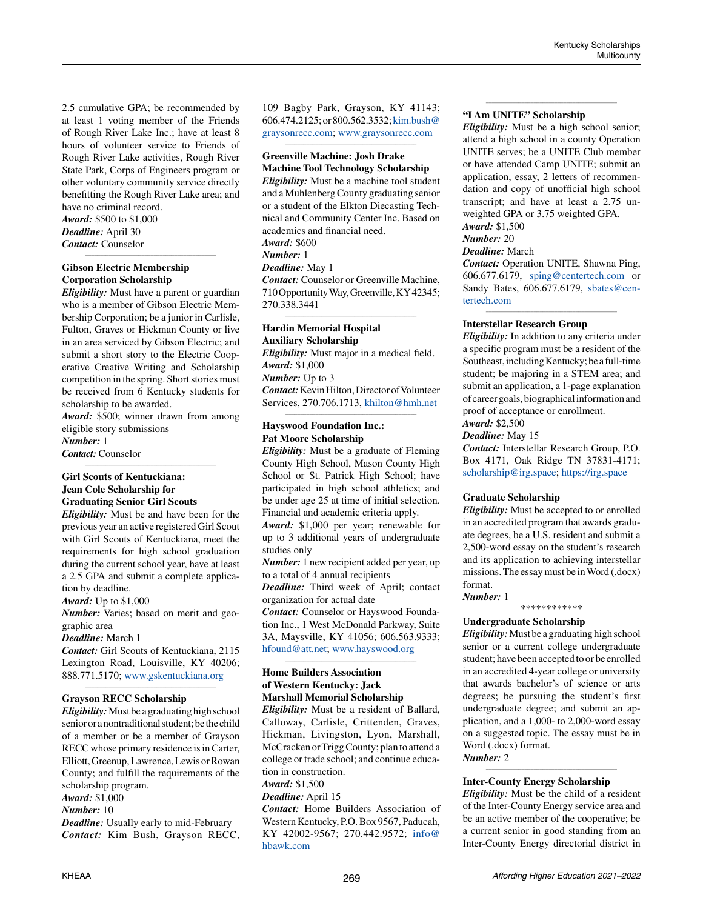2.5 cumulative GPA; be recommended by at least 1 voting member of the Friends of Rough River Lake Inc.; have at least 8 hours of volunteer service to Friends of Rough River Lake activities, Rough River State Park, Corps of Engineers program or other voluntary community service directly benefitting the Rough River Lake area; and have no criminal record.
***Award:*** $500 to $1,000
***Deadline:*** April 30
***Contact:*** Counselor

### Gibson Electric Membership Corporation Scholarship

***Eligibility:*** Must have a parent or guardian who is a member of Gibson Electric Membership Corporation; be a junior in Carlisle, Fulton, Graves or Hickman County or live in an area serviced by Gibson Electric; and submit a short story to the Electric Cooperative Creative Writing and Scholarship competition in the spring. Short stories must be received from 6 Kentucky students for scholarship to be awarded.
***Award:*** $500; winner drawn from among eligible story submissions
***Number:*** 1
***Contact:*** Counselor

### Girl Scouts of Kentuckiana: Jean Cole Scholarship for Graduating Senior Girl Scouts

***Eligibility:*** Must be and have been for the previous year an active registered Girl Scout with Girl Scouts of Kentuckiana, meet the requirements for high school graduation during the current school year, have at least a 2.5 GPA and submit a complete application by deadline.
***Award:*** Up to $1,000
***Number:*** Varies; based on merit and geographic area
***Deadline:*** March 1
***Contact:*** Girl Scouts of Kentuckiana, 2115 Lexington Road, Louisville, KY 40206; 888.771.5170; www.gskentuckiana.org

### Grayson RECC Scholarship

***Eligibility:*** Must be a graduating high school senior or a nontraditional student; be the child of a member or be a member of Grayson RECC whose primary residence is in Carter, Elliott, Greenup, Lawrence, Lewis or Rowan County; and fulfill the requirements of the scholarship program.
***Award:*** $1,000
***Number:*** 10
***Deadline:*** Usually early to mid-February
***Contact:*** Kim Bush, Grayson RECC, 109 Bagby Park, Grayson, KY 41143; 606.474.2125; or 800.562.3532; kim.bush@graysonrecc.com; www.graysonrecc.com

### Greenville Machine: Josh Drake Machine Tool Technology Scholarship

***Eligibility:*** Must be a machine tool student and a Muhlenberg County graduating senior or a student of the Elkton Diecasting Technical and Community Center Inc. Based on academics and financial need.
***Award:*** $600
***Number:*** 1
***Deadline:*** May 1
***Contact:*** Counselor or Greenville Machine, 710 Opportunity Way, Greenville, KY 42345; 270.338.3441

### Hardin Memorial Hospital Auxiliary Scholarship

***Eligibility:*** Must major in a medical field.
***Award:*** $1,000
***Number:*** Up to 3
***Contact:*** Kevin Hilton, Director of Volunteer Services, 270.706.1713, khilton@hmh.net

### Hayswood Foundation Inc.: Pat Moore Scholarship

***Eligibility:*** Must be a graduate of Fleming County High School, Mason County High School or St. Patrick High School; have participated in high school athletics; and be under age 25 at time of initial selection. Financial and academic criteria apply.
***Award:*** $1,000 per year; renewable for up to 3 additional years of undergraduate studies only
***Number:*** 1 new recipient added per year, up to a total of 4 annual recipients
***Deadline:*** Third week of April; contact organization for actual date
***Contact:*** Counselor or Hayswood Foundation Inc., 1 West McDonald Parkway, Suite 3A, Maysville, KY 41056; 606.563.9333; hfound@att.net; www.hayswood.org

### Home Builders Association of Western Kentucky: Jack Marshall Memorial Scholarship

***Eligibility:*** Must be a resident of Ballard, Calloway, Carlisle, Crittenden, Graves, Hickman, Livingston, Lyon, Marshall, McCracken or Trigg County; plan to attend a college or trade school; and continue education in construction.
***Award:*** $1,500
***Deadline:*** April 15
***Contact:*** Home Builders Association of Western Kentucky, P.O. Box 9567, Paducah, KY 42002-9567; 270.442.9572; info@hbawk.com

### "I Am UNITE" Scholarship

***Eligibility:*** Must be a high school senior; attend a high school in a county Operation UNITE serves; be a UNITE Club member or have attended Camp UNITE; submit an application, essay, 2 letters of recommendation and copy of unofficial high school transcript; and have at least a 2.75 unweighted GPA or 3.75 weighted GPA.
***Award:*** $1,500
***Number:*** 20
***Deadline:*** March
***Contact:*** Operation UNITE, Shawna Ping, 606.677.6179, sping@centertech.com or Sandy Bates, 606.677.6179, sbates@centertech.com

### Interstellar Research Group

***Eligibility:*** In addition to any criteria under a specific program must be a resident of the Southeast, including Kentucky; be a full-time student; be majoring in a STEM area; and submit an application, a 1-page explanation of career goals, biographical information and proof of acceptance or enrollment.
***Award:*** $2,500
***Deadline:*** May 15
***Contact:*** Interstellar Research Group, P.O. Box 4171, Oak Ridge TN 37831-4171; scholarship@irg.space; https://irg.space

#### Graduate Scholarship

***Eligibility:*** Must be accepted to or enrolled in an accredited program that awards graduate degrees, be a U.S. resident and submit a 2,500-word essay on the student's research and its application to achieving interstellar missions. The essay must be in Word (.docx) format.
***Number:*** 1

************

#### Undergraduate Scholarship

***Eligibility:*** Must be a graduating high school senior or a current college undergraduate student; have been accepted to or be enrolled in an accredited 4-year college or university that awards bachelor's of science or arts degrees; be pursuing the student's first undergraduate degree; and submit an application, and a 1,000- to 2,000-word essay on a suggested topic. The essay must be in Word (.docx) format.
***Number:*** 2

### Inter-County Energy Scholarship

***Eligibility:*** Must be the child of a resident of the Inter-County Energy service area and be an active member of the cooperative; be a current senior in good standing from an Inter-County Energy directorial district in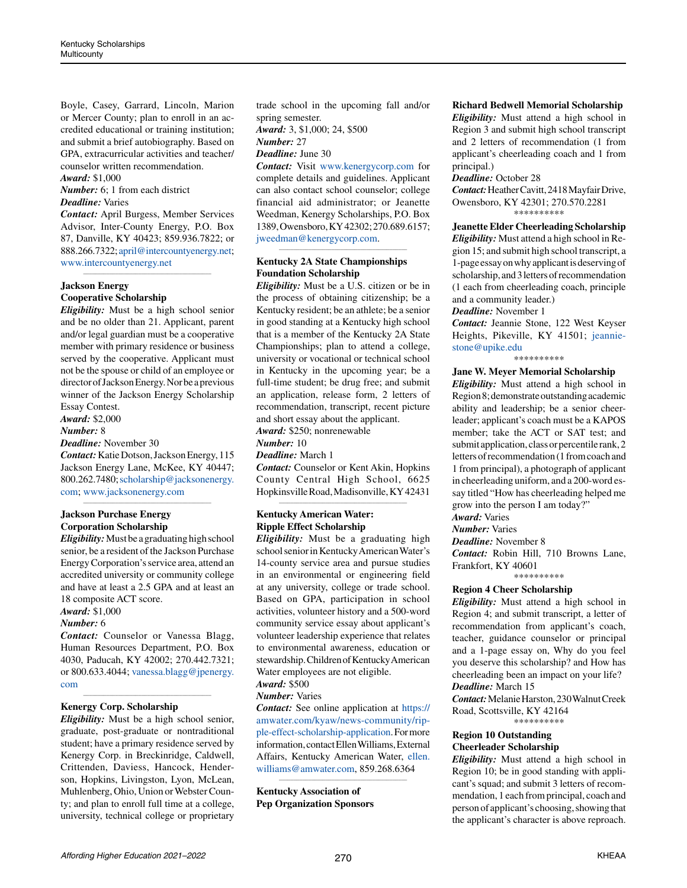Boyle, Casey, Garrard, Lincoln, Marion or Mercer County; plan to enroll in an accredited educational or training institution; and submit a brief autobiography. Based on GPA, extracurricular activities and teacher/counselor written recommendation.
***Award:*** $1,000
***Number:*** 6; 1 from each district
***Deadline:*** Varies
***Contact:*** April Burgess, Member Services Advisor, Inter-County Energy, P.O. Box 87, Danville, KY 40423; 859.936.7822; or 888.266.7322; april@intercountyenergy.net; www.intercountyenergy.net

### Jackson Energy Cooperative Scholarship

***Eligibility:*** Must be a high school senior and be no older than 21. Applicant, parent and/or legal guardian must be a cooperative member with primary residence or business served by the cooperative. Applicant must not be the spouse or child of an employee or director of Jackson Energy. Nor be a previous winner of the Jackson Energy Scholarship Essay Contest.
***Award:*** $2,000
***Number:*** 8
***Deadline:*** November 30
***Contact:*** Katie Dotson, Jackson Energy, 115 Jackson Energy Lane, McKee, KY 40447; 800.262.7480; scholarship@jacksonenergy.com; www.jacksonenergy.com

### Jackson Purchase Energy Corporation Scholarship

***Eligibility:*** Must be a graduating high school senior, be a resident of the Jackson Purchase Energy Corporation's service area, attend an accredited university or community college and have at least a 2.5 GPA and at least an 18 composite ACT score.
***Award:*** $1,000
***Number:*** 6
***Contact:*** Counselor or Vanessa Blagg, Human Resources Department, P.O. Box 4030, Paducah, KY 42002; 270.442.7321; or 800.633.4044; vanessa.blagg@jpenergy.com

### Kenergy Corp. Scholarship

***Eligibility:*** Must be a high school senior, graduate, post-graduate or nontraditional student; have a primary residence served by Kenergy Corp. in Breckinridge, Caldwell, Crittenden, Daviess, Hancock, Henderson, Hopkins, Livingston, Lyon, McLean, Muhlenberg, Ohio, Union or Webster County; and plan to enroll full time at a college, university, technical college or proprietary trade school in the upcoming fall and/or spring semester.
***Award:*** 3, $1,000; 24, $500
***Number:*** 27
***Deadline:*** June 30
***Contact:*** Visit www.kenergycorp.com for complete details and guidelines. Applicant can also contact school counselor; college financial aid administrator; or Jeanette Weedman, Kenergy Scholarships, P.O. Box 1389, Owensboro, KY 42302; 270.689.6157; jweedman@kenergycorp.com.

### Kentucky 2A State Championships Foundation Scholarship

***Eligibility:*** Must be a U.S. citizen or be in the process of obtaining citizenship; be a Kentucky resident; be an athlete; be a senior in good standing at a Kentucky high school that is a member of the Kentucky 2A State Championships; plan to attend a college, university or vocational or technical school in Kentucky in the upcoming year; be a full-time student; be drug free; and submit an application, release form, 2 letters of recommendation, transcript, recent picture and short essay about the applicant.
***Award:*** $250; nonrenewable
***Number:*** 10
***Deadline:*** March 1
***Contact:*** Counselor or Kent Akin, Hopkins County Central High School, 6625 Hopkinsville Road, Madisonville, KY 42431

### Kentucky American Water: Ripple Effect Scholarship

***Eligibility:*** Must be a graduating high school senior in Kentucky American Water's 14-county service area and pursue studies in an environmental or engineering field at any university, college or trade school. Based on GPA, participation in school activities, volunteer history and a 500-word community service essay about applicant's volunteer leadership experience that relates to environmental awareness, education or stewardship. Children of Kentucky American Water employees are not eligible.
***Award:*** $500
***Number:*** Varies
***Contact:*** See online application at https://amwater.com/kyaw/news-community/ripple-effect-scholarship-application. For more information, contact Ellen Williams, External Affairs, Kentucky American Water, ellen.williams@amwater.com, 859.268.6364

### Kentucky Association of Pep Organization Sponsors

#### Richard Bedwell Memorial Scholarship

***Eligibility:*** Must attend a high school in Region 3 and submit high school transcript and 2 letters of recommendation (1 from applicant's cheerleading coach and 1 from principal.)
***Deadline:*** October 28
***Contact:*** Heather Cavitt, 2418 Mayfair Drive, Owensboro, KY 42301; 270.570.2281

**********

#### Jeanette Elder Cheerleading Scholarship

***Eligibility:*** Must attend a high school in Region 15; and submit high school transcript, a 1-page essay on why applicant is deserving of scholarship, and 3 letters of recommendation (1 each from cheerleading coach, principle and a community leader.)
***Deadline:*** November 1
***Contact:*** Jeannie Stone, 122 West Keyser Heights, Pikeville, KY 41501; jeanniestone@upike.edu

**********

#### Jane W. Meyer Memorial Scholarship

***Eligibility:*** Must attend a high school in Region 8; demonstrate outstanding academic ability and leadership; be a senior cheerleader; applicant's coach must be a KAPOS member; take the ACT or SAT test; and submit application, class or percentile rank, 2 letters of recommendation (1 from coach and 1 from principal), a photograph of applicant in cheerleading uniform, and a 200-word essay titled "How has cheerleading helped me grow into the person I am today?"
***Award:*** Varies
***Number:*** Varies
***Deadline:*** November 8
***Contact:*** Robin Hill, 710 Browns Lane, Frankfort, KY 40601

**********

#### Region 4 Cheer Scholarship

***Eligibility:*** Must attend a high school in Region 4; and submit transcript, a letter of recommendation from applicant's coach, teacher, guidance counselor or principal and a 1-page essay on, Why do you feel you deserve this scholarship? and How has cheerleading been an impact on your life?
***Deadline:*** March 15
***Contact:*** Melanie Harston, 230 Walnut Creek Road, Scottsville, KY 42164

**********

#### Region 10 Outstanding Cheerleader Scholarship

***Eligibility:*** Must attend a high school in Region 10; be in good standing with applicant's squad; and submit 3 letters of recommendation, 1 each from principal, coach and person of applicant's choosing, showing that the applicant's character is above reproach.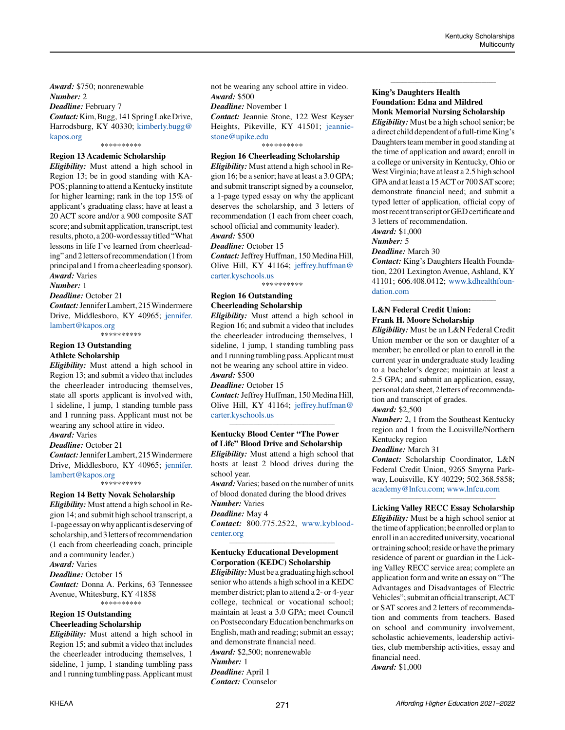***Award:*** $750; nonrenewable
***Number:*** 2
***Deadline:*** February 7
***Contact:*** Kim, Bugg, 141 Spring Lake Drive, Harrodsburg, KY 40330; kimberly.bugg@kapos.org

**********

**Region 13 Academic Scholarship**
***Eligibility:*** Must attend a high school in Region 13; be in good standing with KAPOS; planning to attend a Kentucky institute for higher learning; rank in the top 15% of applicant's graduating class; have at least a 20 ACT score and/or a 900 composite SAT score; and submit application, transcript, test results, photo, a 200-word essay titled "What lessons in life I've learned from cheerleading" and 2 letters of recommendation (1 from principal and 1 from a cheerleading sponsor).
***Award:*** Varies
***Number:*** 1
***Deadline:*** October 21
***Contact:*** Jennifer Lambert, 215 Windermere Drive, Middlesboro, KY 40965; jennifer.lambert@kapos.org

**********

**Region 13 Outstanding Athlete Scholarship**
***Eligibility:*** Must attend a high school in Region 13; and submit a video that includes the cheerleader introducing themselves, state all sports applicant is involved with, 1 sideline, 1 jump, 1 standing tumble pass and 1 running pass. Applicant must not be wearing any school attire in video.
***Award:*** Varies
***Deadline:*** October 21
***Contact:*** Jennifer Lambert, 215 Windermere Drive, Middlesboro, KY 40965; jennifer.lambert@kapos.org

**********

**Region 14 Betty Novak Scholarship**
***Eligibility:*** Must attend a high school in Region 14; and submit high school transcript, a 1-page essay on why applicant is deserving of scholarship, and 3 letters of recommendation (1 each from cheerleading coach, principle and a community leader.)
***Award:*** Varies
***Deadline:*** October 15
***Contact:*** Donna A. Perkins, 63 Tennessee Avenue, Whitesburg, KY 41858

**********

**Region 15 Outstanding Cheerleading Scholarship**
***Eligibility:*** Must attend a high school in Region 15; and submit a video that includes the cheerleader introducing themselves, 1 sideline, 1 jump, 1 standing tumbling pass and 1 running tumbling pass. Applicant must not be wearing any school attire in video.
***Award:*** $500
***Deadline:*** November 1
***Contact:*** Jeannie Stone, 122 West Keyser Heights, Pikeville, KY 41501; jeannie-stone@upike.edu

**********

**Region 16 Cheerleading Scholarship**
***Eligibility:*** Must attend a high school in Region 16; be a senior; have at least a 3.0 GPA; and submit transcript signed by a counselor, a 1-page typed essay on why the applicant deserves the scholarship, and 3 letters of recommendation (1 each from cheer coach, school official and community leader).
***Award:*** $500
***Deadline:*** October 15
***Contact:*** Jeffrey Huffman, 150 Medina Hill, Olive Hill, KY 41164; jeffrey.huffman@carter.kyschools.us

**********

**Region 16 Outstanding Cheerleading Scholarship**
***Eligibility:*** Must attend a high school in Region 16; and submit a video that includes the cheerleader introducing themselves, 1 sideline, 1 jump, 1 standing tumbling pass and 1 running tumbling pass. Applicant must not be wearing any school attire in video.
***Award:*** $500
***Deadline:*** October 15
***Contact:*** Jeffrey Huffman, 150 Medina Hill, Olive Hill, KY 41164; jeffrey.huffman@carter.kyschools.us

---

**Kentucky Blood Center "The Power of Life" Blood Drive and Scholarship**
***Eligibility:*** Must attend a high school that hosts at least 2 blood drives during the school year.
***Award:*** Varies; based on the number of units of blood donated during the blood drives
***Number:*** Varies
***Deadline:*** May 4
***Contact:*** 800.775.2522, www.kybloodcenter.org

---

**Kentucky Educational Development Corporation (KEDC) Scholarship**
***Eligibility:*** Must be a graduating high school senior who attends a high school in a KEDC member district; plan to attend a 2- or 4-year college, technical or vocational school; maintain at least a 3.0 GPA; meet Council on Postsecondary Education benchmarks on English, math and reading; submit an essay; and demonstrate financial need.
***Award:*** $2,500; nonrenewable
***Number:*** 1
***Deadline:*** April 1
***Contact:*** Counselor

---

**King's Daughters Health Foundation: Edna and Mildred Monk Memorial Nursing Scholarship**
***Eligibility:*** Must be a high school senior; be a direct child dependent of a full-time King's Daughters team member in good standing at the time of application and award; enroll in a college or university in Kentucky, Ohio or West Virginia; have at least a 2.5 high school GPA and at least a 15 ACT or 700 SAT score; demonstrate financial need; and submit a typed letter of application, official copy of most recent transcript or GED certificate and 3 letters of recommendation.
***Award:*** $1,000
***Number:*** 5
***Deadline:*** March 30
***Contact:*** King's Daughters Health Foundation, 2201 Lexington Avenue, Ashland, KY 41101; 606.408.0412; www.kdhealthfoundation.com

---

**L&N Federal Credit Union: Frank H. Moore Scholarship**
***Eligibility:*** Must be an L&N Federal Credit Union member or the son or daughter of a member; be enrolled or plan to enroll in the current year in undergraduate study leading to a bachelor's degree; maintain at least a 2.5 GPA; and submit an application, essay, personal data sheet, 2 letters of recommendation and transcript of grades.
***Award:*** $2,500
***Number:*** 2, 1 from the Southeast Kentucky region and 1 from the Louisville/Northern Kentucky region
***Deadline:*** March 31
***Contact:*** Scholarship Coordinator, L&N Federal Credit Union, 9265 Smyrna Parkway, Louisville, KY 40229; 502.368.5858; academy@lnfcu.com; www.lnfcu.com

---

**Licking Valley RECC Essay Scholarship**
***Eligibility:*** Must be a high school senior at the time of application; be enrolled or plan to enroll in an accredited university, vocational or training school; reside or have the primary residence of parent or guardian in the Licking Valley RECC service area; complete an application form and write an essay on "The Advantages and Disadvantages of Electric Vehicles"; submit an official transcript, ACT or SAT scores and 2 letters of recommendation and comments from teachers. Based on school and community involvement, scholastic achievements, leadership activities, club membership activities, essay and financial need.
***Award:*** $1,000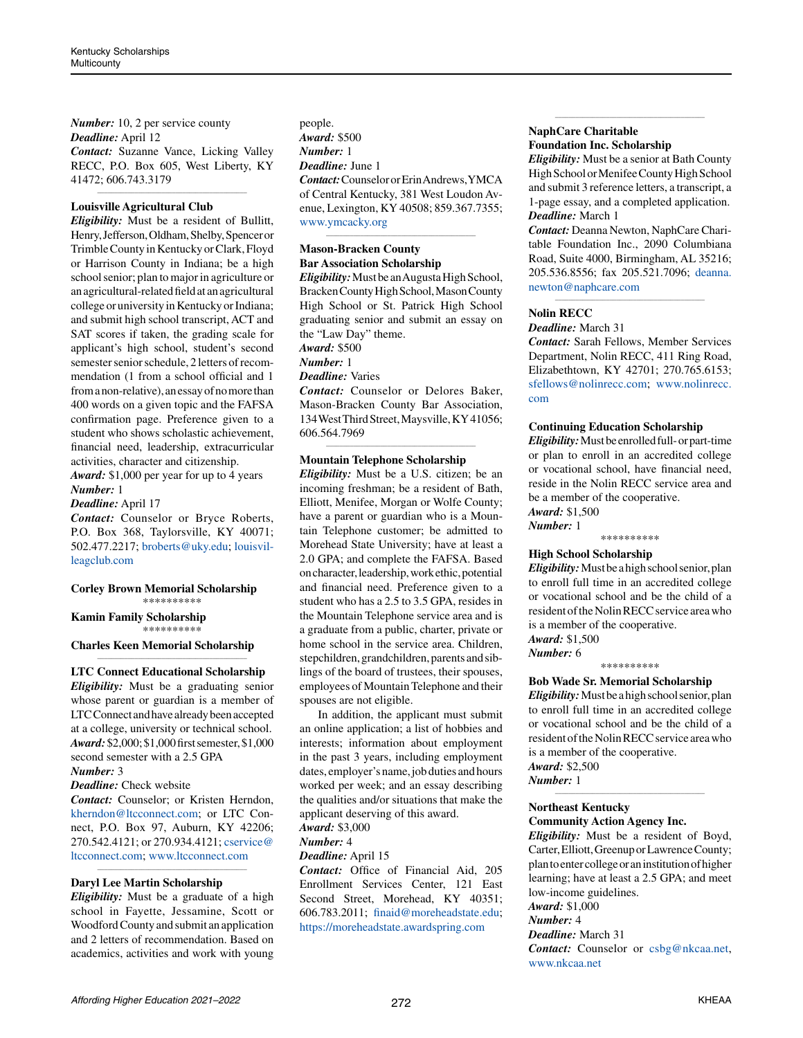***Number:*** 10, 2 per service county
***Deadline:*** April 12
***Contact:*** Suzanne Vance, Licking Valley RECC, P.O. Box 605, West Liberty, KY 41472; 606.743.3179

---

**Louisville Agricultural Club**
***Eligibility:*** Must be a resident of Bullitt, Henry, Jefferson, Oldham, Shelby, Spencer or Trimble County in Kentucky or Clark, Floyd or Harrison County in Indiana; be a high school senior; plan to major in agriculture or an agricultural-related field at an agricultural college or university in Kentucky or Indiana; and submit high school transcript, ACT and SAT scores if taken, the grading scale for applicant's high school, student's second semester senior schedule, 2 letters of recommendation (1 from a school official and 1 from a non-relative), an essay of no more than 400 words on a given topic and the FAFSA confirmation page. Preference given to a student who shows scholastic achievement, financial need, leadership, extracurricular activities, character and citizenship.
***Award:*** $1,000 per year for up to 4 years
***Number:*** 1
***Deadline:*** April 17
***Contact:*** Counselor or Bryce Roberts, P.O. Box 368, Taylorsville, KY 40071; 502.477.2217; broberts@uky.edu; louisvilleagclub.com

**Corley Brown Memorial Scholarship**
**********
**Kamin Family Scholarship**
**********
**Charles Keen Memorial Scholarship**

---

**LTC Connect Educational Scholarship**
***Eligibility:*** Must be a graduating senior whose parent or guardian is a member of LTC Connect and have already been accepted at a college, university or technical school.
***Award:*** $2,000; $1,000 first semester, $1,000 second semester with a 2.5 GPA
***Number:*** 3
***Deadline:*** Check website
***Contact:*** Counselor; or Kristen Herndon, kherndon@ltcconnect.com; or LTC Connect, P.O. Box 97, Auburn, KY 42206; 270.542.4121; or 270.934.4121; cservice@ltcconnect.com; www.ltcconnect.com

---

**Daryl Lee Martin Scholarship**
***Eligibility:*** Must be a graduate of a high school in Fayette, Jessamine, Scott or Woodford County and submit an application and 2 letters of recommendation. Based on academics, activities and work with young people.
***Award:*** $500
***Number:*** 1
***Deadline:*** June 1
***Contact:*** Counselor or Erin Andrews, YMCA of Central Kentucky, 381 West Loudon Avenue, Lexington, KY 40508; 859.367.7355; www.ymcacky.org

---

**Mason-Bracken County Bar Association Scholarship**
***Eligibility:*** Must be an Augusta High School, Bracken County High School, Mason County High School or St. Patrick High School graduating senior and submit an essay on the "Law Day" theme.
***Award:*** $500
***Number:*** 1
***Deadline:*** Varies
***Contact:*** Counselor or Delores Baker, Mason-Bracken County Bar Association, 134 West Third Street, Maysville, KY 41056; 606.564.7969

---

**Mountain Telephone Scholarship**
***Eligibility:*** Must be a U.S. citizen; be an incoming freshman; be a resident of Bath, Elliott, Menifee, Morgan or Wolfe County; have a parent or guardian who is a Mountain Telephone customer; be admitted to Morehead State University; have at least a 2.0 GPA; and complete the FAFSA. Based on character, leadership, work ethic, potential and financial need. Preference given to a student who has a 2.5 to 3.5 GPA, resides in the Mountain Telephone service area and is a graduate from a public, charter, private or home school in the service area. Children, stepchildren, grandchildren, parents and siblings of the board of trustees, their spouses, employees of Mountain Telephone and their spouses are not eligible.

In addition, the applicant must submit an online application; a list of hobbies and interests; information about employment in the past 3 years, including employment dates, employer's name, job duties and hours worked per week; and an essay describing the qualities and/or situations that make the applicant deserving of this award.
***Award:*** $3,000
***Number:*** 4
***Deadline:*** April 15
***Contact:*** Office of Financial Aid, 205 Enrollment Services Center, 121 East Second Street, Morehead, KY 40351; 606.783.2011; finaid@moreheadstate.edu; https://moreheadstate.awardspring.com

---

**NaphCare Charitable Foundation Inc. Scholarship**
***Eligibility:*** Must be a senior at Bath County High School or Menifee County High School and submit 3 reference letters, a transcript, a 1-page essay, and a completed application.
***Deadline:*** March 1
***Contact:*** Deanna Newton, NaphCare Charitable Foundation Inc., 2090 Columbiana Road, Suite 4000, Birmingham, AL 35216; 205.536.8556; fax 205.521.7096; deanna.newton@naphcare.com

---

**Nolin RECC**
***Deadline:*** March 31
***Contact:*** Sarah Fellows, Member Services Department, Nolin RECC, 411 Ring Road, Elizabethtown, KY 42701; 270.765.6153; sfellows@nolinrecc.com; www.nolinrecc.com

**Continuing Education Scholarship**
***Eligibility:*** Must be enrolled full- or part-time or plan to enroll in an accredited college or vocational school, have financial need, reside in the Nolin RECC service area and be a member of the cooperative.
***Award:*** $1,500
***Number:*** 1
**********
**High School Scholarship**
***Eligibility:*** Must be a high school senior, plan to enroll full time in an accredited college or vocational school and be the child of a resident of the Nolin RECC service area who is a member of the cooperative.
***Award:*** $1,500
***Number:*** 6
**********
**Bob Wade Sr. Memorial Scholarship**
***Eligibility:*** Must be a high school senior, plan to enroll full time in an accredited college or vocational school and be the child of a resident of the Nolin RECC service area who is a member of the cooperative.
***Award:*** $2,500
***Number:*** 1

---

**Northeast Kentucky Community Action Agency Inc.**
***Eligibility:*** Must be a resident of Boyd, Carter, Elliott, Greenup or Lawrence County; plan to enter college or an institution of higher learning; have at least a 2.5 GPA; and meet low-income guidelines.
***Award:*** $1,000
***Number:*** 4
***Deadline:*** March 31
***Contact:*** Counselor or csbg@nkcaa.net, www.nkcaa.net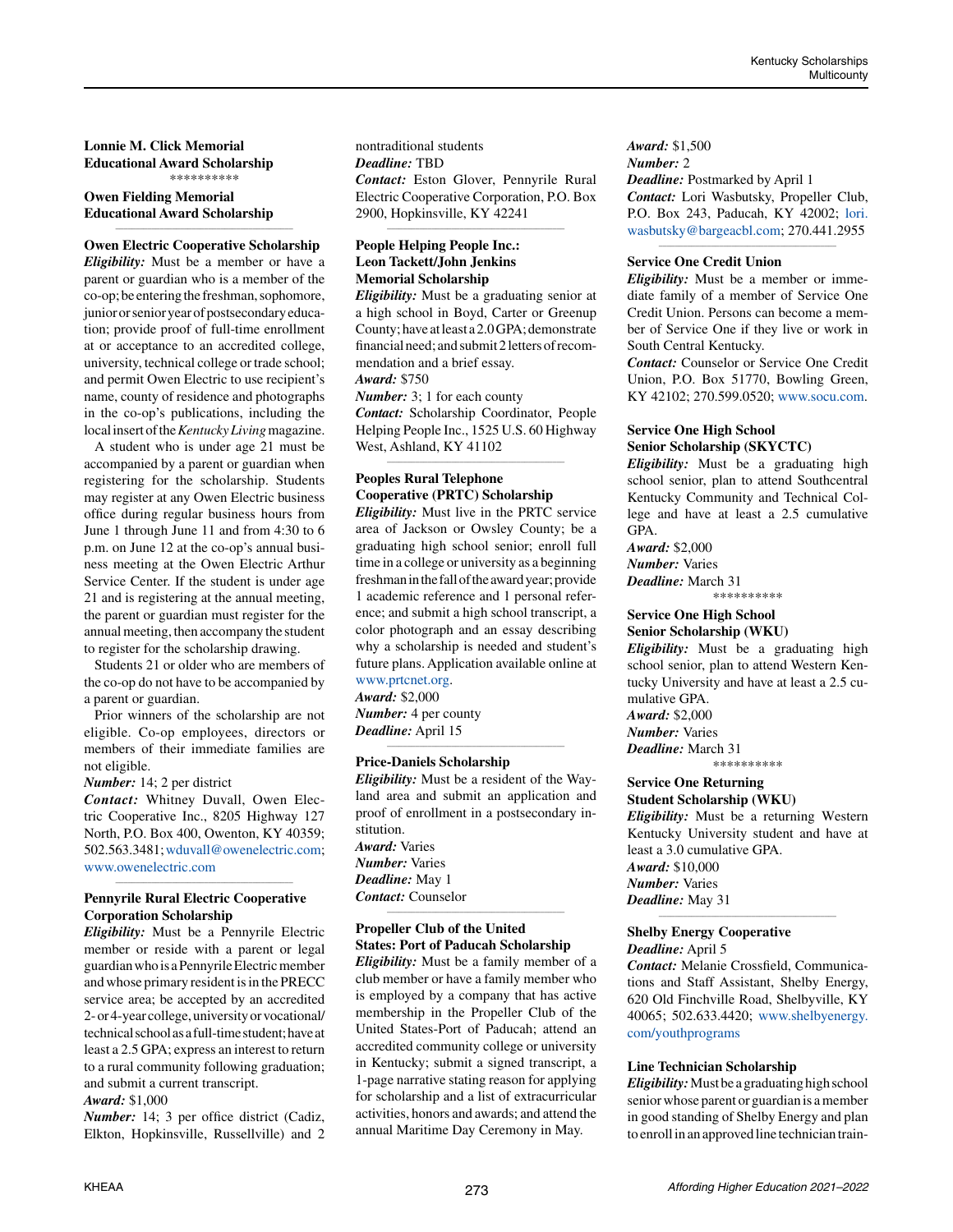**Lonnie M. Click Memorial Educational Award Scholarship**

\*\*\*\*\*\*\*\*\*\*

**Owen Fielding Memorial Educational Award Scholarship**

---

**Owen Electric Cooperative Scholarship**

***Eligibility:*** Must be a member or have a parent or guardian who is a member of the co-op; be entering the freshman, sophomore, junior or senior year of postsecondary education; provide proof of full-time enrollment at or acceptance to an accredited college, university, technical college or trade school; and permit Owen Electric to use recipient's name, county of residence and photographs in the co-op's publications, including the local insert of the *Kentucky Living* magazine.

A student who is under age 21 must be accompanied by a parent or guardian when registering for the scholarship. Students may register at any Owen Electric business office during regular business hours from June 1 through June 11 and from 4:30 to 6 p.m. on June 12 at the co-op's annual business meeting at the Owen Electric Arthur Service Center. If the student is under age 21 and is registering at the annual meeting, the parent or guardian must register for the annual meeting, then accompany the student to register for the scholarship drawing.

Students 21 or older who are members of the co-op do not have to be accompanied by a parent or guardian.

Prior winners of the scholarship are not eligible. Co-op employees, directors or members of their immediate families are not eligible.

***Number:*** 14; 2 per district

***Contact:*** Whitney Duvall, Owen Electric Cooperative Inc., 8205 Highway 127 North, P.O. Box 400, Owenton, KY 40359; 502.563.3481; wduvall@owenelectric.com; www.owenelectric.com

---

**Pennyrile Rural Electric Cooperative Corporation Scholarship**

***Eligibility:*** Must be a Pennyrile Electric member or reside with a parent or legal guardian who is a Pennyrile Electric member and whose primary resident is in the PRECC service area; be accepted by an accredited 2- or 4-year college, university or vocational/technical school as a full-time student; have at least a 2.5 GPA; express an interest to return to a rural community following graduation; and submit a current transcript.

***Award:*** $1,000

***Number:*** 14; 3 per office district (Cadiz, Elkton, Hopkinsville, Russellville) and 2 nontraditional students

***Deadline:*** TBD

***Contact:*** Eston Glover, Pennyrile Rural Electric Cooperative Corporation, P.O. Box 2900, Hopkinsville, KY 42241

---

**People Helping People Inc.: Leon Tackett/John Jenkins Memorial Scholarship**

***Eligibility:*** Must be a graduating senior at a high school in Boyd, Carter or Greenup County; have at least a 2.0 GPA; demonstrate financial need; and submit 2 letters of recommendation and a brief essay.

***Award:*** $750

***Number:*** 3; 1 for each county

***Contact:*** Scholarship Coordinator, People Helping People Inc., 1525 U.S. 60 Highway West, Ashland, KY 41102

---

**Peoples Rural Telephone Cooperative (PRTC) Scholarship**

***Eligibility:*** Must live in the PRTC service area of Jackson or Owsley County; be a graduating high school senior; enroll full time in a college or university as a beginning freshman in the fall of the award year; provide 1 academic reference and 1 personal reference; and submit a high school transcript, a color photograph and an essay describing why a scholarship is needed and student's future plans. Application available online at www.prtcnet.org.

***Award:*** $2,000

***Number:*** 4 per county

***Deadline:*** April 15

---

**Price-Daniels Scholarship**

***Eligibility:*** Must be a resident of the Wayland area and submit an application and proof of enrollment in a postsecondary institution.

***Award:*** Varies

***Number:*** Varies

***Deadline:*** May 1

***Contact:*** Counselor

---

**Propeller Club of the United States: Port of Paducah Scholarship**

***Eligibility:*** Must be a family member of a club member or have a family member who is employed by a company that has active membership in the Propeller Club of the United States-Port of Paducah; attend an accredited community college or university in Kentucky; submit a signed transcript, a 1-page narrative stating reason for applying for scholarship and a list of extracurricular activities, honors and awards; and attend the annual Maritime Day Ceremony in May.

***Award:*** $1,500

***Number:*** 2

***Deadline:*** Postmarked by April 1

***Contact:*** Lori Wasbutsky, Propeller Club, P.O. Box 243, Paducah, KY 42002; lori.wasbutsky@bargeacbl.com; 270.441.2955

---

**Service One Credit Union**

***Eligibility:*** Must be a member or immediate family of a member of Service One Credit Union. Persons can become a member of Service One if they live or work in South Central Kentucky.

***Contact:*** Counselor or Service One Credit Union, P.O. Box 51770, Bowling Green, KY 42102; 270.599.0520; www.socu.com.

**Service One High School Senior Scholarship (SKYCTC)**

***Eligibility:*** Must be a graduating high school senior, plan to attend Southcentral Kentucky Community and Technical College and have at least a 2.5 cumulative GPA.

***Award:*** $2,000

***Number:*** Varies

***Deadline:*** March 31

\*\*\*\*\*\*\*\*\*\*

**Service One High School Senior Scholarship (WKU)**

***Eligibility:*** Must be a graduating high school senior, plan to attend Western Kentucky University and have at least a 2.5 cumulative GPA.

***Award:*** $2,000

***Number:*** Varies

***Deadline:*** March 31

\*\*\*\*\*\*\*\*\*\*

**Service One Returning Student Scholarship (WKU)**

***Eligibility:*** Must be a returning Western Kentucky University student and have at least a 3.0 cumulative GPA.

***Award:*** $10,000

***Number:*** Varies

***Deadline:*** May 31

---

**Shelby Energy Cooperative**

***Deadline:*** April 5

***Contact:*** Melanie Crossfield, Communications and Staff Assistant, Shelby Energy, 620 Old Finchville Road, Shelbyville, KY 40065; 502.633.4420; www.shelbyenergy.com/youthprograms

**Line Technician Scholarship**

***Eligibility:*** Must be a graduating high school senior whose parent or guardian is a member in good standing of Shelby Energy and plan to enroll in an approved line technician train-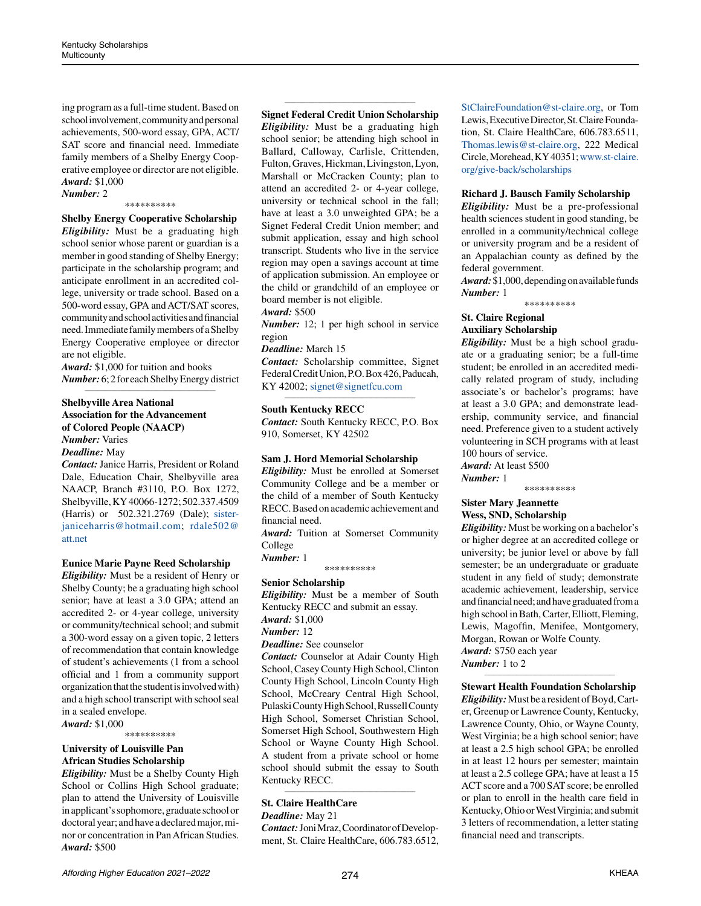ing program as a full-time student. Based on school involvement, community and personal achievements, 500-word essay, GPA, ACT/SAT score and financial need. Immediate family members of a Shelby Energy Cooperative employee or director are not eligible.
***Award:*** $1,000
***Number:*** 2

**********

**Shelby Energy Cooperative Scholarship**
***Eligibility:*** Must be a graduating high school senior whose parent or guardian is a member in good standing of Shelby Energy; participate in the scholarship program; and anticipate enrollment in an accredited college, university or trade school. Based on a 500-word essay, GPA and ACT/SAT scores, community and school activities and financial need. Immediate family members of a Shelby Energy Cooperative employee or director are not eligible.
***Award:*** $1,000 for tuition and books
***Number:*** 6; 2 for each Shelby Energy district

**Shelbyville Area National Association for the Advancement of Colored People (NAACP)**
***Number:*** Varies
***Deadline:*** May
***Contact:*** Janice Harris, President or Roland Dale, Education Chair, Shelbyville area NAACP, Branch #3110, P.O. Box 1272, Shelbyville, KY 40066-1272; 502.337.4509 (Harris) or 502.321.2769 (Dale); sisterjaniceharris@hotmail.com; rdale502@att.net

**Eunice Marie Payne Reed Scholarship**
***Eligibility:*** Must be a resident of Henry or Shelby County; be a graduating high school senior; have at least a 3.0 GPA; attend an accredited 2- or 4-year college, university or community/technical school; and submit a 300-word essay on a given topic, 2 letters of recommendation that contain knowledge of student's achievements (1 from a school official and 1 from a community support organization that the student is involved with) and a high school transcript with school seal in a sealed envelope.
***Award:*** $1,000

**********

**University of Louisville Pan African Studies Scholarship**
***Eligibility:*** Must be a Shelby County High School or Collins High School graduate; plan to attend the University of Louisville in applicant's sophomore, graduate school or doctoral year; and have a declared major, minor or concentration in Pan African Studies.
***Award:*** $500

**Signet Federal Credit Union Scholarship**
***Eligibility:*** Must be a graduating high school senior; be attending high school in Ballard, Calloway, Carlisle, Crittenden, Fulton, Graves, Hickman, Livingston, Lyon, Marshall or McCracken County; plan to attend an accredited 2- or 4-year college, university or technical school in the fall; have at least a 3.0 unweighted GPA; be a Signet Federal Credit Union member; and submit application, essay and high school transcript. Students who live in the service region may open a savings account at time of application submission. An employee or the child or grandchild of an employee or board member is not eligible.
***Award:*** $500
***Number:*** 12; 1 per high school in service region
***Deadline:*** March 15
***Contact:*** Scholarship committee, Signet Federal Credit Union, P.O. Box 426, Paducah, KY 42002; signet@signetfcu.com

**South Kentucky RECC**
***Contact:*** South Kentucky RECC, P.O. Box 910, Somerset, KY 42502

**Sam J. Hord Memorial Scholarship**
***Eligibility:*** Must be enrolled at Somerset Community College and be a member or the child of a member of South Kentucky RECC. Based on academic achievement and financial need.
***Award:*** Tuition at Somerset Community College
***Number:*** 1

**********

**Senior Scholarship**
***Eligibility:*** Must be a member of South Kentucky RECC and submit an essay.
***Award:*** $1,000
***Number:*** 12
***Deadline:*** See counselor
***Contact:*** Counselor at Adair County High School, Casey County High School, Clinton County High School, Lincoln County High School, McCreary Central High School, Pulaski County High School, Russell County High School, Somerset Christian School, Somerset High School, Southwestern High School or Wayne County High School. A student from a private school or home school should submit the essay to South Kentucky RECC.

**St. Claire HealthCare**
***Deadline:*** May 21
***Contact:*** Joni Mraz, Coordinator of Development, St. Claire HealthCare, 606.783.6512, StClaireFoundation@st-claire.org, or Tom Lewis, Executive Director, St. Claire Foundation, St. Claire HealthCare, 606.783.6511, Thomas.lewis@st-claire.org, 222 Medical Circle, Morehead, KY 40351; www.st-claire.org/give-back/scholarships

**Richard J. Bausch Family Scholarship**
***Eligibility:*** Must be a pre-professional health sciences student in good standing, be enrolled in a community/technical college or university program and be a resident of an Appalachian county as defined by the federal government.
***Award:*** $1,000, depending on available funds
***Number:*** 1

**********

**St. Claire Regional Auxiliary Scholarship**
***Eligibility:*** Must be a high school graduate or a graduating senior; be a full-time student; be enrolled in an accredited medically related program of study, including associate's or bachelor's programs; have at least a 3.0 GPA; and demonstrate leadership, community service, and financial need. Preference given to a student actively volunteering in SCH programs with at least 100 hours of service.
***Award:*** At least $500
***Number:*** 1

**********

**Sister Mary Jeannette Wess, SND, Scholarship**
***Eligibility:*** Must be working on a bachelor's or higher degree at an accredited college or university; be junior level or above by fall semester; be an undergraduate or graduate student in any field of study; demonstrate academic achievement, leadership, service and financial need; and have graduated from a high school in Bath, Carter, Elliott, Fleming, Lewis, Magoffin, Menifee, Montgomery, Morgan, Rowan or Wolfe County.
***Award:*** $750 each year
***Number:*** 1 to 2

**Stewart Health Foundation Scholarship**
***Eligibility:*** Must be a resident of Boyd, Carter, Greenup or Lawrence County, Kentucky, Lawrence County, Ohio, or Wayne County, West Virginia; be a high school senior; have at least a 2.5 high school GPA; be enrolled in at least 12 hours per semester; maintain at least a 2.5 college GPA; have at least a 15 ACT score and a 700 SAT score; be enrolled or plan to enroll in the health care field in Kentucky, Ohio or West Virginia; and submit 3 letters of recommendation, a letter stating financial need and transcripts.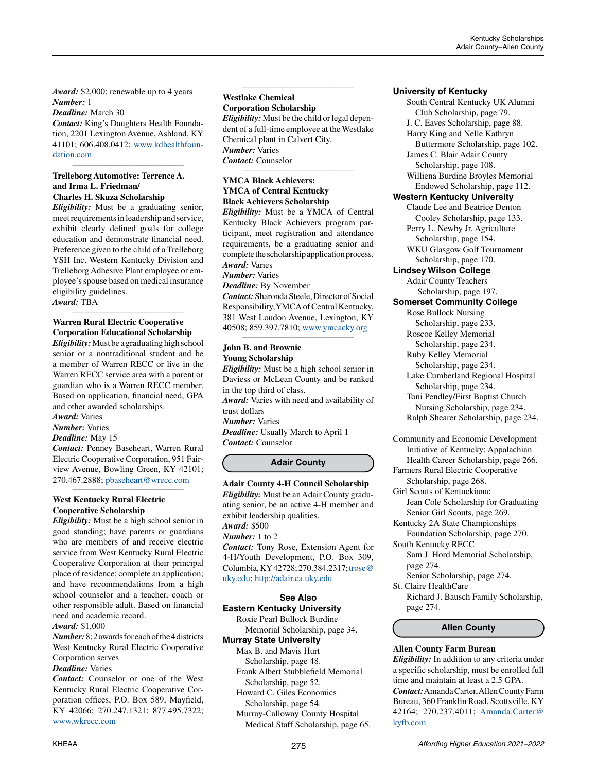*Award:* $2,000; renewable up to 4 years
*Number:* 1
*Deadline:* March 30
*Contact:* King's Daughters Health Foundation, 2201 Lexington Avenue, Ashland, KY 41101; 606.408.0412; www.kdhealthfoundation.com

**Trelleborg Automotive: Terrence A. and Irma L. Friedman/ Charles H. Skuza Scholarship**
*Eligibility:* Must be a graduating senior, meet requirements in leadership and service, exhibit clearly defined goals for college education and demonstrate financial need. Preference given to the child of a Trelleborg YSH Inc. Western Kentucky Division and Trelleborg Adhesive Plant employee or employee's spouse based on medical insurance eligibility guidelines.
*Award:* TBA

**Warren Rural Electric Cooperative Corporation Educational Scholarship**
*Eligibility:* Must be a graduating high school senior or a nontraditional student and be a member of Warren RECC or live in the Warren RECC service area with a parent or guardian who is a Warren RECC member. Based on application, financial need, GPA and other awarded scholarships.
*Award:* Varies
*Number:* Varies
*Deadline:* May 15
*Contact:* Penney Baseheart, Warren Rural Electric Cooperative Corporation, 951 Fairview Avenue, Bowling Green, KY 42101; 270.467.2888; pbaseheart@wrecc.com

**West Kentucky Rural Electric Cooperative Scholarship**
*Eligibility:* Must be a high school senior in good standing; have parents or guardians who are members of and receive electric service from West Kentucky Rural Electric Cooperative Corporation at their principal place of residence; complete an application; and have recommendations from a high school counselor and a teacher, coach or other responsible adult. Based on financial need and academic record.
*Award:* $1,000
*Number:* 8; 2 awards for each of the 4 districts West Kentucky Rural Electric Cooperative Corporation serves
*Deadline:* Varies
*Contact:* Counselor or one of the West Kentucky Rural Electric Cooperative Corporation offices, P.O. Box 589, Mayfield, KY 42066; 270.247.1321; 877.495.7322; www.wkrecc.com

**Westlake Chemical Corporation Scholarship**
*Eligibility:* Must be the child or legal dependent of a full-time employee at the Westlake Chemical plant in Calvert City.
*Number:* Varies
*Contact:* Counselor

**YMCA Black Achievers: YMCA of Central Kentucky Black Achievers Scholarship**
*Eligibility:* Must be a YMCA of Central Kentucky Black Achievers program participant, meet registration and attendance requirements, be a graduating senior and complete the scholarship application process.
*Award:* Varies
*Number:* Varies
*Deadline:* By November
*Contact:* Sharonda Steele, Director of Social Responsibility, YMCA of Central Kentucky, 381 West Loudon Avenue, Lexington, KY 40508; 859.397.7810; www.ymcacky.org

**John B. and Brownie Young Scholarship**
*Eligibility:* Must be a high school senior in Daviess or McLean County and be ranked in the top third of class.
*Award:* Varies with need and availability of trust dollars
*Number:* Varies
*Deadline:* Usually March to April 1
*Contact:* Counselor

## Adair County

**Adair County 4-H Council Scholarship**
*Eligibility:* Must be an Adair County graduating senior, be an active 4-H member and exhibit leadership qualities.
*Award:* $500
*Number:* 1 to 2
*Contact:* Tony Rose, Extension Agent for 4-H/Youth Development, P.O. Box 309, Columbia, KY 42728; 270.384.2317; trose@uky.edu; http://adair.ca.uky.edu

### See Also

**Eastern Kentucky University**
- Roxie Pearl Bullock Burdine Memorial Scholarship, page 34.

**Murray State University**
- Max B. and Mavis Hurt Scholarship, page 48.
- Frank Albert Stubblefield Memorial Scholarship, page 52.
- Howard C. Giles Economics Scholarship, page 54.
- Murray-Calloway County Hospital Medical Staff Scholarship, page 65.

**University of Kentucky**
- South Central Kentucky UK Alumni Club Scholarship, page 79.
- J. C. Eaves Scholarship, page 88.
- Harry King and Nelle Kathryn Buttermore Scholarship, page 102.
- James C. Blair Adair County Scholarship, page 108.
- Williena Burdine Broyles Memorial Endowed Scholarship, page 112.

**Western Kentucky University**
- Claude Lee and Beatrice Denton Cooley Scholarship, page 133.
- Perry L. Newby Jr. Agriculture Scholarship, page 154.
- WKU Glasgow Golf Tournament Scholarship, page 170.

**Lindsey Wilson College**
- Adair County Teachers Scholarship, page 197.

**Somerset Community College**
- Rose Bullock Nursing Scholarship, page 233.
- Roscoe Kelley Memorial Scholarship, page 234.
- Ruby Kelley Memorial Scholarship, page 234.
- Lake Cumberland Regional Hospital Scholarship, page 234.
- Toni Pendley/First Baptist Church Nursing Scholarship, page 234.
- Ralph Shearer Scholarship, page 234.

Community and Economic Development Initiative of Kentucky: Appalachian Health Career Scholarship, page 266.
Farmers Rural Electric Cooperative Scholarship, page 268.
Girl Scouts of Kentuckiana:
- Jean Cole Scholarship for Graduating Senior Girl Scouts, page 269.

Kentucky 2A State Championships Foundation Scholarship, page 270.
South Kentucky RECC
- Sam J. Hord Memorial Scholarship, page 274.
- Senior Scholarship, page 274.

St. Claire HealthCare
- Richard J. Bausch Family Scholarship, page 274.

## Allen County

**Allen County Farm Bureau**
*Eligibility:* In addition to any criteria under a specific scholarship, must be enrolled full time and maintain at least a 2.5 GPA.
*Contact:* Amanda Carter, Allen County Farm Bureau, 360 Franklin Road, Scottsville, KY 42164; 270.237.4011; Amanda.Carter@kyfb.com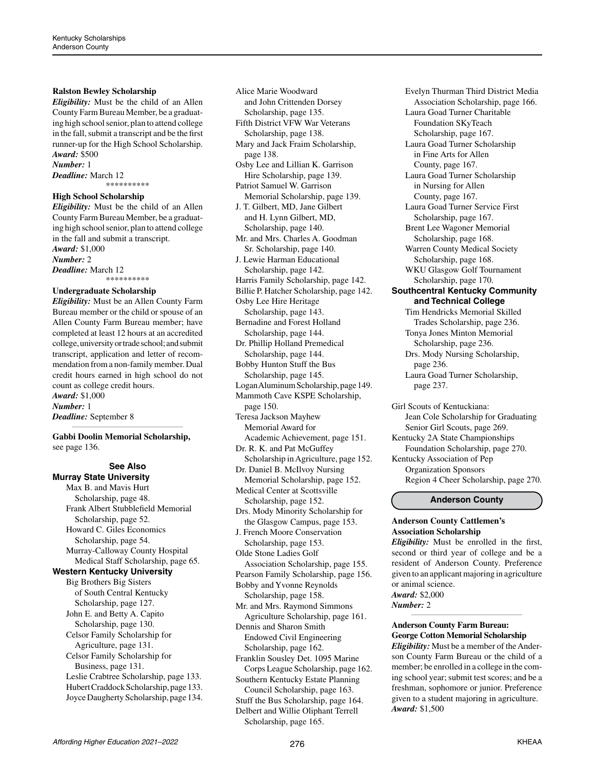**Ralston Bewley Scholarship**

***Eligibility:*** Must be the child of an Allen County Farm Bureau Member, be a graduating high school senior, plan to attend college in the fall, submit a transcript and be the first runner-up for the High School Scholarship.
***Award:*** $500
***Number:*** 1
***Deadline:*** March 12

**********

**High School Scholarship**

***Eligibility:*** Must be the child of an Allen County Farm Bureau Member, be a graduating high school senior, plan to attend college in the fall and submit a transcript.
***Award:*** $1,000
***Number:*** 2
***Deadline:*** March 12

**********

**Undergraduate Scholarship**

***Eligibility:*** Must be an Allen County Farm Bureau member or the child or spouse of an Allen County Farm Bureau member; have completed at least 12 hours at an accredited college, university or trade school; and submit transcript, application and letter of recommendation from a non-family member. Dual credit hours earned in high school do not count as college credit hours.
***Award:*** $1,000
***Number:*** 1
***Deadline:*** September 8

---

**Gabbi Doolin Memorial Scholarship,** see page 136.

### See Also

**Murray State University**

- Max B. and Mavis Hurt Scholarship, page 48.
- Frank Albert Stubblefield Memorial Scholarship, page 52.
- Howard C. Giles Economics Scholarship, page 54.
- Murray-Calloway County Hospital Medical Staff Scholarship, page 65.

**Western Kentucky University**

- Big Brothers Big Sisters of South Central Kentucky Scholarship, page 127.
- John E. and Betty A. Capito Scholarship, page 130.
- Celsor Family Scholarship for Agriculture, page 131.
- Celsor Family Scholarship for Business, page 131.
- Leslie Crabtree Scholarship, page 133.
- Hubert Craddock Scholarship, page 133.
- Joyce Daugherty Scholarship, page 134.
- Alice Marie Woodward and John Crittenden Dorsey Scholarship, page 135.
- Fifth District VFW War Veterans Scholarship, page 138.
- Mary and Jack Fraim Scholarship, page 138.
- Osby Lee and Lillian K. Garrison Hire Scholarship, page 139.
- Patriot Samuel W. Garrison Memorial Scholarship, page 139.
- J. T. Gilbert, MD, Jane Gilbert and H. Lynn Gilbert, MD, Scholarship, page 140.
- Mr. and Mrs. Charles A. Goodman Sr. Scholarship, page 140.
- J. Lewie Harman Educational Scholarship, page 142.
- Harris Family Scholarship, page 142.
- Billie P. Hatcher Scholarship, page 142.
- Osby Lee Hire Heritage Scholarship, page 143.
- Bernadine and Forest Holland Scholarship, page 144.
- Dr. Phillip Holland Premedical Scholarship, page 144.
- Bobby Hunton Stuff the Bus Scholarship, page 145.
- Logan Aluminum Scholarship, page 149.
- Mammoth Cave KSPE Scholarship, page 150.
- Teresa Jackson Mayhew Memorial Award for Academic Achievement, page 151.
- Dr. R. K. and Pat McGuffey Scholarship in Agriculture, page 152.
- Dr. Daniel B. McIlvoy Nursing Memorial Scholarship, page 152.
- Medical Center at Scottsville Scholarship, page 152.
- Drs. Mody Minority Scholarship for the Glasgow Campus, page 153.
- J. French Moore Conservation Scholarship, page 153.
- Olde Stone Ladies Golf Association Scholarship, page 155.
- Pearson Family Scholarship, page 156.
- Bobby and Yvonne Reynolds Scholarship, page 158.
- Mr. and Mrs. Raymond Simmons Agriculture Scholarship, page 161.
- Dennis and Sharon Smith Endowed Civil Engineering Scholarship, page 162.
- Franklin Sousley Det. 1095 Marine Corps League Scholarship, page 162.
- Southern Kentucky Estate Planning Council Scholarship, page 163.
- Stuff the Bus Scholarship, page 164.
- Delbert and Willie Oliphant Terrell Scholarship, page 165.
- Evelyn Thurman Third District Media Association Scholarship, page 166.
- Laura Goad Turner Charitable Foundation SKyTeach Scholarship, page 167.
- Laura Goad Turner Scholarship in Fine Arts for Allen County, page 167.
- Laura Goad Turner Scholarship in Nursing for Allen County, page 167.
- Laura Goad Turner Service First Scholarship, page 167.
- Brent Lee Wagoner Memorial Scholarship, page 168.
- Warren County Medical Society Scholarship, page 168.
- WKU Glasgow Golf Tournament Scholarship, page 170.

**Southcentral Kentucky Community and Technical College**

- Tim Hendricks Memorial Skilled Trades Scholarship, page 236.
- Tonya Jones Minton Memorial Scholarship, page 236.
- Drs. Mody Nursing Scholarship, page 236.
- Laura Goad Turner Scholarship, page 237.

Girl Scouts of Kentuckiana:
- Jean Cole Scholarship for Graduating Senior Girl Scouts, page 269.

Kentucky 2A State Championships
- Foundation Scholarship, page 270.

Kentucky Association of Pep Organization Sponsors
- Region 4 Cheer Scholarship, page 270.

## Anderson County

**Anderson County Cattlemen's Association Scholarship**

***Eligibility:*** Must be enrolled in the first, second or third year of college and be a resident of Anderson County. Preference given to an applicant majoring in agriculture or animal science.
***Award:*** $2,000
***Number:*** 2

---

**Anderson County Farm Bureau: George Cotton Memorial Scholarship**

***Eligibility:*** Must be a member of the Anderson County Farm Bureau or the child of a member; be enrolled in a college in the coming school year; submit test scores; and be a freshman, sophomore or junior. Preference given to a student majoring in agriculture.
***Award:*** $1,500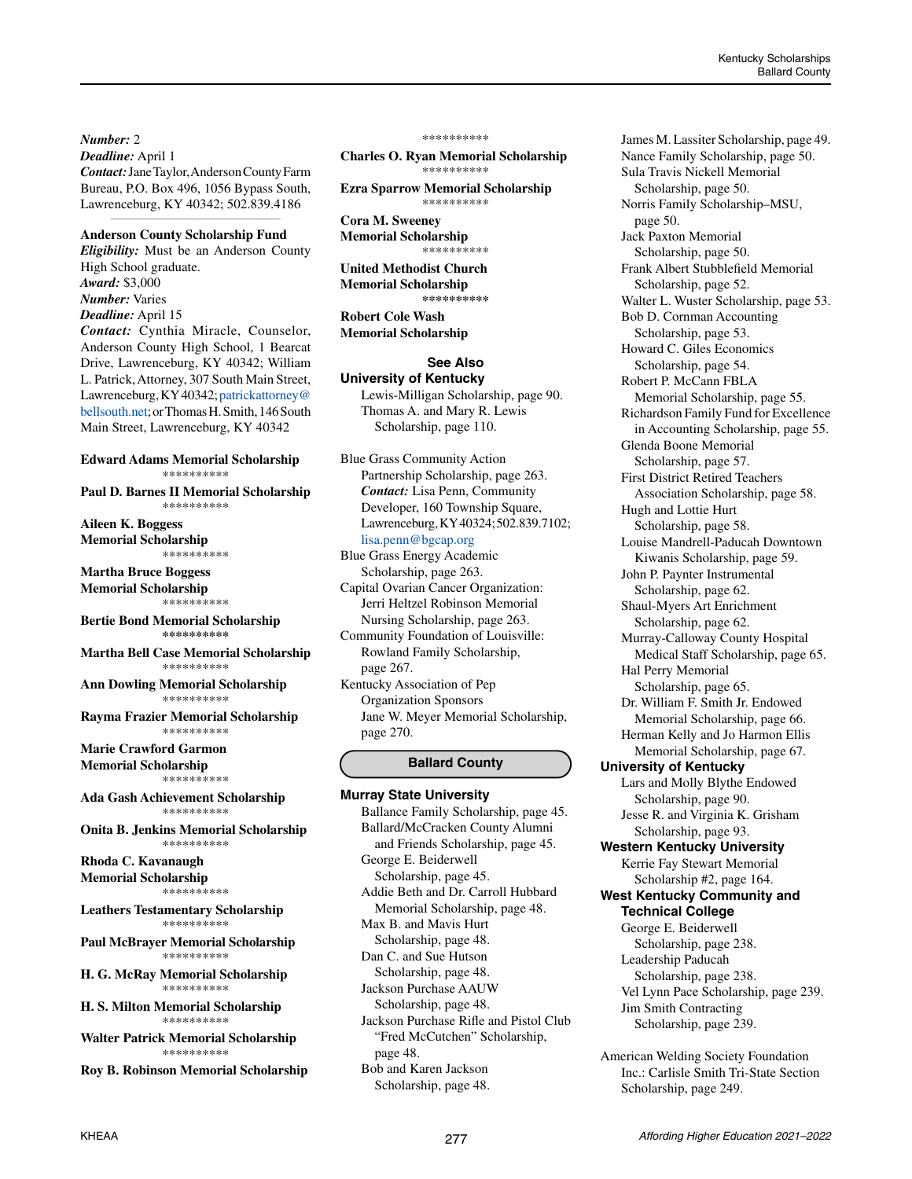***Number:*** 2
***Deadline:*** April 1
***Contact:*** Jane Taylor, Anderson County Farm Bureau, P.O. Box 496, 1056 Bypass South, Lawrenceburg, KY 40342; 502.839.4186

**Anderson County Scholarship Fund**
***Eligibility:*** Must be an Anderson County High School graduate.
***Award:*** $3,000
***Number:*** Varies
***Deadline:*** April 15
***Contact:*** Cynthia Miracle, Counselor, Anderson County High School, 1 Bearcat Drive, Lawrenceburg, KY 40342; William L. Patrick, Attorney, 307 South Main Street, Lawrenceburg, KY 40342; patrickattorney@bellsouth.net; or Thomas H. Smith, 146 South Main Street, Lawrenceburg, KY 40342

**Edward Adams Memorial Scholarship**
**********
**Paul D. Barnes II Memorial Scholarship**
**********
**Aileen K. Boggess Memorial Scholarship**
**********
**Martha Bruce Boggess Memorial Scholarship**
**********
**Bertie Bond Memorial Scholarship**
**********
**Martha Bell Case Memorial Scholarship**
**********
**Ann Dowling Memorial Scholarship**
**********
**Rayma Frazier Memorial Scholarship**
**********
**Marie Crawford Garmon Memorial Scholarship**
**********
**Ada Gash Achievement Scholarship**
**********
**Onita B. Jenkins Memorial Scholarship**
**********
**Rhoda C. Kavanaugh Memorial Scholarship**
**********
**Leathers Testamentary Scholarship**
**********
**Paul McBrayer Memorial Scholarship**
**********
**H. G. McRay Memorial Scholarship**
**********
**H. S. Milton Memorial Scholarship**
**********
**Walter Patrick Memorial Scholarship**
**********
**Roy B. Robinson Memorial Scholarship**
**********
**Charles O. Ryan Memorial Scholarship**
**********
**Ezra Sparrow Memorial Scholarship**
**********
**Cora M. Sweeney Memorial Scholarship**
**********
**United Methodist Church Memorial Scholarship**
**********
**Robert Cole Wash Memorial Scholarship**

**See Also**

**University of Kentucky**
- Lewis-Milligan Scholarship, page 90.
- Thomas A. and Mary R. Lewis Scholarship, page 110.

Blue Grass Community Action Partnership Scholarship, page 263. ***Contact:*** Lisa Penn, Community Developer, 160 Township Square, Lawrenceburg, KY 40324; 502.839.7102; lisa.penn@bgcap.org
Blue Grass Energy Academic Scholarship, page 263.
Capital Ovarian Cancer Organization: Jerri Heltzel Robinson Memorial Nursing Scholarship, page 263.
Community Foundation of Louisville: Rowland Family Scholarship, page 267.
Kentucky Association of Pep Organization Sponsors Jane W. Meyer Memorial Scholarship, page 270.

## Ballard County

**Murray State University**
- Ballance Family Scholarship, page 45.
- Ballard/McCracken County Alumni and Friends Scholarship, page 45.
- George E. Beiderwell Scholarship, page 45.
- Addie Beth and Dr. Carroll Hubbard Memorial Scholarship, page 48.
- Max B. and Mavis Hurt Scholarship, page 48.
- Dan C. and Sue Hutson Scholarship, page 48.
- Jackson Purchase AAUW Scholarship, page 48.
- Jackson Purchase Rifle and Pistol Club "Fred McCutchen" Scholarship, page 48.
- Bob and Karen Jackson Scholarship, page 48.
- James M. Lassiter Scholarship, page 49.
- Nance Family Scholarship, page 50.
- Sula Travis Nickell Memorial Scholarship, page 50.
- Norris Family Scholarship–MSU, page 50.
- Jack Paxton Memorial Scholarship, page 50.
- Frank Albert Stubblefield Memorial Scholarship, page 52.
- Walter L. Wuster Scholarship, page 53.
- Bob D. Cornman Accounting Scholarship, page 53.
- Howard C. Giles Economics Scholarship, page 54.
- Robert P. McCann FBLA Memorial Scholarship, page 55.
- Richardson Family Fund for Excellence in Accounting Scholarship, page 55.
- Glenda Boone Memorial Scholarship, page 57.
- First District Retired Teachers Association Scholarship, page 58.
- Hugh and Lottie Hurt Scholarship, page 58.
- Louise Mandrell-Paducah Downtown Kiwanis Scholarship, page 59.
- John P. Paynter Instrumental Scholarship, page 62.
- Shaul-Myers Art Enrichment Scholarship, page 62.
- Murray-Calloway County Hospital Medical Staff Scholarship, page 65.
- Hal Perry Memorial Scholarship, page 65.
- Dr. William F. Smith Jr. Endowed Memorial Scholarship, page 66.
- Herman Kelly and Jo Harmon Ellis Memorial Scholarship, page 67.

**University of Kentucky**
- Lars and Molly Blythe Endowed Scholarship, page 90.
- Jesse R. and Virginia K. Grisham Scholarship, page 93.

**Western Kentucky University**
- Kerrie Fay Stewart Memorial Scholarship #2, page 164.

**West Kentucky Community and Technical College**
- George E. Beiderwell Scholarship, page 238.
- Leadership Paducah Scholarship, page 238.
- Vel Lynn Pace Scholarship, page 239.
- Jim Smith Contracting Scholarship, page 239.

American Welding Society Foundation Inc.: Carlisle Smith Tri-State Section Scholarship, page 249.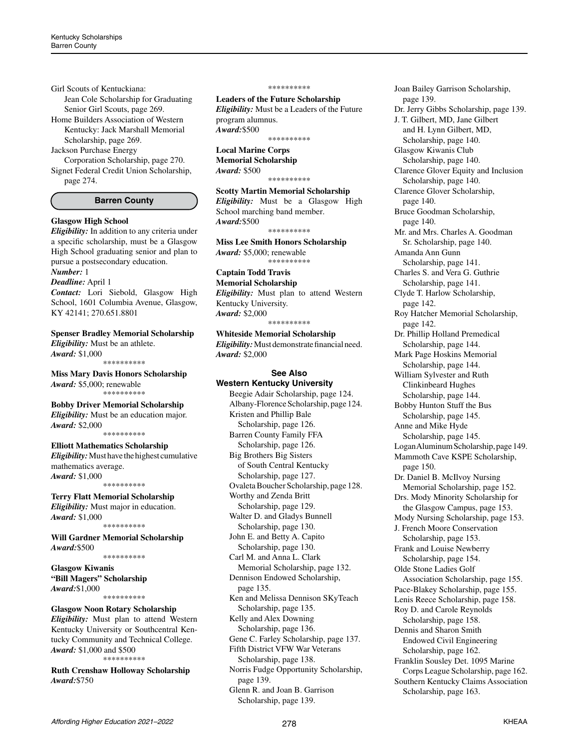Girl Scouts of Kentuckiana:
Jean Cole Scholarship for Graduating Senior Girl Scouts, page 269.
Home Builders Association of Western Kentucky: Jack Marshall Memorial Scholarship, page 269.
Jackson Purchase Energy Corporation Scholarship, page 270.
Signet Federal Credit Union Scholarship, page 274.

## Barren County

**Glasgow High School**
***Eligibility:*** In addition to any criteria under a specific scholarship, must be a Glasgow High School graduating senior and plan to pursue a postsecondary education.
***Number:*** 1
***Deadline:*** April 1
***Contact:*** Lori Siebold, Glasgow High School, 1601 Columbia Avenue, Glasgow, KY 42141; 270.651.8801

**Spenser Bradley Memorial Scholarship**
***Eligibility:*** Must be an athlete.
***Award:*** $1,000

**********

**Miss Mary Davis Honors Scholarship**
***Award:*** $5,000; renewable

**********

**Bobby Driver Memorial Scholarship**
***Eligibility:*** Must be an education major.
***Award:*** $2,000

**********

**Elliott Mathematics Scholarship**
***Eligibility:*** Must have the highest cumulative mathematics average.
***Award:*** $1,000

**********

**Terry Flatt Memorial Scholarship**
***Eligibility:*** Must major in education.
***Award:*** $1,000

**********

**Will Gardner Memorial Scholarship**
***Award:***$500

**********

**Glasgow Kiwanis "Bill Magers" Scholarship**
***Award:***$1,000

**********

**Glasgow Noon Rotary Scholarship**
***Eligibility:*** Must plan to attend Western Kentucky University or Southcentral Kentucky Community and Technical College.
***Award:*** $1,000 and $500

**********

**Ruth Crenshaw Holloway Scholarship**
***Award:***$750

**********

**Leaders of the Future Scholarship**
***Eligibility:*** Must be a Leaders of the Future program alumnus.
***Award:***$500

**********

**Local Marine Corps Memorial Scholarship**
***Award:*** $500

**********

**Scotty Martin Memorial Scholarship**
***Eligibility:*** Must be a Glasgow High School marching band member.
***Award:***$500

**********

**Miss Lee Smith Honors Scholarship**
***Award:*** $5,000; renewable

**********

**Captain Todd Travis Memorial Scholarship**
***Eligibility:*** Must plan to attend Western Kentucky University.
***Award:*** $2,000

**********

**Whiteside Memorial Scholarship**
***Eligibility:*** Must demonstrate financial need.
***Award:*** $2,000

### See Also

**Western Kentucky University**

Beegie Adair Scholarship, page 124.
Albany-Florence Scholarship, page 124.
Kristen and Phillip Bale Scholarship, page 126.
Barren County Family FFA Scholarship, page 126.
Big Brothers Big Sisters of South Central Kentucky Scholarship, page 127.
Ovaleta Boucher Scholarship, page 128.
Worthy and Zenda Britt Scholarship, page 129.
Walter D. and Gladys Bunnell Scholarship, page 130.
John E. and Betty A. Capito Scholarship, page 130.
Carl M. and Anna L. Clark Memorial Scholarship, page 132.
Dennison Endowed Scholarship, page 135.
Ken and Melissa Dennison SKyTeach Scholarship, page 135.
Kelly and Alex Downing Scholarship, page 136.
Gene C. Farley Scholarship, page 137.
Fifth District VFW War Veterans Scholarship, page 138.
Norris Fudge Opportunity Scholarship, page 139.
Glenn R. and Joan B. Garrison Scholarship, page 139.
Joan Bailey Garrison Scholarship, page 139.
Dr. Jerry Gibbs Scholarship, page 139.
J. T. Gilbert, MD, Jane Gilbert and H. Lynn Gilbert, MD, Scholarship, page 140.
Glasgow Kiwanis Club Scholarship, page 140.
Clarence Glover Equity and Inclusion Scholarship, page 140.
Clarence Glover Scholarship, page 140.
Bruce Goodman Scholarship, page 140.
Mr. and Mrs. Charles A. Goodman Sr. Scholarship, page 140.
Amanda Ann Gunn Scholarship, page 141.
Charles S. and Vera G. Guthrie Scholarship, page 141.
Clyde T. Harlow Scholarship, page 142.
Roy Hatcher Memorial Scholarship, page 142.
Dr. Phillip Holland Premedical Scholarship, page 144.
Mark Page Hoskins Memorial Scholarship, page 144.
William Sylvester and Ruth Clinkinbeard Hughes Scholarship, page 144.
Bobby Hunton Stuff the Bus Scholarship, page 145.
Anne and Mike Hyde Scholarship, page 145.
Logan Aluminum Scholarship, page 149.
Mammoth Cave KSPE Scholarship, page 150.
Dr. Daniel B. McIlvoy Nursing Memorial Scholarship, page 152.
Drs. Mody Minority Scholarship for the Glasgow Campus, page 153.
Mody Nursing Scholarship, page 153.
J. French Moore Conservation Scholarship, page 153.
Frank and Louise Newberry Scholarship, page 154.
Olde Stone Ladies Golf Association Scholarship, page 155.
Pace-Blakey Scholarship, page 155.
Lenis Reece Scholarship, page 158.
Roy D. and Carole Reynolds Scholarship, page 158.
Dennis and Sharon Smith Endowed Civil Engineering Scholarship, page 162.
Franklin Sousley Det. 1095 Marine Corps League Scholarship, page 162.
Southern Kentucky Claims Association Scholarship, page 163.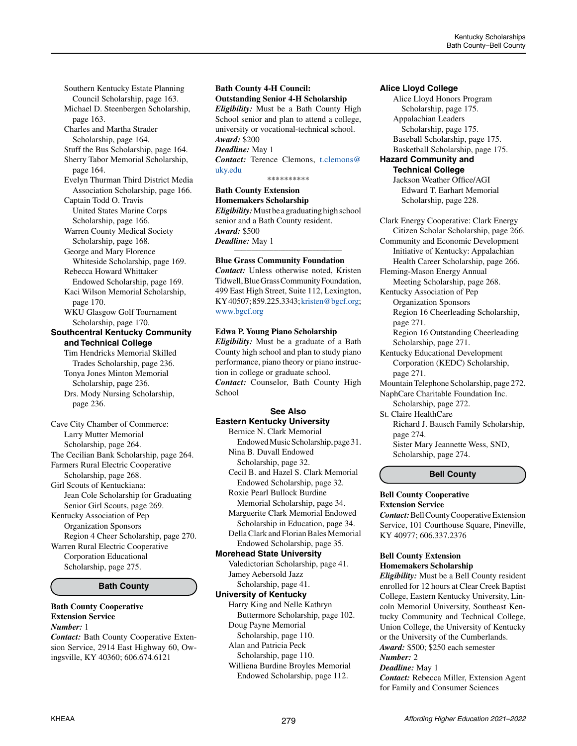Southern Kentucky Estate Planning Council Scholarship, page 163.
Michael D. Steenbergen Scholarship, page 163.
Charles and Martha Strader Scholarship, page 164.
Stuff the Bus Scholarship, page 164.
Sherry Tabor Memorial Scholarship, page 164.
Evelyn Thurman Third District Media Association Scholarship, page 166.
Captain Todd O. Travis United States Marine Corps Scholarship, page 166.
Warren County Medical Society Scholarship, page 168.
George and Mary Florence Whiteside Scholarship, page 169.
Rebecca Howard Whittaker Endowed Scholarship, page 169.
Kaci Wilson Memorial Scholarship, page 170.
WKU Glasgow Golf Tournament Scholarship, page 170.

**Southcentral Kentucky Community and Technical College**

Tim Hendricks Memorial Skilled Trades Scholarship, page 236.
Tonya Jones Minton Memorial Scholarship, page 236.
Drs. Mody Nursing Scholarship, page 236.

Cave City Chamber of Commerce: Larry Mutter Memorial Scholarship, page 264.
The Cecilian Bank Scholarship, page 264.
Farmers Rural Electric Cooperative Scholarship, page 268.
Girl Scouts of Kentuckiana: Jean Cole Scholarship for Graduating Senior Girl Scouts, page 269.
Kentucky Association of Pep Organization Sponsors Region 4 Cheer Scholarship, page 270.
Warren Rural Electric Cooperative Corporation Educational Scholarship, page 275.

## Bath County

**Bath County Cooperative Extension Service**
***Number:*** 1
***Contact:*** Bath County Cooperative Extension Service, 2914 East Highway 60, Owingsville, KY 40360; 606.674.6121

**Bath County 4-H Council: Outstanding Senior 4-H Scholarship**
***Eligibility:*** Must be a Bath County High School senior and plan to attend a college, university or vocational-technical school.
***Award:*** $200
***Deadline:*** May 1
***Contact:*** Terence Clemons, t.clemons@uky.edu

**********

**Bath County Extension Homemakers Scholarship**
***Eligibility:*** Must be a graduating high school senior and a Bath County resident.
***Award:*** $500
***Deadline:*** May 1

---

**Blue Grass Community Foundation**
***Contact:*** Unless otherwise noted, Kristen Tidwell, Blue Grass Community Foundation, 499 East High Street, Suite 112, Lexington, KY 40507; 859.225.3343; kristen@bgcf.org; www.bgcf.org

**Edwa P. Young Piano Scholarship**
***Eligibility:*** Must be a graduate of a Bath County high school and plan to study piano performance, piano theory or piano instruction in college or graduate school.
***Contact:*** Counselor, Bath County High School

### See Also

**Eastern Kentucky University**

Bernice N. Clark Memorial Endowed Music Scholarship, page 31.
Nina B. Duvall Endowed Scholarship, page 32.
Cecil B. and Hazel S. Clark Memorial Endowed Scholarship, page 32.
Roxie Pearl Bullock Burdine Memorial Scholarship, page 34.
Marguerite Clark Memorial Endowed Scholarship in Education, page 34.
Della Clark and Florian Bales Memorial Endowed Scholarship, page 35.

**Morehead State University**

Valedictorian Scholarship, page 41.
Jamey Aebersold Jazz Scholarship, page 41.

**University of Kentucky**

Harry King and Nelle Kathryn Buttermore Scholarship, page 102.
Doug Payne Memorial Scholarship, page 110.
Alan and Patricia Peck Scholarship, page 110.
Williena Burdine Broyles Memorial Endowed Scholarship, page 112.

**Alice Lloyd College**

Alice Lloyd Honors Program Scholarship, page 175.
Appalachian Leaders Scholarship, page 175.
Baseball Scholarship, page 175.
Basketball Scholarship, page 175.

**Hazard Community and Technical College**

Jackson Weather Office/AGI Edward T. Earhart Memorial Scholarship, page 228.

Clark Energy Cooperative: Clark Energy Citizen Scholar Scholarship, page 266.
Community and Economic Development Initiative of Kentucky: Appalachian Health Career Scholarship, page 266.
Fleming-Mason Energy Annual Meeting Scholarship, page 268.
Kentucky Association of Pep Organization Sponsors Region 16 Cheerleading Scholarship, page 271.
Region 16 Outstanding Cheerleading Scholarship, page 271.
Kentucky Educational Development Corporation (KEDC) Scholarship, page 271.
Mountain Telephone Scholarship, page 272.
NaphCare Charitable Foundation Inc. Scholarship, page 272.
St. Claire HealthCare Richard J. Bausch Family Scholarship, page 274.
Sister Mary Jeannette Wess, SND, Scholarship, page 274.

## Bell County

**Bell County Cooperative Extension Service**
***Contact:*** Bell County Cooperative Extension Service, 101 Courthouse Square, Pineville, KY 40977; 606.337.2376

**Bell County Extension Homemakers Scholarship**
***Eligibility:*** Must be a Bell County resident enrolled for 12 hours at Clear Creek Baptist College, Eastern Kentucky University, Lincoln Memorial University, Southeast Kentucky Community and Technical College, Union College, the University of Kentucky or the University of the Cumberlands.
***Award:*** $500; $250 each semester
***Number:*** 2
***Deadline:*** May 1
***Contact:*** Rebecca Miller, Extension Agent for Family and Consumer Sciences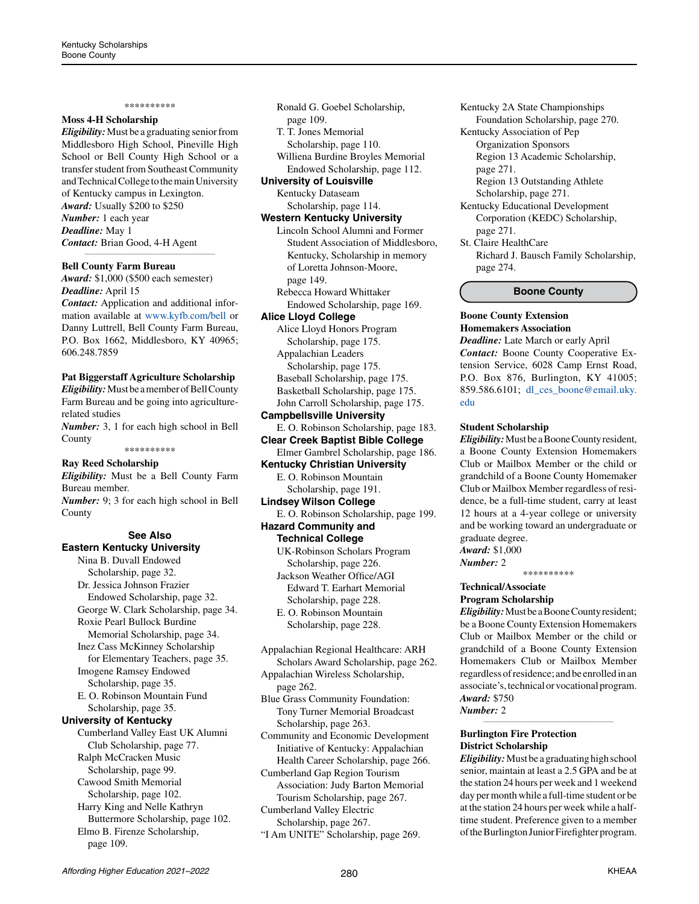\*\*\*\*\*\*\*\*\*\*

**Moss 4-H Scholarship**
***Eligibility:*** Must be a graduating senior from Middlesboro High School, Pineville High School or Bell County High School or a transfer student from Southeast Community and Technical College to the main University of Kentucky campus in Lexington.
***Award:*** Usually $200 to $250
***Number:*** 1 each year
***Deadline:*** May 1
***Contact:*** Brian Good, 4-H Agent

---

**Bell County Farm Bureau**
***Award:*** $1,000 ($500 each semester)
***Deadline:*** April 15
***Contact:*** Application and additional information available at www.kyfb.com/bell or Danny Luttrell, Bell County Farm Bureau, P.O. Box 1662, Middlesboro, KY 40965; 606.248.7859

**Pat Biggerstaff Agriculture Scholarship**
***Eligibility:*** Must be a member of Bell County Farm Bureau and be going into agriculture-related studies
***Number:*** 3, 1 for each high school in Bell County

\*\*\*\*\*\*\*\*\*\*

**Ray Reed Scholarship**
***Eligibility:*** Must be a Bell County Farm Bureau member.
***Number:*** 9; 3 for each high school in Bell County

### See Also

**Eastern Kentucky University**
- Nina B. Duvall Endowed Scholarship, page 32.
- Dr. Jessica Johnson Frazier Endowed Scholarship, page 32.
- George W. Clark Scholarship, page 34.
- Roxie Pearl Bullock Burdine Memorial Scholarship, page 34.
- Inez Cass McKinney Scholarship for Elementary Teachers, page 35.
- Imogene Ramsey Endowed Scholarship, page 35.
- E. O. Robinson Mountain Fund Scholarship, page 35.

**University of Kentucky**
- Cumberland Valley East UK Alumni Club Scholarship, page 77.
- Ralph McCracken Music Scholarship, page 99.
- Cawood Smith Memorial Scholarship, page 102.
- Harry King and Nelle Kathryn Buttermore Scholarship, page 102.
- Elmo B. Firenze Scholarship, page 109.
- Ronald G. Goebel Scholarship, page 109.
- T. T. Jones Memorial Scholarship, page 110.
- Williena Burdine Broyles Memorial Endowed Scholarship, page 112.

**University of Louisville**
- Kentucky Dataseam Scholarship, page 114.

**Western Kentucky University**
- Lincoln School Alumni and Former Student Association of Middlesboro, Kentucky, Scholarship in memory of Loretta Johnson-Moore, page 149.
- Rebecca Howard Whittaker Endowed Scholarship, page 169.

**Alice Lloyd College**
- Alice Lloyd Honors Program Scholarship, page 175.
- Appalachian Leaders Scholarship, page 175.
- Baseball Scholarship, page 175.
- Basketball Scholarship, page 175.
- John Carroll Scholarship, page 175.

**Campbellsville University**
- E. O. Robinson Scholarship, page 183.

**Clear Creek Baptist Bible College**
- Elmer Gambrel Scholarship, page 186.

**Kentucky Christian University**
- E. O. Robinson Mountain Scholarship, page 191.

**Lindsey Wilson College**
- E. O. Robinson Scholarship, page 199.

**Hazard Community and Technical College**
- UK-Robinson Scholars Program Scholarship, page 226.
- Jackson Weather Office/AGI Edward T. Earhart Memorial Scholarship, page 228.
- E. O. Robinson Mountain Scholarship, page 228.

Appalachian Regional Healthcare: ARH Scholars Award Scholarship, page 262.
Appalachian Wireless Scholarship, page 262.
Blue Grass Community Foundation: Tony Turner Memorial Broadcast Scholarship, page 263.
Community and Economic Development Initiative of Kentucky: Appalachian Health Career Scholarship, page 266.
Cumberland Gap Region Tourism Association: Judy Barton Memorial Tourism Scholarship, page 267.
Cumberland Valley Electric Scholarship, page 267.
"I Am UNITE" Scholarship, page 269.
Kentucky 2A State Championships Foundation Scholarship, page 270.
Kentucky Association of Pep Organization Sponsors
- Region 13 Academic Scholarship, page 271.
- Region 13 Outstanding Athlete Scholarship, page 271.

Kentucky Educational Development Corporation (KEDC) Scholarship, page 271.
St. Claire HealthCare
- Richard J. Bausch Family Scholarship, page 274.

## Boone County

**Boone County Extension Homemakers Association**
***Deadline:*** Late March or early April
***Contact:*** Boone County Cooperative Extension Service, 6028 Camp Ernst Road, P.O. Box 876, Burlington, KY 41005; 859.586.6101; dl_ces_boone@email.uky.edu

**Student Scholarship**
***Eligibility:*** Must be a Boone County resident, a Boone County Extension Homemakers Club or Mailbox Member or the child or grandchild of a Boone County Homemaker Club or Mailbox Member regardless of residence, be a full-time student, carry at least 12 hours at a 4-year college or university and be working toward an undergraduate or graduate degree.
***Award:*** $1,000
***Number:*** 2

\*\*\*\*\*\*\*\*\*\*

**Technical/Associate Program Scholarship**
***Eligibility:*** Must be a Boone County resident; be a Boone County Extension Homemakers Club or Mailbox Member or the child or grandchild of a Boone County Extension Homemakers Club or Mailbox Member regardless of residence; and be enrolled in an associate's, technical or vocational program.
***Award:*** $750
***Number:*** 2

---

**Burlington Fire Protection District Scholarship**
***Eligibility:*** Must be a graduating high school senior, maintain at least a 2.5 GPA and be at the station 24 hours per week and 1 weekend day per month while a full-time student or be at the station 24 hours per week while a half-time student. Preference given to a member of the Burlington Junior Firefighter program.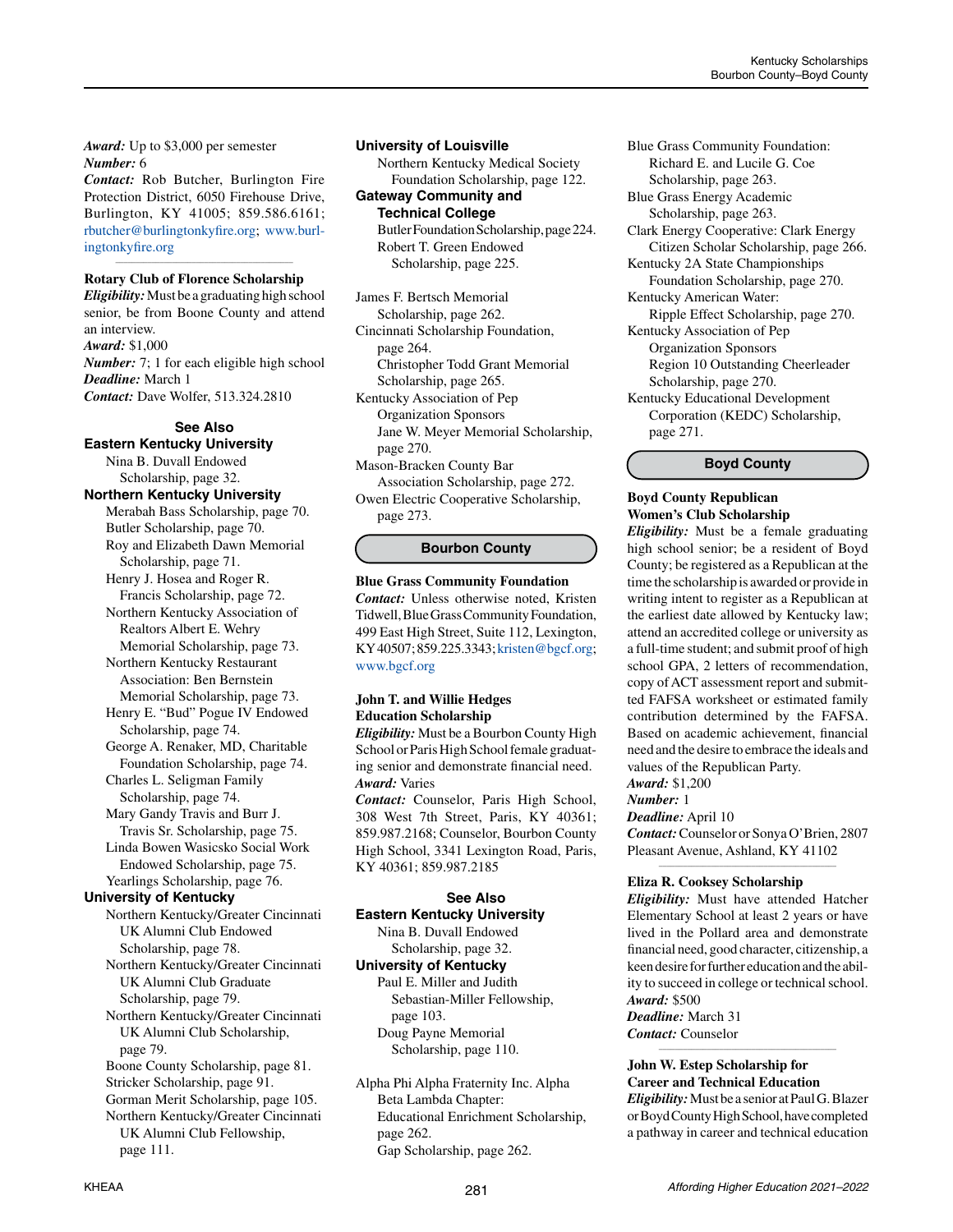*Award:* Up to $3,000 per semester
*Number:* 6
*Contact:* Rob Butcher, Burlington Fire Protection District, 6050 Firehouse Drive, Burlington, KY 41005; 859.586.6161; rbutcher@burlingtonkyfire.org; www.burlingtonkyfire.org

**Rotary Club of Florence Scholarship**
*Eligibility:* Must be a graduating high school senior, be from Boone County and attend an interview.
*Award:* $1,000
*Number:* 7; 1 for each eligible high school
*Deadline:* March 1
*Contact:* Dave Wolfer, 513.324.2810

### See Also

**Eastern Kentucky University**
- Nina B. Duvall Endowed Scholarship, page 32.

**Northern Kentucky University**
- Merabah Bass Scholarship, page 70.
- Butler Scholarship, page 70.
- Roy and Elizabeth Dawn Memorial Scholarship, page 71.
- Henry J. Hosea and Roger R. Francis Scholarship, page 72.
- Northern Kentucky Association of Realtors Albert E. Wehry Memorial Scholarship, page 73.
- Northern Kentucky Restaurant Association: Ben Bernstein Memorial Scholarship, page 73.
- Henry E. "Bud" Pogue IV Endowed Scholarship, page 74.
- George A. Renaker, MD, Charitable Foundation Scholarship, page 74.
- Charles L. Seligman Family Scholarship, page 74.
- Mary Gandy Travis and Burr J. Travis Sr. Scholarship, page 75.
- Linda Bowen Wasicsko Social Work Endowed Scholarship, page 75.
- Yearlings Scholarship, page 76.

**University of Kentucky**
- Northern Kentucky/Greater Cincinnati UK Alumni Club Endowed Scholarship, page 78.
- Northern Kentucky/Greater Cincinnati UK Alumni Club Graduate Scholarship, page 79.
- Northern Kentucky/Greater Cincinnati UK Alumni Club Scholarship, page 79.
- Boone County Scholarship, page 81.
- Stricker Scholarship, page 91.
- Gorman Merit Scholarship, page 105.
- Northern Kentucky/Greater Cincinnati UK Alumni Club Fellowship, page 111.

**University of Louisville**
- Northern Kentucky Medical Society Foundation Scholarship, page 122.

**Gateway Community and Technical College**
- Butler Foundation Scholarship, page 224.
- Robert T. Green Endowed Scholarship, page 225.

James F. Bertsch Memorial Scholarship, page 262.
Cincinnati Scholarship Foundation, page 264.
- Christopher Todd Grant Memorial Scholarship, page 265.

Kentucky Association of Pep Organization Sponsors
- Jane W. Meyer Memorial Scholarship, page 270.

Mason-Bracken County Bar Association Scholarship, page 272.
Owen Electric Cooperative Scholarship, page 273.

## Bourbon County

**Blue Grass Community Foundation**
*Contact:* Unless otherwise noted, Kristen Tidwell, Blue Grass Community Foundation, 499 East High Street, Suite 112, Lexington, KY 40507; 859.225.3343; kristen@bgcf.org; www.bgcf.org

**John T. and Willie Hedges Education Scholarship**
*Eligibility:* Must be a Bourbon County High School or Paris High School female graduating senior and demonstrate financial need.
*Award:* Varies
*Contact:* Counselor, Paris High School, 308 West 7th Street, Paris, KY 40361; 859.987.2168; Counselor, Bourbon County High School, 3341 Lexington Road, Paris, KY 40361; 859.987.2185

### See Also

**Eastern Kentucky University**
- Nina B. Duvall Endowed Scholarship, page 32.

**University of Kentucky**
- Paul E. Miller and Judith Sebastian-Miller Fellowship, page 103.
- Doug Payne Memorial Scholarship, page 110.

Alpha Phi Alpha Fraternity Inc. Alpha Beta Lambda Chapter:
- Educational Enrichment Scholarship, page 262.
- Gap Scholarship, page 262.

Blue Grass Community Foundation:
- Richard E. and Lucile G. Coe Scholarship, page 263.

Blue Grass Energy Academic Scholarship, page 263.
Clark Energy Cooperative: Clark Energy Citizen Scholar Scholarship, page 266.
Kentucky 2A State Championships Foundation Scholarship, page 270.
Kentucky American Water:
- Ripple Effect Scholarship, page 270.

Kentucky Association of Pep Organization Sponsors
- Region 10 Outstanding Cheerleader Scholarship, page 270.

Kentucky Educational Development Corporation (KEDC) Scholarship, page 271.

## Boyd County

**Boyd County Republican Women's Club Scholarship**
*Eligibility:* Must be a female graduating high school senior; be a resident of Boyd County; be registered as a Republican at the time the scholarship is awarded or provide in writing intent to register as a Republican at the earliest date allowed by Kentucky law; attend an accredited college or university as a full-time student; and submit proof of high school GPA, 2 letters of recommendation, copy of ACT assessment report and submitted FAFSA worksheet or estimated family contribution determined by the FAFSA. Based on academic achievement, financial need and the desire to embrace the ideals and values of the Republican Party.
*Award:* $1,200
*Number:* 1
*Deadline:* April 10
*Contact:* Counselor or Sonya O'Brien, 2807 Pleasant Avenue, Ashland, KY 41102

**Eliza R. Cooksey Scholarship**
*Eligibility:* Must have attended Hatcher Elementary School at least 2 years or have lived in the Pollard area and demonstrate financial need, good character, citizenship, a keen desire for further education and the ability to succeed in college or technical school.
*Award:* $500
*Deadline:* March 31
*Contact:* Counselor

**John W. Estep Scholarship for Career and Technical Education**
*Eligibility:* Must be a senior at Paul G. Blazer or Boyd County High School, have completed a pathway in career and technical education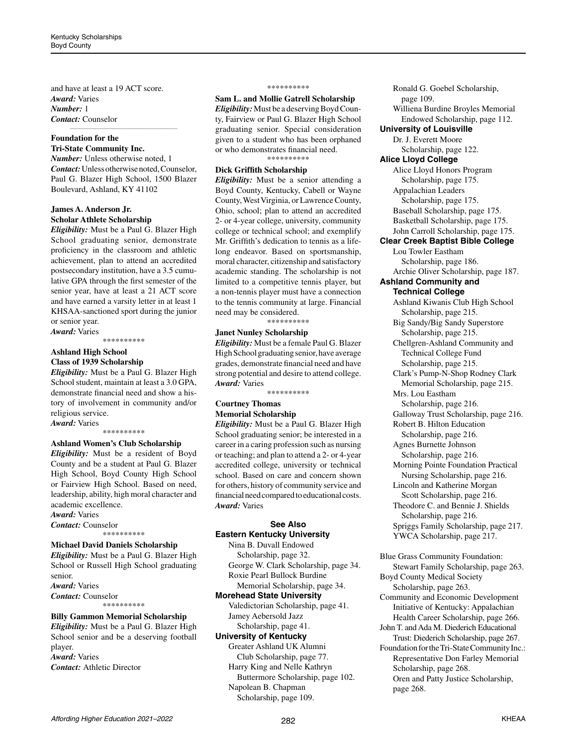and have at least a 19 ACT score.
***Award:*** Varies
***Number:*** 1
***Contact:*** Counselor

**Foundation for the Tri-State Community Inc.**
***Number:*** Unless otherwise noted, 1
***Contact:*** Unless otherwise noted, Counselor, Paul G. Blazer High School, 1500 Blazer Boulevard, Ashland, KY 41102

**James A. Anderson Jr. Scholar Athlete Scholarship**
***Eligibility:*** Must be a Paul G. Blazer High School graduating senior, demonstrate proficiency in the classroom and athletic achievement, plan to attend an accredited postsecondary institution, have a 3.5 cumulative GPA through the first semester of the senior year, have at least a 21 ACT score and have earned a varsity letter in at least 1 KHSAA-sanctioned sport during the junior or senior year.
***Award:*** Varies

**********

**Ashland High School Class of 1939 Scholarship**
***Eligibility:*** Must be a Paul G. Blazer High School student, maintain at least a 3.0 GPA, demonstrate financial need and show a history of involvement in community and/or religious service.
***Award:*** Varies

**********

**Ashland Women's Club Scholarship**
***Eligibility:*** Must be a resident of Boyd County and be a student at Paul G. Blazer High School, Boyd County High School or Fairview High School. Based on need, leadership, ability, high moral character and academic excellence.
***Award:*** Varies
***Contact:*** Counselor

**********

**Michael David Daniels Scholarship**
***Eligibility:*** Must be a Paul G. Blazer High School or Russell High School graduating senior.
***Award:*** Varies
***Contact:*** Counselor

**********

**Billy Gammon Memorial Scholarship**
***Eligibility:*** Must be a Paul G. Blazer High School senior and be a deserving football player.
***Award:*** Varies
***Contact:*** Athletic Director

**********

**Sam L. and Mollie Gatrell Scholarship**
***Eligibility:*** Must be a deserving Boyd County, Fairview or Paul G. Blazer High School graduating senior. Special consideration given to a student who has been orphaned or who demonstrates financial need.

**********

**Dick Griffith Scholarship**
***Eligibility:*** Must be a senior attending a Boyd County, Kentucky, Cabell or Wayne County, West Virginia, or Lawrence County, Ohio, school; plan to attend an accredited 2- or 4-year college, university, community college or technical school; and exemplify Mr. Griffith's dedication to tennis as a lifelong endeavor. Based on sportsmanship, moral character, citizenship and satisfactory academic standing. The scholarship is not limited to a competitive tennis player, but a non-tennis player must have a connection to the tennis community at large. Financial need may be considered.

**********

**Janet Nunley Scholarship**
***Eligibility:*** Must be a female Paul G. Blazer High School graduating senior, have average grades, demonstrate financial need and have strong potential and desire to attend college.
***Award:*** Varies

**********

**Courtney Thomas Memorial Scholarship**
***Eligibility:*** Must be a Paul G. Blazer High School graduating senior; be interested in a career in a caring profession such as nursing or teaching; and plan to attend a 2- or 4-year accredited college, university or technical school. Based on care and concern shown for others, history of community service and financial need compared to educational costs.
***Award:*** Varies

### See Also

**Eastern Kentucky University**
- Nina B. Duvall Endowed Scholarship, page 32.
- George W. Clark Scholarship, page 34.
- Roxie Pearl Bullock Burdine Memorial Scholarship, page 34.

**Morehead State University**
- Valedictorian Scholarship, page 41.
- Jamey Aebersold Jazz Scholarship, page 41.

**University of Kentucky**
- Greater Ashland UK Alumni Club Scholarship, page 77.
- Harry King and Nelle Kathryn Buttermore Scholarship, page 102.
- Napolean B. Chapman Scholarship, page 109.
- Ronald G. Goebel Scholarship, page 109.
- Williena Burdine Broyles Memorial Endowed Scholarship, page 112.

**University of Louisville**
- Dr. J. Everett Moore Scholarship, page 122.

**Alice Lloyd College**
- Alice Lloyd Honors Program Scholarship, page 175.
- Appalachian Leaders Scholarship, page 175.
- Baseball Scholarship, page 175.
- Basketball Scholarship, page 175.
- John Carroll Scholarship, page 175.

**Clear Creek Baptist Bible College**
- Lou Towler Eastham Scholarship, page 186.
- Archie Oliver Scholarship, page 187.

**Ashland Community and Technical College**
- Ashland Kiwanis Club High School Scholarship, page 215.
- Big Sandy/Big Sandy Superstore Scholarship, page 215.
- Chellgren-Ashland Community and Technical College Fund Scholarship, page 215.
- Clark's Pump-N-Shop Rodney Clark Memorial Scholarship, page 215.
- Mrs. Lou Eastham Scholarship, page 216.
- Galloway Trust Scholarship, page 216.
- Robert B. Hilton Education Scholarship, page 216.
- Agnes Burnette Johnson Scholarship, page 216.
- Morning Pointe Foundation Practical Nursing Scholarship, page 216.
- Lincoln and Katherine Morgan Scott Scholarship, page 216.
- Theodore C. and Bennie J. Shields Scholarship, page 216.
- Spriggs Family Scholarship, page 217.
- YWCA Scholarship, page 217.

Blue Grass Community Foundation: Stewart Family Scholarship, page 263.

Boyd County Medical Society Scholarship, page 263.

Community and Economic Development Initiative of Kentucky: Appalachian Health Career Scholarship, page 266.

John T. and Ada M. Diederich Educational Trust: Diederich Scholarship, page 267.

Foundation for the Tri-State Community Inc.:
- Representative Don Farley Memorial Scholarship, page 268.
- Oren and Patty Justice Scholarship, page 268.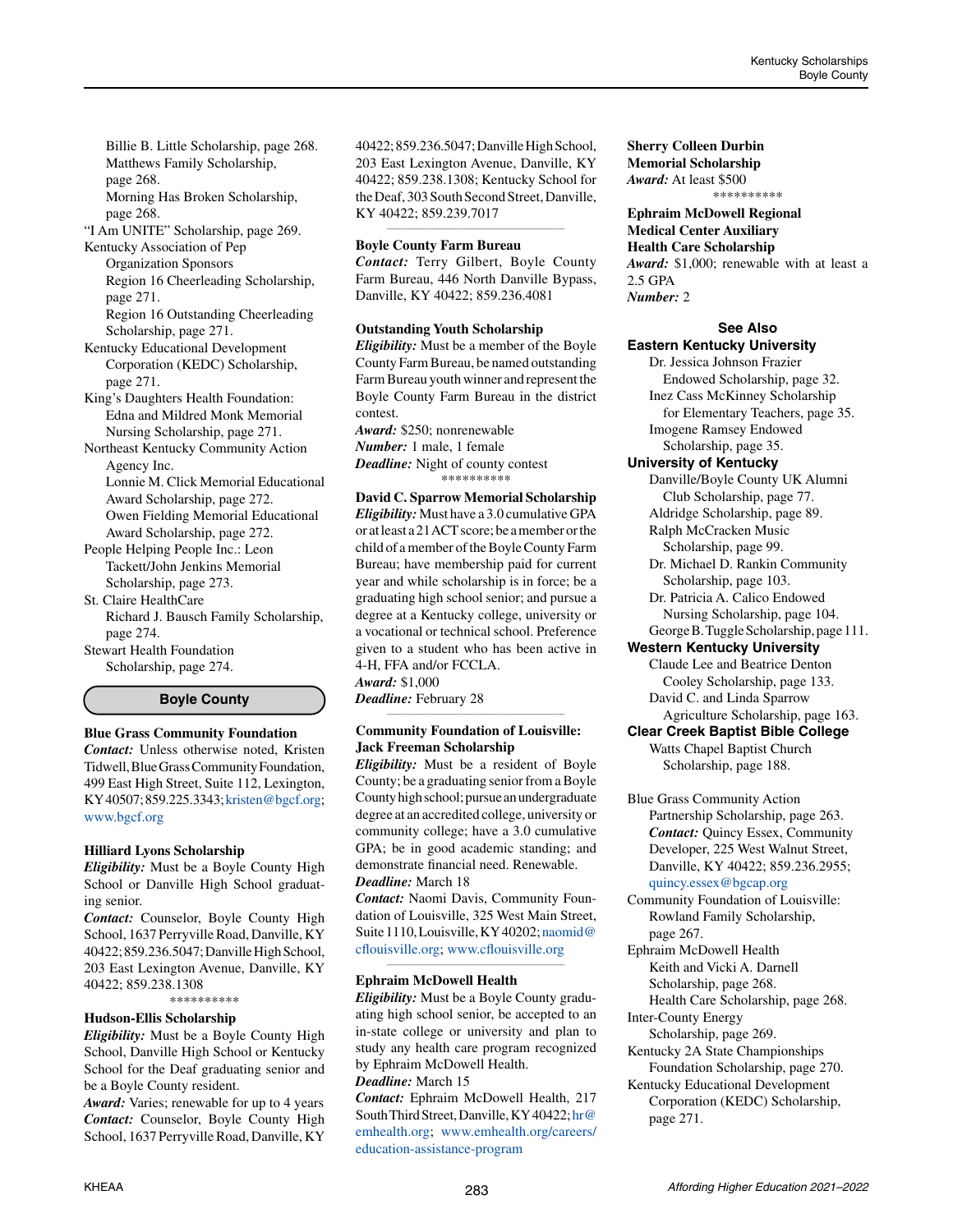Billie B. Little Scholarship, page 268.
Matthews Family Scholarship, page 268.
Morning Has Broken Scholarship, page 268.

"I Am UNITE" Scholarship, page 269.

Kentucky Association of Pep Organization Sponsors
Region 16 Cheerleading Scholarship, page 271.
Region 16 Outstanding Cheerleading Scholarship, page 271.

Kentucky Educational Development Corporation (KEDC) Scholarship, page 271.

King's Daughters Health Foundation: Edna and Mildred Monk Memorial Nursing Scholarship, page 271.

Northeast Kentucky Community Action Agency Inc.
Lonnie M. Click Memorial Educational Award Scholarship, page 272.
Owen Fielding Memorial Educational Award Scholarship, page 272.

People Helping People Inc.: Leon Tackett/John Jenkins Memorial Scholarship, page 273.

St. Claire HealthCare
Richard J. Bausch Family Scholarship, page 274.

Stewart Health Foundation Scholarship, page 274.

## Boyle County

### Blue Grass Community Foundation

***Contact:*** Unless otherwise noted, Kristen Tidwell, Blue Grass Community Foundation, 499 East High Street, Suite 112, Lexington, KY 40507; 859.225.3343; kristen@bgcf.org; www.bgcf.org

**Hilliard Lyons Scholarship**
***Eligibility:*** Must be a Boyle County High School or Danville High School graduating senior.
***Contact:*** Counselor, Boyle County High School, 1637 Perryville Road, Danville, KY 40422; 859.236.5047; Danville High School, 203 East Lexington Avenue, Danville, KY 40422; 859.238.1308

**********

**Hudson-Ellis Scholarship**
***Eligibility:*** Must be a Boyle County High School, Danville High School or Kentucky School for the Deaf graduating senior and be a Boyle County resident.
***Award:*** Varies; renewable for up to 4 years
***Contact:*** Counselor, Boyle County High School, 1637 Perryville Road, Danville, KY 40422; 859.236.5047; Danville High School, 203 East Lexington Avenue, Danville, KY 40422; 859.238.1308; Kentucky School for the Deaf, 303 South Second Street, Danville, KY 40422; 859.239.7017

### Boyle County Farm Bureau

***Contact:*** Terry Gilbert, Boyle County Farm Bureau, 446 North Danville Bypass, Danville, KY 40422; 859.236.4081

**Outstanding Youth Scholarship**
***Eligibility:*** Must be a member of the Boyle County Farm Bureau, be named outstanding Farm Bureau youth winner and represent the Boyle County Farm Bureau in the district contest.
***Award:*** $250; nonrenewable
***Number:*** 1 male, 1 female
***Deadline:*** Night of county contest

**********

**David C. Sparrow Memorial Scholarship**
***Eligibility:*** Must have a 3.0 cumulative GPA or at least a 21 ACT score; be a member or the child of a member of the Boyle County Farm Bureau; have membership paid for current year and while scholarship is in force; be a graduating high school senior; and pursue a degree at a Kentucky college, university or a vocational or technical school. Preference given to a student who has been active in 4-H, FFA and/or FCCLA.
***Award:*** $1,000
***Deadline:*** February 28

### Community Foundation of Louisville: Jack Freeman Scholarship

***Eligibility:*** Must be a resident of Boyle County; be a graduating senior from a Boyle County high school; pursue an undergraduate degree at an accredited college, university or community college; have a 3.0 cumulative GPA; be in good academic standing; and demonstrate financial need. Renewable.
***Deadline:*** March 18
***Contact:*** Naomi Davis, Community Foundation of Louisville, 325 West Main Street, Suite 1110, Louisville, KY 40202; naomid@cflouisville.org; www.cflouisville.org

### Ephraim McDowell Health

***Eligibility:*** Must be a Boyle County graduating high school senior, be accepted to an in-state college or university and plan to study any health care program recognized by Ephraim McDowell Health.
***Deadline:*** March 15
***Contact:*** Ephraim McDowell Health, 217 South Third Street, Danville, KY 40422; hr@emhealth.org; www.emhealth.org/careers/education-assistance-program

**Sherry Colleen Durbin Memorial Scholarship**
***Award:*** At least $500

**********

**Ephraim McDowell Regional Medical Center Auxiliary Health Care Scholarship**
***Award:*** $1,000; renewable with at least a 2.5 GPA
***Number:*** 2

### See Also

**Eastern Kentucky University**
Dr. Jessica Johnson Frazier Endowed Scholarship, page 32.
Inez Cass McKinney Scholarship for Elementary Teachers, page 35.
Imogene Ramsey Endowed Scholarship, page 35.

**University of Kentucky**
Danville/Boyle County UK Alumni Club Scholarship, page 77.
Aldridge Scholarship, page 89.
Ralph McCracken Music Scholarship, page 99.
Dr. Michael D. Rankin Community Scholarship, page 103.
Dr. Patricia A. Calico Endowed Nursing Scholarship, page 104.
George B. Tuggle Scholarship, page 111.

**Western Kentucky University**
Claude Lee and Beatrice Denton Cooley Scholarship, page 133.
David C. and Linda Sparrow Agriculture Scholarship, page 163.

**Clear Creek Baptist Bible College**
Watts Chapel Baptist Church Scholarship, page 188.

Blue Grass Community Action Partnership Scholarship, page 263.
***Contact:*** Quincy Essex, Community Developer, 225 West Walnut Street, Danville, KY 40422; 859.236.2955; quincy.essex@bgcap.org

Community Foundation of Louisville: Rowland Family Scholarship, page 267.

Ephraim McDowell Health
Keith and Vicki A. Darnell Scholarship, page 268.
Health Care Scholarship, page 268.

Inter-County Energy Scholarship, page 269.

Kentucky 2A State Championships Foundation Scholarship, page 270.

Kentucky Educational Development Corporation (KEDC) Scholarship, page 271.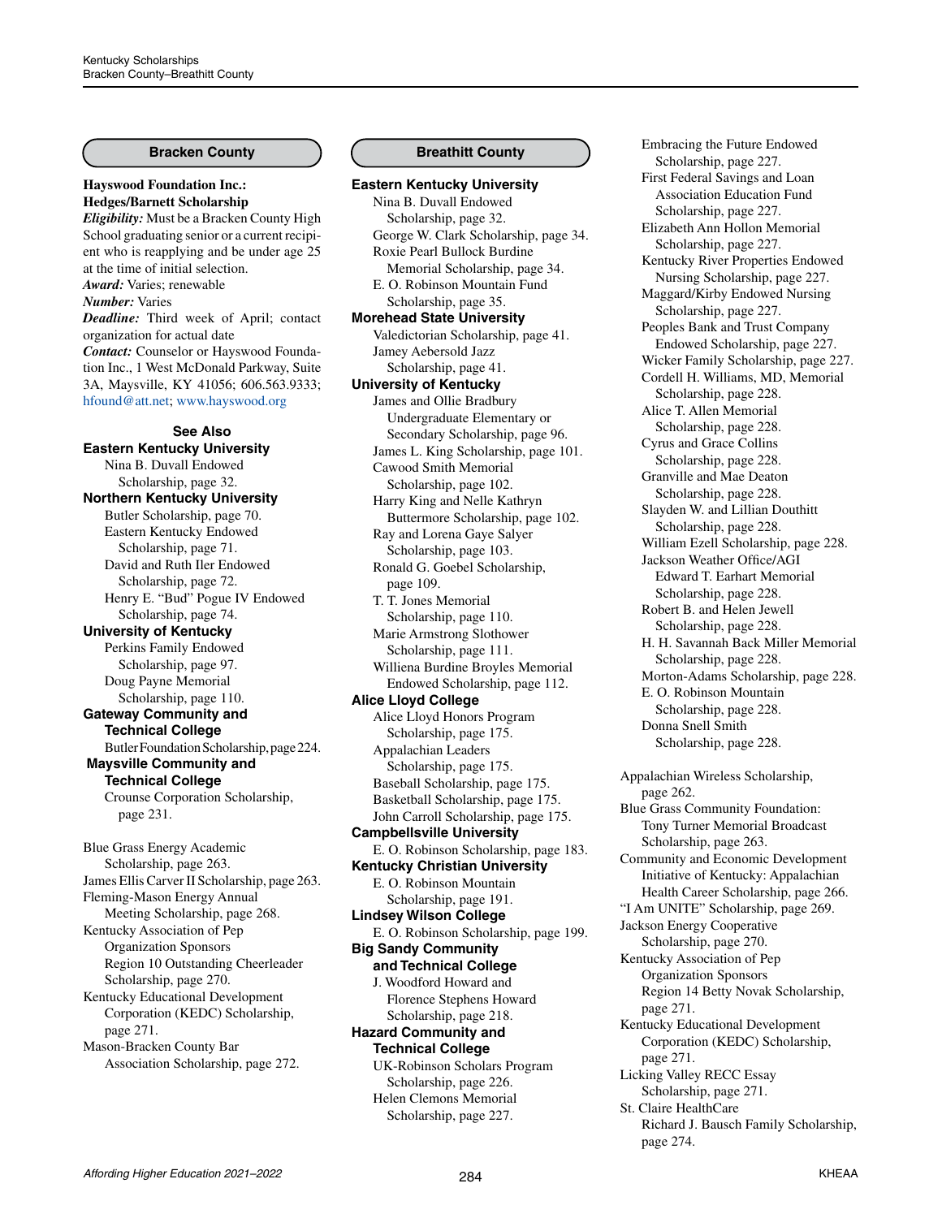## Bracken County

**Hayswood Foundation Inc.: Hedges/Barnett Scholarship**
***Eligibility:*** Must be a Bracken County High School graduating senior or a current recipient who is reapplying and be under age 25 at the time of initial selection.
***Award:*** Varies; renewable
***Number:*** Varies
***Deadline:*** Third week of April; contact organization for actual date
***Contact:*** Counselor or Hayswood Foundation Inc., 1 West McDonald Parkway, Suite 3A, Maysville, KY 41056; 606.563.9333; hfound@att.net; www.hayswood.org

### See Also

**Eastern Kentucky University**
- Nina B. Duvall Endowed Scholarship, page 32.

**Northern Kentucky University**
- Butler Scholarship, page 70.
- Eastern Kentucky Endowed Scholarship, page 71.
- David and Ruth Iler Endowed Scholarship, page 72.
- Henry E. "Bud" Pogue IV Endowed Scholarship, page 74.

**University of Kentucky**
- Perkins Family Endowed Scholarship, page 97.
- Doug Payne Memorial Scholarship, page 110.

**Gateway Community and Technical College**
- Butler Foundation Scholarship, page 224.

**Maysville Community and Technical College**
- Crounse Corporation Scholarship, page 231.

Blue Grass Energy Academic Scholarship, page 263.
James Ellis Carver II Scholarship, page 263.
Fleming-Mason Energy Annual Meeting Scholarship, page 268.
Kentucky Association of Pep Organization Sponsors Region 10 Outstanding Cheerleader Scholarship, page 270.
Kentucky Educational Development Corporation (KEDC) Scholarship, page 271.
Mason-Bracken County Bar Association Scholarship, page 272.

## Breathitt County

**Eastern Kentucky University**
- Nina B. Duvall Endowed Scholarship, page 32.
- George W. Clark Scholarship, page 34.
- Roxie Pearl Bullock Burdine Memorial Scholarship, page 34.
- E. O. Robinson Mountain Fund Scholarship, page 35.

**Morehead State University**
- Valedictorian Scholarship, page 41.
- Jamey Aebersold Jazz Scholarship, page 41.

**University of Kentucky**
- James and Ollie Bradbury Undergraduate Elementary or Secondary Scholarship, page 96.
- James L. King Scholarship, page 101.
- Cawood Smith Memorial Scholarship, page 102.
- Harry King and Nelle Kathryn Buttermore Scholarship, page 102.
- Ray and Lorena Gaye Salyer Scholarship, page 103.
- Ronald G. Goebel Scholarship, page 109.
- T. T. Jones Memorial Scholarship, page 110.
- Marie Armstrong Slothower Scholarship, page 111.
- Williena Burdine Broyles Memorial Endowed Scholarship, page 112.

**Alice Lloyd College**
- Alice Lloyd Honors Program Scholarship, page 175.
- Appalachian Leaders Scholarship, page 175.
- Baseball Scholarship, page 175.
- Basketball Scholarship, page 175.
- John Carroll Scholarship, page 175.

**Campbellsville University**
- E. O. Robinson Scholarship, page 183.

**Kentucky Christian University**
- E. O. Robinson Mountain Scholarship, page 191.

**Lindsey Wilson College**
- E. O. Robinson Scholarship, page 199.

**Big Sandy Community and Technical College**
- J. Woodford Howard and Florence Stephens Howard Scholarship, page 218.

**Hazard Community and Technical College**
- UK-Robinson Scholars Program Scholarship, page 226.
- Helen Clemons Memorial Scholarship, page 227.
- Embracing the Future Endowed Scholarship, page 227.
- First Federal Savings and Loan Association Education Fund Scholarship, page 227.
- Elizabeth Ann Hollon Memorial Scholarship, page 227.
- Kentucky River Properties Endowed Nursing Scholarship, page 227.
- Maggard/Kirby Endowed Nursing Scholarship, page 227.
- Peoples Bank and Trust Company Endowed Scholarship, page 227.
- Wicker Family Scholarship, page 227.
- Cordell H. Williams, MD, Memorial Scholarship, page 228.
- Alice T. Allen Memorial Scholarship, page 228.
- Cyrus and Grace Collins Scholarship, page 228.
- Granville and Mae Deaton Scholarship, page 228.
- Slayden W. and Lillian Douthitt Scholarship, page 228.
- William Ezell Scholarship, page 228.
- Jackson Weather Office/AGI Edward T. Earhart Memorial Scholarship, page 228.
- Robert B. and Helen Jewell Scholarship, page 228.
- H. H. Savannah Back Miller Memorial Scholarship, page 228.
- Morton-Adams Scholarship, page 228.
- E. O. Robinson Mountain Scholarship, page 228.
- Donna Snell Smith Scholarship, page 228.

Appalachian Wireless Scholarship, page 262.
Blue Grass Community Foundation: Tony Turner Memorial Broadcast Scholarship, page 263.
Community and Economic Development Initiative of Kentucky: Appalachian Health Career Scholarship, page 266.
"I Am UNITE" Scholarship, page 269.
Jackson Energy Cooperative Scholarship, page 270.
Kentucky Association of Pep Organization Sponsors Region 14 Betty Novak Scholarship, page 271.
Kentucky Educational Development Corporation (KEDC) Scholarship, page 271.
Licking Valley RECC Essay Scholarship, page 271.
St. Claire HealthCare Richard J. Bausch Family Scholarship, page 274.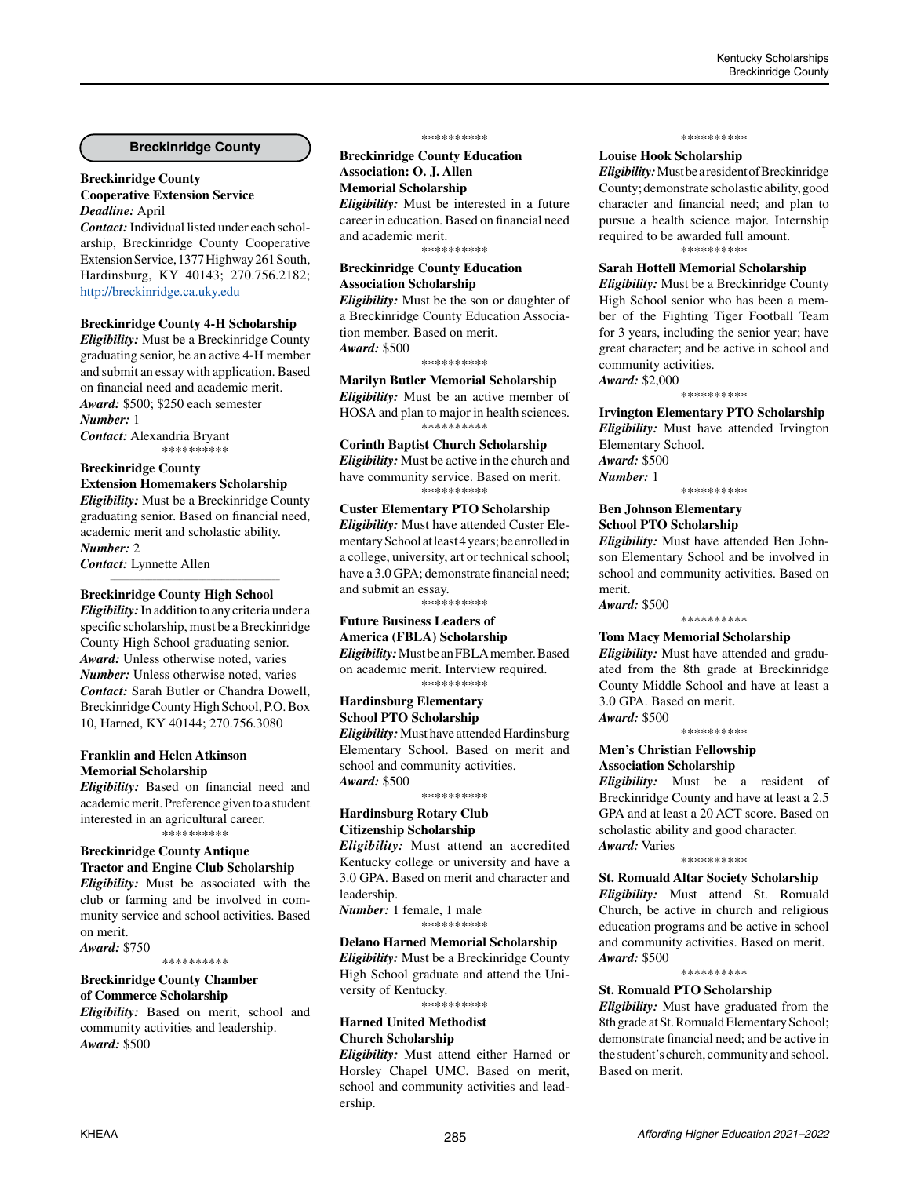## Breckinridge County

### Breckinridge County Cooperative Extension Service

***Deadline:*** April

***Contact:*** Individual listed under each scholarship, Breckinridge County Cooperative Extension Service, 1377 Highway 261 South, Hardinsburg, KY 40143; 270.756.2182; http://breckinridge.ca.uky.edu

**Breckinridge County 4-H Scholarship**

***Eligibility:*** Must be a Breckinridge County graduating senior, be an active 4-H member and submit an essay with application. Based on financial need and academic merit.

***Award:*** $500; $250 each semester

***Number:*** 1

***Contact:*** Alexandria Bryant

**********

**Breckinridge County Extension Homemakers Scholarship**

***Eligibility:*** Must be a Breckinridge County graduating senior. Based on financial need, academic merit and scholastic ability.

***Number:*** 2

***Contact:*** Lynnette Allen

---

### Breckinridge County High School

***Eligibility:*** In addition to any criteria under a specific scholarship, must be a Breckinridge County High School graduating senior.

***Award:*** Unless otherwise noted, varies

***Number:*** Unless otherwise noted, varies

***Contact:*** Sarah Butler or Chandra Dowell, Breckinridge County High School, P.O. Box 10, Harned, KY 40144; 270.756.3080

**Franklin and Helen Atkinson Memorial Scholarship**

***Eligibility:*** Based on financial need and academic merit. Preference given to a student interested in an agricultural career.

**********

**Breckinridge County Antique Tractor and Engine Club Scholarship**

***Eligibility:*** Must be associated with the club or farming and be involved in community service and school activities. Based on merit.

***Award:*** $750

**********

**Breckinridge County Chamber of Commerce Scholarship**

***Eligibility:*** Based on merit, school and community activities and leadership.

***Award:*** $500

**********

**Breckinridge County Education Association: O. J. Allen Memorial Scholarship**

***Eligibility:*** Must be interested in a future career in education. Based on financial need and academic merit.

**********

**Breckinridge County Education Association Scholarship**

***Eligibility:*** Must be the son or daughter of a Breckinridge County Education Association member. Based on merit.

***Award:*** $500

**********

**Marilyn Butler Memorial Scholarship**

***Eligibility:*** Must be an active member of HOSA and plan to major in health sciences.

**********

**Corinth Baptist Church Scholarship**

***Eligibility:*** Must be active in the church and have community service. Based on merit.

**********

**Custer Elementary PTO Scholarship**

***Eligibility:*** Must have attended Custer Elementary School at least 4 years; be enrolled in a college, university, art or technical school; have a 3.0 GPA; demonstrate financial need; and submit an essay.

**********

**Future Business Leaders of America (FBLA) Scholarship**

***Eligibility:*** Must be an FBLA member. Based on academic merit. Interview required.

**********

**Hardinsburg Elementary School PTO Scholarship**

***Eligibility:*** Must have attended Hardinsburg Elementary School. Based on merit and school and community activities.

***Award:*** $500

**********

**Hardinsburg Rotary Club Citizenship Scholarship**

***Eligibility:*** Must attend an accredited Kentucky college or university and have a 3.0 GPA. Based on merit and character and leadership.

***Number:*** 1 female, 1 male

**********

**Delano Harned Memorial Scholarship**

***Eligibility:*** Must be a Breckinridge County High School graduate and attend the University of Kentucky.

**********

**Harned United Methodist Church Scholarship**

***Eligibility:*** Must attend either Harned or Horsley Chapel UMC. Based on merit, school and community activities and leadership.

**********

**Louise Hook Scholarship**

***Eligibility:*** Must be a resident of Breckinridge County; demonstrate scholastic ability, good character and financial need; and plan to pursue a health science major. Internship required to be awarded full amount.

**********

**Sarah Hottell Memorial Scholarship**

***Eligibility:*** Must be a Breckinridge County High School senior who has been a member of the Fighting Tiger Football Team for 3 years, including the senior year; have great character; and be active in school and community activities.

***Award:*** $2,000

**********

**Irvington Elementary PTO Scholarship**

***Eligibility:*** Must have attended Irvington Elementary School.

***Award:*** $500

***Number:*** 1

**********

**Ben Johnson Elementary School PTO Scholarship**

***Eligibility:*** Must have attended Ben Johnson Elementary School and be involved in school and community activities. Based on merit.

***Award:*** $500

**********

**Tom Macy Memorial Scholarship**

***Eligibility:*** Must have attended and graduated from the 8th grade at Breckinridge County Middle School and have at least a 3.0 GPA. Based on merit.

***Award:*** $500

**********

**Men's Christian Fellowship Association Scholarship**

***Eligibility:*** Must be a resident of Breckinridge County and have at least a 2.5 GPA and at least a 20 ACT score. Based on scholastic ability and good character.

***Award:*** Varies

**********

**St. Romuald Altar Society Scholarship**

***Eligibility:*** Must attend St. Romuald Church, be active in church and religious education programs and be active in school and community activities. Based on merit.

***Award:*** $500

**********

**St. Romuald PTO Scholarship**

***Eligibility:*** Must have graduated from the 8th grade at St. Romuald Elementary School; demonstrate financial need; and be active in the student's church, community and school. Based on merit.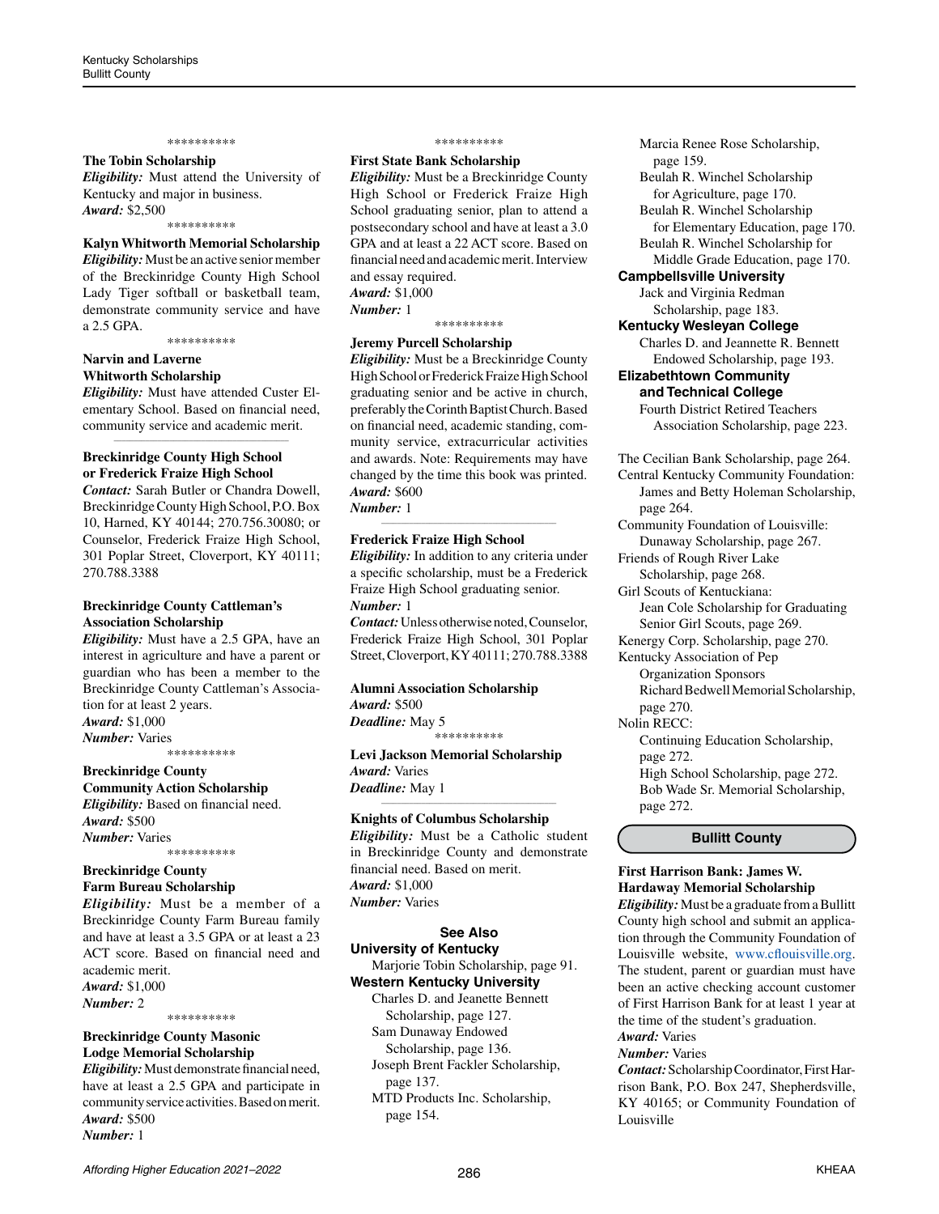\*\*\*\*\*\*\*\*\*\*

**The Tobin Scholarship**
*Eligibility:* Must attend the University of Kentucky and major in business.
*Award:* $2,500

\*\*\*\*\*\*\*\*\*\*

**Kalyn Whitworth Memorial Scholarship**
*Eligibility:* Must be an active senior member of the Breckinridge County High School Lady Tiger softball or basketball team, demonstrate community service and have a 2.5 GPA.

\*\*\*\*\*\*\*\*\*\*

**Narvin and Laverne Whitworth Scholarship**
*Eligibility:* Must have attended Custer Elementary School. Based on financial need, community service and academic merit.

---

### Breckinridge County High School or Frederick Fraize High School

*Contact:* Sarah Butler or Chandra Dowell, Breckinridge County High School, P.O. Box 10, Harned, KY 40144; 270.756.30080; or Counselor, Frederick Fraize High School, 301 Poplar Street, Cloverport, KY 40111; 270.788.3388

**Breckinridge County Cattleman's Association Scholarship**
*Eligibility:* Must have a 2.5 GPA, have an interest in agriculture and have a parent or guardian who has been a member to the Breckinridge County Cattleman's Association for at least 2 years.
*Award:* $1,000
*Number:* Varies

\*\*\*\*\*\*\*\*\*\*

**Breckinridge County Community Action Scholarship**
*Eligibility:* Based on financial need.
*Award:* $500
*Number:* Varies

\*\*\*\*\*\*\*\*\*\*

**Breckinridge County Farm Bureau Scholarship**
*Eligibility:* Must be a member of a Breckinridge County Farm Bureau family and have at least a 3.5 GPA or at least a 23 ACT score. Based on financial need and academic merit.
*Award:* $1,000
*Number:* 2

\*\*\*\*\*\*\*\*\*\*

**Breckinridge County Masonic Lodge Memorial Scholarship**
*Eligibility:* Must demonstrate financial need, have at least a 2.5 GPA and participate in community service activities. Based on merit.
*Award:* $500
*Number:* 1

\*\*\*\*\*\*\*\*\*\*

**First State Bank Scholarship**
*Eligibility:* Must be a Breckinridge County High School or Frederick Fraize High School graduating senior, plan to attend a postsecondary school and have at least a 3.0 GPA and at least a 22 ACT score. Based on financial need and academic merit. Interview and essay required.
*Award:* $1,000
*Number:* 1

\*\*\*\*\*\*\*\*\*\*

**Jeremy Purcell Scholarship**
*Eligibility:* Must be a Breckinridge County High School or Frederick Fraize High School graduating senior and be active in church, preferably the Corinth Baptist Church. Based on financial need, academic standing, community service, extracurricular activities and awards. Note: Requirements may have changed by the time this book was printed.
*Award:* $600
*Number:* 1

---

### Frederick Fraize High School

*Eligibility:* In addition to any criteria under a specific scholarship, must be a Frederick Fraize High School graduating senior.
*Number:* 1
*Contact:* Unless otherwise noted, Counselor, Frederick Fraize High School, 301 Poplar Street, Cloverport, KY 40111; 270.788.3388

**Alumni Association Scholarship**
*Award:* $500
*Deadline:* May 5

\*\*\*\*\*\*\*\*\*\*

**Levi Jackson Memorial Scholarship**
*Award:* Varies
*Deadline:* May 1

---

**Knights of Columbus Scholarship**
*Eligibility:* Must be a Catholic student in Breckinridge County and demonstrate financial need. Based on merit.
*Award:* $1,000
*Number:* Varies

#### See Also

**University of Kentucky**
- Marjorie Tobin Scholarship, page 91.

**Western Kentucky University**
- Charles D. and Jeanette Bennett Scholarship, page 127.
- Sam Dunaway Endowed Scholarship, page 136.
- Joseph Brent Fackler Scholarship, page 137.
- MTD Products Inc. Scholarship, page 154.
- Marcia Renee Rose Scholarship, page 159.
- Beulah R. Winchel Scholarship for Agriculture, page 170.
- Beulah R. Winchel Scholarship for Elementary Education, page 170.
- Beulah R. Winchel Scholarship for Middle Grade Education, page 170.

**Campbellsville University**
- Jack and Virginia Redman Scholarship, page 183.

**Kentucky Wesleyan College**
- Charles D. and Jeannette R. Bennett Endowed Scholarship, page 193.

**Elizabethtown Community and Technical College**
- Fourth District Retired Teachers Association Scholarship, page 223.

The Cecilian Bank Scholarship, page 264.
Central Kentucky Community Foundation:
- James and Betty Holeman Scholarship, page 264.

Community Foundation of Louisville:
- Dunaway Scholarship, page 267.

Friends of Rough River Lake Scholarship, page 268.
Girl Scouts of Kentuckiana:
- Jean Cole Scholarship for Graduating Senior Girl Scouts, page 269.

Kenergy Corp. Scholarship, page 270.
Kentucky Association of Pep Organization Sponsors
- Richard Bedwell Memorial Scholarship, page 270.

Nolin RECC:
- Continuing Education Scholarship, page 272.
- High School Scholarship, page 272.
- Bob Wade Sr. Memorial Scholarship, page 272.

## Bullitt County

**First Harrison Bank: James W. Hardaway Memorial Scholarship**
*Eligibility:* Must be a graduate from a Bullitt County high school and submit an application through the Community Foundation of Louisville website, www.cflouisville.org. The student, parent or guardian must have been an active checking account customer of First Harrison Bank for at least 1 year at the time of the student's graduation.
*Award:* Varies
*Number:* Varies
*Contact:* Scholarship Coordinator, First Harrison Bank, P.O. Box 247, Shepherdsville, KY 40165; or Community Foundation of Louisville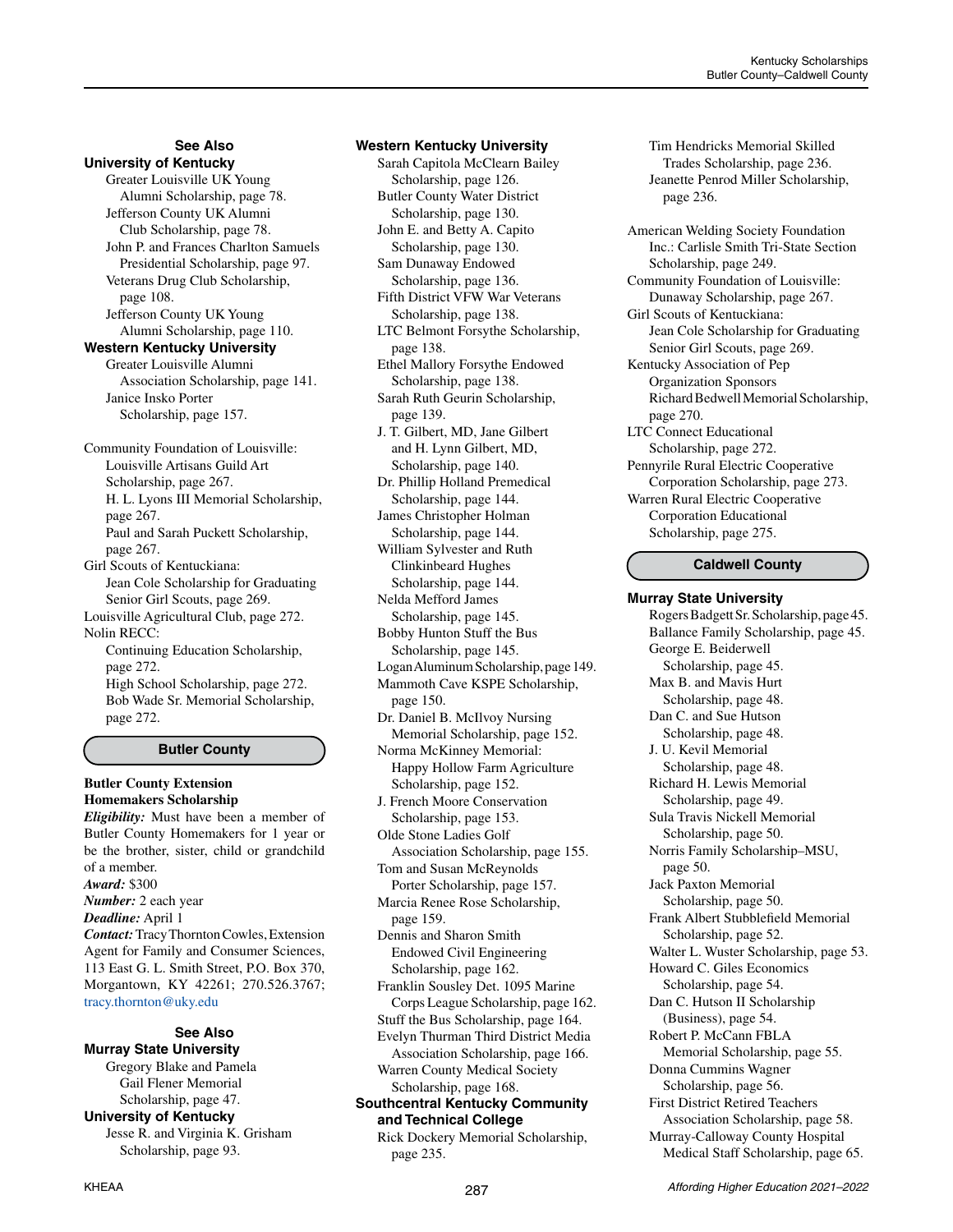#### See Also

**University of Kentucky**

Greater Louisville UK Young Alumni Scholarship, page 78.
Jefferson County UK Alumni Club Scholarship, page 78.
John P. and Frances Charlton Samuels Presidential Scholarship, page 97.
Veterans Drug Club Scholarship, page 108.
Jefferson County UK Young Alumni Scholarship, page 110.

**Western Kentucky University**

Greater Louisville Alumni Association Scholarship, page 141.
Janice Insko Porter Scholarship, page 157.

Community Foundation of Louisville:
Louisville Artisans Guild Art Scholarship, page 267.
H. L. Lyons III Memorial Scholarship, page 267.
Paul and Sarah Puckett Scholarship, page 267.
Girl Scouts of Kentuckiana:
Jean Cole Scholarship for Graduating Senior Girl Scouts, page 269.
Louisville Agricultural Club, page 272.
Nolin RECC:
Continuing Education Scholarship, page 272.
High School Scholarship, page 272.
Bob Wade Sr. Memorial Scholarship, page 272.

## Butler County

**Butler County Extension Homemakers Scholarship**

***Eligibility:*** Must have been a member of Butler County Homemakers for 1 year or be the brother, sister, child or grandchild of a member.
***Award:*** $300
***Number:*** 2 each year
***Deadline:*** April 1
***Contact:*** Tracy Thornton Cowles, Extension Agent for Family and Consumer Sciences, 113 East G. L. Smith Street, P.O. Box 370, Morgantown, KY 42261; 270.526.3767; tracy.thornton@uky.edu

#### See Also

**Murray State University**

Gregory Blake and Pamela Gail Flener Memorial Scholarship, page 47.

**University of Kentucky**

Jesse R. and Virginia K. Grisham Scholarship, page 93.

**Western Kentucky University**

Sarah Capitola McClearn Bailey Scholarship, page 126.
Butler County Water District Scholarship, page 130.
John E. and Betty A. Capito Scholarship, page 130.
Sam Dunaway Endowed Scholarship, page 136.
Fifth District VFW War Veterans Scholarship, page 138.
LTC Belmont Forsythe Scholarship, page 138.
Ethel Mallory Forsythe Endowed Scholarship, page 138.
Sarah Ruth Geurin Scholarship, page 139.
J. T. Gilbert, MD, Jane Gilbert and H. Lynn Gilbert, MD, Scholarship, page 140.
Dr. Phillip Holland Premedical Scholarship, page 144.
James Christopher Holman Scholarship, page 144.
William Sylvester and Ruth Clinkinbeard Hughes Scholarship, page 144.
Nelda Mefford James Scholarship, page 145.
Bobby Hunton Stuff the Bus Scholarship, page 145.
Logan Aluminum Scholarship, page 149.
Mammoth Cave KSPE Scholarship, page 150.
Dr. Daniel B. McIlvoy Nursing Memorial Scholarship, page 152.
Norma McKinney Memorial: Happy Hollow Farm Agriculture Scholarship, page 152.
J. French Moore Conservation Scholarship, page 153.
Olde Stone Ladies Golf Association Scholarship, page 155.
Tom and Susan McReynolds Porter Scholarship, page 157.
Marcia Renee Rose Scholarship, page 159.
Dennis and Sharon Smith Endowed Civil Engineering Scholarship, page 162.
Franklin Sousley Det. 1095 Marine Corps League Scholarship, page 162.
Stuff the Bus Scholarship, page 164.
Evelyn Thurman Third District Media Association Scholarship, page 166.
Warren County Medical Society Scholarship, page 168.

**Southcentral Kentucky Community and Technical College**

Rick Dockery Memorial Scholarship, page 235.
Tim Hendricks Memorial Skilled Trades Scholarship, page 236.
Jeanette Penrod Miller Scholarship, page 236.

American Welding Society Foundation Inc.: Carlisle Smith Tri-State Section Scholarship, page 249.
Community Foundation of Louisville: Dunaway Scholarship, page 267.
Girl Scouts of Kentuckiana: Jean Cole Scholarship for Graduating Senior Girl Scouts, page 269.
Kentucky Association of Pep Organization Sponsors Richard Bedwell Memorial Scholarship, page 270.
LTC Connect Educational Scholarship, page 272.
Pennyrile Rural Electric Cooperative Corporation Scholarship, page 273.
Warren Rural Electric Cooperative Corporation Educational Scholarship, page 275.

## Caldwell County

**Murray State University**

Rogers Badgett Sr. Scholarship, page 45.
Ballance Family Scholarship, page 45.
George E. Beiderwell Scholarship, page 45.
Max B. and Mavis Hurt Scholarship, page 48.
Dan C. and Sue Hutson Scholarship, page 48.
J. U. Kevil Memorial Scholarship, page 48.
Richard H. Lewis Memorial Scholarship, page 49.
Sula Travis Nickell Memorial Scholarship, page 50.
Norris Family Scholarship–MSU, page 50.
Jack Paxton Memorial Scholarship, page 50.
Frank Albert Stubblefield Memorial Scholarship, page 52.
Walter L. Wuster Scholarship, page 53.
Howard C. Giles Economics Scholarship, page 54.
Dan C. Hutson II Scholarship (Business), page 54.
Robert P. McCann FBLA Memorial Scholarship, page 55.
Donna Cummins Wagner Scholarship, page 56.
First District Retired Teachers Association Scholarship, page 58.
Murray-Calloway County Hospital Medical Staff Scholarship, page 65.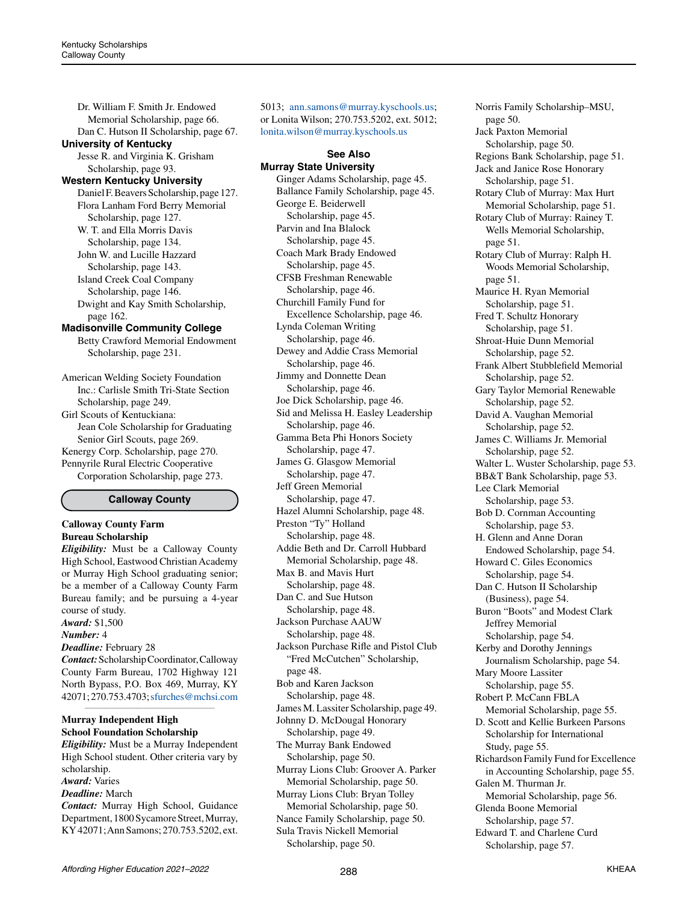Dr. William F. Smith Jr. Endowed Memorial Scholarship, page 66.
Dan C. Hutson II Scholarship, page 67.

**University of Kentucky**

Jesse R. and Virginia K. Grisham Scholarship, page 93.

**Western Kentucky University**

Daniel F. Beavers Scholarship, page 127.
Flora Lanham Ford Berry Memorial Scholarship, page 127.
W. T. and Ella Morris Davis Scholarship, page 134.
John W. and Lucille Hazzard Scholarship, page 143.
Island Creek Coal Company Scholarship, page 146.
Dwight and Kay Smith Scholarship, page 162.

**Madisonville Community College**

Betty Crawford Memorial Endowment Scholarship, page 231.

American Welding Society Foundation Inc.: Carlisle Smith Tri-State Section Scholarship, page 249.
Girl Scouts of Kentuckiana: Jean Cole Scholarship for Graduating Senior Girl Scouts, page 269.
Kenergy Corp. Scholarship, page 270.
Pennyrile Rural Electric Cooperative Corporation Scholarship, page 273.

## Calloway County

**Calloway County Farm Bureau Scholarship**

***Eligibility:*** Must be a Calloway County High School, Eastwood Christian Academy or Murray High School graduating senior; be a member of a Calloway County Farm Bureau family; and be pursuing a 4-year course of study.
***Award:*** $1,500
***Number:*** 4
***Deadline:*** February 28
***Contact:*** Scholarship Coordinator, Calloway County Farm Bureau, 1702 Highway 121 North Bypass, P.O. Box 469, Murray, KY 42071; 270.753.4703; sfurches@mchsi.com

**Murray Independent High School Foundation Scholarship**

***Eligibility:*** Must be a Murray Independent High School student. Other criteria vary by scholarship.
***Award:*** Varies
***Deadline:*** March
***Contact:*** Murray High School, Guidance Department, 1800 Sycamore Street, Murray, KY 42071; Ann Samons; 270.753.5202, ext. 5013; ann.samons@murray.kyschools.us; or Lonita Wilson; 270.753.5202, ext. 5012; lonita.wilson@murray.kyschools.us

**See Also**

**Murray State University**

Ginger Adams Scholarship, page 45.
Ballance Family Scholarship, page 45.
George E. Beiderwell Scholarship, page 45.
Parvin and Ina Blalock Scholarship, page 45.
Coach Mark Brady Endowed Scholarship, page 45.
CFSB Freshman Renewable Scholarship, page 46.
Churchill Family Fund for Excellence Scholarship, page 46.
Lynda Coleman Writing Scholarship, page 46.
Dewey and Addie Crass Memorial Scholarship, page 46.
Jimmy and Donnette Dean Scholarship, page 46.
Joe Dick Scholarship, page 46.
Sid and Melissa H. Easley Leadership Scholarship, page 46.
Gamma Beta Phi Honors Society Scholarship, page 47.
James G. Glasgow Memorial Scholarship, page 47.
Jeff Green Memorial Scholarship, page 47.
Hazel Alumni Scholarship, page 48.
Preston “Ty” Holland Scholarship, page 48.
Addie Beth and Dr. Carroll Hubbard Memorial Scholarship, page 48.
Max B. and Mavis Hurt Scholarship, page 48.
Dan C. and Sue Hutson Scholarship, page 48.
Jackson Purchase AAUW Scholarship, page 48.
Jackson Purchase Rifle and Pistol Club “Fred McCutchen” Scholarship, page 48.
Bob and Karen Jackson Scholarship, page 48.
James M. Lassiter Scholarship, page 49.
Johnny D. McDougal Honorary Scholarship, page 49.
The Murray Bank Endowed Scholarship, page 50.
Murray Lions Club: Groover A. Parker Memorial Scholarship, page 50.
Murray Lions Club: Bryan Tolley Memorial Scholarship, page 50.
Nance Family Scholarship, page 50.
Sula Travis Nickell Memorial Scholarship, page 50.
Norris Family Scholarship–MSU, page 50.
Jack Paxton Memorial Scholarship, page 50.
Regions Bank Scholarship, page 51.
Jack and Janice Rose Honorary Scholarship, page 51.
Rotary Club of Murray: Max Hurt Memorial Scholarship, page 51.
Rotary Club of Murray: Rainey T. Wells Memorial Scholarship, page 51.
Rotary Club of Murray: Ralph H. Woods Memorial Scholarship, page 51.
Maurice H. Ryan Memorial Scholarship, page 51.
Fred T. Schultz Honorary Scholarship, page 51.
Shroat-Huie Dunn Memorial Scholarship, page 52.
Frank Albert Stubblefield Memorial Scholarship, page 52.
Gary Taylor Memorial Renewable Scholarship, page 52.
David A. Vaughan Memorial Scholarship, page 52.
James C. Williams Jr. Memorial Scholarship, page 52.
Walter L. Wuster Scholarship, page 53.
BB&T Bank Scholarship, page 53.
Lee Clark Memorial Scholarship, page 53.
Bob D. Cornman Accounting Scholarship, page 53.
H. Glenn and Anne Doran Endowed Scholarship, page 54.
Howard C. Giles Economics Scholarship, page 54.
Dan C. Hutson II Scholarship (Business), page 54.
Buron “Boots” and Modest Clark Jeffrey Memorial Scholarship, page 54.
Kerby and Dorothy Jennings Journalism Scholarship, page 54.
Mary Moore Lassiter Scholarship, page 55.
Robert P. McCann FBLA Memorial Scholarship, page 55.
D. Scott and Kellie Burkeen Parsons Scholarship for International Study, page 55.
Richardson Family Fund for Excellence in Accounting Scholarship, page 55.
Galen M. Thurman Jr. Memorial Scholarship, page 56.
Glenda Boone Memorial Scholarship, page 57.
Edward T. and Charlene Curd Scholarship, page 57.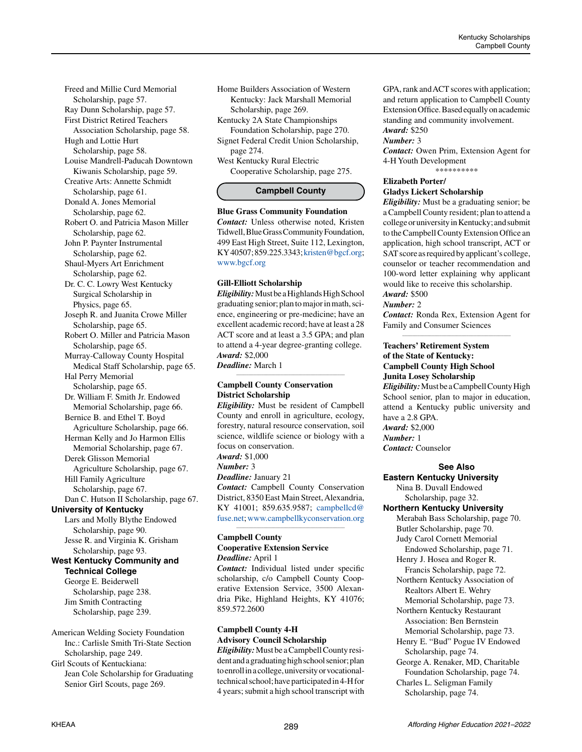Freed and Millie Curd Memorial Scholarship, page 57.
Ray Dunn Scholarship, page 57.
First District Retired Teachers Association Scholarship, page 58.
Hugh and Lottie Hurt Scholarship, page 58.
Louise Mandrell-Paducah Downtown Kiwanis Scholarship, page 59.
Creative Arts: Annette Schmidt Scholarship, page 61.
Donald A. Jones Memorial Scholarship, page 62.
Robert O. and Patricia Mason Miller Scholarship, page 62.
John P. Paynter Instrumental Scholarship, page 62.
Shaul-Myers Art Enrichment Scholarship, page 62.
Dr. C. C. Lowry West Kentucky Surgical Scholarship in Physics, page 65.
Joseph R. and Juanita Crowe Miller Scholarship, page 65.
Robert O. Miller and Patricia Mason Scholarship, page 65.
Murray-Calloway County Hospital Medical Staff Scholarship, page 65.
Hal Perry Memorial Scholarship, page 65.
Dr. William F. Smith Jr. Endowed Memorial Scholarship, page 66.
Bernice B. and Ethel T. Boyd Agriculture Scholarship, page 66.
Herman Kelly and Jo Harmon Ellis Memorial Scholarship, page 67.
Derek Glisson Memorial Agriculture Scholarship, page 67.
Hill Family Agriculture Scholarship, page 67.
Dan C. Hutson II Scholarship, page 67.

**University of Kentucky**

Lars and Molly Blythe Endowed Scholarship, page 90.
Jesse R. and Virginia K. Grisham Scholarship, page 93.

**West Kentucky Community and Technical College**

George E. Beiderwell Scholarship, page 238.
Jim Smith Contracting Scholarship, page 239.

American Welding Society Foundation Inc.: Carlisle Smith Tri-State Section Scholarship, page 249.
Girl Scouts of Kentuckiana: Jean Cole Scholarship for Graduating Senior Girl Scouts, page 269.
Home Builders Association of Western Kentucky: Jack Marshall Memorial Scholarship, page 269.
Kentucky 2A State Championships Foundation Scholarship, page 270.
Signet Federal Credit Union Scholarship, page 274.
West Kentucky Rural Electric Cooperative Scholarship, page 275.

## Campbell County

**Blue Grass Community Foundation**
***Contact:*** Unless otherwise noted, Kristen Tidwell, Blue Grass Community Foundation, 499 East High Street, Suite 112, Lexington, KY 40507; 859.225.3343; kristen@bgcf.org; www.bgcf.org

**Gill-Elliott Scholarship**
***Eligibility:*** Must be a Highlands High School graduating senior; plan to major in math, science, engineering or pre-medicine; have an excellent academic record; have at least a 28 ACT score and at least a 3.5 GPA; and plan to attend a 4-year degree-granting college.
***Award:*** $2,000
***Deadline:*** March 1

---

**Campbell County Conservation District Scholarship**
***Eligibility:*** Must be resident of Campbell County and enroll in agriculture, ecology, forestry, natural resource conservation, soil science, wildlife science or biology with a focus on conservation.
***Award:*** $1,000
***Number:*** 3
***Deadline:*** January 21
***Contact:*** Campbell County Conservation District, 8350 East Main Street, Alexandria, KY 41001; 859.635.9587; campbellcd@fuse.net; www.campbellkyconservation.org

---

**Campbell County Cooperative Extension Service**
***Deadline:*** April 1
***Contact:*** Individual listed under specific scholarship, c/o Campbell County Cooperative Extension Service, 3500 Alexandria Pike, Highland Heights, KY 41076; 859.572.2600

**Campbell County 4-H Advisory Council Scholarship**
***Eligibility:*** Must be a Campbell County resident and a graduating high school senior; plan to enroll in a college, university or vocational-technical school; have participated in 4-H for 4 years; submit a high school transcript with GPA, rank and ACT scores with application; and return application to Campbell County Extension Office. Based equally on academic standing and community involvement.
***Award:*** $250
***Number:*** 3
***Contact:*** Owen Prim, Extension Agent for 4-H Youth Development

**********

**Elizabeth Porter/ Gladys Lickert Scholarship**
***Eligibility:*** Must be a graduating senior; be a Campbell County resident; plan to attend a college or university in Kentucky; and submit to the Campbell County Extension Office an application, high school transcript, ACT or SAT score as required by applicant's college, counselor or teacher recommendation and 100-word letter explaining why applicant would like to receive this scholarship.
***Award:*** $500
***Number:*** 2
***Contact:*** Ronda Rex, Extension Agent for Family and Consumer Sciences

---

**Teachers' Retirement System of the State of Kentucky: Campbell County High School Junita Losey Scholarship**
***Eligibility:*** Must be a Campbell County High School senior, plan to major in education, attend a Kentucky public university and have a 2.8 GPA.
***Award:*** $2,000
***Number:*** 1
***Contact:*** Counselor

### See Also

**Eastern Kentucky University**

Nina B. Duvall Endowed Scholarship, page 32.

**Northern Kentucky University**

Merabah Bass Scholarship, page 70.
Butler Scholarship, page 70.
Judy Carol Cornett Memorial Endowed Scholarship, page 71.
Henry J. Hosea and Roger R. Francis Scholarship, page 72.
Northern Kentucky Association of Realtors Albert E. Wehry Memorial Scholarship, page 73.
Northern Kentucky Restaurant Association: Ben Bernstein Memorial Scholarship, page 73.
Henry E. "Bud" Pogue IV Endowed Scholarship, page 74.
George A. Renaker, MD, Charitable Foundation Scholarship, page 74.
Charles L. Seligman Family Scholarship, page 74.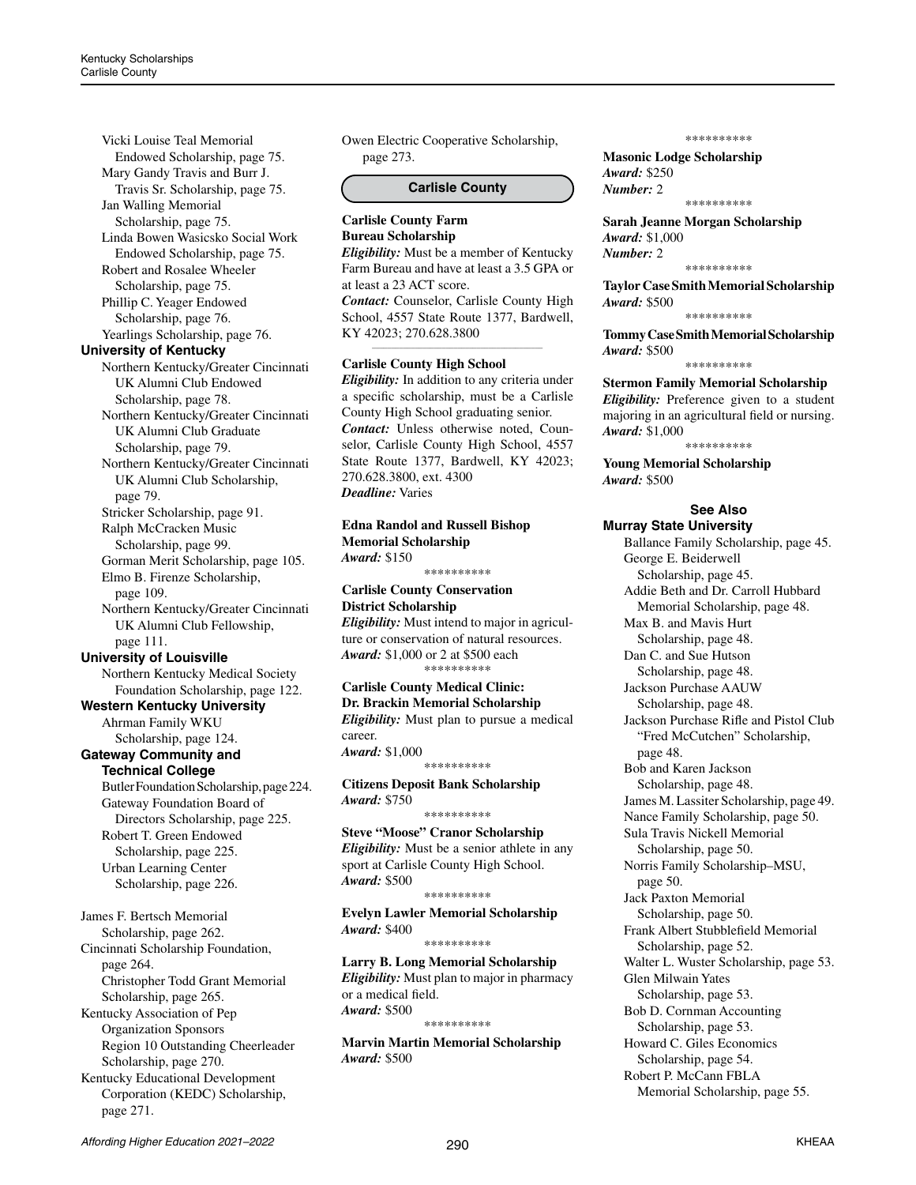Vicki Louise Teal Memorial Endowed Scholarship, page 75.
Mary Gandy Travis and Burr J. Travis Sr. Scholarship, page 75.
Jan Walling Memorial Scholarship, page 75.
Linda Bowen Wasicsko Social Work Endowed Scholarship, page 75.
Robert and Rosalee Wheeler Scholarship, page 75.
Phillip C. Yeager Endowed Scholarship, page 76.
Yearlings Scholarship, page 76.

**University of Kentucky**

Northern Kentucky/Greater Cincinnati UK Alumni Club Endowed Scholarship, page 78.
Northern Kentucky/Greater Cincinnati UK Alumni Club Graduate Scholarship, page 79.
Northern Kentucky/Greater Cincinnati UK Alumni Club Scholarship, page 79.
Stricker Scholarship, page 91.
Ralph McCracken Music Scholarship, page 99.
Gorman Merit Scholarship, page 105.
Elmo B. Firenze Scholarship, page 109.
Northern Kentucky/Greater Cincinnati UK Alumni Club Fellowship, page 111.

**University of Louisville**

Northern Kentucky Medical Society Foundation Scholarship, page 122.

**Western Kentucky University**

Ahrman Family WKU Scholarship, page 124.

**Gateway Community and Technical College**

Butler Foundation Scholarship, page 224.
Gateway Foundation Board of Directors Scholarship, page 225.
Robert T. Green Endowed Scholarship, page 225.
Urban Learning Center Scholarship, page 226.

James F. Bertsch Memorial Scholarship, page 262.
Cincinnati Scholarship Foundation, page 264.
Christopher Todd Grant Memorial Scholarship, page 265.
Kentucky Association of Pep Organization Sponsors Region 10 Outstanding Cheerleader Scholarship, page 270.
Kentucky Educational Development Corporation (KEDC) Scholarship, page 271.
Owen Electric Cooperative Scholarship, page 273.

## Carlisle County

**Carlisle County Farm Bureau Scholarship**
***Eligibility:*** Must be a member of Kentucky Farm Bureau and have at least a 3.5 GPA or at least a 23 ACT score.
***Contact:*** Counselor, Carlisle County High School, 4557 State Route 1377, Bardwell, KY 42023; 270.628.3800

---

**Carlisle County High School**
***Eligibility:*** In addition to any criteria under a specific scholarship, must be a Carlisle County High School graduating senior.
***Contact:*** Unless otherwise noted, Counselor, Carlisle County High School, 4557 State Route 1377, Bardwell, KY 42023; 270.628.3800, ext. 4300
***Deadline:*** Varies

**Edna Randol and Russell Bishop Memorial Scholarship**
***Award:*** $150

**********

**Carlisle County Conservation District Scholarship**
***Eligibility:*** Must intend to major in agriculture or conservation of natural resources.
***Award:*** $1,000 or 2 at $500 each

**********

**Carlisle County Medical Clinic: Dr. Brackin Memorial Scholarship**
***Eligibility:*** Must plan to pursue a medical career.
***Award:*** $1,000

**********

**Citizens Deposit Bank Scholarship**
***Award:*** $750

**********

**Steve "Moose" Cranor Scholarship**
***Eligibility:*** Must be a senior athlete in any sport at Carlisle County High School.
***Award:*** $500

**********

**Evelyn Lawler Memorial Scholarship**
***Award:*** $400

**********

**Larry B. Long Memorial Scholarship**
***Eligibility:*** Must plan to major in pharmacy or a medical field.
***Award:*** $500

**********

**Marvin Martin Memorial Scholarship**
***Award:*** $500

**********

**Masonic Lodge Scholarship**
***Award:*** $250
***Number:*** 2

**********

**Sarah Jeanne Morgan Scholarship**
***Award:*** $1,000
***Number:*** 2

**********

**Taylor Case Smith Memorial Scholarship**
***Award:*** $500

**********

**Tommy Case Smith Memorial Scholarship**
***Award:*** $500

**********

**Stermon Family Memorial Scholarship**
***Eligibility:*** Preference given to a student majoring in an agricultural field or nursing.
***Award:*** $1,000

**********

**Young Memorial Scholarship**
***Award:*** $500

### See Also

**Murray State University**

Ballance Family Scholarship, page 45.
George E. Beiderwell Scholarship, page 45.
Addie Beth and Dr. Carroll Hubbard Memorial Scholarship, page 48.
Max B. and Mavis Hurt Scholarship, page 48.
Dan C. and Sue Hutson Scholarship, page 48.
Jackson Purchase AAUW Scholarship, page 48.
Jackson Purchase Rifle and Pistol Club "Fred McCutchen" Scholarship, page 48.
Bob and Karen Jackson Scholarship, page 48.
James M. Lassiter Scholarship, page 49.
Nance Family Scholarship, page 50.
Sula Travis Nickell Memorial Scholarship, page 50.
Norris Family Scholarship–MSU, page 50.
Jack Paxton Memorial Scholarship, page 50.
Frank Albert Stubblefield Memorial Scholarship, page 52.
Walter L. Wuster Scholarship, page 53.
Glen Milwain Yates Scholarship, page 53.
Bob D. Cornman Accounting Scholarship, page 53.
Howard C. Giles Economics Scholarship, page 54.
Robert P. McCann FBLA Memorial Scholarship, page 55.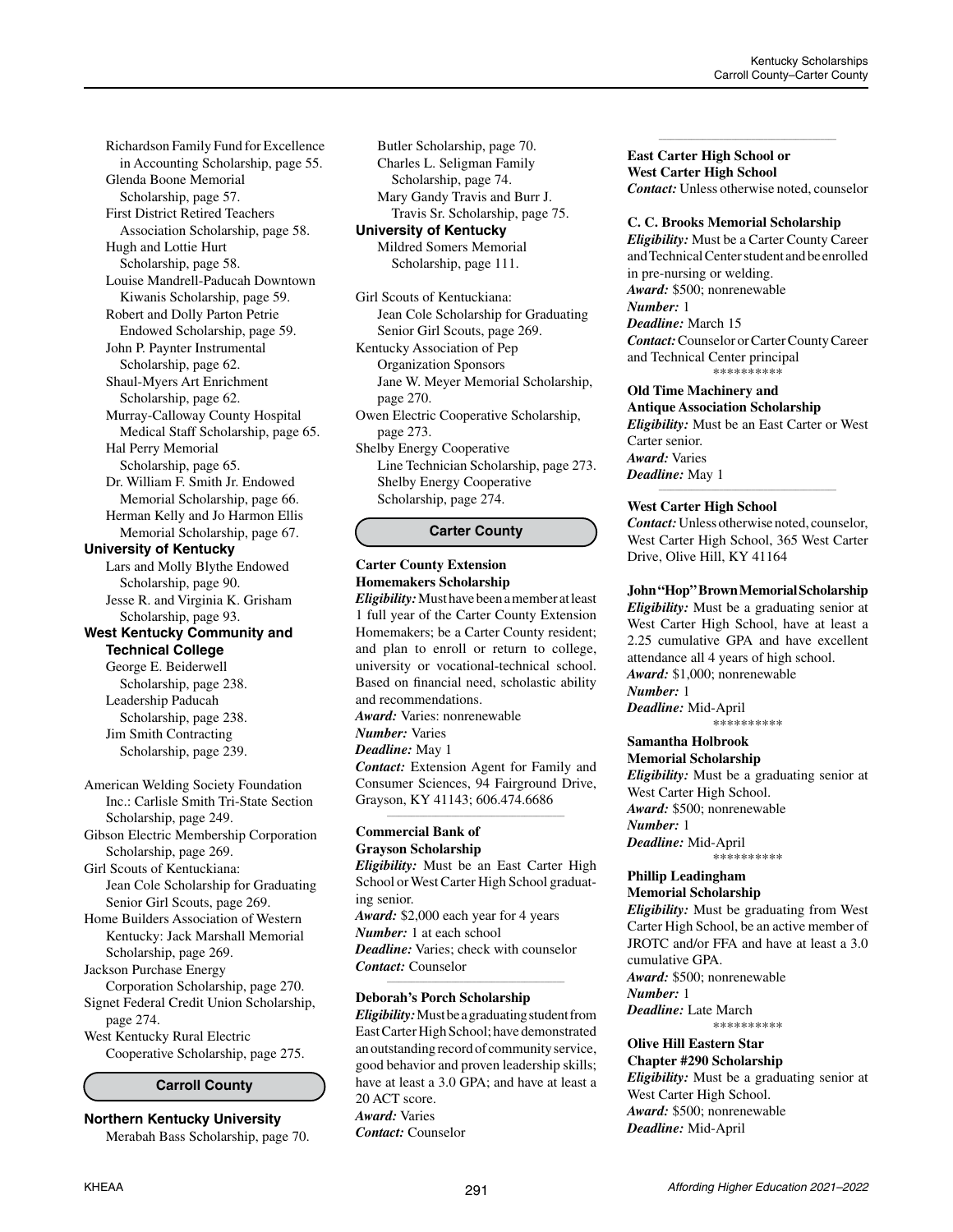Richardson Family Fund for Excellence in Accounting Scholarship, page 55.
Glenda Boone Memorial Scholarship, page 57.
First District Retired Teachers Association Scholarship, page 58.
Hugh and Lottie Hurt Scholarship, page 58.
Louise Mandrell-Paducah Downtown Kiwanis Scholarship, page 59.
Robert and Dolly Parton Petrie Endowed Scholarship, page 59.
John P. Paynter Instrumental Scholarship, page 62.
Shaul-Myers Art Enrichment Scholarship, page 62.
Murray-Calloway County Hospital Medical Staff Scholarship, page 65.
Hal Perry Memorial Scholarship, page 65.
Dr. William F. Smith Jr. Endowed Memorial Scholarship, page 66.
Herman Kelly and Jo Harmon Ellis Memorial Scholarship, page 67.

**University of Kentucky**

Lars and Molly Blythe Endowed Scholarship, page 90.
Jesse R. and Virginia K. Grisham Scholarship, page 93.

**West Kentucky Community and Technical College**

George E. Beiderwell Scholarship, page 238.
Leadership Paducah Scholarship, page 238.
Jim Smith Contracting Scholarship, page 239.

American Welding Society Foundation Inc.: Carlisle Smith Tri-State Section Scholarship, page 249.
Gibson Electric Membership Corporation Scholarship, page 269.
Girl Scouts of Kentuckiana: Jean Cole Scholarship for Graduating Senior Girl Scouts, page 269.
Home Builders Association of Western Kentucky: Jack Marshall Memorial Scholarship, page 269.
Jackson Purchase Energy Corporation Scholarship, page 270.
Signet Federal Credit Union Scholarship, page 274.
West Kentucky Rural Electric Cooperative Scholarship, page 275.

## Carroll County

**Northern Kentucky University**

Merabah Bass Scholarship, page 70.
Butler Scholarship, page 70.
Charles L. Seligman Family Scholarship, page 74.
Mary Gandy Travis and Burr J. Travis Sr. Scholarship, page 75.

**University of Kentucky**

Mildred Somers Memorial Scholarship, page 111.

Girl Scouts of Kentuckiana: Jean Cole Scholarship for Graduating Senior Girl Scouts, page 269.
Kentucky Association of Pep Organization Sponsors Jane W. Meyer Memorial Scholarship, page 270.
Owen Electric Cooperative Scholarship, page 273.
Shelby Energy Cooperative Line Technician Scholarship, page 273.
Shelby Energy Cooperative Scholarship, page 274.

## Carter County

**Carter County Extension Homemakers Scholarship**
*Eligibility:* Must have been a member at least 1 full year of the Carter County Extension Homemakers; be a Carter County resident; and plan to enroll or return to college, university or vocational-technical school. Based on financial need, scholastic ability and recommendations.
*Award:* Varies: nonrenewable
*Number:* Varies
*Deadline:* May 1
*Contact:* Extension Agent for Family and Consumer Sciences, 94 Fairground Drive, Grayson, KY 41143; 606.474.6686

---

**Commercial Bank of Grayson Scholarship**
*Eligibility:* Must be an East Carter High School or West Carter High School graduating senior.
*Award:* $2,000 each year for 4 years
*Number:* 1 at each school
*Deadline:* Varies; check with counselor
*Contact:* Counselor

---

**Deborah's Porch Scholarship**
*Eligibility:* Must be a graduating student from East Carter High School; have demonstrated an outstanding record of community service, good behavior and proven leadership skills; have at least a 3.0 GPA; and have at least a 20 ACT score.
*Award:* Varies
*Contact:* Counselor

---

**East Carter High School or West Carter High School**
*Contact:* Unless otherwise noted, counselor

**C. C. Brooks Memorial Scholarship**
*Eligibility:* Must be a Carter County Career and Technical Center student and be enrolled in pre-nursing or welding.
*Award:* $500; nonrenewable
*Number:* 1
*Deadline:* March 15
*Contact:* Counselor or Carter County Career and Technical Center principal

**********

**Old Time Machinery and Antique Association Scholarship**
*Eligibility:* Must be an East Carter or West Carter senior.
*Award:* Varies
*Deadline:* May 1

---

**West Carter High School**
*Contact:* Unless otherwise noted, counselor, West Carter High School, 365 West Carter Drive, Olive Hill, KY 41164

**John "Hop" Brown Memorial Scholarship**
*Eligibility:* Must be a graduating senior at West Carter High School, have at least a 2.25 cumulative GPA and have excellent attendance all 4 years of high school.
*Award:* $1,000; nonrenewable
*Number:* 1
*Deadline:* Mid-April

**********

**Samantha Holbrook Memorial Scholarship**
*Eligibility:* Must be a graduating senior at West Carter High School.
*Award:* $500; nonrenewable
*Number:* 1
*Deadline:* Mid-April

**********

**Phillip Leadingham Memorial Scholarship**
*Eligibility:* Must be graduating from West Carter High School, be an active member of JROTC and/or FFA and have at least a 3.0 cumulative GPA.
*Award:* $500; nonrenewable
*Number:* 1
*Deadline:* Late March

**********

**Olive Hill Eastern Star Chapter #290 Scholarship**
*Eligibility:* Must be a graduating senior at West Carter High School.
*Award:* $500; nonrenewable
*Deadline:* Mid-April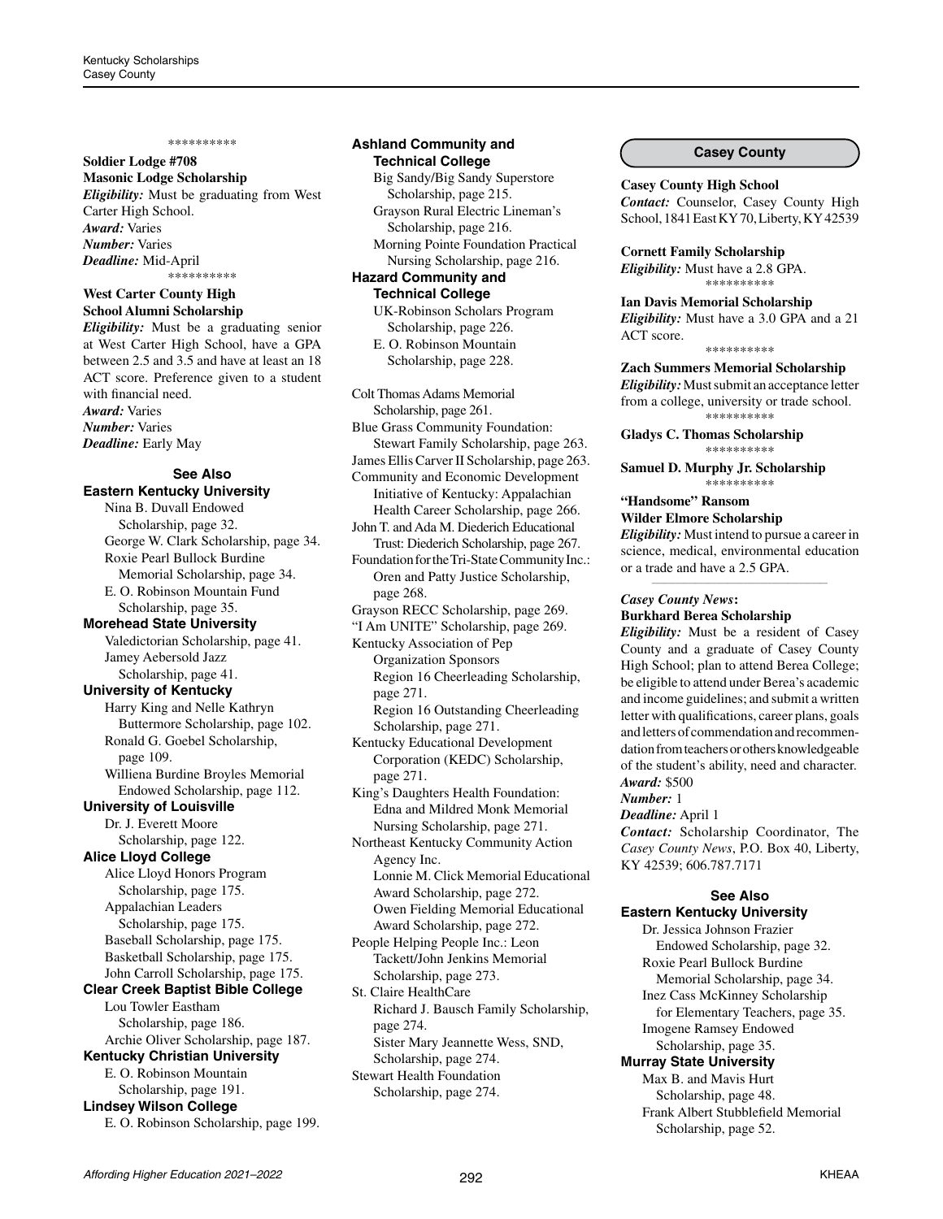\*\*\*\*\*\*\*\*\*\*

**Soldier Lodge #708**
**Masonic Lodge Scholarship**
***Eligibility:*** Must be graduating from West Carter High School.
***Award:*** Varies
***Number:*** Varies
***Deadline:*** Mid-April

\*\*\*\*\*\*\*\*\*\*

**West Carter County High School Alumni Scholarship**
***Eligibility:*** Must be a graduating senior at West Carter High School, have a GPA between 2.5 and 3.5 and have at least an 18 ACT score. Preference given to a student with financial need.
***Award:*** Varies
***Number:*** Varies
***Deadline:*** Early May

### See Also

**Eastern Kentucky University**
- Nina B. Duvall Endowed Scholarship, page 32.
- George W. Clark Scholarship, page 34.
- Roxie Pearl Bullock Burdine Memorial Scholarship, page 34.
- E. O. Robinson Mountain Fund Scholarship, page 35.

**Morehead State University**
- Valedictorian Scholarship, page 41.
- Jamey Aebersold Jazz Scholarship, page 41.

**University of Kentucky**
- Harry King and Nelle Kathryn Buttermore Scholarship, page 102.
- Ronald G. Goebel Scholarship, page 109.
- Williena Burdine Broyles Memorial Endowed Scholarship, page 112.

**University of Louisville**
- Dr. J. Everett Moore Scholarship, page 122.

**Alice Lloyd College**
- Alice Lloyd Honors Program Scholarship, page 175.
- Appalachian Leaders Scholarship, page 175.
- Baseball Scholarship, page 175.
- Basketball Scholarship, page 175.
- John Carroll Scholarship, page 175.

**Clear Creek Baptist Bible College**
- Lou Towler Eastham Scholarship, page 186.
- Archie Oliver Scholarship, page 187.

**Kentucky Christian University**
- E. O. Robinson Mountain Scholarship, page 191.

**Lindsey Wilson College**
- E. O. Robinson Scholarship, page 199.

**Ashland Community and Technical College**
- Big Sandy/Big Sandy Superstore Scholarship, page 215.
- Grayson Rural Electric Lineman's Scholarship, page 216.
- Morning Pointe Foundation Practical Nursing Scholarship, page 216.

**Hazard Community and Technical College**
- UK-Robinson Scholars Program Scholarship, page 226.
- E. O. Robinson Mountain Scholarship, page 228.

Colt Thomas Adams Memorial Scholarship, page 261.
Blue Grass Community Foundation: Stewart Family Scholarship, page 263.
James Ellis Carver II Scholarship, page 263.
Community and Economic Development Initiative of Kentucky: Appalachian Health Career Scholarship, page 266.
John T. and Ada M. Diederich Educational Trust: Diederich Scholarship, page 267.
Foundation for the Tri-State Community Inc.: Oren and Patty Justice Scholarship, page 268.
Grayson RECC Scholarship, page 269.
"I Am UNITE" Scholarship, page 269.
Kentucky Association of Pep Organization Sponsors
- Region 16 Cheerleading Scholarship, page 271.
- Region 16 Outstanding Cheerleading Scholarship, page 271.

Kentucky Educational Development Corporation (KEDC) Scholarship, page 271.
King's Daughters Health Foundation: Edna and Mildred Monk Memorial Nursing Scholarship, page 271.
Northeast Kentucky Community Action Agency Inc.
- Lonnie M. Click Memorial Educational Award Scholarship, page 272.
- Owen Fielding Memorial Educational Award Scholarship, page 272.

People Helping People Inc.: Leon Tackett/John Jenkins Memorial Scholarship, page 273.
St. Claire HealthCare
- Richard J. Bausch Family Scholarship, page 274.
- Sister Mary Jeannette Wess, SND, Scholarship, page 274.

Stewart Health Foundation Scholarship, page 274.

## Casey County

**Casey County High School**
***Contact:*** Counselor, Casey County High School, 1841 East KY 70, Liberty, KY 42539

**Cornett Family Scholarship**
***Eligibility:*** Must have a 2.8 GPA.

\*\*\*\*\*\*\*\*\*\*

**Ian Davis Memorial Scholarship**
***Eligibility:*** Must have a 3.0 GPA and a 21 ACT score.

\*\*\*\*\*\*\*\*\*\*

**Zach Summers Memorial Scholarship**
***Eligibility:*** Must submit an acceptance letter from a college, university or trade school.

\*\*\*\*\*\*\*\*\*\*

**Gladys C. Thomas Scholarship**

\*\*\*\*\*\*\*\*\*\*

**Samuel D. Murphy Jr. Scholarship**

\*\*\*\*\*\*\*\*\*\*

**"Handsome" Ransom Wilder Elmore Scholarship**
***Eligibility:*** Must intend to pursue a career in science, medical, environmental education or a trade and have a 2.5 GPA.

---

***Casey County News*: Burkhard Berea Scholarship**
***Eligibility:*** Must be a resident of Casey County and a graduate of Casey County High School; plan to attend Berea College; be eligible to attend under Berea's academic and income guidelines; and submit a written letter with qualifications, career plans, goals and letters of commendation and recommendation from teachers or others knowledgeable of the student's ability, need and character.
***Award:*** $500
***Number:*** 1
***Deadline:*** April 1
***Contact:*** Scholarship Coordinator, The *Casey County News*, P.O. Box 40, Liberty, KY 42539; 606.787.7171

### See Also

**Eastern Kentucky University**
- Dr. Jessica Johnson Frazier Endowed Scholarship, page 32.
- Roxie Pearl Bullock Burdine Memorial Scholarship, page 34.
- Inez Cass McKinney Scholarship for Elementary Teachers, page 35.
- Imogene Ramsey Endowed Scholarship, page 35.

**Murray State University**
- Max B. and Mavis Hurt Scholarship, page 48.
- Frank Albert Stubblefield Memorial Scholarship, page 52.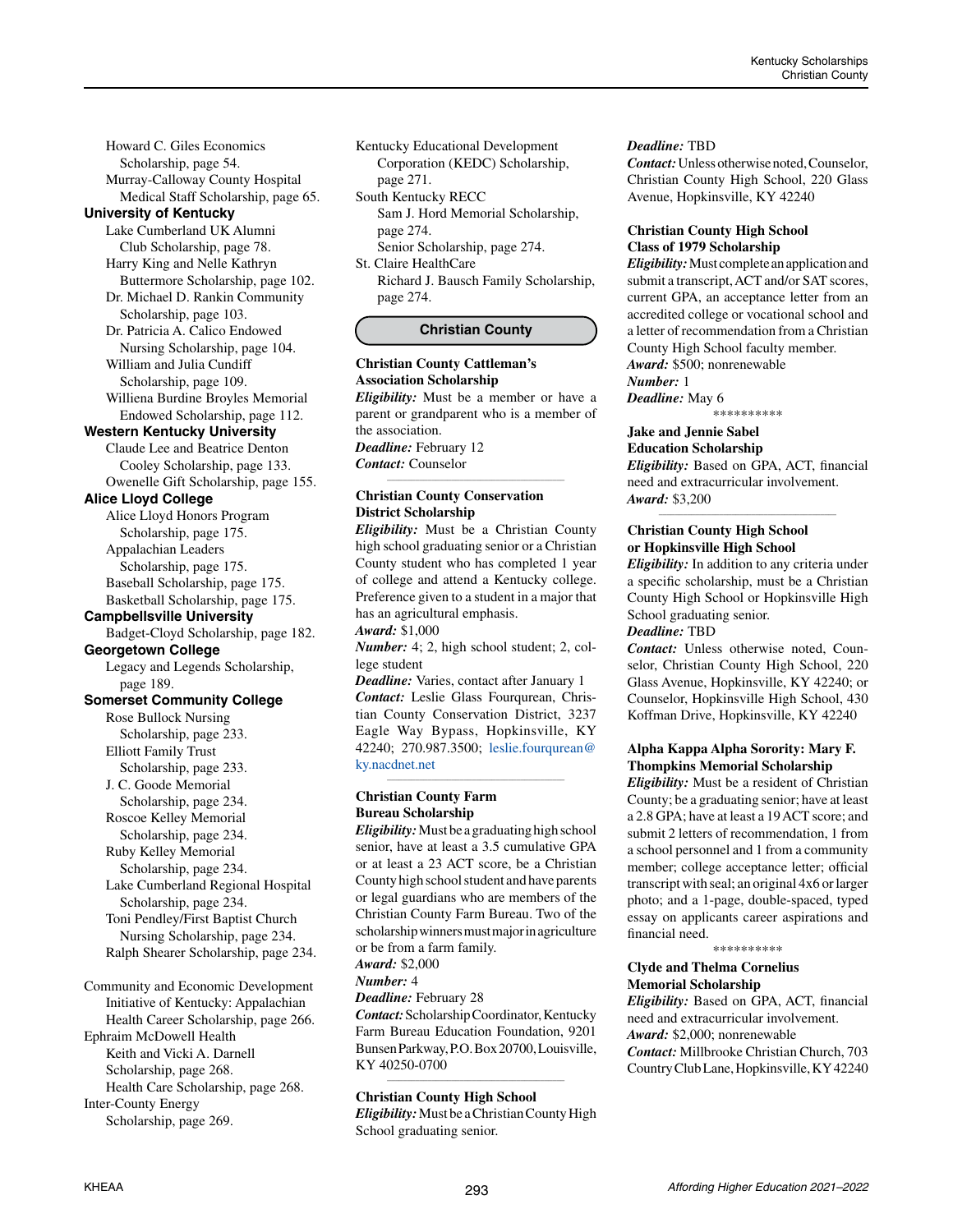Howard C. Giles Economics Scholarship, page 54.
Murray-Calloway County Hospital Medical Staff Scholarship, page 65.

**University of Kentucky**

Lake Cumberland UK Alumni Club Scholarship, page 78.
Harry King and Nelle Kathryn Buttermore Scholarship, page 102.
Dr. Michael D. Rankin Community Scholarship, page 103.
Dr. Patricia A. Calico Endowed Nursing Scholarship, page 104.
William and Julia Cundiff Scholarship, page 109.
Williena Burdine Broyles Memorial Endowed Scholarship, page 112.

**Western Kentucky University**

Claude Lee and Beatrice Denton Cooley Scholarship, page 133.
Owenelle Gift Scholarship, page 155.

**Alice Lloyd College**

Alice Lloyd Honors Program Scholarship, page 175.
Appalachian Leaders Scholarship, page 175.
Baseball Scholarship, page 175.
Basketball Scholarship, page 175.

**Campbellsville University**

Badget-Cloyd Scholarship, page 182.

**Georgetown College**

Legacy and Legends Scholarship, page 189.

**Somerset Community College**

Rose Bullock Nursing Scholarship, page 233.
Elliott Family Trust Scholarship, page 233.
J. C. Goode Memorial Scholarship, page 234.
Roscoe Kelley Memorial Scholarship, page 234.
Ruby Kelley Memorial Scholarship, page 234.
Lake Cumberland Regional Hospital Scholarship, page 234.
Toni Pendley/First Baptist Church Nursing Scholarship, page 234.
Ralph Shearer Scholarship, page 234.

Community and Economic Development Initiative of Kentucky: Appalachian Health Career Scholarship, page 266.

Ephraim McDowell Health
Keith and Vicki A. Darnell Scholarship, page 268.
Health Care Scholarship, page 268.

Inter-County Energy
Scholarship, page 269.

Kentucky Educational Development Corporation (KEDC) Scholarship, page 271.

South Kentucky RECC
Sam J. Hord Memorial Scholarship, page 274.
Senior Scholarship, page 274.

St. Claire HealthCare
Richard J. Bausch Family Scholarship, page 274.

## Christian County

**Christian County Cattleman's Association Scholarship**
***Eligibility:*** Must be a member or have a parent or grandparent who is a member of the association.
***Deadline:*** February 12
***Contact:*** Counselor

**Christian County Conservation District Scholarship**
***Eligibility:*** Must be a Christian County high school graduating senior or a Christian County student who has completed 1 year of college and attend a Kentucky college. Preference given to a student in a major that has an agricultural emphasis.
***Award:*** $1,000
***Number:*** 4; 2, high school student; 2, college student
***Deadline:*** Varies, contact after January 1
***Contact:*** Leslie Glass Fourqurean, Christian County Conservation District, 3237 Eagle Way Bypass, Hopkinsville, KY 42240; 270.987.3500; leslie.fourqurean@ky.nacdnet.net

**Christian County Farm Bureau Scholarship**
***Eligibility:*** Must be a graduating high school senior, have at least a 3.5 cumulative GPA or at least a 23 ACT score, be a Christian County high school student and have parents or legal guardians who are members of the Christian County Farm Bureau. Two of the scholarship winners must major in agriculture or be from a farm family.
***Award:*** $2,000
***Number:*** 4
***Deadline:*** February 28
***Contact:*** Scholarship Coordinator, Kentucky Farm Bureau Education Foundation, 9201 Bunsen Parkway, P.O. Box 20700, Louisville, KY 40250-0700

**Christian County High School**
***Eligibility:*** Must be a Christian County High School graduating senior.
***Deadline:*** TBD
***Contact:*** Unless otherwise noted, Counselor, Christian County High School, 220 Glass Avenue, Hopkinsville, KY 42240

**Christian County High School Class of 1979 Scholarship**
***Eligibility:*** Must complete an application and submit a transcript, ACT and/or SAT scores, current GPA, an acceptance letter from an accredited college or vocational school and a letter of recommendation from a Christian County High School faculty member.
***Award:*** $500; nonrenewable
***Number:*** 1
***Deadline:*** May 6

\*\*\*\*\*\*\*\*\*\*

**Jake and Jennie Sabel Education Scholarship**
***Eligibility:*** Based on GPA, ACT, financial need and extracurricular involvement.
***Award:*** $3,200

**Christian County High School or Hopkinsville High School**
***Eligibility:*** In addition to any criteria under a specific scholarship, must be a Christian County High School or Hopkinsville High School graduating senior.
***Deadline:*** TBD
***Contact:*** Unless otherwise noted, Counselor, Christian County High School, 220 Glass Avenue, Hopkinsville, KY 42240; or Counselor, Hopkinsville High School, 430 Koffman Drive, Hopkinsville, KY 42240

**Alpha Kappa Alpha Sorority: Mary F. Thompkins Memorial Scholarship**
***Eligibility:*** Must be a resident of Christian County; be a graduating senior; have at least a 2.8 GPA; have at least a 19 ACT score; and submit 2 letters of recommendation, 1 from a school personnel and 1 from a community member; college acceptance letter; official transcript with seal; an original 4x6 or larger photo; and a 1-page, double-spaced, typed essay on applicants career aspirations and financial need.

\*\*\*\*\*\*\*\*\*\*

**Clyde and Thelma Cornelius Memorial Scholarship**
***Eligibility:*** Based on GPA, ACT, financial need and extracurricular involvement.
***Award:*** $2,000; nonrenewable
***Contact:*** Millbrooke Christian Church, 703 Country Club Lane, Hopkinsville, KY 42240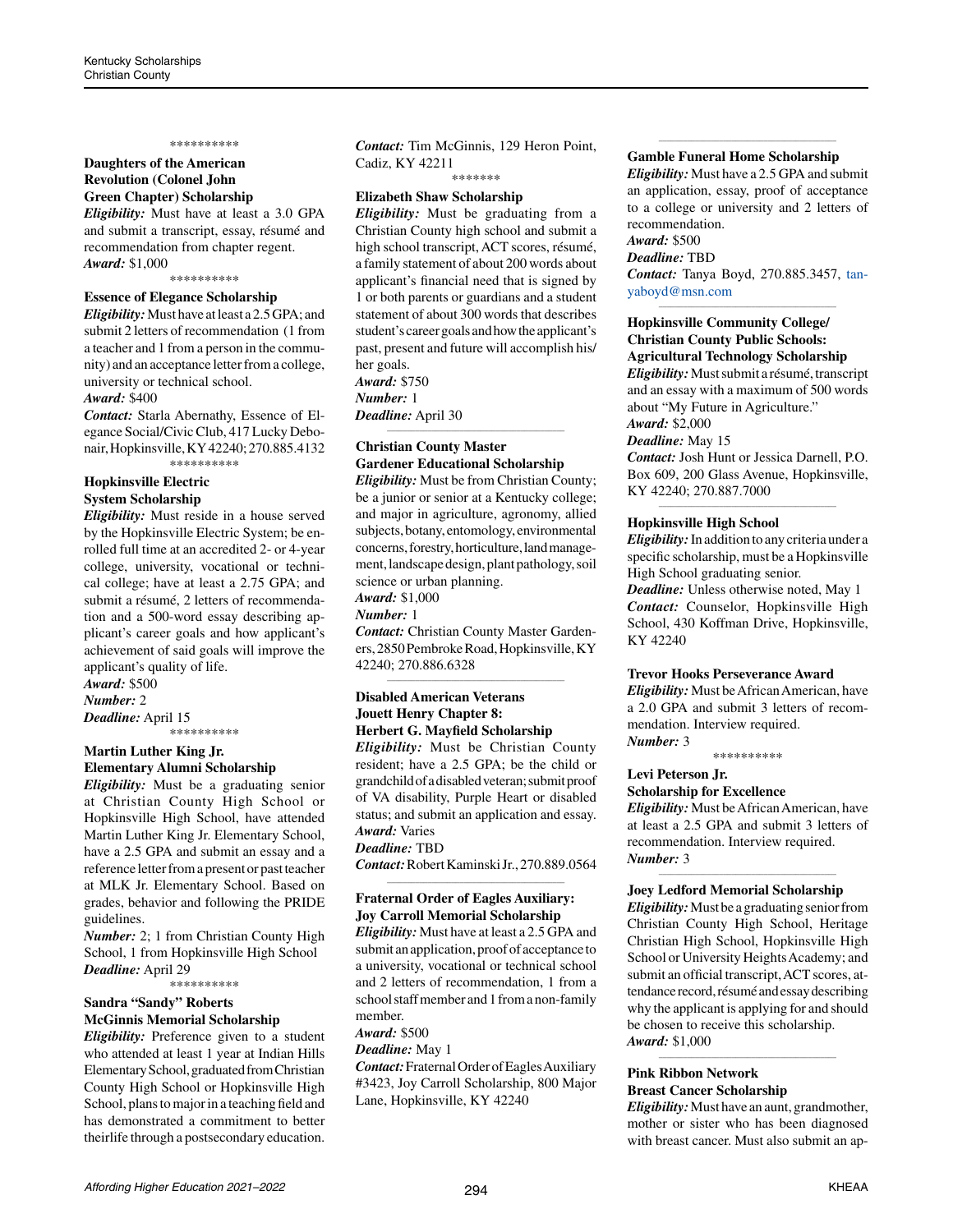**********

### Daughters of the American Revolution (Colonel John Green Chapter) Scholarship

***Eligibility:*** Must have at least a 3.0 GPA and submit a transcript, essay, résumé and recommendation from chapter regent.
***Award:*** $1,000

**********

### Essence of Elegance Scholarship

***Eligibility:*** Must have at least a 2.5 GPA; and submit 2 letters of recommendation (1 from a teacher and 1 from a person in the community) and an acceptance letter from a college, university or technical school.
***Award:*** $400
***Contact:*** Starla Abernathy, Essence of Elegance Social/Civic Club, 417 Lucky Debonair, Hopkinsville, KY 42240; 270.885.4132

**********

### Hopkinsville Electric System Scholarship

***Eligibility:*** Must reside in a house served by the Hopkinsville Electric System; be enrolled full time at an accredited 2- or 4-year college, university, vocational or technical college; have at least a 2.75 GPA; and submit a résumé, 2 letters of recommendation and a 500-word essay describing applicant's career goals and how applicant's achievement of said goals will improve the applicant's quality of life.
***Award:*** $500
***Number:*** 2
***Deadline:*** April 15

**********

### Martin Luther King Jr. Elementary Alumni Scholarship

***Eligibility:*** Must be a graduating senior at Christian County High School or Hopkinsville High School, have attended Martin Luther King Jr. Elementary School, have a 2.5 GPA and submit an essay and a reference letter from a present or past teacher at MLK Jr. Elementary School. Based on grades, behavior and following the PRIDE guidelines.
***Number:*** 2; 1 from Christian County High School, 1 from Hopkinsville High School
***Deadline:*** April 29

**********

### Sandra "Sandy" Roberts McGinnis Memorial Scholarship

***Eligibility:*** Preference given to a student who attended at least 1 year at Indian Hills Elementary School, graduated from Christian County High School or Hopkinsville High School, plans to major in a teaching field and has demonstrated a commitment to better theirlife through a postsecondary education.
***Contact:*** Tim McGinnis, 129 Heron Point, Cadiz, KY 42211

*******

### Elizabeth Shaw Scholarship

***Eligibility:*** Must be graduating from a Christian County high school and submit a high school transcript, ACT scores, résumé, a family statement of about 200 words about applicant's financial need that is signed by 1 or both parents or guardians and a student statement of about 300 words that describes student's career goals and how the applicant's past, present and future will accomplish his/her goals.
***Award:*** $750
***Number:*** 1
***Deadline:*** April 30

---

### Christian County Master Gardener Educational Scholarship

***Eligibility:*** Must be from Christian County; be a junior or senior at a Kentucky college; and major in agriculture, agronomy, allied subjects, botany, entomology, environmental concerns, forestry, horticulture, land management, landscape design, plant pathology, soil science or urban planning.
***Award:*** $1,000
***Number:*** 1
***Contact:*** Christian County Master Gardeners, 2850 Pembroke Road, Hopkinsville, KY 42240; 270.886.6328

---

### Disabled American Veterans Jouett Henry Chapter 8: Herbert G. Mayfield Scholarship

***Eligibility:*** Must be Christian County resident; have a 2.5 GPA; be the child or grandchild of a disabled veteran; submit proof of VA disability, Purple Heart or disabled status; and submit an application and essay.
***Award:*** Varies
***Deadline:*** TBD
***Contact:*** Robert Kaminski Jr., 270.889.0564

---

### Fraternal Order of Eagles Auxiliary: Joy Carroll Memorial Scholarship

***Eligibility:*** Must have at least a 2.5 GPA and submit an application, proof of acceptance to a university, vocational or technical school and 2 letters of recommendation, 1 from a school staff member and 1 from a non-family member.
***Award:*** $500
***Deadline:*** May 1
***Contact:*** Fraternal Order of Eagles Auxiliary #3423, Joy Carroll Scholarship, 800 Major Lane, Hopkinsville, KY 42240

---

### Gamble Funeral Home Scholarship

***Eligibility:*** Must have a 2.5 GPA and submit an application, essay, proof of acceptance to a college or university and 2 letters of recommendation.
***Award:*** $500
***Deadline:*** TBD
***Contact:*** Tanya Boyd, 270.885.3457, tanyaboyd@msn.com

---

### Hopkinsville Community College/ Christian County Public Schools: Agricultural Technology Scholarship

***Eligibility:*** Must submit a résumé, transcript and an essay with a maximum of 500 words about "My Future in Agriculture."
***Award:*** $2,000
***Deadline:*** May 15
***Contact:*** Josh Hunt or Jessica Darnell, P.O. Box 609, 200 Glass Avenue, Hopkinsville, KY 42240; 270.887.7000

---

### Hopkinsville High School

***Eligibility:*** In addition to any criteria under a specific scholarship, must be a Hopkinsville High School graduating senior.
***Deadline:*** Unless otherwise noted, May 1
***Contact:*** Counselor, Hopkinsville High School, 430 Koffman Drive, Hopkinsville, KY 42240

### Trevor Hooks Perseverance Award

***Eligibility:*** Must be African American, have a 2.0 GPA and submit 3 letters of recommendation. Interview required.
***Number:*** 3

**********

### Levi Peterson Jr. Scholarship for Excellence

***Eligibility:*** Must be African American, have at least a 2.5 GPA and submit 3 letters of recommendation. Interview required.
***Number:*** 3

---

### Joey Ledford Memorial Scholarship

***Eligibility:*** Must be a graduating senior from Christian County High School, Heritage Christian High School, Hopkinsville High School or University Heights Academy; and submit an official transcript, ACT scores, attendance record, résumé and essay describing why the applicant is applying for and should be chosen to receive this scholarship.
***Award:*** $1,000

---

### Pink Ribbon Network Breast Cancer Scholarship

***Eligibility:*** Must have an aunt, grandmother, mother or sister who has been diagnosed with breast cancer. Must also submit an ap-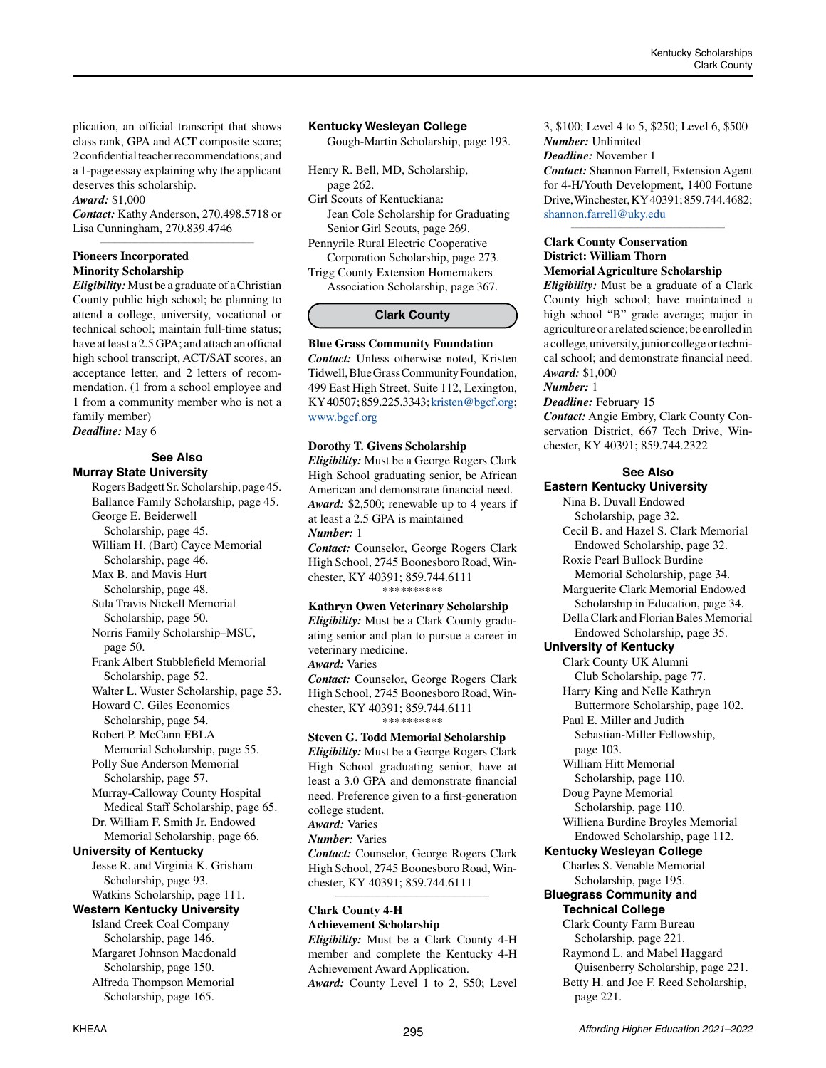plication, an official transcript that shows class rank, GPA and ACT composite score; 2 confidential teacher recommendations; and a 1-page essay explaining why the applicant deserves this scholarship.
***Award:*** $1,000
***Contact:*** Kathy Anderson, 270.498.5718 or Lisa Cunningham, 270.839.4746

---

**Pioneers Incorporated Minority Scholarship**
***Eligibility:*** Must be a graduate of a Christian County public high school; be planning to attend a college, university, vocational or technical school; maintain full-time status; have at least a 2.5 GPA; and attach an official high school transcript, ACT/SAT scores, an acceptance letter, and 2 letters of recommendation. (1 from a school employee and 1 from a community member who is not a family member)
***Deadline:*** May 6

### See Also

**Murray State University**
- Rogers Badgett Sr. Scholarship, page 45.
- Ballance Family Scholarship, page 45.
- George E. Beiderwell Scholarship, page 45.
- William H. (Bart) Cayce Memorial Scholarship, page 46.
- Max B. and Mavis Hurt Scholarship, page 48.
- Sula Travis Nickell Memorial Scholarship, page 50.
- Norris Family Scholarship–MSU, page 50.
- Frank Albert Stubblefield Memorial Scholarship, page 52.
- Walter L. Wuster Scholarship, page 53.
- Howard C. Giles Economics Scholarship, page 54.
- Robert P. McCann EBLA Memorial Scholarship, page 55.
- Polly Sue Anderson Memorial Scholarship, page 57.
- Murray-Calloway County Hospital Medical Staff Scholarship, page 65.
- Dr. William F. Smith Jr. Endowed Memorial Scholarship, page 66.

**University of Kentucky**
- Jesse R. and Virginia K. Grisham Scholarship, page 93.
- Watkins Scholarship, page 111.

**Western Kentucky University**
- Island Creek Coal Company Scholarship, page 146.
- Margaret Johnson Macdonald Scholarship, page 150.
- Alfreda Thompson Memorial Scholarship, page 165.

**Kentucky Wesleyan College**
- Gough-Martin Scholarship, page 193.

Henry R. Bell, MD, Scholarship, page 262.
Girl Scouts of Kentuckiana: Jean Cole Scholarship for Graduating Senior Girl Scouts, page 269.
Pennyrile Rural Electric Cooperative Corporation Scholarship, page 273.
Trigg County Extension Homemakers Association Scholarship, page 367.

## Clark County

**Blue Grass Community Foundation**
***Contact:*** Unless otherwise noted, Kristen Tidwell, Blue Grass Community Foundation, 499 East High Street, Suite 112, Lexington, KY 40507; 859.225.3343; kristen@bgcf.org; www.bgcf.org

**Dorothy T. Givens Scholarship**
***Eligibility:*** Must be a George Rogers Clark High School graduating senior, be African American and demonstrate financial need.
***Award:*** $2,500; renewable up to 4 years if at least a 2.5 GPA is maintained
***Number:*** 1
***Contact:*** Counselor, George Rogers Clark High School, 2745 Boonesboro Road, Winchester, KY 40391; 859.744.6111

\*\*\*\*\*\*\*\*\*\*

**Kathryn Owen Veterinary Scholarship**
***Eligibility:*** Must be a Clark County graduating senior and plan to pursue a career in veterinary medicine.
***Award:*** Varies
***Contact:*** Counselor, George Rogers Clark High School, 2745 Boonesboro Road, Winchester, KY 40391; 859.744.6111

\*\*\*\*\*\*\*\*\*\*

**Steven G. Todd Memorial Scholarship**
***Eligibility:*** Must be a George Rogers Clark High School graduating senior, have at least a 3.0 GPA and demonstrate financial need. Preference given to a first-generation college student.
***Award:*** Varies
***Number:*** Varies
***Contact:*** Counselor, George Rogers Clark High School, 2745 Boonesboro Road, Winchester, KY 40391; 859.744.6111

---

**Clark County 4-H Achievement Scholarship**
***Eligibility:*** Must be a Clark County 4-H member and complete the Kentucky 4-H Achievement Award Application.
***Award:*** County Level 1 to 2, $50; Level 3, $100; Level 4 to 5, $250; Level 6, $500
***Number:*** Unlimited
***Deadline:*** November 1
***Contact:*** Shannon Farrell, Extension Agent for 4-H/Youth Development, 1400 Fortune Drive, Winchester, KY 40391; 859.744.4682; shannon.farrell@uky.edu

---

**Clark County Conservation District: William Thorn Memorial Agriculture Scholarship**
***Eligibility:*** Must be a graduate of a Clark County high school; have maintained a high school "B" grade average; major in agriculture or a related science; be enrolled in a college, university, junior college or technical school; and demonstrate financial need.
***Award:*** $1,000
***Number:*** 1
***Deadline:*** February 15
***Contact:*** Angie Embry, Clark County Conservation District, 667 Tech Drive, Winchester, KY 40391; 859.744.2322

### See Also

**Eastern Kentucky University**
- Nina B. Duvall Endowed Scholarship, page 32.
- Cecil B. and Hazel S. Clark Memorial Endowed Scholarship, page 32.
- Roxie Pearl Bullock Burdine Memorial Scholarship, page 34.
- Marguerite Clark Memorial Endowed Scholarship in Education, page 34.
- Della Clark and Florian Bales Memorial Endowed Scholarship, page 35.

**University of Kentucky**
- Clark County UK Alumni Club Scholarship, page 77.
- Harry King and Nelle Kathryn Buttermore Scholarship, page 102.
- Paul E. Miller and Judith Sebastian-Miller Fellowship, page 103.
- William Hitt Memorial Scholarship, page 110.
- Doug Payne Memorial Scholarship, page 110.
- Williena Burdine Broyles Memorial Endowed Scholarship, page 112.

**Kentucky Wesleyan College**
- Charles S. Venable Memorial Scholarship, page 195.

**Bluegrass Community and Technical College**
- Clark County Farm Bureau Scholarship, page 221.
- Raymond L. and Mabel Haggard Quisenberry Scholarship, page 221.
- Betty H. and Joe F. Reed Scholarship, page 221.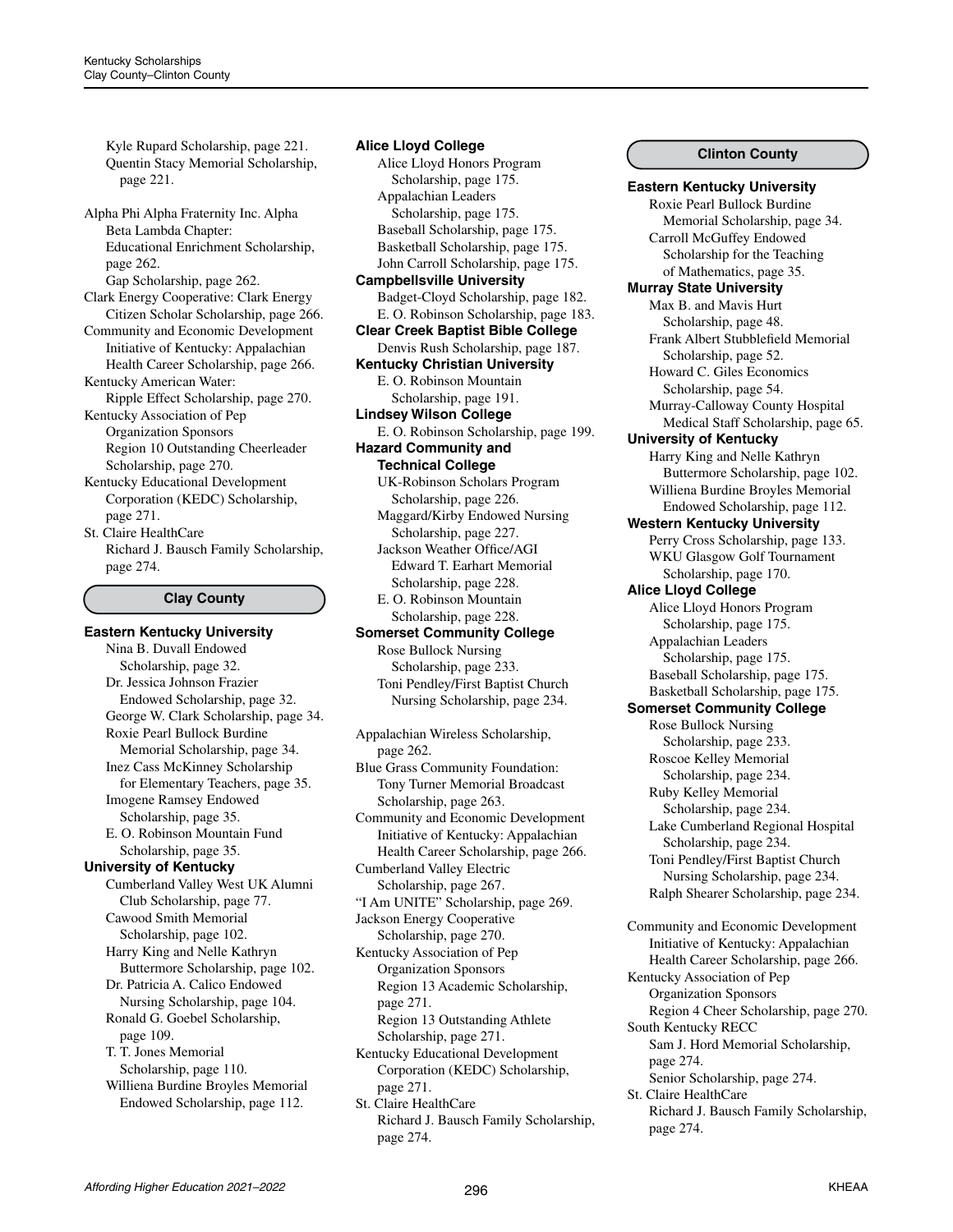Kyle Rupard Scholarship, page 221.
Quentin Stacy Memorial Scholarship, page 221.

Alpha Phi Alpha Fraternity Inc. Alpha Beta Lambda Chapter:
Educational Enrichment Scholarship, page 262.
Gap Scholarship, page 262.
Clark Energy Cooperative: Clark Energy Citizen Scholar Scholarship, page 266.
Community and Economic Development Initiative of Kentucky: Appalachian Health Career Scholarship, page 266.
Kentucky American Water:
Ripple Effect Scholarship, page 270.
Kentucky Association of Pep Organization Sponsors
Region 10 Outstanding Cheerleader Scholarship, page 270.
Kentucky Educational Development Corporation (KEDC) Scholarship, page 271.
St. Claire HealthCare
Richard J. Bausch Family Scholarship, page 274.

## Clay County

**Eastern Kentucky University**
Nina B. Duvall Endowed Scholarship, page 32.
Dr. Jessica Johnson Frazier Endowed Scholarship, page 32.
George W. Clark Scholarship, page 34.
Roxie Pearl Bullock Burdine Memorial Scholarship, page 34.
Inez Cass McKinney Scholarship for Elementary Teachers, page 35.
Imogene Ramsey Endowed Scholarship, page 35.
E. O. Robinson Mountain Fund Scholarship, page 35.
**University of Kentucky**
Cumberland Valley West UK Alumni Club Scholarship, page 77.
Cawood Smith Memorial Scholarship, page 102.
Harry King and Nelle Kathryn Buttermore Scholarship, page 102.
Dr. Patricia A. Calico Endowed Nursing Scholarship, page 104.
Ronald G. Goebel Scholarship, page 109.
T. T. Jones Memorial Scholarship, page 110.
Williena Burdine Broyles Memorial Endowed Scholarship, page 112.
**Alice Lloyd College**
Alice Lloyd Honors Program Scholarship, page 175.
Appalachian Leaders Scholarship, page 175.
Baseball Scholarship, page 175.
Basketball Scholarship, page 175.
John Carroll Scholarship, page 175.
**Campbellsville University**
Badget-Cloyd Scholarship, page 182.
E. O. Robinson Scholarship, page 183.
**Clear Creek Baptist Bible College**
Denvis Rush Scholarship, page 187.
**Kentucky Christian University**
E. O. Robinson Mountain Scholarship, page 191.
**Lindsey Wilson College**
E. O. Robinson Scholarship, page 199.
**Hazard Community and Technical College**
UK-Robinson Scholars Program Scholarship, page 226.
Maggard/Kirby Endowed Nursing Scholarship, page 227.
Jackson Weather Office/AGI Edward T. Earhart Memorial Scholarship, page 228.
E. O. Robinson Mountain Scholarship, page 228.
**Somerset Community College**
Rose Bullock Nursing Scholarship, page 233.
Toni Pendley/First Baptist Church Nursing Scholarship, page 234.

Appalachian Wireless Scholarship, page 262.
Blue Grass Community Foundation: Tony Turner Memorial Broadcast Scholarship, page 263.
Community and Economic Development Initiative of Kentucky: Appalachian Health Career Scholarship, page 266.
Cumberland Valley Electric Scholarship, page 267.
"I Am UNITE" Scholarship, page 269.
Jackson Energy Cooperative Scholarship, page 270.
Kentucky Association of Pep Organization Sponsors
Region 13 Academic Scholarship, page 271.
Region 13 Outstanding Athlete Scholarship, page 271.
Kentucky Educational Development Corporation (KEDC) Scholarship, page 271.
St. Claire HealthCare
Richard J. Bausch Family Scholarship, page 274.

## Clinton County

**Eastern Kentucky University**
Roxie Pearl Bullock Burdine Memorial Scholarship, page 34.
Carroll McGuffey Endowed Scholarship for the Teaching of Mathematics, page 35.
**Murray State University**
Max B. and Mavis Hurt Scholarship, page 48.
Frank Albert Stubblefield Memorial Scholarship, page 52.
Howard C. Giles Economics Scholarship, page 54.
Murray-Calloway County Hospital Medical Staff Scholarship, page 65.
**University of Kentucky**
Harry King and Nelle Kathryn Buttermore Scholarship, page 102.
Williena Burdine Broyles Memorial Endowed Scholarship, page 112.
**Western Kentucky University**
Perry Cross Scholarship, page 133.
WKU Glasgow Golf Tournament Scholarship, page 170.
**Alice Lloyd College**
Alice Lloyd Honors Program Scholarship, page 175.
Appalachian Leaders Scholarship, page 175.
Baseball Scholarship, page 175.
Basketball Scholarship, page 175.
**Somerset Community College**
Rose Bullock Nursing Scholarship, page 233.
Roscoe Kelley Memorial Scholarship, page 234.
Ruby Kelley Memorial Scholarship, page 234.
Lake Cumberland Regional Hospital Scholarship, page 234.
Toni Pendley/First Baptist Church Nursing Scholarship, page 234.
Ralph Shearer Scholarship, page 234.

Community and Economic Development Initiative of Kentucky: Appalachian Health Career Scholarship, page 266.
Kentucky Association of Pep Organization Sponsors
Region 4 Cheer Scholarship, page 270.
South Kentucky RECC
Sam J. Hord Memorial Scholarship, page 274.
Senior Scholarship, page 274.
St. Claire HealthCare
Richard J. Bausch Family Scholarship, page 274.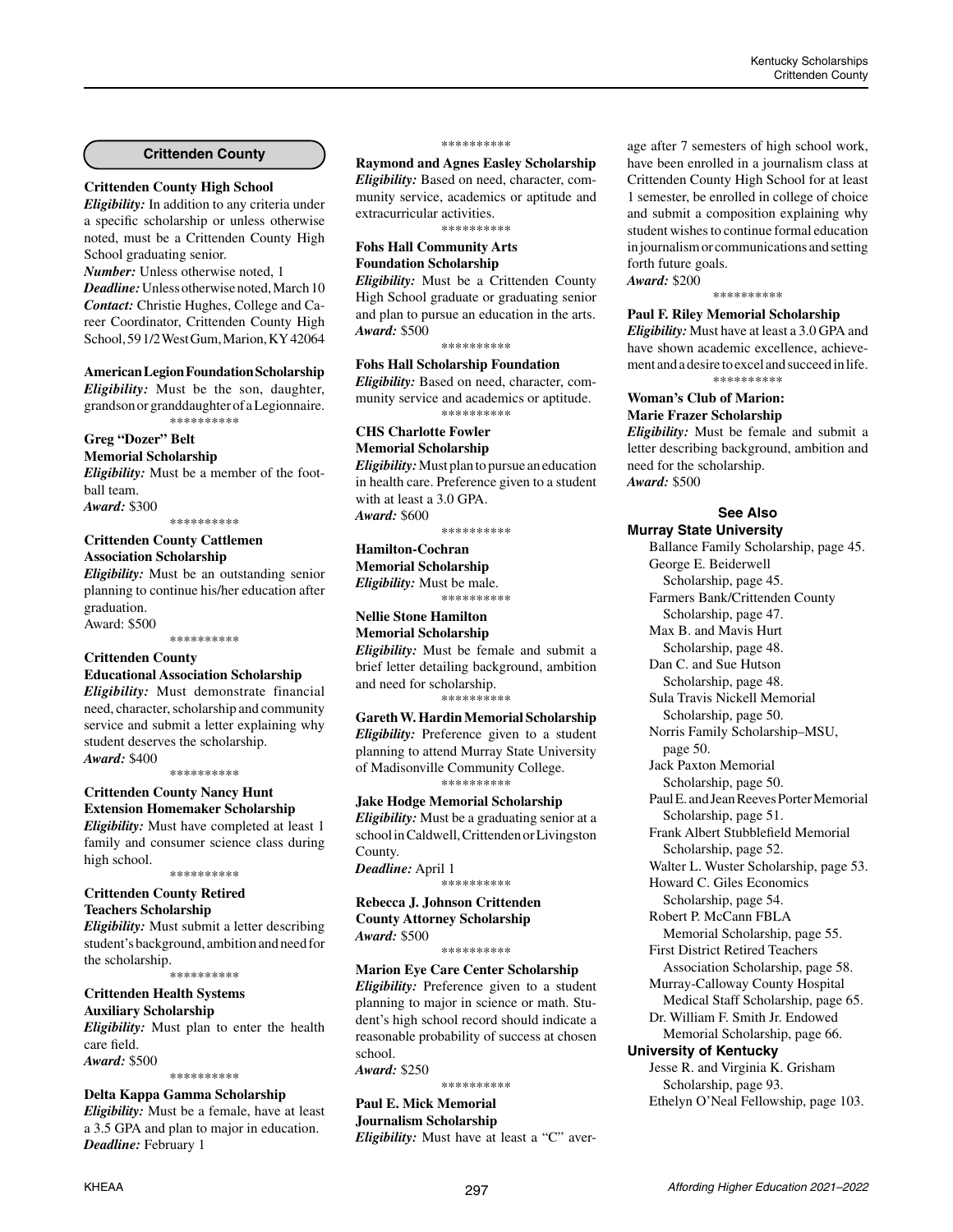## Crittenden County

### Crittenden County High School

*Eligibility:* In addition to any criteria under a specific scholarship or unless otherwise noted, must be a Crittenden County High School graduating senior.

*Number:* Unless otherwise noted, 1

*Deadline:* Unless otherwise noted, March 10

*Contact:* Christie Hughes, College and Career Coordinator, Crittenden County High School, 59 1/2 West Gum, Marion, KY 42064

**American Legion Foundation Scholarship**

*Eligibility:* Must be the son, daughter, grandson or granddaughter of a Legionnaire.

**********

**Greg "Dozer" Belt Memorial Scholarship**

*Eligibility:* Must be a member of the football team.

*Award:* $300

**********

**Crittenden County Cattlemen Association Scholarship**

*Eligibility:* Must be an outstanding senior planning to continue his/her education after graduation.

Award: $500

**********

**Crittenden County Educational Association Scholarship**

*Eligibility:* Must demonstrate financial need, character, scholarship and community service and submit a letter explaining why student deserves the scholarship.

*Award:* $400

**********

**Crittenden County Nancy Hunt Extension Homemaker Scholarship**

*Eligibility:* Must have completed at least 1 family and consumer science class during high school.

**********

**Crittenden County Retired Teachers Scholarship**

*Eligibility:* Must submit a letter describing student's background, ambition and need for the scholarship.

**********

**Crittenden Health Systems Auxiliary Scholarship**

*Eligibility:* Must plan to enter the health care field.

*Award:* $500

**********

**Delta Kappa Gamma Scholarship**

*Eligibility:* Must be a female, have at least a 3.5 GPA and plan to major in education.

*Deadline:* February 1

**********

**Raymond and Agnes Easley Scholarship**

*Eligibility:* Based on need, character, community service, academics or aptitude and extracurricular activities.

**********

**Fohs Hall Community Arts Foundation Scholarship**

*Eligibility:* Must be a Crittenden County High School graduate or graduating senior and plan to pursue an education in the arts.

*Award:* $500

**********

**Fohs Hall Scholarship Foundation**

*Eligibility:* Based on need, character, community service and academics or aptitude.

**********

**CHS Charlotte Fowler Memorial Scholarship**

*Eligibility:* Must plan to pursue an education in health care. Preference given to a student with at least a 3.0 GPA.

*Award:* $600

**********

**Hamilton-Cochran Memorial Scholarship**

*Eligibility:* Must be male.

**********

**Nellie Stone Hamilton Memorial Scholarship**

*Eligibility:* Must be female and submit a brief letter detailing background, ambition and need for scholarship.

**********

**Gareth W. Hardin Memorial Scholarship**

*Eligibility:* Preference given to a student planning to attend Murray State University of Madisonville Community College.

**********

**Jake Hodge Memorial Scholarship**

*Eligibility:* Must be a graduating senior at a school in Caldwell, Crittenden or Livingston County.

*Deadline:* April 1

**********

**Rebecca J. Johnson Crittenden County Attorney Scholarship**

*Award:* $500

**********

**Marion Eye Care Center Scholarship**

*Eligibility:* Preference given to a student planning to major in science or math. Student's high school record should indicate a reasonable probability of success at chosen school.

*Award:* $250

**********

**Paul E. Mick Memorial Journalism Scholarship**

*Eligibility:* Must have at least a "C" average after 7 semesters of high school work, have been enrolled in a journalism class at Crittenden County High School for at least 1 semester, be enrolled in college of choice and submit a composition explaining why student wishes to continue formal education in journalism or communications and setting forth future goals.

*Award:* $200

**********

**Paul F. Riley Memorial Scholarship**

*Eligibility:* Must have at least a 3.0 GPA and have shown academic excellence, achievement and a desire to excel and succeed in life.

**********

**Woman's Club of Marion: Marie Frazer Scholarship**

*Eligibility:* Must be female and submit a letter describing background, ambition and need for the scholarship.

*Award:* $500

### See Also

**Murray State University**

- Ballance Family Scholarship, page 45.
- George E. Beiderwell Scholarship, page 45.
- Farmers Bank/Crittenden County Scholarship, page 47.
- Max B. and Mavis Hurt Scholarship, page 48.
- Dan C. and Sue Hutson Scholarship, page 48.
- Sula Travis Nickell Memorial Scholarship, page 50.
- Norris Family Scholarship–MSU, page 50.
- Jack Paxton Memorial Scholarship, page 50.
- Paul E. and Jean Reeves Porter Memorial Scholarship, page 51.
- Frank Albert Stubblefield Memorial Scholarship, page 52.
- Walter L. Wuster Scholarship, page 53.
- Howard C. Giles Economics Scholarship, page 54.
- Robert P. McCann FBLA Memorial Scholarship, page 55.
- First District Retired Teachers Association Scholarship, page 58.
- Murray-Calloway County Hospital Medical Staff Scholarship, page 65.
- Dr. William F. Smith Jr. Endowed Memorial Scholarship, page 66.

**University of Kentucky**

- Jesse R. and Virginia K. Grisham Scholarship, page 93.
- Ethelyn O'Neal Fellowship, page 103.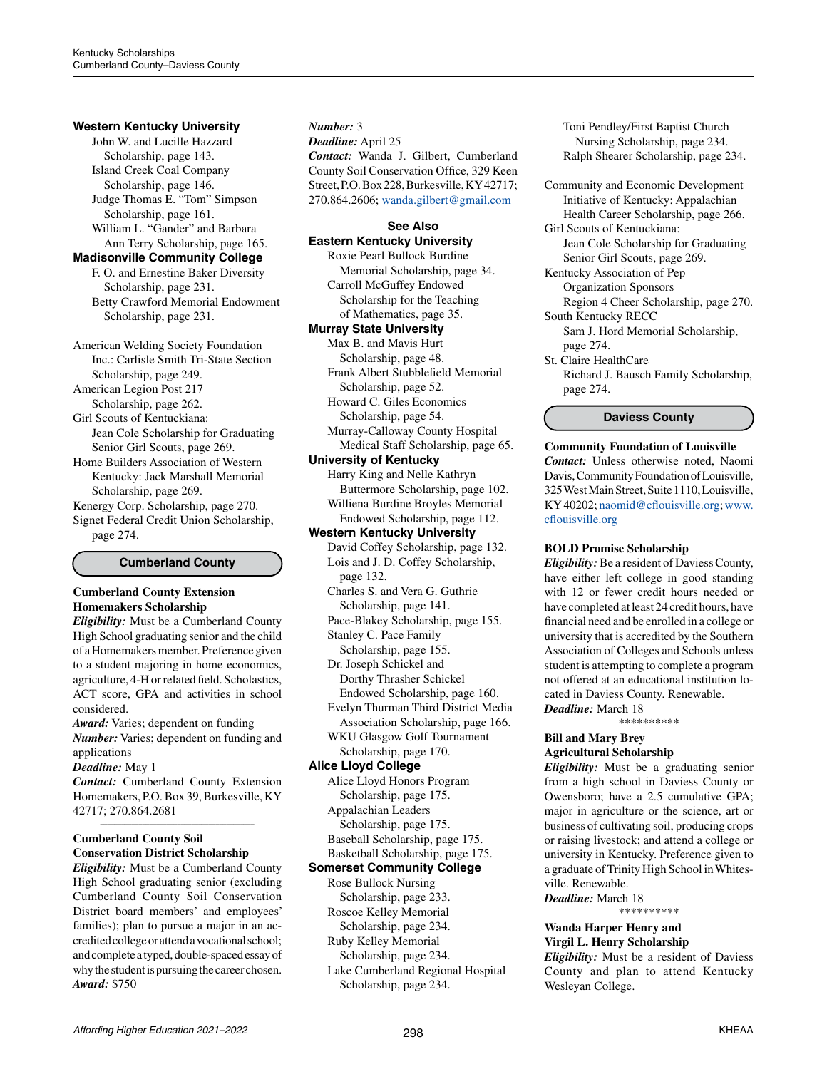**Western Kentucky University**

John W. and Lucille Hazzard Scholarship, page 143.
Island Creek Coal Company Scholarship, page 146.
Judge Thomas E. "Tom" Simpson Scholarship, page 161.
William L. "Gander" and Barbara Ann Terry Scholarship, page 165.

**Madisonville Community College**

F. O. and Ernestine Baker Diversity Scholarship, page 231.
Betty Crawford Memorial Endowment Scholarship, page 231.

American Welding Society Foundation Inc.: Carlisle Smith Tri-State Section Scholarship, page 249.
American Legion Post 217 Scholarship, page 262.
Girl Scouts of Kentuckiana: Jean Cole Scholarship for Graduating Senior Girl Scouts, page 269.
Home Builders Association of Western Kentucky: Jack Marshall Memorial Scholarship, page 269.
Kenergy Corp. Scholarship, page 270.
Signet Federal Credit Union Scholarship, page 274.

## Cumberland County

### Cumberland County Extension Homemakers Scholarship

***Eligibility:*** Must be a Cumberland County High School graduating senior and the child of a Homemakers member. Preference given to a student majoring in home economics, agriculture, 4-H or related field. Scholastics, ACT score, GPA and activities in school considered.
***Award:*** Varies; dependent on funding
***Number:*** Varies; dependent on funding and applications
***Deadline:*** May 1
***Contact:*** Cumberland County Extension Homemakers, P.O. Box 39, Burkesville, KY 42717; 270.864.2681

---

### Cumberland County Soil Conservation District Scholarship

***Eligibility:*** Must be a Cumberland County High School graduating senior (excluding Cumberland County Soil Conservation District board members' and employees' families); plan to pursue a major in an accredited college or attend a vocational school; and complete a typed, double-spaced essay of why the student is pursuing the career chosen.
***Award:*** $750
***Number:*** 3
***Deadline:*** April 25
***Contact:*** Wanda J. Gilbert, Cumberland County Soil Conservation Office, 329 Keen Street, P.O. Box 228, Burkesville, KY 42717; 270.864.2606; wanda.gilbert@gmail.com

### See Also

**Eastern Kentucky University**

Roxie Pearl Bullock Burdine Memorial Scholarship, page 34.
Carroll McGuffey Endowed Scholarship for the Teaching of Mathematics, page 35.

**Murray State University**

Max B. and Mavis Hurt Scholarship, page 48.
Frank Albert Stubblefield Memorial Scholarship, page 52.
Howard C. Giles Economics Scholarship, page 54.
Murray-Calloway County Hospital Medical Staff Scholarship, page 65.

**University of Kentucky**

Harry King and Nelle Kathryn Buttermore Scholarship, page 102.
Williena Burdine Broyles Memorial Endowed Scholarship, page 112.

**Western Kentucky University**

David Coffey Scholarship, page 132.
Lois and J. D. Coffey Scholarship, page 132.
Charles S. and Vera G. Guthrie Scholarship, page 141.
Pace-Blakey Scholarship, page 155.
Stanley C. Pace Family Scholarship, page 155.
Dr. Joseph Schickel and Dorthy Thrasher Schickel Endowed Scholarship, page 160.
Evelyn Thurman Third District Media Association Scholarship, page 166.
WKU Glasgow Golf Tournament Scholarship, page 170.

**Alice Lloyd College**

Alice Lloyd Honors Program Scholarship, page 175.
Appalachian Leaders Scholarship, page 175.
Baseball Scholarship, page 175.
Basketball Scholarship, page 175.

**Somerset Community College**

Rose Bullock Nursing Scholarship, page 233.
Roscoe Kelley Memorial Scholarship, page 234.
Ruby Kelley Memorial Scholarship, page 234.
Lake Cumberland Regional Hospital Scholarship, page 234.
Toni Pendley/First Baptist Church Nursing Scholarship, page 234.
Ralph Shearer Scholarship, page 234.

Community and Economic Development Initiative of Kentucky: Appalachian Health Career Scholarship, page 266.
Girl Scouts of Kentuckiana: Jean Cole Scholarship for Graduating Senior Girl Scouts, page 269.
Kentucky Association of Pep Organization Sponsors Region 4 Cheer Scholarship, page 270.
South Kentucky RECC Sam J. Hord Memorial Scholarship, page 274.
St. Claire HealthCare Richard J. Bausch Family Scholarship, page 274.

## Daviess County

### Community Foundation of Louisville

***Contact:*** Unless otherwise noted, Naomi Davis, Community Foundation of Louisville, 325 West Main Street, Suite 1110, Louisville, KY 40202; naomid@cflouisville.org; www.cflouisville.org

### BOLD Promise Scholarship

***Eligibility:*** Be a resident of Daviess County, have either left college in good standing with 12 or fewer credit hours needed or have completed at least 24 credit hours, have financial need and be enrolled in a college or university that is accredited by the Southern Association of Colleges and Schools unless student is attempting to complete a program not offered at an educational institution located in Daviess County. Renewable.
***Deadline:*** March 18

\*\*\*\*\*\*\*\*\*\*

### Bill and Mary Brey Agricultural Scholarship

***Eligibility:*** Must be a graduating senior from a high school in Daviess County or Owensboro; have a 2.5 cumulative GPA; major in agriculture or the science, art or business of cultivating soil, producing crops or raising livestock; and attend a college or university in Kentucky. Preference given to a graduate of Trinity High School in Whitesville. Renewable.
***Deadline:*** March 18

\*\*\*\*\*\*\*\*\*\*

### Wanda Harper Henry and Virgil L. Henry Scholarship

***Eligibility:*** Must be a resident of Daviess County and plan to attend Kentucky Wesleyan College.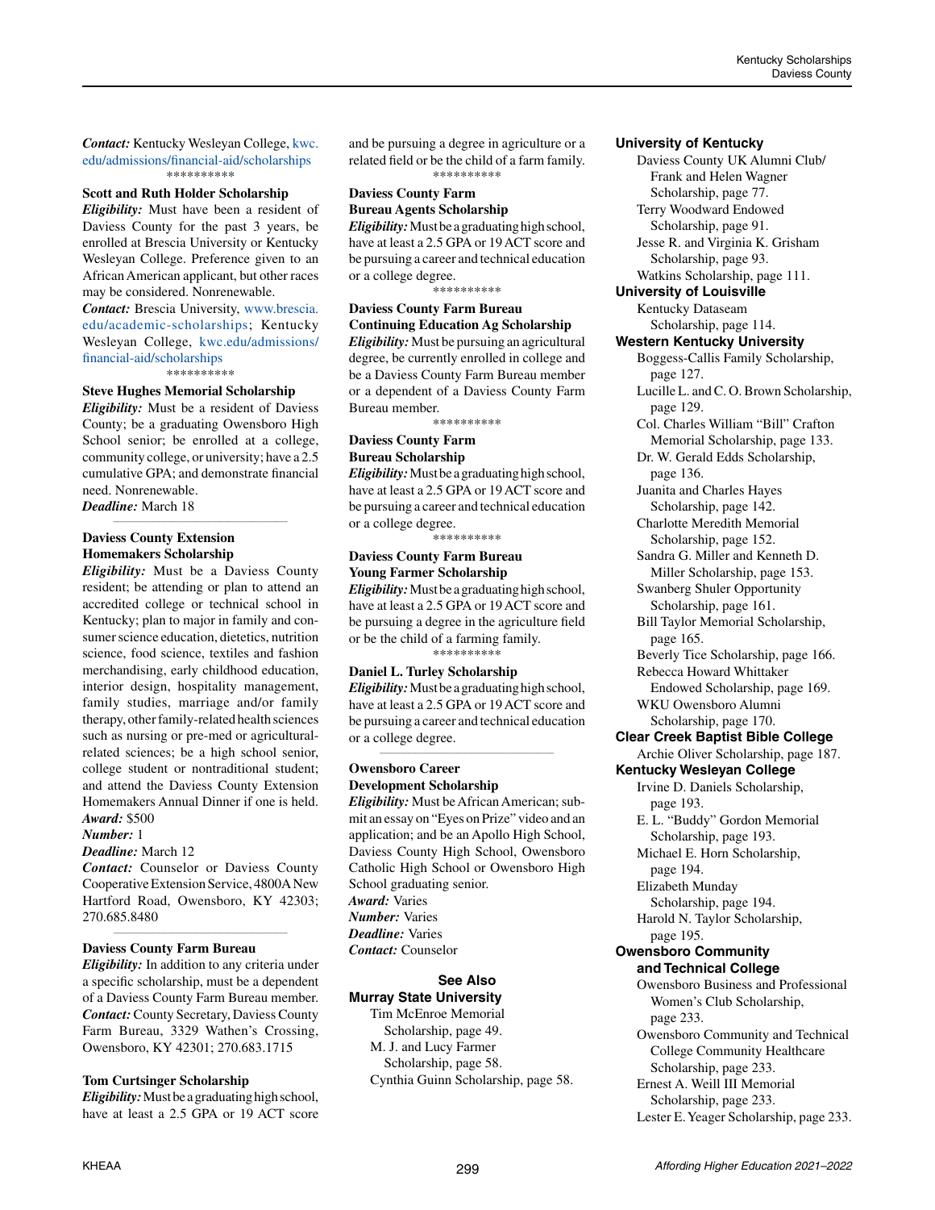*Contact:* Kentucky Wesleyan College, kwc.edu/admissions/financial-aid/scholarships

\*\*\*\*\*\*\*\*\*\*

**Scott and Ruth Holder Scholarship**

***Eligibility:*** Must have been a resident of Daviess County for the past 3 years, be enrolled at Brescia University or Kentucky Wesleyan College. Preference given to an African American applicant, but other races may be considered. Nonrenewable.

***Contact:*** Brescia University, www.brescia.edu/academic-scholarships; Kentucky Wesleyan College, kwc.edu/admissions/financial-aid/scholarships

\*\*\*\*\*\*\*\*\*\*

**Steve Hughes Memorial Scholarship**

***Eligibility:*** Must be a resident of Daviess County; be a graduating Owensboro High School senior; be enrolled at a college, community college, or university; have a 2.5 cumulative GPA; and demonstrate financial need. Nonrenewable.

***Deadline:*** March 18

---

**Daviess County Extension Homemakers Scholarship**

***Eligibility:*** Must be a Daviess County resident; be attending or plan to attend an accredited college or technical school in Kentucky; plan to major in family and consumer science education, dietetics, nutrition science, food science, textiles and fashion merchandising, early childhood education, interior design, hospitality management, family studies, marriage and/or family therapy, other family-related health sciences such as nursing or pre-med or agricultural-related sciences; be a high school senior, college student or nontraditional student; and attend the Daviess County Extension Homemakers Annual Dinner if one is held.

***Award:*** $500

***Number:*** 1

***Deadline:*** March 12

***Contact:*** Counselor or Daviess County Cooperative Extension Service, 4800A New Hartford Road, Owensboro, KY 42303; 270.685.8480

---

**Daviess County Farm Bureau**

***Eligibility:*** In addition to any criteria under a specific scholarship, must be a dependent of a Daviess County Farm Bureau member.

***Contact:*** County Secretary, Daviess County Farm Bureau, 3329 Wathen's Crossing, Owensboro, KY 42301; 270.683.1715

**Tom Curtsinger Scholarship**

***Eligibility:*** Must be a graduating high school, have at least a 2.5 GPA or 19 ACT score and be pursuing a degree in agriculture or a related field or be the child of a farm family.

\*\*\*\*\*\*\*\*\*\*

**Daviess County Farm Bureau Agents Scholarship**

***Eligibility:*** Must be a graduating high school, have at least a 2.5 GPA or 19 ACT score and be pursuing a career and technical education or a college degree.

\*\*\*\*\*\*\*\*\*\*

**Daviess County Farm Bureau Continuing Education Ag Scholarship**

***Eligibility:*** Must be pursuing an agricultural degree, be currently enrolled in college and be a Daviess County Farm Bureau member or a dependent of a Daviess County Farm Bureau member.

\*\*\*\*\*\*\*\*\*\*

**Daviess County Farm Bureau Scholarship**

***Eligibility:*** Must be a graduating high school, have at least a 2.5 GPA or 19 ACT score and be pursuing a career and technical education or a college degree.

\*\*\*\*\*\*\*\*\*\*

**Daviess County Farm Bureau Young Farmer Scholarship**

***Eligibility:*** Must be a graduating high school, have at least a 2.5 GPA or 19 ACT score and be pursuing a degree in the agriculture field or be the child of a farming family.

\*\*\*\*\*\*\*\*\*\*

**Daniel L. Turley Scholarship**

***Eligibility:*** Must be a graduating high school, have at least a 2.5 GPA or 19 ACT score and be pursuing a career and technical education or a college degree.

---

**Owensboro Career Development Scholarship**

***Eligibility:*** Must be African American; submit an essay on "Eyes on Prize" video and an application; and be an Apollo High School, Daviess County High School, Owensboro Catholic High School or Owensboro High School graduating senior.

***Award:*** Varies

***Number:*** Varies

***Deadline:*** Varies

***Contact:*** Counselor

## See Also

**Murray State University**

- Tim McEnroe Memorial Scholarship, page 49.
- M. J. and Lucy Farmer Scholarship, page 58.
- Cynthia Guinn Scholarship, page 58.

**University of Kentucky**

- Daviess County UK Alumni Club/Frank and Helen Wagner Scholarship, page 77.
- Terry Woodward Endowed Scholarship, page 91.
- Jesse R. and Virginia K. Grisham Scholarship, page 93.
- Watkins Scholarship, page 111.

**University of Louisville**

- Kentucky Dataseam Scholarship, page 114.

**Western Kentucky University**

- Boggess-Callis Family Scholarship, page 127.
- Lucille L. and C. O. Brown Scholarship, page 129.
- Col. Charles William "Bill" Crafton Memorial Scholarship, page 133.
- Dr. W. Gerald Edds Scholarship, page 136.
- Juanita and Charles Hayes Scholarship, page 142.
- Charlotte Meredith Memorial Scholarship, page 152.
- Sandra G. Miller and Kenneth D. Miller Scholarship, page 153.
- Swanberg Shuler Opportunity Scholarship, page 161.
- Bill Taylor Memorial Scholarship, page 165.
- Beverly Tice Scholarship, page 166.
- Rebecca Howard Whittaker Endowed Scholarship, page 169.
- WKU Owensboro Alumni Scholarship, page 170.

**Clear Creek Baptist Bible College**

- Archie Oliver Scholarship, page 187.

**Kentucky Wesleyan College**

- Irvine D. Daniels Scholarship, page 193.
- E. L. "Buddy" Gordon Memorial Scholarship, page 193.
- Michael E. Horn Scholarship, page 194.
- Elizabeth Munday Scholarship, page 194.
- Harold N. Taylor Scholarship, page 195.

**Owensboro Community and Technical College**

- Owensboro Business and Professional Women's Club Scholarship, page 233.
- Owensboro Community and Technical College Community Healthcare Scholarship, page 233.
- Ernest A. Weill III Memorial Scholarship, page 233.
- Lester E. Yeager Scholarship, page 233.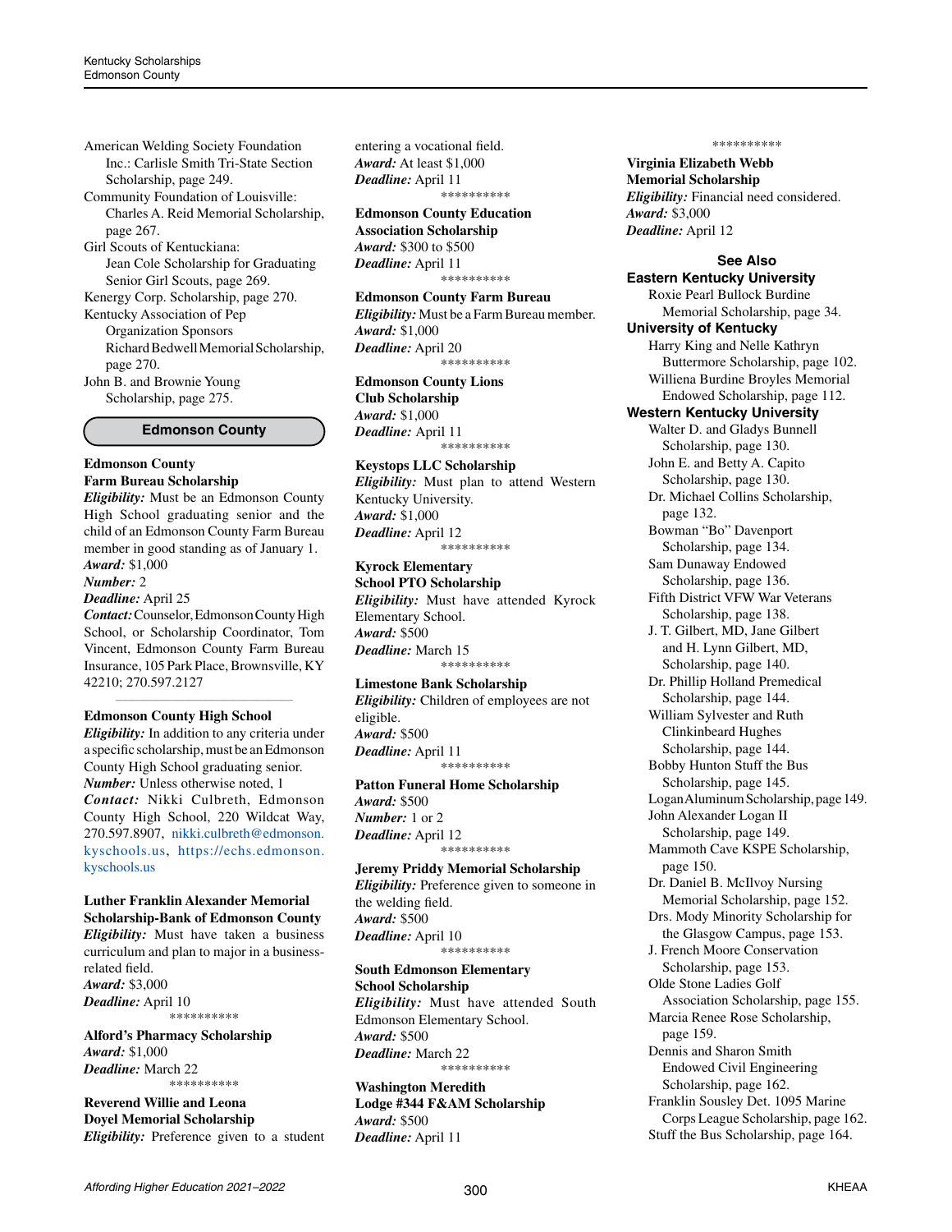American Welding Society Foundation Inc.: Carlisle Smith Tri-State Section Scholarship, page 249.

Community Foundation of Louisville: Charles A. Reid Memorial Scholarship, page 267.

Girl Scouts of Kentuckiana: Jean Cole Scholarship for Graduating Senior Girl Scouts, page 269.

Kenergy Corp. Scholarship, page 270.

Kentucky Association of Pep Organization Sponsors Richard Bedwell Memorial Scholarship, page 270.

John B. and Brownie Young Scholarship, page 275.

## Edmonson County

**Edmonson County Farm Bureau Scholarship**
***Eligibility:*** Must be an Edmonson County High School graduating senior and the child of an Edmonson County Farm Bureau member in good standing as of January 1.
***Award:*** $1,000
***Number:*** 2
***Deadline:*** April 25
***Contact:*** Counselor, Edmonson County High School, or Scholarship Coordinator, Tom Vincent, Edmonson County Farm Bureau Insurance, 105 Park Place, Brownsville, KY 42210; 270.597.2127

---

**Edmonson County High School**
***Eligibility:*** In addition to any criteria under a specific scholarship, must be an Edmonson County High School graduating senior.
***Number:*** Unless otherwise noted, 1
***Contact:*** Nikki Culbreth, Edmonson County High School, 220 Wildcat Way, 270.597.8907, nikki.culbreth@edmonson.kyschools.us, https://echs.edmonson.kyschools.us

**Luther Franklin Alexander Memorial Scholarship-Bank of Edmonson County**
***Eligibility:*** Must have taken a business curriculum and plan to major in a business-related field.
***Award:*** $3,000
***Deadline:*** April 10

**********

**Alford's Pharmacy Scholarship**
***Award:*** $1,000
***Deadline:*** March 22

**********

**Reverend Willie and Leona Doyel Memorial Scholarship**
***Eligibility:*** Preference given to a student entering a vocational field.
***Award:*** At least $1,000
***Deadline:*** April 11

**********

**Edmonson County Education Association Scholarship**
***Award:*** $300 to $500
***Deadline:*** April 11

**********

**Edmonson County Farm Bureau**
***Eligibility:*** Must be a Farm Bureau member.
***Award:*** $1,000
***Deadline:*** April 20

**********

**Edmonson County Lions Club Scholarship**
***Award:*** $1,000
***Deadline:*** April 11

**********

**Keystops LLC Scholarship**
***Eligibility:*** Must plan to attend Western Kentucky University.
***Award:*** $1,000
***Deadline:*** April 12

**********

**Kyrock Elementary School PTO Scholarship**
***Eligibility:*** Must have attended Kyrock Elementary School.
***Award:*** $500
***Deadline:*** March 15

**********

**Limestone Bank Scholarship**
***Eligibility:*** Children of employees are not eligible.
***Award:*** $500
***Deadline:*** April 11

**********

**Patton Funeral Home Scholarship**
***Award:*** $500
***Number:*** 1 or 2
***Deadline:*** April 12

**********

**Jeremy Priddy Memorial Scholarship**
***Eligibility:*** Preference given to someone in the welding field.
***Award:*** $500
***Deadline:*** April 10

**********

**South Edmonson Elementary School Scholarship**
***Eligibility:*** Must have attended South Edmonson Elementary School.
***Award:*** $500
***Deadline:*** March 22

**********

**Washington Meredith Lodge #344 F&AM Scholarship**
***Award:*** $500
***Deadline:*** April 11

**********

**Virginia Elizabeth Webb Memorial Scholarship**
***Eligibility:*** Financial need considered.
***Award:*** $3,000
***Deadline:*** April 12

### See Also

**Eastern Kentucky University**

Roxie Pearl Bullock Burdine Memorial Scholarship, page 34.

**University of Kentucky**

Harry King and Nelle Kathryn Buttermore Scholarship, page 102.

Williena Burdine Broyles Memorial Endowed Scholarship, page 112.

**Western Kentucky University**

Walter D. and Gladys Bunnell Scholarship, page 130.

John E. and Betty A. Capito Scholarship, page 130.

Dr. Michael Collins Scholarship, page 132.

Bowman "Bo" Davenport Scholarship, page 134.

Sam Dunaway Endowed Scholarship, page 136.

Fifth District VFW War Veterans Scholarship, page 138.

J. T. Gilbert, MD, Jane Gilbert and H. Lynn Gilbert, MD, Scholarship, page 140.

Dr. Phillip Holland Premedical Scholarship, page 144.

William Sylvester and Ruth Clinkinbeard Hughes Scholarship, page 144.

Bobby Hunton Stuff the Bus Scholarship, page 145.

Logan Aluminum Scholarship, page 149.

John Alexander Logan II Scholarship, page 149.

Mammoth Cave KSPE Scholarship, page 150.

Dr. Daniel B. McIlvoy Nursing Memorial Scholarship, page 152.

Drs. Mody Minority Scholarship for the Glasgow Campus, page 153.

J. French Moore Conservation Scholarship, page 153.

Olde Stone Ladies Golf Association Scholarship, page 155.

Marcia Renee Rose Scholarship, page 159.

Dennis and Sharon Smith Endowed Civil Engineering Scholarship, page 162.

Franklin Sousley Det. 1095 Marine Corps League Scholarship, page 162.

Stuff the Bus Scholarship, page 164.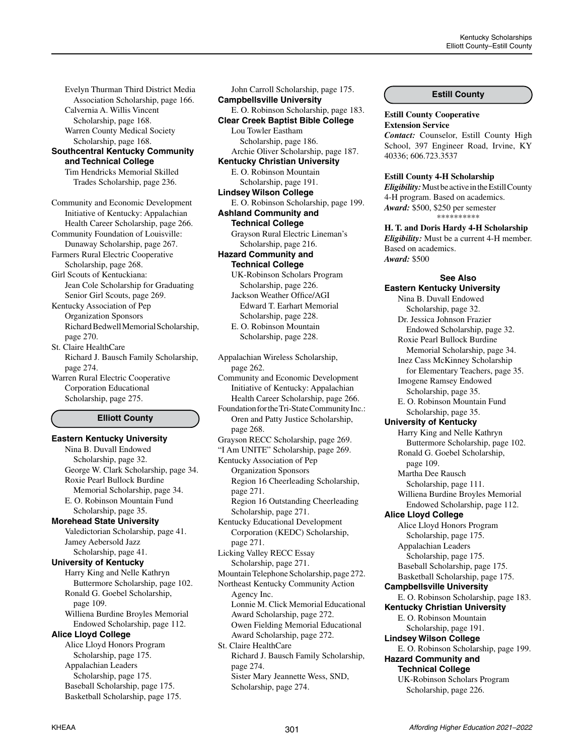Evelyn Thurman Third District Media Association Scholarship, page 166.
Calvernia A. Willis Vincent Scholarship, page 168.
Warren County Medical Society Scholarship, page 168.

**Southcentral Kentucky Community and Technical College**

Tim Hendricks Memorial Skilled Trades Scholarship, page 236.

Community and Economic Development Initiative of Kentucky: Appalachian Health Career Scholarship, page 266.
Community Foundation of Louisville: Dunaway Scholarship, page 267.
Farmers Rural Electric Cooperative Scholarship, page 268.
Girl Scouts of Kentuckiana: Jean Cole Scholarship for Graduating Senior Girl Scouts, page 269.
Kentucky Association of Pep Organization Sponsors Richard Bedwell Memorial Scholarship, page 270.
St. Claire HealthCare Richard J. Bausch Family Scholarship, page 274.
Warren Rural Electric Cooperative Corporation Educational Scholarship, page 275.

## Elliott County

**Eastern Kentucky University**

Nina B. Duvall Endowed Scholarship, page 32.
George W. Clark Scholarship, page 34.
Roxie Pearl Bullock Burdine Memorial Scholarship, page 34.
E. O. Robinson Mountain Fund Scholarship, page 35.

**Morehead State University**

Valedictorian Scholarship, page 41.
Jamey Aebersold Jazz Scholarship, page 41.

**University of Kentucky**

Harry King and Nelle Kathryn Buttermore Scholarship, page 102.
Ronald G. Goebel Scholarship, page 109.
Williena Burdine Broyles Memorial Endowed Scholarship, page 112.

**Alice Lloyd College**

Alice Lloyd Honors Program Scholarship, page 175.
Appalachian Leaders Scholarship, page 175.
Baseball Scholarship, page 175.
Basketball Scholarship, page 175.
John Carroll Scholarship, page 175.

**Campbellsville University**

E. O. Robinson Scholarship, page 183.

**Clear Creek Baptist Bible College**

Lou Towler Eastham Scholarship, page 186.
Archie Oliver Scholarship, page 187.

**Kentucky Christian University**

E. O. Robinson Mountain Scholarship, page 191.

**Lindsey Wilson College**

E. O. Robinson Scholarship, page 199.

**Ashland Community and Technical College**

Grayson Rural Electric Lineman's Scholarship, page 216.

**Hazard Community and Technical College**

UK-Robinson Scholars Program Scholarship, page 226.
Jackson Weather Office/AGI Edward T. Earhart Memorial Scholarship, page 228.
E. O. Robinson Mountain Scholarship, page 228.

Appalachian Wireless Scholarship, page 262.
Community and Economic Development Initiative of Kentucky: Appalachian Health Career Scholarship, page 266.
Foundation for the Tri-State Community Inc.: Oren and Patty Justice Scholarship, page 268.
Grayson RECC Scholarship, page 269.
"I Am UNITE" Scholarship, page 269.
Kentucky Association of Pep Organization Sponsors
Region 16 Cheerleading Scholarship, page 271.
Region 16 Outstanding Cheerleading Scholarship, page 271.
Kentucky Educational Development Corporation (KEDC) Scholarship, page 271.
Licking Valley RECC Essay Scholarship, page 271.
Mountain Telephone Scholarship, page 272.
Northeast Kentucky Community Action Agency Inc.
Lonnie M. Click Memorial Educational Award Scholarship, page 272.
Owen Fielding Memorial Educational Award Scholarship, page 272.
St. Claire HealthCare
Richard J. Bausch Family Scholarship, page 274.
Sister Mary Jeannette Wess, SND, Scholarship, page 274.

## Estill County

**Estill County Cooperative Extension Service**
***Contact:*** Counselor, Estill County High School, 397 Engineer Road, Irvine, KY 40336; 606.723.3537

**Estill County 4-H Scholarship**
***Eligibility:*** Must be active in the Estill County 4-H program. Based on academics.
***Award:*** $500, $250 per semester

**********

**H. T. and Doris Hardy 4-H Scholarship**
***Eligibility:*** Must be a current 4-H member. Based on academics.
***Award:*** $500

### See Also

**Eastern Kentucky University**

Nina B. Duvall Endowed Scholarship, page 32.
Dr. Jessica Johnson Frazier Endowed Scholarship, page 32.
Roxie Pearl Bullock Burdine Memorial Scholarship, page 34.
Inez Cass McKinney Scholarship for Elementary Teachers, page 35.
Imogene Ramsey Endowed Scholarship, page 35.
E. O. Robinson Mountain Fund Scholarship, page 35.

**University of Kentucky**

Harry King and Nelle Kathryn Buttermore Scholarship, page 102.
Ronald G. Goebel Scholarship, page 109.
Martha Dee Rausch Scholarship, page 111.
Williena Burdine Broyles Memorial Endowed Scholarship, page 112.

**Alice Lloyd College**

Alice Lloyd Honors Program Scholarship, page 175.
Appalachian Leaders Scholarship, page 175.
Baseball Scholarship, page 175.
Basketball Scholarship, page 175.

**Campbellsville University**

E. O. Robinson Scholarship, page 183.

**Kentucky Christian University**

E. O. Robinson Mountain Scholarship, page 191.

**Lindsey Wilson College**

E. O. Robinson Scholarship, page 199.

**Hazard Community and Technical College**

UK-Robinson Scholars Program Scholarship, page 226.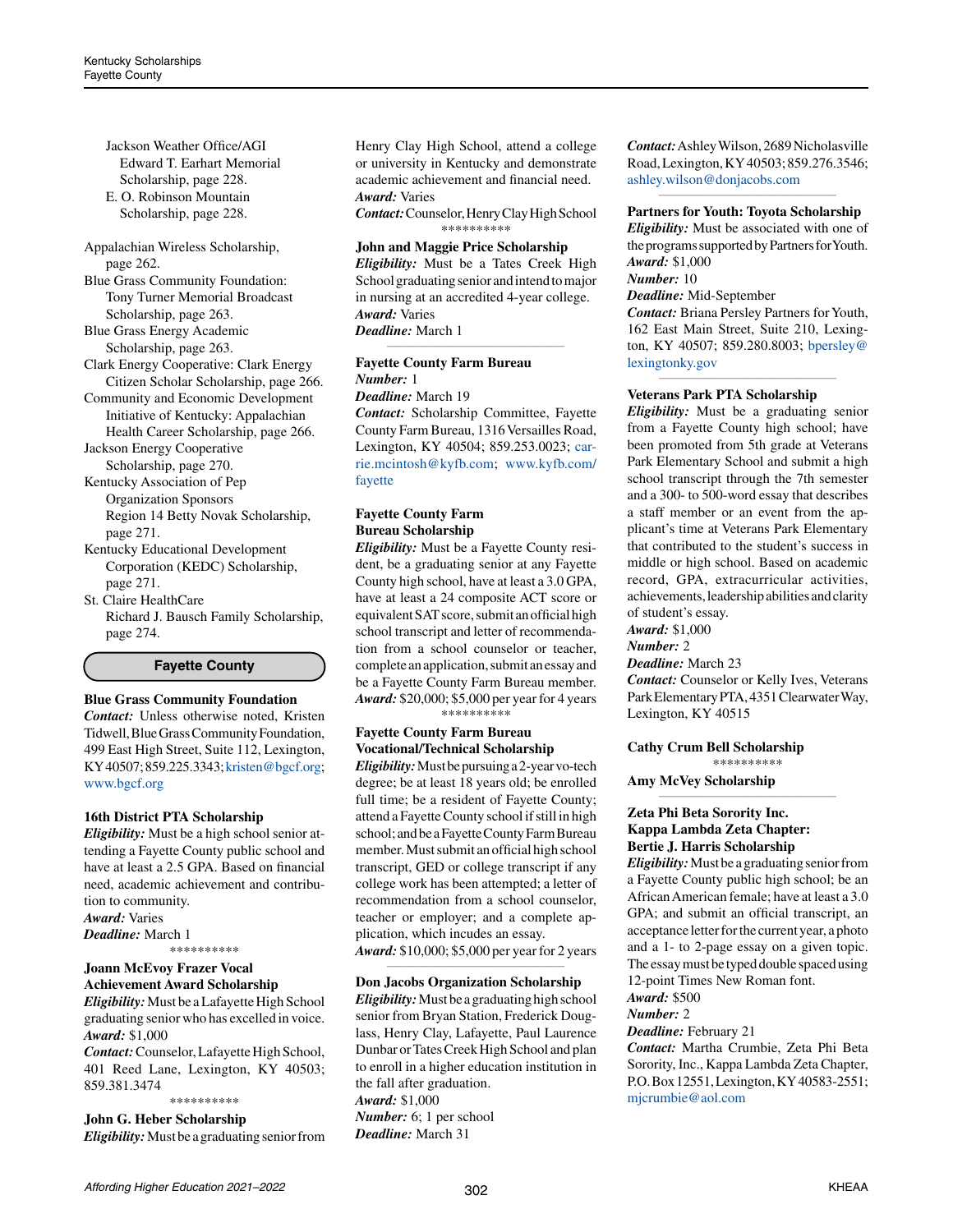Jackson Weather Office/AGI
Edward T. Earhart Memorial Scholarship, page 228.
E. O. Robinson Mountain Scholarship, page 228.

Appalachian Wireless Scholarship, page 262.
Blue Grass Community Foundation: Tony Turner Memorial Broadcast Scholarship, page 263.
Blue Grass Energy Academic Scholarship, page 263.
Clark Energy Cooperative: Clark Energy Citizen Scholar Scholarship, page 266.
Community and Economic Development Initiative of Kentucky: Appalachian Health Career Scholarship, page 266.
Jackson Energy Cooperative Scholarship, page 270.
Kentucky Association of Pep Organization Sponsors Region 14 Betty Novak Scholarship, page 271.
Kentucky Educational Development Corporation (KEDC) Scholarship, page 271.
St. Claire HealthCare Richard J. Bausch Family Scholarship, page 274.

## Fayette County

### Blue Grass Community Foundation

***Contact:*** Unless otherwise noted, Kristen Tidwell, Blue Grass Community Foundation, 499 East High Street, Suite 112, Lexington, KY 40507; 859.225.3343; kristen@bgcf.org; www.bgcf.org

**16th District PTA Scholarship**
***Eligibility:*** Must be a high school senior attending a Fayette County public school and have at least a 2.5 GPA. Based on financial need, academic achievement and contribution to community.
***Award:*** Varies
***Deadline:*** March 1

\*\*\*\*\*\*\*\*\*\*

**Joann McEvoy Frazer Vocal Achievement Award Scholarship**
***Eligibility:*** Must be a Lafayette High School graduating senior who has excelled in voice.
***Award:*** $1,000
***Contact:*** Counselor, Lafayette High School, 401 Reed Lane, Lexington, KY 40503; 859.381.3474

\*\*\*\*\*\*\*\*\*\*

**John G. Heber Scholarship**
***Eligibility:*** Must be a graduating senior from Henry Clay High School, attend a college or university in Kentucky and demonstrate academic achievement and financial need.
***Award:*** Varies
***Contact:*** Counselor, Henry Clay High School

\*\*\*\*\*\*\*\*\*\*

**John and Maggie Price Scholarship**
***Eligibility:*** Must be a Tates Creek High School graduating senior and intend to major in nursing at an accredited 4-year college.
***Award:*** Varies
***Deadline:*** March 1

---

### Fayette County Farm Bureau

***Number:*** 1
***Deadline:*** March 19
***Contact:*** Scholarship Committee, Fayette County Farm Bureau, 1316 Versailles Road, Lexington, KY 40504; 859.253.0023; carrie.mcintosh@kyfb.com; www.kyfb.com/fayette

**Fayette County Farm Bureau Scholarship**
***Eligibility:*** Must be a Fayette County resident, be a graduating senior at any Fayette County high school, have at least a 3.0 GPA, have at least a 24 composite ACT score or equivalent SAT score, submit an official high school transcript and letter of recommendation from a school counselor or teacher, complete an application, submit an essay and be a Fayette County Farm Bureau member.
***Award:*** $20,000; $5,000 per year for 4 years

\*\*\*\*\*\*\*\*\*\*

**Fayette County Farm Bureau Vocational/Technical Scholarship**
***Eligibility:*** Must be pursuing a 2-year vo-tech degree; be at least 18 years old; be enrolled full time; be a resident of Fayette County; attend a Fayette County school if still in high school; and be a Fayette County Farm Bureau member. Must submit an official high school transcript, GED or college transcript if any college work has been attempted; a letter of recommendation from a school counselor, teacher or employer; and a complete application, which incudes an essay.
***Award:*** $10,000; $5,000 per year for 2 years

### Don Jacobs Organization Scholarship

***Eligibility:*** Must be a graduating high school senior from Bryan Station, Frederick Douglass, Henry Clay, Lafayette, Paul Laurence Dunbar or Tates Creek High School and plan to enroll in a higher education institution in the fall after graduation.
***Award:*** $1,000
***Number:*** 6; 1 per school
***Deadline:*** March 31
***Contact:*** Ashley Wilson, 2689 Nicholasville Road, Lexington, KY 40503; 859.276.3546; ashley.wilson@donjacobs.com

### Partners for Youth: Toyota Scholarship

***Eligibility:*** Must be associated with one of the programs supported by Partners for Youth.
***Award:*** $1,000
***Number:*** 10
***Deadline:*** Mid-September
***Contact:*** Briana Persley Partners for Youth, 162 East Main Street, Suite 210, Lexington, KY 40507; 859.280.8003; bpersley@lexingtonky.gov

---

### Veterans Park PTA Scholarship

***Eligibility:*** Must be a graduating senior from a Fayette County high school; have been promoted from 5th grade at Veterans Park Elementary School and submit a high school transcript through the 7th semester and a 300- to 500-word essay that describes a staff member or an event from the applicant's time at Veterans Park Elementary that contributed to the student's success in middle or high school. Based on academic record, GPA, extracurricular activities, achievements, leadership abilities and clarity of student's essay.
***Award:*** $1,000
***Number:*** 2
***Deadline:*** March 23
***Contact:*** Counselor or Kelly Ives, Veterans Park Elementary PTA, 4351 Clearwater Way, Lexington, KY 40515

**Cathy Crum Bell Scholarship**

\*\*\*\*\*\*\*\*\*\*

**Amy McVey Scholarship**

---

### Zeta Phi Beta Sorority Inc. Kappa Lambda Zeta Chapter: Bertie J. Harris Scholarship

***Eligibility:*** Must be a graduating senior from a Fayette County public high school; be an African American female; have at least a 3.0 GPA; and submit an official transcript, an acceptance letter for the current year, a photo and a 1- to 2-page essay on a given topic. The essay must be typed double spaced using 12-point Times New Roman font.
***Award:*** $500
***Number:*** 2
***Deadline:*** February 21
***Contact:*** Martha Crumbie, Zeta Phi Beta Sorority, Inc., Kappa Lambda Zeta Chapter, P.O. Box 12551, Lexington, KY 40583-2551; mjcrumbie@aol.com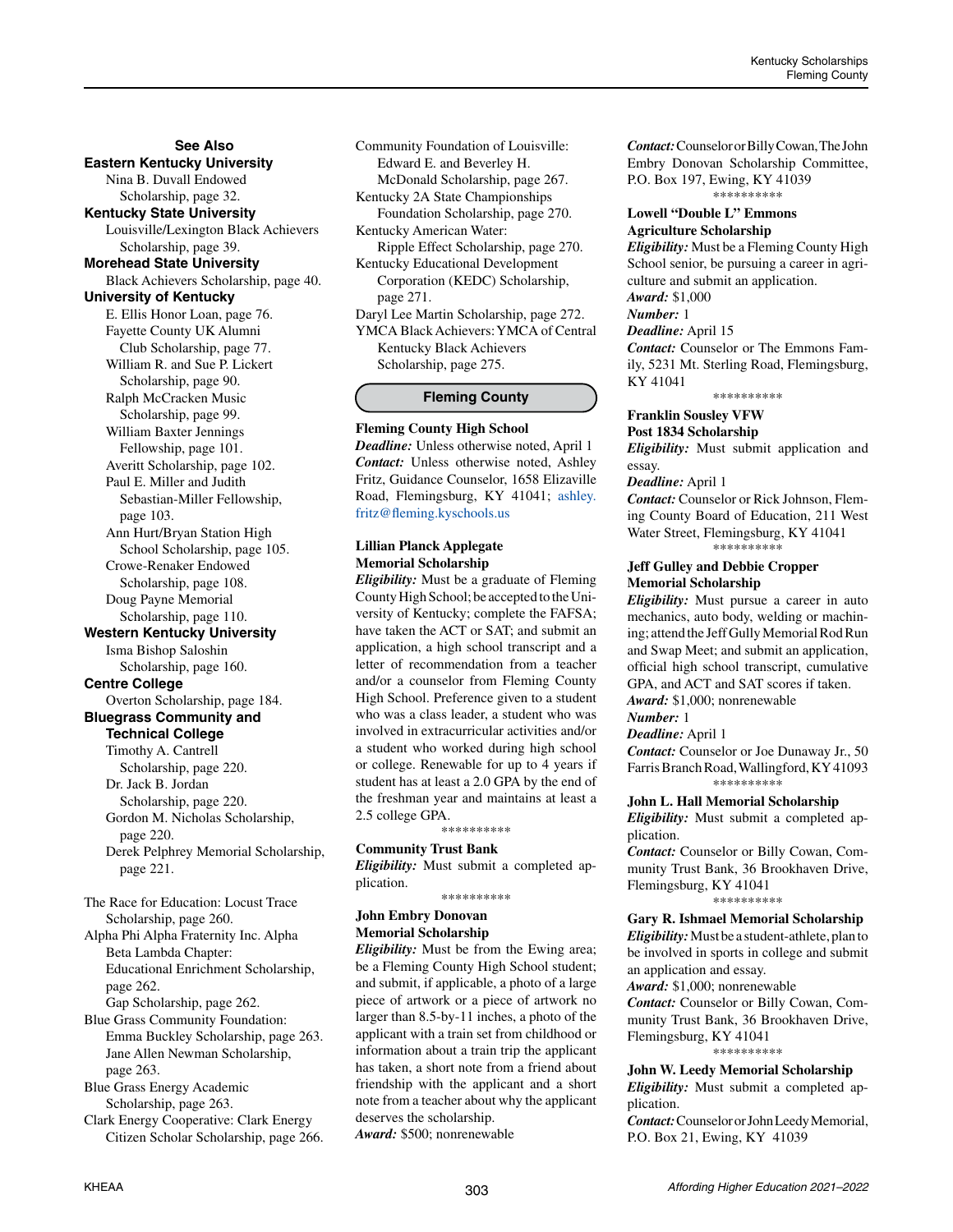**See Also**

**Eastern Kentucky University**
- Nina B. Duvall Endowed Scholarship, page 32.

**Kentucky State University**
- Louisville/Lexington Black Achievers Scholarship, page 39.

**Morehead State University**
- Black Achievers Scholarship, page 40.

**University of Kentucky**
- E. Ellis Honor Loan, page 76.
- Fayette County UK Alumni Club Scholarship, page 77.
- William R. and Sue P. Lickert Scholarship, page 90.
- Ralph McCracken Music Scholarship, page 99.
- William Baxter Jennings Fellowship, page 101.
- Averitt Scholarship, page 102.
- Paul E. Miller and Judith Sebastian-Miller Fellowship, page 103.
- Ann Hurt/Bryan Station High School Scholarship, page 105.
- Crowe-Renaker Endowed Scholarship, page 108.
- Doug Payne Memorial Scholarship, page 110.

**Western Kentucky University**
- Isma Bishop Saloshin Scholarship, page 160.

**Centre College**
- Overton Scholarship, page 184.

**Bluegrass Community and Technical College**
- Timothy A. Cantrell Scholarship, page 220.
- Dr. Jack B. Jordan Scholarship, page 220.
- Gordon M. Nicholas Scholarship, page 220.
- Derek Pelphrey Memorial Scholarship, page 221.

The Race for Education: Locust Trace Scholarship, page 260.

Alpha Phi Alpha Fraternity Inc. Alpha Beta Lambda Chapter:
- Educational Enrichment Scholarship, page 262.
- Gap Scholarship, page 262.

Blue Grass Community Foundation:
- Emma Buckley Scholarship, page 263.
- Jane Allen Newman Scholarship, page 263.

Blue Grass Energy Academic Scholarship, page 263.

Clark Energy Cooperative: Clark Energy Citizen Scholar Scholarship, page 266.

Community Foundation of Louisville: Edward E. and Beverley H. McDonald Scholarship, page 267.

Kentucky 2A State Championships Foundation Scholarship, page 270.

Kentucky American Water: Ripple Effect Scholarship, page 270.

Kentucky Educational Development Corporation (KEDC) Scholarship, page 271.

Daryl Lee Martin Scholarship, page 272.

YMCA Black Achievers: YMCA of Central Kentucky Black Achievers Scholarship, page 275.

## Fleming County

**Fleming County High School**
***Deadline:*** Unless otherwise noted, April 1
***Contact:*** Unless otherwise noted, Ashley Fritz, Guidance Counselor, 1658 Elizaville Road, Flemingsburg, KY 41041; ashley.fritz@fleming.kyschools.us

**Lillian Planck Applegate Memorial Scholarship**
***Eligibility:*** Must be a graduate of Fleming County High School; be accepted to the University of Kentucky; complete the FAFSA; have taken the ACT or SAT; and submit an application, a high school transcript and a letter of recommendation from a teacher and/or a counselor from Fleming County High School. Preference given to a student who was a class leader, a student who was involved in extracurricular activities and/or a student who worked during high school or college. Renewable for up to 4 years if student has at least a 2.0 GPA by the end of the freshman year and maintains at least a 2.5 college GPA.

\*\*\*\*\*\*\*\*\*\*

**Community Trust Bank**
***Eligibility:*** Must submit a completed application.

\*\*\*\*\*\*\*\*\*\*

**John Embry Donovan Memorial Scholarship**
***Eligibility:*** Must be from the Ewing area; be a Fleming County High School student; and submit, if applicable, a photo of a large piece of artwork or a piece of artwork no larger than 8.5-by-11 inches, a photo of the applicant with a train set from childhood or information about a train trip the applicant has taken, a short note from a friend about friendship with the applicant and a short note from a teacher about why the applicant deserves the scholarship.
***Award:*** $500; nonrenewable
***Contact:*** Counselor or Billy Cowan, The John Embry Donovan Scholarship Committee, P.O. Box 197, Ewing, KY 41039

\*\*\*\*\*\*\*\*\*\*

**Lowell "Double L" Emmons Agriculture Scholarship**
***Eligibility:*** Must be a Fleming County High School senior, be pursuing a career in agriculture and submit an application.
***Award:*** $1,000
***Number:*** 1
***Deadline:*** April 15
***Contact:*** Counselor or The Emmons Family, 5231 Mt. Sterling Road, Flemingsburg, KY 41041

\*\*\*\*\*\*\*\*\*\*

**Franklin Sousley VFW Post 1834 Scholarship**
***Eligibility:*** Must submit application and essay.
***Deadline:*** April 1
***Contact:*** Counselor or Rick Johnson, Fleming County Board of Education, 211 West Water Street, Flemingsburg, KY 41041

\*\*\*\*\*\*\*\*\*\*

**Jeff Gulley and Debbie Cropper Memorial Scholarship**
***Eligibility:*** Must pursue a career in auto mechanics, auto body, welding or machining; attend the Jeff Gully Memorial Rod Run and Swap Meet; and submit an application, official high school transcript, cumulative GPA, and ACT and SAT scores if taken.
***Award:*** $1,000; nonrenewable
***Number:*** 1
***Deadline:*** April 1
***Contact:*** Counselor or Joe Dunaway Jr., 50 Farris Branch Road, Wallingford, KY 41093

\*\*\*\*\*\*\*\*\*\*

**John L. Hall Memorial Scholarship**
***Eligibility:*** Must submit a completed application.
***Contact:*** Counselor or Billy Cowan, Community Trust Bank, 36 Brookhaven Drive, Flemingsburg, KY 41041

\*\*\*\*\*\*\*\*\*\*

**Gary R. Ishmael Memorial Scholarship**
***Eligibility:*** Must be a student-athlete, plan to be involved in sports in college and submit an application and essay.
***Award:*** $1,000; nonrenewable
***Contact:*** Counselor or Billy Cowan, Community Trust Bank, 36 Brookhaven Drive, Flemingsburg, KY 41041

\*\*\*\*\*\*\*\*\*\*

**John W. Leedy Memorial Scholarship**
***Eligibility:*** Must submit a completed application.
***Contact:*** Counselor or John Leedy Memorial, P.O. Box 21, Ewing, KY 41039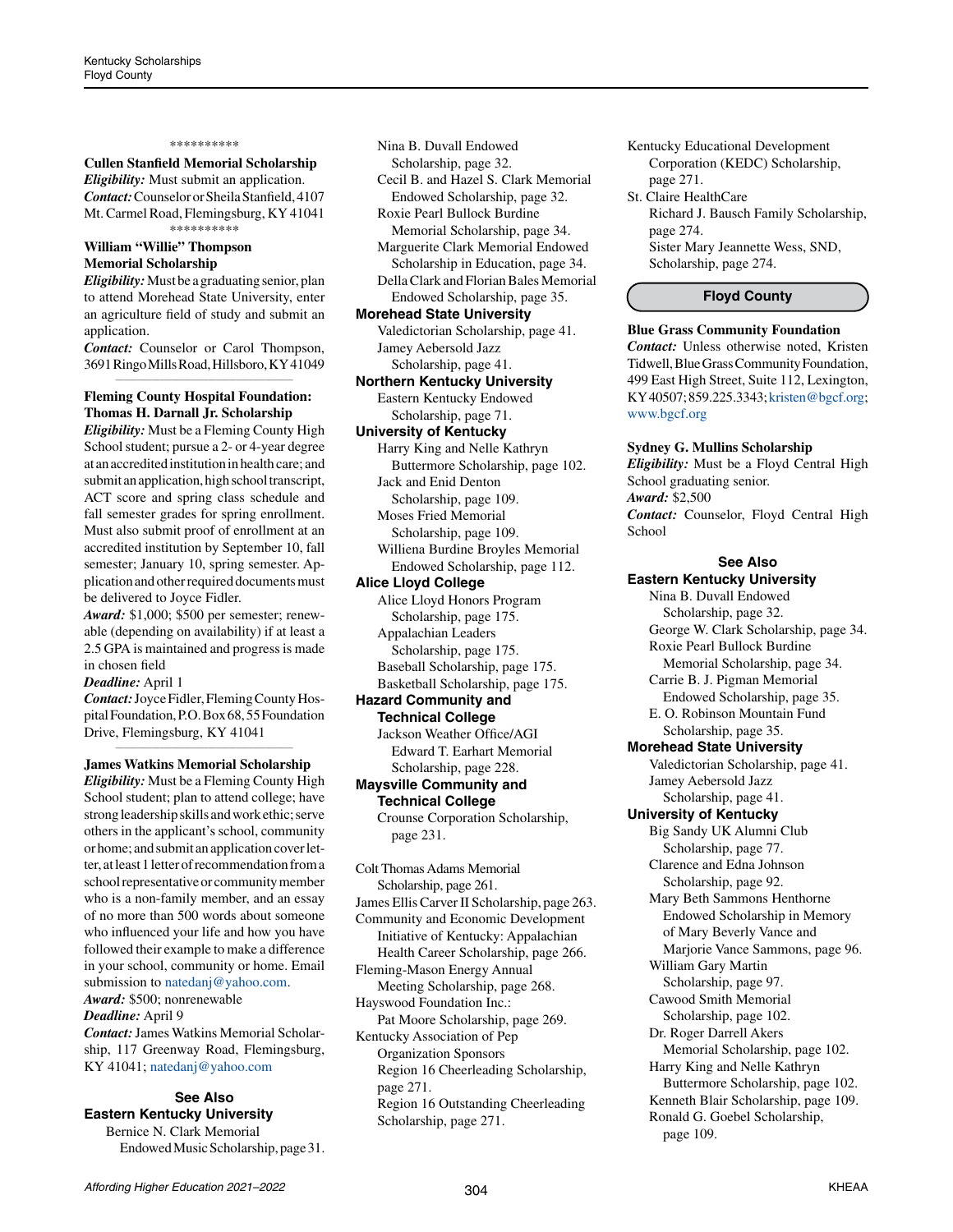\*\*\*\*\*\*\*\*\*\*

**Cullen Stanfield Memorial Scholarship**
***Eligibility:*** Must submit an application.
***Contact:*** Counselor or Sheila Stanfield, 4107 Mt. Carmel Road, Flemingsburg, KY 41041

\*\*\*\*\*\*\*\*\*\*

**William "Willie" Thompson Memorial Scholarship**
***Eligibility:*** Must be a graduating senior, plan to attend Morehead State University, enter an agriculture field of study and submit an application.
***Contact:*** Counselor or Carol Thompson, 3691 Ringo Mills Road, Hillsboro, KY 41049

---

**Fleming County Hospital Foundation: Thomas H. Darnall Jr. Scholarship**
***Eligibility:*** Must be a Fleming County High School student; pursue a 2- or 4-year degree at an accredited institution in health care; and submit an application, high school transcript, ACT score and spring class schedule and fall semester grades for spring enrollment. Must also submit proof of enrollment at an accredited institution by September 10, fall semester; January 10, spring semester. Application and other required documents must be delivered to Joyce Fidler.
***Award:*** $1,000; $500 per semester; renewable (depending on availability) if at least a 2.5 GPA is maintained and progress is made in chosen field
***Deadline:*** April 1
***Contact:*** Joyce Fidler, Fleming County Hospital Foundation, P.O. Box 68, 55 Foundation Drive, Flemingsburg, KY 41041

---

**James Watkins Memorial Scholarship**
***Eligibility:*** Must be a Fleming County High School student; plan to attend college; have strong leadership skills and work ethic; serve others in the applicant's school, community or home; and submit an application cover letter, at least 1 letter of recommendation from a school representative or community member who is a non-family member, and an essay of no more than 500 words about someone who influenced your life and how you have followed their example to make a difference in your school, community or home. Email submission to natedanj@yahoo.com.
***Award:*** $500; nonrenewable
***Deadline:*** April 9
***Contact:*** James Watkins Memorial Scholarship, 117 Greenway Road, Flemingsburg, KY 41041; natedanj@yahoo.com

**See Also**

**Eastern Kentucky University**
- Bernice N. Clark Memorial Endowed Music Scholarship, page 31.
- Nina B. Duvall Endowed Scholarship, page 32.
- Cecil B. and Hazel S. Clark Memorial Endowed Scholarship, page 32.
- Roxie Pearl Bullock Burdine Memorial Scholarship, page 34.
- Marguerite Clark Memorial Endowed Scholarship in Education, page 34.
- Della Clark and Florian Bales Memorial Endowed Scholarship, page 35.

**Morehead State University**
- Valedictorian Scholarship, page 41.
- Jamey Aebersold Jazz Scholarship, page 41.

**Northern Kentucky University**
- Eastern Kentucky Endowed Scholarship, page 71.

**University of Kentucky**
- Harry King and Nelle Kathryn Buttermore Scholarship, page 102.
- Jack and Enid Denton Scholarship, page 109.
- Moses Fried Memorial Scholarship, page 109.
- Williena Burdine Broyles Memorial Endowed Scholarship, page 112.

**Alice Lloyd College**
- Alice Lloyd Honors Program Scholarship, page 175.
- Appalachian Leaders Scholarship, page 175.
- Baseball Scholarship, page 175.
- Basketball Scholarship, page 175.

**Hazard Community and Technical College**
- Jackson Weather Office/AGI Edward T. Earhart Memorial Scholarship, page 228.

**Maysville Community and Technical College**
- Crounse Corporation Scholarship, page 231.

Colt Thomas Adams Memorial Scholarship, page 261.
James Ellis Carver II Scholarship, page 263.
Community and Economic Development Initiative of Kentucky: Appalachian Health Career Scholarship, page 266.
Fleming-Mason Energy Annual Meeting Scholarship, page 268.
Hayswood Foundation Inc.:
- Pat Moore Scholarship, page 269.

Kentucky Association of Pep Organization Sponsors
- Region 16 Cheerleading Scholarship, page 271.
- Region 16 Outstanding Cheerleading Scholarship, page 271.

Kentucky Educational Development Corporation (KEDC) Scholarship, page 271.
St. Claire HealthCare
- Richard J. Bausch Family Scholarship, page 274.
- Sister Mary Jeannette Wess, SND, Scholarship, page 274.

## Floyd County

**Blue Grass Community Foundation**
***Contact:*** Unless otherwise noted, Kristen Tidwell, Blue Grass Community Foundation, 499 East High Street, Suite 112, Lexington, KY 40507; 859.225.3343; kristen@bgcf.org; www.bgcf.org

**Sydney G. Mullins Scholarship**
***Eligibility:*** Must be a Floyd Central High School graduating senior.
***Award:*** $2,500
***Contact:*** Counselor, Floyd Central High School

**See Also**

**Eastern Kentucky University**
- Nina B. Duvall Endowed Scholarship, page 32.
- George W. Clark Scholarship, page 34.
- Roxie Pearl Bullock Burdine Memorial Scholarship, page 34.
- Carrie B. J. Pigman Memorial Endowed Scholarship, page 35.
- E. O. Robinson Mountain Fund Scholarship, page 35.

**Morehead State University**
- Valedictorian Scholarship, page 41.
- Jamey Aebersold Jazz Scholarship, page 41.

**University of Kentucky**
- Big Sandy UK Alumni Club Scholarship, page 77.
- Clarence and Edna Johnson Scholarship, page 92.
- Mary Beth Sammons Henthorne Endowed Scholarship in Memory of Mary Beverly Vance and Marjorie Vance Sammons, page 96.
- William Gary Martin Scholarship, page 97.
- Cawood Smith Memorial Scholarship, page 102.
- Dr. Roger Darrell Akers Memorial Scholarship, page 102.
- Harry King and Nelle Kathryn Buttermore Scholarship, page 102.
- Kenneth Blair Scholarship, page 109.
- Ronald G. Goebel Scholarship, page 109.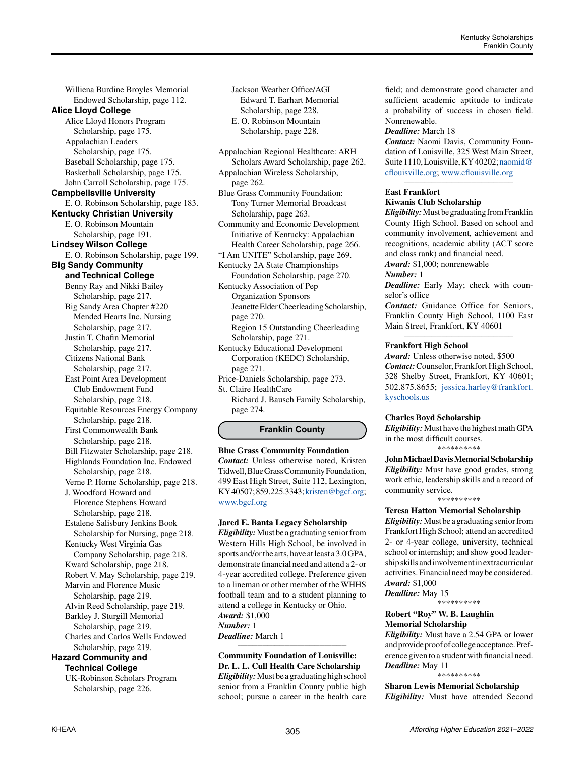Williena Burdine Broyles Memorial Endowed Scholarship, page 112.

**Alice Lloyd College**

Alice Lloyd Honors Program Scholarship, page 175.
Appalachian Leaders Scholarship, page 175.
Baseball Scholarship, page 175.
Basketball Scholarship, page 175.
John Carroll Scholarship, page 175.

**Campbellsville University**

E. O. Robinson Scholarship, page 183.

**Kentucky Christian University**

E. O. Robinson Mountain Scholarship, page 191.

**Lindsey Wilson College**

E. O. Robinson Scholarship, page 199.

**Big Sandy Community and Technical College**

Benny Ray and Nikki Bailey Scholarship, page 217.
Big Sandy Area Chapter #220 Mended Hearts Inc. Nursing Scholarship, page 217.
Justin T. Chafin Memorial Scholarship, page 217.
Citizens National Bank Scholarship, page 217.
East Point Area Development Club Endowment Fund Scholarship, page 218.
Equitable Resources Energy Company Scholarship, page 218.
First Commonwealth Bank Scholarship, page 218.
Bill Fitzwater Scholarship, page 218.
Highlands Foundation Inc. Endowed Scholarship, page 218.
Verne P. Horne Scholarship, page 218.
J. Woodford Howard and Florence Stephens Howard Scholarship, page 218.
Estalene Salisbury Jenkins Book Scholarship for Nursing, page 218.
Kentucky West Virginia Gas Company Scholarship, page 218.
Kward Scholarship, page 218.
Robert V. May Scholarship, page 219.
Marvin and Florence Music Scholarship, page 219.
Alvin Reed Scholarship, page 219.
Barkley J. Sturgill Memorial Scholarship, page 219.
Charles and Carlos Wells Endowed Scholarship, page 219.

**Hazard Community and Technical College**

UK-Robinson Scholars Program Scholarship, page 226.
Jackson Weather Office/AGI Edward T. Earhart Memorial Scholarship, page 228.
E. O. Robinson Mountain Scholarship, page 228.

Appalachian Regional Healthcare: ARH Scholars Award Scholarship, page 262.
Appalachian Wireless Scholarship, page 262.
Blue Grass Community Foundation: Tony Turner Memorial Broadcast Scholarship, page 263.
Community and Economic Development Initiative of Kentucky: Appalachian Health Career Scholarship, page 266.
"I Am UNITE" Scholarship, page 269.
Kentucky 2A State Championships Foundation Scholarship, page 270.
Kentucky Association of Pep Organization Sponsors
Jeanette Elder Cheerleading Scholarship, page 270.
Region 15 Outstanding Cheerleading Scholarship, page 271.
Kentucky Educational Development Corporation (KEDC) Scholarship, page 271.
Price-Daniels Scholarship, page 273.
St. Claire HealthCare
Richard J. Bausch Family Scholarship, page 274.

## Franklin County

**Blue Grass Community Foundation**
***Contact:*** Unless otherwise noted, Kristen Tidwell, Blue Grass Community Foundation, 499 East High Street, Suite 112, Lexington, KY 40507; 859.225.3343; kristen@bgcf.org; www.bgcf.org

**Jared E. Banta Legacy Scholarship**
***Eligibility:*** Must be a graduating senior from Western Hills High School, be involved in sports and/or the arts, have at least a 3.0 GPA, demonstrate financial need and attend a 2- or 4-year accredited college. Preference given to a lineman or other member of the WHHS football team and to a student planning to attend a college in Kentucky or Ohio.
***Award:*** $1,000
***Number:*** 1
***Deadline:*** March 1

---

**Community Foundation of Louisville: Dr. L. L. Cull Health Care Scholarship**
***Eligibility:*** Must be a graduating high school senior from a Franklin County public high school; pursue a career in the health care field; and demonstrate good character and sufficient academic aptitude to indicate a probability of success in chosen field. Nonrenewable.
***Deadline:*** March 18
***Contact:*** Naomi Davis, Community Foundation of Louisville, 325 West Main Street, Suite 1110, Louisville, KY 40202; naomid@cflouisville.org; www.cflouisville.org

---

**East Frankfort Kiwanis Club Scholarship**
***Eligibility:*** Must be graduating from Franklin County High School. Based on school and community involvement, achievement and recognitions, academic ability (ACT score and class rank) and financial need.
***Award:*** $1,000; nonrenewable
***Number:*** 1
***Deadline:*** Early May; check with counselor's office
***Contact:*** Guidance Office for Seniors, Franklin County High School, 1100 East Main Street, Frankfort, KY 40601

---

**Frankfort High School**
***Award:*** Unless otherwise noted, $500
***Contact:*** Counselor, Frankfort High School, 328 Shelby Street, Frankfort, KY 40601; 502.875.8655; jessica.harley@frankfort.kyschools.us

**Charles Boyd Scholarship**
***Eligibility:*** Must have the highest math GPA in the most difficult courses.

**********

**John Michael Davis Memorial Scholarship**
***Eligibility:*** Must have good grades, strong work ethic, leadership skills and a record of community service.

**********

**Teresa Hatton Memorial Scholarship**
***Eligibility:*** Must be a graduating senior from Frankfort High School; attend an accredited 2- or 4-year college, university, technical school or internship; and show good leadership skills and involvement in extracurricular activities. Financial need may be considered.
***Award:*** $1,000
***Deadline:*** May 15

**********

**Robert "Roy" W. B. Laughlin Memorial Scholarship**
***Eligibility:*** Must have a 2.54 GPA or lower and provide proof of college acceptance. Preference given to a student with financial need.
***Deadline:*** May 11

**********

**Sharon Lewis Memorial Scholarship**
***Eligibility:*** Must have attended Second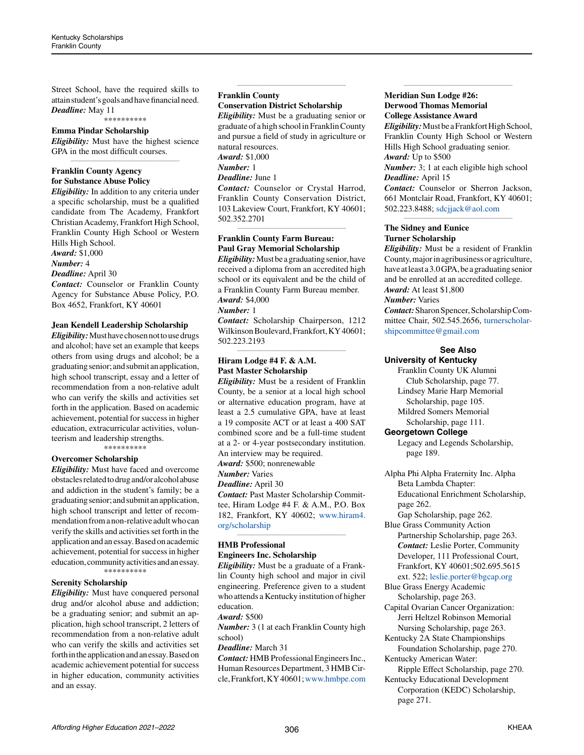Street School, have the required skills to attain student's goals and have financial need.
***Deadline:*** May 11

**********

**Emma Pindar Scholarship**
***Eligibility:*** Must have the highest science GPA in the most difficult courses.

---

**Franklin County Agency for Substance Abuse Policy**
***Eligibility:*** In addition to any criteria under a specific scholarship, must be a qualified candidate from The Academy, Frankfort Christian Academy, Frankfort High School, Franklin County High School or Western Hills High School.
***Award:*** $1,000
***Number:*** 4
***Deadline:*** April 30
***Contact:*** Counselor or Franklin County Agency for Substance Abuse Policy, P.O. Box 4652, Frankfort, KY 40601

**Jean Kendell Leadership Scholarship**
***Eligibility:*** Must have chosen not to use drugs and alcohol; have set an example that keeps others from using drugs and alcohol; be a graduating senior; and submit an application, high school transcript, essay and a letter of recommendation from a non-relative adult who can verify the skills and activities set forth in the application. Based on academic achievement, potential for success in higher education, extracurricular activities, volunteerism and leadership strengths.

**********

**Overcomer Scholarship**
***Eligibility:*** Must have faced and overcome obstacles related to drug and/or alcohol abuse and addiction in the student's family; be a graduating senior; and submit an application, high school transcript and letter of recommendation from a non-relative adult who can verify the skills and activities set forth in the application and an essay. Based on academic achievement, potential for success in higher education, community activities and an essay.

**********

**Serenity Scholarship**
***Eligibility:*** Must have conquered personal drug and/or alcohol abuse and addiction; be a graduating senior; and submit an application, high school transcript, 2 letters of recommendation from a non-relative adult who can verify the skills and activities set forth in the application and an essay. Based on academic achievement potential for success in higher education, community activities and an essay.

---

**Franklin County Conservation District Scholarship**
***Eligibility:*** Must be a graduating senior or graduate of a high school in Franklin County and pursue a field of study in agriculture or natural resources.
***Award:*** $1,000
***Number:*** 1
***Deadline:*** June 1
***Contact:*** Counselor or Crystal Harrod, Franklin County Conservation District, 103 Lakeview Court, Frankfort, KY 40601; 502.352.2701

---

**Franklin County Farm Bureau: Paul Gray Memorial Scholarship**
***Eligibility:*** Must be a graduating senior, have received a diploma from an accredited high school or its equivalent and be the child of a Franklin County Farm Bureau member.
***Award:*** $4,000
***Number:*** 1
***Contact:*** Scholarship Chairperson, 1212 Wilkinson Boulevard, Frankfort, KY 40601; 502.223.2193

---

**Hiram Lodge #4 F. & A.M. Past Master Scholarship**
***Eligibility:*** Must be a resident of Franklin County, be a senior at a local high school or alternative education program, have at least a 2.5 cumulative GPA, have at least a 19 composite ACT or at least a 400 SAT combined score and be a full-time student at a 2- or 4-year postsecondary institution. An interview may be required.
***Award:*** $500; nonrenewable
***Number:*** Varies
***Deadline:*** April 30
***Contact:*** Past Master Scholarship Committee, Hiram Lodge #4 F. & A.M., P.O. Box 182, Frankfort, KY 40602; www.hiram4.org/scholarship

---

**HMB Professional Engineers Inc. Scholarship**
***Eligibility:*** Must be a graduate of a Franklin County high school and major in civil engineering. Preference given to a student who attends a Kentucky institution of higher education.
***Award:*** $500
***Number:*** 3 (1 at each Franklin County high school)
***Deadline:*** March 31
***Contact:*** HMB Professional Engineers Inc., Human Resources Department, 3 HMB Circle, Frankfort, KY 40601; www.hmbpe.com

---

**Meridian Sun Lodge #26: Derwood Thomas Memorial College Assistance Award**
***Eligibility:*** Must be a Frankfort High School, Franklin County High School or Western Hills High School graduating senior.
***Award:*** Up to $500
***Number:*** 3; 1 at each eligible high school
***Deadline:*** April 15
***Contact:*** Counselor or Sherron Jackson, 661 Montclair Road, Frankfort, KY 40601; 502.223.8488; sdcjjack@aol.com

---

**The Sidney and Eunice Turner Scholarship**
***Eligibility:*** Must be a resident of Franklin County, major in agribusiness or agriculture, have at least a 3.0 GPA, be a graduating senior and be enrolled at an accredited college.
***Award:*** At least $1,800
***Number:*** Varies
***Contact:*** Sharon Spencer, Scholarship Committee Chair, 502.545.2656, turnerscholarshipcommittee@gmail.com

**See Also**

**University of Kentucky**
- Franklin County UK Alumni Club Scholarship, page 77.
- Lindsey Marie Harp Memorial Scholarship, page 105.
- Mildred Somers Memorial Scholarship, page 111.

**Georgetown College**
- Legacy and Legends Scholarship, page 189.

Alpha Phi Alpha Fraternity Inc. Alpha Beta Lambda Chapter:
- Educational Enrichment Scholarship, page 262.
- Gap Scholarship, page 262.

Blue Grass Community Action
- Partnership Scholarship, page 263.
- ***Contact:*** Leslie Porter, Community Developer, 111 Professional Court, Frankfort, KY 40601;502.695.5615 ext. 522; leslie.porter@bgcap.org

Blue Grass Energy Academic
- Scholarship, page 263.

Capital Ovarian Cancer Organization:
- Jerri Heltzel Robinson Memorial Nursing Scholarship, page 263.

Kentucky 2A State Championships
- Foundation Scholarship, page 270.

Kentucky American Water:
- Ripple Effect Scholarship, page 270.

Kentucky Educational Development
- Corporation (KEDC) Scholarship, page 271.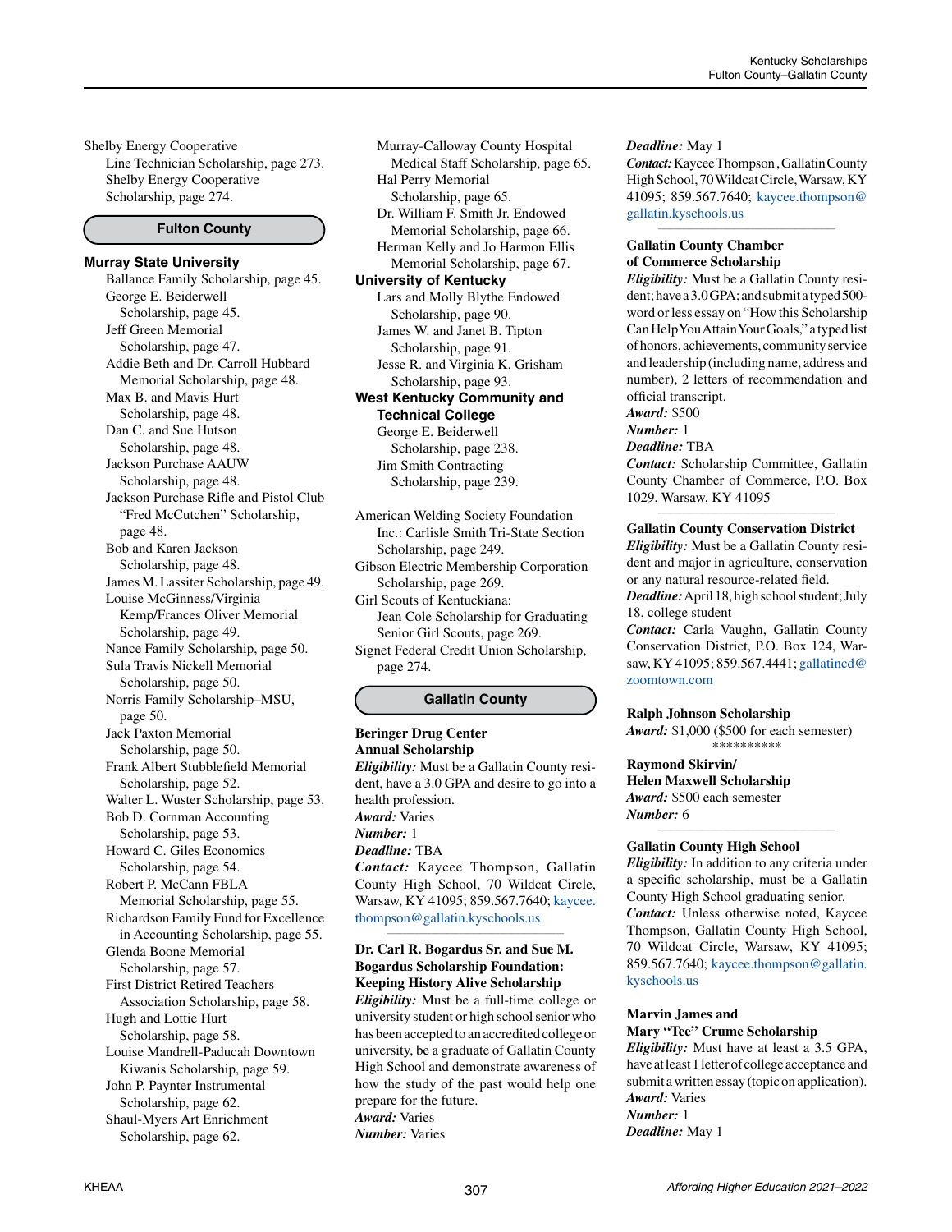Shelby Energy Cooperative
Line Technician Scholarship, page 273.
Shelby Energy Cooperative
Scholarship, page 274.

## Fulton County

### Murray State University

Ballance Family Scholarship, page 45.
George E. Beiderwell
Scholarship, page 45.
Jeff Green Memorial
Scholarship, page 47.
Addie Beth and Dr. Carroll Hubbard
Memorial Scholarship, page 48.
Max B. and Mavis Hurt
Scholarship, page 48.
Dan C. and Sue Hutson
Scholarship, page 48.
Jackson Purchase AAUW
Scholarship, page 48.
Jackson Purchase Rifle and Pistol Club
"Fred McCutchen" Scholarship,
page 48.
Bob and Karen Jackson
Scholarship, page 48.
James M. Lassiter Scholarship, page 49.
Louise McGinness/Virginia
Kemp/Frances Oliver Memorial
Scholarship, page 49.
Nance Family Scholarship, page 50.
Sula Travis Nickell Memorial
Scholarship, page 50.
Norris Family Scholarship–MSU,
page 50.
Jack Paxton Memorial
Scholarship, page 50.
Frank Albert Stubblefield Memorial
Scholarship, page 52.
Walter L. Wuster Scholarship, page 53.
Bob D. Cornman Accounting
Scholarship, page 53.
Howard C. Giles Economics
Scholarship, page 54.
Robert P. McCann FBLA
Memorial Scholarship, page 55.
Richardson Family Fund for Excellence
in Accounting Scholarship, page 55.
Glenda Boone Memorial
Scholarship, page 57.
First District Retired Teachers
Association Scholarship, page 58.
Hugh and Lottie Hurt
Scholarship, page 58.
Louise Mandrell-Paducah Downtown
Kiwanis Scholarship, page 59.
John P. Paynter Instrumental
Scholarship, page 62.
Shaul-Myers Art Enrichment
Scholarship, page 62.
Murray-Calloway County Hospital
Medical Staff Scholarship, page 65.
Hal Perry Memorial
Scholarship, page 65.
Dr. William F. Smith Jr. Endowed
Memorial Scholarship, page 66.
Herman Kelly and Jo Harmon Ellis
Memorial Scholarship, page 67.

### University of Kentucky

Lars and Molly Blythe Endowed
Scholarship, page 90.
James W. and Janet B. Tipton
Scholarship, page 91.
Jesse R. and Virginia K. Grisham
Scholarship, page 93.

### West Kentucky Community and Technical College

George E. Beiderwell
Scholarship, page 238.
Jim Smith Contracting
Scholarship, page 239.

American Welding Society Foundation
Inc.: Carlisle Smith Tri-State Section
Scholarship, page 249.
Gibson Electric Membership Corporation
Scholarship, page 269.
Girl Scouts of Kentuckiana:
Jean Cole Scholarship for Graduating
Senior Girl Scouts, page 269.
Signet Federal Credit Union Scholarship,
page 274.

## Gallatin County

**Beringer Drug Center Annual Scholarship**
***Eligibility:*** Must be a Gallatin County resident, have a 3.0 GPA and desire to go into a health profession.
***Award:*** Varies
***Number:*** 1
***Deadline:*** TBA
***Contact:*** Kaycee Thompson, Gallatin County High School, 70 Wildcat Circle, Warsaw, KY 41095; 859.567.7640; kaycee.thompson@gallatin.kyschools.us

**Dr. Carl R. Bogardus Sr. and Sue M. Bogardus Scholarship Foundation: Keeping History Alive Scholarship**
***Eligibility:*** Must be a full-time college or university student or high school senior who has been accepted to an accredited college or university, be a graduate of Gallatin County High School and demonstrate awareness of how the study of the past would help one prepare for the future.
***Award:*** Varies
***Number:*** Varies
***Deadline:*** May 1
***Contact:*** Kaycee Thompson, Gallatin County High School, 70 Wildcat Circle, Warsaw, KY 41095; 859.567.7640; kaycee.thompson@gallatin.kyschools.us

**Gallatin County Chamber of Commerce Scholarship**
***Eligibility:*** Must be a Gallatin County resident; have a 3.0 GPA; and submit a typed 500-word or less essay on "How this Scholarship Can Help You Attain Your Goals," a typed list of honors, achievements, community service and leadership (including name, address and number), 2 letters of recommendation and official transcript.
***Award:*** $500
***Number:*** 1
***Deadline:*** TBA
***Contact:*** Scholarship Committee, Gallatin County Chamber of Commerce, P.O. Box 1029, Warsaw, KY 41095

**Gallatin County Conservation District**
***Eligibility:*** Must be a Gallatin County resident and major in agriculture, conservation or any natural resource-related field.
***Deadline:*** April 18, high school student; July 18, college student
***Contact:*** Carla Vaughn, Gallatin County Conservation District, P.O. Box 124, Warsaw, KY 41095; 859.567.4441; gallatincd@zoomtown.com

**Ralph Johnson Scholarship**
***Award:*** $1,000 ($500 for each semester)

**********

**Raymond Skirvin/ Helen Maxwell Scholarship**
***Award:*** $500 each semester
***Number:*** 6

**Gallatin County High School**
***Eligibility:*** In addition to any criteria under a specific scholarship, must be a Gallatin County High School graduating senior.
***Contact:*** Unless otherwise noted, Kaycee Thompson, Gallatin County High School, 70 Wildcat Circle, Warsaw, KY 41095; 859.567.7640; kaycee.thompson@gallatin.kyschools.us

**Marvin James and Mary "Tee" Crume Scholarship**
***Eligibility:*** Must have at least a 3.5 GPA, have at least 1 letter of college acceptance and submit a written essay (topic on application).
***Award:*** Varies
***Number:*** 1
***Deadline:*** May 1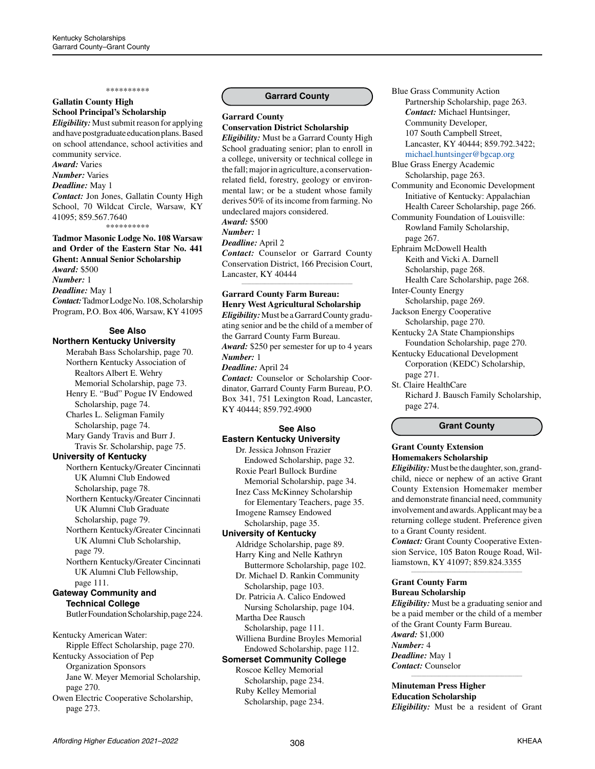**********

**Gallatin County High School Principal's Scholarship**

***Eligibility:*** Must submit reason for applying and have postgraduate education plans. Based on school attendance, school activities and community service.

***Award:*** Varies

***Number:*** Varies

***Deadline:*** May 1

***Contact:*** Jon Jones, Gallatin County High School, 70 Wildcat Circle, Warsaw, KY 41095; 859.567.7640

**********

**Tadmor Masonic Lodge No. 108 Warsaw and Order of the Eastern Star No. 441 Ghent: Annual Senior Scholarship**

***Award:*** $500

***Number:*** 1

***Deadline:*** May 1

***Contact:*** Tadmor Lodge No. 108, Scholarship Program, P.O. Box 406, Warsaw, KY 41095

### See Also

**Northern Kentucky University**

- Merabah Bass Scholarship, page 70.
- Northern Kentucky Association of Realtors Albert E. Wehry Memorial Scholarship, page 73.
- Henry E. "Bud" Pogue IV Endowed Scholarship, page 74.
- Charles L. Seligman Family Scholarship, page 74.
- Mary Gandy Travis and Burr J. Travis Sr. Scholarship, page 75.

**University of Kentucky**

- Northern Kentucky/Greater Cincinnati UK Alumni Club Endowed Scholarship, page 78.
- Northern Kentucky/Greater Cincinnati UK Alumni Club Graduate Scholarship, page 79.
- Northern Kentucky/Greater Cincinnati UK Alumni Club Scholarship, page 79.
- Northern Kentucky/Greater Cincinnati UK Alumni Club Fellowship, page 111.

**Gateway Community and Technical College**

- Butler Foundation Scholarship, page 224.

Kentucky American Water:
- Ripple Effect Scholarship, page 270.

Kentucky Association of Pep Organization Sponsors
- Jane W. Meyer Memorial Scholarship, page 270.

Owen Electric Cooperative Scholarship, page 273.

## Garrard County

**Garrard County Conservation District Scholarship**

***Eligibility:*** Must be a Garrard County High School graduating senior; plan to enroll in a college, university or technical college in the fall; major in agriculture, a conservation-related field, forestry, geology or environmental law; or be a student whose family derives 50% of its income from farming. No undeclared majors considered.

***Award:*** $500

***Number:*** 1

***Deadline:*** April 2

***Contact:*** Counselor or Garrard County Conservation District, 166 Precision Court, Lancaster, KY 40444

---

**Garrard County Farm Bureau: Henry West Agricultural Scholarship**

***Eligibility:*** Must be a Garrard County graduating senior and be the child of a member of the Garrard County Farm Bureau.

***Award:*** $250 per semester for up to 4 years

***Number:*** 1

***Deadline:*** April 24

***Contact:*** Counselor or Scholarship Coordinator, Garrard County Farm Bureau, P.O. Box 341, 751 Lexington Road, Lancaster, KY 40444; 859.792.4900

### See Also

**Eastern Kentucky University**

- Dr. Jessica Johnson Frazier Endowed Scholarship, page 32.
- Roxie Pearl Bullock Burdine Memorial Scholarship, page 34.
- Inez Cass McKinney Scholarship for Elementary Teachers, page 35.
- Imogene Ramsey Endowed Scholarship, page 35.

**University of Kentucky**

- Aldridge Scholarship, page 89.
- Harry King and Nelle Kathryn Buttermore Scholarship, page 102.
- Dr. Michael D. Rankin Community Scholarship, page 103.
- Dr. Patricia A. Calico Endowed Nursing Scholarship, page 104.
- Martha Dee Rausch Scholarship, page 111.
- Williena Burdine Broyles Memorial Endowed Scholarship, page 112.

**Somerset Community College**

- Roscoe Kelley Memorial Scholarship, page 234.
- Ruby Kelley Memorial Scholarship, page 234.

Blue Grass Community Action
- Partnership Scholarship, page 263.
  ***Contact:*** Michael Huntsinger, Community Developer, 107 South Campbell Street, Lancaster, KY 40444; 859.792.3422; michael.huntsinger@bgcap.org

Blue Grass Energy Academic
- Scholarship, page 263.

Community and Economic Development Initiative of Kentucky: Appalachian
- Health Career Scholarship, page 266.

Community Foundation of Louisville:
- Rowland Family Scholarship, page 267.

Ephraim McDowell Health
- Keith and Vicki A. Darnell Scholarship, page 268.
- Health Care Scholarship, page 268.

Inter-County Energy
- Scholarship, page 269.

Jackson Energy Cooperative
- Scholarship, page 270.

Kentucky 2A State Championships
- Foundation Scholarship, page 270.

Kentucky Educational Development
- Corporation (KEDC) Scholarship, page 271.

St. Claire HealthCare
- Richard J. Bausch Family Scholarship, page 274.

## Grant County

**Grant County Extension Homemakers Scholarship**

***Eligibility:*** Must be the daughter, son, grandchild, niece or nephew of an active Grant County Extension Homemaker member and demonstrate financial need, community involvement and awards. Applicant may be a returning college student. Preference given to a Grant County resident.

***Contact:*** Grant County Cooperative Extension Service, 105 Baton Rouge Road, Williamstown, KY 41097; 859.824.3355

---

**Grant County Farm Bureau Scholarship**

***Eligibility:*** Must be a graduating senior and be a paid member or the child of a member of the Grant County Farm Bureau.

***Award:*** $1,000

***Number:*** 4

***Deadline:*** May 1

***Contact:*** Counselor

---

**Minuteman Press Higher Education Scholarship**

***Eligibility:*** Must be a resident of Grant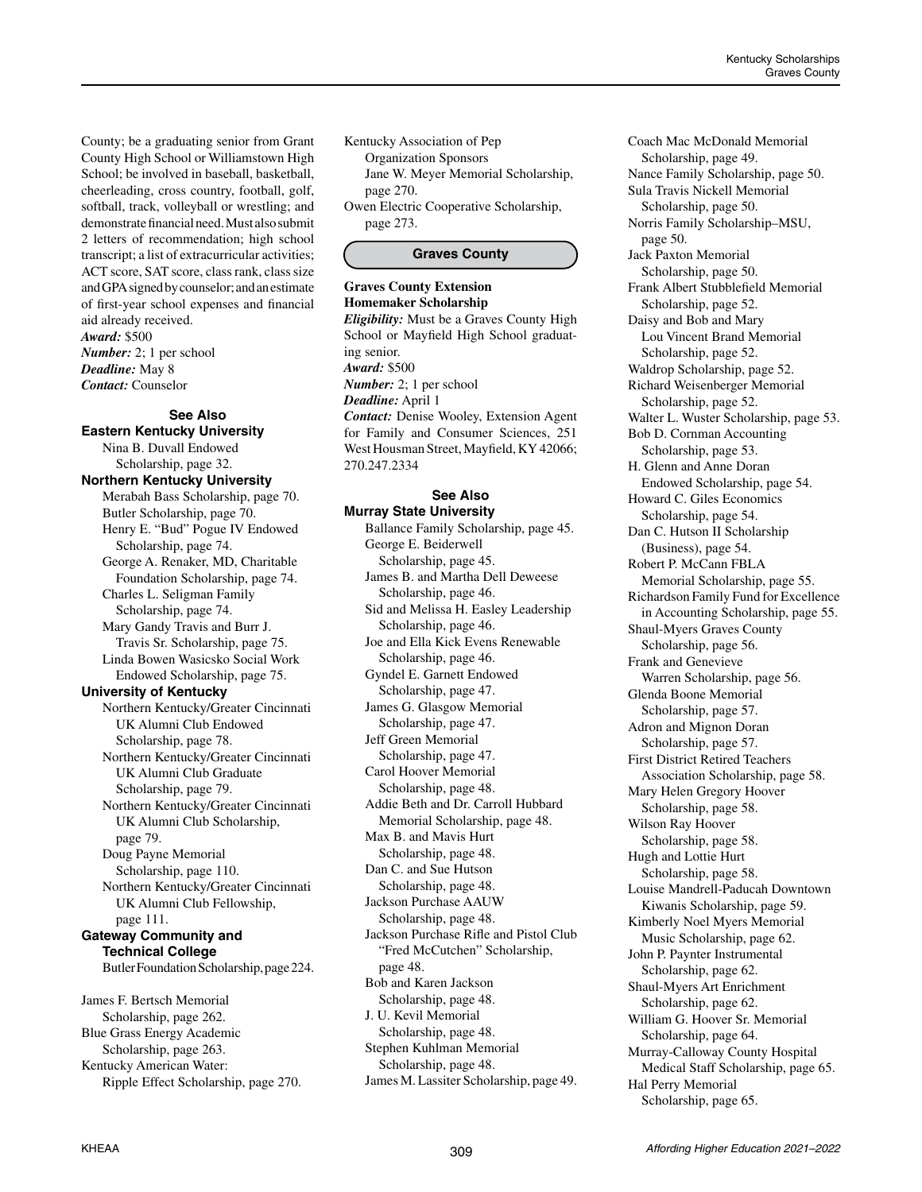County; be a graduating senior from Grant County High School or Williamstown High School; be involved in baseball, basketball, cheerleading, cross country, football, golf, softball, track, volleyball or wrestling; and demonstrate financial need. Must also submit 2 letters of recommendation; high school transcript; a list of extracurricular activities; ACT score, SAT score, class rank, class size and GPA signed by counselor; and an estimate of first-year school expenses and financial aid already received.
***Award:*** $500
***Number:*** 2; 1 per school
***Deadline:*** May 8
***Contact:*** Counselor

#### See Also

**Eastern Kentucky University**

- Nina B. Duvall Endowed Scholarship, page 32.

**Northern Kentucky University**

- Merabah Bass Scholarship, page 70.
- Butler Scholarship, page 70.
- Henry E. "Bud" Pogue IV Endowed Scholarship, page 74.
- George A. Renaker, MD, Charitable Foundation Scholarship, page 74.
- Charles L. Seligman Family Scholarship, page 74.
- Mary Gandy Travis and Burr J. Travis Sr. Scholarship, page 75.
- Linda Bowen Wasicsko Social Work Endowed Scholarship, page 75.

**University of Kentucky**

- Northern Kentucky/Greater Cincinnati UK Alumni Club Endowed Scholarship, page 78.
- Northern Kentucky/Greater Cincinnati UK Alumni Club Graduate Scholarship, page 79.
- Northern Kentucky/Greater Cincinnati UK Alumni Club Scholarship, page 79.
- Doug Payne Memorial Scholarship, page 110.
- Northern Kentucky/Greater Cincinnati UK Alumni Club Fellowship, page 111.

**Gateway Community and Technical College**

- Butler Foundation Scholarship, page 224.

James F. Bertsch Memorial Scholarship, page 262.
Blue Grass Energy Academic Scholarship, page 263.
Kentucky American Water: Ripple Effect Scholarship, page 270.
Kentucky Association of Pep Organization Sponsors Jane W. Meyer Memorial Scholarship, page 270.
Owen Electric Cooperative Scholarship, page 273.

## Graves County

**Graves County Extension Homemaker Scholarship**
***Eligibility:*** Must be a Graves County High School or Mayfield High School graduating senior.
***Award:*** $500
***Number:*** 2; 1 per school
***Deadline:*** April 1
***Contact:*** Denise Wooley, Extension Agent for Family and Consumer Sciences, 251 West Housman Street, Mayfield, KY 42066; 270.247.2334

#### See Also

**Murray State University**

- Ballance Family Scholarship, page 45.
- George E. Beiderwell Scholarship, page 45.
- James B. and Martha Dell Deweese Scholarship, page 46.
- Sid and Melissa H. Easley Leadership Scholarship, page 46.
- Joe and Ella Kick Evens Renewable Scholarship, page 46.
- Gyndel E. Garnett Endowed Scholarship, page 47.
- James G. Glasgow Memorial Scholarship, page 47.
- Jeff Green Memorial Scholarship, page 47.
- Carol Hoover Memorial Scholarship, page 48.
- Addie Beth and Dr. Carroll Hubbard Memorial Scholarship, page 48.
- Max B. and Mavis Hurt Scholarship, page 48.
- Dan C. and Sue Hutson Scholarship, page 48.
- Jackson Purchase AAUW Scholarship, page 48.
- Jackson Purchase Rifle and Pistol Club "Fred McCutchen" Scholarship, page 48.
- Bob and Karen Jackson Scholarship, page 48.
- J. U. Kevil Memorial Scholarship, page 48.
- Stephen Kuhlman Memorial Scholarship, page 48.
- James M. Lassiter Scholarship, page 49.
- Coach Mac McDonald Memorial Scholarship, page 49.
- Nance Family Scholarship, page 50.
- Sula Travis Nickell Memorial Scholarship, page 50.
- Norris Family Scholarship–MSU, page 50.
- Jack Paxton Memorial Scholarship, page 50.
- Frank Albert Stubblefield Memorial Scholarship, page 52.
- Daisy and Bob and Mary Lou Vincent Brand Memorial Scholarship, page 52.
- Waldrop Scholarship, page 52.
- Richard Weisenberger Memorial Scholarship, page 52.
- Walter L. Wuster Scholarship, page 53.
- Bob D. Cornman Accounting Scholarship, page 53.
- H. Glenn and Anne Doran Endowed Scholarship, page 54.
- Howard C. Giles Economics Scholarship, page 54.
- Dan C. Hutson II Scholarship (Business), page 54.
- Robert P. McCann FBLA Memorial Scholarship, page 55.
- Richardson Family Fund for Excellence in Accounting Scholarship, page 55.
- Shaul-Myers Graves County Scholarship, page 56.
- Frank and Genevieve Warren Scholarship, page 56.
- Glenda Boone Memorial Scholarship, page 57.
- Adron and Mignon Doran Scholarship, page 57.
- First District Retired Teachers Association Scholarship, page 58.
- Mary Helen Gregory Hoover Scholarship, page 58.
- Wilson Ray Hoover Scholarship, page 58.
- Hugh and Lottie Hurt Scholarship, page 58.
- Louise Mandrell-Paducah Downtown Kiwanis Scholarship, page 59.
- Kimberly Noel Myers Memorial Music Scholarship, page 62.
- John P. Paynter Instrumental Scholarship, page 62.
- Shaul-Myers Art Enrichment Scholarship, page 62.
- William G. Hoover Sr. Memorial Scholarship, page 64.
- Murray-Calloway County Hospital Medical Staff Scholarship, page 65.
- Hal Perry Memorial Scholarship, page 65.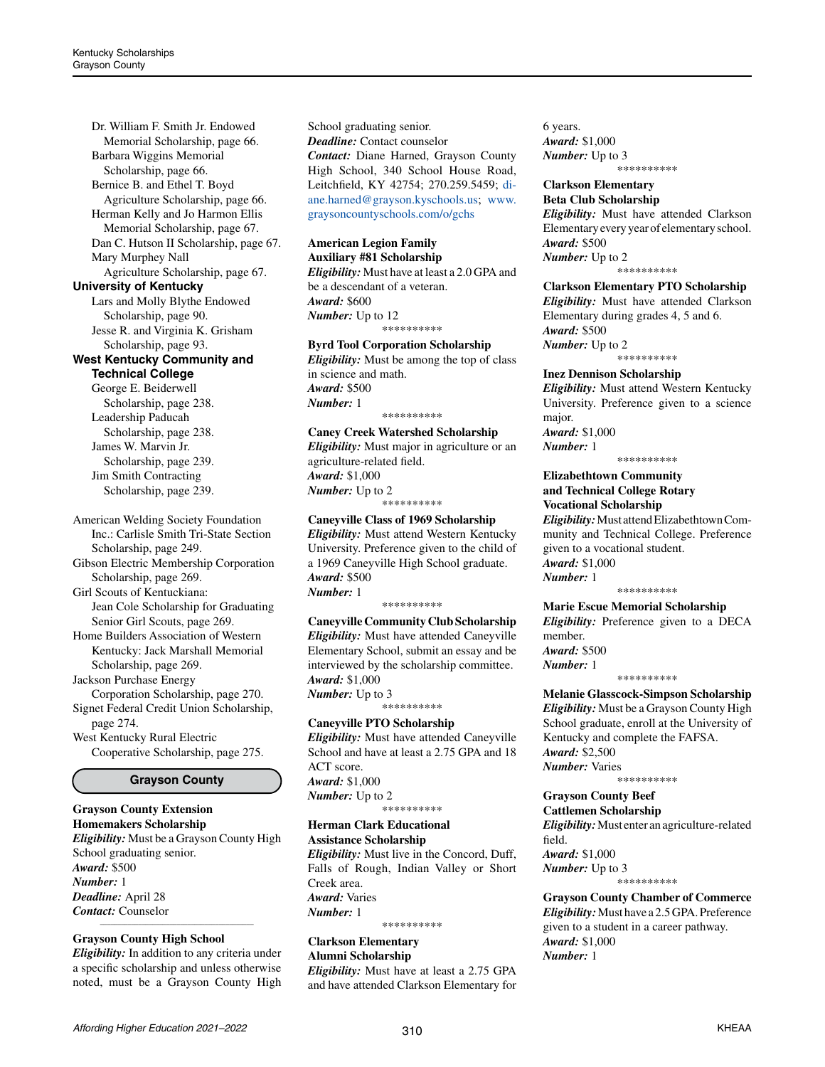Dr. William F. Smith Jr. Endowed Memorial Scholarship, page 66.

Barbara Wiggins Memorial Scholarship, page 66.

Bernice B. and Ethel T. Boyd Agriculture Scholarship, page 66.

Herman Kelly and Jo Harmon Ellis Memorial Scholarship, page 67.

Dan C. Hutson II Scholarship, page 67.

Mary Murphey Nall Agriculture Scholarship, page 67.

**University of Kentucky**

Lars and Molly Blythe Endowed Scholarship, page 90.

Jesse R. and Virginia K. Grisham Scholarship, page 93.

**West Kentucky Community and Technical College**

George E. Beiderwell Scholarship, page 238.

Leadership Paducah Scholarship, page 238.

James W. Marvin Jr. Scholarship, page 239.

Jim Smith Contracting Scholarship, page 239.

American Welding Society Foundation Inc.: Carlisle Smith Tri-State Section Scholarship, page 249.

Gibson Electric Membership Corporation Scholarship, page 269.

Girl Scouts of Kentuckiana: Jean Cole Scholarship for Graduating Senior Girl Scouts, page 269.

Home Builders Association of Western Kentucky: Jack Marshall Memorial Scholarship, page 269.

Jackson Purchase Energy Corporation Scholarship, page 270.

Signet Federal Credit Union Scholarship, page 274.

West Kentucky Rural Electric Cooperative Scholarship, page 275.

## Grayson County

**Grayson County Extension Homemakers Scholarship**
***Eligibility:*** Must be a Grayson County High School graduating senior.
***Award:*** $500
***Number:*** 1
***Deadline:*** April 28
***Contact:*** Counselor

---

**Grayson County High School**
***Eligibility:*** In addition to any criteria under a specific scholarship and unless otherwise noted, must be a Grayson County High School graduating senior.
***Deadline:*** Contact counselor
***Contact:*** Diane Harned, Grayson County High School, 340 School House Road, Leitchfield, KY 42754; 270.259.5459; diane.harned@grayson.kyschools.us; www.graysoncountyschools.com/o/gchs

**American Legion Family Auxiliary #81 Scholarship**
***Eligibility:*** Must have at least a 2.0 GPA and be a descendant of a veteran.
***Award:*** $600
***Number:*** Up to 12

**********

**Byrd Tool Corporation Scholarship**
***Eligibility:*** Must be among the top of class in science and math.
***Award:*** $500
***Number:*** 1

**********

**Caney Creek Watershed Scholarship**
***Eligibility:*** Must major in agriculture or an agriculture-related field.
***Award:*** $1,000
***Number:*** Up to 2

**********

**Caneyville Class of 1969 Scholarship**
***Eligibility:*** Must attend Western Kentucky University. Preference given to the child of a 1969 Caneyville High School graduate.
***Award:*** $500
***Number:*** 1

**********

**Caneyville Community Club Scholarship**
***Eligibility:*** Must have attended Caneyville Elementary School, submit an essay and be interviewed by the scholarship committee.
***Award:*** $1,000
***Number:*** Up to 3

**********

**Caneyville PTO Scholarship**
***Eligibility:*** Must have attended Caneyville School and have at least a 2.75 GPA and 18 ACT score.
***Award:*** $1,000
***Number:*** Up to 2

**********

**Herman Clark Educational Assistance Scholarship**
***Eligibility:*** Must live in the Concord, Duff, Falls of Rough, Indian Valley or Short Creek area.
***Award:*** Varies
***Number:*** 1

**********

**Clarkson Elementary Alumni Scholarship**
***Eligibility:*** Must have at least a 2.75 GPA and have attended Clarkson Elementary for 6 years.
***Award:*** $1,000
***Number:*** Up to 3

**********

**Clarkson Elementary Beta Club Scholarship**
***Eligibility:*** Must have attended Clarkson Elementary every year of elementary school.
***Award:*** $500
***Number:*** Up to 2

**********

**Clarkson Elementary PTO Scholarship**
***Eligibility:*** Must have attended Clarkson Elementary during grades 4, 5 and 6.
***Award:*** $500
***Number:*** Up to 2

**********

**Inez Dennison Scholarship**
***Eligibility:*** Must attend Western Kentucky University. Preference given to a science major.
***Award:*** $1,000
***Number:*** 1

**********

**Elizabethtown Community and Technical College Rotary Vocational Scholarship**
***Eligibility:*** Must attend Elizabethtown Community and Technical College. Preference given to a vocational student.
***Award:*** $1,000
***Number:*** 1

**********

**Marie Escue Memorial Scholarship**
***Eligibility:*** Preference given to a DECA member.
***Award:*** $500
***Number:*** 1

**********

**Melanie Glasscock-Simpson Scholarship**
***Eligibility:*** Must be a Grayson County High School graduate, enroll at the University of Kentucky and complete the FAFSA.
***Award:*** $2,500
***Number:*** Varies

**********

**Grayson County Beef Cattlemen Scholarship**
***Eligibility:*** Must enter an agriculture-related field.
***Award:*** $1,000
***Number:*** Up to 3

**********

**Grayson County Chamber of Commerce**
***Eligibility:*** Must have a 2.5 GPA. Preference given to a student in a career pathway.
***Award:*** $1,000
***Number:*** 1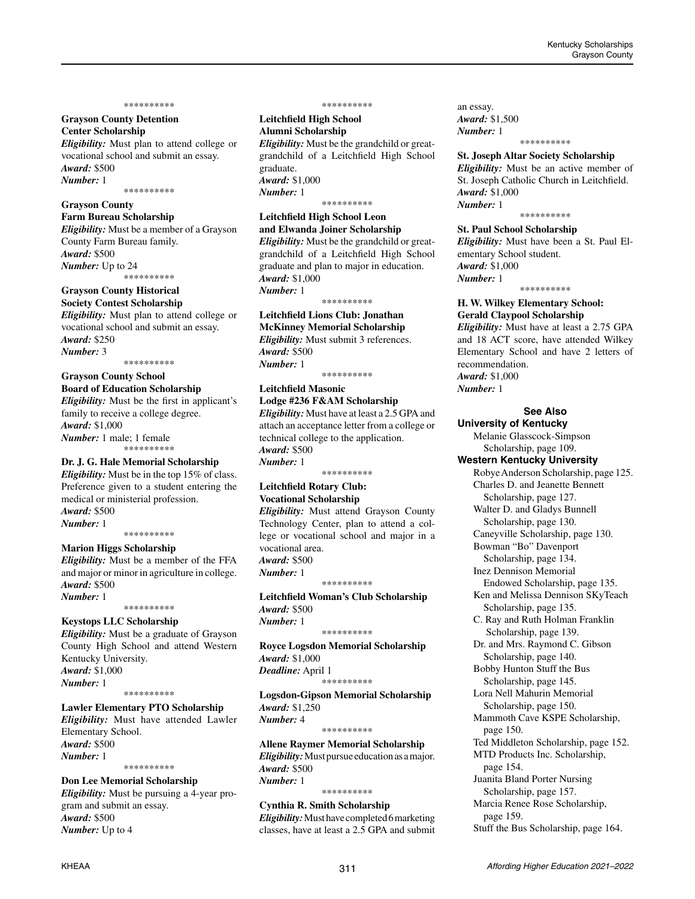\*\*\*\*\*\*\*\*\*\*

**Grayson County Detention Center Scholarship**
***Eligibility:*** Must plan to attend college or vocational school and submit an essay.
***Award:*** $500
***Number:*** 1

\*\*\*\*\*\*\*\*\*\*

**Grayson County Farm Bureau Scholarship**
***Eligibility:*** Must be a member of a Grayson County Farm Bureau family.
***Award:*** $500
***Number:*** Up to 24

\*\*\*\*\*\*\*\*\*\*

**Grayson County Historical Society Contest Scholarship**
***Eligibility:*** Must plan to attend college or vocational school and submit an essay.
***Award:*** $250
***Number:*** 3

\*\*\*\*\*\*\*\*\*\*

**Grayson County School Board of Education Scholarship**
***Eligibility:*** Must be the first in applicant's family to receive a college degree.
***Award:*** $1,000
***Number:*** 1 male; 1 female

\*\*\*\*\*\*\*\*\*\*

**Dr. J. G. Hale Memorial Scholarship**
***Eligibility:*** Must be in the top 15% of class. Preference given to a student entering the medical or ministerial profession.
***Award:*** $500
***Number:*** 1

\*\*\*\*\*\*\*\*\*\*

**Marion Higgs Scholarship**
***Eligibility:*** Must be a member of the FFA and major or minor in agriculture in college.
***Award:*** $500
***Number:*** 1

\*\*\*\*\*\*\*\*\*\*

**Keystops LLC Scholarship**
***Eligibility:*** Must be a graduate of Grayson County High School and attend Western Kentucky University.
***Award:*** $1,000
***Number:*** 1

\*\*\*\*\*\*\*\*\*\*

**Lawler Elementary PTO Scholarship**
***Eligibility:*** Must have attended Lawler Elementary School.
***Award:*** $500
***Number:*** 1

\*\*\*\*\*\*\*\*\*\*

**Don Lee Memorial Scholarship**
***Eligibility:*** Must be pursuing a 4-year program and submit an essay.
***Award:*** $500
***Number:*** Up to 4

\*\*\*\*\*\*\*\*\*\*

**Leitchfield High School Alumni Scholarship**
***Eligibility:*** Must be the grandchild or great-grandchild of a Leitchfield High School graduate.
***Award:*** $1,000
***Number:*** 1

\*\*\*\*\*\*\*\*\*\*

**Leitchfield High School Leon and Elwanda Joiner Scholarship**
***Eligibility:*** Must be the grandchild or great-grandchild of a Leitchfield High School graduate and plan to major in education.
***Award:*** $1,000
***Number:*** 1

\*\*\*\*\*\*\*\*\*\*

**Leitchfield Lions Club: Jonathan McKinney Memorial Scholarship**
***Eligibility:*** Must submit 3 references.
***Award:*** $500
***Number:*** 1

\*\*\*\*\*\*\*\*\*\*

**Leitchfield Masonic Lodge #236 F&AM Scholarship**
***Eligibility:*** Must have at least a 2.5 GPA and attach an acceptance letter from a college or technical college to the application.
***Award:*** $500
***Number:*** 1

\*\*\*\*\*\*\*\*\*\*

**Leitchfield Rotary Club: Vocational Scholarship**
***Eligibility:*** Must attend Grayson County Technology Center, plan to attend a college or vocational school and major in a vocational area.
***Award:*** $500
***Number:*** 1

\*\*\*\*\*\*\*\*\*\*

**Leitchfield Woman's Club Scholarship**
***Award:*** $500
***Number:*** 1

\*\*\*\*\*\*\*\*\*\*

**Royce Logsdon Memorial Scholarship**
***Award:*** $1,000
***Deadline:*** April 1

\*\*\*\*\*\*\*\*\*\*

**Logsdon-Gipson Memorial Scholarship**
***Award:*** $1,250
***Number:*** 4

\*\*\*\*\*\*\*\*\*\*

**Allene Raymer Memorial Scholarship**
***Eligibility:*** Must pursue education as a major.
***Award:*** $500
***Number:*** 1

\*\*\*\*\*\*\*\*\*\*

**Cynthia R. Smith Scholarship**
***Eligibility:*** Must have completed 6 marketing classes, have at least a 2.5 GPA and submit an essay.
***Award:*** $1,500
***Number:*** 1

\*\*\*\*\*\*\*\*\*\*

**St. Joseph Altar Society Scholarship**
***Eligibility:*** Must be an active member of St. Joseph Catholic Church in Leitchfield.
***Award:*** $1,000
***Number:*** 1

\*\*\*\*\*\*\*\*\*\*

**St. Paul School Scholarship**
***Eligibility:*** Must have been a St. Paul Elementary School student.
***Award:*** $1,000
***Number:*** 1

\*\*\*\*\*\*\*\*\*\*

**H. W. Wilkey Elementary School: Gerald Claypool Scholarship**
***Eligibility:*** Must have at least a 2.75 GPA and 18 ACT score, have attended Wilkey Elementary School and have 2 letters of recommendation.
***Award:*** $1,000
***Number:*** 1

### See Also

**University of Kentucky**

- Melanie Glasscock-Simpson Scholarship, page 109.

**Western Kentucky University**

- Robye Anderson Scholarship, page 125.
- Charles D. and Jeanette Bennett Scholarship, page 127.
- Walter D. and Gladys Bunnell Scholarship, page 130.
- Caneyville Scholarship, page 130.
- Bowman "Bo" Davenport Scholarship, page 134.
- Inez Dennison Memorial Endowed Scholarship, page 135.
- Ken and Melissa Dennison SKyTeach Scholarship, page 135.
- C. Ray and Ruth Holman Franklin Scholarship, page 139.
- Dr. and Mrs. Raymond C. Gibson Scholarship, page 140.
- Bobby Hunton Stuff the Bus Scholarship, page 145.
- Lora Nell Mahurin Memorial Scholarship, page 150.
- Mammoth Cave KSPE Scholarship, page 150.
- Ted Middleton Scholarship, page 152.
- MTD Products Inc. Scholarship, page 154.
- Juanita Bland Porter Nursing Scholarship, page 157.
- Marcia Renee Rose Scholarship, page 159.
- Stuff the Bus Scholarship, page 164.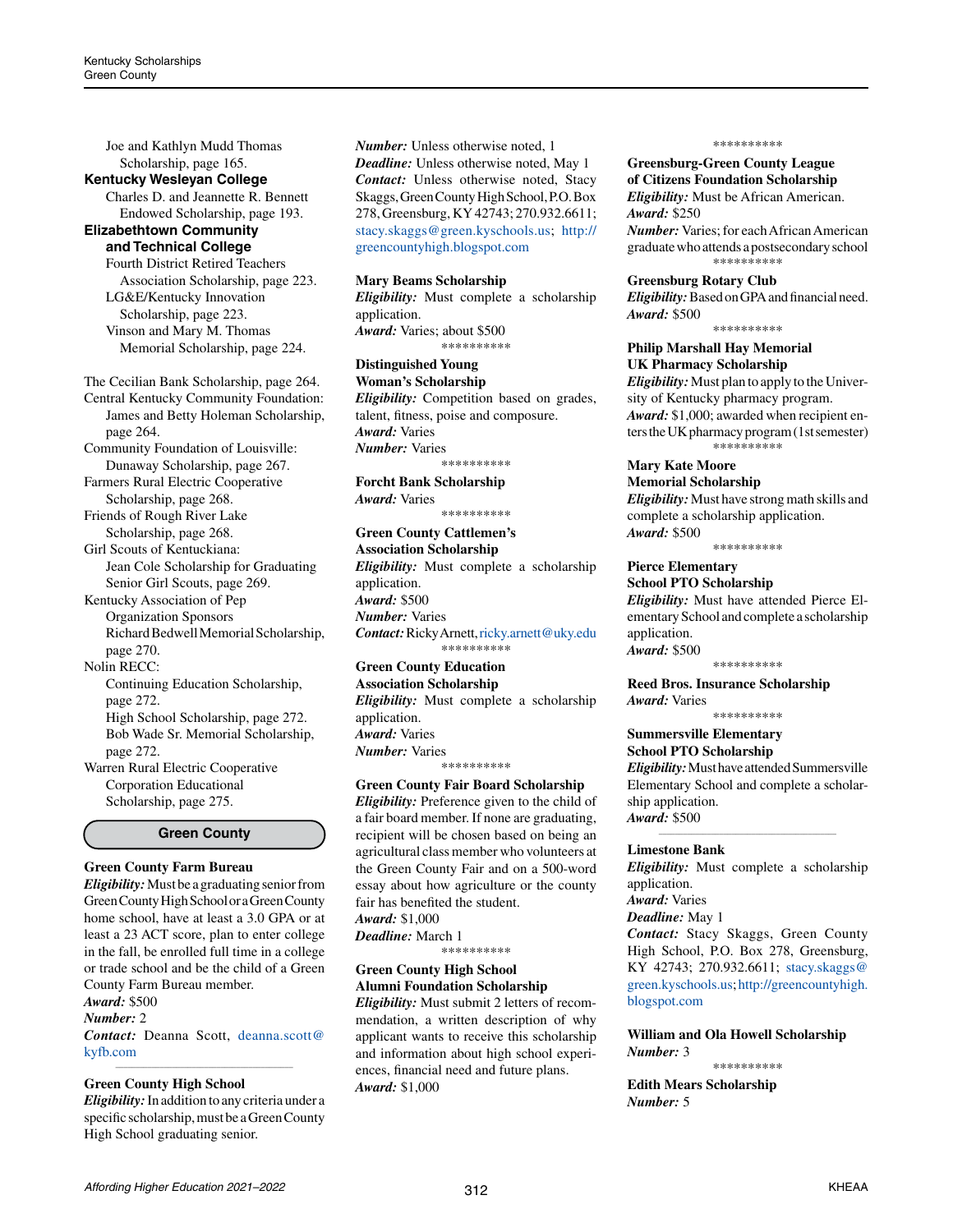Joe and Kathlyn Mudd Thomas Scholarship, page 165.

**Kentucky Wesleyan College**

Charles D. and Jeannette R. Bennett Endowed Scholarship, page 193.

**Elizabethtown Community and Technical College**

Fourth District Retired Teachers Association Scholarship, page 223.
LG&E/Kentucky Innovation Scholarship, page 223.
Vinson and Mary M. Thomas Memorial Scholarship, page 224.

The Cecilian Bank Scholarship, page 264.
Central Kentucky Community Foundation:
James and Betty Holeman Scholarship, page 264.
Community Foundation of Louisville:
Dunaway Scholarship, page 267.
Farmers Rural Electric Cooperative Scholarship, page 268.
Friends of Rough River Lake Scholarship, page 268.
Girl Scouts of Kentuckiana:
Jean Cole Scholarship for Graduating Senior Girl Scouts, page 269.
Kentucky Association of Pep Organization Sponsors
Richard Bedwell Memorial Scholarship, page 270.
Nolin RECC:
Continuing Education Scholarship, page 272.
High School Scholarship, page 272.
Bob Wade Sr. Memorial Scholarship, page 272.
Warren Rural Electric Cooperative Corporation Educational Scholarship, page 275.

## Green County

**Green County Farm Bureau**
***Eligibility:*** Must be a graduating senior from Green County High School or a Green County home school, have at least a 3.0 GPA or at least a 23 ACT score, plan to enter college in the fall, be enrolled full time in a college or trade school and be the child of a Green County Farm Bureau member.
***Award:*** $500
***Number:*** 2
***Contact:*** Deanna Scott, deanna.scott@kyfb.com

---

**Green County High School**
***Eligibility:*** In addition to any criteria under a specific scholarship, must be a Green County High School graduating senior.
***Number:*** Unless otherwise noted, 1
***Deadline:*** Unless otherwise noted, May 1
***Contact:*** Unless otherwise noted, Stacy Skaggs, Green County High School, P.O. Box 278, Greensburg, KY 42743; 270.932.6611; stacy.skaggs@green.kyschools.us; http://greencountyhigh.blogspot.com

**Mary Beams Scholarship**
***Eligibility:*** Must complete a scholarship application.
***Award:*** Varies; about $500

\*\*\*\*\*\*\*\*\*\*

**Distinguished Young Woman's Scholarship**
***Eligibility:*** Competition based on grades, talent, fitness, poise and composure.
***Award:*** Varies
***Number:*** Varies

\*\*\*\*\*\*\*\*\*\*

**Forcht Bank Scholarship**
***Award:*** Varies

\*\*\*\*\*\*\*\*\*\*

**Green County Cattlemen's Association Scholarship**
***Eligibility:*** Must complete a scholarship application.
***Award:*** $500
***Number:*** Varies
***Contact:*** Ricky Arnett, ricky.arnett@uky.edu

\*\*\*\*\*\*\*\*\*\*

**Green County Education Association Scholarship**
***Eligibility:*** Must complete a scholarship application.
***Award:*** Varies
***Number:*** Varies

\*\*\*\*\*\*\*\*\*\*

**Green County Fair Board Scholarship**
***Eligibility:*** Preference given to the child of a fair board member. If none are graduating, recipient will be chosen based on being an agricultural class member who volunteers at the Green County Fair and on a 500-word essay about how agriculture or the county fair has benefited the student.
***Award:*** $1,000
***Deadline:*** March 1

\*\*\*\*\*\*\*\*\*\*

**Green County High School Alumni Foundation Scholarship**
***Eligibility:*** Must submit 2 letters of recommendation, a written description of why applicant wants to receive this scholarship and information about high school experiences, financial need and future plans.
***Award:*** $1,000

\*\*\*\*\*\*\*\*\*\*

**Greensburg-Green County League of Citizens Foundation Scholarship**
***Eligibility:*** Must be African American.
***Award:*** $250
***Number:*** Varies; for each African American graduate who attends a postsecondary school

\*\*\*\*\*\*\*\*\*\*

**Greensburg Rotary Club**
***Eligibility:*** Based on GPA and financial need.
***Award:*** $500

\*\*\*\*\*\*\*\*\*\*

**Philip Marshall Hay Memorial UK Pharmacy Scholarship**
***Eligibility:*** Must plan to apply to the University of Kentucky pharmacy program.
***Award:*** $1,000; awarded when recipient enters the UK pharmacy program (1st semester)

\*\*\*\*\*\*\*\*\*\*

**Mary Kate Moore Memorial Scholarship**
***Eligibility:*** Must have strong math skills and complete a scholarship application.
***Award:*** $500

\*\*\*\*\*\*\*\*\*\*

**Pierce Elementary School PTO Scholarship**
***Eligibility:*** Must have attended Pierce Elementary School and complete a scholarship application.
***Award:*** $500

\*\*\*\*\*\*\*\*\*\*

**Reed Bros. Insurance Scholarship**
***Award:*** Varies

\*\*\*\*\*\*\*\*\*\*

**Summersville Elementary School PTO Scholarship**
***Eligibility:*** Must have attended Summersville Elementary School and complete a scholarship application.
***Award:*** $500

---

**Limestone Bank**
***Eligibility:*** Must complete a scholarship application.
***Award:*** Varies
***Deadline:*** May 1
***Contact:*** Stacy Skaggs, Green County High School, P.O. Box 278, Greensburg, KY 42743; 270.932.6611; stacy.skaggs@green.kyschools.us; http://greencountyhigh.blogspot.com

**William and Ola Howell Scholarship**
***Number:*** 3

\*\*\*\*\*\*\*\*\*\*

**Edith Mears Scholarship**
***Number:*** 5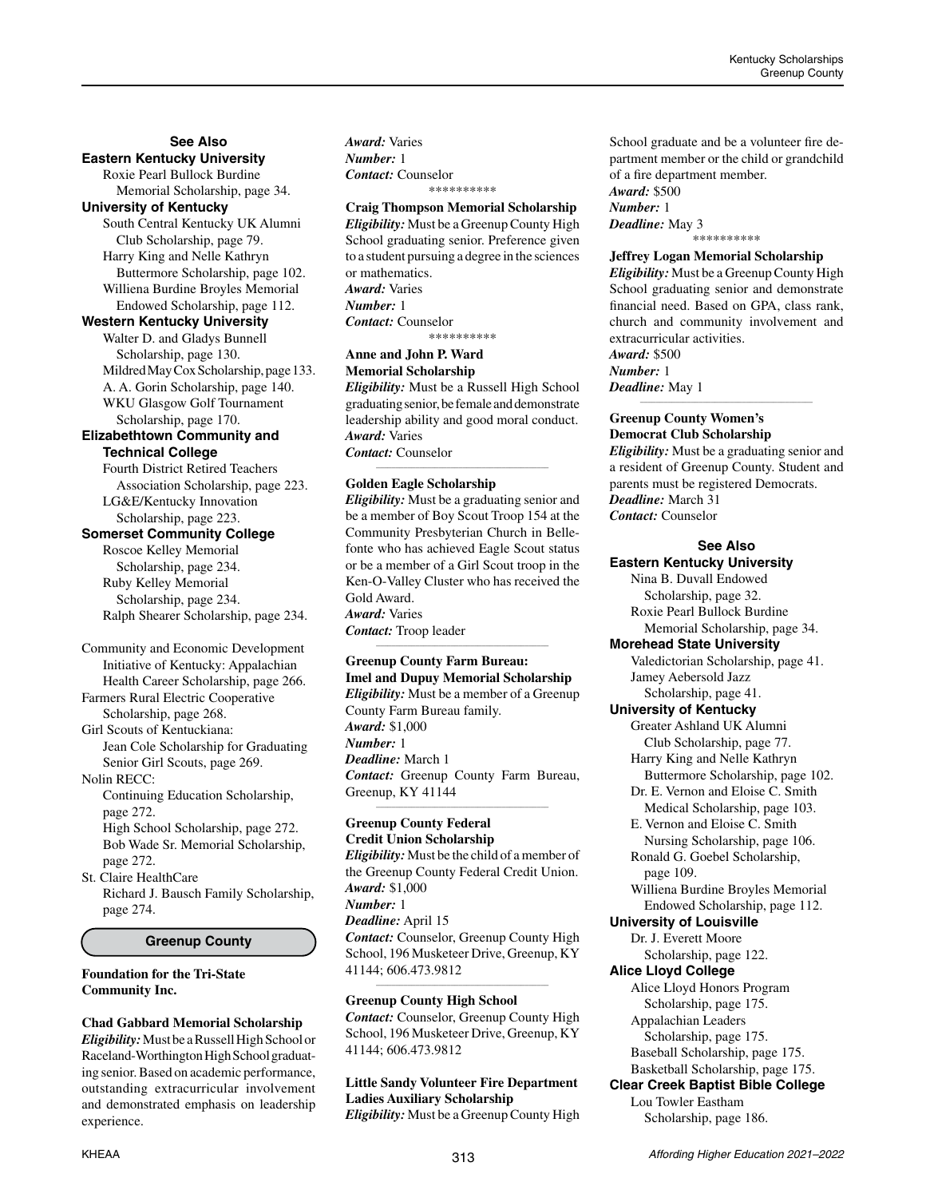### See Also

**Eastern Kentucky University**

Roxie Pearl Bullock Burdine Memorial Scholarship, page 34.

**University of Kentucky**

South Central Kentucky UK Alumni Club Scholarship, page 79.
Harry King and Nelle Kathryn Buttermore Scholarship, page 102.
Williena Burdine Broyles Memorial Endowed Scholarship, page 112.

**Western Kentucky University**

Walter D. and Gladys Bunnell Scholarship, page 130.
Mildred May Cox Scholarship, page 133.
A. A. Gorin Scholarship, page 140.
WKU Glasgow Golf Tournament Scholarship, page 170.

**Elizabethtown Community and Technical College**

Fourth District Retired Teachers Association Scholarship, page 223.
LG&E/Kentucky Innovation Scholarship, page 223.

**Somerset Community College**

Roscoe Kelley Memorial Scholarship, page 234.
Ruby Kelley Memorial Scholarship, page 234.
Ralph Shearer Scholarship, page 234.

Community and Economic Development Initiative of Kentucky: Appalachian Health Career Scholarship, page 266.

Farmers Rural Electric Cooperative Scholarship, page 268.

Girl Scouts of Kentuckiana: Jean Cole Scholarship for Graduating Senior Girl Scouts, page 269.

Nolin RECC:
Continuing Education Scholarship, page 272.
High School Scholarship, page 272.
Bob Wade Sr. Memorial Scholarship, page 272.

St. Claire HealthCare
Richard J. Bausch Family Scholarship, page 274.

## Greenup County

**Foundation for the Tri-State Community Inc.**

**Chad Gabbard Memorial Scholarship**
***Eligibility:*** Must be a Russell High School or Raceland-Worthington High School graduating senior. Based on academic performance, outstanding extracurricular involvement and demonstrated emphasis on leadership experience.
***Award:*** Varies
***Number:*** 1
***Contact:*** Counselor

**********

**Craig Thompson Memorial Scholarship**
***Eligibility:*** Must be a Greenup County High School graduating senior. Preference given to a student pursuing a degree in the sciences or mathematics.
***Award:*** Varies
***Number:*** 1
***Contact:*** Counselor

**********

**Anne and John P. Ward Memorial Scholarship**
***Eligibility:*** Must be a Russell High School graduating senior, be female and demonstrate leadership ability and good moral conduct.
***Award:*** Varies
***Contact:*** Counselor

---

**Golden Eagle Scholarship**
***Eligibility:*** Must be a graduating senior and be a member of Boy Scout Troop 154 at the Community Presbyterian Church in Bellefonte who has achieved Eagle Scout status or be a member of a Girl Scout troop in the Ken-O-Valley Cluster who has received the Gold Award.
***Award:*** Varies
***Contact:*** Troop leader

---

**Greenup County Farm Bureau: Imel and Dupuy Memorial Scholarship**
***Eligibility:*** Must be a member of a Greenup County Farm Bureau family.
***Award:*** $1,000
***Number:*** 1
***Deadline:*** March 1
***Contact:*** Greenup County Farm Bureau, Greenup, KY 41144

---

**Greenup County Federal Credit Union Scholarship**
***Eligibility:*** Must be the child of a member of the Greenup County Federal Credit Union.
***Award:*** $1,000
***Number:*** 1
***Deadline:*** April 15
***Contact:*** Counselor, Greenup County High School, 196 Musketeer Drive, Greenup, KY 41144; 606.473.9812

---

**Greenup County High School**
***Contact:*** Counselor, Greenup County High School, 196 Musketeer Drive, Greenup, KY 41144; 606.473.9812

**Little Sandy Volunteer Fire Department Ladies Auxiliary Scholarship**
***Eligibility:*** Must be a Greenup County High School graduate and be a volunteer fire department member or the child or grandchild of a fire department member.
***Award:*** $500
***Number:*** 1
***Deadline:*** May 3

**********

**Jeffrey Logan Memorial Scholarship**
***Eligibility:*** Must be a Greenup County High School graduating senior and demonstrate financial need. Based on GPA, class rank, church and community involvement and extracurricular activities.
***Award:*** $500
***Number:*** 1
***Deadline:*** May 1

---

**Greenup County Women's Democrat Club Scholarship**
***Eligibility:*** Must be a graduating senior and a resident of Greenup County. Student and parents must be registered Democrats.
***Deadline:*** March 31
***Contact:*** Counselor

### See Also

**Eastern Kentucky University**

Nina B. Duvall Endowed Scholarship, page 32.
Roxie Pearl Bullock Burdine Memorial Scholarship, page 34.

**Morehead State University**

Valedictorian Scholarship, page 41.
Jamey Aebersold Jazz Scholarship, page 41.

**University of Kentucky**

Greater Ashland UK Alumni Club Scholarship, page 77.
Harry King and Nelle Kathryn Buttermore Scholarship, page 102.
Dr. E. Vernon and Eloise C. Smith Medical Scholarship, page 103.
E. Vernon and Eloise C. Smith Nursing Scholarship, page 106.
Ronald G. Goebel Scholarship, page 109.
Williena Burdine Broyles Memorial Endowed Scholarship, page 112.

**University of Louisville**

Dr. J. Everett Moore Scholarship, page 122.

**Alice Lloyd College**

Alice Lloyd Honors Program Scholarship, page 175.
Appalachian Leaders Scholarship, page 175.
Baseball Scholarship, page 175.
Basketball Scholarship, page 175.

**Clear Creek Baptist Bible College**

Lou Towler Eastham Scholarship, page 186.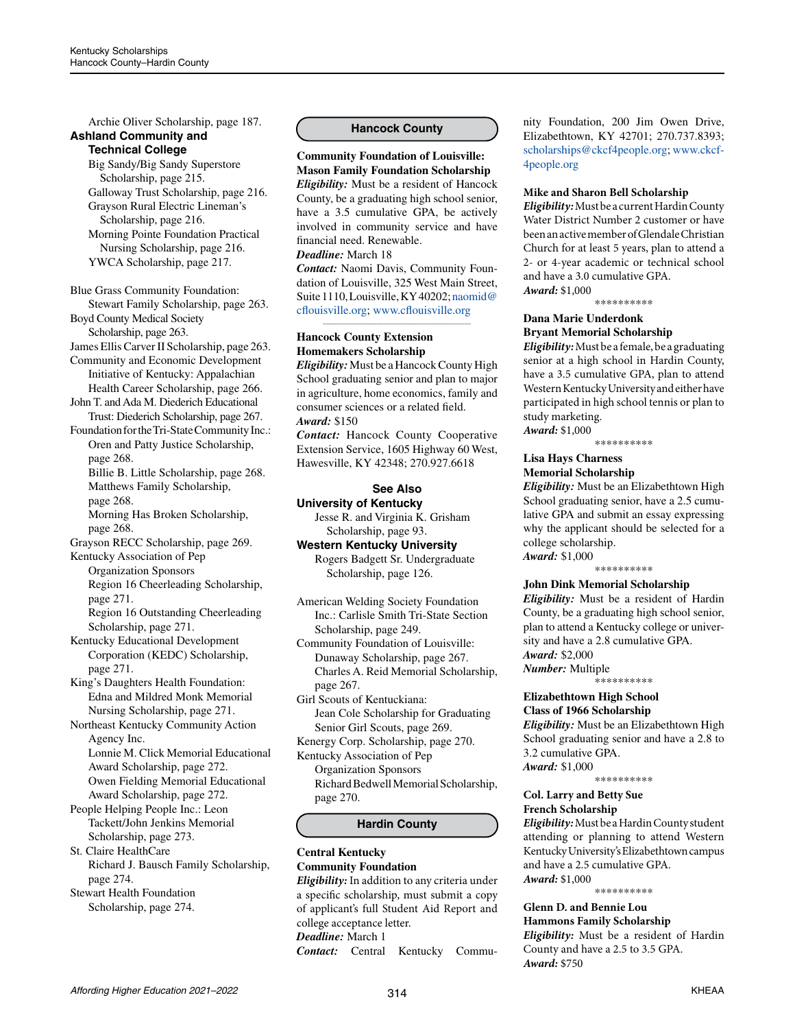Archie Oliver Scholarship, page 187.

**Ashland Community and Technical College**

Big Sandy/Big Sandy Superstore Scholarship, page 215.
Galloway Trust Scholarship, page 216.
Grayson Rural Electric Lineman's Scholarship, page 216.
Morning Pointe Foundation Practical Nursing Scholarship, page 216.
YWCA Scholarship, page 217.

Blue Grass Community Foundation: Stewart Family Scholarship, page 263.
Boyd County Medical Society Scholarship, page 263.
James Ellis Carver II Scholarship, page 263.
Community and Economic Development Initiative of Kentucky: Appalachian Health Career Scholarship, page 266.
John T. and Ada M. Diederich Educational Trust: Diederich Scholarship, page 267.
Foundation for the Tri-State Community Inc.:
Oren and Patty Justice Scholarship, page 268.
Billie B. Little Scholarship, page 268.
Matthews Family Scholarship, page 268.
Morning Has Broken Scholarship, page 268.
Grayson RECC Scholarship, page 269.
Kentucky Association of Pep Organization Sponsors
Region 16 Cheerleading Scholarship, page 271.
Region 16 Outstanding Cheerleading Scholarship, page 271.
Kentucky Educational Development Corporation (KEDC) Scholarship, page 271.
King's Daughters Health Foundation: Edna and Mildred Monk Memorial Nursing Scholarship, page 271.
Northeast Kentucky Community Action Agency Inc.
Lonnie M. Click Memorial Educational Award Scholarship, page 272.
Owen Fielding Memorial Educational Award Scholarship, page 272.
People Helping People Inc.: Leon Tackett/John Jenkins Memorial Scholarship, page 273.
St. Claire HealthCare
Richard J. Bausch Family Scholarship, page 274.
Stewart Health Foundation Scholarship, page 274.

## Hancock County

**Community Foundation of Louisville: Mason Family Foundation Scholarship**

***Eligibility:*** Must be a resident of Hancock County, be a graduating high school senior, have a 3.5 cumulative GPA, be actively involved in community service and have financial need. Renewable.

***Deadline:*** March 18

***Contact:*** Naomi Davis, Community Foundation of Louisville, 325 West Main Street, Suite 1110, Louisville, KY 40202; naomid@cflouisville.org; www.cflouisville.org

**Hancock County Extension Homemakers Scholarship**

***Eligibility:*** Must be a Hancock County High School graduating senior and plan to major in agriculture, home economics, family and consumer sciences or a related field.

***Award:*** $150

***Contact:*** Hancock County Cooperative Extension Service, 1605 Highway 60 West, Hawesville, KY 42348; 270.927.6618

### See Also

**University of Kentucky**

Jesse R. and Virginia K. Grisham Scholarship, page 93.

**Western Kentucky University**

Rogers Badgett Sr. Undergraduate Scholarship, page 126.

American Welding Society Foundation Inc.: Carlisle Smith Tri-State Section Scholarship, page 249.
Community Foundation of Louisville:
Dunaway Scholarship, page 267.
Charles A. Reid Memorial Scholarship, page 267.
Girl Scouts of Kentuckiana:
Jean Cole Scholarship for Graduating Senior Girl Scouts, page 269.
Kenergy Corp. Scholarship, page 270.
Kentucky Association of Pep Organization Sponsors
Richard Bedwell Memorial Scholarship, page 270.

## Hardin County

**Central Kentucky Community Foundation**

***Eligibility:*** In addition to any criteria under a specific scholarship, must submit a copy of applicant's full Student Aid Report and college acceptance letter.

***Deadline:*** March 1

***Contact:*** Central Kentucky Community Foundation, 200 Jim Owen Drive, Elizabethtown, KY 42701; 270.737.8393; scholarships@ckcf4people.org; www.ckcf4people.org

**Mike and Sharon Bell Scholarship**

***Eligibility:*** Must be a current Hardin County Water District Number 2 customer or have been an active member of Glendale Christian Church for at least 5 years, plan to attend a 2- or 4-year academic or technical school and have a 3.0 cumulative GPA.

***Award:*** $1,000

**********

**Dana Marie Underdonk Bryant Memorial Scholarship**

***Eligibility:*** Must be a female, be a graduating senior at a high school in Hardin County, have a 3.5 cumulative GPA, plan to attend Western Kentucky University and either have participated in high school tennis or plan to study marketing.

***Award:*** $1,000

**********

**Lisa Hays Charness Memorial Scholarship**

***Eligibility:*** Must be an Elizabethtown High School graduating senior, have a 2.5 cumulative GPA and submit an essay expressing why the applicant should be selected for a college scholarship.

***Award:*** $1,000

**********

**John Dink Memorial Scholarship**

***Eligibility:*** Must be a resident of Hardin County, be a graduating high school senior, plan to attend a Kentucky college or university and have a 2.8 cumulative GPA.

***Award:*** $2,000

***Number:*** Multiple

**********

**Elizabethtown High School Class of 1966 Scholarship**

***Eligibility:*** Must be an Elizabethtown High School graduating senior and have a 2.8 to 3.2 cumulative GPA.

***Award:*** $1,000

**********

**Col. Larry and Betty Sue French Scholarship**

***Eligibility:*** Must be a Hardin County student attending or planning to attend Western Kentucky University's Elizabethtown campus and have a 2.5 cumulative GPA.

***Award:*** $1,000

**********

**Glenn D. and Bennie Lou Hammons Family Scholarship**

***Eligibility:*** Must be a resident of Hardin County and have a 2.5 to 3.5 GPA.

***Award:*** $750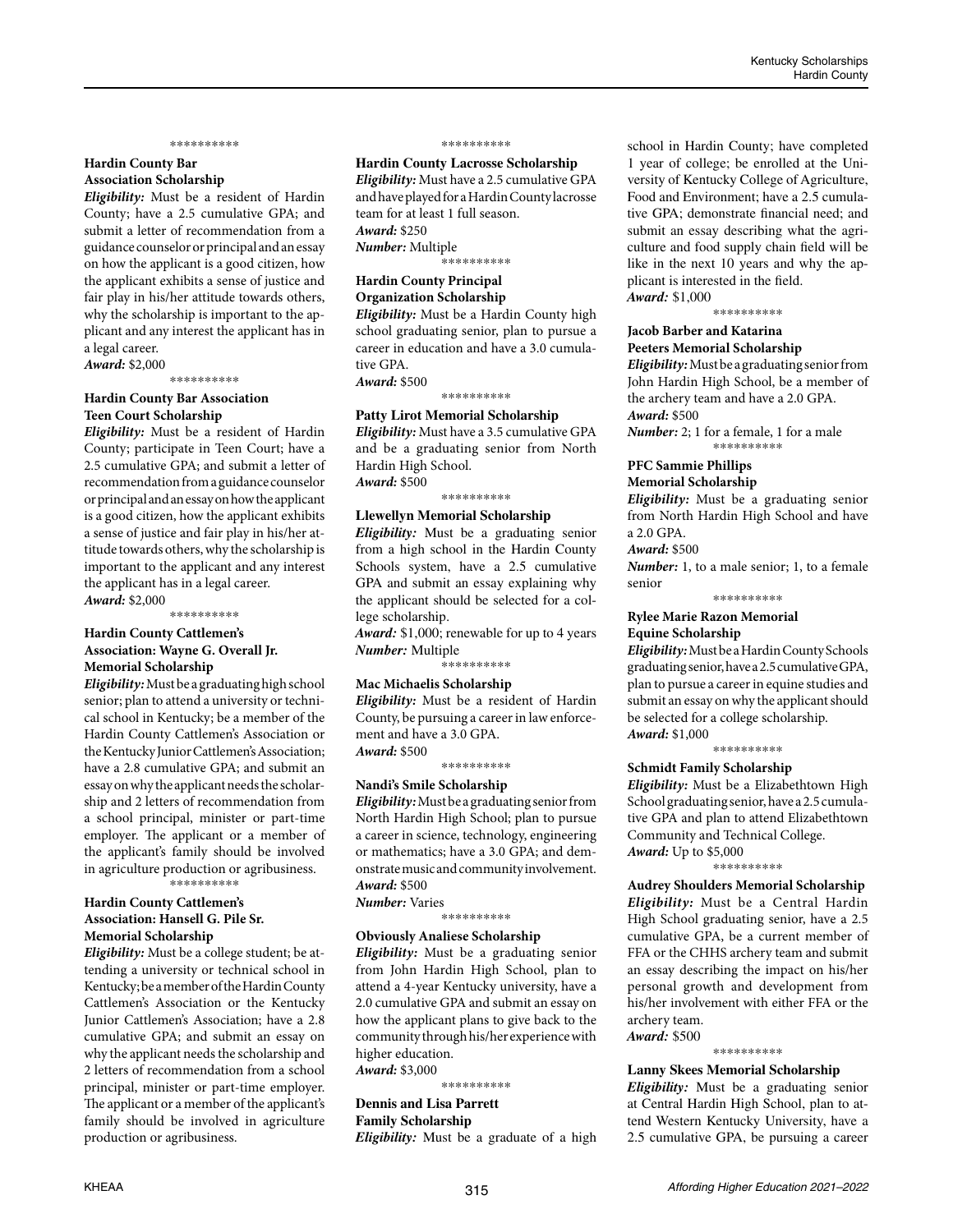\*\*\*\*\*\*\*\*\*\*

**Hardin County Bar Association Scholarship**

***Eligibility:*** Must be a resident of Hardin County; have a 2.5 cumulative GPA; and submit a letter of recommendation from a guidance counselor or principal and an essay on how the applicant is a good citizen, how the applicant exhibits a sense of justice and fair play in his/her attitude towards others, why the scholarship is important to the applicant and any interest the applicant has in a legal career.

***Award:*** $2,000

\*\*\*\*\*\*\*\*\*\*

**Hardin County Bar Association Teen Court Scholarship**

***Eligibility:*** Must be a resident of Hardin County; participate in Teen Court; have a 2.5 cumulative GPA; and submit a letter of recommendation from a guidance counselor or principal and an essay on how the applicant is a good citizen, how the applicant exhibits a sense of justice and fair play in his/her attitude towards others, why the scholarship is important to the applicant and any interest the applicant has in a legal career.

***Award:*** $2,000

\*\*\*\*\*\*\*\*\*\*

**Hardin County Cattlemen's Association: Wayne G. Overall Jr. Memorial Scholarship**

***Eligibility:*** Must be a graduating high school senior; plan to attend a university or technical school in Kentucky; be a member of the Hardin County Cattlemen's Association or the Kentucky Junior Cattlemen's Association; have a 2.8 cumulative GPA; and submit an essay on why the applicant needs the scholarship and 2 letters of recommendation from a school principal, minister or part-time employer. The applicant or a member of the applicant's family should be involved in agriculture production or agribusiness.

\*\*\*\*\*\*\*\*\*\*

**Hardin County Cattlemen's Association: Hansell G. Pile Sr. Memorial Scholarship**

***Eligibility:*** Must be a college student; be attending a university or technical school in Kentucky; be a member of the Hardin County Cattlemen's Association or the Kentucky Junior Cattlemen's Association; have a 2.8 cumulative GPA; and submit an essay on why the applicant needs the scholarship and 2 letters of recommendation from a school principal, minister or part-time employer. The applicant or a member of the applicant's family should be involved in agriculture production or agribusiness.

\*\*\*\*\*\*\*\*\*\*

**Hardin County Lacrosse Scholarship**

***Eligibility:*** Must have a 2.5 cumulative GPA and have played for a Hardin County lacrosse team for at least 1 full season.

***Award:*** $250

***Number:*** Multiple

\*\*\*\*\*\*\*\*\*\*

**Hardin County Principal Organization Scholarship**

***Eligibility:*** Must be a Hardin County high school graduating senior, plan to pursue a career in education and have a 3.0 cumulative GPA.

***Award:*** $500

\*\*\*\*\*\*\*\*\*\*

**Patty Lirot Memorial Scholarship**

***Eligibility:*** Must have a 3.5 cumulative GPA and be a graduating senior from North Hardin High School.

***Award:*** $500

\*\*\*\*\*\*\*\*\*\*

**Llewellyn Memorial Scholarship**

***Eligibility:*** Must be a graduating senior from a high school in the Hardin County Schools system, have a 2.5 cumulative GPA and submit an essay explaining why the applicant should be selected for a college scholarship.

***Award:*** $1,000; renewable for up to 4 years

***Number:*** Multiple

\*\*\*\*\*\*\*\*\*\*

**Mac Michaelis Scholarship**

***Eligibility:*** Must be a resident of Hardin County, be pursuing a career in law enforcement and have a 3.0 GPA.

***Award:*** $500

\*\*\*\*\*\*\*\*\*\*

**Nandi's Smile Scholarship**

***Eligibility:*** Must be a graduating senior from North Hardin High School; plan to pursue a career in science, technology, engineering or mathematics; have a 3.0 GPA; and demonstrate music and community involvement.

***Award:*** $500

***Number:*** Varies

\*\*\*\*\*\*\*\*\*\*

**Obviously Analiese Scholarship**

***Eligibility:*** Must be a graduating senior from John Hardin High School, plan to attend a 4-year Kentucky university, have a 2.0 cumulative GPA and submit an essay on how the applicant plans to give back to the community through his/her experience with higher education.

***Award:*** $3,000

\*\*\*\*\*\*\*\*\*\*

**Dennis and Lisa Parrett Family Scholarship**

***Eligibility:*** Must be a graduate of a high school in Hardin County; have completed 1 year of college; be enrolled at the University of Kentucky College of Agriculture, Food and Environment; have a 2.5 cumulative GPA; demonstrate financial need; and submit an essay describing what the agriculture and food supply chain field will be like in the next 10 years and why the applicant is interested in the field.

***Award:*** $1,000

\*\*\*\*\*\*\*\*\*\*

**Jacob Barber and Katarina Peeters Memorial Scholarship**

***Eligibility:*** Must be a graduating senior from John Hardin High School, be a member of the archery team and have a 2.0 GPA.

***Award:*** $500

***Number:*** 2; 1 for a female, 1 for a male

\*\*\*\*\*\*\*\*\*\*

**PFC Sammie Phillips Memorial Scholarship**

***Eligibility:*** Must be a graduating senior from North Hardin High School and have a 2.0 GPA.

***Award:*** $500

***Number:*** 1, to a male senior; 1, to a female senior

\*\*\*\*\*\*\*\*\*\*

**Rylee Marie Razon Memorial Equine Scholarship**

***Eligibility:*** Must be a Hardin County Schools graduating senior, have a 2.5 cumulative GPA, plan to pursue a career in equine studies and submit an essay on why the applicant should be selected for a college scholarship.

***Award:*** $1,000

\*\*\*\*\*\*\*\*\*\*

**Schmidt Family Scholarship**

***Eligibility:*** Must be a Elizabethtown High School graduating senior, have a 2.5 cumulative GPA and plan to attend Elizabethtown Community and Technical College.

***Award:*** Up to $5,000

\*\*\*\*\*\*\*\*\*\*

**Audrey Shoulders Memorial Scholarship**

***Eligibility:*** Must be a Central Hardin High School graduating senior, have a 2.5 cumulative GPA, be a current member of FFA or the CHHS archery team and submit an essay describing the impact on his/her personal growth and development from his/her involvement with either FFA or the archery team.

***Award:*** $500

\*\*\*\*\*\*\*\*\*\*

**Lanny Skees Memorial Scholarship**

***Eligibility:*** Must be a graduating senior at Central Hardin High School, plan to attend Western Kentucky University, have a 2.5 cumulative GPA, be pursuing a career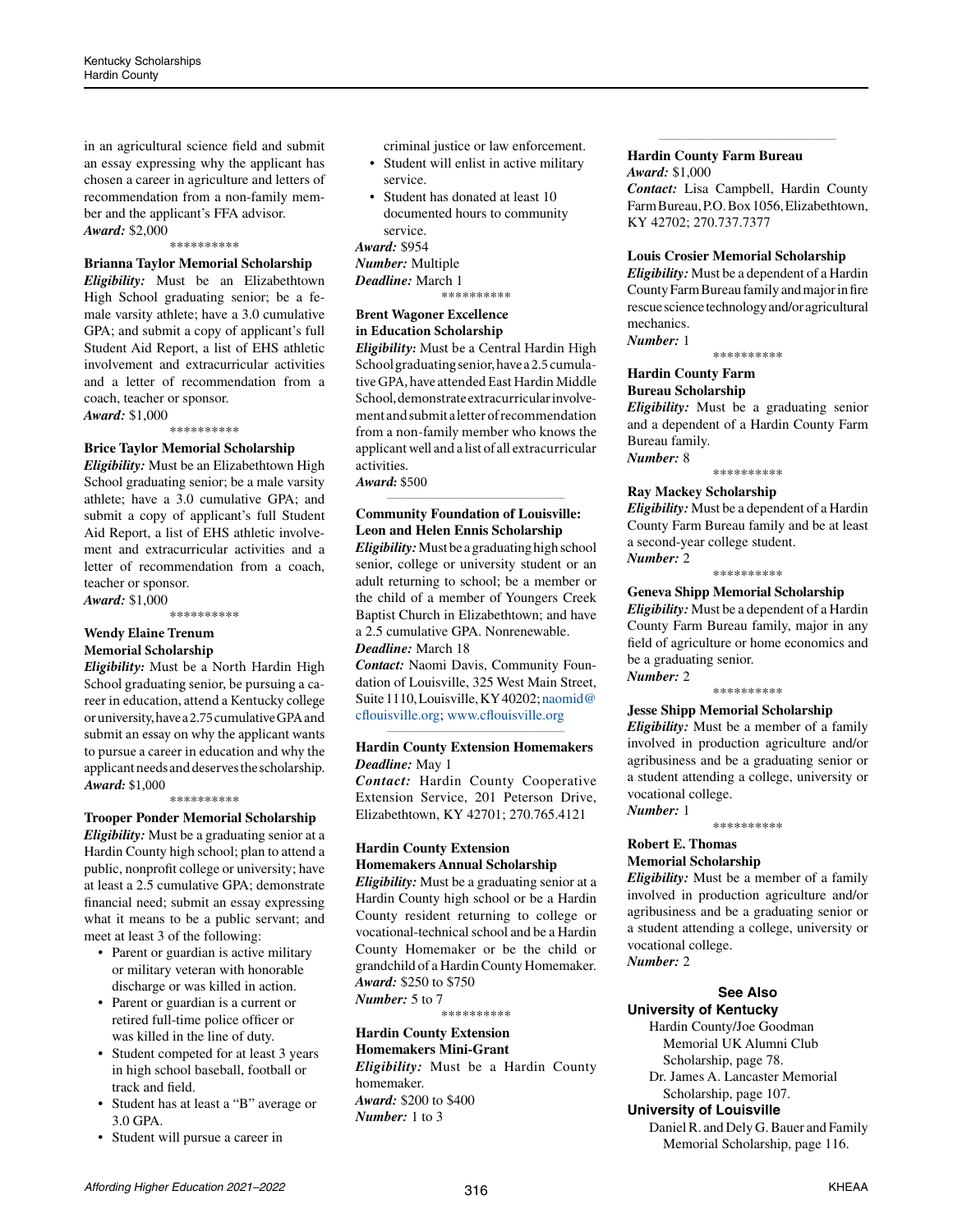in an agricultural science field and submit an essay expressing why the applicant has chosen a career in agriculture and letters of recommendation from a non-family member and the applicant's FFA advisor.
***Award:*** $2,000

\*\*\*\*\*\*\*\*\*\*

**Brianna Taylor Memorial Scholarship**
***Eligibility:*** Must be an Elizabethtown High School graduating senior; be a female varsity athlete; have a 3.0 cumulative GPA; and submit a copy of applicant's full Student Aid Report, a list of EHS athletic involvement and extracurricular activities and a letter of recommendation from a coach, teacher or sponsor.
***Award:*** $1,000

\*\*\*\*\*\*\*\*\*\*

**Brice Taylor Memorial Scholarship**
***Eligibility:*** Must be an Elizabethtown High School graduating senior; be a male varsity athlete; have a 3.0 cumulative GPA; and submit a copy of applicant's full Student Aid Report, a list of EHS athletic involvement and extracurricular activities and a letter of recommendation from a coach, teacher or sponsor.
***Award:*** $1,000

\*\*\*\*\*\*\*\*\*\*

**Wendy Elaine Trenum Memorial Scholarship**
***Eligibility:*** Must be a North Hardin High School graduating senior, be pursuing a career in education, attend a Kentucky college or university, have a 2.75 cumulative GPA and submit an essay on why the applicant wants to pursue a career in education and why the applicant needs and deserves the scholarship.
***Award:*** $1,000

\*\*\*\*\*\*\*\*\*\*

**Trooper Ponder Memorial Scholarship**
***Eligibility:*** Must be a graduating senior at a Hardin County high school; plan to attend a public, nonprofit college or university; have at least a 2.5 cumulative GPA; demonstrate financial need; submit an essay expressing what it means to be a public servant; and meet at least 3 of the following:

- Parent or guardian is active military or military veteran with honorable discharge or was killed in action.
- Parent or guardian is a current or retired full-time police officer or was killed in the line of duty.
- Student competed for at least 3 years in high school baseball, football or track and field.
- Student has at least a "B" average or 3.0 GPA.
- Student will pursue a career in criminal justice or law enforcement.
- Student will enlist in active military service.
- Student has donated at least 10 documented hours to community service.

***Award:*** $954
***Number:*** Multiple
***Deadline:*** March 1

\*\*\*\*\*\*\*\*\*\*

**Brent Wagoner Excellence in Education Scholarship**
***Eligibility:*** Must be a Central Hardin High School graduating senior, have a 2.5 cumulative GPA, have attended East Hardin Middle School, demonstrate extracurricular involvement and submit a letter of recommendation from a non-family member who knows the applicant well and a list of all extracurricular activities.
***Award:*** $500

---

**Community Foundation of Louisville: Leon and Helen Ennis Scholarship**
***Eligibility:*** Must be a graduating high school senior, college or university student or an adult returning to school; be a member or the child of a member of Youngers Creek Baptist Church in Elizabethtown; and have a 2.5 cumulative GPA. Nonrenewable.
***Deadline:*** March 18
***Contact:*** Naomi Davis, Community Foundation of Louisville, 325 West Main Street, Suite 1110, Louisville, KY 40202; naomid@cflouisville.org; www.cflouisville.org

---

**Hardin County Extension Homemakers**
***Deadline:*** May 1
***Contact:*** Hardin County Cooperative Extension Service, 201 Peterson Drive, Elizabethtown, KY 42701; 270.765.4121

**Hardin County Extension Homemakers Annual Scholarship**
***Eligibility:*** Must be a graduating senior at a Hardin County high school or be a Hardin County resident returning to college or vocational-technical school and be a Hardin County Homemaker or be the child or grandchild of a Hardin County Homemaker.
***Award:*** $250 to $750
***Number:*** 5 to 7

\*\*\*\*\*\*\*\*\*\*

**Hardin County Extension Homemakers Mini-Grant**
***Eligibility:*** Must be a Hardin County homemaker.
***Award:*** $200 to $400
***Number:*** 1 to 3

---

**Hardin County Farm Bureau**
***Award:*** $1,000
***Contact:*** Lisa Campbell, Hardin County Farm Bureau, P.O. Box 1056, Elizabethtown, KY 42702; 270.737.7377

**Louis Crosier Memorial Scholarship**
***Eligibility:*** Must be a dependent of a Hardin County Farm Bureau family and major in fire rescue science technology and/or agricultural mechanics.
***Number:*** 1

\*\*\*\*\*\*\*\*\*\*

**Hardin County Farm Bureau Scholarship**
***Eligibility:*** Must be a graduating senior and a dependent of a Hardin County Farm Bureau family.
***Number:*** 8

\*\*\*\*\*\*\*\*\*\*

**Ray Mackey Scholarship**
***Eligibility:*** Must be a dependent of a Hardin County Farm Bureau family and be at least a second-year college student.
***Number:*** 2

\*\*\*\*\*\*\*\*\*\*

**Geneva Shipp Memorial Scholarship**
***Eligibility:*** Must be a dependent of a Hardin County Farm Bureau family, major in any field of agriculture or home economics and be a graduating senior.
***Number:*** 2

\*\*\*\*\*\*\*\*\*\*

**Jesse Shipp Memorial Scholarship**
***Eligibility:*** Must be a member of a family involved in production agriculture and/or agribusiness and be a graduating senior or a student attending a college, university or vocational college.
***Number:*** 1

\*\*\*\*\*\*\*\*\*\*

**Robert E. Thomas Memorial Scholarship**
***Eligibility:*** Must be a member of a family involved in production agriculture and/or agribusiness and be a graduating senior or a student attending a college, university or vocational college.
***Number:*** 2

### See Also

**University of Kentucky**
Hardin County/Joe Goodman Memorial UK Alumni Club Scholarship, page 78.
Dr. James A. Lancaster Memorial Scholarship, page 107.

**University of Louisville**
Daniel R. and Dely G. Bauer and Family Memorial Scholarship, page 116.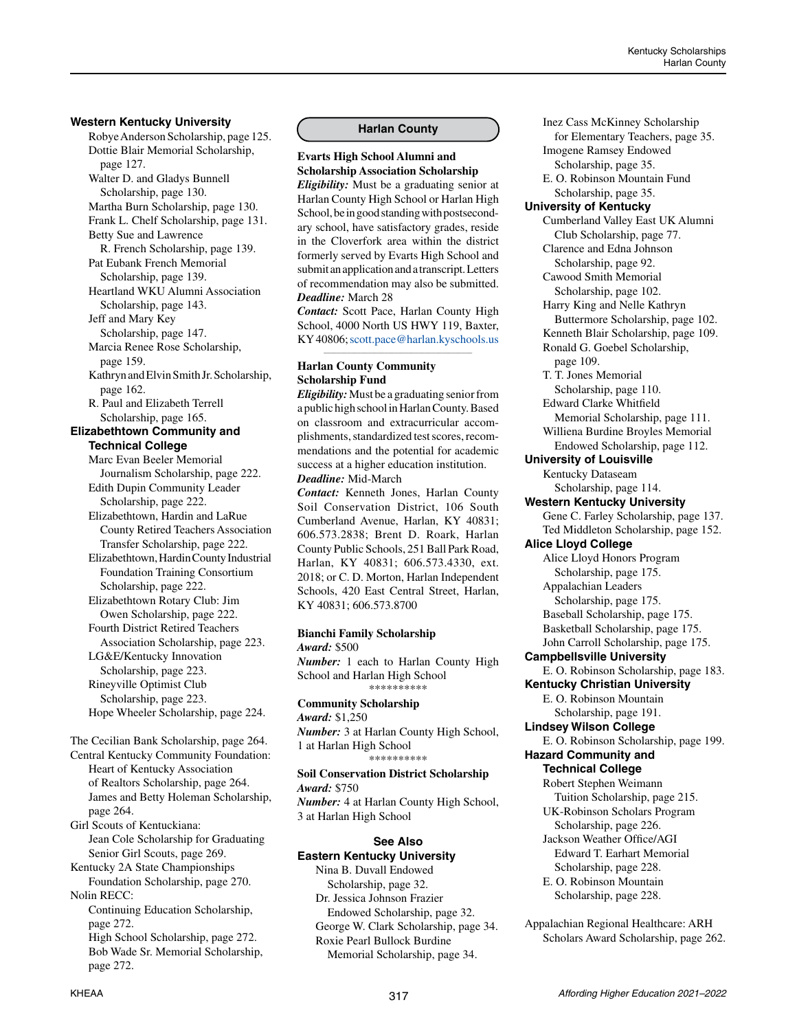**Western Kentucky University**

- Robye Anderson Scholarship, page 125.
- Dottie Blair Memorial Scholarship, page 127.
- Walter D. and Gladys Bunnell Scholarship, page 130.
- Martha Burn Scholarship, page 130.
- Frank L. Chelf Scholarship, page 131.
- Betty Sue and Lawrence R. French Scholarship, page 139.
- Pat Eubank French Memorial Scholarship, page 139.
- Heartland WKU Alumni Association Scholarship, page 143.
- Jeff and Mary Key Scholarship, page 147.
- Marcia Renee Rose Scholarship, page 159.
- Kathryn and Elvin Smith Jr. Scholarship, page 162.
- R. Paul and Elizabeth Terrell Scholarship, page 165.

**Elizabethtown Community and Technical College**

- Marc Evan Beeler Memorial Journalism Scholarship, page 222.
- Edith Dupin Community Leader Scholarship, page 222.
- Elizabethtown, Hardin and LaRue County Retired Teachers Association Transfer Scholarship, page 222.
- Elizabethtown, Hardin County Industrial Foundation Training Consortium Scholarship, page 222.
- Elizabethtown Rotary Club: Jim Owen Scholarship, page 222.
- Fourth District Retired Teachers Association Scholarship, page 223.
- LG&E/Kentucky Innovation Scholarship, page 223.
- Rineyville Optimist Club Scholarship, page 223.
- Hope Wheeler Scholarship, page 224.

The Cecilian Bank Scholarship, page 264.

Central Kentucky Community Foundation:

- Heart of Kentucky Association of Realtors Scholarship, page 264.
- James and Betty Holeman Scholarship, page 264.

Girl Scouts of Kentuckiana:

- Jean Cole Scholarship for Graduating Senior Girl Scouts, page 269.

Kentucky 2A State Championships Foundation Scholarship, page 270.

Nolin RECC:

- Continuing Education Scholarship, page 272.
- High School Scholarship, page 272.
- Bob Wade Sr. Memorial Scholarship, page 272.

## Harlan County

**Evarts High School Alumni and Scholarship Association Scholarship**

***Eligibility:*** Must be a graduating senior at Harlan County High School or Harlan High School, be in good standing with postsecondary school, have satisfactory grades, reside in the Cloverfork area within the district formerly served by Evarts High School and submit an application and a transcript. Letters of recommendation may also be submitted.

***Deadline:*** March 28

***Contact:*** Scott Pace, Harlan County High School, 4000 North US HWY 119, Baxter, KY 40806; scott.pace@harlan.kyschools.us

---

**Harlan County Community Scholarship Fund**

***Eligibility:*** Must be a graduating senior from a public high school in Harlan County. Based on classroom and extracurricular accomplishments, standardized test scores, recommendations and the potential for academic success at a higher education institution.

***Deadline:*** Mid-March

***Contact:*** Kenneth Jones, Harlan County Soil Conservation District, 106 South Cumberland Avenue, Harlan, KY 40831; 606.573.2838; Brent D. Roark, Harlan County Public Schools, 251 Ball Park Road, Harlan, KY 40831; 606.573.4330, ext. 2018; or C. D. Morton, Harlan Independent Schools, 420 East Central Street, Harlan, KY 40831; 606.573.8700

**Bianchi Family Scholarship**

***Award:*** $500

***Number:*** 1 each to Harlan County High School and Harlan High School

**********

**Community Scholarship**

***Award:*** $1,250

***Number:*** 3 at Harlan County High School, 1 at Harlan High School

**********

**Soil Conservation District Scholarship**

***Award:*** $750

***Number:*** 4 at Harlan County High School, 3 at Harlan High School

### See Also

**Eastern Kentucky University**

- Nina B. Duvall Endowed Scholarship, page 32.
- Dr. Jessica Johnson Frazier Endowed Scholarship, page 32.
- George W. Clark Scholarship, page 34.
- Roxie Pearl Bullock Burdine Memorial Scholarship, page 34.
- Inez Cass McKinney Scholarship for Elementary Teachers, page 35.
- Imogene Ramsey Endowed Scholarship, page 35.
- E. O. Robinson Mountain Fund Scholarship, page 35.

**University of Kentucky**

- Cumberland Valley East UK Alumni Club Scholarship, page 77.
- Clarence and Edna Johnson Scholarship, page 92.
- Cawood Smith Memorial Scholarship, page 102.
- Harry King and Nelle Kathryn Buttermore Scholarship, page 102.
- Kenneth Blair Scholarship, page 109.
- Ronald G. Goebel Scholarship, page 109.
- T. T. Jones Memorial Scholarship, page 110.
- Edward Clarke Whitfield Memorial Scholarship, page 111.
- Williena Burdine Broyles Memorial Endowed Scholarship, page 112.

**University of Louisville**

- Kentucky Dataseam Scholarship, page 114.

**Western Kentucky University**

- Gene C. Farley Scholarship, page 137.
- Ted Middleton Scholarship, page 152.

**Alice Lloyd College**

- Alice Lloyd Honors Program Scholarship, page 175.
- Appalachian Leaders Scholarship, page 175.
- Baseball Scholarship, page 175.
- Basketball Scholarship, page 175.
- John Carroll Scholarship, page 175.

**Campbellsville University**

- E. O. Robinson Scholarship, page 183.

**Kentucky Christian University**

- E. O. Robinson Mountain Scholarship, page 191.

**Lindsey Wilson College**

- E. O. Robinson Scholarship, page 199.

**Hazard Community and Technical College**

- Robert Stephen Weimann Tuition Scholarship, page 215.
- UK-Robinson Scholars Program Scholarship, page 226.
- Jackson Weather Office/AGI Edward T. Earhart Memorial Scholarship, page 228.
- E. O. Robinson Mountain Scholarship, page 228.

Appalachian Regional Healthcare: ARH Scholars Award Scholarship, page 262.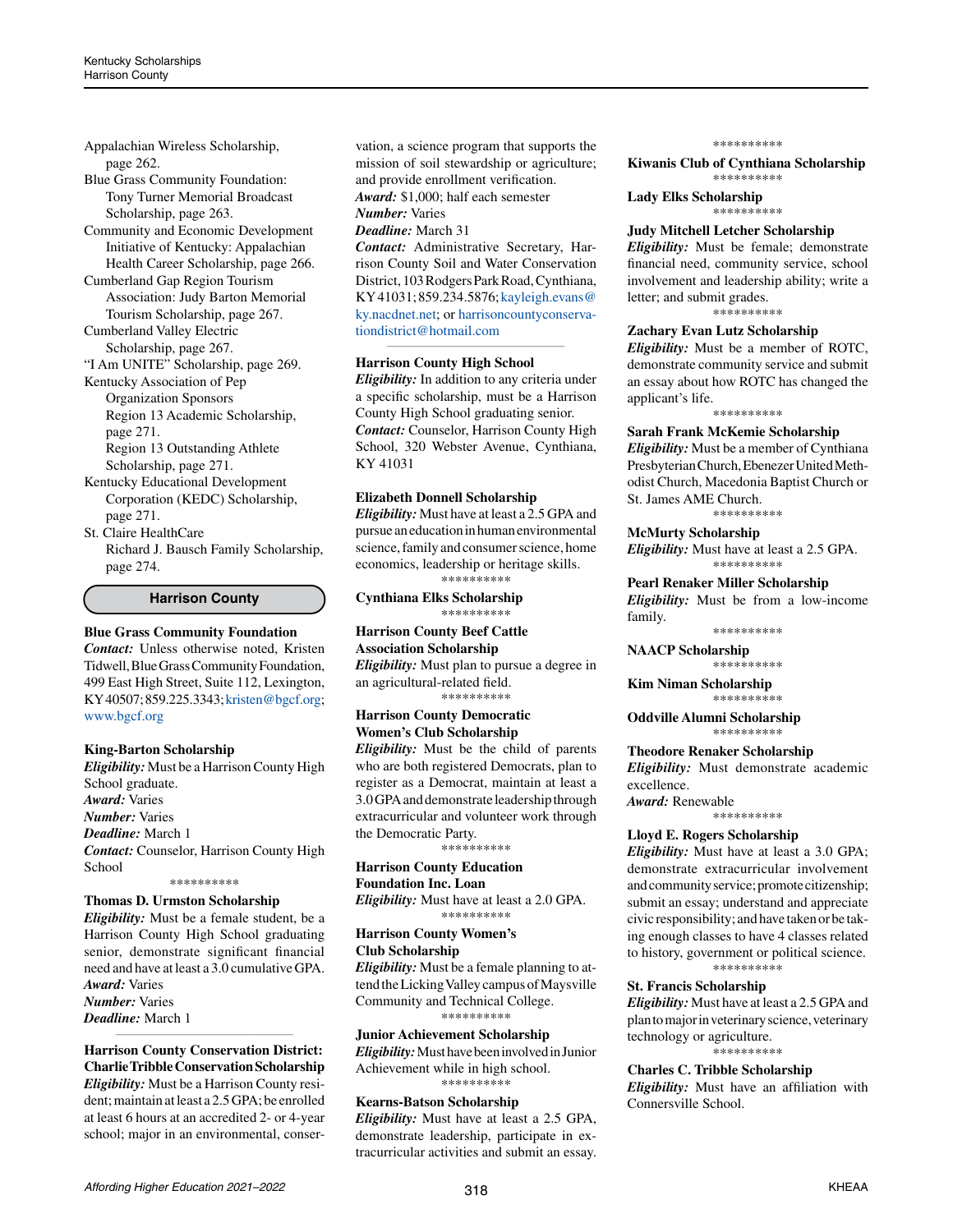Appalachian Wireless Scholarship, page 262.
Blue Grass Community Foundation: Tony Turner Memorial Broadcast Scholarship, page 263.
Community and Economic Development Initiative of Kentucky: Appalachian Health Career Scholarship, page 266.
Cumberland Gap Region Tourism Association: Judy Barton Memorial Tourism Scholarship, page 267.
Cumberland Valley Electric Scholarship, page 267.
"I Am UNITE" Scholarship, page 269.
Kentucky Association of Pep Organization Sponsors
Region 13 Academic Scholarship, page 271.
Region 13 Outstanding Athlete Scholarship, page 271.
Kentucky Educational Development Corporation (KEDC) Scholarship, page 271.
St. Claire HealthCare
Richard J. Bausch Family Scholarship, page 274.

## Harrison County

**Blue Grass Community Foundation**
***Contact:*** Unless otherwise noted, Kristen Tidwell, Blue Grass Community Foundation, 499 East High Street, Suite 112, Lexington, KY 40507; 859.225.3343; kristen@bgcf.org; www.bgcf.org

**King-Barton Scholarship**
***Eligibility:*** Must be a Harrison County High School graduate.
***Award:*** Varies
***Number:*** Varies
***Deadline:*** March 1
***Contact:*** Counselor, Harrison County High School

**********

**Thomas D. Urmston Scholarship**
***Eligibility:*** Must be a female student, be a Harrison County High School graduating senior, demonstrate significant financial need and have at least a 3.0 cumulative GPA.
***Award:*** Varies
***Number:*** Varies
***Deadline:*** March 1

---

**Harrison County Conservation District: Charlie Tribble Conservation Scholarship**
***Eligibility:*** Must be a Harrison County resident; maintain at least a 2.5 GPA; be enrolled at least 6 hours at an accredited 2- or 4-year school; major in an environmental, conservation, a science program that supports the mission of soil stewardship or agriculture; and provide enrollment verification.
***Award:*** $1,000; half each semester
***Number:*** Varies
***Deadline:*** March 31
***Contact:*** Administrative Secretary, Harrison County Soil and Water Conservation District, 103 Rodgers Park Road, Cynthiana, KY 41031; 859.234.5876; kayleigh.evans@ky.nacdnet.net; or harrisoncountyconservationdistrict@hotmail.com

---

**Harrison County High School**
***Eligibility:*** In addition to any criteria under a specific scholarship, must be a Harrison County High School graduating senior.
***Contact:*** Counselor, Harrison County High School, 320 Webster Avenue, Cynthiana, KY 41031

**Elizabeth Donnell Scholarship**
***Eligibility:*** Must have at least a 2.5 GPA and pursue an education in human environmental science, family and consumer science, home economics, leadership or heritage skills.

**********

**Cynthiana Elks Scholarship**

**********

**Harrison County Beef Cattle Association Scholarship**
***Eligibility:*** Must plan to pursue a degree in an agricultural-related field.

**********

**Harrison County Democratic Women's Club Scholarship**
***Eligibility:*** Must be the child of parents who are both registered Democrats, plan to register as a Democrat, maintain at least a 3.0 GPA and demonstrate leadership through extracurricular and volunteer work through the Democratic Party.

**********

**Harrison County Education Foundation Inc. Loan**
***Eligibility:*** Must have at least a 2.0 GPA.

**********

**Harrison County Women's Club Scholarship**
***Eligibility:*** Must be a female planning to attend the Licking Valley campus of Maysville Community and Technical College.

**********

**Junior Achievement Scholarship**
***Eligibility:*** Must have been involved in Junior Achievement while in high school.

**********

**Kearns-Batson Scholarship**
***Eligibility:*** Must have at least a 2.5 GPA, demonstrate leadership, participate in extracurricular activities and submit an essay.

**********

**Kiwanis Club of Cynthiana Scholarship**

**********

**Lady Elks Scholarship**

**********

**Judy Mitchell Letcher Scholarship**
***Eligibility:*** Must be female; demonstrate financial need, community service, school involvement and leadership ability; write a letter; and submit grades.

**********

**Zachary Evan Lutz Scholarship**
***Eligibility:*** Must be a member of ROTC, demonstrate community service and submit an essay about how ROTC has changed the applicant's life.

**********

**Sarah Frank McKemie Scholarship**
***Eligibility:*** Must be a member of Cynthiana Presbyterian Church, Ebenezer United Methodist Church, Macedonia Baptist Church or St. James AME Church.

**********

**McMurty Scholarship**
***Eligibility:*** Must have at least a 2.5 GPA.

**********

**Pearl Renaker Miller Scholarship**
***Eligibility:*** Must be from a low-income family.

**********

**NAACP Scholarship**

**********

**Kim Niman Scholarship**

**********

**Oddville Alumni Scholarship**

**********

**Theodore Renaker Scholarship**
***Eligibility:*** Must demonstrate academic excellence.
***Award:*** Renewable

**********

**Lloyd E. Rogers Scholarship**
***Eligibility:*** Must have at least a 3.0 GPA; demonstrate extracurricular involvement and community service; promote citizenship; submit an essay; understand and appreciate civic responsibility; and have taken or be taking enough classes to have 4 classes related to history, government or political science.

**********

**St. Francis Scholarship**
***Eligibility:*** Must have at least a 2.5 GPA and plan to major in veterinary science, veterinary technology or agriculture.

**********

**Charles C. Tribble Scholarship**
***Eligibility:*** Must have an affiliation with Connersville School.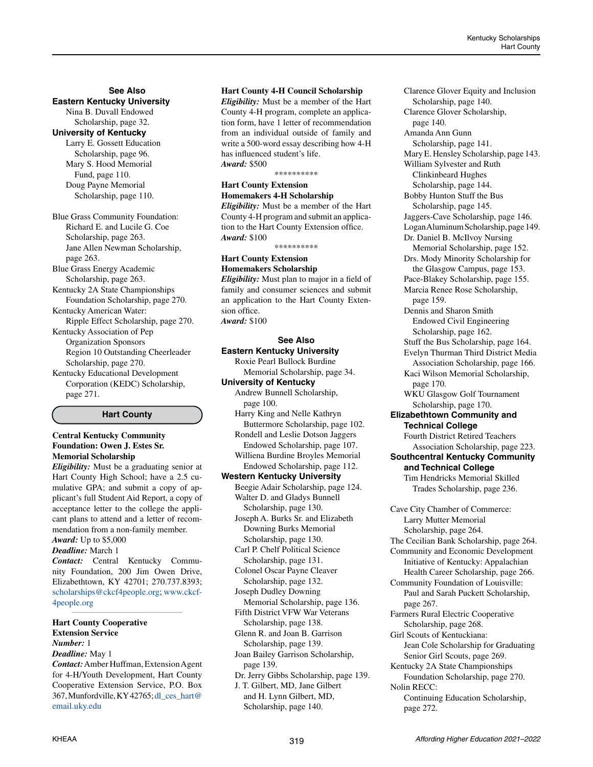**See Also**

**Eastern Kentucky University**

Nina B. Duvall Endowed Scholarship, page 32.

**University of Kentucky**

Larry E. Gossett Education Scholarship, page 96.

Mary S. Hood Memorial Fund, page 110.

Doug Payne Memorial Scholarship, page 110.

Blue Grass Community Foundation: Richard E. and Lucile G. Coe Scholarship, page 263. Jane Allen Newman Scholarship, page 263.

Blue Grass Energy Academic Scholarship, page 263.

Kentucky 2A State Championships Foundation Scholarship, page 270.

Kentucky American Water: Ripple Effect Scholarship, page 270.

Kentucky Association of Pep Organization Sponsors Region 10 Outstanding Cheerleader Scholarship, page 270.

Kentucky Educational Development Corporation (KEDC) Scholarship, page 271.

## Hart County

**Central Kentucky Community Foundation: Owen J. Estes Sr. Memorial Scholarship**

***Eligibility:*** Must be a graduating senior at Hart County High School; have a 2.5 cumulative GPA; and submit a copy of applicant's full Student Aid Report, a copy of acceptance letter to the college the applicant plans to attend and a letter of recommendation from a non-family member.

***Award:*** Up to $5,000

***Deadline:*** March 1

***Contact:*** Central Kentucky Community Foundation, 200 Jim Owen Drive, Elizabethtown, KY 42701; 270.737.8393; scholarships@ckcf4people.org; www.ckcf-4people.org

---

**Hart County Cooperative Extension Service**

***Number:*** 1

***Deadline:*** May 1

***Contact:*** Amber Huffman, Extension Agent for 4-H/Youth Development, Hart County Cooperative Extension Service, P.O. Box 367, Munfordville, KY 42765; dl_ces_hart@email.uky.edu

**Hart County 4-H Council Scholarship**

***Eligibility:*** Must be a member of the Hart County 4-H program, complete an application form, have 1 letter of recommendation from an individual outside of family and write a 500-word essay describing how 4-H has influenced student's life.

***Award:*** $500

**********

**Hart County Extension Homemakers 4-H Scholarship**

***Eligibility:*** Must be a member of the Hart County 4-H program and submit an application to the Hart County Extension office.

***Award:*** $100

**********

**Hart County Extension Homemakers Scholarship**

***Eligibility:*** Must plan to major in a field of family and consumer sciences and submit an application to the Hart County Extension office.

***Award:*** $100

**See Also**

**Eastern Kentucky University**

Roxie Pearl Bullock Burdine Memorial Scholarship, page 34.

**University of Kentucky**

Andrew Bunnell Scholarship, page 100.

Harry King and Nelle Kathryn Buttermore Scholarship, page 102.

Rondell and Leslie Dotson Jaggers Endowed Scholarship, page 107.

Williena Burdine Broyles Memorial Endowed Scholarship, page 112.

**Western Kentucky University**

Beegie Adair Scholarship, page 124.

Walter D. and Gladys Bunnell Scholarship, page 130.

Joseph A. Burks Sr. and Elizabeth Downing Burks Memorial Scholarship, page 130.

Carl P. Chelf Political Science Scholarship, page 131.

Colonel Oscar Payne Cleaver Scholarship, page 132.

Joseph Dudley Downing Memorial Scholarship, page 136.

Fifth District VFW War Veterans Scholarship, page 138.

Glenn R. and Joan B. Garrison Scholarship, page 139.

Joan Bailey Garrison Scholarship, page 139.

Dr. Jerry Gibbs Scholarship, page 139.

J. T. Gilbert, MD, Jane Gilbert and H. Lynn Gilbert, MD, Scholarship, page 140.

Clarence Glover Equity and Inclusion Scholarship, page 140.

Clarence Glover Scholarship, page 140.

Amanda Ann Gunn Scholarship, page 141.

Mary E. Hensley Scholarship, page 143.

William Sylvester and Ruth Clinkinbeard Hughes Scholarship, page 144.

Bobby Hunton Stuff the Bus Scholarship, page 145.

Jaggers-Cave Scholarship, page 146.

Logan Aluminum Scholarship, page 149.

Dr. Daniel B. McIlvoy Nursing Memorial Scholarship, page 152.

Drs. Mody Minority Scholarship for the Glasgow Campus, page 153.

Pace-Blakey Scholarship, page 155.

Marcia Renee Rose Scholarship, page 159.

Dennis and Sharon Smith Endowed Civil Engineering Scholarship, page 162.

Stuff the Bus Scholarship, page 164.

Evelyn Thurman Third District Media Association Scholarship, page 166.

Kaci Wilson Memorial Scholarship, page 170.

WKU Glasgow Golf Tournament Scholarship, page 170.

**Elizabethtown Community and Technical College**

Fourth District Retired Teachers Association Scholarship, page 223.

**Southcentral Kentucky Community and Technical College**

Tim Hendricks Memorial Skilled Trades Scholarship, page 236.

Cave City Chamber of Commerce: Larry Mutter Memorial Scholarship, page 264.

The Cecilian Bank Scholarship, page 264.

Community and Economic Development Initiative of Kentucky: Appalachian Health Career Scholarship, page 266.

Community Foundation of Louisville: Paul and Sarah Puckett Scholarship, page 267.

Farmers Rural Electric Cooperative Scholarship, page 268.

Girl Scouts of Kentuckiana: Jean Cole Scholarship for Graduating Senior Girl Scouts, page 269.

Kentucky 2A State Championships Foundation Scholarship, page 270.

Nolin RECC: Continuing Education Scholarship, page 272.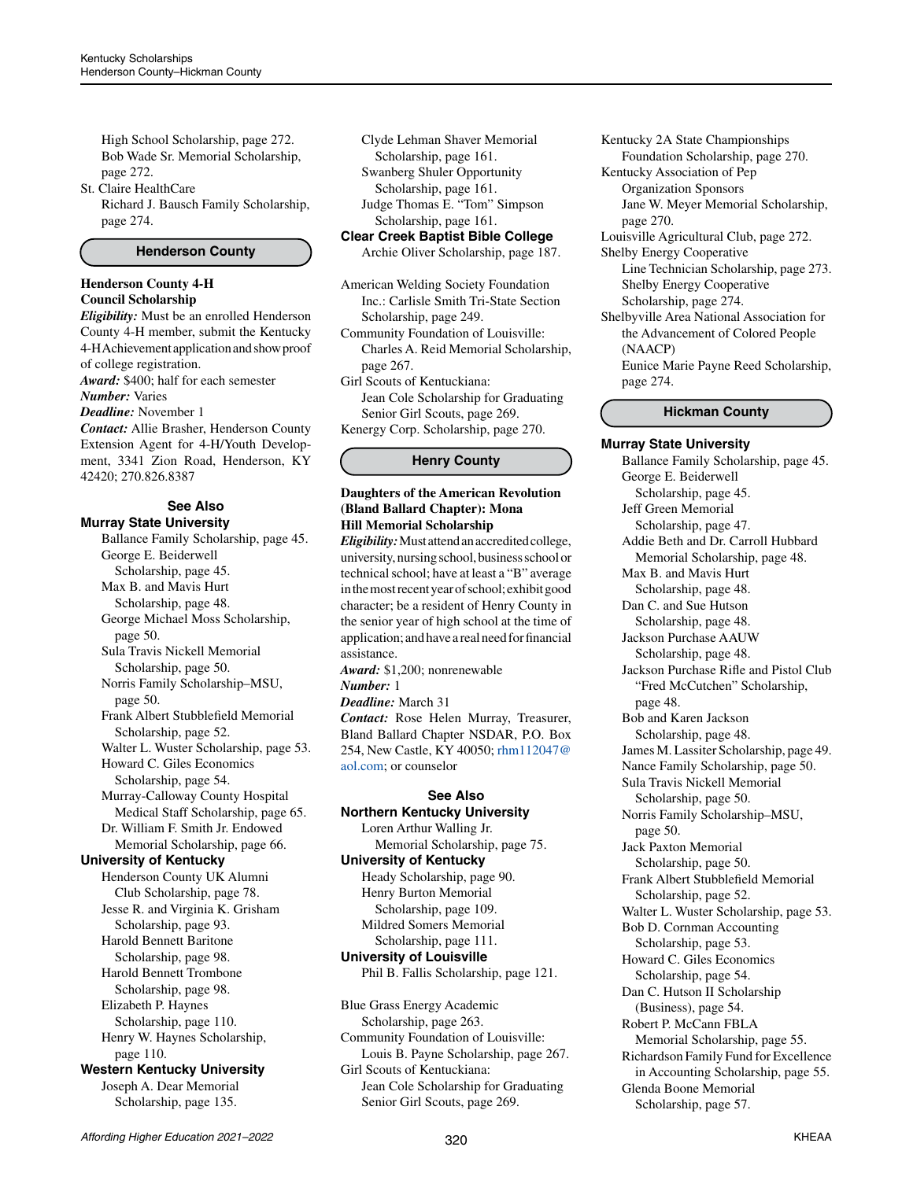High School Scholarship, page 272.
Bob Wade Sr. Memorial Scholarship, page 272.

St. Claire HealthCare
Richard J. Bausch Family Scholarship, page 274.

## Henderson County

**Henderson County 4-H Council Scholarship**

***Eligibility:*** Must be an enrolled Henderson County 4-H member, submit the Kentucky 4-H Achievement application and show proof of college registration.
***Award:*** $400; half for each semester
***Number:*** Varies
***Deadline:*** November 1
***Contact:*** Allie Brasher, Henderson County Extension Agent for 4-H/Youth Development, 3341 Zion Road, Henderson, KY 42420; 270.826.8387

### See Also

**Murray State University**
Ballance Family Scholarship, page 45.
George E. Beiderwell Scholarship, page 45.
Max B. and Mavis Hurt Scholarship, page 48.
George Michael Moss Scholarship, page 50.
Sula Travis Nickell Memorial Scholarship, page 50.
Norris Family Scholarship–MSU, page 50.
Frank Albert Stubblefield Memorial Scholarship, page 52.
Walter L. Wuster Scholarship, page 53.
Howard C. Giles Economics Scholarship, page 54.
Murray-Calloway County Hospital Medical Staff Scholarship, page 65.
Dr. William F. Smith Jr. Endowed Memorial Scholarship, page 66.

**University of Kentucky**
Henderson County UK Alumni Club Scholarship, page 78.
Jesse R. and Virginia K. Grisham Scholarship, page 93.
Harold Bennett Baritone Scholarship, page 98.
Harold Bennett Trombone Scholarship, page 98.
Elizabeth P. Haynes Scholarship, page 110.
Henry W. Haynes Scholarship, page 110.

**Western Kentucky University**
Joseph A. Dear Memorial Scholarship, page 135.
Clyde Lehman Shaver Memorial Scholarship, page 161.
Swanberg Shuler Opportunity Scholarship, page 161.
Judge Thomas E. "Tom" Simpson Scholarship, page 161.

**Clear Creek Baptist Bible College**
Archie Oliver Scholarship, page 187.

American Welding Society Foundation Inc.: Carlisle Smith Tri-State Section Scholarship, page 249.
Community Foundation of Louisville: Charles A. Reid Memorial Scholarship, page 267.
Girl Scouts of Kentuckiana: Jean Cole Scholarship for Graduating Senior Girl Scouts, page 269.
Kenergy Corp. Scholarship, page 270.

## Henry County

**Daughters of the American Revolution (Bland Ballard Chapter): Mona Hill Memorial Scholarship**

***Eligibility:*** Must attend an accredited college, university, nursing school, business school or technical school; have at least a "B" average in the most recent year of school; exhibit good character; be a resident of Henry County in the senior year of high school at the time of application; and have a real need for financial assistance.
***Award:*** $1,200; nonrenewable
***Number:*** 1
***Deadline:*** March 31
***Contact:*** Rose Helen Murray, Treasurer, Bland Ballard Chapter NSDAR, P.O. Box 254, New Castle, KY 40050; rhm112047@aol.com; or counselor

### See Also

**Northern Kentucky University**
Loren Arthur Walling Jr. Memorial Scholarship, page 75.

**University of Kentucky**
Heady Scholarship, page 90.
Henry Burton Memorial Scholarship, page 109.
Mildred Somers Memorial Scholarship, page 111.

**University of Louisville**
Phil B. Fallis Scholarship, page 121.

Blue Grass Energy Academic Scholarship, page 263.
Community Foundation of Louisville: Louis B. Payne Scholarship, page 267.
Girl Scouts of Kentuckiana: Jean Cole Scholarship for Graduating Senior Girl Scouts, page 269.
Kentucky 2A State Championships Foundation Scholarship, page 270.
Kentucky Association of Pep Organization Sponsors
Jane W. Meyer Memorial Scholarship, page 270.
Louisville Agricultural Club, page 272.
Shelby Energy Cooperative
Line Technician Scholarship, page 273.
Shelby Energy Cooperative Scholarship, page 274.
Shelbyville Area National Association for the Advancement of Colored People (NAACP)
Eunice Marie Payne Reed Scholarship, page 274.

## Hickman County

**Murray State University**
Ballance Family Scholarship, page 45.
George E. Beiderwell Scholarship, page 45.
Jeff Green Memorial Scholarship, page 47.
Addie Beth and Dr. Carroll Hubbard Memorial Scholarship, page 48.
Max B. and Mavis Hurt Scholarship, page 48.
Dan C. and Sue Hutson Scholarship, page 48.
Jackson Purchase AAUW Scholarship, page 48.
Jackson Purchase Rifle and Pistol Club "Fred McCutchen" Scholarship, page 48.
Bob and Karen Jackson Scholarship, page 48.
James M. Lassiter Scholarship, page 49.
Nance Family Scholarship, page 50.
Sula Travis Nickell Memorial Scholarship, page 50.
Norris Family Scholarship–MSU, page 50.
Jack Paxton Memorial Scholarship, page 50.
Frank Albert Stubblefield Memorial Scholarship, page 52.
Walter L. Wuster Scholarship, page 53.
Bob D. Cornman Accounting Scholarship, page 53.
Howard C. Giles Economics Scholarship, page 54.
Dan C. Hutson II Scholarship (Business), page 54.
Robert P. McCann FBLA Memorial Scholarship, page 55.
Richardson Family Fund for Excellence in Accounting Scholarship, page 55.
Glenda Boone Memorial Scholarship, page 57.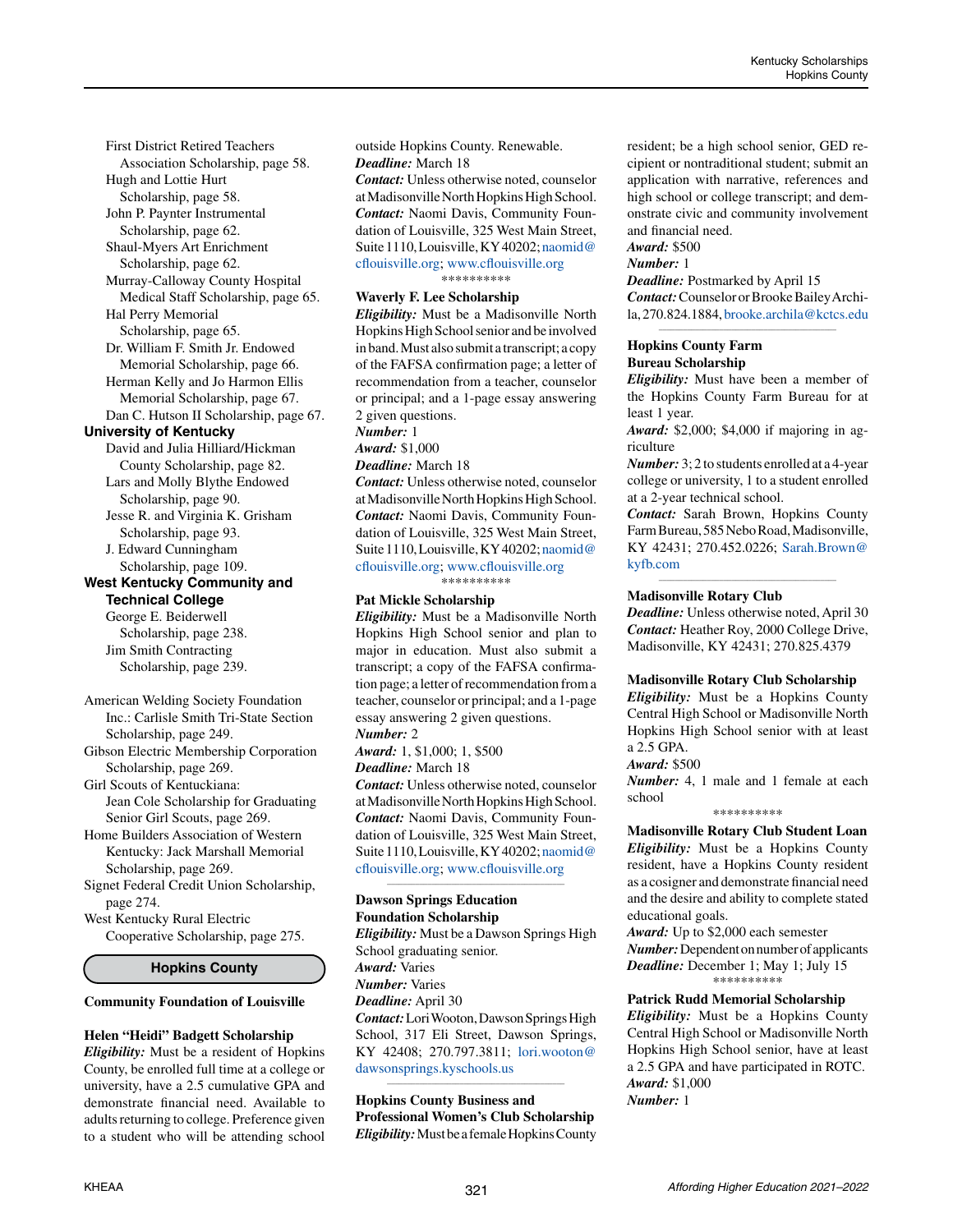First District Retired Teachers Association Scholarship, page 58.
Hugh and Lottie Hurt Scholarship, page 58.
John P. Paynter Instrumental Scholarship, page 62.
Shaul-Myers Art Enrichment Scholarship, page 62.
Murray-Calloway County Hospital Medical Staff Scholarship, page 65.
Hal Perry Memorial Scholarship, page 65.
Dr. William F. Smith Jr. Endowed Memorial Scholarship, page 66.
Herman Kelly and Jo Harmon Ellis Memorial Scholarship, page 67.
Dan C. Hutson II Scholarship, page 67.

**University of Kentucky**

David and Julia Hilliard/Hickman County Scholarship, page 82.
Lars and Molly Blythe Endowed Scholarship, page 90.
Jesse R. and Virginia K. Grisham Scholarship, page 93.
J. Edward Cunningham Scholarship, page 109.

**West Kentucky Community and Technical College**

George E. Beiderwell Scholarship, page 238.
Jim Smith Contracting Scholarship, page 239.

American Welding Society Foundation Inc.: Carlisle Smith Tri-State Section Scholarship, page 249.
Gibson Electric Membership Corporation Scholarship, page 269.
Girl Scouts of Kentuckiana: Jean Cole Scholarship for Graduating Senior Girl Scouts, page 269.
Home Builders Association of Western Kentucky: Jack Marshall Memorial Scholarship, page 269.
Signet Federal Credit Union Scholarship, page 274.
West Kentucky Rural Electric Cooperative Scholarship, page 275.

## Hopkins County

### Community Foundation of Louisville

**Helen "Heidi" Badgett Scholarship**
***Eligibility:*** Must be a resident of Hopkins County, be enrolled full time at a college or university, have a 2.5 cumulative GPA and demonstrate financial need. Available to adults returning to college. Preference given to a student who will be attending school outside Hopkins County. Renewable.
***Deadline:*** March 18
***Contact:*** Unless otherwise noted, counselor at Madisonville North Hopkins High School.
***Contact:*** Naomi Davis, Community Foundation of Louisville, 325 West Main Street, Suite 1110, Louisville, KY 40202; naomid@cflouisville.org; www.cflouisville.org

**********

**Waverly F. Lee Scholarship**
***Eligibility:*** Must be a Madisonville North Hopkins High School senior and be involved in band. Must also submit a transcript; a copy of the FAFSA confirmation page; a letter of recommendation from a teacher, counselor or principal; and a 1-page essay answering 2 given questions.
***Number:*** 1
***Award:*** $1,000
***Deadline:*** March 18
***Contact:*** Unless otherwise noted, counselor at Madisonville North Hopkins High School.
***Contact:*** Naomi Davis, Community Foundation of Louisville, 325 West Main Street, Suite 1110, Louisville, KY 40202; naomid@cflouisville.org; www.cflouisville.org

**********

**Pat Mickle Scholarship**
***Eligibility:*** Must be a Madisonville North Hopkins High School senior and plan to major in education. Must also submit a transcript; a copy of the FAFSA confirmation page; a letter of recommendation from a teacher, counselor or principal; and a 1-page essay answering 2 given questions.
***Number:*** 2
***Award:*** 1, $1,000; 1, $500
***Deadline:*** March 18
***Contact:*** Unless otherwise noted, counselor at Madisonville North Hopkins High School.
***Contact:*** Naomi Davis, Community Foundation of Louisville, 325 West Main Street, Suite 1110, Louisville, KY 40202; naomid@cflouisville.org; www.cflouisville.org

---

### Dawson Springs Education Foundation Scholarship
***Eligibility:*** Must be a Dawson Springs High School graduating senior.
***Award:*** Varies
***Number:*** Varies
***Deadline:*** April 30
***Contact:*** Lori Wooton, Dawson Springs High School, 317 Eli Street, Dawson Springs, KY 42408; 270.797.3811; lori.wooton@dawsonsprings.kyschools.us

---

### Hopkins County Business and Professional Women's Club Scholarship
***Eligibility:*** Must be a female Hopkins County resident; be a high school senior, GED recipient or nontraditional student; submit an application with narrative, references and high school or college transcript; and demonstrate civic and community involvement and financial need.
***Award:*** $500
***Number:*** 1
***Deadline:*** Postmarked by April 15
***Contact:*** Counselor or Brooke Bailey Archila, 270.824.1884, brooke.archila@kctcs.edu

---

### Hopkins County Farm Bureau Scholarship
***Eligibility:*** Must have been a member of the Hopkins County Farm Bureau for at least 1 year.
***Award:*** $2,000; $4,000 if majoring in agriculture
***Number:*** 3; 2 to students enrolled at a 4-year college or university, 1 to a student enrolled at a 2-year technical school.
***Contact:*** Sarah Brown, Hopkins County Farm Bureau, 585 Nebo Road, Madisonville, KY 42431; 270.452.0226; Sarah.Brown@kyfb.com

---

### Madisonville Rotary Club
***Deadline:*** Unless otherwise noted, April 30
***Contact:*** Heather Roy, 2000 College Drive, Madisonville, KY 42431; 270.825.4379

**Madisonville Rotary Club Scholarship**
***Eligibility:*** Must be a Hopkins County Central High School or Madisonville North Hopkins High School senior with at least a 2.5 GPA.
***Award:*** $500
***Number:*** 4, 1 male and 1 female at each school

**********

**Madisonville Rotary Club Student Loan**
***Eligibility:*** Must be a Hopkins County resident, have a Hopkins County resident as a cosigner and demonstrate financial need and the desire and ability to complete stated educational goals.
***Award:*** Up to $2,000 each semester
***Number:*** Dependent on number of applicants
***Deadline:*** December 1; May 1; July 15

**********

**Patrick Rudd Memorial Scholarship**
***Eligibility:*** Must be a Hopkins County Central High School or Madisonville North Hopkins High School senior, have at least a 2.5 GPA and have participated in ROTC.
***Award:*** $1,000
***Number:*** 1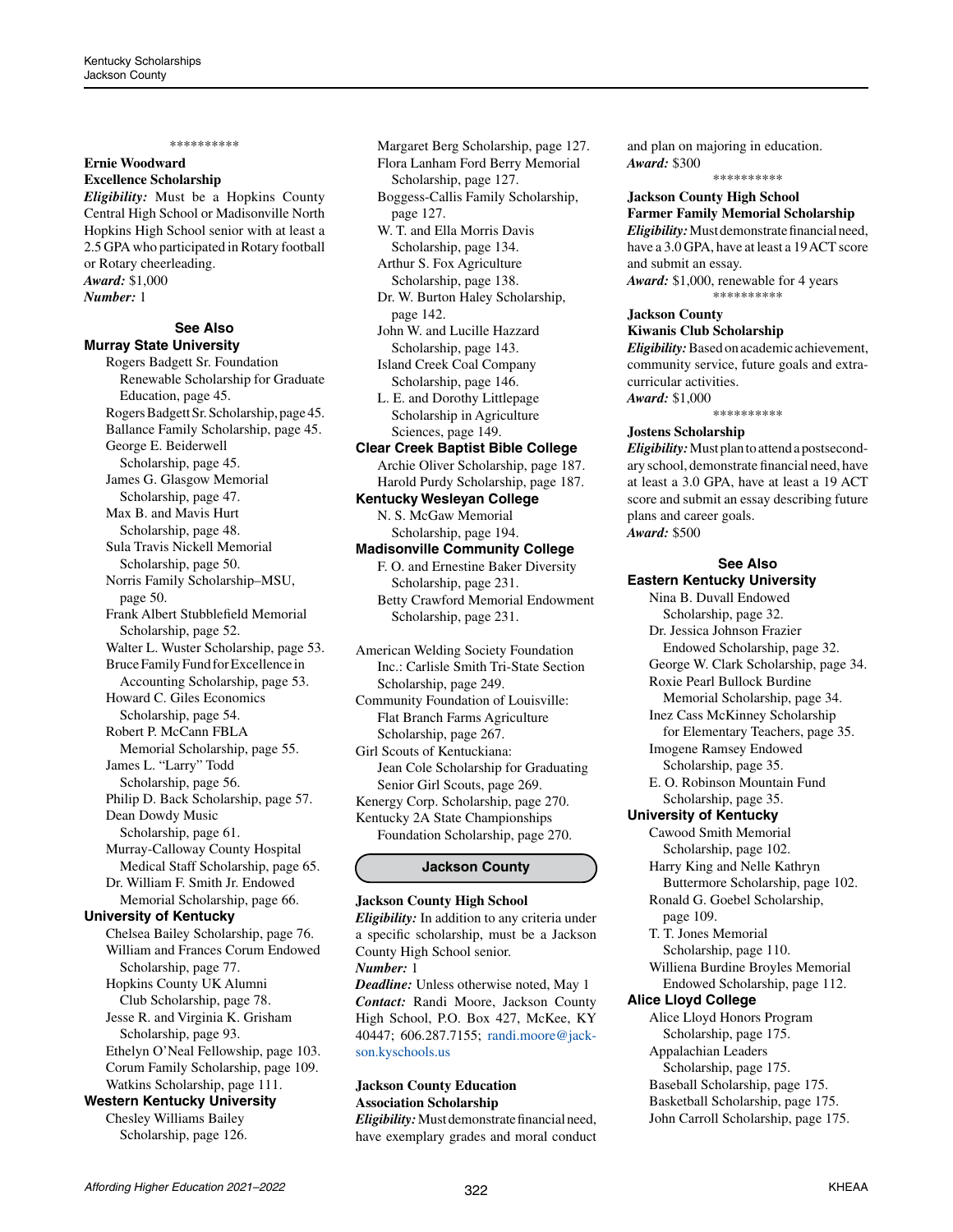\*\*\*\*\*\*\*\*\*\*

**Ernie Woodward Excellence Scholarship**

***Eligibility:*** Must be a Hopkins County Central High School or Madisonville North Hopkins High School senior with at least a 2.5 GPA who participated in Rotary football or Rotary cheerleading.

***Award:*** $1,000

***Number:*** 1

### See Also

**Murray State University**

- Rogers Badgett Sr. Foundation Renewable Scholarship for Graduate Education, page 45.
- Rogers Badgett Sr. Scholarship, page 45.
- Ballance Family Scholarship, page 45.
- George E. Beiderwell Scholarship, page 45.
- James G. Glasgow Memorial Scholarship, page 47.
- Max B. and Mavis Hurt Scholarship, page 48.
- Sula Travis Nickell Memorial Scholarship, page 50.
- Norris Family Scholarship–MSU, page 50.
- Frank Albert Stubblefield Memorial Scholarship, page 52.
- Walter L. Wuster Scholarship, page 53.
- Bruce Family Fund for Excellence in Accounting Scholarship, page 53.
- Howard C. Giles Economics Scholarship, page 54.
- Robert P. McCann FBLA Memorial Scholarship, page 55.
- James L. "Larry" Todd Scholarship, page 56.
- Philip D. Back Scholarship, page 57.
- Dean Dowdy Music Scholarship, page 61.
- Murray-Calloway County Hospital Medical Staff Scholarship, page 65.
- Dr. William F. Smith Jr. Endowed Memorial Scholarship, page 66.

**University of Kentucky**

- Chelsea Bailey Scholarship, page 76.
- William and Frances Corum Endowed Scholarship, page 77.
- Hopkins County UK Alumni Club Scholarship, page 78.
- Jesse R. and Virginia K. Grisham Scholarship, page 93.
- Ethelyn O'Neal Fellowship, page 103.
- Corum Family Scholarship, page 109.
- Watkins Scholarship, page 111.

**Western Kentucky University**

- Chesley Williams Bailey Scholarship, page 126.
- Margaret Berg Scholarship, page 127.
- Flora Lanham Ford Berry Memorial Scholarship, page 127.
- Boggess-Callis Family Scholarship, page 127.
- W. T. and Ella Morris Davis Scholarship, page 134.
- Arthur S. Fox Agriculture Scholarship, page 138.
- Dr. W. Burton Haley Scholarship, page 142.
- John W. and Lucille Hazzard Scholarship, page 143.
- Island Creek Coal Company Scholarship, page 146.
- L. E. and Dorothy Littlepage Scholarship in Agriculture Sciences, page 149.

**Clear Creek Baptist Bible College**

- Archie Oliver Scholarship, page 187.
- Harold Purdy Scholarship, page 187.

**Kentucky Wesleyan College**

- N. S. McGaw Memorial Scholarship, page 194.

**Madisonville Community College**

- F. O. and Ernestine Baker Diversity Scholarship, page 231.
- Betty Crawford Memorial Endowment Scholarship, page 231.

American Welding Society Foundation Inc.: Carlisle Smith Tri-State Section Scholarship, page 249.

Community Foundation of Louisville: Flat Branch Farms Agriculture Scholarship, page 267.

Girl Scouts of Kentuckiana: Jean Cole Scholarship for Graduating Senior Girl Scouts, page 269.

Kenergy Corp. Scholarship, page 270.

Kentucky 2A State Championships Foundation Scholarship, page 270.

## Jackson County

**Jackson County High School**

***Eligibility:*** In addition to any criteria under a specific scholarship, must be a Jackson County High School senior.

***Number:*** 1

***Deadline:*** Unless otherwise noted, May 1

***Contact:*** Randi Moore, Jackson County High School, P.O. Box 427, McKee, KY 40447; 606.287.7155; randi.moore@jackson.kyschools.us

**Jackson County Education Association Scholarship**

***Eligibility:*** Must demonstrate financial need, have exemplary grades and moral conduct and plan on majoring in education.

***Award:*** $300

\*\*\*\*\*\*\*\*\*\*

**Jackson County High School Farmer Family Memorial Scholarship**

***Eligibility:*** Must demonstrate financial need, have a 3.0 GPA, have at least a 19 ACT score and submit an essay.

***Award:*** $1,000, renewable for 4 years

\*\*\*\*\*\*\*\*\*\*

**Jackson County Kiwanis Club Scholarship**

***Eligibility:*** Based on academic achievement, community service, future goals and extracurricular activities.

***Award:*** $1,000

\*\*\*\*\*\*\*\*\*\*

**Jostens Scholarship**

***Eligibility:*** Must plan to attend a postsecondary school, demonstrate financial need, have at least a 3.0 GPA, have at least a 19 ACT score and submit an essay describing future plans and career goals.

***Award:*** $500

### See Also

**Eastern Kentucky University**

- Nina B. Duvall Endowed Scholarship, page 32.
- Dr. Jessica Johnson Frazier Endowed Scholarship, page 32.
- George W. Clark Scholarship, page 34.
- Roxie Pearl Bullock Burdine Memorial Scholarship, page 34.
- Inez Cass McKinney Scholarship for Elementary Teachers, page 35.
- Imogene Ramsey Endowed Scholarship, page 35.
- E. O. Robinson Mountain Fund Scholarship, page 35.

**University of Kentucky**

- Cawood Smith Memorial Scholarship, page 102.
- Harry King and Nelle Kathryn Buttermore Scholarship, page 102.
- Ronald G. Goebel Scholarship, page 109.
- T. T. Jones Memorial Scholarship, page 110.
- Williena Burdine Broyles Memorial Endowed Scholarship, page 112.

**Alice Lloyd College**

- Alice Lloyd Honors Program Scholarship, page 175.
- Appalachian Leaders Scholarship, page 175.
- Baseball Scholarship, page 175.
- Basketball Scholarship, page 175.
- John Carroll Scholarship, page 175.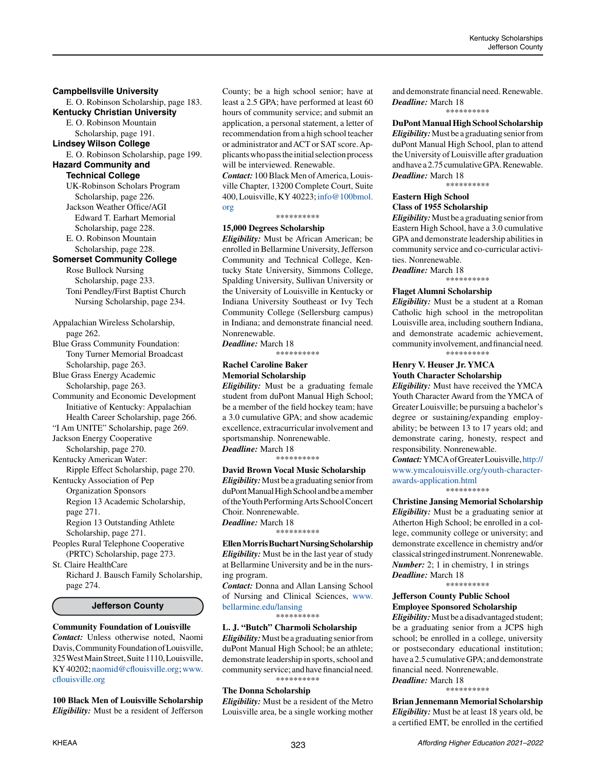**Campbellsville University**

E. O. Robinson Scholarship, page 183.

**Kentucky Christian University**

E. O. Robinson Mountain Scholarship, page 191.

**Lindsey Wilson College**

E. O. Robinson Scholarship, page 199.

**Hazard Community and Technical College**

UK-Robinson Scholars Program Scholarship, page 226.

Jackson Weather Office/AGI Edward T. Earhart Memorial Scholarship, page 228.

E. O. Robinson Mountain Scholarship, page 228.

**Somerset Community College**

Rose Bullock Nursing Scholarship, page 233.

Toni Pendley/First Baptist Church Nursing Scholarship, page 234.

Appalachian Wireless Scholarship, page 262.

Blue Grass Community Foundation: Tony Turner Memorial Broadcast Scholarship, page 263.

Blue Grass Energy Academic Scholarship, page 263.

Community and Economic Development Initiative of Kentucky: Appalachian Health Career Scholarship, page 266.

"I Am UNITE" Scholarship, page 269.

Jackson Energy Cooperative Scholarship, page 270.

Kentucky American Water: Ripple Effect Scholarship, page 270.

Kentucky Association of Pep Organization Sponsors Region 13 Academic Scholarship, page 271. Region 13 Outstanding Athlete Scholarship, page 271.

Peoples Rural Telephone Cooperative (PRTC) Scholarship, page 273.

St. Claire HealthCare Richard J. Bausch Family Scholarship, page 274.

## Jefferson County

**Community Foundation of Louisville**

***Contact:*** Unless otherwise noted, Naomi Davis, Community Foundation of Louisville, 325 West Main Street, Suite 1110, Louisville, KY 40202; naomid@cflouisville.org; www.cflouisville.org

**100 Black Men of Louisville Scholarship**

***Eligibility:*** Must be a resident of Jefferson County; be a high school senior; have at least a 2.5 GPA; have performed at least 60 hours of community service; and submit an application, a personal statement, a letter of recommendation from a high school teacher or administrator and ACT or SAT score. Applicants who pass the initial selection process will be interviewed. Renewable.

***Contact:*** 100 Black Men of America, Louisville Chapter, 13200 Complete Court, Suite 400, Louisville, KY 40223; info@100bmol.org

\*\*\*\*\*\*\*\*\*\*

**15,000 Degrees Scholarship**

***Eligibility:*** Must be African American; be enrolled in Bellarmine University, Jefferson Community and Technical College, Kentucky State University, Simmons College, Spalding University, Sullivan University or the University of Louisville in Kentucky or Indiana University Southeast or Ivy Tech Community College (Sellersburg campus) in Indiana; and demonstrate financial need. Nonrenewable.

***Deadline:*** March 18

\*\*\*\*\*\*\*\*\*\*

**Rachel Caroline Baker Memorial Scholarship**

***Eligibility:*** Must be a graduating female student from duPont Manual High School; be a member of the field hockey team; have a 3.0 cumulative GPA; and show academic excellence, extracurricular involvement and sportsmanship. Nonrenewable.

***Deadline:*** March 18

\*\*\*\*\*\*\*\*\*\*

**David Brown Vocal Music Scholarship**

***Eligibility:*** Must be a graduating senior from duPont Manual High School and be a member of the Youth Performing Arts School Concert Choir. Nonrenewable.

***Deadline:*** March 18

\*\*\*\*\*\*\*\*\*\*

**Ellen Morris Buchart Nursing Scholarship**

***Eligibility:*** Must be in the last year of study at Bellarmine University and be in the nursing program.

***Contact:*** Donna and Allan Lansing School of Nursing and Clinical Sciences, www.bellarmine.edu/lansing

\*\*\*\*\*\*\*\*\*\*

**L. J. "Butch" Charmoli Scholarship**

***Eligibility:*** Must be a graduating senior from duPont Manual High School; be an athlete; demonstrate leadership in sports, school and community service; and have financial need.

\*\*\*\*\*\*\*\*\*\*

**The Donna Scholarship**

***Eligibility:*** Must be a resident of the Metro Louisville area, be a single working mother and demonstrate financial need. Renewable.

***Deadline:*** March 18

\*\*\*\*\*\*\*\*\*\*

**DuPont Manual High School Scholarship**

***Eligibility:*** Must be a graduating senior from duPont Manual High School, plan to attend the University of Louisville after graduation and have a 2.75 cumulative GPA. Renewable.

***Deadline:*** March 18

\*\*\*\*\*\*\*\*\*\*

**Eastern High School Class of 1955 Scholarship**

***Eligibility:*** Must be a graduating senior from Eastern High School, have a 3.0 cumulative GPA and demonstrate leadership abilities in community service and co-curricular activities. Nonrenewable.

***Deadline:*** March 18

\*\*\*\*\*\*\*\*\*\*

**Flaget Alumni Scholarship**

***Eligibility:*** Must be a student at a Roman Catholic high school in the metropolitan Louisville area, including southern Indiana, and demonstrate academic achievement, community involvement, and financial need.

\*\*\*\*\*\*\*\*\*\*

**Henry V. Heuser Jr. YMCA Youth Character Scholarship**

***Eligibility:*** Must have received the YMCA Youth Character Award from the YMCA of Greater Louisville; be pursuing a bachelor's degree or sustaining/expanding employability; be between 13 to 17 years old; and demonstrate caring, honesty, respect and responsibility. Nonrenewable.

***Contact:*** YMCA of Greater Louisville, http://www.ymcalouisville.org/youth-character-awards-application.html

\*\*\*\*\*\*\*\*\*\*

**Christine Jansing Memorial Scholarship**

***Eligibility:*** Must be a graduating senior at Atherton High School; be enrolled in a college, community college or university; and demonstrate excellence in chemistry and/or classical stringed instrument. Nonrenewable.

***Number:*** 2; 1 in chemistry, 1 in strings

***Deadline:*** March 18

\*\*\*\*\*\*\*\*\*\*

**Jefferson County Public School Employee Sponsored Scholarship**

***Eligibility:*** Must be a disadvantaged student; be a graduating senior from a JCPS high school; be enrolled in a college, university or postsecondary educational institution; have a 2.5 cumulative GPA; and demonstrate financial need. Nonrenewable.

***Deadline:*** March 18

\*\*\*\*\*\*\*\*\*\*

**Brian Jennemann Memorial Scholarship**

***Eligibility:*** Must be at least 18 years old, be a certified EMT, be enrolled in the certified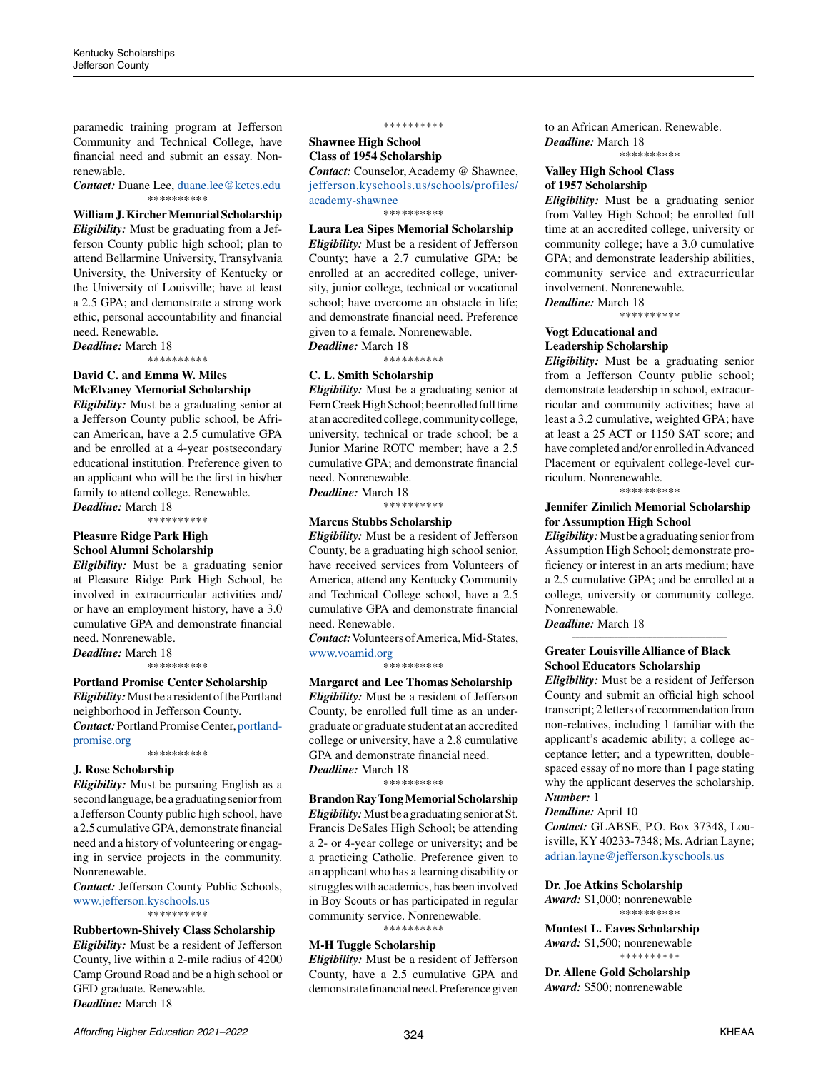paramedic training program at Jefferson Community and Technical College, have financial need and submit an essay. Nonrenewable.

***Contact:*** Duane Lee, duane.lee@kctcs.edu

**********

**William J. Kircher Memorial Scholarship**

***Eligibility:*** Must be graduating from a Jefferson County public high school; plan to attend Bellarmine University, Transylvania University, the University of Kentucky or the University of Louisville; have at least a 2.5 GPA; and demonstrate a strong work ethic, personal accountability and financial need. Renewable.

***Deadline:*** March 18

**********

**David C. and Emma W. Miles McElvaney Memorial Scholarship**

***Eligibility:*** Must be a graduating senior at a Jefferson County public school, be African American, have a 2.5 cumulative GPA and be enrolled at a 4-year postsecondary educational institution. Preference given to an applicant who will be the first in his/her family to attend college. Renewable.

***Deadline:*** March 18

**********

**Pleasure Ridge Park High School Alumni Scholarship**

***Eligibility:*** Must be a graduating senior at Pleasure Ridge Park High School, be involved in extracurricular activities and/or have an employment history, have a 3.0 cumulative GPA and demonstrate financial need. Nonrenewable.

***Deadline:*** March 18

**********

**Portland Promise Center Scholarship**

***Eligibility:*** Must be a resident of the Portland neighborhood in Jefferson County.

***Contact:*** Portland Promise Center, portlandpromise.org

**********

**J. Rose Scholarship**

***Eligibility:*** Must be pursuing English as a second language, be a graduating senior from a Jefferson County public high school, have a 2.5 cumulative GPA, demonstrate financial need and a history of volunteering or engaging in service projects in the community. Nonrenewable.

***Contact:*** Jefferson County Public Schools, www.jefferson.kyschools.us

**********

**Rubbertown-Shively Class Scholarship**

***Eligibility:*** Must be a resident of Jefferson County, live within a 2-mile radius of 4200 Camp Ground Road and be a high school or GED graduate. Renewable.

***Deadline:*** March 18

**********

**Shawnee High School Class of 1954 Scholarship**

***Contact:*** Counselor, Academy @ Shawnee, jefferson.kyschools.us/schools/profiles/academy-shawnee

**********

**Laura Lea Sipes Memorial Scholarship**

***Eligibility:*** Must be a resident of Jefferson County; have a 2.7 cumulative GPA; be enrolled at an accredited college, university, junior college, technical or vocational school; have overcome an obstacle in life; and demonstrate financial need. Preference given to a female. Nonrenewable.

***Deadline:*** March 18

**********

**C. L. Smith Scholarship**

***Eligibility:*** Must be a graduating senior at Fern Creek High School; be enrolled full time at an accredited college, community college, university, technical or trade school; be a Junior Marine ROTC member; have a 2.5 cumulative GPA; and demonstrate financial need. Nonrenewable.

***Deadline:*** March 18

**********

**Marcus Stubbs Scholarship**

***Eligibility:*** Must be a resident of Jefferson County, be a graduating high school senior, have received services from Volunteers of America, attend any Kentucky Community and Technical College school, have a 2.5 cumulative GPA and demonstrate financial need. Renewable.

***Contact:*** Volunteers of America, Mid-States, www.voamid.org

**********

**Margaret and Lee Thomas Scholarship**

***Eligibility:*** Must be a resident of Jefferson County, be enrolled full time as an undergraduate or graduate student at an accredited college or university, have a 2.8 cumulative GPA and demonstrate financial need.

***Deadline:*** March 18

**********

**Brandon Ray Tong Memorial Scholarship**

***Eligibility:*** Must be a graduating senior at St. Francis DeSales High School; be attending a 2- or 4-year college or university; and be a practicing Catholic. Preference given to an applicant who has a learning disability or struggles with academics, has been involved in Boy Scouts or has participated in regular community service. Nonrenewable.

**********

**M-H Tuggle Scholarship**

***Eligibility:*** Must be a resident of Jefferson County, have a 2.5 cumulative GPA and demonstrate financial need. Preference given to an African American. Renewable.

***Deadline:*** March 18

**********

**Valley High School Class of 1957 Scholarship**

***Eligibility:*** Must be a graduating senior from Valley High School; be enrolled full time at an accredited college, university or community college; have a 3.0 cumulative GPA; and demonstrate leadership abilities, community service and extracurricular involvement. Nonrenewable.

***Deadline:*** March 18

**********

**Vogt Educational and Leadership Scholarship**

***Eligibility:*** Must be a graduating senior from a Jefferson County public school; demonstrate leadership in school, extracurricular and community activities; have at least a 3.2 cumulative, weighted GPA; have at least a 25 ACT or 1150 SAT score; and have completed and/or enrolled in Advanced Placement or equivalent college-level curriculum. Nonrenewable.

**********

**Jennifer Zimlich Memorial Scholarship for Assumption High School**

***Eligibility:*** Must be a graduating senior from Assumption High School; demonstrate proficiency or interest in an arts medium; have a 2.5 cumulative GPA; and be enrolled at a college, university or community college. Nonrenewable.

***Deadline:*** March 18

---

**Greater Louisville Alliance of Black School Educators Scholarship**

***Eligibility:*** Must be a resident of Jefferson County and submit an official high school transcript; 2 letters of recommendation from non-relatives, including 1 familiar with the applicant's academic ability; a college acceptance letter; and a typewritten, double-spaced essay of no more than 1 page stating why the applicant deserves the scholarship.

***Number:*** 1

***Deadline:*** April 10

***Contact:*** GLABSE, P.O. Box 37348, Louisville, KY 40233-7348; Ms. Adrian Layne; adrian.layne@jefferson.kyschools.us

**Dr. Joe Atkins Scholarship**

***Award:*** $1,000; nonrenewable

**********

**Montest L. Eaves Scholarship**

***Award:*** $1,500; nonrenewable

**********

**Dr. Allene Gold Scholarship**

***Award:*** $500; nonrenewable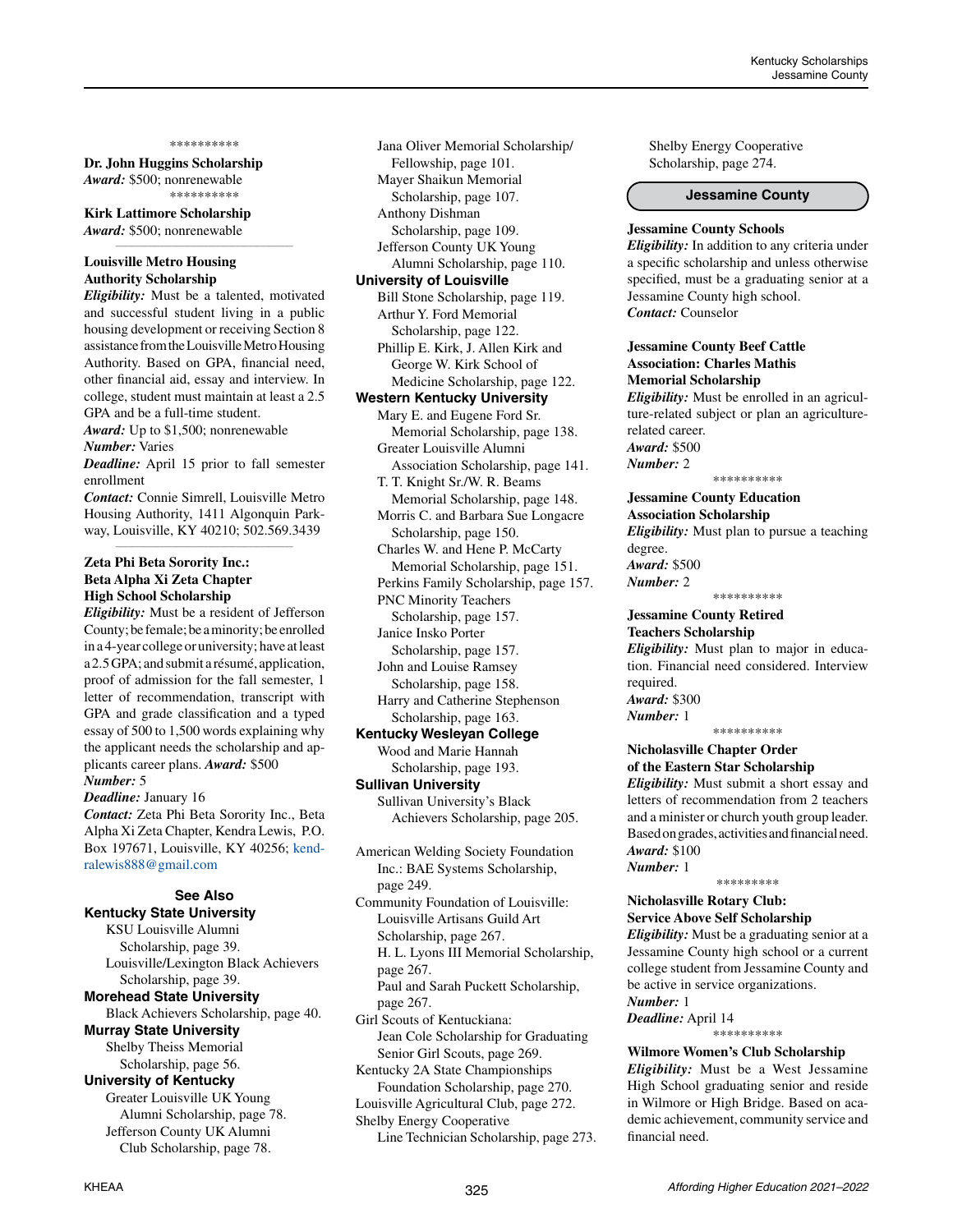\*\*\*\*\*\*\*\*\*\*

**Dr. John Huggins Scholarship**
*Award:* $500; nonrenewable

\*\*\*\*\*\*\*\*\*\*

**Kirk Lattimore Scholarship**
*Award:* $500; nonrenewable

---

**Louisville Metro Housing Authority Scholarship**
*Eligibility:* Must be a talented, motivated and successful student living in a public housing development or receiving Section 8 assistance from the Louisville Metro Housing Authority. Based on GPA, financial need, other financial aid, essay and interview. In college, student must maintain at least a 2.5 GPA and be a full-time student.
*Award:* Up to $1,500; nonrenewable
*Number:* Varies
*Deadline:* April 15 prior to fall semester enrollment
*Contact:* Connie Simrell, Louisville Metro Housing Authority, 1411 Algonquin Parkway, Louisville, KY 40210; 502.569.3439

---

**Zeta Phi Beta Sorority Inc.: Beta Alpha Xi Zeta Chapter High School Scholarship**
*Eligibility:* Must be a resident of Jefferson County; be female; be a minority; be enrolled in a 4-year college or university; have at least a 2.5 GPA; and submit a résumé, application, proof of admission for the fall semester, 1 letter of recommendation, transcript with GPA and grade classification and a typed essay of 500 to 1,500 words explaining why the applicant needs the scholarship and applicants career plans. *Award:* $500
*Number:* 5
*Deadline:* January 16
*Contact:* Zeta Phi Beta Sorority Inc., Beta Alpha Xi Zeta Chapter, Kendra Lewis, P.O. Box 197671, Louisville, KY 40256; kendralewis888@gmail.com

### See Also

**Kentucky State University**
- KSU Louisville Alumni Scholarship, page 39.
- Louisville/Lexington Black Achievers Scholarship, page 39.

**Morehead State University**
- Black Achievers Scholarship, page 40.

**Murray State University**
- Shelby Theiss Memorial Scholarship, page 56.

**University of Kentucky**
- Greater Louisville UK Young Alumni Scholarship, page 78.
- Jefferson County UK Alumni Club Scholarship, page 78.
- Jana Oliver Memorial Scholarship/Fellowship, page 101.
- Mayer Shaikun Memorial Scholarship, page 107.
- Anthony Dishman Scholarship, page 109.
- Jefferson County UK Young Alumni Scholarship, page 110.

**University of Louisville**
- Bill Stone Scholarship, page 119.
- Arthur Y. Ford Memorial Scholarship, page 122.
- Phillip E. Kirk, J. Allen Kirk and George W. Kirk School of Medicine Scholarship, page 122.

**Western Kentucky University**
- Mary E. and Eugene Ford Sr. Memorial Scholarship, page 138.
- Greater Louisville Alumni Association Scholarship, page 141.
- T. T. Knight Sr./W. R. Beams Memorial Scholarship, page 148.
- Morris C. and Barbara Sue Longacre Scholarship, page 150.
- Charles W. and Hene P. McCarty Memorial Scholarship, page 151.
- Perkins Family Scholarship, page 157.
- PNC Minority Teachers Scholarship, page 157.
- Janice Insko Porter Scholarship, page 157.
- John and Louise Ramsey Scholarship, page 158.
- Harry and Catherine Stephenson Scholarship, page 163.

**Kentucky Wesleyan College**
- Wood and Marie Hannah Scholarship, page 193.

**Sullivan University**
- Sullivan University's Black Achievers Scholarship, page 205.

American Welding Society Foundation Inc.: BAE Systems Scholarship, page 249.

Community Foundation of Louisville:
- Louisville Artisans Guild Art Scholarship, page 267.
- H. L. Lyons III Memorial Scholarship, page 267.
- Paul and Sarah Puckett Scholarship, page 267.

Girl Scouts of Kentuckiana:
- Jean Cole Scholarship for Graduating Senior Girl Scouts, page 269.

Kentucky 2A State Championships Foundation Scholarship, page 270.

Louisville Agricultural Club, page 272.

Shelby Energy Cooperative
- Line Technician Scholarship, page 273.
- Shelby Energy Cooperative Scholarship, page 274.

## Jessamine County

**Jessamine County Schools**
*Eligibility:* In addition to any criteria under a specific scholarship and unless otherwise specified, must be a graduating senior at a Jessamine County high school.
*Contact:* Counselor

**Jessamine County Beef Cattle Association: Charles Mathis Memorial Scholarship**
*Eligibility:* Must be enrolled in an agriculture-related subject or plan an agriculture-related career.
*Award:* $500
*Number:* 2

\*\*\*\*\*\*\*\*\*\*

**Jessamine County Education Association Scholarship**
*Eligibility:* Must plan to pursue a teaching degree.
*Award:* $500
*Number:* 2

\*\*\*\*\*\*\*\*\*\*

**Jessamine County Retired Teachers Scholarship**
*Eligibility:* Must plan to major in education. Financial need considered. Interview required.
*Award:* $300
*Number:* 1

\*\*\*\*\*\*\*\*\*\*

**Nicholasville Chapter Order of the Eastern Star Scholarship**
*Eligibility:* Must submit a short essay and letters of recommendation from 2 teachers and a minister or church youth group leader. Based on grades, activities and financial need.
*Award:* $100
*Number:* 1

\*\*\*\*\*\*\*\*\*

**Nicholasville Rotary Club: Service Above Self Scholarship**
*Eligibility:* Must be a graduating senior at a Jessamine County high school or a current college student from Jessamine County and be active in service organizations.
*Number:* 1
*Deadline:* April 14

\*\*\*\*\*\*\*\*\*\*

**Wilmore Women's Club Scholarship**
*Eligibility:* Must be a West Jessamine High School graduating senior and reside in Wilmore or High Bridge. Based on academic achievement, community service and financial need.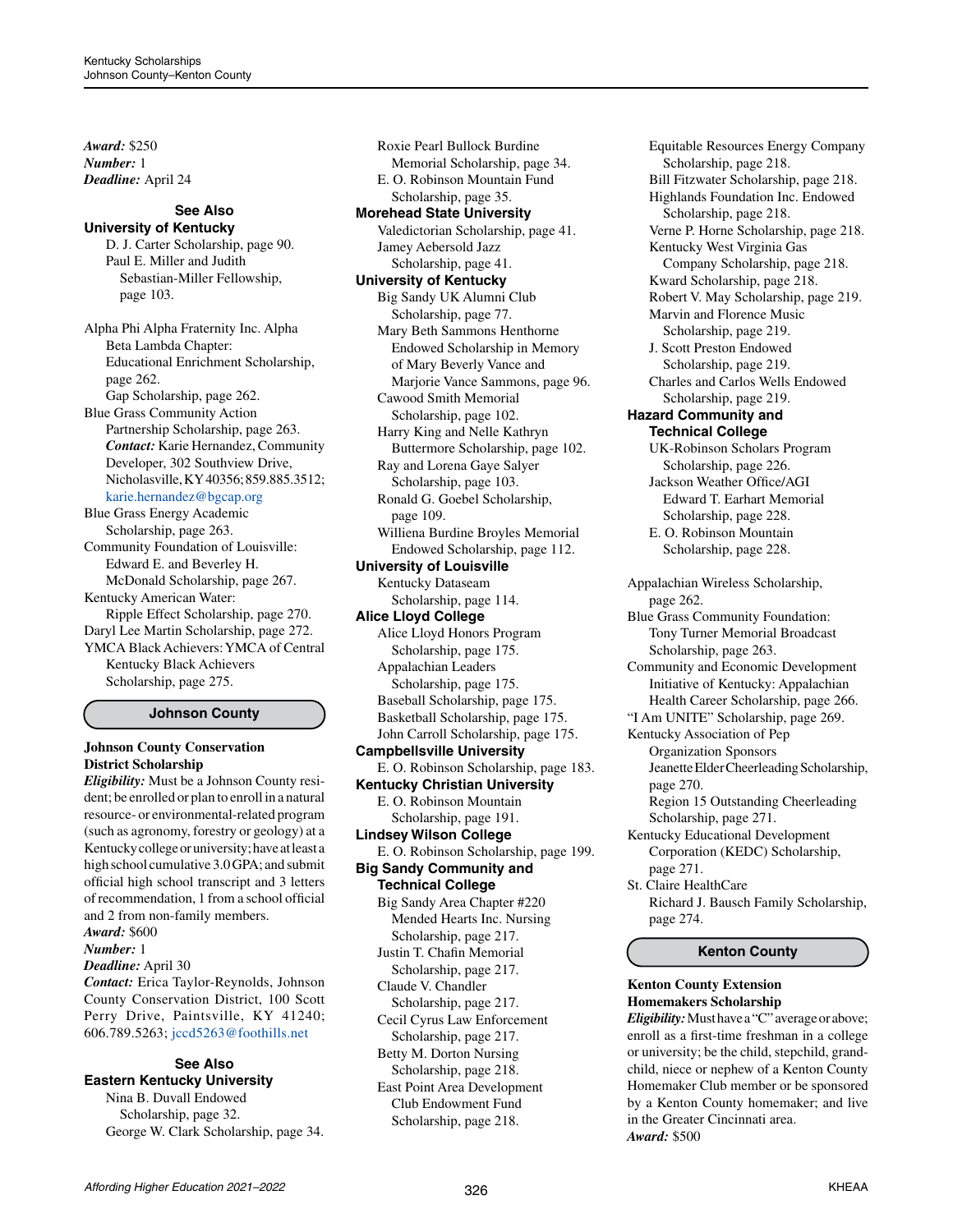***Award:*** $250
***Number:*** 1
***Deadline:*** April 24

### See Also

**University of Kentucky**
- D. J. Carter Scholarship, page 90.
- Paul E. Miller and Judith Sebastian-Miller Fellowship, page 103.

Alpha Phi Alpha Fraternity Inc. Alpha Beta Lambda Chapter:
- Educational Enrichment Scholarship, page 262.
- Gap Scholarship, page 262.

Blue Grass Community Action Partnership Scholarship, page 263. ***Contact:*** Karie Hernandez, Community Developer, 302 Southview Drive, Nicholasville, KY 40356; 859.885.3512; karie.hernandez@bgcap.org

Blue Grass Energy Academic Scholarship, page 263.

Community Foundation of Louisville: Edward E. and Beverley H. McDonald Scholarship, page 267.

Kentucky American Water: Ripple Effect Scholarship, page 270.

Daryl Lee Martin Scholarship, page 272.

YMCA Black Achievers: YMCA of Central Kentucky Black Achievers Scholarship, page 275.

## Johnson County

**Johnson County Conservation District Scholarship**
***Eligibility:*** Must be a Johnson County resident; be enrolled or plan to enroll in a natural resource- or environmental-related program (such as agronomy, forestry or geology) at a Kentucky college or university; have at least a high school cumulative 3.0 GPA; and submit official high school transcript and 3 letters of recommendation, 1 from a school official and 2 from non-family members.
***Award:*** $600
***Number:*** 1
***Deadline:*** April 30
***Contact:*** Erica Taylor-Reynolds, Johnson County Conservation District, 100 Scott Perry Drive, Paintsville, KY 41240; 606.789.5263; jccd5263@foothills.net

### See Also

**Eastern Kentucky University**
- Nina B. Duvall Endowed Scholarship, page 32.
- George W. Clark Scholarship, page 34.
- Roxie Pearl Bullock Burdine Memorial Scholarship, page 34.
- E. O. Robinson Mountain Fund Scholarship, page 35.

**Morehead State University**
- Valedictorian Scholarship, page 41.
- Jamey Aebersold Jazz Scholarship, page 41.

**University of Kentucky**
- Big Sandy UK Alumni Club Scholarship, page 77.
- Mary Beth Sammons Henthorne Endowed Scholarship in Memory of Mary Beverly Vance and Marjorie Vance Sammons, page 96.
- Cawood Smith Memorial Scholarship, page 102.
- Harry King and Nelle Kathryn Buttermore Scholarship, page 102.
- Ray and Lorena Gaye Salyer Scholarship, page 103.
- Ronald G. Goebel Scholarship, page 109.
- Williena Burdine Broyles Memorial Endowed Scholarship, page 112.

**University of Louisville**
- Kentucky Dataseam Scholarship, page 114.

**Alice Lloyd College**
- Alice Lloyd Honors Program Scholarship, page 175.
- Appalachian Leaders Scholarship, page 175.
- Baseball Scholarship, page 175.
- Basketball Scholarship, page 175.
- John Carroll Scholarship, page 175.

**Campbellsville University**
- E. O. Robinson Scholarship, page 183.

**Kentucky Christian University**
- E. O. Robinson Mountain Scholarship, page 191.

**Lindsey Wilson College**
- E. O. Robinson Scholarship, page 199.

**Big Sandy Community and Technical College**
- Big Sandy Area Chapter #220 Mended Hearts Inc. Nursing Scholarship, page 217.
- Justin T. Chafin Memorial Scholarship, page 217.
- Claude V. Chandler Scholarship, page 217.
- Cecil Cyrus Law Enforcement Scholarship, page 217.
- Betty M. Dorton Nursing Scholarship, page 218.
- East Point Area Development Club Endowment Fund Scholarship, page 218.
- Equitable Resources Energy Company Scholarship, page 218.
- Bill Fitzwater Scholarship, page 218.
- Highlands Foundation Inc. Endowed Scholarship, page 218.
- Verne P. Horne Scholarship, page 218.
- Kentucky West Virginia Gas Company Scholarship, page 218.
- Kward Scholarship, page 218.
- Robert V. May Scholarship, page 219.
- Marvin and Florence Music Scholarship, page 219.
- J. Scott Preston Endowed Scholarship, page 219.
- Charles and Carlos Wells Endowed Scholarship, page 219.

**Hazard Community and Technical College**
- UK-Robinson Scholars Program Scholarship, page 226.
- Jackson Weather Office/AGI Edward T. Earhart Memorial Scholarship, page 228.
- E. O. Robinson Mountain Scholarship, page 228.

Appalachian Wireless Scholarship, page 262.

Blue Grass Community Foundation: Tony Turner Memorial Broadcast Scholarship, page 263.

Community and Economic Development Initiative of Kentucky: Appalachian Health Career Scholarship, page 266.

"I Am UNITE" Scholarship, page 269.

Kentucky Association of Pep Organization Sponsors
- Jeanette Elder Cheerleading Scholarship, page 270.
- Region 15 Outstanding Cheerleading Scholarship, page 271.

Kentucky Educational Development Corporation (KEDC) Scholarship, page 271.

St. Claire HealthCare
- Richard J. Bausch Family Scholarship, page 274.

## Kenton County

**Kenton County Extension Homemakers Scholarship**
***Eligibility:*** Must have a "C" average or above; enroll as a first-time freshman in a college or university; be the child, stepchild, grandchild, niece or nephew of a Kenton County Homemaker Club member or be sponsored by a Kenton County homemaker; and live in the Greater Cincinnati area.
***Award:*** $500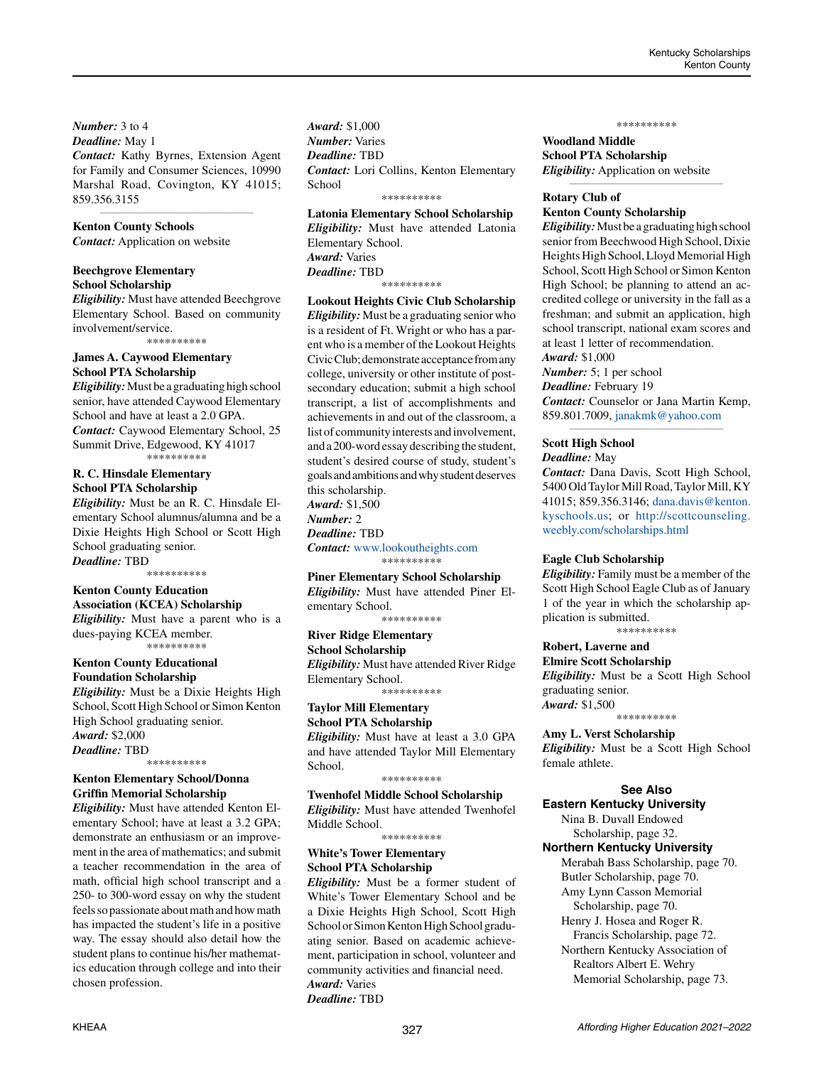*Number:* 3 to 4
*Deadline:* May 1
*Contact:* Kathy Byrnes, Extension Agent for Family and Consumer Sciences, 10990 Marshal Road, Covington, KY 41015; 859.356.3155

---

**Kenton County Schools**
*Contact:* Application on website

**Beechgrove Elementary School Scholarship**
*Eligibility:* Must have attended Beechgrove Elementary School. Based on community involvement/service.

\*\*\*\*\*\*\*\*\*\*

**James A. Caywood Elementary School PTA Scholarship**
*Eligibility:* Must be a graduating high school senior, have attended Caywood Elementary School and have at least a 2.0 GPA.
*Contact:* Caywood Elementary School, 25 Summit Drive, Edgewood, KY 41017

\*\*\*\*\*\*\*\*\*\*

**R. C. Hinsdale Elementary School PTA Scholarship**
*Eligibility:* Must be an R. C. Hinsdale Elementary School alumnus/alumna and be a Dixie Heights High School or Scott High School graduating senior.
*Deadline:* TBD

\*\*\*\*\*\*\*\*\*\*

**Kenton County Education Association (KCEA) Scholarship**
*Eligibility:* Must have a parent who is a dues-paying KCEA member.

\*\*\*\*\*\*\*\*\*\*

**Kenton County Educational Foundation Scholarship**
*Eligibility:* Must be a Dixie Heights High School, Scott High School or Simon Kenton High School graduating senior.
*Award:* $2,000
*Deadline:* TBD

\*\*\*\*\*\*\*\*\*\*

**Kenton Elementary School/Donna Griffin Memorial Scholarship**
*Eligibility:* Must have attended Kenton Elementary School; have at least a 3.2 GPA; demonstrate an enthusiasm or an improvement in the area of mathematics; and submit a teacher recommendation in the area of math, official high school transcript and a 250- to 300-word essay on why the student feels so passionate about math and how math has impacted the student's life in a positive way. The essay should also detail how the student plans to continue his/her mathematics education through college and into their chosen profession.
*Award:* $1,000
*Number:* Varies
*Deadline:* TBD
*Contact:* Lori Collins, Kenton Elementary School

\*\*\*\*\*\*\*\*\*\*

**Latonia Elementary School Scholarship**
*Eligibility:* Must have attended Latonia Elementary School.
*Award:* Varies
*Deadline:* TBD

\*\*\*\*\*\*\*\*\*\*

**Lookout Heights Civic Club Scholarship**
*Eligibility:* Must be a graduating senior who is a resident of Ft. Wright or who has a parent who is a member of the Lookout Heights Civic Club; demonstrate acceptance from any college, university or other institute of postsecondary education; submit a high school transcript, a list of accomplishments and achievements in and out of the classroom, a list of community interests and involvement, and a 200-word essay describing the student, student's desired course of study, student's goals and ambitions and why student deserves this scholarship.
*Award:* $1,500
*Number:* 2
*Deadline:* TBD
*Contact:* www.lookoutheights.com

\*\*\*\*\*\*\*\*\*\*

**Piner Elementary School Scholarship**
*Eligibility:* Must have attended Piner Elementary School.

\*\*\*\*\*\*\*\*\*\*

**River Ridge Elementary School Scholarship**
*Eligibility:* Must have attended River Ridge Elementary School.

\*\*\*\*\*\*\*\*\*\*

**Taylor Mill Elementary School PTA Scholarship**
*Eligibility:* Must have at least a 3.0 GPA and have attended Taylor Mill Elementary School.

\*\*\*\*\*\*\*\*\*\*

**Twenhofel Middle School Scholarship**
*Eligibility:* Must have attended Twenhofel Middle School.

\*\*\*\*\*\*\*\*\*\*

**White's Tower Elementary School PTA Scholarship**
*Eligibility:* Must be a former student of White's Tower Elementary School and be a Dixie Heights High School, Scott High School or Simon Kenton High School graduating senior. Based on academic achievement, participation in school, volunteer and community activities and financial need.
*Award:* Varies
*Deadline:* TBD

\*\*\*\*\*\*\*\*\*\*

**Woodland Middle School PTA Scholarship**
*Eligibility:* Application on website

---

**Rotary Club of Kenton County Scholarship**
*Eligibility:* Must be a graduating high school senior from Beechwood High School, Dixie Heights High School, Lloyd Memorial High School, Scott High School or Simon Kenton High School; be planning to attend an accredited college or university in the fall as a freshman; and submit an application, high school transcript, national exam scores and at least 1 letter of recommendation.
*Award:* $1,000
*Number:* 5; 1 per school
*Deadline:* February 19
*Contact:* Counselor or Jana Martin Kemp, 859.801.7009, janakmk@yahoo.com

---

**Scott High School**
*Deadline:* May
*Contact:* Dana Davis, Scott High School, 5400 Old Taylor Mill Road, Taylor Mill, KY 41015; 859.356.3146; dana.davis@kenton.kyschools.us; or http://scottcounseling.weebly.com/scholarships.html

**Eagle Club Scholarship**
*Eligibility:* Family must be a member of the Scott High School Eagle Club as of January 1 of the year in which the scholarship application is submitted.

\*\*\*\*\*\*\*\*\*\*

**Robert, Laverne and Elmire Scott Scholarship**
*Eligibility:* Must be a Scott High School graduating senior.
*Award:* $1,500

\*\*\*\*\*\*\*\*\*\*

**Amy L. Verst Scholarship**
*Eligibility:* Must be a Scott High School female athlete.

**See Also**

**Eastern Kentucky University**
- Nina B. Duvall Endowed Scholarship, page 32.

**Northern Kentucky University**
- Merabah Bass Scholarship, page 70.
- Butler Scholarship, page 70.
- Amy Lynn Casson Memorial Scholarship, page 70.
- Henry J. Hosea and Roger R. Francis Scholarship, page 72.
- Northern Kentucky Association of Realtors Albert E. Wehry Memorial Scholarship, page 73.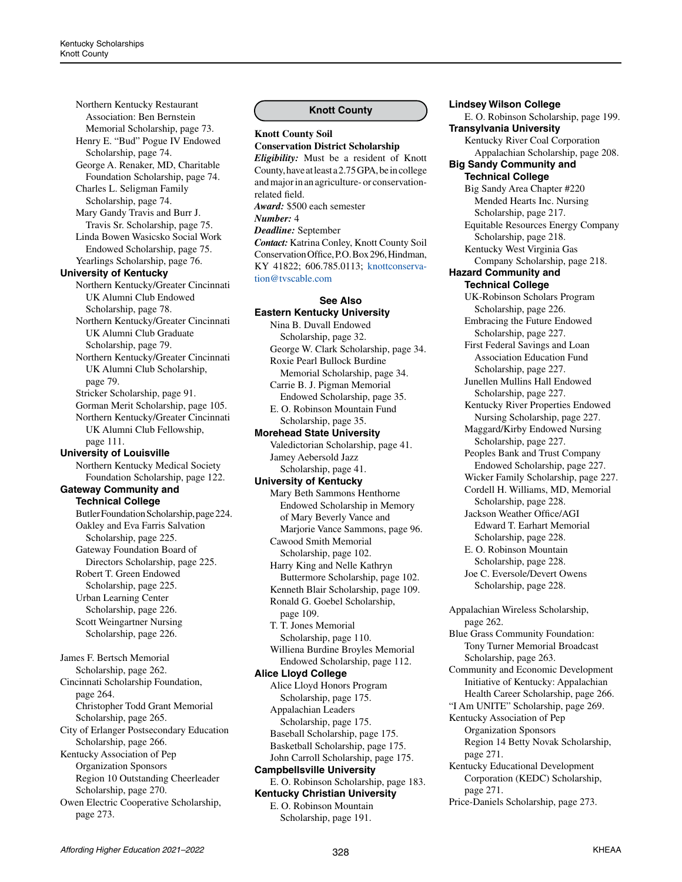Northern Kentucky Restaurant Association: Ben Bernstein Memorial Scholarship, page 73.
Henry E. "Bud" Pogue IV Endowed Scholarship, page 74.
George A. Renaker, MD, Charitable Foundation Scholarship, page 74.
Charles L. Seligman Family Scholarship, page 74.
Mary Gandy Travis and Burr J. Travis Sr. Scholarship, page 75.
Linda Bowen Wasicsko Social Work Endowed Scholarship, page 75.
Yearlings Scholarship, page 76.

**University of Kentucky**

Northern Kentucky/Greater Cincinnati UK Alumni Club Endowed Scholarship, page 78.
Northern Kentucky/Greater Cincinnati UK Alumni Club Graduate Scholarship, page 79.
Northern Kentucky/Greater Cincinnati UK Alumni Club Scholarship, page 79.
Stricker Scholarship, page 91.
Gorman Merit Scholarship, page 105.
Northern Kentucky/Greater Cincinnati UK Alumni Club Fellowship, page 111.

**University of Louisville**

Northern Kentucky Medical Society Foundation Scholarship, page 122.

**Gateway Community and Technical College**

Butler Foundation Scholarship, page 224.
Oakley and Eva Farris Salvation Scholarship, page 225.
Gateway Foundation Board of Directors Scholarship, page 225.
Robert T. Green Endowed Scholarship, page 225.
Urban Learning Center Scholarship, page 226.
Scott Weingartner Nursing Scholarship, page 226.

James F. Bertsch Memorial Scholarship, page 262.
Cincinnati Scholarship Foundation, page 264.
Christopher Todd Grant Memorial Scholarship, page 265.
City of Erlanger Postsecondary Education Scholarship, page 266.
Kentucky Association of Pep Organization Sponsors Region 10 Outstanding Cheerleader Scholarship, page 270.
Owen Electric Cooperative Scholarship, page 273.

## Knott County

**Knott County Soil Conservation District Scholarship**

***Eligibility:*** Must be a resident of Knott County, have at least a 2.75 GPA, be in college and major in an agriculture- or conservation-related field.
***Award:*** $500 each semester
***Number:*** 4
***Deadline:*** September
***Contact:*** Katrina Conley, Knott County Soil Conservation Office, P.O. Box 296, Hindman, KY 41822; 606.785.0113; knottconservation@tvscable.com

### See Also

**Eastern Kentucky University**

Nina B. Duvall Endowed Scholarship, page 32.
George W. Clark Scholarship, page 34.
Roxie Pearl Bullock Burdine Memorial Scholarship, page 34.
Carrie B. J. Pigman Memorial Endowed Scholarship, page 35.
E. O. Robinson Mountain Fund Scholarship, page 35.

**Morehead State University**

Valedictorian Scholarship, page 41.
Jamey Aebersold Jazz Scholarship, page 41.

**University of Kentucky**

Mary Beth Sammons Henthorne Endowed Scholarship in Memory of Mary Beverly Vance and Marjorie Vance Sammons, page 96.
Cawood Smith Memorial Scholarship, page 102.
Harry King and Nelle Kathryn Buttermore Scholarship, page 102.
Kenneth Blair Scholarship, page 109.
Ronald G. Goebel Scholarship, page 109.
T. T. Jones Memorial Scholarship, page 110.
Williena Burdine Broyles Memorial Endowed Scholarship, page 112.

**Alice Lloyd College**

Alice Lloyd Honors Program Scholarship, page 175.
Appalachian Leaders Scholarship, page 175.
Baseball Scholarship, page 175.
Basketball Scholarship, page 175.
John Carroll Scholarship, page 175.

**Campbellsville University**

E. O. Robinson Scholarship, page 183.

**Kentucky Christian University**

E. O. Robinson Mountain Scholarship, page 191.

**Lindsey Wilson College**

E. O. Robinson Scholarship, page 199.

**Transylvania University**

Kentucky River Coal Corporation Appalachian Scholarship, page 208.

**Big Sandy Community and Technical College**

Big Sandy Area Chapter #220 Mended Hearts Inc. Nursing Scholarship, page 217.
Equitable Resources Energy Company Scholarship, page 218.
Kentucky West Virginia Gas Company Scholarship, page 218.

**Hazard Community and Technical College**

UK-Robinson Scholars Program Scholarship, page 226.
Embracing the Future Endowed Scholarship, page 227.
First Federal Savings and Loan Association Education Fund Scholarship, page 227.
Junellen Mullins Hall Endowed Scholarship, page 227.
Kentucky River Properties Endowed Nursing Scholarship, page 227.
Maggard/Kirby Endowed Nursing Scholarship, page 227.
Peoples Bank and Trust Company Endowed Scholarship, page 227.
Wicker Family Scholarship, page 227.
Cordell H. Williams, MD, Memorial Scholarship, page 228.
Jackson Weather Office/AGI Edward T. Earhart Memorial Scholarship, page 228.
E. O. Robinson Mountain Scholarship, page 228.
Joe C. Eversole/Devert Owens Scholarship, page 228.

Appalachian Wireless Scholarship, page 262.
Blue Grass Community Foundation: Tony Turner Memorial Broadcast Scholarship, page 263.
Community and Economic Development Initiative of Kentucky: Appalachian Health Career Scholarship, page 266.
"I Am UNITE" Scholarship, page 269.
Kentucky Association of Pep Organization Sponsors Region 14 Betty Novak Scholarship, page 271.
Kentucky Educational Development Corporation (KEDC) Scholarship, page 271.
Price-Daniels Scholarship, page 273.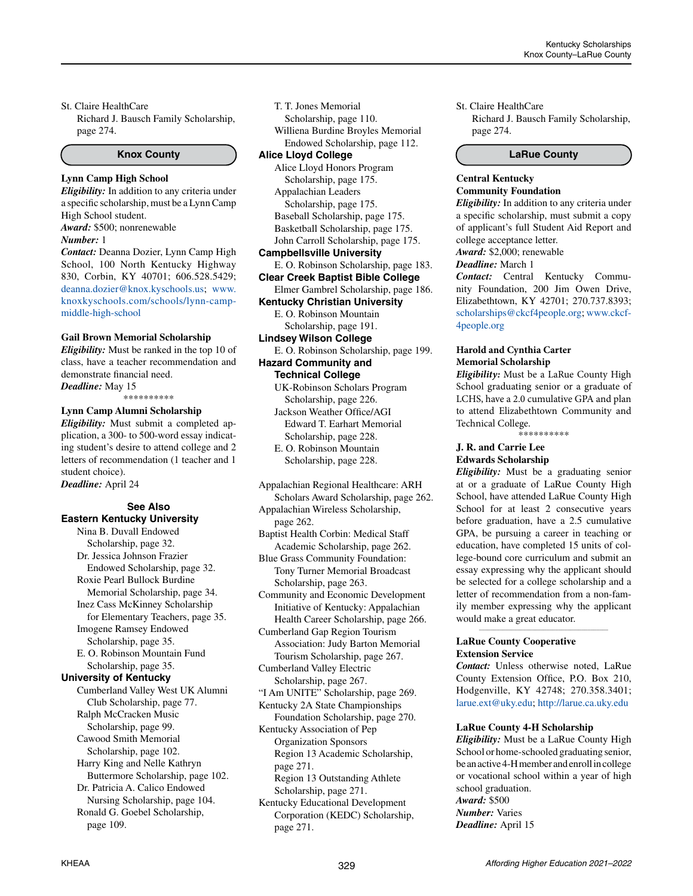St. Claire HealthCare
Richard J. Bausch Family Scholarship, page 274.

## Knox County

**Lynn Camp High School**
***Eligibility:*** In addition to any criteria under a specific scholarship, must be a Lynn Camp High School student.
***Award:*** $500; nonrenewable
***Number:*** 1
***Contact:*** Deanna Dozier, Lynn Camp High School, 100 North Kentucky Highway 830, Corbin, KY 40701; 606.528.5429; deanna.dozier@knox.kyschools.us; www.knoxkyschools.com/schools/lynn-camp-middle-high-school

**Gail Brown Memorial Scholarship**
***Eligibility:*** Must be ranked in the top 10 of class, have a teacher recommendation and demonstrate financial need.
***Deadline:*** May 15

**********

**Lynn Camp Alumni Scholarship**
***Eligibility:*** Must submit a completed application, a 300- to 500-word essay indicating student's desire to attend college and 2 letters of recommendation (1 teacher and 1 student choice).
***Deadline:*** April 24

**See Also**

**Eastern Kentucky University**
- Nina B. Duvall Endowed Scholarship, page 32.
- Dr. Jessica Johnson Frazier Endowed Scholarship, page 32.
- Roxie Pearl Bullock Burdine Memorial Scholarship, page 34.
- Inez Cass McKinney Scholarship for Elementary Teachers, page 35.
- Imogene Ramsey Endowed Scholarship, page 35.
- E. O. Robinson Mountain Fund Scholarship, page 35.

**University of Kentucky**
- Cumberland Valley West UK Alumni Club Scholarship, page 77.
- Ralph McCracken Music Scholarship, page 99.
- Cawood Smith Memorial Scholarship, page 102.
- Harry King and Nelle Kathryn Buttermore Scholarship, page 102.
- Dr. Patricia A. Calico Endowed Nursing Scholarship, page 104.
- Ronald G. Goebel Scholarship, page 109.
- T. T. Jones Memorial Scholarship, page 110.
- Williena Burdine Broyles Memorial Endowed Scholarship, page 112.

**Alice Lloyd College**
- Alice Lloyd Honors Program Scholarship, page 175.
- Appalachian Leaders Scholarship, page 175.
- Baseball Scholarship, page 175.
- Basketball Scholarship, page 175.
- John Carroll Scholarship, page 175.

**Campbellsville University**
- E. O. Robinson Scholarship, page 183.

**Clear Creek Baptist Bible College**
- Elmer Gambrel Scholarship, page 186.

**Kentucky Christian University**
- E. O. Robinson Mountain Scholarship, page 191.

**Lindsey Wilson College**
- E. O. Robinson Scholarship, page 199.

**Hazard Community and Technical College**
- UK-Robinson Scholars Program Scholarship, page 226.
- Jackson Weather Office/AGI Edward T. Earhart Memorial Scholarship, page 228.
- E. O. Robinson Mountain Scholarship, page 228.

Appalachian Regional Healthcare: ARH Scholars Award Scholarship, page 262.
Appalachian Wireless Scholarship, page 262.
Baptist Health Corbin: Medical Staff Academic Scholarship, page 262.
Blue Grass Community Foundation: Tony Turner Memorial Broadcast Scholarship, page 263.
Community and Economic Development Initiative of Kentucky: Appalachian Health Career Scholarship, page 266.
Cumberland Gap Region Tourism Association: Judy Barton Memorial Tourism Scholarship, page 267.
Cumberland Valley Electric Scholarship, page 267.
"I Am UNITE" Scholarship, page 269.
Kentucky 2A State Championships Foundation Scholarship, page 270.
Kentucky Association of Pep Organization Sponsors
- Region 13 Academic Scholarship, page 271.
- Region 13 Outstanding Athlete Scholarship, page 271.

Kentucky Educational Development Corporation (KEDC) Scholarship, page 271.
St. Claire HealthCare
Richard J. Bausch Family Scholarship, page 274.

## LaRue County

**Central Kentucky Community Foundation**
***Eligibility:*** In addition to any criteria under a specific scholarship, must submit a copy of applicant's full Student Aid Report and college acceptance letter.
***Award:*** $2,000; renewable
***Deadline:*** March 1
***Contact:*** Central Kentucky Community Foundation, 200 Jim Owen Drive, Elizabethtown, KY 42701; 270.737.8393; scholarships@ckcf4people.org; www.ckcf4people.org

**Harold and Cynthia Carter Memorial Scholarship**
***Eligibility:*** Must be a LaRue County High School graduating senior or a graduate of LCHS, have a 2.0 cumulative GPA and plan to attend Elizabethtown Community and Technical College.

**********

**J. R. and Carrie Lee Edwards Scholarship**
***Eligibility:*** Must be a graduating senior at or a graduate of LaRue County High School, have attended LaRue County High School for at least 2 consecutive years before graduation, have a 2.5 cumulative GPA, be pursuing a career in teaching or education, have completed 15 units of college-bound core curriculum and submit an essay expressing why the applicant should be selected for a college scholarship and a letter of recommendation from a non-family member expressing why the applicant would make a great educator.

---

**LaRue County Cooperative Extension Service**
***Contact:*** Unless otherwise noted, LaRue County Extension Office, P.O. Box 210, Hodgenville, KY 42748; 270.358.3401; larue.ext@uky.edu; http://larue.ca.uky.edu

**LaRue County 4-H Scholarship**
***Eligibility:*** Must be a LaRue County High School or home-schooled graduating senior, be an active 4-H member and enroll in college or vocational school within a year of high school graduation.
***Award:*** $500
***Number:*** Varies
***Deadline:*** April 15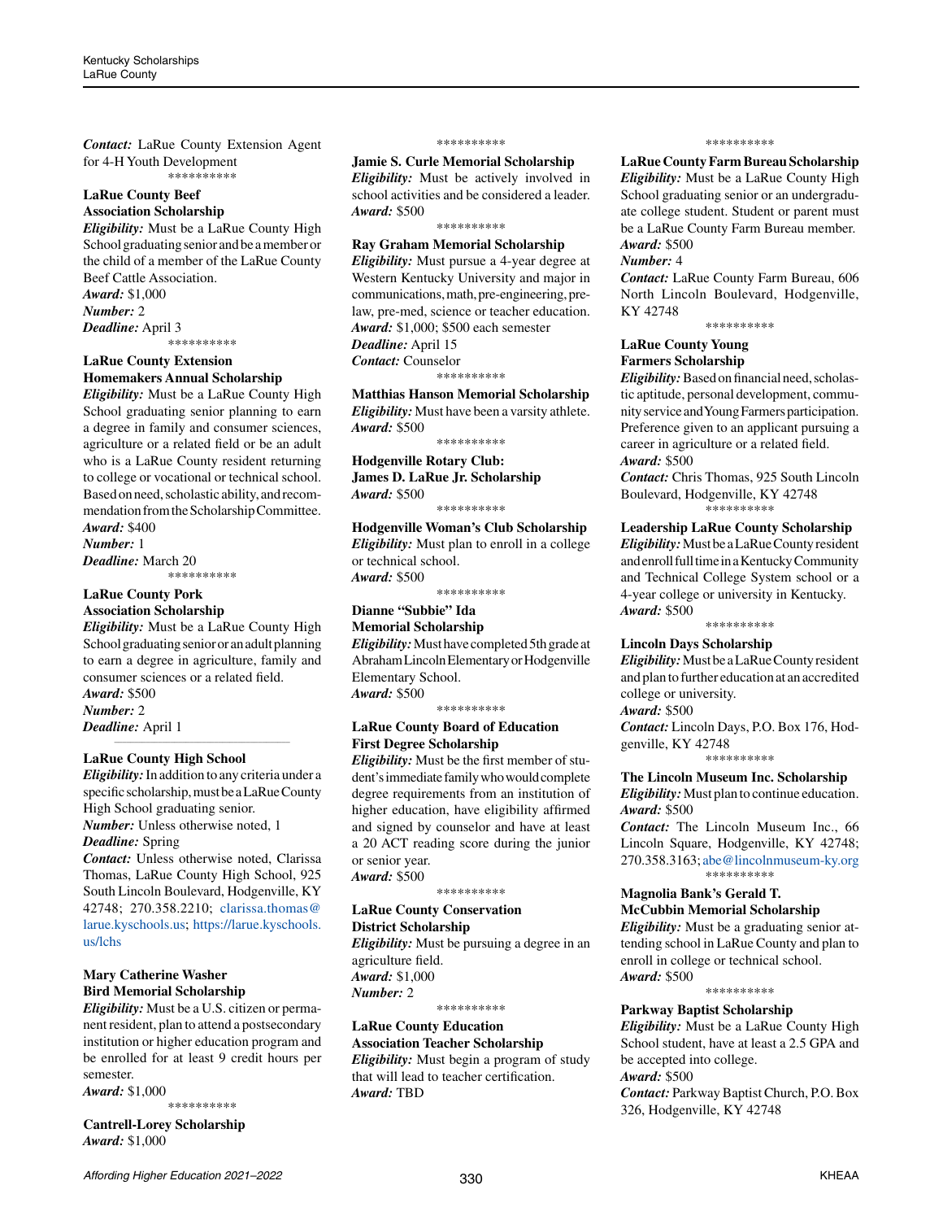*Contact:* LaRue County Extension Agent for 4-H Youth Development

**********

**LaRue County Beef Association Scholarship**

*Eligibility:* Must be a LaRue County High School graduating senior and be a member or the child of a member of the LaRue County Beef Cattle Association.

*Award:* $1,000

*Number:* 2

*Deadline:* April 3

**********

**LaRue County Extension Homemakers Annual Scholarship**

*Eligibility:* Must be a LaRue County High School graduating senior planning to earn a degree in family and consumer sciences, agriculture or a related field or be an adult who is a LaRue County resident returning to college or vocational or technical school. Based on need, scholastic ability, and recommendation from the Scholarship Committee.

*Award:* $400

*Number:* 1

*Deadline:* March 20

**********

**LaRue County Pork Association Scholarship**

*Eligibility:* Must be a LaRue County High School graduating senior or an adult planning to earn a degree in agriculture, family and consumer sciences or a related field.

*Award:* $500

*Number:* 2

*Deadline:* April 1

---

## LaRue County High School

*Eligibility:* In addition to any criteria under a specific scholarship, must be a LaRue County High School graduating senior.

*Number:* Unless otherwise noted, 1

*Deadline:* Spring

*Contact:* Unless otherwise noted, Clarissa Thomas, LaRue County High School, 925 South Lincoln Boulevard, Hodgenville, KY 42748; 270.358.2210; clarissa.thomas@larue.kyschools.us; https://larue.kyschools.us/lchs

**Mary Catherine Washer Bird Memorial Scholarship**

*Eligibility:* Must be a U.S. citizen or permanent resident, plan to attend a postsecondary institution or higher education program and be enrolled for at least 9 credit hours per semester.

*Award:* $1,000

**********

**Cantrell-Lorey Scholarship**

*Award:* $1,000

**********

**Jamie S. Curle Memorial Scholarship**

*Eligibility:* Must be actively involved in school activities and be considered a leader.

*Award:* $500

**********

**Ray Graham Memorial Scholarship**

*Eligibility:* Must pursue a 4-year degree at Western Kentucky University and major in communications, math, pre-engineering, pre-law, pre-med, science or teacher education.

*Award:* $1,000; $500 each semester

*Deadline:* April 15

*Contact:* Counselor

**********

**Matthias Hanson Memorial Scholarship**

*Eligibility:* Must have been a varsity athlete.

*Award:* $500

**********

**Hodgenville Rotary Club: James D. LaRue Jr. Scholarship**

*Award:* $500

**********

**Hodgenville Woman's Club Scholarship**

*Eligibility:* Must plan to enroll in a college or technical school.

*Award:* $500

**********

**Dianne "Subbie" Ida Memorial Scholarship**

*Eligibility:* Must have completed 5th grade at Abraham Lincoln Elementary or Hodgenville Elementary School.

*Award:* $500

**********

**LaRue County Board of Education First Degree Scholarship**

*Eligibility:* Must be the first member of student's immediate family who would complete degree requirements from an institution of higher education, have eligibility affirmed and signed by counselor and have at least a 20 ACT reading score during the junior or senior year.

*Award:* $500

**********

**LaRue County Conservation District Scholarship**

*Eligibility:* Must be pursuing a degree in an agriculture field.

*Award:* $1,000

*Number:* 2

**********

**LaRue County Education Association Teacher Scholarship**

*Eligibility:* Must begin a program of study that will lead to teacher certification.

*Award:* TBD

**********

**LaRue County Farm Bureau Scholarship**

*Eligibility:* Must be a LaRue County High School graduating senior or an undergraduate college student. Student or parent must be a LaRue County Farm Bureau member.

*Award:* $500

*Number:* 4

*Contact:* LaRue County Farm Bureau, 606 North Lincoln Boulevard, Hodgenville, KY 42748

**********

**LaRue County Young Farmers Scholarship**

*Eligibility:* Based on financial need, scholastic aptitude, personal development, community service and Young Farmers participation. Preference given to an applicant pursuing a career in agriculture or a related field.

*Award:* $500

*Contact:* Chris Thomas, 925 South Lincoln Boulevard, Hodgenville, KY 42748

**********

**Leadership LaRue County Scholarship**

*Eligibility:* Must be a LaRue County resident and enroll full time in a Kentucky Community and Technical College System school or a 4-year college or university in Kentucky.

*Award:* $500

**********

**Lincoln Days Scholarship**

*Eligibility:* Must be a LaRue County resident and plan to further education at an accredited college or university.

*Award:* $500

*Contact:* Lincoln Days, P.O. Box 176, Hodgenville, KY 42748

**********

**The Lincoln Museum Inc. Scholarship**

*Eligibility:* Must plan to continue education.

*Award:* $500

*Contact:* The Lincoln Museum Inc., 66 Lincoln Square, Hodgenville, KY 42748; 270.358.3163; abe@lincolnmuseum-ky.org

**********

**Magnolia Bank's Gerald T. McCubbin Memorial Scholarship**

*Eligibility:* Must be a graduating senior attending school in LaRue County and plan to enroll in college or technical school.

*Award:* $500

**********

**Parkway Baptist Scholarship**

*Eligibility:* Must be a LaRue County High School student, have at least a 2.5 GPA and be accepted into college.

*Award:* $500

*Contact:* Parkway Baptist Church, P.O. Box 326, Hodgenville, KY 42748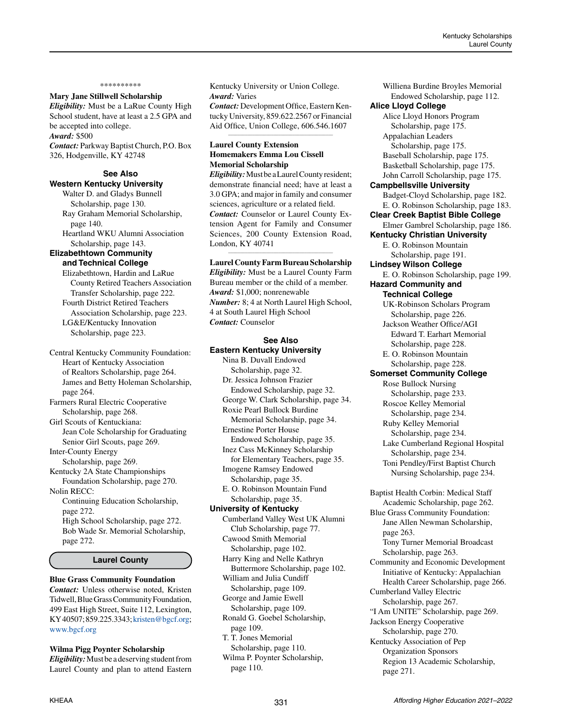\*\*\*\*\*\*\*\*\*\*

**Mary Jane Stillwell Scholarship**
***Eligibility:*** Must be a LaRue County High School student, have at least a 2.5 GPA and be accepted into college.
***Award:*** $500
***Contact:*** Parkway Baptist Church, P.O. Box 326, Hodgenville, KY 42748

### See Also

**Western Kentucky University**
- Walter D. and Gladys Bunnell Scholarship, page 130.
- Ray Graham Memorial Scholarship, page 140.
- Heartland WKU Alumni Association Scholarship, page 143.

**Elizabethtown Community and Technical College**
- Elizabethtown, Hardin and LaRue County Retired Teachers Association Transfer Scholarship, page 222.
- Fourth District Retired Teachers Association Scholarship, page 223.
- LG&E/Kentucky Innovation Scholarship, page 223.

Central Kentucky Community Foundation:
- Heart of Kentucky Association of Realtors Scholarship, page 264.
- James and Betty Holeman Scholarship, page 264.

Farmers Rural Electric Cooperative Scholarship, page 268.

Girl Scouts of Kentuckiana:
- Jean Cole Scholarship for Graduating Senior Girl Scouts, page 269.

Inter-County Energy Scholarship, page 269.

Kentucky 2A State Championships Foundation Scholarship, page 270.

Nolin RECC:
- Continuing Education Scholarship, page 272.
- High School Scholarship, page 272.
- Bob Wade Sr. Memorial Scholarship, page 272.

## Laurel County

**Blue Grass Community Foundation**
***Contact:*** Unless otherwise noted, Kristen Tidwell, Blue Grass Community Foundation, 499 East High Street, Suite 112, Lexington, KY 40507; 859.225.3343; kristen@bgcf.org; www.bgcf.org

**Wilma Pigg Poynter Scholarship**
***Eligibility:*** Must be a deserving student from Laurel County and plan to attend Eastern Kentucky University or Union College.
***Award:*** Varies
***Contact:*** Development Office, Eastern Kentucky University, 859.622.2567 or Financial Aid Office, Union College, 606.546.1607

---

**Laurel County Extension Homemakers Emma Lou Cissell Memorial Scholarship**
***Eligibility:*** Must be a Laurel County resident; demonstrate financial need; have at least a 3.0 GPA; and major in family and consumer sciences, agriculture or a related field.
***Contact:*** Counselor or Laurel County Extension Agent for Family and Consumer Sciences, 200 County Extension Road, London, KY 40741

---

**Laurel County Farm Bureau Scholarship**
***Eligibility:*** Must be a Laurel County Farm Bureau member or the child of a member.
***Award:*** $1,000; nonrenewable
***Number:*** 8; 4 at North Laurel High School, 4 at South Laurel High School
***Contact:*** Counselor

### See Also

**Eastern Kentucky University**
- Nina B. Duvall Endowed Scholarship, page 32.
- Dr. Jessica Johnson Frazier Endowed Scholarship, page 32.
- George W. Clark Scholarship, page 34.
- Roxie Pearl Bullock Burdine Memorial Scholarship, page 34.
- Ernestine Porter House Endowed Scholarship, page 35.
- Inez Cass McKinney Scholarship for Elementary Teachers, page 35.
- Imogene Ramsey Endowed Scholarship, page 35.
- E. O. Robinson Mountain Fund Scholarship, page 35.

**University of Kentucky**
- Cumberland Valley West UK Alumni Club Scholarship, page 77.
- Cawood Smith Memorial Scholarship, page 102.
- Harry King and Nelle Kathryn Buttermore Scholarship, page 102.
- William and Julia Cundiff Scholarship, page 109.
- George and Jamie Ewell Scholarship, page 109.
- Ronald G. Goebel Scholarship, page 109.
- T. T. Jones Memorial Scholarship, page 110.
- Wilma P. Poynter Scholarship, page 110.
- Williena Burdine Broyles Memorial Endowed Scholarship, page 112.

**Alice Lloyd College**
- Alice Lloyd Honors Program Scholarship, page 175.
- Appalachian Leaders Scholarship, page 175.
- Baseball Scholarship, page 175.
- Basketball Scholarship, page 175.
- John Carroll Scholarship, page 175.

**Campbellsville University**
- Badget-Cloyd Scholarship, page 182.
- E. O. Robinson Scholarship, page 183.

**Clear Creek Baptist Bible College**
- Elmer Gambrel Scholarship, page 186.

**Kentucky Christian University**
- E. O. Robinson Mountain Scholarship, page 191.

**Lindsey Wilson College**
- E. O. Robinson Scholarship, page 199.

**Hazard Community and Technical College**
- UK-Robinson Scholars Program Scholarship, page 226.
- Jackson Weather Office/AGI Edward T. Earhart Memorial Scholarship, page 228.
- E. O. Robinson Mountain Scholarship, page 228.

**Somerset Community College**
- Rose Bullock Nursing Scholarship, page 233.
- Roscoe Kelley Memorial Scholarship, page 234.
- Ruby Kelley Memorial Scholarship, page 234.
- Lake Cumberland Regional Hospital Scholarship, page 234.
- Toni Pendley/First Baptist Church Nursing Scholarship, page 234.

Baptist Health Corbin: Medical Staff Academic Scholarship, page 262.

Blue Grass Community Foundation:
- Jane Allen Newman Scholarship, page 263.
- Tony Turner Memorial Broadcast Scholarship, page 263.

Community and Economic Development Initiative of Kentucky: Appalachian Health Career Scholarship, page 266.

Cumberland Valley Electric Scholarship, page 267.

"I Am UNITE" Scholarship, page 269.

Jackson Energy Cooperative Scholarship, page 270.

Kentucky Association of Pep Organization Sponsors Region 13 Academic Scholarship, page 271.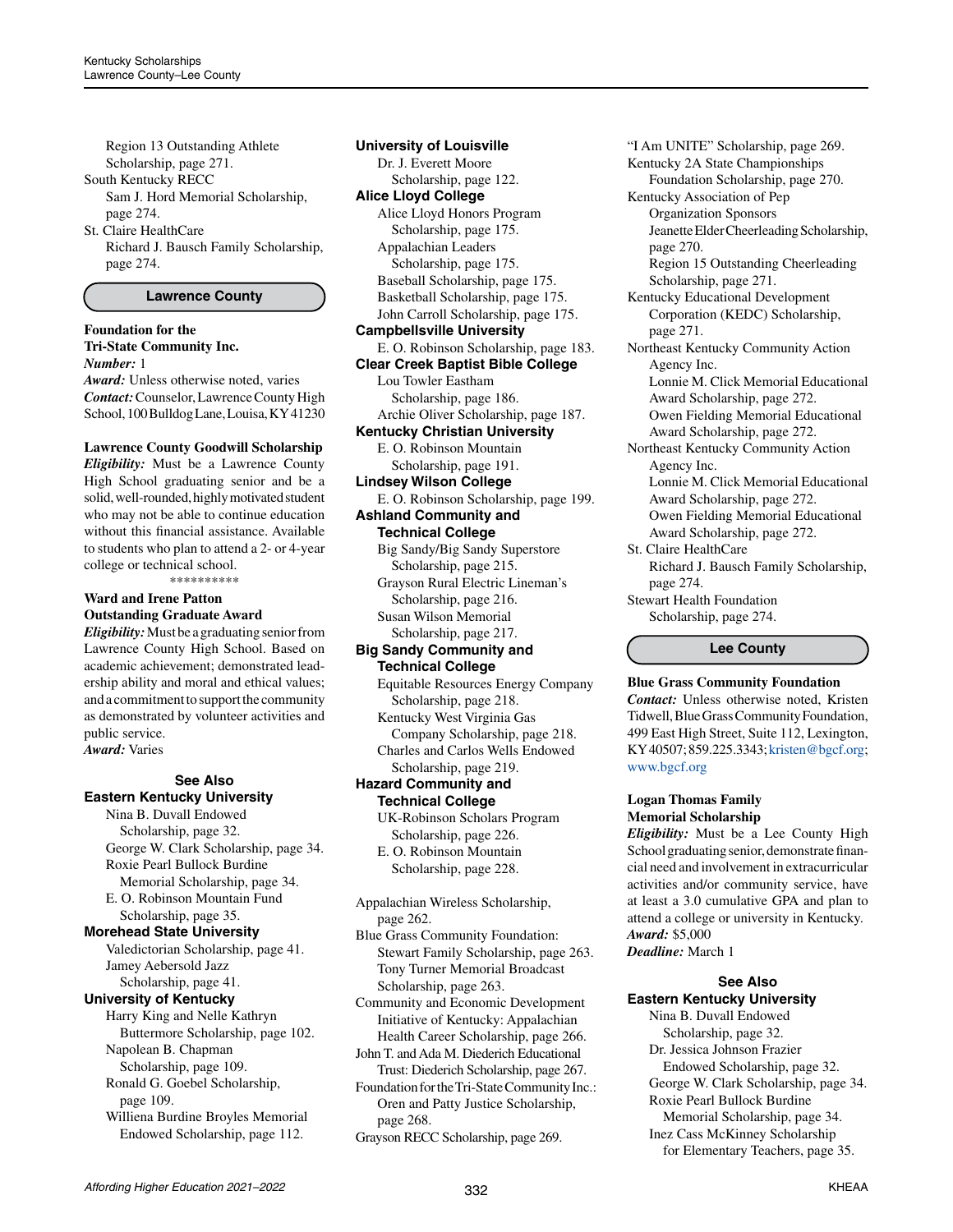Region 13 Outstanding Athlete Scholarship, page 271.

South Kentucky RECC
Sam J. Hord Memorial Scholarship, page 274.

St. Claire HealthCare
Richard J. Bausch Family Scholarship, page 274.

## Lawrence County

**Foundation for the Tri-State Community Inc.**
***Number:*** 1
***Award:*** Unless otherwise noted, varies
***Contact:*** Counselor, Lawrence County High School, 100 Bulldog Lane, Louisa, KY 41230

**Lawrence County Goodwill Scholarship**
***Eligibility:*** Must be a Lawrence County High School graduating senior and be a solid, well-rounded, highly motivated student who may not be able to continue education without this financial assistance. Available to students who plan to attend a 2- or 4-year college or technical school.

**********

**Ward and Irene Patton Outstanding Graduate Award**
***Eligibility:*** Must be a graduating senior from Lawrence County High School. Based on academic achievement; demonstrated leadership ability and moral and ethical values; and a commitment to support the community as demonstrated by volunteer activities and public service.
***Award:*** Varies

### See Also

**Eastern Kentucky University**
Nina B. Duvall Endowed Scholarship, page 32.
George W. Clark Scholarship, page 34.
Roxie Pearl Bullock Burdine Memorial Scholarship, page 34.
E. O. Robinson Mountain Fund Scholarship, page 35.

**Morehead State University**
Valedictorian Scholarship, page 41.
Jamey Aebersold Jazz Scholarship, page 41.

**University of Kentucky**
Harry King and Nelle Kathryn Buttermore Scholarship, page 102.
Napolean B. Chapman Scholarship, page 109.
Ronald G. Goebel Scholarship, page 109.
Williena Burdine Broyles Memorial Endowed Scholarship, page 112.

**University of Louisville**
Dr. J. Everett Moore Scholarship, page 122.

**Alice Lloyd College**
Alice Lloyd Honors Program Scholarship, page 175.
Appalachian Leaders Scholarship, page 175.
Baseball Scholarship, page 175.
Basketball Scholarship, page 175.
John Carroll Scholarship, page 175.

**Campbellsville University**
E. O. Robinson Scholarship, page 183.

**Clear Creek Baptist Bible College**
Lou Towler Eastham Scholarship, page 186.
Archie Oliver Scholarship, page 187.

**Kentucky Christian University**
E. O. Robinson Mountain Scholarship, page 191.

**Lindsey Wilson College**
E. O. Robinson Scholarship, page 199.

**Ashland Community and Technical College**
Big Sandy/Big Sandy Superstore Scholarship, page 215.
Grayson Rural Electric Lineman's Scholarship, page 216.
Susan Wilson Memorial Scholarship, page 217.

**Big Sandy Community and Technical College**
Equitable Resources Energy Company Scholarship, page 218.
Kentucky West Virginia Gas Company Scholarship, page 218.
Charles and Carlos Wells Endowed Scholarship, page 219.

**Hazard Community and Technical College**
UK-Robinson Scholars Program Scholarship, page 226.
E. O. Robinson Mountain Scholarship, page 228.

Appalachian Wireless Scholarship, page 262.

Blue Grass Community Foundation:
Stewart Family Scholarship, page 263.
Tony Turner Memorial Broadcast Scholarship, page 263.

Community and Economic Development Initiative of Kentucky: Appalachian Health Career Scholarship, page 266.

John T. and Ada M. Diederich Educational Trust: Diederich Scholarship, page 267.

Foundation for the Tri-State Community Inc.:
Oren and Patty Justice Scholarship, page 268.

Grayson RECC Scholarship, page 269.

"I Am UNITE" Scholarship, page 269.

Kentucky 2A State Championships Foundation Scholarship, page 270.

Kentucky Association of Pep Organization Sponsors
Jeanette Elder Cheerleading Scholarship, page 270.
Region 15 Outstanding Cheerleading Scholarship, page 271.

Kentucky Educational Development Corporation (KEDC) Scholarship, page 271.

Northeast Kentucky Community Action Agency Inc.
Lonnie M. Click Memorial Educational Award Scholarship, page 272.
Owen Fielding Memorial Educational Award Scholarship, page 272.

Northeast Kentucky Community Action Agency Inc.
Lonnie M. Click Memorial Educational Award Scholarship, page 272.
Owen Fielding Memorial Educational Award Scholarship, page 272.

St. Claire HealthCare
Richard J. Bausch Family Scholarship, page 274.

Stewart Health Foundation
Scholarship, page 274.

## Lee County

**Blue Grass Community Foundation**
***Contact:*** Unless otherwise noted, Kristen Tidwell, Blue Grass Community Foundation, 499 East High Street, Suite 112, Lexington, KY 40507; 859.225.3343; kristen@bgcf.org; www.bgcf.org

**Logan Thomas Family Memorial Scholarship**
***Eligibility:*** Must be a Lee County High School graduating senior, demonstrate financial need and involvement in extracurricular activities and/or community service, have at least a 3.0 cumulative GPA and plan to attend a college or university in Kentucky.
***Award:*** $5,000
***Deadline:*** March 1

### See Also

**Eastern Kentucky University**
Nina B. Duvall Endowed Scholarship, page 32.
Dr. Jessica Johnson Frazier Endowed Scholarship, page 32.
George W. Clark Scholarship, page 34.
Roxie Pearl Bullock Burdine Memorial Scholarship, page 34.
Inez Cass McKinney Scholarship for Elementary Teachers, page 35.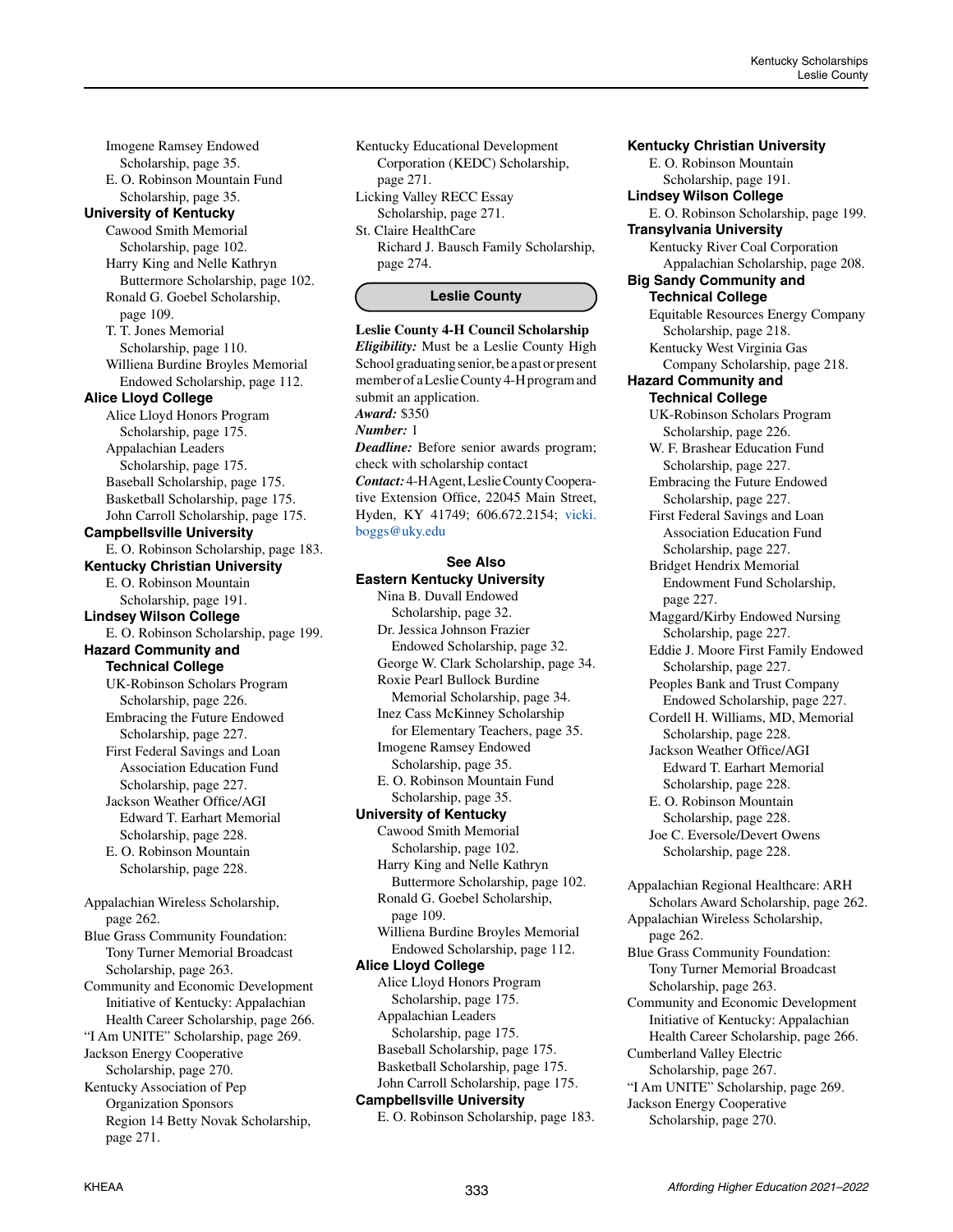Imogene Ramsey Endowed Scholarship, page 35.
E. O. Robinson Mountain Fund Scholarship, page 35.

**University of Kentucky**

Cawood Smith Memorial Scholarship, page 102.
Harry King and Nelle Kathryn Buttermore Scholarship, page 102.
Ronald G. Goebel Scholarship, page 109.
T. T. Jones Memorial Scholarship, page 110.
Williena Burdine Broyles Memorial Endowed Scholarship, page 112.

**Alice Lloyd College**

Alice Lloyd Honors Program Scholarship, page 175.
Appalachian Leaders Scholarship, page 175.
Baseball Scholarship, page 175.
Basketball Scholarship, page 175.
John Carroll Scholarship, page 175.

**Campbellsville University**

E. O. Robinson Scholarship, page 183.

**Kentucky Christian University**

E. O. Robinson Mountain Scholarship, page 191.

**Lindsey Wilson College**

E. O. Robinson Scholarship, page 199.

**Hazard Community and Technical College**

UK-Robinson Scholars Program Scholarship, page 226.
Embracing the Future Endowed Scholarship, page 227.
First Federal Savings and Loan Association Education Fund Scholarship, page 227.
Jackson Weather Office/AGI Edward T. Earhart Memorial Scholarship, page 228.
E. O. Robinson Mountain Scholarship, page 228.

Appalachian Wireless Scholarship, page 262.
Blue Grass Community Foundation: Tony Turner Memorial Broadcast Scholarship, page 263.
Community and Economic Development Initiative of Kentucky: Appalachian Health Career Scholarship, page 266.
"I Am UNITE" Scholarship, page 269.
Jackson Energy Cooperative Scholarship, page 270.
Kentucky Association of Pep Organization Sponsors Region 14 Betty Novak Scholarship, page 271.
Kentucky Educational Development Corporation (KEDC) Scholarship, page 271.
Licking Valley RECC Essay Scholarship, page 271.
St. Claire HealthCare Richard J. Bausch Family Scholarship, page 274.

## Leslie County

**Leslie County 4-H Council Scholarship**
***Eligibility:*** Must be a Leslie County High School graduating senior, be a past or present member of a Leslie County 4-H program and submit an application.
***Award:*** $350
***Number:*** 1
***Deadline:*** Before senior awards program; check with scholarship contact
***Contact:*** 4-H Agent, Leslie County Cooperative Extension Office, 22045 Main Street, Hyden, KY 41749; 606.672.2154; vicki.boggs@uky.edu

### See Also

**Eastern Kentucky University**

Nina B. Duvall Endowed Scholarship, page 32.
Dr. Jessica Johnson Frazier Endowed Scholarship, page 32.
George W. Clark Scholarship, page 34.
Roxie Pearl Bullock Burdine Memorial Scholarship, page 34.
Inez Cass McKinney Scholarship for Elementary Teachers, page 35.
Imogene Ramsey Endowed Scholarship, page 35.
E. O. Robinson Mountain Fund Scholarship, page 35.

**University of Kentucky**

Cawood Smith Memorial Scholarship, page 102.
Harry King and Nelle Kathryn Buttermore Scholarship, page 102.
Ronald G. Goebel Scholarship, page 109.
Williena Burdine Broyles Memorial Endowed Scholarship, page 112.

**Alice Lloyd College**

Alice Lloyd Honors Program Scholarship, page 175.
Appalachian Leaders Scholarship, page 175.
Baseball Scholarship, page 175.
Basketball Scholarship, page 175.
John Carroll Scholarship, page 175.

**Campbellsville University**

E. O. Robinson Scholarship, page 183.

**Kentucky Christian University**

E. O. Robinson Mountain Scholarship, page 191.

**Lindsey Wilson College**

E. O. Robinson Scholarship, page 199.

**Transylvania University**

Kentucky River Coal Corporation Appalachian Scholarship, page 208.

**Big Sandy Community and Technical College**

Equitable Resources Energy Company Scholarship, page 218.
Kentucky West Virginia Gas Company Scholarship, page 218.

**Hazard Community and Technical College**

UK-Robinson Scholars Program Scholarship, page 226.
W. F. Brashear Education Fund Scholarship, page 227.
Embracing the Future Endowed Scholarship, page 227.
First Federal Savings and Loan Association Education Fund Scholarship, page 227.
Bridget Hendrix Memorial Endowment Fund Scholarship, page 227.
Maggard/Kirby Endowed Nursing Scholarship, page 227.
Eddie J. Moore First Family Endowed Scholarship, page 227.
Peoples Bank and Trust Company Endowed Scholarship, page 227.
Cordell H. Williams, MD, Memorial Scholarship, page 228.
Jackson Weather Office/AGI Edward T. Earhart Memorial Scholarship, page 228.
E. O. Robinson Mountain Scholarship, page 228.
Joe C. Eversole/Devert Owens Scholarship, page 228.

Appalachian Regional Healthcare: ARH Scholars Award Scholarship, page 262.
Appalachian Wireless Scholarship, page 262.
Blue Grass Community Foundation: Tony Turner Memorial Broadcast Scholarship, page 263.
Community and Economic Development Initiative of Kentucky: Appalachian Health Career Scholarship, page 266.
Cumberland Valley Electric Scholarship, page 267.
"I Am UNITE" Scholarship, page 269.
Jackson Energy Cooperative Scholarship, page 270.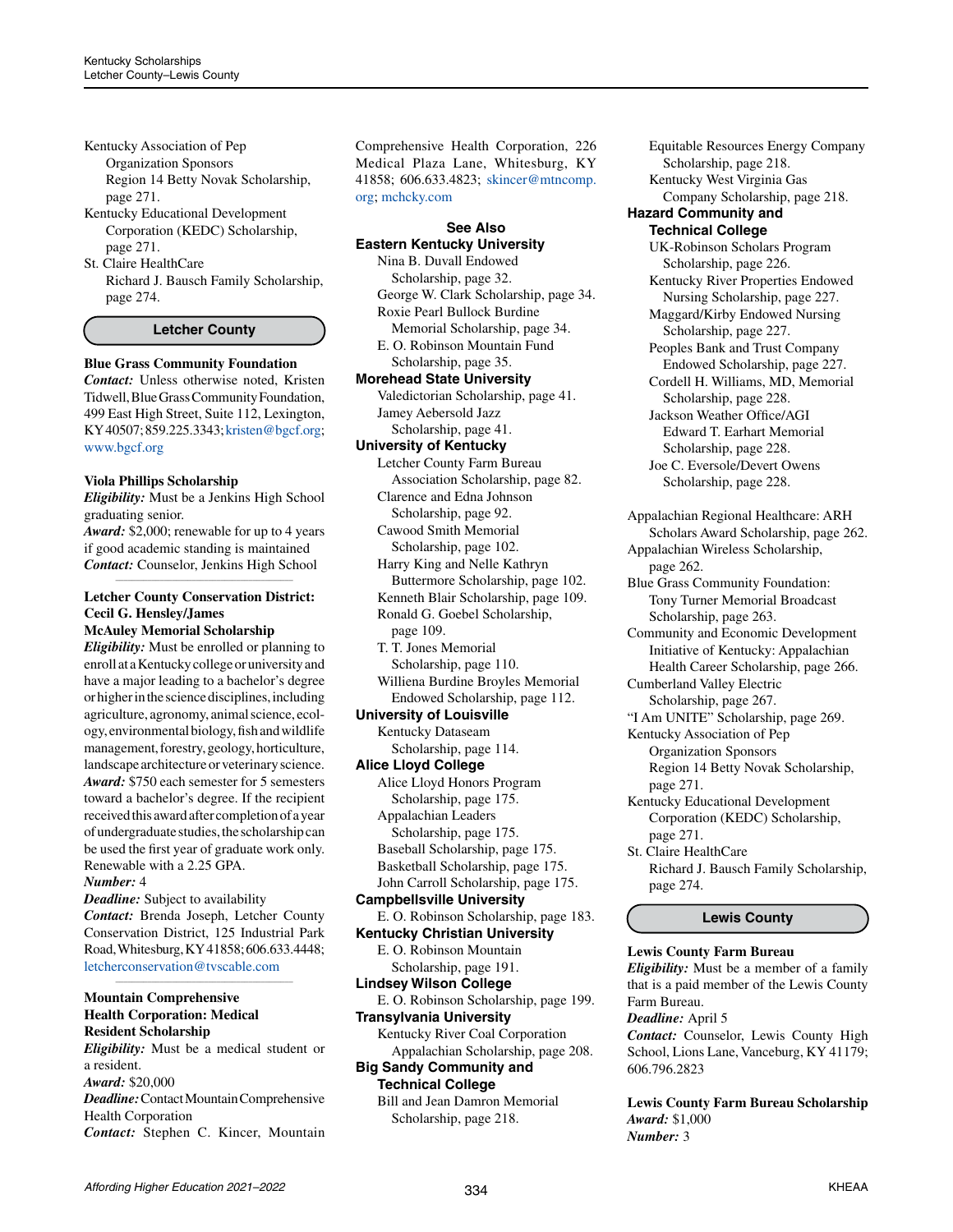Kentucky Association of Pep Organization Sponsors
  Region 14 Betty Novak Scholarship, page 271.

Kentucky Educational Development Corporation (KEDC) Scholarship, page 271.

St. Claire HealthCare
  Richard J. Bausch Family Scholarship, page 274.

## Letcher County

**Blue Grass Community Foundation**
***Contact:*** Unless otherwise noted, Kristen Tidwell, Blue Grass Community Foundation, 499 East High Street, Suite 112, Lexington, KY 40507; 859.225.3343; kristen@bgcf.org; www.bgcf.org

**Viola Phillips Scholarship**
***Eligibility:*** Must be a Jenkins High School graduating senior.
***Award:*** $2,000; renewable for up to 4 years if good academic standing is maintained
***Contact:*** Counselor, Jenkins High School

**Letcher County Conservation District: Cecil G. Hensley/James McAuley Memorial Scholarship**
***Eligibility:*** Must be enrolled or planning to enroll at a Kentucky college or university and have a major leading to a bachelor's degree or higher in the science disciplines, including agriculture, agronomy, animal science, ecology, environmental biology, fish and wildlife management, forestry, geology, horticulture, landscape architecture or veterinary science.
***Award:*** $750 each semester for 5 semesters toward a bachelor's degree. If the recipient received this award after completion of a year of undergraduate studies, the scholarship can be used the first year of graduate work only. Renewable with a 2.25 GPA.
***Number:*** 4
***Deadline:*** Subject to availability
***Contact:*** Brenda Joseph, Letcher County Conservation District, 125 Industrial Park Road, Whitesburg, KY 41858; 606.633.4448; letcherconservation@tvscable.com

**Mountain Comprehensive Health Corporation: Medical Resident Scholarship**
***Eligibility:*** Must be a medical student or a resident.
***Award:*** $20,000
***Deadline:*** Contact Mountain Comprehensive Health Corporation
***Contact:*** Stephen C. Kincer, Mountain Comprehensive Health Corporation, 226 Medical Plaza Lane, Whitesburg, KY 41858; 606.633.4823; skincer@mtncomp.org; mchcky.com

**See Also**

**Eastern Kentucky University**
- Nina B. Duvall Endowed Scholarship, page 32.
- George W. Clark Scholarship, page 34.
- Roxie Pearl Bullock Burdine Memorial Scholarship, page 34.
- E. O. Robinson Mountain Fund Scholarship, page 35.

**Morehead State University**
- Valedictorian Scholarship, page 41.
- Jamey Aebersold Jazz Scholarship, page 41.

**University of Kentucky**
- Letcher County Farm Bureau Association Scholarship, page 82.
- Clarence and Edna Johnson Scholarship, page 92.
- Cawood Smith Memorial Scholarship, page 102.
- Harry King and Nelle Kathryn Buttermore Scholarship, page 102.
- Kenneth Blair Scholarship, page 109.
- Ronald G. Goebel Scholarship, page 109.
- T. T. Jones Memorial Scholarship, page 110.
- Williena Burdine Broyles Memorial Endowed Scholarship, page 112.

**University of Louisville**
- Kentucky Dataseam Scholarship, page 114.

**Alice Lloyd College**
- Alice Lloyd Honors Program Scholarship, page 175.
- Appalachian Leaders Scholarship, page 175.
- Baseball Scholarship, page 175.
- Basketball Scholarship, page 175.
- John Carroll Scholarship, page 175.

**Campbellsville University**
- E. O. Robinson Scholarship, page 183.

**Kentucky Christian University**
- E. O. Robinson Mountain Scholarship, page 191.

**Lindsey Wilson College**
- E. O. Robinson Scholarship, page 199.

**Transylvania University**
- Kentucky River Coal Corporation Appalachian Scholarship, page 208.

**Big Sandy Community and Technical College**
- Bill and Jean Damron Memorial Scholarship, page 218.
- Equitable Resources Energy Company Scholarship, page 218.
- Kentucky West Virginia Gas Company Scholarship, page 218.

**Hazard Community and Technical College**
- UK-Robinson Scholars Program Scholarship, page 226.
- Kentucky River Properties Endowed Nursing Scholarship, page 227.
- Maggard/Kirby Endowed Nursing Scholarship, page 227.
- Peoples Bank and Trust Company Endowed Scholarship, page 227.
- Cordell H. Williams, MD, Memorial Scholarship, page 228.
- Jackson Weather Office/AGI Edward T. Earhart Memorial Scholarship, page 228.
- Joe C. Eversole/Devert Owens Scholarship, page 228.

Appalachian Regional Healthcare: ARH Scholars Award Scholarship, page 262.

Appalachian Wireless Scholarship, page 262.

Blue Grass Community Foundation:
  Tony Turner Memorial Broadcast Scholarship, page 263.

Community and Economic Development Initiative of Kentucky: Appalachian Health Career Scholarship, page 266.

Cumberland Valley Electric Scholarship, page 267.

"I Am UNITE" Scholarship, page 269.

Kentucky Association of Pep Organization Sponsors
  Region 14 Betty Novak Scholarship, page 271.

Kentucky Educational Development Corporation (KEDC) Scholarship, page 271.

St. Claire HealthCare
  Richard J. Bausch Family Scholarship, page 274.

## Lewis County

**Lewis County Farm Bureau**
***Eligibility:*** Must be a member of a family that is a paid member of the Lewis County Farm Bureau.
***Deadline:*** April 5
***Contact:*** Counselor, Lewis County High School, Lions Lane, Vanceburg, KY 41179; 606.796.2823

**Lewis County Farm Bureau Scholarship**
***Award:*** $1,000
***Number:*** 3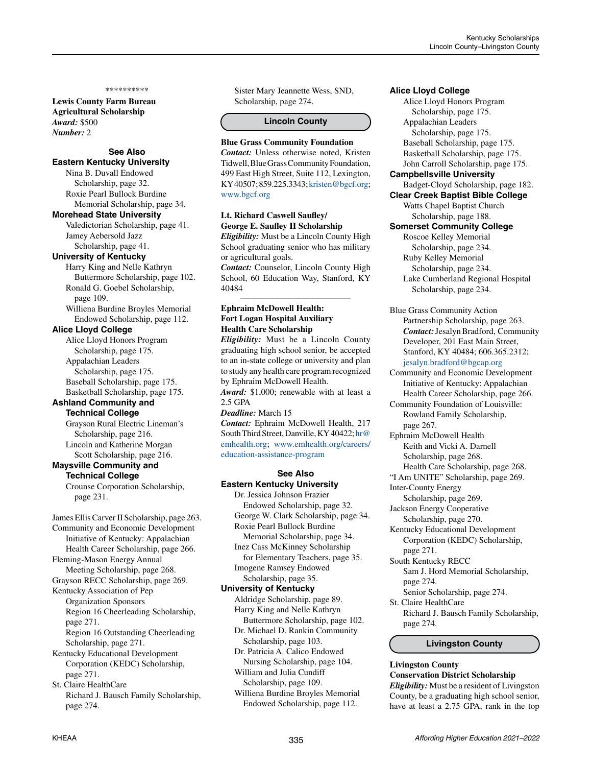\*\*\*\*\*\*\*\*\*\*

**Lewis County Farm Bureau Agricultural Scholarship**
*Award:* $500
*Number:* 2

### See Also

**Eastern Kentucky University**
- Nina B. Duvall Endowed Scholarship, page 32.
- Roxie Pearl Bullock Burdine Memorial Scholarship, page 34.

**Morehead State University**
- Valedictorian Scholarship, page 41.
- Jamey Aebersold Jazz Scholarship, page 41.

**University of Kentucky**
- Harry King and Nelle Kathryn Buttermore Scholarship, page 102.
- Ronald G. Goebel Scholarship, page 109.
- Williena Burdine Broyles Memorial Endowed Scholarship, page 112.

**Alice Lloyd College**
- Alice Lloyd Honors Program Scholarship, page 175.
- Appalachian Leaders Scholarship, page 175.
- Baseball Scholarship, page 175.
- Basketball Scholarship, page 175.

**Ashland Community and Technical College**
- Grayson Rural Electric Lineman's Scholarship, page 216.
- Lincoln and Katherine Morgan Scott Scholarship, page 216.

**Maysville Community and Technical College**
- Crounse Corporation Scholarship, page 231.

James Ellis Carver II Scholarship, page 263.
Community and Economic Development Initiative of Kentucky: Appalachian Health Career Scholarship, page 266.
Fleming-Mason Energy Annual Meeting Scholarship, page 268.
Grayson RECC Scholarship, page 269.
Kentucky Association of Pep Organization Sponsors
- Region 16 Cheerleading Scholarship, page 271.
- Region 16 Outstanding Cheerleading Scholarship, page 271.

Kentucky Educational Development Corporation (KEDC) Scholarship, page 271.
St. Claire HealthCare
- Richard J. Bausch Family Scholarship, page 274.
- Sister Mary Jeannette Wess, SND, Scholarship, page 274.

## Lincoln County

**Blue Grass Community Foundation**
*Contact:* Unless otherwise noted, Kristen Tidwell, Blue Grass Community Foundation, 499 East High Street, Suite 112, Lexington, KY 40507; 859.225.3343; kristen@bgcf.org; www.bgcf.org

**Lt. Richard Caswell Saufley/ George E. Saufley II Scholarship**
*Eligibility:* Must be a Lincoln County High School graduating senior who has military or agricultural goals.
*Contact:* Counselor, Lincoln County High School, 60 Education Way, Stanford, KY 40484

---

**Ephraim McDowell Health: Fort Logan Hospital Auxiliary Health Care Scholarship**
*Eligibility:* Must be a Lincoln County graduating high school senior, be accepted to an in-state college or university and plan to study any health care program recognized by Ephraim McDowell Health.
*Award:* $1,000; renewable with at least a 2.5 GPA
*Deadline:* March 15
*Contact:* Ephraim McDowell Health, 217 South Third Street, Danville, KY 40422; hr@emhealth.org; www.emhealth.org/careers/education-assistance-program

### See Also

**Eastern Kentucky University**
- Dr. Jessica Johnson Frazier Endowed Scholarship, page 32.
- George W. Clark Scholarship, page 34.
- Roxie Pearl Bullock Burdine Memorial Scholarship, page 34.
- Inez Cass McKinney Scholarship for Elementary Teachers, page 35.
- Imogene Ramsey Endowed Scholarship, page 35.

**University of Kentucky**
- Aldridge Scholarship, page 89.
- Harry King and Nelle Kathryn Buttermore Scholarship, page 102.
- Dr. Michael D. Rankin Community Scholarship, page 103.
- Dr. Patricia A. Calico Endowed Nursing Scholarship, page 104.
- William and Julia Cundiff Scholarship, page 109.
- Williena Burdine Broyles Memorial Endowed Scholarship, page 112.

**Alice Lloyd College**
- Alice Lloyd Honors Program Scholarship, page 175.
- Appalachian Leaders Scholarship, page 175.
- Baseball Scholarship, page 175.
- Basketball Scholarship, page 175.
- John Carroll Scholarship, page 175.

**Campbellsville University**
- Badget-Cloyd Scholarship, page 182.

**Clear Creek Baptist Bible College**
- Watts Chapel Baptist Church Scholarship, page 188.

**Somerset Community College**
- Roscoe Kelley Memorial Scholarship, page 234.
- Ruby Kelley Memorial Scholarship, page 234.
- Lake Cumberland Regional Hospital Scholarship, page 234.

Blue Grass Community Action Partnership Scholarship, page 263.
*Contact:* Jesalyn Bradford, Community Developer, 201 East Main Street, Stanford, KY 40484; 606.365.2312; jesalyn.bradford@bgcap.org
Community and Economic Development Initiative of Kentucky: Appalachian Health Career Scholarship, page 266.
Community Foundation of Louisville:
- Rowland Family Scholarship, page 267.

Ephraim McDowell Health
- Keith and Vicki A. Darnell Scholarship, page 268.
- Health Care Scholarship, page 268.

"I Am UNITE" Scholarship, page 269.
Inter-County Energy Scholarship, page 269.
Jackson Energy Cooperative Scholarship, page 270.
Kentucky Educational Development Corporation (KEDC) Scholarship, page 271.
South Kentucky RECC
- Sam J. Hord Memorial Scholarship, page 274.
- Senior Scholarship, page 274.

St. Claire HealthCare
- Richard J. Bausch Family Scholarship, page 274.

## Livingston County

**Livingston County Conservation District Scholarship**
*Eligibility:* Must be a resident of Livingston County, be a graduating high school senior, have at least a 2.75 GPA, rank in the top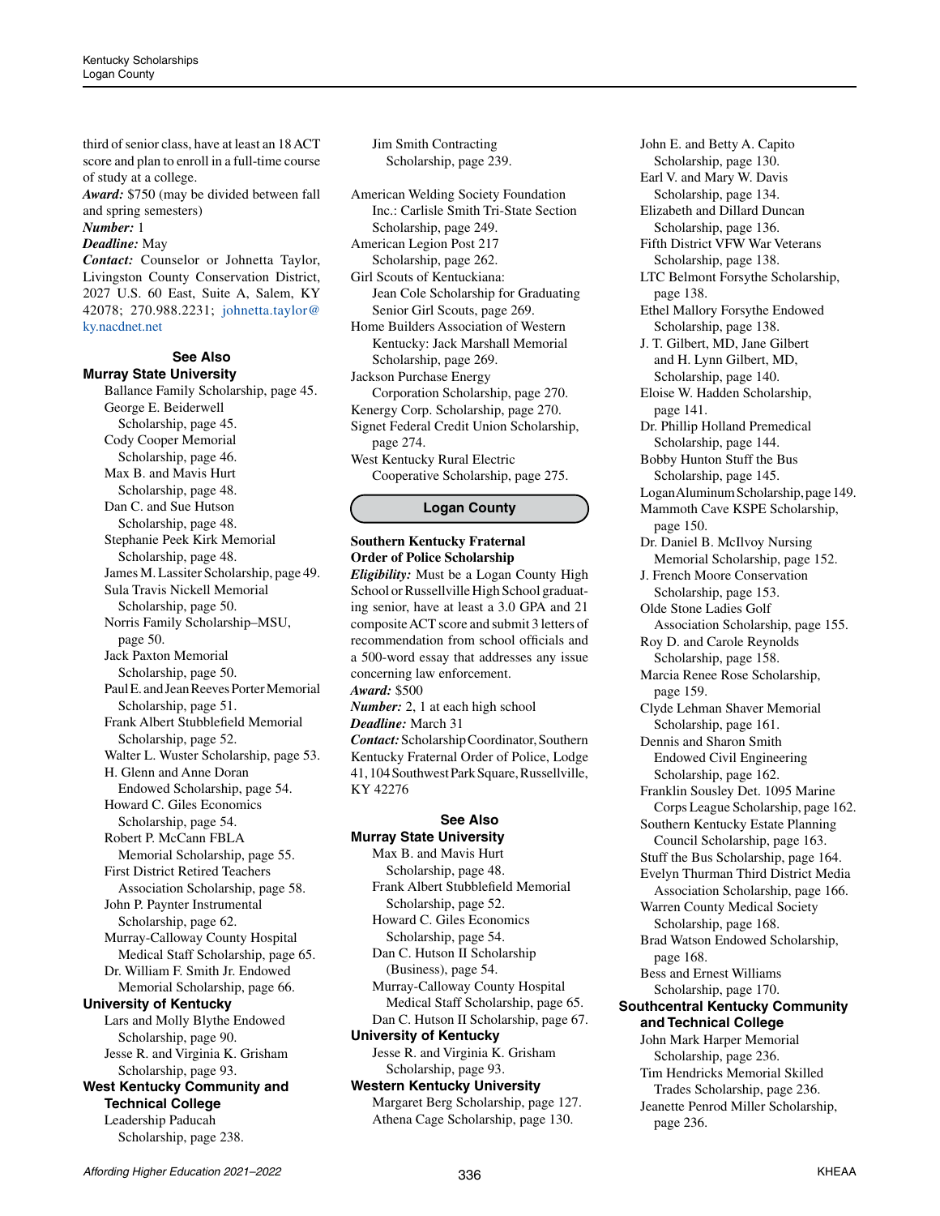third of senior class, have at least an 18 ACT score and plan to enroll in a full-time course of study at a college.

***Award:*** $750 (may be divided between fall and spring semesters)

***Number:*** 1

***Deadline:*** May

***Contact:*** Counselor or Johnetta Taylor, Livingston County Conservation District, 2027 U.S. 60 East, Suite A, Salem, KY 42078; 270.988.2231; johnetta.taylor@ky.nacdnet.net

### See Also

**Murray State University**

- Ballance Family Scholarship, page 45.
- George E. Beiderwell Scholarship, page 45.
- Cody Cooper Memorial Scholarship, page 46.
- Max B. and Mavis Hurt Scholarship, page 48.
- Dan C. and Sue Hutson Scholarship, page 48.
- Stephanie Peek Kirk Memorial Scholarship, page 48.
- James M. Lassiter Scholarship, page 49.
- Sula Travis Nickell Memorial Scholarship, page 50.
- Norris Family Scholarship–MSU, page 50.
- Jack Paxton Memorial Scholarship, page 50.
- Paul E. and Jean Reeves Porter Memorial Scholarship, page 51.
- Frank Albert Stubblefield Memorial Scholarship, page 52.
- Walter L. Wuster Scholarship, page 53.
- H. Glenn and Anne Doran Endowed Scholarship, page 54.
- Howard C. Giles Economics Scholarship, page 54.
- Robert P. McCann FBLA Memorial Scholarship, page 55.
- First District Retired Teachers Association Scholarship, page 58.
- John P. Paynter Instrumental Scholarship, page 62.
- Murray-Calloway County Hospital Medical Staff Scholarship, page 65.
- Dr. William F. Smith Jr. Endowed Memorial Scholarship, page 66.

**University of Kentucky**

- Lars and Molly Blythe Endowed Scholarship, page 90.
- Jesse R. and Virginia K. Grisham Scholarship, page 93.

**West Kentucky Community and Technical College**

- Leadership Paducah Scholarship, page 238.
- Jim Smith Contracting Scholarship, page 239.

American Welding Society Foundation Inc.: Carlisle Smith Tri-State Section Scholarship, page 249.

American Legion Post 217 Scholarship, page 262.

Girl Scouts of Kentuckiana: Jean Cole Scholarship for Graduating Senior Girl Scouts, page 269.

Home Builders Association of Western Kentucky: Jack Marshall Memorial Scholarship, page 269.

Jackson Purchase Energy Corporation Scholarship, page 270.

Kenergy Corp. Scholarship, page 270.

Signet Federal Credit Union Scholarship, page 274.

West Kentucky Rural Electric Cooperative Scholarship, page 275.

## Logan County

### Southern Kentucky Fraternal Order of Police Scholarship

***Eligibility:*** Must be a Logan County High School or Russellville High School graduating senior, have at least a 3.0 GPA and 21 composite ACT score and submit 3 letters of recommendation from school officials and a 500-word essay that addresses any issue concerning law enforcement.

***Award:*** $500

***Number:*** 2, 1 at each high school

***Deadline:*** March 31

***Contact:*** Scholarship Coordinator, Southern Kentucky Fraternal Order of Police, Lodge 41, 104 Southwest Park Square, Russellville, KY 42276

### See Also

**Murray State University**

- Max B. and Mavis Hurt Scholarship, page 48.
- Frank Albert Stubblefield Memorial Scholarship, page 52.
- Howard C. Giles Economics Scholarship, page 54.
- Dan C. Hutson II Scholarship (Business), page 54.
- Murray-Calloway County Hospital Medical Staff Scholarship, page 65.
- Dan C. Hutson II Scholarship, page 67.

**University of Kentucky**

- Jesse R. and Virginia K. Grisham Scholarship, page 93.

**Western Kentucky University**

- Margaret Berg Scholarship, page 127.
- Athena Cage Scholarship, page 130.
- John E. and Betty A. Capito Scholarship, page 130.
- Earl V. and Mary W. Davis Scholarship, page 134.
- Elizabeth and Dillard Duncan Scholarship, page 136.
- Fifth District VFW War Veterans Scholarship, page 138.
- LTC Belmont Forsythe Scholarship, page 138.
- Ethel Mallory Forsythe Endowed Scholarship, page 138.
- J. T. Gilbert, MD, Jane Gilbert and H. Lynn Gilbert, MD, Scholarship, page 140.
- Eloise W. Hadden Scholarship, page 141.
- Dr. Phillip Holland Premedical Scholarship, page 144.
- Bobby Hunton Stuff the Bus Scholarship, page 145.
- Logan Aluminum Scholarship, page 149.
- Mammoth Cave KSPE Scholarship, page 150.
- Dr. Daniel B. McIlvoy Nursing Memorial Scholarship, page 152.
- J. French Moore Conservation Scholarship, page 153.
- Olde Stone Ladies Golf Association Scholarship, page 155.
- Roy D. and Carole Reynolds Scholarship, page 158.
- Marcia Renee Rose Scholarship, page 159.
- Clyde Lehman Shaver Memorial Scholarship, page 161.
- Dennis and Sharon Smith Endowed Civil Engineering Scholarship, page 162.
- Franklin Sousley Det. 1095 Marine Corps League Scholarship, page 162.
- Southern Kentucky Estate Planning Council Scholarship, page 163.
- Stuff the Bus Scholarship, page 164.
- Evelyn Thurman Third District Media Association Scholarship, page 166.
- Warren County Medical Society Scholarship, page 168.
- Brad Watson Endowed Scholarship, page 168.
- Bess and Ernest Williams Scholarship, page 170.

**Southcentral Kentucky Community and Technical College**

- John Mark Harper Memorial Scholarship, page 236.
- Tim Hendricks Memorial Skilled Trades Scholarship, page 236.
- Jeanette Penrod Miller Scholarship, page 236.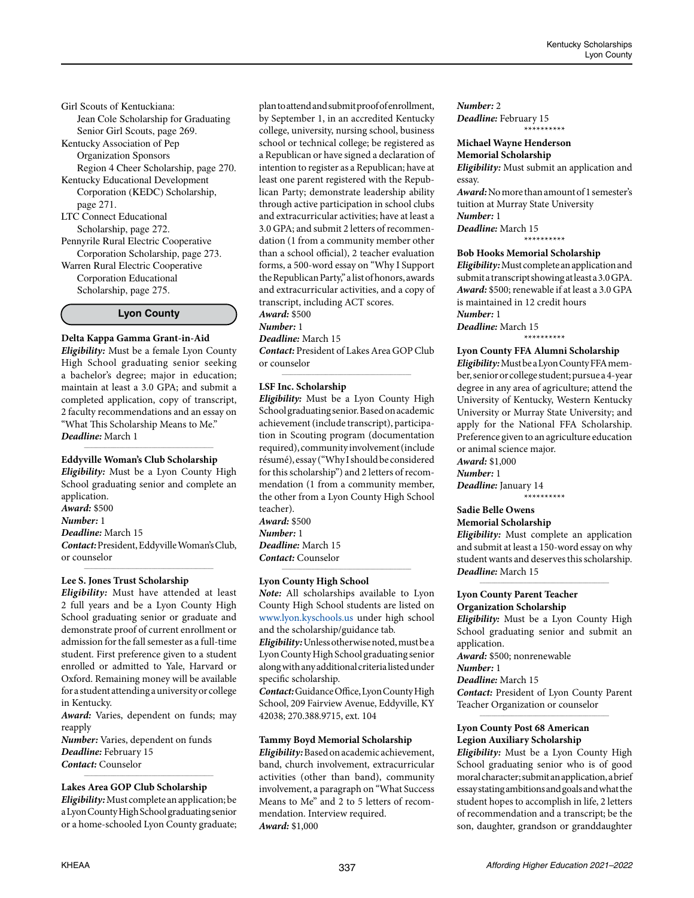Girl Scouts of Kentuckiana:
Jean Cole Scholarship for Graduating Senior Girl Scouts, page 269.
Kentucky Association of Pep Organization Sponsors
Region 4 Cheer Scholarship, page 270.
Kentucky Educational Development Corporation (KEDC) Scholarship, page 271.
LTC Connect Educational Scholarship, page 272.
Pennyrile Rural Electric Cooperative Corporation Scholarship, page 273.
Warren Rural Electric Cooperative Corporation Educational Scholarship, page 275.

## Lyon County

**Delta Kappa Gamma Grant-in-Aid**
***Eligibility:*** Must be a female Lyon County High School graduating senior seeking a bachelor's degree; major in education; maintain at least a 3.0 GPA; and submit a completed application, copy of transcript, 2 faculty recommendations and an essay on "What This Scholarship Means to Me."
***Deadline:*** March 1

---

**Eddyville Woman's Club Scholarship**
***Eligibility:*** Must be a Lyon County High School graduating senior and complete an application.
***Award:*** $500
***Number:*** 1
***Deadline:*** March 15
***Contact:*** President, Eddyville Woman's Club, or counselor

---

**Lee S. Jones Trust Scholarship**
***Eligibility:*** Must have attended at least 2 full years and be a Lyon County High School graduating senior or graduate and demonstrate proof of current enrollment or admission for the fall semester as a full-time student. First preference given to a student enrolled or admitted to Yale, Harvard or Oxford. Remaining money will be available for a student attending a university or college in Kentucky.
***Award:*** Varies, dependent on funds; may reapply
***Number:*** Varies, dependent on funds
***Deadline:*** February 15
***Contact:*** Counselor

---

**Lakes Area GOP Club Scholarship**
***Eligibility:*** Must complete an application; be a Lyon County High School graduating senior or a home-schooled Lyon County graduate; plan to attend and submit proof of enrollment, by September 1, in an accredited Kentucky college, university, nursing school, business school or technical college; be registered as a Republican or have signed a declaration of intention to register as a Republican; have at least one parent registered with the Republican Party; demonstrate leadership ability through active participation in school clubs and extracurricular activities; have at least a 3.0 GPA; and submit 2 letters of recommendation (1 from a community member other than a school official), 2 teacher evaluation forms, a 500-word essay on "Why I Support the Republican Party," a list of honors, awards and extracurricular activities, and a copy of transcript, including ACT scores.
***Award:*** $500
***Number:*** 1
***Deadline:*** March 15
***Contact:*** President of Lakes Area GOP Club or counselor

---

**LSF Inc. Scholarship**
***Eligibility:*** Must be a Lyon County High School graduating senior. Based on academic achievement (include transcript), participation in Scouting program (documentation required), community involvement (include résumé), essay ("Why I should be considered for this scholarship") and 2 letters of recommendation (1 from a community member, the other from a Lyon County High School teacher).
***Award:*** $500
***Number:*** 1
***Deadline:*** March 15
***Contact:*** Counselor

---

**Lyon County High School**
***Note:*** All scholarships available to Lyon County High School students are listed on www.lyon.kyschools.us under high school and the scholarship/guidance tab.
***Eligibility:*** Unless otherwise noted, must be a Lyon County High School graduating senior along with any additional criteria listed under specific scholarship.
***Contact:*** Guidance Office, Lyon County High School, 209 Fairview Avenue, Eddyville, KY 42038; 270.388.9715, ext. 104

**Tammy Boyd Memorial Scholarship**
***Eligibility:*** Based on academic achievement, band, church involvement, extracurricular activities (other than band), community involvement, a paragraph on "What Success Means to Me" and 2 to 5 letters of recommendation. Interview required.
***Award:*** $1,000
***Number:*** 2
***Deadline:*** February 15

\*\*\*\*\*\*\*\*\*\*

**Michael Wayne Henderson Memorial Scholarship**
***Eligibility:*** Must submit an application and essay.
***Award:*** No more than amount of 1 semester's tuition at Murray State University
***Number:*** 1
***Deadline:*** March 15

\*\*\*\*\*\*\*\*\*\*

**Bob Hooks Memorial Scholarship**
***Eligibility:*** Must complete an application and submit a transcript showing at least a 3.0 GPA.
***Award:*** $500; renewable if at least a 3.0 GPA is maintained in 12 credit hours
***Number:*** 1
***Deadline:*** March 15

\*\*\*\*\*\*\*\*\*\*

**Lyon County FFA Alumni Scholarship**
***Eligibility:*** Must be a Lyon County FFA member, senior or college student; pursue a 4-year degree in any area of agriculture; attend the University of Kentucky, Western Kentucky University or Murray State University; and apply for the National FFA Scholarship. Preference given to an agriculture education or animal science major.
***Award:*** $1,000
***Number:*** 1
***Deadline:*** January 14

\*\*\*\*\*\*\*\*\*\*

**Sadie Belle Owens Memorial Scholarship**
***Eligibility:*** Must complete an application and submit at least a 150-word essay on why student wants and deserves this scholarship.
***Deadline:*** March 15

---

**Lyon County Parent Teacher Organization Scholarship**
***Eligibility:*** Must be a Lyon County High School graduating senior and submit an application.
***Award:*** $500; nonrenewable
***Number:*** 1
***Deadline:*** March 15
***Contact:*** President of Lyon County Parent Teacher Organization or counselor

---

**Lyon County Post 68 American Legion Auxiliary Scholarship**
***Eligibility:*** Must be a Lyon County High School graduating senior who is of good moral character; submit an application, a brief essay stating ambitions and goals and what the student hopes to accomplish in life, 2 letters of recommendation and a transcript; be the son, daughter, grandson or granddaughter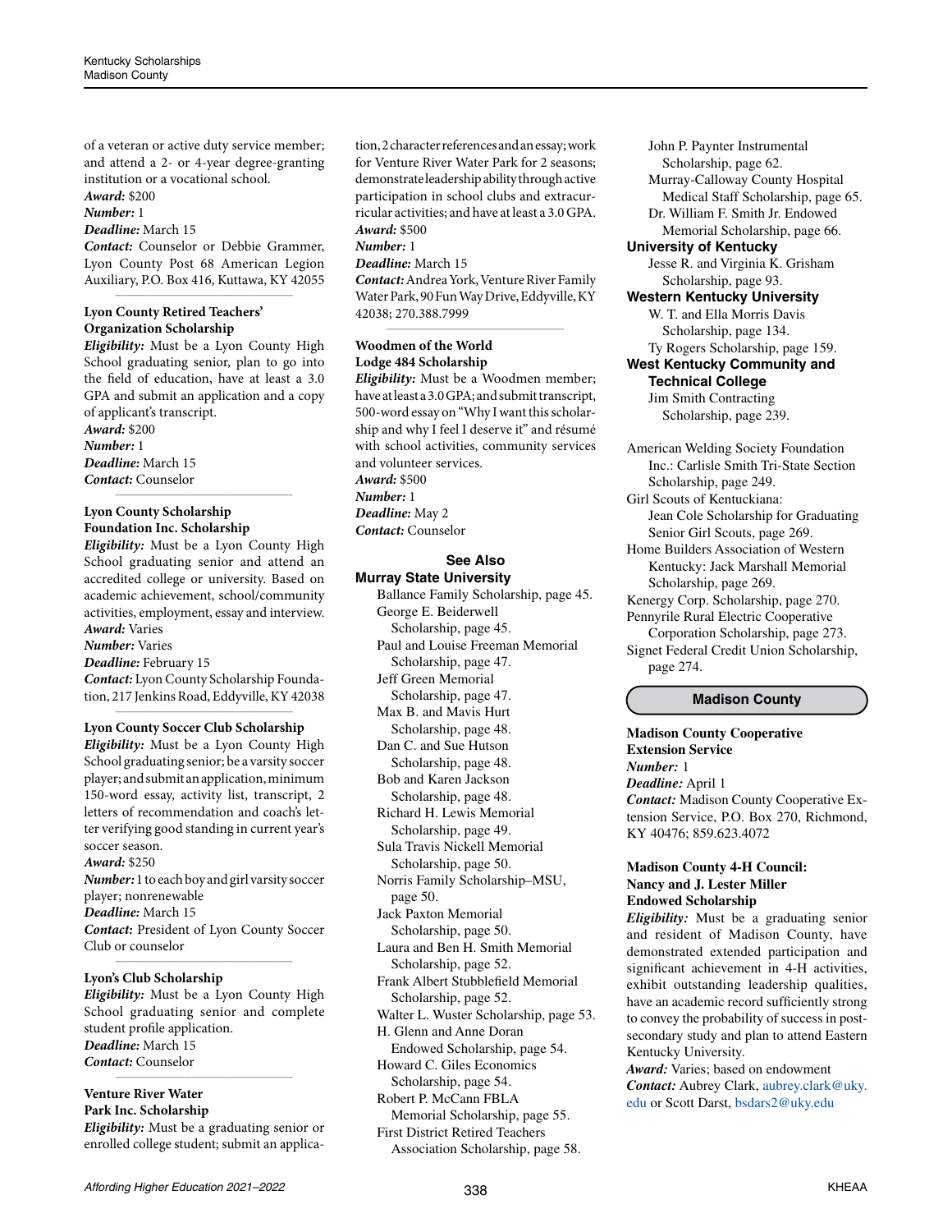of a veteran or active duty service member; and attend a 2- or 4-year degree-granting institution or a vocational school.
***Award:*** $200
***Number:*** 1
***Deadline:*** March 15
***Contact:*** Counselor or Debbie Grammer, Lyon County Post 68 American Legion Auxiliary, P.O. Box 416, Kuttawa, KY 42055

**Lyon County Retired Teachers' Organization Scholarship**
***Eligibility:*** Must be a Lyon County High School graduating senior, plan to go into the field of education, have at least a 3.0 GPA and submit an application and a copy of applicant's transcript.
***Award:*** $200
***Number:*** 1
***Deadline:*** March 15
***Contact:*** Counselor

**Lyon County Scholarship Foundation Inc. Scholarship**
***Eligibility:*** Must be a Lyon County High School graduating senior and attend an accredited college or university. Based on academic achievement, school/community activities, employment, essay and interview.
***Award:*** Varies
***Number:*** Varies
***Deadline:*** February 15
***Contact:*** Lyon County Scholarship Foundation, 217 Jenkins Road, Eddyville, KY 42038

**Lyon County Soccer Club Scholarship**
***Eligibility:*** Must be a Lyon County High School graduating senior; be a varsity soccer player; and submit an application, minimum 150-word essay, activity list, transcript, 2 letters of recommendation and coach's letter verifying good standing in current year's soccer season.
***Award:*** $250
***Number:*** 1 to each boy and girl varsity soccer player; nonrenewable
***Deadline:*** March 15
***Contact:*** President of Lyon County Soccer Club or counselor

**Lyon's Club Scholarship**
***Eligibility:*** Must be a Lyon County High School graduating senior and complete student profile application.
***Deadline:*** March 15
***Contact:*** Counselor

**Venture River Water Park Inc. Scholarship**
***Eligibility:*** Must be a graduating senior or enrolled college student; submit an application, 2 character references and an essay; work for Venture River Water Park for 2 seasons; demonstrate leadership ability through active participation in school clubs and extracurricular activities; and have at least a 3.0 GPA.
***Award:*** $500
***Number:*** 1
***Deadline:*** March 15
***Contact:*** Andrea York, Venture River Family Water Park, 90 Fun Way Drive, Eddyville, KY 42038; 270.388.7999

**Woodmen of the World Lodge 484 Scholarship**
***Eligibility:*** Must be a Woodmen member; have at least a 3.0 GPA; and submit transcript, 500-word essay on "Why I want this scholarship and why I feel I deserve it" and résumé with school activities, community services and volunteer services.
***Award:*** $500
***Number:*** 1
***Deadline:*** May 2
***Contact:*** Counselor

### See Also

**Murray State University**
- Ballance Family Scholarship, page 45.
- George E. Beiderwell Scholarship, page 45.
- Paul and Louise Freeman Memorial Scholarship, page 47.
- Jeff Green Memorial Scholarship, page 47.
- Max B. and Mavis Hurt Scholarship, page 48.
- Dan C. and Sue Hutson Scholarship, page 48.
- Bob and Karen Jackson Scholarship, page 48.
- Richard H. Lewis Memorial Scholarship, page 49.
- Sula Travis Nickell Memorial Scholarship, page 50.
- Norris Family Scholarship–MSU, page 50.
- Jack Paxton Memorial Scholarship, page 50.
- Laura and Ben H. Smith Memorial Scholarship, page 52.
- Frank Albert Stubblefield Memorial Scholarship, page 52.
- Walter L. Wuster Scholarship, page 53.
- H. Glenn and Anne Doran Endowed Scholarship, page 54.
- Howard C. Giles Economics Scholarship, page 54.
- Robert P. McCann FBLA Memorial Scholarship, page 55.
- First District Retired Teachers Association Scholarship, page 58.
- John P. Paynter Instrumental Scholarship, page 62.
- Murray-Calloway County Hospital Medical Staff Scholarship, page 65.
- Dr. William F. Smith Jr. Endowed Memorial Scholarship, page 66.

**University of Kentucky**
- Jesse R. and Virginia K. Grisham Scholarship, page 93.

**Western Kentucky University**
- W. T. and Ella Morris Davis Scholarship, page 134.
- Ty Rogers Scholarship, page 159.

**West Kentucky Community and Technical College**
- Jim Smith Contracting Scholarship, page 239.

American Welding Society Foundation Inc.: Carlisle Smith Tri-State Section Scholarship, page 249.
Girl Scouts of Kentuckiana: Jean Cole Scholarship for Graduating Senior Girl Scouts, page 269.
Home Builders Association of Western Kentucky: Jack Marshall Memorial Scholarship, page 269.
Kenergy Corp. Scholarship, page 270.
Pennyrile Rural Electric Cooperative Corporation Scholarship, page 273.
Signet Federal Credit Union Scholarship, page 274.

## Madison County

**Madison County Cooperative Extension Service**
***Number:*** 1
***Deadline:*** April 1
***Contact:*** Madison County Cooperative Extension Service, P.O. Box 270, Richmond, KY 40476; 859.623.4072

**Madison County 4-H Council: Nancy and J. Lester Miller Endowed Scholarship**
***Eligibility:*** Must be a graduating senior and resident of Madison County, have demonstrated extended participation and significant achievement in 4-H activities, exhibit outstanding leadership qualities, have an academic record sufficiently strong to convey the probability of success in postsecondary study and plan to attend Eastern Kentucky University.
***Award:*** Varies; based on endowment
***Contact:*** Aubrey Clark, aubrey.clark@uky.edu or Scott Darst, bsdars2@uky.edu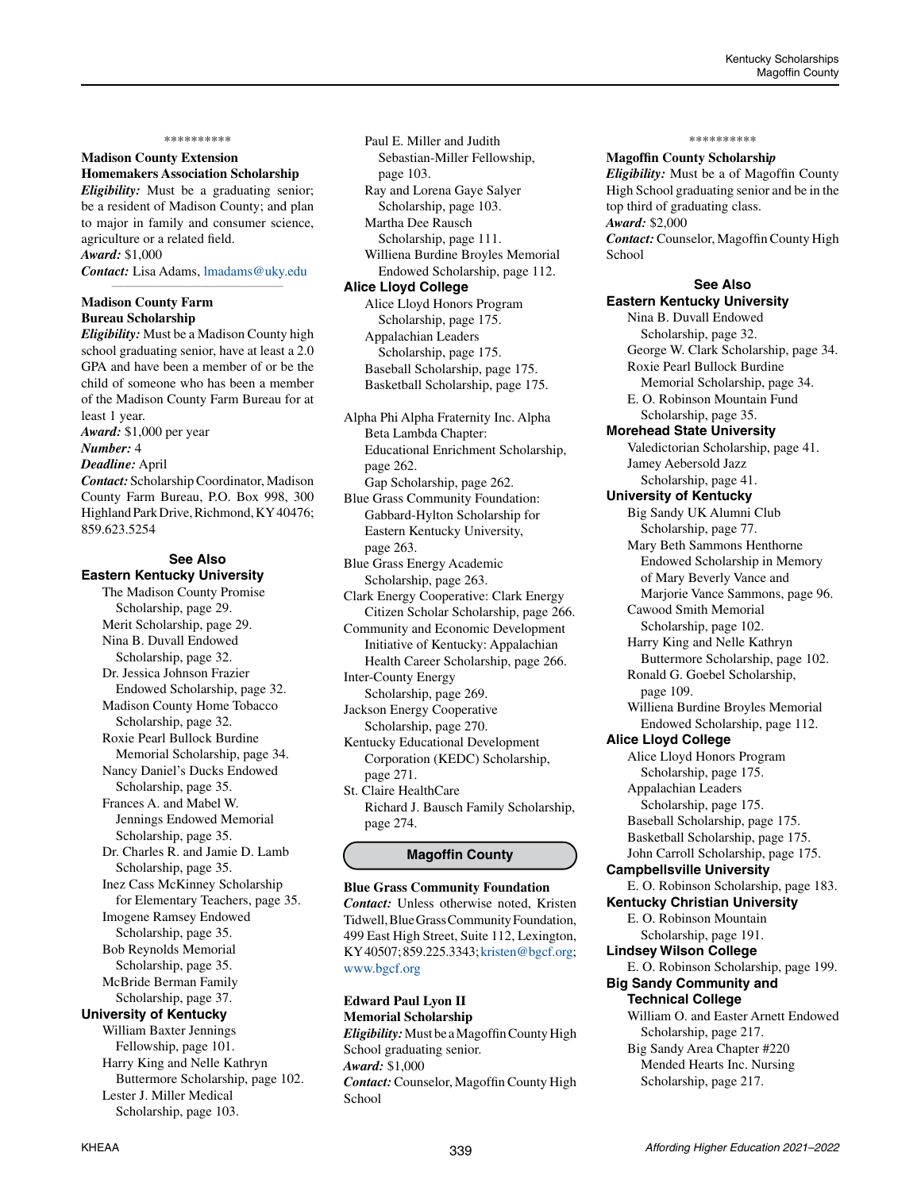\*\*\*\*\*\*\*\*\*\*

**Madison County Extension Homemakers Association Scholarship**
***Eligibility:*** Must be a graduating senior; be a resident of Madison County; and plan to major in family and consumer science, agriculture or a related field.
***Award:*** $1,000
***Contact:*** Lisa Adams, lmadams@uky.edu

**Madison County Farm Bureau Scholarship**
***Eligibility:*** Must be a Madison County high school graduating senior, have at least a 2.0 GPA and have been a member of or be the child of someone who has been a member of the Madison County Farm Bureau for at least 1 year.
***Award:*** $1,000 per year
***Number:*** 4
***Deadline:*** April
***Contact:*** Scholarship Coordinator, Madison County Farm Bureau, P.O. Box 998, 300 Highland Park Drive, Richmond, KY 40476; 859.623.5254

### See Also

**Eastern Kentucky University**
- The Madison County Promise Scholarship, page 29.
- Merit Scholarship, page 29.
- Nina B. Duvall Endowed Scholarship, page 32.
- Dr. Jessica Johnson Frazier Endowed Scholarship, page 32.
- Madison County Home Tobacco Scholarship, page 32.
- Roxie Pearl Bullock Burdine Memorial Scholarship, page 34.
- Nancy Daniel's Ducks Endowed Scholarship, page 35.
- Frances A. and Mabel W. Jennings Endowed Memorial Scholarship, page 35.
- Dr. Charles R. and Jamie D. Lamb Scholarship, page 35.
- Inez Cass McKinney Scholarship for Elementary Teachers, page 35.
- Imogene Ramsey Endowed Scholarship, page 35.
- Bob Reynolds Memorial Scholarship, page 35.
- McBride Berman Family Scholarship, page 37.

**University of Kentucky**
- William Baxter Jennings Fellowship, page 101.
- Harry King and Nelle Kathryn Buttermore Scholarship, page 102.
- Lester J. Miller Medical Scholarship, page 103.
- Paul E. Miller and Judith Sebastian-Miller Fellowship, page 103.
- Ray and Lorena Gaye Salyer Scholarship, page 103.
- Martha Dee Rausch Scholarship, page 111.
- Williena Burdine Broyles Memorial Endowed Scholarship, page 112.

**Alice Lloyd College**
- Alice Lloyd Honors Program Scholarship, page 175.
- Appalachian Leaders Scholarship, page 175.
- Baseball Scholarship, page 175.
- Basketball Scholarship, page 175.

Alpha Phi Alpha Fraternity Inc. Alpha Beta Lambda Chapter:
- Educational Enrichment Scholarship, page 262.
- Gap Scholarship, page 262.

Blue Grass Community Foundation:
- Gabbard-Hylton Scholarship for Eastern Kentucky University, page 263.

Blue Grass Energy Academic Scholarship, page 263.

Clark Energy Cooperative: Clark Energy Citizen Scholar Scholarship, page 266.

Community and Economic Development Initiative of Kentucky: Appalachian Health Career Scholarship, page 266.

Inter-County Energy Scholarship, page 269.

Jackson Energy Cooperative Scholarship, page 270.

Kentucky Educational Development Corporation (KEDC) Scholarship, page 271.

St. Claire HealthCare
- Richard J. Bausch Family Scholarship, page 274.

## Magoffin County

**Blue Grass Community Foundation**
***Contact:*** Unless otherwise noted, Kristen Tidwell, Blue Grass Community Foundation, 499 East High Street, Suite 112, Lexington, KY 40507; 859.225.3343; kristen@bgcf.org; www.bgcf.org

**Edward Paul Lyon II Memorial Scholarship**
***Eligibility:*** Must be a Magoffin County High School graduating senior.
***Award:*** $1,000
***Contact:*** Counselor, Magoffin County High School

\*\*\*\*\*\*\*\*\*\*

**Magoffin County Scholarship**
***Eligibility:*** Must be a of Magoffin County High School graduating senior and be in the top third of graduating class.
***Award:*** $2,000
***Contact:*** Counselor, Magoffin County High School

### See Also

**Eastern Kentucky University**
- Nina B. Duvall Endowed Scholarship, page 32.
- George W. Clark Scholarship, page 34.
- Roxie Pearl Bullock Burdine Memorial Scholarship, page 34.
- E. O. Robinson Mountain Fund Scholarship, page 35.

**Morehead State University**
- Valedictorian Scholarship, page 41.
- Jamey Aebersold Jazz Scholarship, page 41.

**University of Kentucky**
- Big Sandy UK Alumni Club Scholarship, page 77.
- Mary Beth Sammons Henthorne Endowed Scholarship in Memory of Mary Beverly Vance and Marjorie Vance Sammons, page 96.
- Cawood Smith Memorial Scholarship, page 102.
- Harry King and Nelle Kathryn Buttermore Scholarship, page 102.
- Ronald G. Goebel Scholarship, page 109.
- Williena Burdine Broyles Memorial Endowed Scholarship, page 112.

**Alice Lloyd College**
- Alice Lloyd Honors Program Scholarship, page 175.
- Appalachian Leaders Scholarship, page 175.
- Baseball Scholarship, page 175.
- Basketball Scholarship, page 175.
- John Carroll Scholarship, page 175.

**Campbellsville University**
- E. O. Robinson Scholarship, page 183.

**Kentucky Christian University**
- E. O. Robinson Mountain Scholarship, page 191.

**Lindsey Wilson College**
- E. O. Robinson Scholarship, page 199.

**Big Sandy Community and Technical College**
- William O. and Easter Arnett Endowed Scholarship, page 217.
- Big Sandy Area Chapter #220 Mended Hearts Inc. Nursing Scholarship, page 217.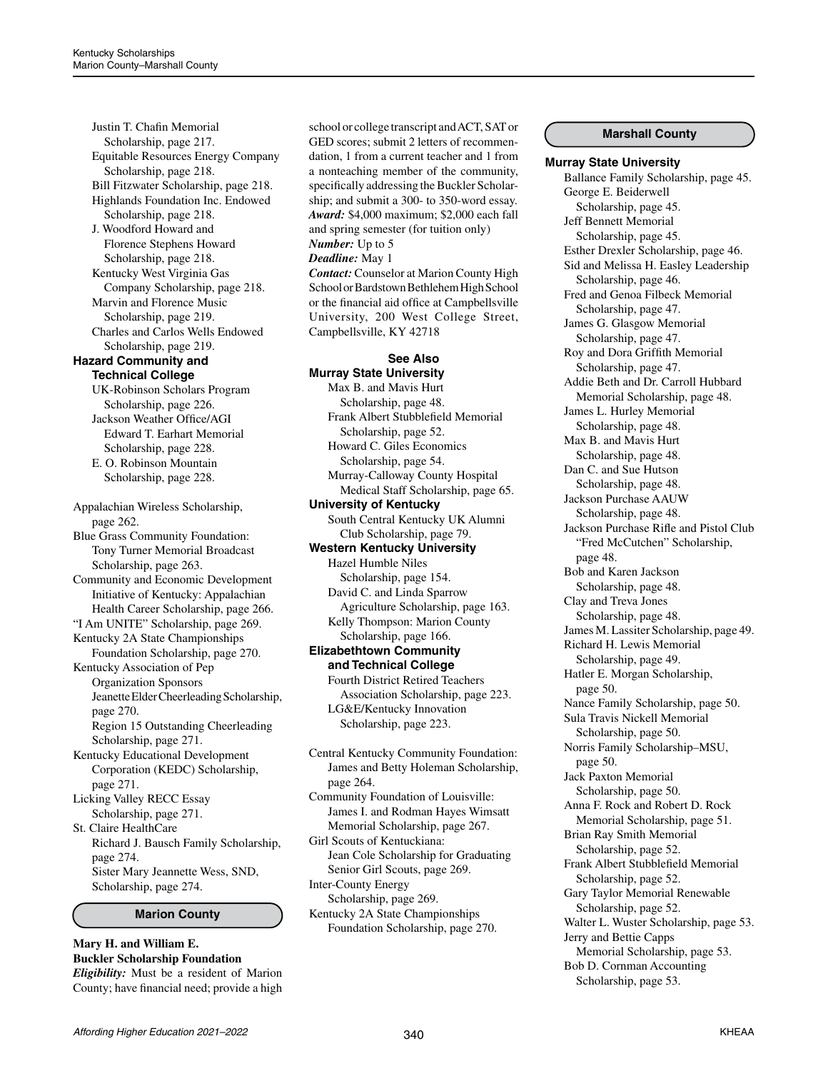Justin T. Chafin Memorial Scholarship, page 217.
Equitable Resources Energy Company Scholarship, page 218.
Bill Fitzwater Scholarship, page 218.
Highlands Foundation Inc. Endowed Scholarship, page 218.
J. Woodford Howard and Florence Stephens Howard Scholarship, page 218.
Kentucky West Virginia Gas Company Scholarship, page 218.
Marvin and Florence Music Scholarship, page 219.
Charles and Carlos Wells Endowed Scholarship, page 219.

**Hazard Community and Technical College**

UK-Robinson Scholars Program Scholarship, page 226.
Jackson Weather Office/AGI Edward T. Earhart Memorial Scholarship, page 228.
E. O. Robinson Mountain Scholarship, page 228.

Appalachian Wireless Scholarship, page 262.

Blue Grass Community Foundation: Tony Turner Memorial Broadcast Scholarship, page 263.

Community and Economic Development Initiative of Kentucky: Appalachian Health Career Scholarship, page 266.

"I Am UNITE" Scholarship, page 269.

Kentucky 2A State Championships Foundation Scholarship, page 270.

Kentucky Association of Pep Organization Sponsors
Jeanette Elder Cheerleading Scholarship, page 270.
Region 15 Outstanding Cheerleading Scholarship, page 271.

Kentucky Educational Development Corporation (KEDC) Scholarship, page 271.

Licking Valley RECC Essay Scholarship, page 271.

St. Claire HealthCare
Richard J. Bausch Family Scholarship, page 274.
Sister Mary Jeannette Wess, SND, Scholarship, page 274.

## Marion County

**Mary H. and William E. Buckler Scholarship Foundation**

***Eligibility:*** Must be a resident of Marion County; have financial need; provide a high school or college transcript and ACT, SAT or GED scores; submit 2 letters of recommendation, 1 from a current teacher and 1 from a nonteaching member of the community, specifically addressing the Buckler Scholarship; and submit a 300- to 350-word essay.
***Award:*** $4,000 maximum; $2,000 each fall and spring semester (for tuition only)
***Number:*** Up to 5
***Deadline:*** May 1
***Contact:*** Counselor at Marion County High School or Bardstown Bethlehem High School or the financial aid office at Campbellsville University, 200 West College Street, Campbellsville, KY 42718

### See Also

**Murray State University**

Max B. and Mavis Hurt Scholarship, page 48.
Frank Albert Stubblefield Memorial Scholarship, page 52.
Howard C. Giles Economics Scholarship, page 54.
Murray-Calloway County Hospital Medical Staff Scholarship, page 65.

**University of Kentucky**

South Central Kentucky UK Alumni Club Scholarship, page 79.

**Western Kentucky University**

Hazel Humble Niles Scholarship, page 154.
David C. and Linda Sparrow Agriculture Scholarship, page 163.
Kelly Thompson: Marion County Scholarship, page 166.

**Elizabethtown Community and Technical College**

Fourth District Retired Teachers Association Scholarship, page 223.
LG&E/Kentucky Innovation Scholarship, page 223.

Central Kentucky Community Foundation: James and Betty Holeman Scholarship, page 264.

Community Foundation of Louisville: James I. and Rodman Hayes Wimsatt Memorial Scholarship, page 267.

Girl Scouts of Kentuckiana: Jean Cole Scholarship for Graduating Senior Girl Scouts, page 269.

Inter-County Energy Scholarship, page 269.

Kentucky 2A State Championships Foundation Scholarship, page 270.

## Marshall County

**Murray State University**

Ballance Family Scholarship, page 45.
George E. Beiderwell Scholarship, page 45.
Jeff Bennett Memorial Scholarship, page 45.
Esther Drexler Scholarship, page 46.
Sid and Melissa H. Easley Leadership Scholarship, page 46.
Fred and Genoa Filbeck Memorial Scholarship, page 47.
James G. Glasgow Memorial Scholarship, page 47.
Roy and Dora Griffith Memorial Scholarship, page 47.
Addie Beth and Dr. Carroll Hubbard Memorial Scholarship, page 48.
James L. Hurley Memorial Scholarship, page 48.
Max B. and Mavis Hurt Scholarship, page 48.
Dan C. and Sue Hutson Scholarship, page 48.
Jackson Purchase AAUW Scholarship, page 48.
Jackson Purchase Rifle and Pistol Club "Fred McCutchen" Scholarship, page 48.
Bob and Karen Jackson Scholarship, page 48.
Clay and Treva Jones Scholarship, page 48.
James M. Lassiter Scholarship, page 49.
Richard H. Lewis Memorial Scholarship, page 49.
Hatler E. Morgan Scholarship, page 50.
Nance Family Scholarship, page 50.
Sula Travis Nickell Memorial Scholarship, page 50.
Norris Family Scholarship–MSU, page 50.
Jack Paxton Memorial Scholarship, page 50.
Anna F. Rock and Robert D. Rock Memorial Scholarship, page 51.
Brian Ray Smith Memorial Scholarship, page 52.
Frank Albert Stubblefield Memorial Scholarship, page 52.
Gary Taylor Memorial Renewable Scholarship, page 52.
Walter L. Wuster Scholarship, page 53.
Jerry and Bettie Capps Memorial Scholarship, page 53.
Bob D. Cornman Accounting Scholarship, page 53.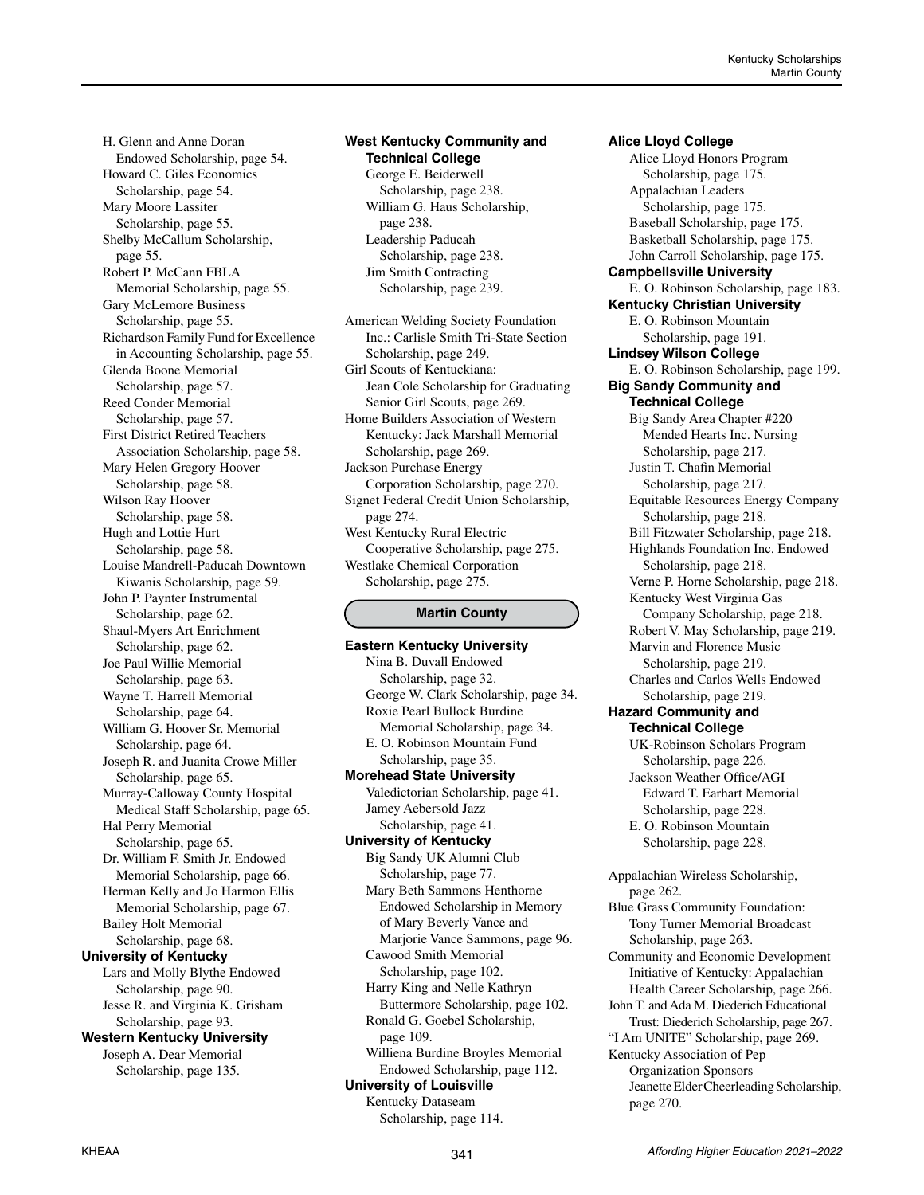H. Glenn and Anne Doran Endowed Scholarship, page 54.
Howard C. Giles Economics Scholarship, page 54.
Mary Moore Lassiter Scholarship, page 55.
Shelby McCallum Scholarship, page 55.
Robert P. McCann FBLA Memorial Scholarship, page 55.
Gary McLemore Business Scholarship, page 55.
Richardson Family Fund for Excellence in Accounting Scholarship, page 55.
Glenda Boone Memorial Scholarship, page 57.
Reed Conder Memorial Scholarship, page 57.
First District Retired Teachers Association Scholarship, page 58.
Mary Helen Gregory Hoover Scholarship, page 58.
Wilson Ray Hoover Scholarship, page 58.
Hugh and Lottie Hurt Scholarship, page 58.
Louise Mandrell-Paducah Downtown Kiwanis Scholarship, page 59.
John P. Paynter Instrumental Scholarship, page 62.
Shaul-Myers Art Enrichment Scholarship, page 62.
Joe Paul Willie Memorial Scholarship, page 63.
Wayne T. Harrell Memorial Scholarship, page 64.
William G. Hoover Sr. Memorial Scholarship, page 64.
Joseph R. and Juanita Crowe Miller Scholarship, page 65.
Murray-Calloway County Hospital Medical Staff Scholarship, page 65.
Hal Perry Memorial Scholarship, page 65.
Dr. William F. Smith Jr. Endowed Memorial Scholarship, page 66.
Herman Kelly and Jo Harmon Ellis Memorial Scholarship, page 67.
Bailey Holt Memorial Scholarship, page 68.

**University of Kentucky**

Lars and Molly Blythe Endowed Scholarship, page 90.
Jesse R. and Virginia K. Grisham Scholarship, page 93.

**Western Kentucky University**

Joseph A. Dear Memorial Scholarship, page 135.

**West Kentucky Community and Technical College**

George E. Beiderwell Scholarship, page 238.
William G. Haus Scholarship, page 238.
Leadership Paducah Scholarship, page 238.
Jim Smith Contracting Scholarship, page 239.

American Welding Society Foundation Inc.: Carlisle Smith Tri-State Section Scholarship, page 249.
Girl Scouts of Kentuckiana: Jean Cole Scholarship for Graduating Senior Girl Scouts, page 269.
Home Builders Association of Western Kentucky: Jack Marshall Memorial Scholarship, page 269.
Jackson Purchase Energy Corporation Scholarship, page 270.
Signet Federal Credit Union Scholarship, page 274.
West Kentucky Rural Electric Cooperative Scholarship, page 275.
Westlake Chemical Corporation Scholarship, page 275.

## Martin County

**Eastern Kentucky University**

Nina B. Duvall Endowed Scholarship, page 32.
George W. Clark Scholarship, page 34.
Roxie Pearl Bullock Burdine Memorial Scholarship, page 34.
E. O. Robinson Mountain Fund Scholarship, page 35.

**Morehead State University**

Valedictorian Scholarship, page 41.
Jamey Aebersold Jazz Scholarship, page 41.

**University of Kentucky**

Big Sandy UK Alumni Club Scholarship, page 77.
Mary Beth Sammons Henthorne Endowed Scholarship in Memory of Mary Beverly Vance and Marjorie Vance Sammons, page 96.
Cawood Smith Memorial Scholarship, page 102.
Harry King and Nelle Kathryn Buttermore Scholarship, page 102.
Ronald G. Goebel Scholarship, page 109.
Williena Burdine Broyles Memorial Endowed Scholarship, page 112.

**University of Louisville**

Kentucky Dataseam Scholarship, page 114.

**Alice Lloyd College**

Alice Lloyd Honors Program Scholarship, page 175.
Appalachian Leaders Scholarship, page 175.
Baseball Scholarship, page 175.
Basketball Scholarship, page 175.
John Carroll Scholarship, page 175.

**Campbellsville University**

E. O. Robinson Scholarship, page 183.

**Kentucky Christian University**

E. O. Robinson Mountain Scholarship, page 191.

**Lindsey Wilson College**

E. O. Robinson Scholarship, page 199.

**Big Sandy Community and Technical College**

Big Sandy Area Chapter #220 Mended Hearts Inc. Nursing Scholarship, page 217.
Justin T. Chafin Memorial Scholarship, page 217.
Equitable Resources Energy Company Scholarship, page 218.
Bill Fitzwater Scholarship, page 218.
Highlands Foundation Inc. Endowed Scholarship, page 218.
Verne P. Horne Scholarship, page 218.
Kentucky West Virginia Gas Company Scholarship, page 218.
Robert V. May Scholarship, page 219.
Marvin and Florence Music Scholarship, page 219.
Charles and Carlos Wells Endowed Scholarship, page 219.

**Hazard Community and Technical College**

UK-Robinson Scholars Program Scholarship, page 226.
Jackson Weather Office/AGI Edward T. Earhart Memorial Scholarship, page 228.
E. O. Robinson Mountain Scholarship, page 228.

Appalachian Wireless Scholarship, page 262.
Blue Grass Community Foundation: Tony Turner Memorial Broadcast Scholarship, page 263.
Community and Economic Development Initiative of Kentucky: Appalachian Health Career Scholarship, page 266.
John T. and Ada M. Diederich Educational Trust: Diederich Scholarship, page 267.
"I Am UNITE" Scholarship, page 269.
Kentucky Association of Pep Organization Sponsors Jeanette Elder Cheerleading Scholarship, page 270.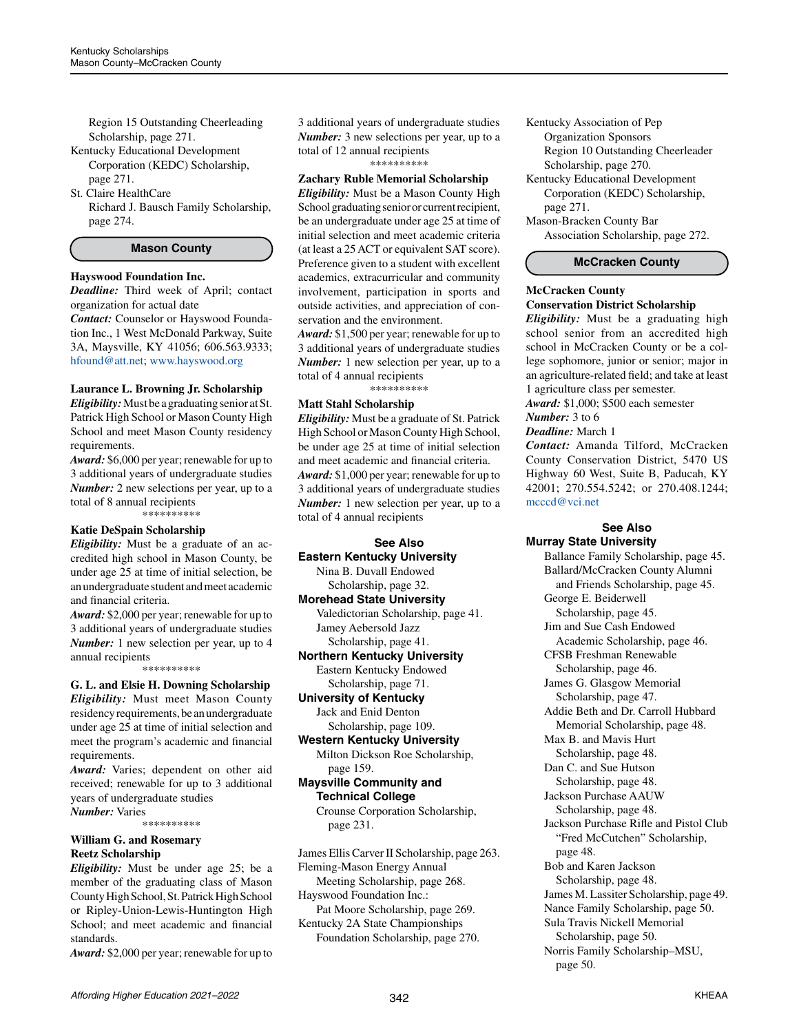Region 15 Outstanding Cheerleading Scholarship, page 271.
Kentucky Educational Development Corporation (KEDC) Scholarship, page 271.
St. Claire HealthCare
Richard J. Bausch Family Scholarship, page 274.

## Mason County

**Hayswood Foundation Inc.**
***Deadline:*** Third week of April; contact organization for actual date
***Contact:*** Counselor or Hayswood Foundation Inc., 1 West McDonald Parkway, Suite 3A, Maysville, KY 41056; 606.563.9333; hfound@att.net; www.hayswood.org

**Laurance L. Browning Jr. Scholarship**
***Eligibility:*** Must be a graduating senior at St. Patrick High School or Mason County High School and meet Mason County residency requirements.
***Award:*** $6,000 per year; renewable for up to 3 additional years of undergraduate studies
***Number:*** 2 new selections per year, up to a total of 8 annual recipients

\*\*\*\*\*\*\*\*\*\*

**Katie DeSpain Scholarship**
***Eligibility:*** Must be a graduate of an accredited high school in Mason County, be under age 25 at time of initial selection, be an undergraduate student and meet academic and financial criteria.
***Award:*** $2,000 per year; renewable for up to 3 additional years of undergraduate studies
***Number:*** 1 new selection per year, up to 4 annual recipients

\*\*\*\*\*\*\*\*\*\*

**G. L. and Elsie H. Downing Scholarship**
***Eligibility:*** Must meet Mason County residency requirements, be an undergraduate under age 25 at time of initial selection and meet the program's academic and financial requirements.
***Award:*** Varies; dependent on other aid received; renewable for up to 3 additional years of undergraduate studies
***Number:*** Varies

\*\*\*\*\*\*\*\*\*\*

**William G. and Rosemary Reetz Scholarship**
***Eligibility:*** Must be under age 25; be a member of the graduating class of Mason County High School, St. Patrick High School or Ripley-Union-Lewis-Huntington High School; and meet academic and financial standards.
***Award:*** $2,000 per year; renewable for up to 3 additional years of undergraduate studies
***Number:*** 3 new selections per year, up to a total of 12 annual recipients

\*\*\*\*\*\*\*\*\*\*

**Zachary Ruble Memorial Scholarship**
***Eligibility:*** Must be a Mason County High School graduating senior or current recipient, be an undergraduate under age 25 at time of initial selection and meet academic criteria (at least a 25 ACT or equivalent SAT score). Preference given to a student with excellent academics, extracurricular and community involvement, participation in sports and outside activities, and appreciation of conservation and the environment.
***Award:*** $1,500 per year; renewable for up to 3 additional years of undergraduate studies
***Number:*** 1 new selection per year, up to a total of 4 annual recipients

\*\*\*\*\*\*\*\*\*\*

**Matt Stahl Scholarship**
***Eligibility:*** Must be a graduate of St. Patrick High School or Mason County High School, be under age 25 at time of initial selection and meet academic and financial criteria.
***Award:*** $1,000 per year; renewable for up to 3 additional years of undergraduate studies
***Number:*** 1 new selection per year, up to a total of 4 annual recipients

### See Also

**Eastern Kentucky University**
Nina B. Duvall Endowed Scholarship, page 32.

**Morehead State University**
Valedictorian Scholarship, page 41.
Jamey Aebersold Jazz Scholarship, page 41.

**Northern Kentucky University**
Eastern Kentucky Endowed Scholarship, page 71.

**University of Kentucky**
Jack and Enid Denton Scholarship, page 109.

**Western Kentucky University**
Milton Dickson Roe Scholarship, page 159.

**Maysville Community and Technical College**
Crounse Corporation Scholarship, page 231.

James Ellis Carver II Scholarship, page 263.
Fleming-Mason Energy Annual Meeting Scholarship, page 268.
Hayswood Foundation Inc.:
Pat Moore Scholarship, page 269.
Kentucky 2A State Championships Foundation Scholarship, page 270.
Kentucky Association of Pep Organization Sponsors
Region 10 Outstanding Cheerleader Scholarship, page 270.
Kentucky Educational Development Corporation (KEDC) Scholarship, page 271.
Mason-Bracken County Bar Association Scholarship, page 272.

## McCracken County

**McCracken County Conservation District Scholarship**
***Eligibility:*** Must be a graduating high school senior from an accredited high school in McCracken County or be a college sophomore, junior or senior; major in an agriculture-related field; and take at least 1 agriculture class per semester.
***Award:*** $1,000; $500 each semester
***Number:*** 3 to 6
***Deadline:*** March 1
***Contact:*** Amanda Tilford, McCracken County Conservation District, 5470 US Highway 60 West, Suite B, Paducah, KY 42001; 270.554.5242; or 270.408.1244; mcccd@vci.net

### See Also

**Murray State University**
Ballance Family Scholarship, page 45.
Ballard/McCracken County Alumni and Friends Scholarship, page 45.
George E. Beiderwell Scholarship, page 45.
Jim and Sue Cash Endowed Academic Scholarship, page 46.
CFSB Freshman Renewable Scholarship, page 46.
James G. Glasgow Memorial Scholarship, page 47.
Addie Beth and Dr. Carroll Hubbard Memorial Scholarship, page 48.
Max B. and Mavis Hurt Scholarship, page 48.
Dan C. and Sue Hutson Scholarship, page 48.
Jackson Purchase AAUW Scholarship, page 48.
Jackson Purchase Rifle and Pistol Club "Fred McCutchen" Scholarship, page 48.
Bob and Karen Jackson Scholarship, page 48.
James M. Lassiter Scholarship, page 49.
Nance Family Scholarship, page 50.
Sula Travis Nickell Memorial Scholarship, page 50.
Norris Family Scholarship–MSU, page 50.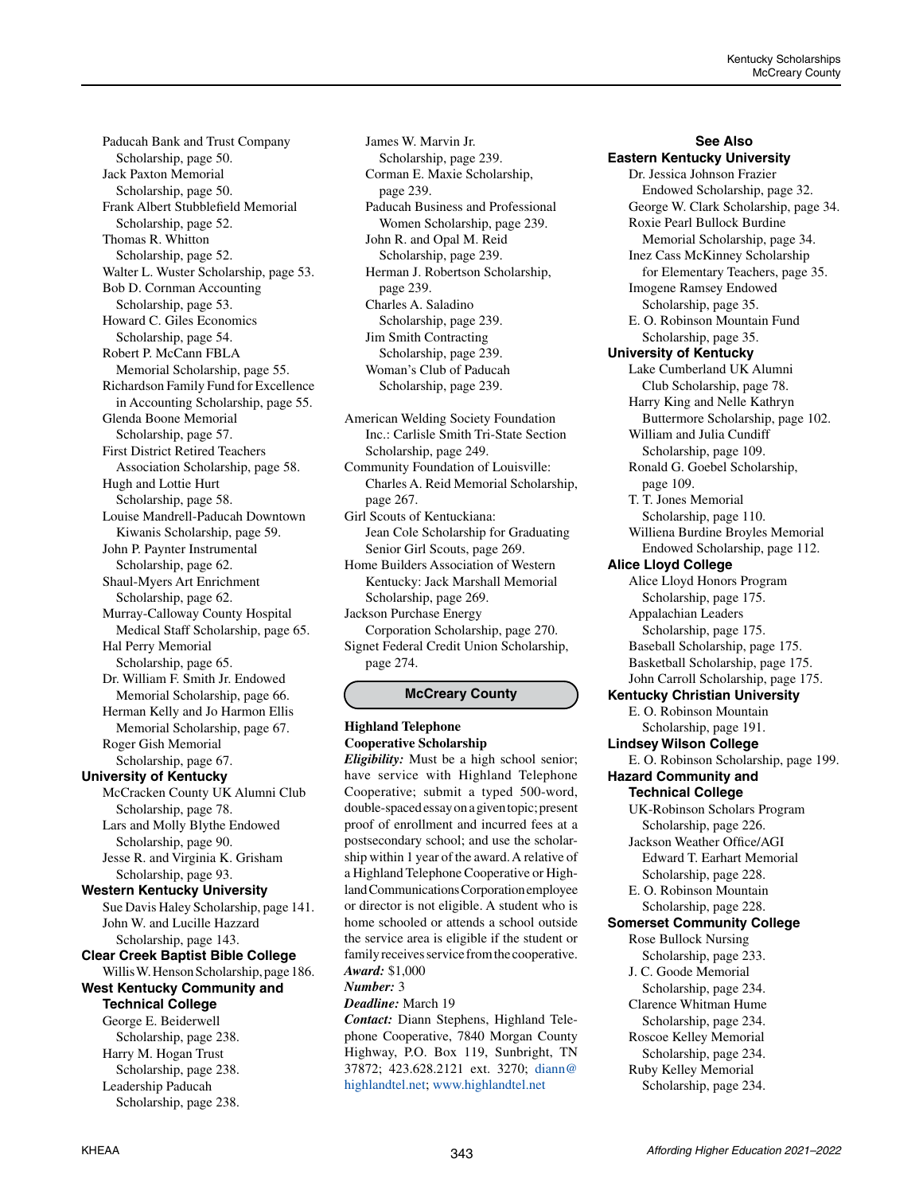Paducah Bank and Trust Company Scholarship, page 50.
Jack Paxton Memorial Scholarship, page 50.
Frank Albert Stubblefield Memorial Scholarship, page 52.
Thomas R. Whitton Scholarship, page 52.
Walter L. Wuster Scholarship, page 53.
Bob D. Cornman Accounting Scholarship, page 53.
Howard C. Giles Economics Scholarship, page 54.
Robert P. McCann FBLA Memorial Scholarship, page 55.
Richardson Family Fund for Excellence in Accounting Scholarship, page 55.
Glenda Boone Memorial Scholarship, page 57.
First District Retired Teachers Association Scholarship, page 58.
Hugh and Lottie Hurt Scholarship, page 58.
Louise Mandrell-Paducah Downtown Kiwanis Scholarship, page 59.
John P. Paynter Instrumental Scholarship, page 62.
Shaul-Myers Art Enrichment Scholarship, page 62.
Murray-Calloway County Hospital Medical Staff Scholarship, page 65.
Hal Perry Memorial Scholarship, page 65.
Dr. William F. Smith Jr. Endowed Memorial Scholarship, page 66.
Herman Kelly and Jo Harmon Ellis Memorial Scholarship, page 67.
Roger Gish Memorial Scholarship, page 67.

**University of Kentucky**

McCracken County UK Alumni Club Scholarship, page 78.
Lars and Molly Blythe Endowed Scholarship, page 90.
Jesse R. and Virginia K. Grisham Scholarship, page 93.

**Western Kentucky University**

Sue Davis Haley Scholarship, page 141.
John W. and Lucille Hazzard Scholarship, page 143.

**Clear Creek Baptist Bible College**

Willis W. Henson Scholarship, page 186.

**West Kentucky Community and Technical College**

George E. Beiderwell Scholarship, page 238.
Harry M. Hogan Trust Scholarship, page 238.
Leadership Paducah Scholarship, page 238.
James W. Marvin Jr. Scholarship, page 239.
Corman E. Maxie Scholarship, page 239.
Paducah Business and Professional Women Scholarship, page 239.
John R. and Opal M. Reid Scholarship, page 239.
Herman J. Robertson Scholarship, page 239.
Charles A. Saladino Scholarship, page 239.
Jim Smith Contracting Scholarship, page 239.
Woman's Club of Paducah Scholarship, page 239.

American Welding Society Foundation Inc.: Carlisle Smith Tri-State Section Scholarship, page 249.
Community Foundation of Louisville: Charles A. Reid Memorial Scholarship, page 267.
Girl Scouts of Kentuckiana: Jean Cole Scholarship for Graduating Senior Girl Scouts, page 269.
Home Builders Association of Western Kentucky: Jack Marshall Memorial Scholarship, page 269.
Jackson Purchase Energy Corporation Scholarship, page 270.
Signet Federal Credit Union Scholarship, page 274.

## McCreary County

### Highland Telephone Cooperative Scholarship

***Eligibility:*** Must be a high school senior; have service with Highland Telephone Cooperative; submit a typed 500-word, double-spaced essay on a given topic; present proof of enrollment and incurred fees at a postsecondary school; and use the scholarship within 1 year of the award. A relative of a Highland Telephone Cooperative or Highland Communications Corporation employee or director is not eligible. A student who is home schooled or attends a school outside the service area is eligible if the student or family receives service from the cooperative.
***Award:*** $1,000
***Number:*** 3
***Deadline:*** March 19
***Contact:*** Diann Stephens, Highland Telephone Cooperative, 7840 Morgan County Highway, P.O. Box 119, Sunbright, TN 37872; 423.628.2121 ext. 3270; diann@highlandtel.net; www.highlandtel.net

**See Also**

**Eastern Kentucky University**

Dr. Jessica Johnson Frazier Endowed Scholarship, page 32.
George W. Clark Scholarship, page 34.
Roxie Pearl Bullock Burdine Memorial Scholarship, page 34.
Inez Cass McKinney Scholarship for Elementary Teachers, page 35.
Imogene Ramsey Endowed Scholarship, page 35.
E. O. Robinson Mountain Fund Scholarship, page 35.

**University of Kentucky**

Lake Cumberland UK Alumni Club Scholarship, page 78.
Harry King and Nelle Kathryn Buttermore Scholarship, page 102.
William and Julia Cundiff Scholarship, page 109.
Ronald G. Goebel Scholarship, page 109.
T. T. Jones Memorial Scholarship, page 110.
Williena Burdine Broyles Memorial Endowed Scholarship, page 112.

**Alice Lloyd College**

Alice Lloyd Honors Program Scholarship, page 175.
Appalachian Leaders Scholarship, page 175.
Baseball Scholarship, page 175.
Basketball Scholarship, page 175.
John Carroll Scholarship, page 175.

**Kentucky Christian University**

E. O. Robinson Mountain Scholarship, page 191.

**Lindsey Wilson College**

E. O. Robinson Scholarship, page 199.

**Hazard Community and Technical College**

UK-Robinson Scholars Program Scholarship, page 226.
Jackson Weather Office/AGI Edward T. Earhart Memorial Scholarship, page 228.
E. O. Robinson Mountain Scholarship, page 228.

**Somerset Community College**

Rose Bullock Nursing Scholarship, page 233.
J. C. Goode Memorial Scholarship, page 234.
Clarence Whitman Hume Scholarship, page 234.
Roscoe Kelley Memorial Scholarship, page 234.
Ruby Kelley Memorial Scholarship, page 234.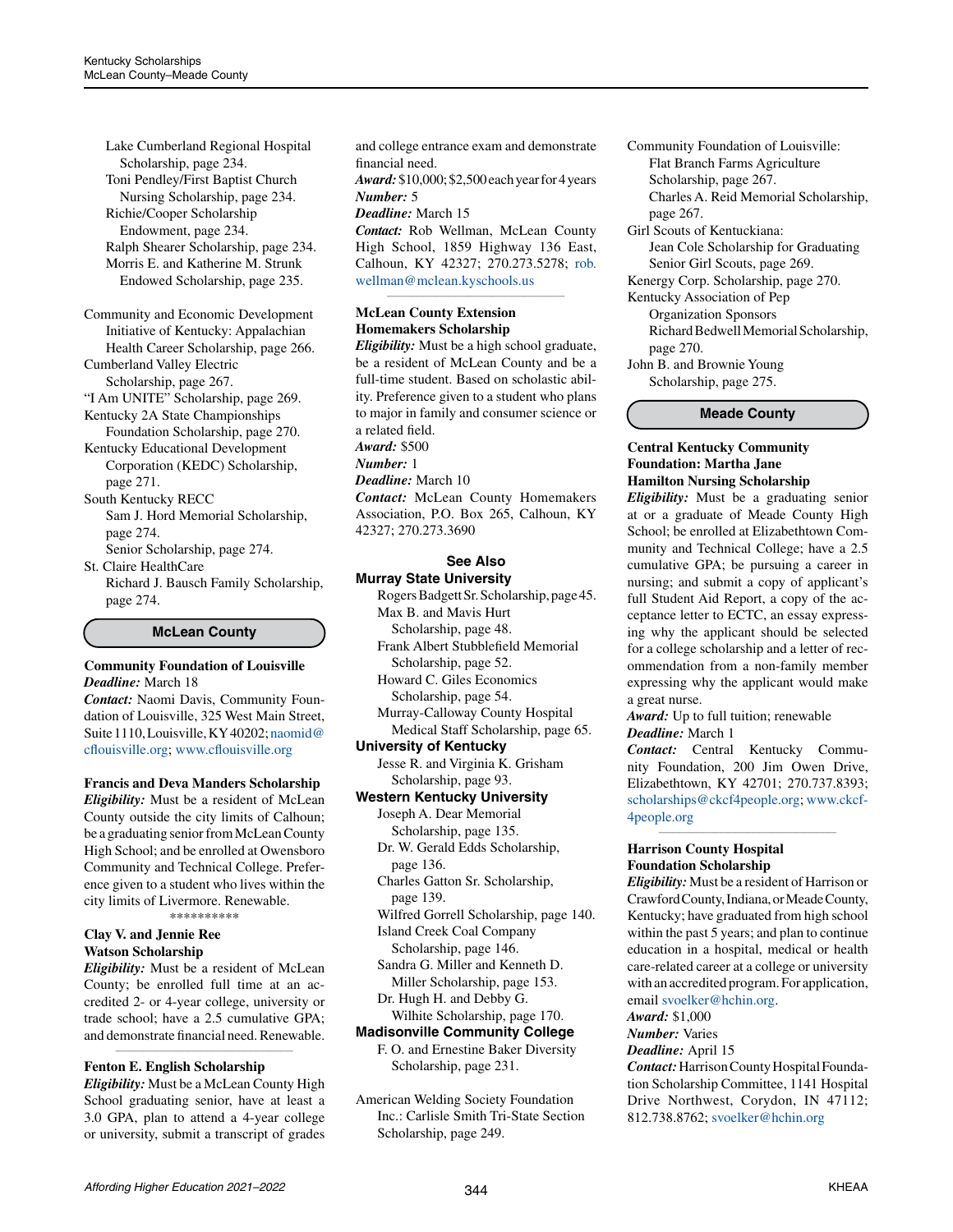Lake Cumberland Regional Hospital Scholarship, page 234.
Toni Pendley/First Baptist Church Nursing Scholarship, page 234.
Richie/Cooper Scholarship Endowment, page 234.
Ralph Shearer Scholarship, page 234.
Morris E. and Katherine M. Strunk Endowed Scholarship, page 235.

Community and Economic Development Initiative of Kentucky: Appalachian Health Career Scholarship, page 266.
Cumberland Valley Electric Scholarship, page 267.
"I Am UNITE" Scholarship, page 269.
Kentucky 2A State Championships Foundation Scholarship, page 270.
Kentucky Educational Development Corporation (KEDC) Scholarship, page 271.
South Kentucky RECC
Sam J. Hord Memorial Scholarship, page 274.
Senior Scholarship, page 274.
St. Claire HealthCare
Richard J. Bausch Family Scholarship, page 274.

## McLean County

**Community Foundation of Louisville**
***Deadline:*** March 18
***Contact:*** Naomi Davis, Community Foundation of Louisville, 325 West Main Street, Suite 1110, Louisville, KY 40202; naomid@cflouisville.org; www.cflouisville.org

**Francis and Deva Manders Scholarship**
***Eligibility:*** Must be a resident of McLean County outside the city limits of Calhoun; be a graduating senior from McLean County High School; and be enrolled at Owensboro Community and Technical College. Preference given to a student who lives within the city limits of Livermore. Renewable.

**********

**Clay V. and Jennie Ree Watson Scholarship**
***Eligibility:*** Must be a resident of McLean County; be enrolled full time at an accredited 2- or 4-year college, university or trade school; have a 2.5 cumulative GPA; and demonstrate financial need. Renewable.

**Fenton E. English Scholarship**
***Eligibility:*** Must be a McLean County High School graduating senior, have at least a 3.0 GPA, plan to attend a 4-year college or university, submit a transcript of grades and college entrance exam and demonstrate financial need.
***Award:*** $10,000; $2,500 each year for 4 years
***Number:*** 5
***Deadline:*** March 15
***Contact:*** Rob Wellman, McLean County High School, 1859 Highway 136 East, Calhoun, KY 42327; 270.273.5278; rob.wellman@mclean.kyschools.us

**McLean County Extension Homemakers Scholarship**
***Eligibility:*** Must be a high school graduate, be a resident of McLean County and be a full-time student. Based on scholastic ability. Preference given to a student who plans to major in family and consumer science or a related field.
***Award:*** $500
***Number:*** 1
***Deadline:*** March 10
***Contact:*** McLean County Homemakers Association, P.O. Box 265, Calhoun, KY 42327; 270.273.3690

### See Also

**Murray State University**
Rogers Badgett Sr. Scholarship, page 45.
Max B. and Mavis Hurt Scholarship, page 48.
Frank Albert Stubblefield Memorial Scholarship, page 52.
Howard C. Giles Economics Scholarship, page 54.
Murray-Calloway County Hospital Medical Staff Scholarship, page 65.

**University of Kentucky**
Jesse R. and Virginia K. Grisham Scholarship, page 93.

**Western Kentucky University**
Joseph A. Dear Memorial Scholarship, page 135.
Dr. W. Gerald Edds Scholarship, page 136.
Charles Gatton Sr. Scholarship, page 139.
Wilfred Gorrell Scholarship, page 140.
Island Creek Coal Company Scholarship, page 146.
Sandra G. Miller and Kenneth D. Miller Scholarship, page 153.
Dr. Hugh H. and Debby G. Wilhite Scholarship, page 170.

**Madisonville Community College**
F. O. and Ernestine Baker Diversity Scholarship, page 231.

American Welding Society Foundation Inc.: Carlisle Smith Tri-State Section Scholarship, page 249.
Community Foundation of Louisville:
Flat Branch Farms Agriculture Scholarship, page 267.
Charles A. Reid Memorial Scholarship, page 267.
Girl Scouts of Kentuckiana:
Jean Cole Scholarship for Graduating Senior Girl Scouts, page 269.
Kenergy Corp. Scholarship, page 270.
Kentucky Association of Pep Organization Sponsors
Richard Bedwell Memorial Scholarship, page 270.
John B. and Brownie Young Scholarship, page 275.

## Meade County

**Central Kentucky Community Foundation: Martha Jane Hamilton Nursing Scholarship**
***Eligibility:*** Must be a graduating senior at or a graduate of Meade County High School; be enrolled at Elizabethtown Community and Technical College; have a 2.5 cumulative GPA; be pursuing a career in nursing; and submit a copy of applicant's full Student Aid Report, a copy of the acceptance letter to ECTC, an essay expressing why the applicant should be selected for a college scholarship and a letter of recommendation from a non-family member expressing why the applicant would make a great nurse.
***Award:*** Up to full tuition; renewable
***Deadline:*** March 1
***Contact:*** Central Kentucky Community Foundation, 200 Jim Owen Drive, Elizabethtown, KY 42701; 270.737.8393; scholarships@ckcf4people.org; www.ckcf4people.org

**Harrison County Hospital Foundation Scholarship**
***Eligibility:*** Must be a resident of Harrison or Crawford County, Indiana, or Meade County, Kentucky; have graduated from high school within the past 5 years; and plan to continue education in a hospital, medical or health care-related career at a college or university with an accredited program. For application, email svoelker@hchin.org.
***Award:*** $1,000
***Number:*** Varies
***Deadline:*** April 15
***Contact:*** Harrison County Hospital Foundation Scholarship Committee, 1141 Hospital Drive Northwest, Corydon, IN 47112; 812.738.8762; svoelker@hchin.org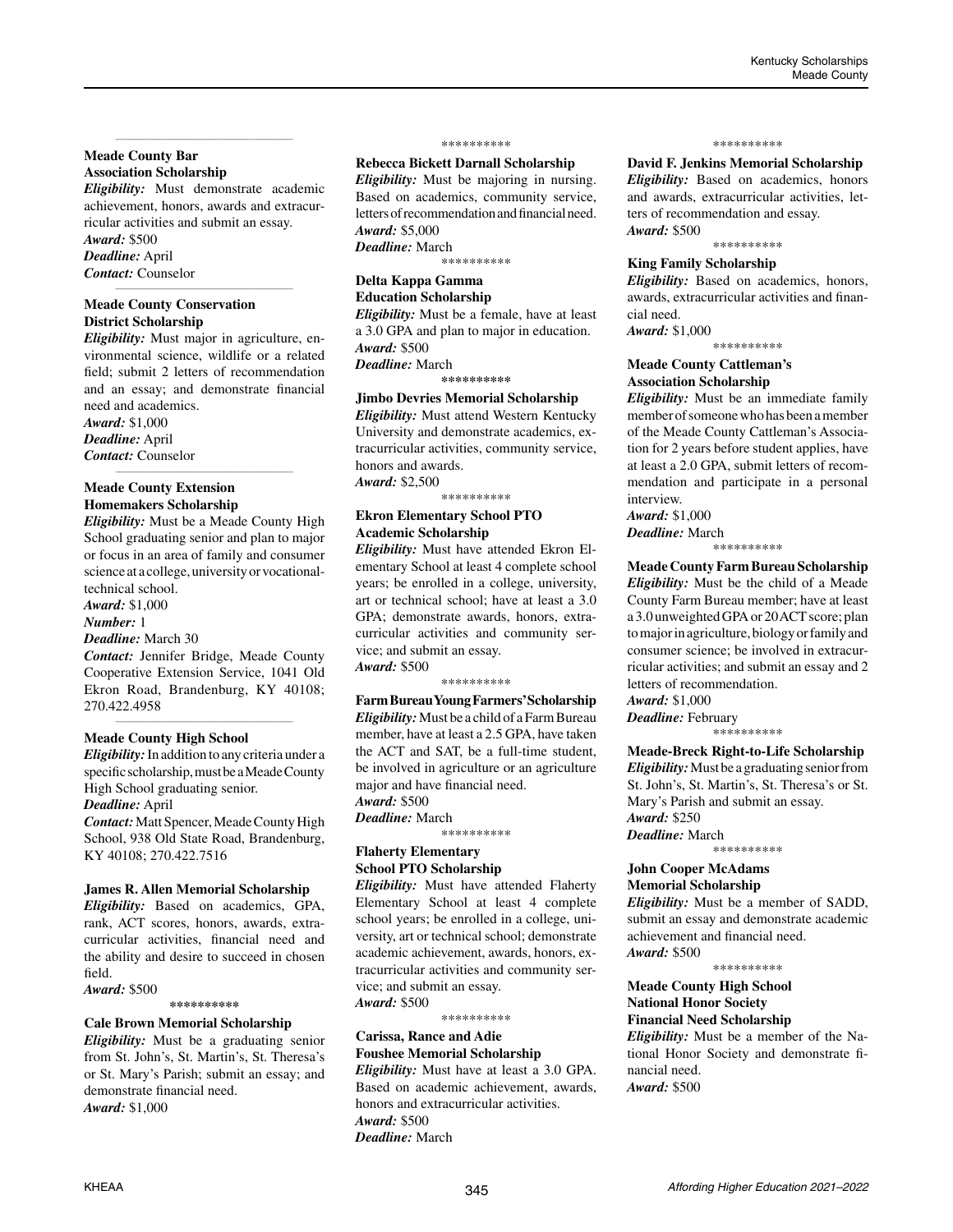### Meade County Bar Association Scholarship

***Eligibility:*** Must demonstrate academic achievement, honors, awards and extracurricular activities and submit an essay.
***Award:*** $500
***Deadline:*** April
***Contact:*** Counselor

### Meade County Conservation District Scholarship

***Eligibility:*** Must major in agriculture, environmental science, wildlife or a related field; submit 2 letters of recommendation and an essay; and demonstrate financial need and academics.
***Award:*** $1,000
***Deadline:*** April
***Contact:*** Counselor

### Meade County Extension Homemakers Scholarship

***Eligibility:*** Must be a Meade County High School graduating senior and plan to major or focus in an area of family and consumer science at a college, university or vocational-technical school.
***Award:*** $1,000
***Number:*** 1
***Deadline:*** March 30
***Contact:*** Jennifer Bridge, Meade County Cooperative Extension Service, 1041 Old Ekron Road, Brandenburg, KY 40108; 270.422.4958

### Meade County High School

***Eligibility:*** In addition to any criteria under a specific scholarship, must be a Meade County High School graduating senior.
***Deadline:*** April
***Contact:*** Matt Spencer, Meade County High School, 938 Old State Road, Brandenburg, KY 40108; 270.422.7516

**James R. Allen Memorial Scholarship**
***Eligibility:*** Based on academics, GPA, rank, ACT scores, honors, awards, extracurricular activities, financial need and the ability and desire to succeed in chosen field.
***Award:*** $500

\*\*\*\*\*\*\*\*\*\*

**Cale Brown Memorial Scholarship**
***Eligibility:*** Must be a graduating senior from St. John's, St. Martin's, St. Theresa's or St. Mary's Parish; submit an essay; and demonstrate financial need.
***Award:*** $1,000

\*\*\*\*\*\*\*\*\*\*

**Rebecca Bickett Darnall Scholarship**
***Eligibility:*** Must be majoring in nursing. Based on academics, community service, letters of recommendation and financial need.
***Award:*** $5,000
***Deadline:*** March

\*\*\*\*\*\*\*\*\*\*

**Delta Kappa Gamma Education Scholarship**
***Eligibility:*** Must be a female, have at least a 3.0 GPA and plan to major in education.
***Award:*** $500
***Deadline:*** March

\*\*\*\*\*\*\*\*\*\*

**Jimbo Devries Memorial Scholarship**
***Eligibility:*** Must attend Western Kentucky University and demonstrate academics, extracurricular activities, community service, honors and awards.
***Award:*** $2,500

\*\*\*\*\*\*\*\*\*\*

**Ekron Elementary School PTO Academic Scholarship**
***Eligibility:*** Must have attended Ekron Elementary School at least 4 complete school years; be enrolled in a college, university, art or technical school; have at least a 3.0 GPA; demonstrate awards, honors, extracurricular activities and community service; and submit an essay.
***Award:*** $500

\*\*\*\*\*\*\*\*\*\*

**Farm Bureau Young Farmers' Scholarship**
***Eligibility:*** Must be a child of a Farm Bureau member, have at least a 2.5 GPA, have taken the ACT and SAT, be a full-time student, be involved in agriculture or an agriculture major and have financial need.
***Award:*** $500
***Deadline:*** March

\*\*\*\*\*\*\*\*\*\*

**Flaherty Elementary School PTO Scholarship**
***Eligibility:*** Must have attended Flaherty Elementary School at least 4 complete school years; be enrolled in a college, university, art or technical school; demonstrate academic achievement, awards, honors, extracurricular activities and community service; and submit an essay.
***Award:*** $500

\*\*\*\*\*\*\*\*\*\*

**Carissa, Rance and Adie Foushee Memorial Scholarship**
***Eligibility:*** Must have at least a 3.0 GPA. Based on academic achievement, awards, honors and extracurricular activities.
***Award:*** $500
***Deadline:*** March

\*\*\*\*\*\*\*\*\*\*

**David F. Jenkins Memorial Scholarship**
***Eligibility:*** Based on academics, honors and awards, extracurricular activities, letters of recommendation and essay.
***Award:*** $500

\*\*\*\*\*\*\*\*\*\*

**King Family Scholarship**
***Eligibility:*** Based on academics, honors, awards, extracurricular activities and financial need.
***Award:*** $1,000

\*\*\*\*\*\*\*\*\*\*

**Meade County Cattleman's Association Scholarship**
***Eligibility:*** Must be an immediate family member of someone who has been a member of the Meade County Cattleman's Association for 2 years before student applies, have at least a 2.0 GPA, submit letters of recommendation and participate in a personal interview.
***Award:*** $1,000
***Deadline:*** March

\*\*\*\*\*\*\*\*\*\*

**Meade County Farm Bureau Scholarship**
***Eligibility:*** Must be the child of a Meade County Farm Bureau member; have at least a 3.0 unweighted GPA or 20 ACT score; plan to major in agriculture, biology or family and consumer science; be involved in extracurricular activities; and submit an essay and 2 letters of recommendation.
***Award:*** $1,000
***Deadline:*** February

\*\*\*\*\*\*\*\*\*\*

**Meade-Breck Right-to-Life Scholarship**
***Eligibility:*** Must be a graduating senior from St. John's, St. Martin's, St. Theresa's or St. Mary's Parish and submit an essay.
***Award:*** $250
***Deadline:*** March

\*\*\*\*\*\*\*\*\*\*

**John Cooper McAdams Memorial Scholarship**
***Eligibility:*** Must be a member of SADD, submit an essay and demonstrate academic achievement and financial need.
***Award:*** $500

\*\*\*\*\*\*\*\*\*\*

**Meade County High School National Honor Society Financial Need Scholarship**
***Eligibility:*** Must be a member of the National Honor Society and demonstrate financial need.
***Award:*** $500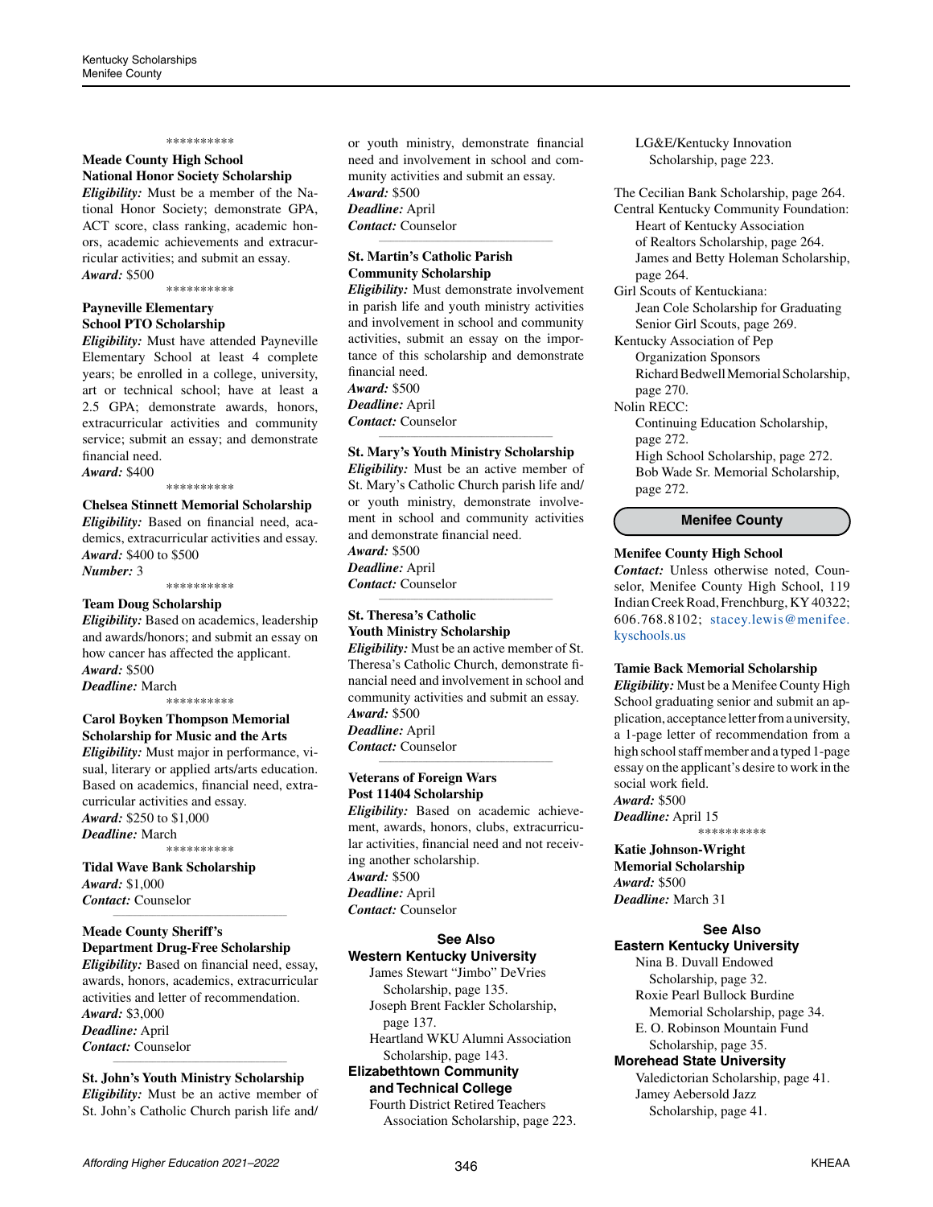\*\*\*\*\*\*\*\*\*\*

**Meade County High School National Honor Society Scholarship**
***Eligibility:*** Must be a member of the National Honor Society; demonstrate GPA, ACT score, class ranking, academic honors, academic achievements and extracurricular activities; and submit an essay.
***Award:*** $500

\*\*\*\*\*\*\*\*\*\*

**Payneville Elementary School PTO Scholarship**
***Eligibility:*** Must have attended Payneville Elementary School at least 4 complete years; be enrolled in a college, university, art or technical school; have at least a 2.5 GPA; demonstrate awards, honors, extracurricular activities and community service; submit an essay; and demonstrate financial need.
***Award:*** $400

\*\*\*\*\*\*\*\*\*\*

**Chelsea Stinnett Memorial Scholarship**
***Eligibility:*** Based on financial need, academics, extracurricular activities and essay.
***Award:*** $400 to $500
***Number:*** 3

\*\*\*\*\*\*\*\*\*\*

**Team Doug Scholarship**
***Eligibility:*** Based on academics, leadership and awards/honors; and submit an essay on how cancer has affected the applicant.
***Award:*** $500
***Deadline:*** March

\*\*\*\*\*\*\*\*\*\*

**Carol Boyken Thompson Memorial Scholarship for Music and the Arts**
***Eligibility:*** Must major in performance, visual, literary or applied arts/arts education. Based on academics, financial need, extracurricular activities and essay.
***Award:*** $250 to $1,000
***Deadline:*** March

\*\*\*\*\*\*\*\*\*\*

**Tidal Wave Bank Scholarship**
***Award:*** $1,000
***Contact:*** Counselor

---

**Meade County Sheriff's Department Drug-Free Scholarship**
***Eligibility:*** Based on financial need, essay, awards, honors, academics, extracurricular activities and letter of recommendation.
***Award:*** $3,000
***Deadline:*** April
***Contact:*** Counselor

---

**St. John's Youth Ministry Scholarship**
***Eligibility:*** Must be an active member of St. John's Catholic Church parish life and/or youth ministry, demonstrate financial need and involvement in school and community activities and submit an essay.
***Award:*** $500
***Deadline:*** April
***Contact:*** Counselor

---

**St. Martin's Catholic Parish Community Scholarship**
***Eligibility:*** Must demonstrate involvement in parish life and youth ministry activities and involvement in school and community activities, submit an essay on the importance of this scholarship and demonstrate financial need.
***Award:*** $500
***Deadline:*** April
***Contact:*** Counselor

---

**St. Mary's Youth Ministry Scholarship**
***Eligibility:*** Must be an active member of St. Mary's Catholic Church parish life and/or youth ministry, demonstrate involvement in school and community activities and demonstrate financial need.
***Award:*** $500
***Deadline:*** April
***Contact:*** Counselor

---

**St. Theresa's Catholic Youth Ministry Scholarship**
***Eligibility:*** Must be an active member of St. Theresa's Catholic Church, demonstrate financial need and involvement in school and community activities and submit an essay.
***Award:*** $500
***Deadline:*** April
***Contact:*** Counselor

---

**Veterans of Foreign Wars Post 11404 Scholarship**
***Eligibility:*** Based on academic achievement, awards, honors, clubs, extracurricular activities, financial need and not receiving another scholarship.
***Award:*** $500
***Deadline:*** April
***Contact:*** Counselor

### See Also

**Western Kentucky University**
- James Stewart "Jimbo" DeVries Scholarship, page 135.
- Joseph Brent Fackler Scholarship, page 137.
- Heartland WKU Alumni Association Scholarship, page 143.

**Elizabethtown Community and Technical College**
- Fourth District Retired Teachers Association Scholarship, page 223.
- LG&E/Kentucky Innovation Scholarship, page 223.

The Cecilian Bank Scholarship, page 264.
Central Kentucky Community Foundation:
- Heart of Kentucky Association of Realtors Scholarship, page 264.
- James and Betty Holeman Scholarship, page 264.

Girl Scouts of Kentuckiana:
- Jean Cole Scholarship for Graduating Senior Girl Scouts, page 269.

Kentucky Association of Pep Organization Sponsors
- Richard Bedwell Memorial Scholarship, page 270.

Nolin RECC:
- Continuing Education Scholarship, page 272.
- High School Scholarship, page 272.
- Bob Wade Sr. Memorial Scholarship, page 272.

## Menifee County

**Menifee County High School**
***Contact:*** Unless otherwise noted, Counselor, Menifee County High School, 119 Indian Creek Road, Frenchburg, KY 40322; 606.768.8102; stacey.lewis@menifee.kyschools.us

**Tamie Back Memorial Scholarship**
***Eligibility:*** Must be a Menifee County High School graduating senior and submit an application, acceptance letter from a university, a 1-page letter of recommendation from a high school staff member and a typed 1-page essay on the applicant's desire to work in the social work field.
***Award:*** $500
***Deadline:*** April 15

\*\*\*\*\*\*\*\*\*\*

**Katie Johnson-Wright Memorial Scholarship**
***Award:*** $500
***Deadline:*** March 31

### See Also

**Eastern Kentucky University**
- Nina B. Duvall Endowed Scholarship, page 32.
- Roxie Pearl Bullock Burdine Memorial Scholarship, page 34.
- E. O. Robinson Mountain Fund Scholarship, page 35.

**Morehead State University**
- Valedictorian Scholarship, page 41.
- Jamey Aebersold Jazz Scholarship, page 41.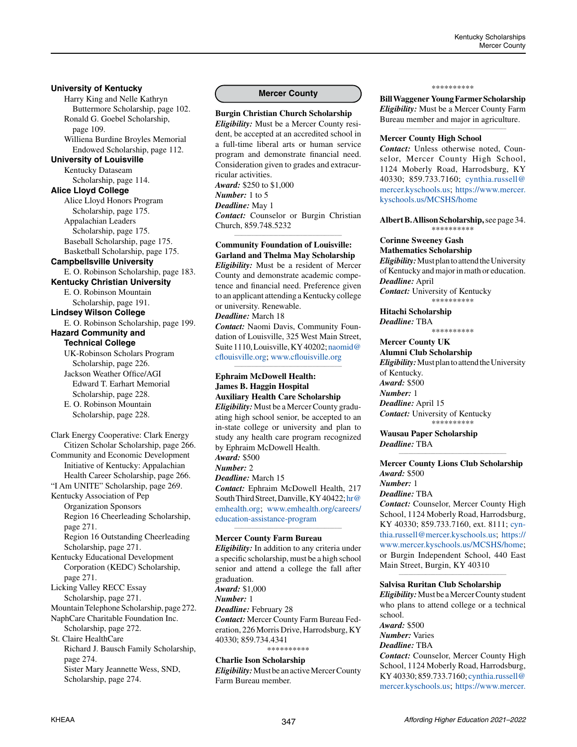**University of Kentucky**

Harry King and Nelle Kathryn Buttermore Scholarship, page 102.
Ronald G. Goebel Scholarship, page 109.
Williena Burdine Broyles Memorial Endowed Scholarship, page 112.

**University of Louisville**

Kentucky Dataseam Scholarship, page 114.

**Alice Lloyd College**

Alice Lloyd Honors Program Scholarship, page 175.
Appalachian Leaders Scholarship, page 175.
Baseball Scholarship, page 175.
Basketball Scholarship, page 175.

**Campbellsville University**

E. O. Robinson Scholarship, page 183.

**Kentucky Christian University**

E. O. Robinson Mountain Scholarship, page 191.

**Lindsey Wilson College**

E. O. Robinson Scholarship, page 199.

**Hazard Community and Technical College**

UK-Robinson Scholars Program Scholarship, page 226.
Jackson Weather Office/AGI Edward T. Earhart Memorial Scholarship, page 228.
E. O. Robinson Mountain Scholarship, page 228.

Clark Energy Cooperative: Clark Energy Citizen Scholar Scholarship, page 266.
Community and Economic Development Initiative of Kentucky: Appalachian Health Career Scholarship, page 266.
"I Am UNITE" Scholarship, page 269.
Kentucky Association of Pep Organization Sponsors
Region 16 Cheerleading Scholarship, page 271.
Region 16 Outstanding Cheerleading Scholarship, page 271.
Kentucky Educational Development Corporation (KEDC) Scholarship, page 271.
Licking Valley RECC Essay Scholarship, page 271.
Mountain Telephone Scholarship, page 272.
NaphCare Charitable Foundation Inc. Scholarship, page 272.
St. Claire HealthCare
Richard J. Bausch Family Scholarship, page 274.
Sister Mary Jeannette Wess, SND, Scholarship, page 274.

## Mercer County

**Burgin Christian Church Scholarship**
*Eligibility:* Must be a Mercer County resident, be accepted at an accredited school in a full-time liberal arts or human service program and demonstrate financial need. Consideration given to grades and extracurricular activities.
*Award:* $250 to $1,000
*Number:* 1 to 5
*Deadline:* May 1
*Contact:* Counselor or Burgin Christian Church, 859.748.5232

**Community Foundation of Louisville: Garland and Thelma May Scholarship**
*Eligibility:* Must be a resident of Mercer County and demonstrate academic competence and financial need. Preference given to an applicant attending a Kentucky college or university. Renewable.
*Deadline:* March 18
*Contact:* Naomi Davis, Community Foundation of Louisville, 325 West Main Street, Suite 1110, Louisville, KY 40202; naomid@cflouisville.org; www.cflouisville.org

**Ephraim McDowell Health: James B. Haggin Hospital Auxiliary Health Care Scholarship**
*Eligibility:* Must be a Mercer County graduating high school senior, be accepted to an in-state college or university and plan to study any health care program recognized by Ephraim McDowell Health.
*Award:* $500
*Number:* 2
*Deadline:* March 15
*Contact:* Ephraim McDowell Health, 217 South Third Street, Danville, KY 40422; hr@emhealth.org; www.emhealth.org/careers/education-assistance-program

**Mercer County Farm Bureau**
*Eligibility:* In addition to any criteria under a specific scholarship, must be a high school senior and attend a college the fall after graduation.
*Award:* $1,000
*Number:* 1
*Deadline:* February 28
*Contact:* Mercer County Farm Bureau Federation, 226 Morris Drive, Harrodsburg, KY 40330; 859.734.4341

\*\*\*\*\*\*\*\*\*\*

**Charlie Ison Scholarship**
*Eligibility:* Must be an active Mercer County Farm Bureau member.

\*\*\*\*\*\*\*\*\*\*

**Bill Waggener Young Farmer Scholarship**
*Eligibility:* Must be a Mercer County Farm Bureau member and major in agriculture.

**Mercer County High School**
*Contact:* Unless otherwise noted, Counselor, Mercer County High School, 1124 Moberly Road, Harrodsburg, KY 40330; 859.733.7160; cynthia.russell@mercer.kyschools.us; https://www.mercer.kyschools.us/MCSHS/home

**Albert B. Allison Scholarship,** see page 34.

\*\*\*\*\*\*\*\*\*\*

**Corinne Sweeney Gash Mathematics Scholarship**
*Eligibility:* Must plan to attend the University of Kentucky and major in math or education.
*Deadline:* April
*Contact:* University of Kentucky

\*\*\*\*\*\*\*\*\*\*

**Hitachi Scholarship**
*Deadline:* TBA

\*\*\*\*\*\*\*\*\*\*

**Mercer County UK Alumni Club Scholarship**
*Eligibility:* Must plan to attend the University of Kentucky.
*Award:* $500
*Number:* 1
*Deadline:* April 15
*Contact:* University of Kentucky

\*\*\*\*\*\*\*\*\*\*

**Wausau Paper Scholarship**
*Deadline:* TBA

**Mercer County Lions Club Scholarship**
*Award:* $500
*Number:* 1
*Deadline:* TBA
*Contact:* Counselor, Mercer County High School, 1124 Moberly Road, Harrodsburg, KY 40330; 859.733.7160, ext. 8111; cynthia.russell@mercer.kyschools.us; https://www.mercer.kyschools.us/MCSHS/home; or Burgin Independent School, 440 East Main Street, Burgin, KY 40310

**Salvisa Ruritan Club Scholarship**
*Eligibility:* Must be a Mercer County student who plans to attend college or a technical school.
*Award:* $500
*Number:* Varies
*Deadline:* TBA
*Contact:* Counselor, Mercer County High School, 1124 Moberly Road, Harrodsburg, KY 40330; 859.733.7160; cynthia.russell@mercer.kyschools.us; https://www.mercer.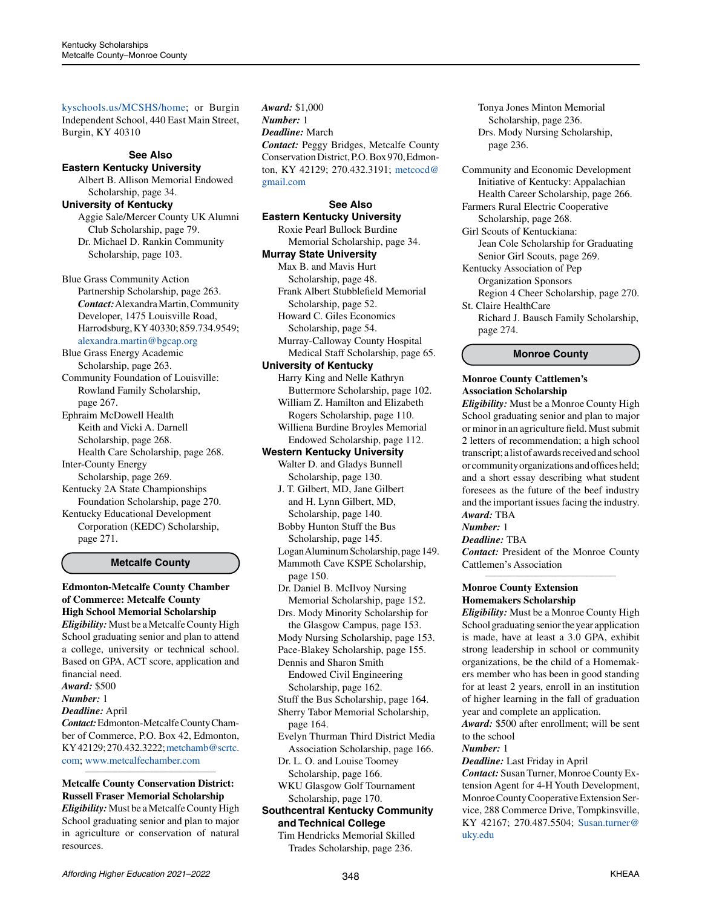kyschools.us/MCSHS/home; or Burgin Independent School, 440 East Main Street, Burgin, KY 40310

### See Also

**Eastern Kentucky University**

Albert B. Allison Memorial Endowed Scholarship, page 34.

**University of Kentucky**

Aggie Sale/Mercer County UK Alumni Club Scholarship, page 79.
Dr. Michael D. Rankin Community Scholarship, page 103.

Blue Grass Community Action Partnership Scholarship, page 263.
*Contact:* Alexandra Martin, Community Developer, 1475 Louisville Road, Harrodsburg, KY 40330; 859.734.9549; alexandra.martin@bgcap.org
Blue Grass Energy Academic Scholarship, page 263.
Community Foundation of Louisville: Rowland Family Scholarship, page 267.
Ephraim McDowell Health
Keith and Vicki A. Darnell Scholarship, page 268.
Health Care Scholarship, page 268.
Inter-County Energy Scholarship, page 269.
Kentucky 2A State Championships Foundation Scholarship, page 270.
Kentucky Educational Development Corporation (KEDC) Scholarship, page 271.

## Metcalfe County

**Edmonton-Metcalfe County Chamber of Commerce: Metcalfe County High School Memorial Scholarship**
*Eligibility:* Must be a Metcalfe County High School graduating senior and plan to attend a college, university or technical school. Based on GPA, ACT score, application and financial need.
*Award:* $500
*Number:* 1
*Deadline:* April
*Contact:* Edmonton-Metcalfe County Chamber of Commerce, P.O. Box 42, Edmonton, KY 42129; 270.432.3222; metchamb@scrtc.com; www.metcalfechamber.com

---

**Metcalfe County Conservation District: Russell Fraser Memorial Scholarship**
*Eligibility:* Must be a Metcalfe County High School graduating senior and plan to major in agriculture or conservation of natural resources.
*Award:* $1,000
*Number:* 1
*Deadline:* March
*Contact:* Peggy Bridges, Metcalfe County Conservation District, P.O. Box 970, Edmonton, KY 42129; 270.432.3191; metcocd@gmail.com

### See Also

**Eastern Kentucky University**

Roxie Pearl Bullock Burdine Memorial Scholarship, page 34.

**Murray State University**

Max B. and Mavis Hurt Scholarship, page 48.
Frank Albert Stubblefield Memorial Scholarship, page 52.
Howard C. Giles Economics Scholarship, page 54.
Murray-Calloway County Hospital Medical Staff Scholarship, page 65.

**University of Kentucky**

Harry King and Nelle Kathryn Buttermore Scholarship, page 102.
William Z. Hamilton and Elizabeth Rogers Scholarship, page 110.
Williena Burdine Broyles Memorial Endowed Scholarship, page 112.

**Western Kentucky University**

Walter D. and Gladys Bunnell Scholarship, page 130.
J. T. Gilbert, MD, Jane Gilbert and H. Lynn Gilbert, MD, Scholarship, page 140.
Bobby Hunton Stuff the Bus Scholarship, page 145.
Logan Aluminum Scholarship, page 149.
Mammoth Cave KSPE Scholarship, page 150.
Dr. Daniel B. McIlvoy Nursing Memorial Scholarship, page 152.
Drs. Mody Minority Scholarship for the Glasgow Campus, page 153.
Mody Nursing Scholarship, page 153.
Pace-Blakey Scholarship, page 155.
Dennis and Sharon Smith Endowed Civil Engineering Scholarship, page 162.
Stuff the Bus Scholarship, page 164.
Sherry Tabor Memorial Scholarship, page 164.
Evelyn Thurman Third District Media Association Scholarship, page 166.
Dr. L. O. and Louise Toomey Scholarship, page 166.
WKU Glasgow Golf Tournament Scholarship, page 170.

**Southcentral Kentucky Community and Technical College**

Tim Hendricks Memorial Skilled Trades Scholarship, page 236.
Tonya Jones Minton Memorial Scholarship, page 236.
Drs. Mody Nursing Scholarship, page 236.

Community and Economic Development Initiative of Kentucky: Appalachian Health Career Scholarship, page 266.
Farmers Rural Electric Cooperative Scholarship, page 268.
Girl Scouts of Kentuckiana: Jean Cole Scholarship for Graduating Senior Girl Scouts, page 269.
Kentucky Association of Pep Organization Sponsors Region 4 Cheer Scholarship, page 270.
St. Claire HealthCare
Richard J. Bausch Family Scholarship, page 274.

## Monroe County

**Monroe County Cattlemen's Association Scholarship**
*Eligibility:* Must be a Monroe County High School graduating senior and plan to major or minor in an agriculture field. Must submit 2 letters of recommendation; a high school transcript; a list of awards received and school or community organizations and offices held; and a short essay describing what student foresees as the future of the beef industry and the important issues facing the industry.
*Award:* TBA
*Number:* 1
*Deadline:* TBA
*Contact:* President of the Monroe County Cattlemen's Association

---

**Monroe County Extension Homemakers Scholarship**
*Eligibility:* Must be a Monroe County High School graduating senior the year application is made, have at least a 3.0 GPA, exhibit strong leadership in school or community organizations, be the child of a Homemakers member who has been in good standing for at least 2 years, enroll in an institution of higher learning in the fall of graduation year and complete an application.
*Award:* $500 after enrollment; will be sent to the school
*Number:* 1
*Deadline:* Last Friday in April
*Contact:* Susan Turner, Monroe County Extension Agent for 4-H Youth Development, Monroe County Cooperative Extension Service, 288 Commerce Drive, Tompkinsville, KY 42167; 270.487.5504; Susan.turner@uky.edu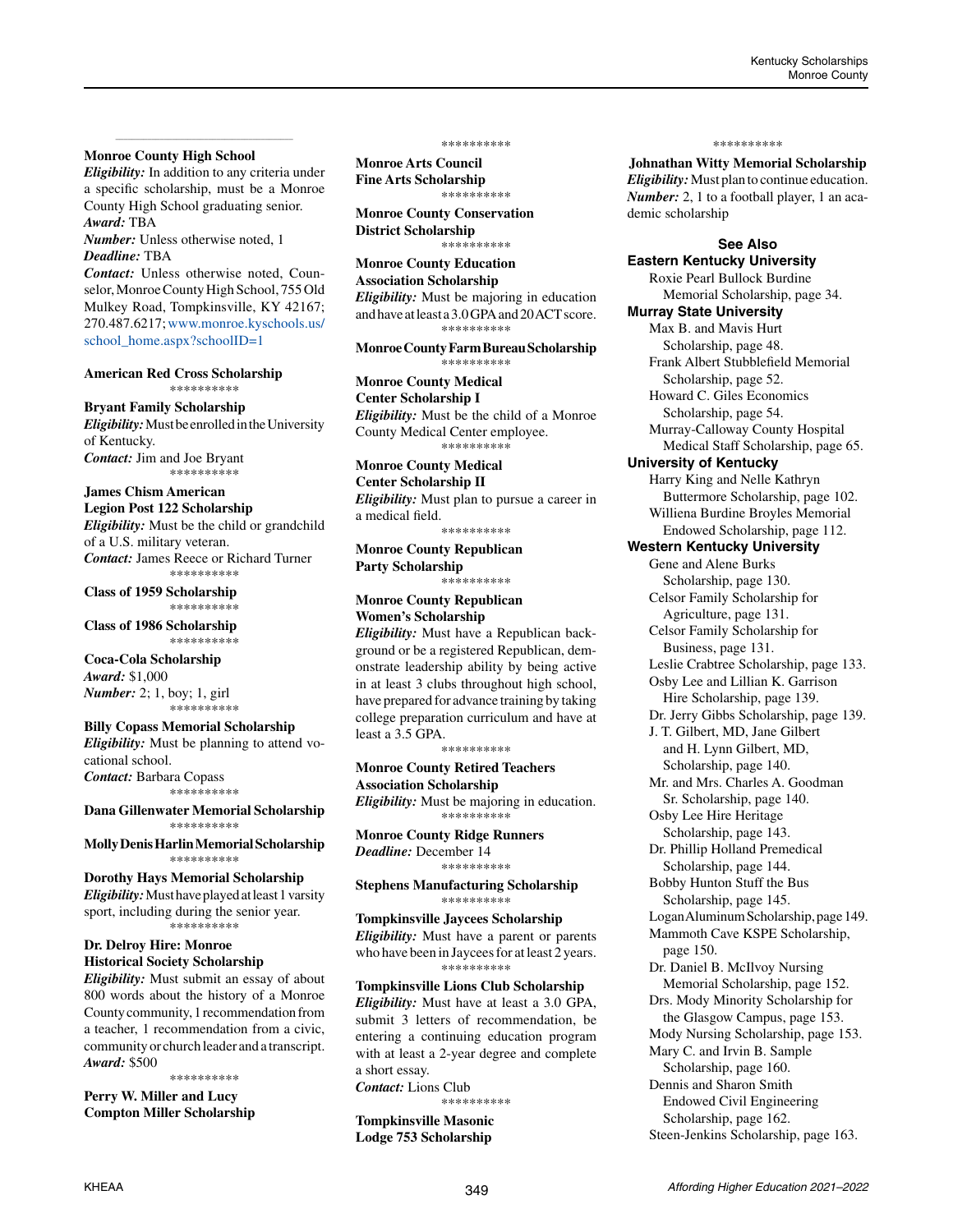**Monroe County High School**
*Eligibility:* In addition to any criteria under a specific scholarship, must be a Monroe County High School graduating senior.
*Award:* TBA
*Number:* Unless otherwise noted, 1
*Deadline:* TBA
*Contact:* Unless otherwise noted, Counselor, Monroe County High School, 755 Old Mulkey Road, Tompkinsville, KY 42167; 270.487.6217; www.monroe.kyschools.us/school_home.aspx?schoolID=1

**American Red Cross Scholarship**

\*\*\*\*\*\*\*\*\*\*

**Bryant Family Scholarship**
*Eligibility:* Must be enrolled in the University of Kentucky.
*Contact:* Jim and Joe Bryant

\*\*\*\*\*\*\*\*\*\*

**James Chism American Legion Post 122 Scholarship**
*Eligibility:* Must be the child or grandchild of a U.S. military veteran.
*Contact:* James Reece or Richard Turner

\*\*\*\*\*\*\*\*\*\*

**Class of 1959 Scholarship**

\*\*\*\*\*\*\*\*\*\*

**Class of 1986 Scholarship**

\*\*\*\*\*\*\*\*\*\*

**Coca-Cola Scholarship**
*Award:* $1,000
*Number:* 2; 1, boy; 1, girl

\*\*\*\*\*\*\*\*\*\*

**Billy Copass Memorial Scholarship**
*Eligibility:* Must be planning to attend vocational school.
*Contact:* Barbara Copass

\*\*\*\*\*\*\*\*\*\*

**Dana Gillenwater Memorial Scholarship**

\*\*\*\*\*\*\*\*\*\*

**Molly Denis Harlin Memorial Scholarship**

\*\*\*\*\*\*\*\*\*\*

**Dorothy Hays Memorial Scholarship**
*Eligibility:* Must have played at least 1 varsity sport, including during the senior year.

\*\*\*\*\*\*\*\*\*\*

**Dr. Delroy Hire: Monroe Historical Society Scholarship**
*Eligibility:* Must submit an essay of about 800 words about the history of a Monroe County community, 1 recommendation from a teacher, 1 recommendation from a civic, community or church leader and a transcript.
*Award:* $500

\*\*\*\*\*\*\*\*\*\*

**Perry W. Miller and Lucy Compton Miller Scholarship**

\*\*\*\*\*\*\*\*\*\*

**Monroe Arts Council Fine Arts Scholarship**

\*\*\*\*\*\*\*\*\*\*

**Monroe County Conservation District Scholarship**

\*\*\*\*\*\*\*\*\*\*

**Monroe County Education Association Scholarship**
*Eligibility:* Must be majoring in education and have at least a 3.0 GPA and 20 ACT score.

\*\*\*\*\*\*\*\*\*\*

**Monroe County Farm Bureau Scholarship**

\*\*\*\*\*\*\*\*\*\*

**Monroe County Medical Center Scholarship I**
*Eligibility:* Must be the child of a Monroe County Medical Center employee.

\*\*\*\*\*\*\*\*\*\*

**Monroe County Medical Center Scholarship II**
*Eligibility:* Must plan to pursue a career in a medical field.

\*\*\*\*\*\*\*\*\*\*

**Monroe County Republican Party Scholarship**

\*\*\*\*\*\*\*\*\*\*

**Monroe County Republican Women's Scholarship**
*Eligibility:* Must have a Republican background or be a registered Republican, demonstrate leadership ability by being active in at least 3 clubs throughout high school, have prepared for advance training by taking college preparation curriculum and have at least a 3.5 GPA.

\*\*\*\*\*\*\*\*\*\*

**Monroe County Retired Teachers Association Scholarship**
*Eligibility:* Must be majoring in education.

\*\*\*\*\*\*\*\*\*\*

**Monroe County Ridge Runners**
*Deadline:* December 14

\*\*\*\*\*\*\*\*\*\*

**Stephens Manufacturing Scholarship**

\*\*\*\*\*\*\*\*\*\*

**Tompkinsville Jaycees Scholarship**
*Eligibility:* Must have a parent or parents who have been in Jaycees for at least 2 years.

\*\*\*\*\*\*\*\*\*\*

**Tompkinsville Lions Club Scholarship**
*Eligibility:* Must have at least a 3.0 GPA, submit 3 letters of recommendation, be entering a continuing education program with at least a 2-year degree and complete a short essay.
*Contact:* Lions Club

\*\*\*\*\*\*\*\*\*\*

**Tompkinsville Masonic Lodge 753 Scholarship**

\*\*\*\*\*\*\*\*\*\*

**Johnathan Witty Memorial Scholarship**
*Eligibility:* Must plan to continue education.
*Number:* 2, 1 to a football player, 1 an academic scholarship

### See Also

**Eastern Kentucky University**
- Roxie Pearl Bullock Burdine Memorial Scholarship, page 34.

**Murray State University**
- Max B. and Mavis Hurt Scholarship, page 48.
- Frank Albert Stubblefield Memorial Scholarship, page 52.
- Howard C. Giles Economics Scholarship, page 54.
- Murray-Calloway County Hospital Medical Staff Scholarship, page 65.

**University of Kentucky**
- Harry King and Nelle Kathryn Buttermore Scholarship, page 102.
- Williena Burdine Broyles Memorial Endowed Scholarship, page 112.

**Western Kentucky University**
- Gene and Alene Burks Scholarship, page 130.
- Celsor Family Scholarship for Agriculture, page 131.
- Celsor Family Scholarship for Business, page 131.
- Leslie Crabtree Scholarship, page 133.
- Osby Lee and Lillian K. Garrison Hire Scholarship, page 139.
- Dr. Jerry Gibbs Scholarship, page 139.
- J. T. Gilbert, MD, Jane Gilbert and H. Lynn Gilbert, MD, Scholarship, page 140.
- Mr. and Mrs. Charles A. Goodman Sr. Scholarship, page 140.
- Osby Lee Hire Heritage Scholarship, page 143.
- Dr. Phillip Holland Premedical Scholarship, page 144.
- Bobby Hunton Stuff the Bus Scholarship, page 145.
- Logan Aluminum Scholarship, page 149.
- Mammoth Cave KSPE Scholarship, page 150.
- Dr. Daniel B. McIlvoy Nursing Memorial Scholarship, page 152.
- Drs. Mody Minority Scholarship for the Glasgow Campus, page 153.
- Mody Nursing Scholarship, page 153.
- Mary C. and Irvin B. Sample Scholarship, page 160.
- Dennis and Sharon Smith Endowed Civil Engineering Scholarship, page 162.
- Steen-Jenkins Scholarship, page 163.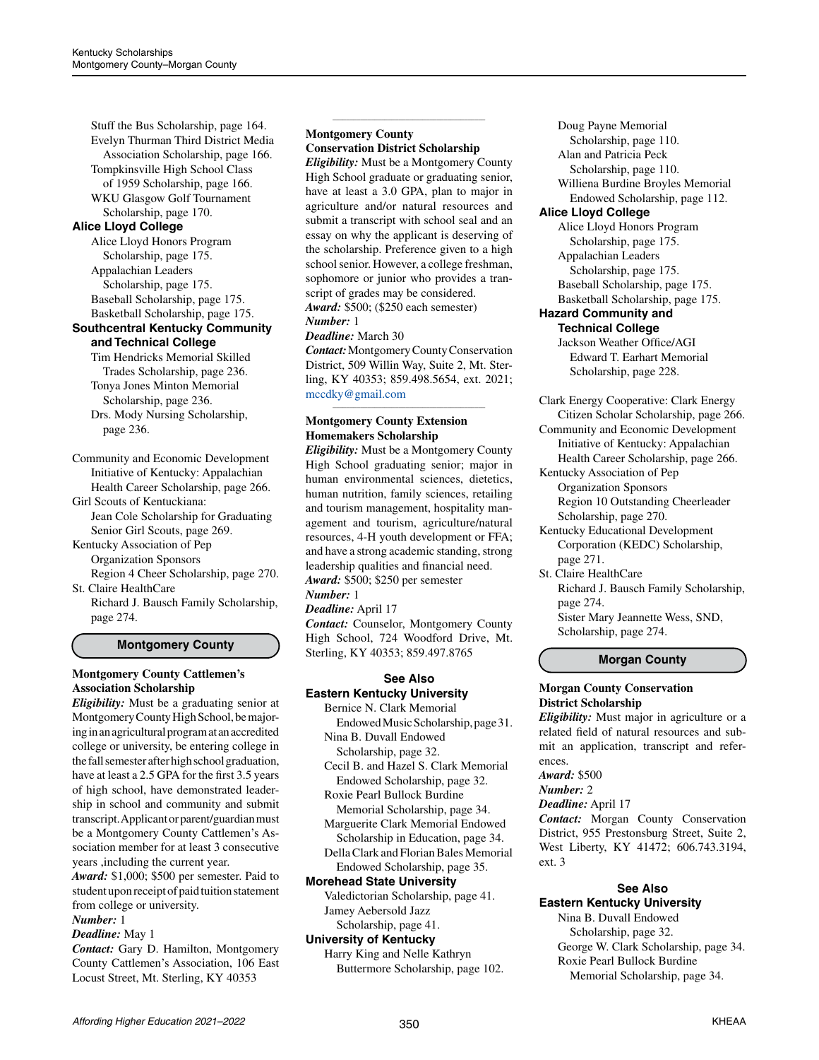Stuff the Bus Scholarship, page 164.
Evelyn Thurman Third District Media Association Scholarship, page 166.
Tompkinsville High School Class of 1959 Scholarship, page 166.
WKU Glasgow Golf Tournament Scholarship, page 170.

**Alice Lloyd College**

Alice Lloyd Honors Program Scholarship, page 175.
Appalachian Leaders Scholarship, page 175.
Baseball Scholarship, page 175.
Basketball Scholarship, page 175.

**Southcentral Kentucky Community and Technical College**

Tim Hendricks Memorial Skilled Trades Scholarship, page 236.
Tonya Jones Minton Memorial Scholarship, page 236.
Drs. Mody Nursing Scholarship, page 236.

Community and Economic Development Initiative of Kentucky: Appalachian Health Career Scholarship, page 266.
Girl Scouts of Kentuckiana: Jean Cole Scholarship for Graduating Senior Girl Scouts, page 269.
Kentucky Association of Pep Organization Sponsors Region 4 Cheer Scholarship, page 270.
St. Claire HealthCare Richard J. Bausch Family Scholarship, page 274.

## Montgomery County

### Montgomery County Cattlemen's Association Scholarship

***Eligibility:*** Must be a graduating senior at Montgomery County High School, be majoring in an agricultural program at an accredited college or university, be entering college in the fall semester after high school graduation, have at least a 2.5 GPA for the first 3.5 years of high school, have demonstrated leadership in school and community and submit transcript. Applicant or parent/guardian must be a Montgomery County Cattlemen's Association member for at least 3 consecutive years ,including the current year.
***Award:*** $1,000; $500 per semester. Paid to student upon receipt of paid tuition statement from college or university.
***Number:*** 1
***Deadline:*** May 1
***Contact:*** Gary D. Hamilton, Montgomery County Cattlemen's Association, 106 East Locust Street, Mt. Sterling, KY 40353

### Montgomery County Conservation District Scholarship

***Eligibility:*** Must be a Montgomery County High School graduate or graduating senior, have at least a 3.0 GPA, plan to major in agriculture and/or natural resources and submit a transcript with school seal and an essay on why the applicant is deserving of the scholarship. Preference given to a high school senior. However, a college freshman, sophomore or junior who provides a transcript of grades may be considered.
***Award:*** $500; ($250 each semester)
***Number:*** 1
***Deadline:*** March 30
***Contact:*** Montgomery County Conservation District, 509 Willin Way, Suite 2, Mt. Sterling, KY 40353; 859.498.5654, ext. 2021; mccdky@gmail.com

### Montgomery County Extension Homemakers Scholarship

***Eligibility:*** Must be a Montgomery County High School graduating senior; major in human environmental sciences, dietetics, human nutrition, family sciences, retailing and tourism management, hospitality management and tourism, agriculture/natural resources, 4-H youth development or FFA; and have a strong academic standing, strong leadership qualities and financial need.
***Award:*** $500; $250 per semester
***Number:*** 1
***Deadline:*** April 17
***Contact:*** Counselor, Montgomery County High School, 724 Woodford Drive, Mt. Sterling, KY 40353; 859.497.8765

### See Also

**Eastern Kentucky University**

Bernice N. Clark Memorial Endowed Music Scholarship, page 31.
Nina B. Duvall Endowed Scholarship, page 32.
Cecil B. and Hazel S. Clark Memorial Endowed Scholarship, page 32.
Roxie Pearl Bullock Burdine Memorial Scholarship, page 34.
Marguerite Clark Memorial Endowed Scholarship in Education, page 34.
Della Clark and Florian Bales Memorial Endowed Scholarship, page 35.

**Morehead State University**

Valedictorian Scholarship, page 41.
Jamey Aebersold Jazz Scholarship, page 41.

**University of Kentucky**

Harry King and Nelle Kathryn Buttermore Scholarship, page 102.
Doug Payne Memorial Scholarship, page 110.
Alan and Patricia Peck Scholarship, page 110.
Williena Burdine Broyles Memorial Endowed Scholarship, page 112.

**Alice Lloyd College**

Alice Lloyd Honors Program Scholarship, page 175.
Appalachian Leaders Scholarship, page 175.
Baseball Scholarship, page 175.
Basketball Scholarship, page 175.

**Hazard Community and Technical College**

Jackson Weather Office/AGI Edward T. Earhart Memorial Scholarship, page 228.

Clark Energy Cooperative: Clark Energy Citizen Scholar Scholarship, page 266.
Community and Economic Development Initiative of Kentucky: Appalachian Health Career Scholarship, page 266.
Kentucky Association of Pep Organization Sponsors Region 10 Outstanding Cheerleader Scholarship, page 270.
Kentucky Educational Development Corporation (KEDC) Scholarship, page 271.
St. Claire HealthCare Richard J. Bausch Family Scholarship, page 274.
Sister Mary Jeannette Wess, SND, Scholarship, page 274.

## Morgan County

### Morgan County Conservation District Scholarship

***Eligibility:*** Must major in agriculture or a related field of natural resources and submit an application, transcript and references.
***Award:*** $500
***Number:*** 2
***Deadline:*** April 17
***Contact:*** Morgan County Conservation District, 955 Prestonsburg Street, Suite 2, West Liberty, KY 41472; 606.743.3194, ext. 3

### See Also

**Eastern Kentucky University**

Nina B. Duvall Endowed Scholarship, page 32.
George W. Clark Scholarship, page 34.
Roxie Pearl Bullock Burdine Memorial Scholarship, page 34.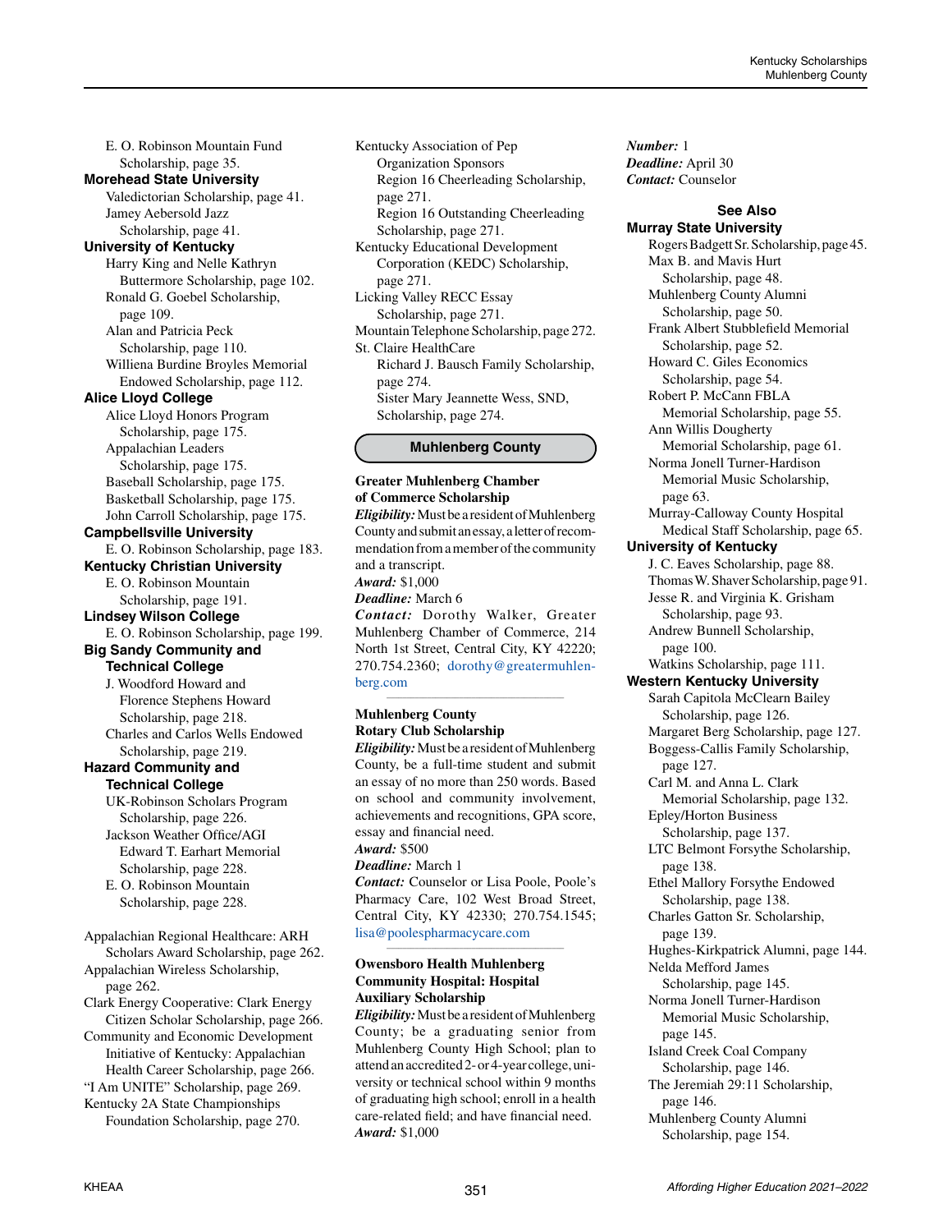E. O. Robinson Mountain Fund Scholarship, page 35.

**Morehead State University**

Valedictorian Scholarship, page 41.
Jamey Aebersold Jazz Scholarship, page 41.

**University of Kentucky**

Harry King and Nelle Kathryn Buttermore Scholarship, page 102.
Ronald G. Goebel Scholarship, page 109.
Alan and Patricia Peck Scholarship, page 110.
Williena Burdine Broyles Memorial Endowed Scholarship, page 112.

**Alice Lloyd College**

Alice Lloyd Honors Program Scholarship, page 175.
Appalachian Leaders Scholarship, page 175.
Baseball Scholarship, page 175.
Basketball Scholarship, page 175.
John Carroll Scholarship, page 175.

**Campbellsville University**

E. O. Robinson Scholarship, page 183.

**Kentucky Christian University**

E. O. Robinson Mountain Scholarship, page 191.

**Lindsey Wilson College**

E. O. Robinson Scholarship, page 199.

**Big Sandy Community and Technical College**

J. Woodford Howard and Florence Stephens Howard Scholarship, page 218.
Charles and Carlos Wells Endowed Scholarship, page 219.

**Hazard Community and Technical College**

UK-Robinson Scholars Program Scholarship, page 226.
Jackson Weather Office/AGI Edward T. Earhart Memorial Scholarship, page 228.
E. O. Robinson Mountain Scholarship, page 228.

Appalachian Regional Healthcare: ARH Scholars Award Scholarship, page 262.
Appalachian Wireless Scholarship, page 262.
Clark Energy Cooperative: Clark Energy Citizen Scholar Scholarship, page 266.
Community and Economic Development Initiative of Kentucky: Appalachian Health Career Scholarship, page 266.
"I Am UNITE" Scholarship, page 269.
Kentucky 2A State Championships Foundation Scholarship, page 270.
Kentucky Association of Pep Organization Sponsors
Region 16 Cheerleading Scholarship, page 271.
Region 16 Outstanding Cheerleading Scholarship, page 271.
Kentucky Educational Development Corporation (KEDC) Scholarship, page 271.
Licking Valley RECC Essay Scholarship, page 271.
Mountain Telephone Scholarship, page 272.
St. Claire HealthCare
Richard J. Bausch Family Scholarship, page 274.
Sister Mary Jeannette Wess, SND, Scholarship, page 274.

## Muhlenberg County

### Greater Muhlenberg Chamber of Commerce Scholarship

***Eligibility:*** Must be a resident of Muhlenberg County and submit an essay, a letter of recommendation from a member of the community and a transcript.
***Award:*** $1,000
***Deadline:*** March 6
***Contact:*** Dorothy Walker, Greater Muhlenberg Chamber of Commerce, 214 North 1st Street, Central City, KY 42220; 270.754.2360; dorothy@greatermuhlenberg.com

### Muhlenberg County Rotary Club Scholarship

***Eligibility:*** Must be a resident of Muhlenberg County, be a full-time student and submit an essay of no more than 250 words. Based on school and community involvement, achievements and recognitions, GPA score, essay and financial need.
***Award:*** $500
***Deadline:*** March 1
***Contact:*** Counselor or Lisa Poole, Poole's Pharmacy Care, 102 West Broad Street, Central City, KY 42330; 270.754.1545; lisa@poolespharmacycare.com

### Owensboro Health Muhlenberg Community Hospital: Hospital Auxiliary Scholarship

***Eligibility:*** Must be a resident of Muhlenberg County; be a graduating senior from Muhlenberg County High School; plan to attend an accredited 2- or 4-year college, university or technical school within 9 months of graduating high school; enroll in a health care-related field; and have financial need.
***Award:*** $1,000
***Number:*** 1
***Deadline:*** April 30
***Contact:*** Counselor

### See Also

**Murray State University**

Rogers Badgett Sr. Scholarship, page 45.
Max B. and Mavis Hurt Scholarship, page 48.
Muhlenberg County Alumni Scholarship, page 50.
Frank Albert Stubblefield Memorial Scholarship, page 52.
Howard C. Giles Economics Scholarship, page 54.
Robert P. McCann FBLA Memorial Scholarship, page 55.
Ann Willis Dougherty Memorial Scholarship, page 61.
Norma Jonell Turner-Hardison Memorial Music Scholarship, page 63.
Murray-Calloway County Hospital Medical Staff Scholarship, page 65.

**University of Kentucky**

J. C. Eaves Scholarship, page 88.
Thomas W. Shaver Scholarship, page 91.
Jesse R. and Virginia K. Grisham Scholarship, page 93.
Andrew Bunnell Scholarship, page 100.
Watkins Scholarship, page 111.

**Western Kentucky University**

Sarah Capitola McClearn Bailey Scholarship, page 126.
Margaret Berg Scholarship, page 127.
Boggess-Callis Family Scholarship, page 127.
Carl M. and Anna L. Clark Memorial Scholarship, page 132.
Epley/Horton Business Scholarship, page 137.
LTC Belmont Forsythe Scholarship, page 138.
Ethel Mallory Forsythe Endowed Scholarship, page 138.
Charles Gatton Sr. Scholarship, page 139.
Hughes-Kirkpatrick Alumni, page 144.
Nelda Mefford James Scholarship, page 145.
Norma Jonell Turner-Hardison Memorial Music Scholarship, page 145.
Island Creek Coal Company Scholarship, page 146.
The Jeremiah 29:11 Scholarship, page 146.
Muhlenberg County Alumni Scholarship, page 154.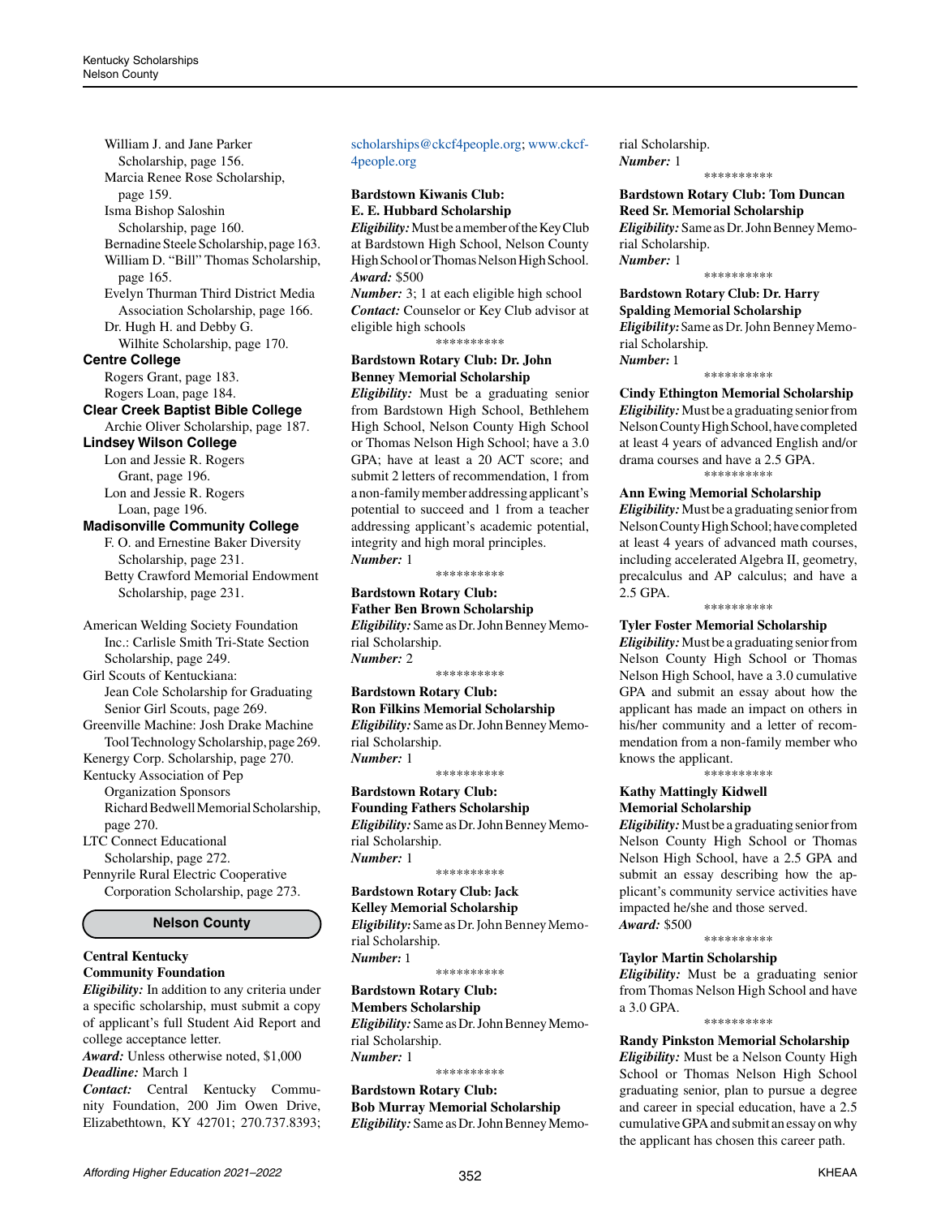William J. and Jane Parker Scholarship, page 156.
Marcia Renee Rose Scholarship, page 159.
Isma Bishop Saloshin Scholarship, page 160.
Bernadine Steele Scholarship, page 163.
William D. "Bill" Thomas Scholarship, page 165.
Evelyn Thurman Third District Media Association Scholarship, page 166.
Dr. Hugh H. and Debby G. Wilhite Scholarship, page 170.

**Centre College**

Rogers Grant, page 183.
Rogers Loan, page 184.

**Clear Creek Baptist Bible College**

Archie Oliver Scholarship, page 187.

**Lindsey Wilson College**

Lon and Jessie R. Rogers Grant, page 196.
Lon and Jessie R. Rogers Loan, page 196.

**Madisonville Community College**

F. O. and Ernestine Baker Diversity Scholarship, page 231.
Betty Crawford Memorial Endowment Scholarship, page 231.

American Welding Society Foundation Inc.: Carlisle Smith Tri-State Section Scholarship, page 249.
Girl Scouts of Kentuckiana: Jean Cole Scholarship for Graduating Senior Girl Scouts, page 269.
Greenville Machine: Josh Drake Machine Tool Technology Scholarship, page 269.
Kenergy Corp. Scholarship, page 270.
Kentucky Association of Pep Organization Sponsors Richard Bedwell Memorial Scholarship, page 270.
LTC Connect Educational Scholarship, page 272.
Pennyrile Rural Electric Cooperative Corporation Scholarship, page 273.

## Nelson County

**Central Kentucky Community Foundation**
***Eligibility:*** In addition to any criteria under a specific scholarship, must submit a copy of applicant's full Student Aid Report and college acceptance letter.
***Award:*** Unless otherwise noted, $1,000
***Deadline:*** March 1
***Contact:*** Central Kentucky Community Foundation, 200 Jim Owen Drive, Elizabethtown, KY 42701; 270.737.8393; scholarships@ckcf4people.org; www.ckcf-4people.org

**Bardstown Kiwanis Club: E. E. Hubbard Scholarship**
***Eligibility:*** Must be a member of the Key Club at Bardstown High School, Nelson County High School or Thomas Nelson High School.
***Award:*** $500
***Number:*** 3; 1 at each eligible high school
***Contact:*** Counselor or Key Club advisor at eligible high schools

**********

**Bardstown Rotary Club: Dr. John Benney Memorial Scholarship**
***Eligibility:*** Must be a graduating senior from Bardstown High School, Bethlehem High School, Nelson County High School or Thomas Nelson High School; have a 3.0 GPA; have at least a 20 ACT score; and submit 2 letters of recommendation, 1 from a non-family member addressing applicant's potential to succeed and 1 from a teacher addressing applicant's academic potential, integrity and high moral principles.
***Number:*** 1

**********

**Bardstown Rotary Club: Father Ben Brown Scholarship**
***Eligibility:*** Same as Dr. John Benney Memorial Scholarship.
***Number:*** 2

**********

**Bardstown Rotary Club: Ron Filkins Memorial Scholarship**
***Eligibility:*** Same as Dr. John Benney Memorial Scholarship.
***Number:*** 1

**********

**Bardstown Rotary Club: Founding Fathers Scholarship**
***Eligibility:*** Same as Dr. John Benney Memorial Scholarship.
***Number:*** 1

**********

**Bardstown Rotary Club: Jack Kelley Memorial Scholarship**
***Eligibility:*** Same as Dr. John Benney Memorial Scholarship.
***Number:*** 1

**********

**Bardstown Rotary Club: Members Scholarship**
***Eligibility:*** Same as Dr. John Benney Memorial Scholarship.
***Number:*** 1

**********

**Bardstown Rotary Club: Bob Murray Memorial Scholarship**
***Eligibility:*** Same as Dr. John Benney Memorial Scholarship.
***Number:*** 1

**********

**Bardstown Rotary Club: Tom Duncan Reed Sr. Memorial Scholarship**
***Eligibility:*** Same as Dr. John Benney Memorial Scholarship.
***Number:*** 1

**********

**Bardstown Rotary Club: Dr. Harry Spalding Memorial Scholarship**
***Eligibility:*** Same as Dr. John Benney Memorial Scholarship.
***Number:*** 1

**********

**Cindy Ethington Memorial Scholarship**
***Eligibility:*** Must be a graduating senior from Nelson County High School, have completed at least 4 years of advanced English and/or drama courses and have a 2.5 GPA.

**********

**Ann Ewing Memorial Scholarship**
***Eligibility:*** Must be a graduating senior from Nelson County High School; have completed at least 4 years of advanced math courses, including accelerated Algebra II, geometry, precalculus and AP calculus; and have a 2.5 GPA.

**********

**Tyler Foster Memorial Scholarship**
***Eligibility:*** Must be a graduating senior from Nelson County High School or Thomas Nelson High School, have a 3.0 cumulative GPA and submit an essay about how the applicant has made an impact on others in his/her community and a letter of recommendation from a non-family member who knows the applicant.

**********

**Kathy Mattingly Kidwell Memorial Scholarship**
***Eligibility:*** Must be a graduating senior from Nelson County High School or Thomas Nelson High School, have a 2.5 GPA and submit an essay describing how the applicant's community service activities have impacted he/she and those served.
***Award:*** $500

**********

**Taylor Martin Scholarship**
***Eligibility:*** Must be a graduating senior from Thomas Nelson High School and have a 3.0 GPA.

**********

**Randy Pinkston Memorial Scholarship**
***Eligibility:*** Must be a Nelson County High School or Thomas Nelson High School graduating senior, plan to pursue a degree and career in special education, have a 2.5 cumulative GPA and submit an essay on why the applicant has chosen this career path.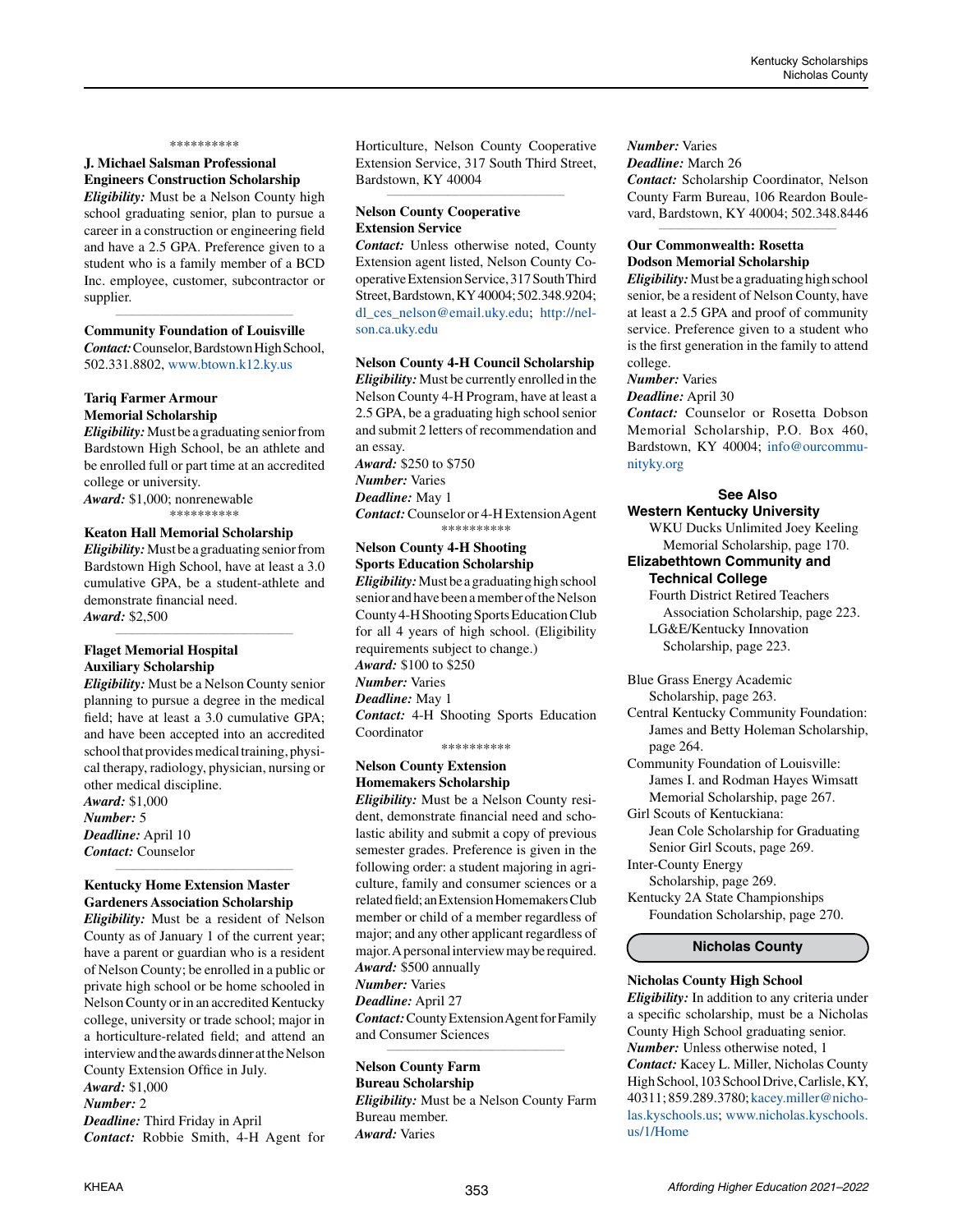\*\*\*\*\*\*\*\*\*\*

**J. Michael Salsman Professional Engineers Construction Scholarship**
***Eligibility:*** Must be a Nelson County high school graduating senior, plan to pursue a career in a construction or engineering field and have a 2.5 GPA. Preference given to a student who is a family member of a BCD Inc. employee, customer, subcontractor or supplier.

---

**Community Foundation of Louisville**
***Contact:*** Counselor, Bardstown High School, 502.331.8802, www.btown.k12.ky.us

**Tariq Farmer Armour Memorial Scholarship**
***Eligibility:*** Must be a graduating senior from Bardstown High School, be an athlete and be enrolled full or part time at an accredited college or university.
***Award:*** $1,000; nonrenewable

\*\*\*\*\*\*\*\*\*\*

**Keaton Hall Memorial Scholarship**
***Eligibility:*** Must be a graduating senior from Bardstown High School, have at least a 3.0 cumulative GPA, be a student-athlete and demonstrate financial need.
***Award:*** $2,500

---

**Flaget Memorial Hospital Auxiliary Scholarship**
***Eligibility:*** Must be a Nelson County senior planning to pursue a degree in the medical field; have at least a 3.0 cumulative GPA; and have been accepted into an accredited school that provides medical training, physical therapy, radiology, physician, nursing or other medical discipline.
***Award:*** $1,000
***Number:*** 5
***Deadline:*** April 10
***Contact:*** Counselor

---

**Kentucky Home Extension Master Gardeners Association Scholarship**
***Eligibility:*** Must be a resident of Nelson County as of January 1 of the current year; have a parent or guardian who is a resident of Nelson County; be enrolled in a public or private high school or be home schooled in Nelson County or in an accredited Kentucky college, university or trade school; major in a horticulture-related field; and attend an interview and the awards dinner at the Nelson County Extension Office in July.
***Award:*** $1,000
***Number:*** 2
***Deadline:*** Third Friday in April
***Contact:*** Robbie Smith, 4-H Agent for Horticulture, Nelson County Cooperative Extension Service, 317 South Third Street, Bardstown, KY 40004

---

**Nelson County Cooperative Extension Service**
***Contact:*** Unless otherwise noted, County Extension agent listed, Nelson County Cooperative Extension Service, 317 South Third Street, Bardstown, KY 40004; 502.348.9204; dl_ces_nelson@email.uky.edu; http://nelson.ca.uky.edu

**Nelson County 4-H Council Scholarship**
***Eligibility:*** Must be currently enrolled in the Nelson County 4-H Program, have at least a 2.5 GPA, be a graduating high school senior and submit 2 letters of recommendation and an essay.
***Award:*** $250 to $750
***Number:*** Varies
***Deadline:*** May 1
***Contact:*** Counselor or 4-H Extension Agent

\*\*\*\*\*\*\*\*\*\*

**Nelson County 4-H Shooting Sports Education Scholarship**
***Eligibility:*** Must be a graduating high school senior and have been a member of the Nelson County 4-H Shooting Sports Education Club for all 4 years of high school. (Eligibility requirements subject to change.)
***Award:*** $100 to $250
***Number:*** Varies
***Deadline:*** May 1
***Contact:*** 4-H Shooting Sports Education Coordinator

\*\*\*\*\*\*\*\*\*\*

**Nelson County Extension Homemakers Scholarship**
***Eligibility:*** Must be a Nelson County resident, demonstrate financial need and scholastic ability and submit a copy of previous semester grades. Preference is given in the following order: a student majoring in agriculture, family and consumer sciences or a related field; an Extension Homemakers Club member or child of a member regardless of major; and any other applicant regardless of major. A personal interview may be required.
***Award:*** $500 annually
***Number:*** Varies
***Deadline:*** April 27
***Contact:*** County Extension Agent for Family and Consumer Sciences

---

**Nelson County Farm Bureau Scholarship**
***Eligibility:*** Must be a Nelson County Farm Bureau member.
***Award:*** Varies
***Number:*** Varies
***Deadline:*** March 26
***Contact:*** Scholarship Coordinator, Nelson County Farm Bureau, 106 Reardon Boulevard, Bardstown, KY 40004; 502.348.8446

---

**Our Commonwealth: Rosetta Dodson Memorial Scholarship**
***Eligibility:*** Must be a graduating high school senior, be a resident of Nelson County, have at least a 2.5 GPA and proof of community service. Preference given to a student who is the first generation in the family to attend college.
***Number:*** Varies
***Deadline:*** April 30
***Contact:*** Counselor or Rosetta Dobson Memorial Scholarship, P.O. Box 460, Bardstown, KY 40004; info@ourcommunityky.org

**See Also**

**Western Kentucky University**
- WKU Ducks Unlimited Joey Keeling Memorial Scholarship, page 170.

**Elizabethtown Community and Technical College**
- Fourth District Retired Teachers Association Scholarship, page 223.
- LG&E/Kentucky Innovation Scholarship, page 223.

Blue Grass Energy Academic Scholarship, page 263.
Central Kentucky Community Foundation: James and Betty Holeman Scholarship, page 264.
Community Foundation of Louisville: James I. and Rodman Hayes Wimsatt Memorial Scholarship, page 267.
Girl Scouts of Kentuckiana: Jean Cole Scholarship for Graduating Senior Girl Scouts, page 269.
Inter-County Energy Scholarship, page 269.
Kentucky 2A State Championships Foundation Scholarship, page 270.

## Nicholas County

**Nicholas County High School**
***Eligibility:*** In addition to any criteria under a specific scholarship, must be a Nicholas County High School graduating senior.
***Number:*** Unless otherwise noted, 1
***Contact:*** Kacey L. Miller, Nicholas County High School, 103 School Drive, Carlisle, KY, 40311; 859.289.3780; kacey.miller@nicholas.kyschools.us; www.nicholas.kyschools.us/1/Home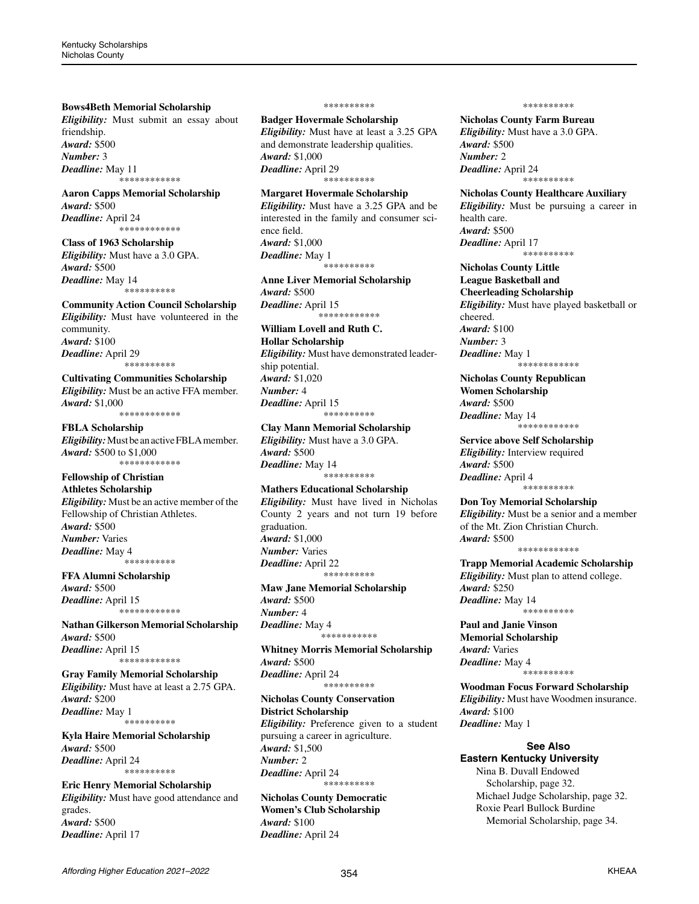**Bows4Beth Memorial Scholarship**
*Eligibility:* Must submit an essay about friendship.
*Award:* $500
*Number:* 3
*Deadline:* May 11

************

**Aaron Capps Memorial Scholarship**
*Award:* $500
*Deadline:* April 24

************

**Class of 1963 Scholarship**
*Eligibility:* Must have a 3.0 GPA.
*Award:* $500
*Deadline:* May 14

**********

**Community Action Council Scholarship**
*Eligibility:* Must have volunteered in the community.
*Award:* $100
*Deadline:* April 29

**********

**Cultivating Communities Scholarship**
*Eligibility:* Must be an active FFA member.
*Award:* $1,000

************

**FBLA Scholarship**
*Eligibility:* Must be an active FBLA member.
*Award:* $500 to $1,000

************

**Fellowship of Christian Athletes Scholarship**
*Eligibility:* Must be an active member of the Fellowship of Christian Athletes.
*Award:* $500
*Number:* Varies
*Deadline:* May 4

**********

**FFA Alumni Scholarship**
*Award:* $500
*Deadline:* April 15

************

**Nathan Gilkerson Memorial Scholarship**
*Award:* $500
*Deadline:* April 15

************

**Gray Family Memorial Scholarship**
*Eligibility:* Must have at least a 2.75 GPA.
*Award:* $200
*Deadline:* May 1

**********

**Kyla Haire Memorial Scholarship**
*Award:* $500
*Deadline:* April 24

**********

**Eric Henry Memorial Scholarship**
*Eligibility:* Must have good attendance and grades.
*Award:* $500
*Deadline:* April 17

**********

**Badger Hovermale Scholarship**
*Eligibility:* Must have at least a 3.25 GPA and demonstrate leadership qualities.
*Award:* $1,000
*Deadline:* April 29

**********

**Margaret Hovermale Scholarship**
*Eligibility:* Must have a 3.25 GPA and be interested in the family and consumer science field.
*Award:* $1,000
*Deadline:* May 1

**********

**Anne Liver Memorial Scholarship**
*Award:* $500
*Deadline:* April 15

************

**William Lovell and Ruth C. Hollar Scholarship**
*Eligibility:* Must have demonstrated leadership potential.
*Award:* $1,020
*Number:* 4
*Deadline:* April 15

**********

**Clay Mann Memorial Scholarship**
*Eligibility:* Must have a 3.0 GPA.
*Award:* $500
*Deadline:* May 14

**********

**Mathers Educational Scholarship**
*Eligibility:* Must have lived in Nicholas County 2 years and not turn 19 before graduation.
*Award:* $1,000
*Number:* Varies
*Deadline:* April 22

**********

**Maw Jane Memorial Scholarship**
*Award:* $500
*Number:* 4
*Deadline:* May 4

***********

**Whitney Morris Memorial Scholarship**
*Award:* $500
*Deadline:* April 24

**********

**Nicholas County Conservation District Scholarship**
*Eligibility:* Preference given to a student pursuing a career in agriculture.
*Award:* $1,500
*Number:* 2
*Deadline:* April 24

**********

**Nicholas County Democratic Women's Club Scholarship**
*Award:* $100
*Deadline:* April 24

**********

**Nicholas County Farm Bureau**
*Eligibility:* Must have a 3.0 GPA.
*Award:* $500
*Number:* 2
*Deadline:* April 24

**********

**Nicholas County Healthcare Auxiliary**
*Eligibility:* Must be pursuing a career in health care.
*Award:* $500
*Deadline:* April 17

**********

**Nicholas County Little League Basketball and Cheerleading Scholarship**
*Eligibility:* Must have played basketball or cheered.
*Award:* $100
*Number:* 3
*Deadline:* May 1

************

**Nicholas County Republican Women Scholarship**
*Award:* $500
*Deadline:* May 14

************

**Service above Self Scholarship**
*Eligibility:* Interview required
*Award:* $500
*Deadline:* April 4

**********

**Don Toy Memorial Scholarship**
*Eligibility:* Must be a senior and a member of the Mt. Zion Christian Church.
*Award:* $500

************

**Trapp Memorial Academic Scholarship**
*Eligibility:* Must plan to attend college.
*Award:* $250
*Deadline:* May 14

**********

**Paul and Janie Vinson Memorial Scholarship**
*Award:* Varies
*Deadline:* May 4

**********

**Woodman Focus Forward Scholarship**
*Eligibility:* Must have Woodmen insurance.
*Award:* $100
*Deadline:* May 1

### See Also

**Eastern Kentucky University**

Nina B. Duvall Endowed Scholarship, page 32.
Michael Judge Scholarship, page 32.
Roxie Pearl Bullock Burdine Memorial Scholarship, page 34.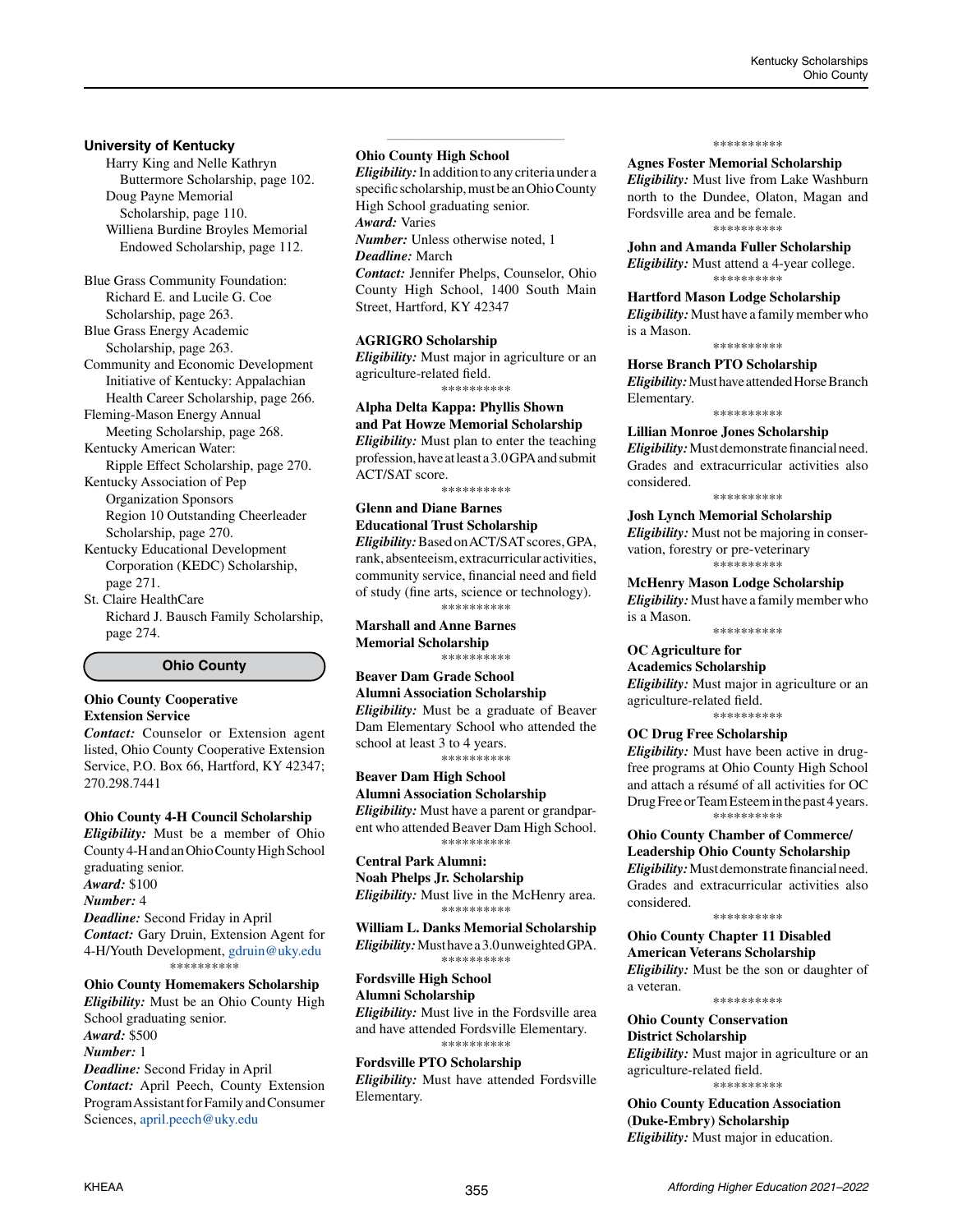### University of Kentucky

Harry King and Nelle Kathryn Buttermore Scholarship, page 102.
Doug Payne Memorial Scholarship, page 110.
Williena Burdine Broyles Memorial Endowed Scholarship, page 112.

Blue Grass Community Foundation: Richard E. and Lucile G. Coe Scholarship, page 263.
Blue Grass Energy Academic Scholarship, page 263.
Community and Economic Development Initiative of Kentucky: Appalachian Health Career Scholarship, page 266.
Fleming-Mason Energy Annual Meeting Scholarship, page 268.
Kentucky American Water: Ripple Effect Scholarship, page 270.
Kentucky Association of Pep Organization Sponsors Region 10 Outstanding Cheerleader Scholarship, page 270.
Kentucky Educational Development Corporation (KEDC) Scholarship, page 271.
St. Claire HealthCare Richard J. Bausch Family Scholarship, page 274.

## Ohio County

**Ohio County Cooperative Extension Service**
***Contact:*** Counselor or Extension agent listed, Ohio County Cooperative Extension Service, P.O. Box 66, Hartford, KY 42347; 270.298.7441

**Ohio County 4-H Council Scholarship**
***Eligibility:*** Must be a member of Ohio County 4-H and an Ohio County High School graduating senior.
***Award:*** $100
***Number:*** 4
***Deadline:*** Second Friday in April
***Contact:*** Gary Druin, Extension Agent for 4-H/Youth Development, gdruin@uky.edu

**********

**Ohio County Homemakers Scholarship**
***Eligibility:*** Must be an Ohio County High School graduating senior.
***Award:*** $500
***Number:*** 1
***Deadline:*** Second Friday in April
***Contact:*** April Peech, County Extension Program Assistant for Family and Consumer Sciences, april.peech@uky.edu

---

**Ohio County High School**
***Eligibility:*** In addition to any criteria under a specific scholarship, must be an Ohio County High School graduating senior.
***Award:*** Varies
***Number:*** Unless otherwise noted, 1
***Deadline:*** March
***Contact:*** Jennifer Phelps, Counselor, Ohio County High School, 1400 South Main Street, Hartford, KY 42347

**AGRIGRO Scholarship**
***Eligibility:*** Must major in agriculture or an agriculture-related field.

**********

**Alpha Delta Kappa: Phyllis Shown and Pat Howze Memorial Scholarship**
***Eligibility:*** Must plan to enter the teaching profession, have at least a 3.0 GPA and submit ACT/SAT score.

**********

**Glenn and Diane Barnes Educational Trust Scholarship**
***Eligibility:*** Based on ACT/SAT scores, GPA, rank, absenteeism, extracurricular activities, community service, financial need and field of study (fine arts, science or technology).

**********

**Marshall and Anne Barnes Memorial Scholarship**

**********

**Beaver Dam Grade School Alumni Association Scholarship**
***Eligibility:*** Must be a graduate of Beaver Dam Elementary School who attended the school at least 3 to 4 years.

**********

**Beaver Dam High School Alumni Association Scholarship**
***Eligibility:*** Must have a parent or grandparent who attended Beaver Dam High School.

**********

**Central Park Alumni: Noah Phelps Jr. Scholarship**
***Eligibility:*** Must live in the McHenry area.

**********

**William L. Danks Memorial Scholarship**
***Eligibility:*** Must have a 3.0 unweighted GPA.

**********

**Fordsville High School Alumni Scholarship**
***Eligibility:*** Must live in the Fordsville area and have attended Fordsville Elementary.

**********

**Fordsville PTO Scholarship**
***Eligibility:*** Must have attended Fordsville Elementary.

**********

**Agnes Foster Memorial Scholarship**
***Eligibility:*** Must live from Lake Washburn north to the Dundee, Olaton, Magan and Fordsville area and be female.

**********

**John and Amanda Fuller Scholarship**
***Eligibility:*** Must attend a 4-year college.

**********

**Hartford Mason Lodge Scholarship**
***Eligibility:*** Must have a family member who is a Mason.

**********

**Horse Branch PTO Scholarship**
***Eligibility:*** Must have attended Horse Branch Elementary.

**********

**Lillian Monroe Jones Scholarship**
***Eligibility:*** Must demonstrate financial need. Grades and extracurricular activities also considered.

**********

**Josh Lynch Memorial Scholarship**
***Eligibility:*** Must not be majoring in conservation, forestry or pre-veterinary

**********

**McHenry Mason Lodge Scholarship**
***Eligibility:*** Must have a family member who is a Mason.

**********

**OC Agriculture for Academics Scholarship**
***Eligibility:*** Must major in agriculture or an agriculture-related field.

**********

**OC Drug Free Scholarship**
***Eligibility:*** Must have been active in drug-free programs at Ohio County High School and attach a résumé of all activities for OC Drug Free or Team Esteem in the past 4 years.

**********

**Ohio County Chamber of Commerce/ Leadership Ohio County Scholarship**
***Eligibility:*** Must demonstrate financial need. Grades and extracurricular activities also considered.

**********

**Ohio County Chapter 11 Disabled American Veterans Scholarship**
***Eligibility:*** Must be the son or daughter of a veteran.

**********

**Ohio County Conservation District Scholarship**
***Eligibility:*** Must major in agriculture or an agriculture-related field.

**********

**Ohio County Education Association (Duke-Embry) Scholarship**
***Eligibility:*** Must major in education.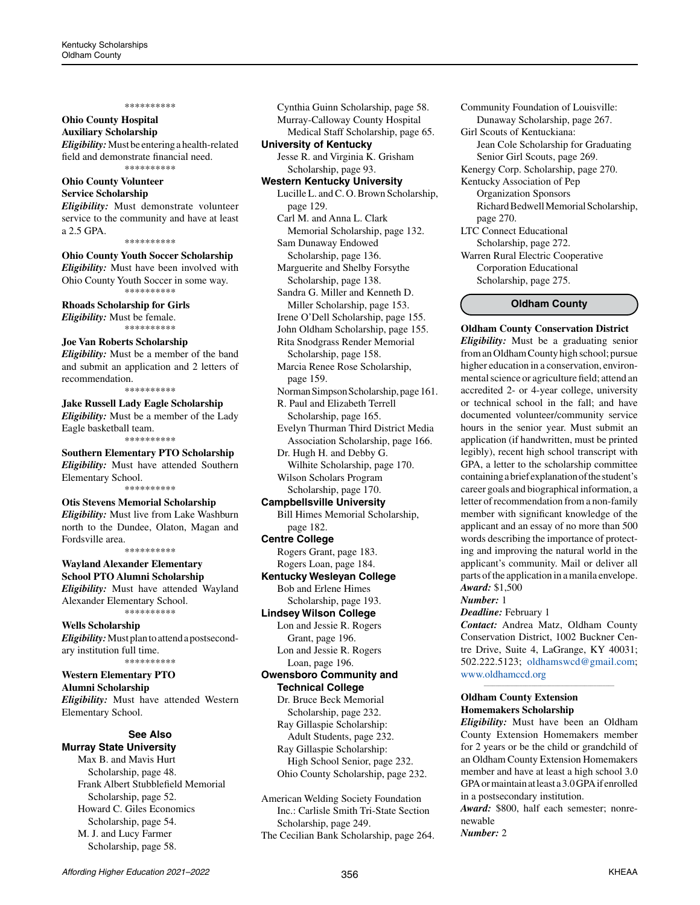\*\*\*\*\*\*\*\*\*\*

**Ohio County Hospital Auxiliary Scholarship**

***Eligibility:*** Must be entering a health-related field and demonstrate financial need.

\*\*\*\*\*\*\*\*\*\*

**Ohio County Volunteer Service Scholarship**

***Eligibility:*** Must demonstrate volunteer service to the community and have at least a 2.5 GPA.

\*\*\*\*\*\*\*\*\*\*

**Ohio County Youth Soccer Scholarship**

***Eligibility:*** Must have been involved with Ohio County Youth Soccer in some way.

\*\*\*\*\*\*\*\*\*\*

**Rhoads Scholarship for Girls**

***Eligibility:*** Must be female.

\*\*\*\*\*\*\*\*\*\*

**Joe Van Roberts Scholarship**

***Eligibility:*** Must be a member of the band and submit an application and 2 letters of recommendation.

\*\*\*\*\*\*\*\*\*\*

**Jake Russell Lady Eagle Scholarship**

***Eligibility:*** Must be a member of the Lady Eagle basketball team.

\*\*\*\*\*\*\*\*\*\*

**Southern Elementary PTO Scholarship**

***Eligibility:*** Must have attended Southern Elementary School.

\*\*\*\*\*\*\*\*\*\*

**Otis Stevens Memorial Scholarship**

***Eligibility:*** Must live from Lake Washburn north to the Dundee, Olaton, Magan and Fordsville area.

\*\*\*\*\*\*\*\*\*\*

**Wayland Alexander Elementary School PTO Alumni Scholarship**

***Eligibility:*** Must have attended Wayland Alexander Elementary School.

\*\*\*\*\*\*\*\*\*\*

**Wells Scholarship**

***Eligibility:*** Must plan to attend a postsecondary institution full time.

\*\*\*\*\*\*\*\*\*\*

**Western Elementary PTO Alumni Scholarship**

***Eligibility:*** Must have attended Western Elementary School.

### See Also

**Murray State University**

- Max B. and Mavis Hurt Scholarship, page 48.
- Frank Albert Stubblefield Memorial Scholarship, page 52.
- Howard C. Giles Economics Scholarship, page 54.
- M. J. and Lucy Farmer Scholarship, page 58.
- Cynthia Guinn Scholarship, page 58.
- Murray-Calloway County Hospital Medical Staff Scholarship, page 65.

**University of Kentucky**

- Jesse R. and Virginia K. Grisham Scholarship, page 93.

**Western Kentucky University**

- Lucille L. and C. O. Brown Scholarship, page 129.
- Carl M. and Anna L. Clark Memorial Scholarship, page 132.
- Sam Dunaway Endowed Scholarship, page 136.
- Marguerite and Shelby Forsythe Scholarship, page 138.
- Sandra G. Miller and Kenneth D. Miller Scholarship, page 153.
- Irene O'Dell Scholarship, page 155.
- John Oldham Scholarship, page 155.
- Rita Snodgrass Render Memorial Scholarship, page 158.
- Marcia Renee Rose Scholarship, page 159.
- Norman Simpson Scholarship, page 161.
- R. Paul and Elizabeth Terrell Scholarship, page 165.
- Evelyn Thurman Third District Media Association Scholarship, page 166.
- Dr. Hugh H. and Debby G. Wilhite Scholarship, page 170.
- Wilson Scholars Program Scholarship, page 170.

**Campbellsville University**

- Bill Himes Memorial Scholarship, page 182.

**Centre College**

- Rogers Grant, page 183.
- Rogers Loan, page 184.

**Kentucky Wesleyan College**

- Bob and Erlene Himes Scholarship, page 193.

**Lindsey Wilson College**

- Lon and Jessie R. Rogers Grant, page 196.
- Lon and Jessie R. Rogers Loan, page 196.

**Owensboro Community and Technical College**

- Dr. Bruce Beck Memorial Scholarship, page 232.
- Ray Gillaspie Scholarship: Adult Students, page 232.
- Ray Gillaspie Scholarship: High School Senior, page 232.
- Ohio County Scholarship, page 232.

American Welding Society Foundation Inc.: Carlisle Smith Tri-State Section Scholarship, page 249.

The Cecilian Bank Scholarship, page 264.

Community Foundation of Louisville: Dunaway Scholarship, page 267.

Girl Scouts of Kentuckiana: Jean Cole Scholarship for Graduating Senior Girl Scouts, page 269.

Kenergy Corp. Scholarship, page 270.

Kentucky Association of Pep Organization Sponsors Richard Bedwell Memorial Scholarship, page 270.

LTC Connect Educational Scholarship, page 272.

Warren Rural Electric Cooperative Corporation Educational Scholarship, page 275.

## Oldham County

**Oldham County Conservation District**

***Eligibility:*** Must be a graduating senior from an Oldham County high school; pursue higher education in a conservation, environmental science or agriculture field; attend an accredited 2- or 4-year college, university or technical school in the fall; and have documented volunteer/community service hours in the senior year. Must submit an application (if handwritten, must be printed legibly), recent high school transcript with GPA, a letter to the scholarship committee containing a brief explanation of the student's career goals and biographical information, a letter of recommendation from a non-family member with significant knowledge of the applicant and an essay of no more than 500 words describing the importance of protecting and improving the natural world in the applicant's community. Mail or deliver all parts of the application in a manila envelope.

***Award:*** $1,500

***Number:*** 1

***Deadline:*** February 1

***Contact:*** Andrea Matz, Oldham County Conservation District, 1002 Buckner Centre Drive, Suite 4, LaGrange, KY 40031; 502.222.5123; oldhamswcd@gmail.com; www.oldhamccd.org

---

**Oldham County Extension Homemakers Scholarship**

***Eligibility:*** Must have been an Oldham County Extension Homemakers member for 2 years or be the child or grandchild of an Oldham County Extension Homemakers member and have at least a high school 3.0 GPA or maintain at least a 3.0 GPA if enrolled in a postsecondary institution.

***Award:*** $800, half each semester; nonrenewable

***Number:*** 2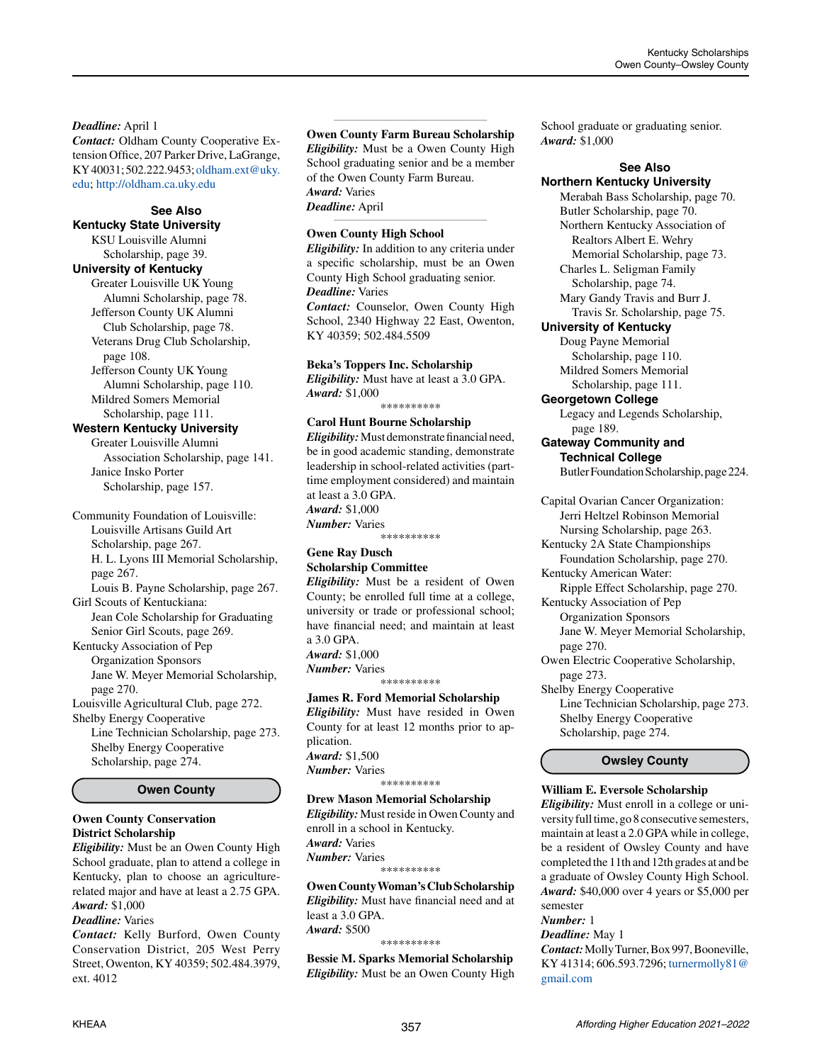*Deadline:* April 1
*Contact:* Oldham County Cooperative Extension Office, 207 Parker Drive, LaGrange, KY 40031; 502.222.9453; oldham.ext@uky.edu; http://oldham.ca.uky.edu

### See Also

**Kentucky State University**
- KSU Louisville Alumni Scholarship, page 39.

**University of Kentucky**
- Greater Louisville UK Young Alumni Scholarship, page 78.
- Jefferson County UK Alumni Club Scholarship, page 78.
- Veterans Drug Club Scholarship, page 108.
- Jefferson County UK Young Alumni Scholarship, page 110.
- Mildred Somers Memorial Scholarship, page 111.

**Western Kentucky University**
- Greater Louisville Alumni Association Scholarship, page 141.
- Janice Insko Porter Scholarship, page 157.

Community Foundation of Louisville:
- Louisville Artisans Guild Art Scholarship, page 267.
- H. L. Lyons III Memorial Scholarship, page 267.
- Louis B. Payne Scholarship, page 267.

Girl Scouts of Kentuckiana:
- Jean Cole Scholarship for Graduating Senior Girl Scouts, page 269.

Kentucky Association of Pep Organization Sponsors
- Jane W. Meyer Memorial Scholarship, page 270.

Louisville Agricultural Club, page 272.

Shelby Energy Cooperative
- Line Technician Scholarship, page 273.
- Shelby Energy Cooperative Scholarship, page 274.

## Owen County

**Owen County Conservation District Scholarship**
*Eligibility:* Must be an Owen County High School graduate, plan to attend a college in Kentucky, plan to choose an agriculture-related major and have at least a 2.75 GPA.
*Award:* $1,000
*Deadline:* Varies
*Contact:* Kelly Burford, Owen County Conservation District, 205 West Perry Street, Owenton, KY 40359; 502.484.3979, ext. 4012

---

**Owen County Farm Bureau Scholarship**
*Eligibility:* Must be a Owen County High School graduating senior and be a member of the Owen County Farm Bureau.
*Award:* Varies
*Deadline:* April

---

**Owen County High School**
*Eligibility:* In addition to any criteria under a specific scholarship, must be an Owen County High School graduating senior.
*Deadline:* Varies
*Contact:* Counselor, Owen County High School, 2340 Highway 22 East, Owenton, KY 40359; 502.484.5509

**Beka's Toppers Inc. Scholarship**
*Eligibility:* Must have at least a 3.0 GPA.
*Award:* $1,000

**********

**Carol Hunt Bourne Scholarship**
*Eligibility:* Must demonstrate financial need, be in good academic standing, demonstrate leadership in school-related activities (part-time employment considered) and maintain at least a 3.0 GPA.
*Award:* $1,000
*Number:* Varies

**********

**Gene Ray Dusch Scholarship Committee**
*Eligibility:* Must be a resident of Owen County; be enrolled full time at a college, university or trade or professional school; have financial need; and maintain at least a 3.0 GPA.
*Award:* $1,000
*Number:* Varies

**********

**James R. Ford Memorial Scholarship**
*Eligibility:* Must have resided in Owen County for at least 12 months prior to application.
*Award:* $1,500
*Number:* Varies

**********

**Drew Mason Memorial Scholarship**
*Eligibility:* Must reside in Owen County and enroll in a school in Kentucky.
*Award:* Varies
*Number:* Varies

**********

**Owen County Woman's Club Scholarship**
*Eligibility:* Must have financial need and at least a 3.0 GPA.
*Award:* $500

**********

**Bessie M. Sparks Memorial Scholarship**
*Eligibility:* Must be an Owen County High School graduate or graduating senior.
*Award:* $1,000

### See Also

**Northern Kentucky University**
- Merabah Bass Scholarship, page 70.
- Butler Scholarship, page 70.
- Northern Kentucky Association of Realtors Albert E. Wehry Memorial Scholarship, page 73.
- Charles L. Seligman Family Scholarship, page 74.
- Mary Gandy Travis and Burr J. Travis Sr. Scholarship, page 75.

**University of Kentucky**
- Doug Payne Memorial Scholarship, page 110.
- Mildred Somers Memorial Scholarship, page 111.

**Georgetown College**
- Legacy and Legends Scholarship, page 189.

**Gateway Community and Technical College**
- Butler Foundation Scholarship, page 224.

Capital Ovarian Cancer Organization:
- Jerri Heltzel Robinson Memorial Nursing Scholarship, page 263.

Kentucky 2A State Championships
- Foundation Scholarship, page 270.

Kentucky American Water:
- Ripple Effect Scholarship, page 270.

Kentucky Association of Pep Organization Sponsors
- Jane W. Meyer Memorial Scholarship, page 270.

Owen Electric Cooperative Scholarship, page 273.

Shelby Energy Cooperative
- Line Technician Scholarship, page 273.
- Shelby Energy Cooperative Scholarship, page 274.

## Owsley County

**William E. Eversole Scholarship**
*Eligibility:* Must enroll in a college or university full time, go 8 consecutive semesters, maintain at least a 2.0 GPA while in college, be a resident of Owsley County and have completed the 11th and 12th grades at and be a graduate of Owsley County High School.
*Award:* $40,000 over 4 years or $5,000 per semester
*Number:* 1
*Deadline:* May 1
*Contact:* Molly Turner, Box 997, Booneville, KY 41314; 606.593.7296; turnermolly81@gmail.com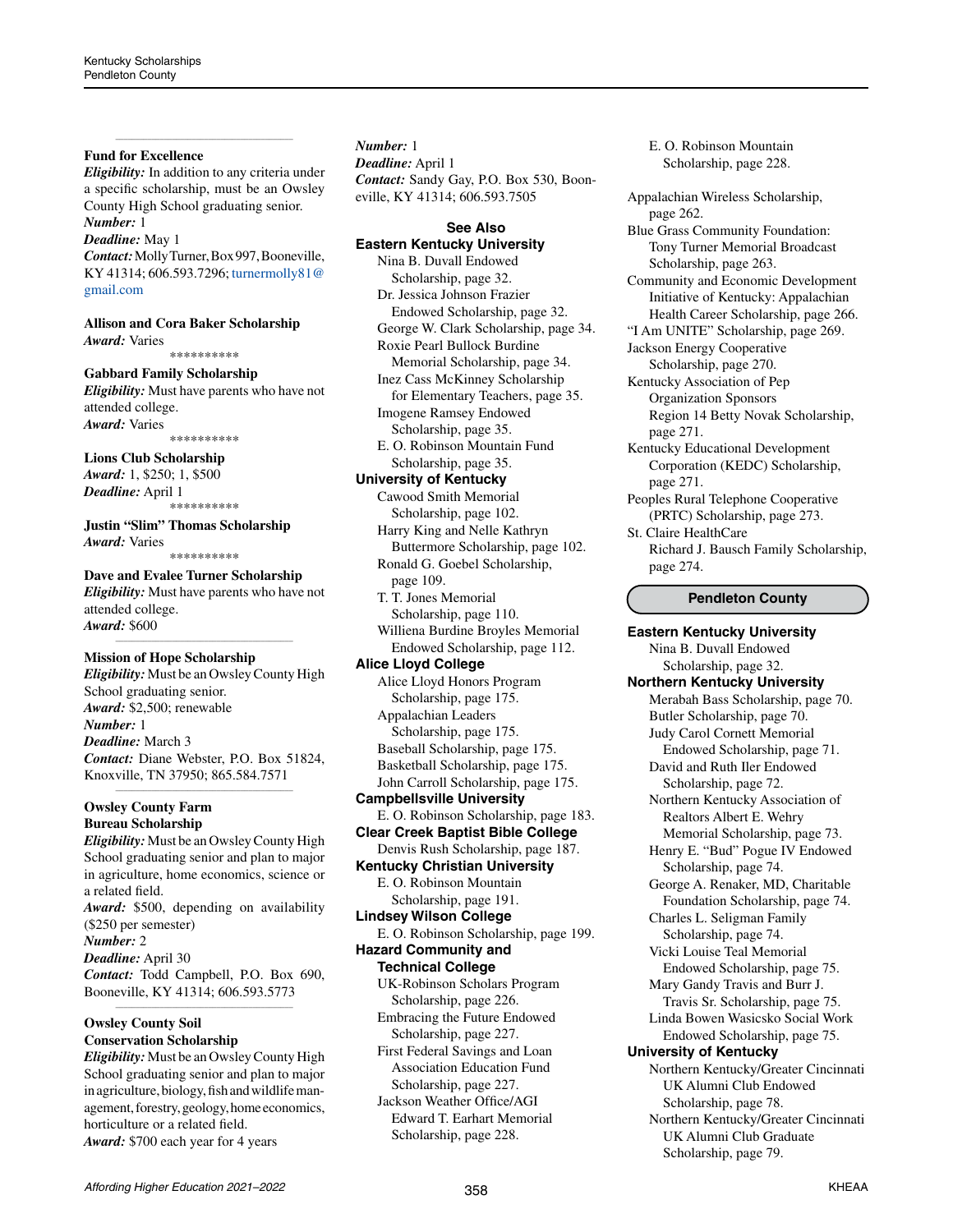**Fund for Excellence**
*Eligibility:* In addition to any criteria under a specific scholarship, must be an Owsley County High School graduating senior.
*Number:* 1
*Deadline:* May 1
*Contact:* Molly Turner, Box 997, Booneville, KY 41314; 606.593.7296; turnermolly81@gmail.com

**Allison and Cora Baker Scholarship**
*Award:* Varies

**********

**Gabbard Family Scholarship**
*Eligibility:* Must have parents who have not attended college.
*Award:* Varies

**********

**Lions Club Scholarship**
*Award:* 1, $250; 1, $500
*Deadline:* April 1

**********

**Justin "Slim" Thomas Scholarship**
*Award:* Varies

**********

**Dave and Evalee Turner Scholarship**
*Eligibility:* Must have parents who have not attended college.
*Award:* $600

**Mission of Hope Scholarship**
*Eligibility:* Must be an Owsley County High School graduating senior.
*Award:* $2,500; renewable
*Number:* 1
*Deadline:* March 3
*Contact:* Diane Webster, P.O. Box 51824, Knoxville, TN 37950; 865.584.7571

**Owsley County Farm Bureau Scholarship**
*Eligibility:* Must be an Owsley County High School graduating senior and plan to major in agriculture, home economics, science or a related field.
*Award:* $500, depending on availability ($250 per semester)
*Number:* 2
*Deadline:* April 30
*Contact:* Todd Campbell, P.O. Box 690, Booneville, KY 41314; 606.593.5773

**Owsley County Soil Conservation Scholarship**
*Eligibility:* Must be an Owsley County High School graduating senior and plan to major in agriculture, biology, fish and wildlife management, forestry, geology, home economics, horticulture or a related field.
*Award:* $700 each year for 4 years
*Number:* 1
*Deadline:* April 1
*Contact:* Sandy Gay, P.O. Box 530, Booneville, KY 41314; 606.593.7505

### See Also

**Eastern Kentucky University**
- Nina B. Duvall Endowed Scholarship, page 32.
- Dr. Jessica Johnson Frazier Endowed Scholarship, page 32.
- George W. Clark Scholarship, page 34.
- Roxie Pearl Bullock Burdine Memorial Scholarship, page 34.
- Inez Cass McKinney Scholarship for Elementary Teachers, page 35.
- Imogene Ramsey Endowed Scholarship, page 35.
- E. O. Robinson Mountain Fund Scholarship, page 35.

**University of Kentucky**
- Cawood Smith Memorial Scholarship, page 102.
- Harry King and Nelle Kathryn Buttermore Scholarship, page 102.
- Ronald G. Goebel Scholarship, page 109.
- T. T. Jones Memorial Scholarship, page 110.
- Williena Burdine Broyles Memorial Endowed Scholarship, page 112.

**Alice Lloyd College**
- Alice Lloyd Honors Program Scholarship, page 175.
- Appalachian Leaders Scholarship, page 175.
- Baseball Scholarship, page 175.
- Basketball Scholarship, page 175.
- John Carroll Scholarship, page 175.

**Campbellsville University**
- E. O. Robinson Scholarship, page 183.

**Clear Creek Baptist Bible College**
- Denvis Rush Scholarship, page 187.

**Kentucky Christian University**
- E. O. Robinson Mountain Scholarship, page 191.

**Lindsey Wilson College**
- E. O. Robinson Scholarship, page 199.

**Hazard Community and Technical College**
- UK-Robinson Scholars Program Scholarship, page 226.
- Embracing the Future Endowed Scholarship, page 227.
- First Federal Savings and Loan Association Education Fund Scholarship, page 227.
- Jackson Weather Office/AGI Edward T. Earhart Memorial Scholarship, page 228.
- E. O. Robinson Mountain Scholarship, page 228.

- Appalachian Wireless Scholarship, page 262.
- Blue Grass Community Foundation: Tony Turner Memorial Broadcast Scholarship, page 263.
- Community and Economic Development Initiative of Kentucky: Appalachian Health Career Scholarship, page 266.
- "I Am UNITE" Scholarship, page 269.
- Jackson Energy Cooperative Scholarship, page 270.
- Kentucky Association of Pep Organization Sponsors Region 14 Betty Novak Scholarship, page 271.
- Kentucky Educational Development Corporation (KEDC) Scholarship, page 271.
- Peoples Rural Telephone Cooperative (PRTC) Scholarship, page 273.
- St. Claire HealthCare Richard J. Bausch Family Scholarship, page 274.

## Pendleton County

**Eastern Kentucky University**
- Nina B. Duvall Endowed Scholarship, page 32.

**Northern Kentucky University**
- Merabah Bass Scholarship, page 70.
- Butler Scholarship, page 70.
- Judy Carol Cornett Memorial Endowed Scholarship, page 71.
- David and Ruth Iler Endowed Scholarship, page 72.
- Northern Kentucky Association of Realtors Albert E. Wehry Memorial Scholarship, page 73.
- Henry E. "Bud" Pogue IV Endowed Scholarship, page 74.
- George A. Renaker, MD, Charitable Foundation Scholarship, page 74.
- Charles L. Seligman Family Scholarship, page 74.
- Vicki Louise Teal Memorial Endowed Scholarship, page 75.
- Mary Gandy Travis and Burr J. Travis Sr. Scholarship, page 75.
- Linda Bowen Wasicsko Social Work Endowed Scholarship, page 75.

**University of Kentucky**
- Northern Kentucky/Greater Cincinnati UK Alumni Club Endowed Scholarship, page 78.
- Northern Kentucky/Greater Cincinnati UK Alumni Club Graduate Scholarship, page 79.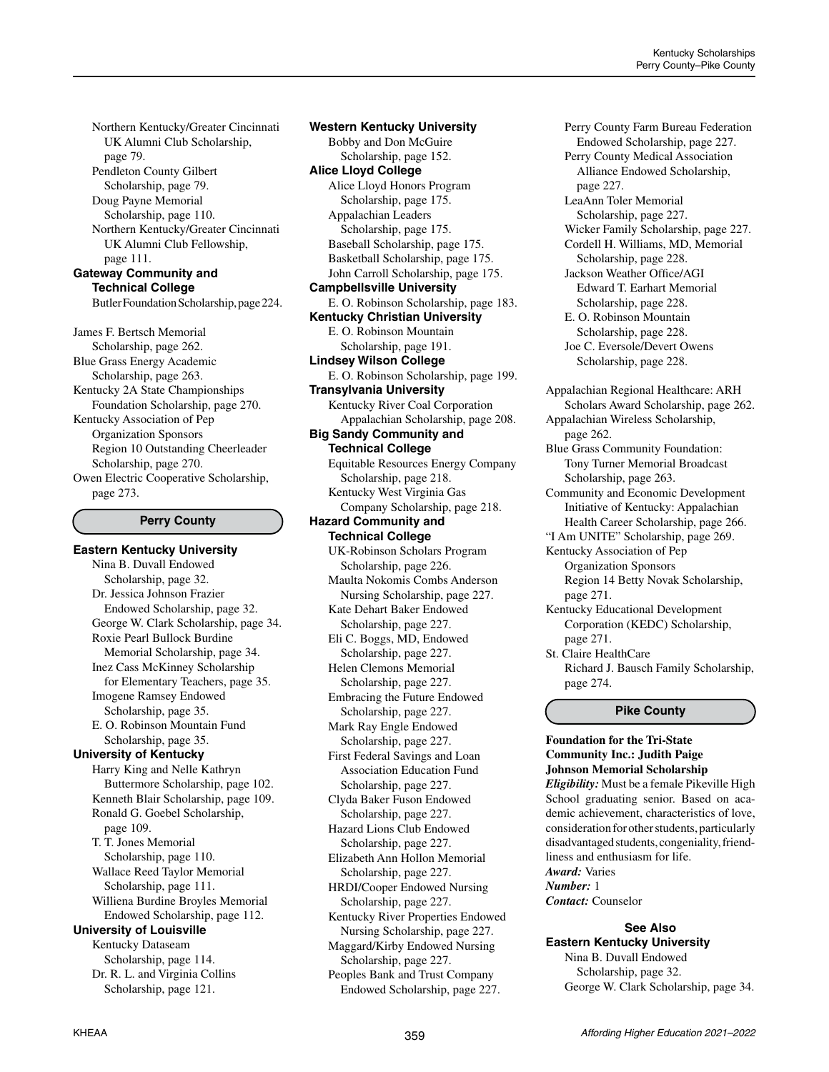Northern Kentucky/Greater Cincinnati UK Alumni Club Scholarship, page 79.
Pendleton County Gilbert Scholarship, page 79.
Doug Payne Memorial Scholarship, page 110.
Northern Kentucky/Greater Cincinnati UK Alumni Club Fellowship, page 111.

**Gateway Community and Technical College**

Butler Foundation Scholarship, page 224.

James F. Bertsch Memorial Scholarship, page 262.
Blue Grass Energy Academic Scholarship, page 263.
Kentucky 2A State Championships Foundation Scholarship, page 270.
Kentucky Association of Pep Organization Sponsors Region 10 Outstanding Cheerleader Scholarship, page 270.
Owen Electric Cooperative Scholarship, page 273.

## Perry County

**Eastern Kentucky University**

Nina B. Duvall Endowed Scholarship, page 32.
Dr. Jessica Johnson Frazier Endowed Scholarship, page 32.
George W. Clark Scholarship, page 34.
Roxie Pearl Bullock Burdine Memorial Scholarship, page 34.
Inez Cass McKinney Scholarship for Elementary Teachers, page 35.
Imogene Ramsey Endowed Scholarship, page 35.
E. O. Robinson Mountain Fund Scholarship, page 35.

**University of Kentucky**

Harry King and Nelle Kathryn Buttermore Scholarship, page 102.
Kenneth Blair Scholarship, page 109.
Ronald G. Goebel Scholarship, page 109.
T. T. Jones Memorial Scholarship, page 110.
Wallace Reed Taylor Memorial Scholarship, page 111.
Williena Burdine Broyles Memorial Endowed Scholarship, page 112.

**University of Louisville**

Kentucky Dataseam Scholarship, page 114.
Dr. R. L. and Virginia Collins Scholarship, page 121.

**Western Kentucky University**

Bobby and Don McGuire Scholarship, page 152.

**Alice Lloyd College**

Alice Lloyd Honors Program Scholarship, page 175.
Appalachian Leaders Scholarship, page 175.
Baseball Scholarship, page 175.
Basketball Scholarship, page 175.
John Carroll Scholarship, page 175.

**Campbellsville University**

E. O. Robinson Scholarship, page 183.

**Kentucky Christian University**

E. O. Robinson Mountain Scholarship, page 191.

**Lindsey Wilson College**

E. O. Robinson Scholarship, page 199.

**Transylvania University**

Kentucky River Coal Corporation Appalachian Scholarship, page 208.

**Big Sandy Community and Technical College**

Equitable Resources Energy Company Scholarship, page 218.
Kentucky West Virginia Gas Company Scholarship, page 218.

**Hazard Community and Technical College**

UK-Robinson Scholars Program Scholarship, page 226.
Maulta Nokomis Combs Anderson Nursing Scholarship, page 227.
Kate Dehart Baker Endowed Scholarship, page 227.
Eli C. Boggs, MD, Endowed Scholarship, page 227.
Helen Clemons Memorial Scholarship, page 227.
Embracing the Future Endowed Scholarship, page 227.
Mark Ray Engle Endowed Scholarship, page 227.
First Federal Savings and Loan Association Education Fund Scholarship, page 227.
Clyda Baker Fuson Endowed Scholarship, page 227.
Hazard Lions Club Endowed Scholarship, page 227.
Elizabeth Ann Hollon Memorial Scholarship, page 227.
HRDI/Cooper Endowed Nursing Scholarship, page 227.
Kentucky River Properties Endowed Nursing Scholarship, page 227.
Maggard/Kirby Endowed Nursing Scholarship, page 227.
Peoples Bank and Trust Company Endowed Scholarship, page 227.
Perry County Farm Bureau Federation Endowed Scholarship, page 227.
Perry County Medical Association Alliance Endowed Scholarship, page 227.
LeaAnn Toler Memorial Scholarship, page 227.
Wicker Family Scholarship, page 227.
Cordell H. Williams, MD, Memorial Scholarship, page 228.
Jackson Weather Office/AGI Edward T. Earhart Memorial Scholarship, page 228.
E. O. Robinson Mountain Scholarship, page 228.
Joe C. Eversole/Devert Owens Scholarship, page 228.

Appalachian Regional Healthcare: ARH Scholars Award Scholarship, page 262.
Appalachian Wireless Scholarship, page 262.
Blue Grass Community Foundation: Tony Turner Memorial Broadcast Scholarship, page 263.
Community and Economic Development Initiative of Kentucky: Appalachian Health Career Scholarship, page 266.
"I Am UNITE" Scholarship, page 269.
Kentucky Association of Pep Organization Sponsors Region 14 Betty Novak Scholarship, page 271.
Kentucky Educational Development Corporation (KEDC) Scholarship, page 271.
St. Claire HealthCare Richard J. Bausch Family Scholarship, page 274.

## Pike County

**Foundation for the Tri-State Community Inc.: Judith Paige Johnson Memorial Scholarship**

***Eligibility:*** Must be a female Pikeville High School graduating senior. Based on academic achievement, characteristics of love, consideration for other students, particularly disadvantaged students, congeniality, friendliness and enthusiasm for life.
***Award:*** Varies
***Number:*** 1
***Contact:*** Counselor

**See Also**

**Eastern Kentucky University**

Nina B. Duvall Endowed Scholarship, page 32.
George W. Clark Scholarship, page 34.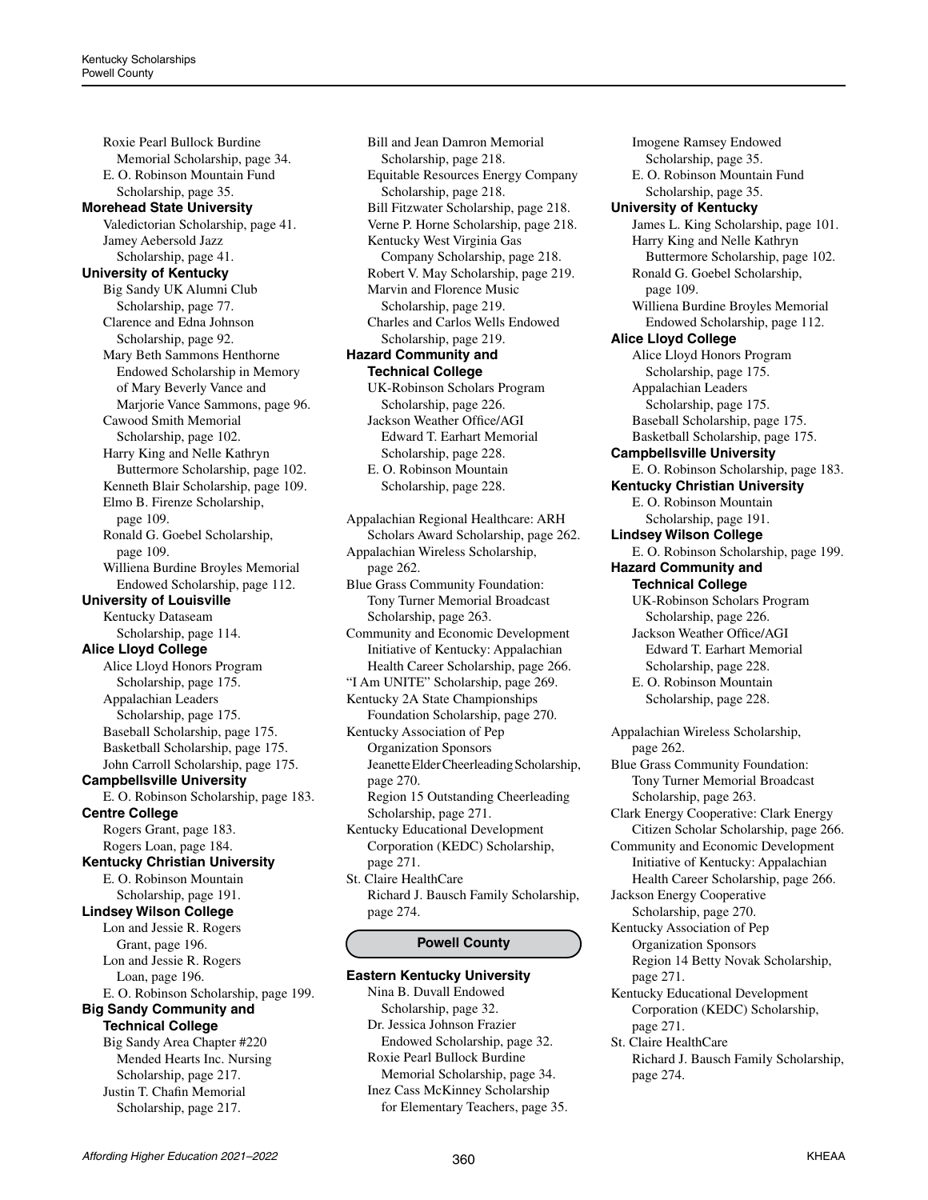Roxie Pearl Bullock Burdine Memorial Scholarship, page 34.
E. O. Robinson Mountain Fund Scholarship, page 35.

**Morehead State University**

Valedictorian Scholarship, page 41.
Jamey Aebersold Jazz Scholarship, page 41.

**University of Kentucky**

Big Sandy UK Alumni Club Scholarship, page 77.
Clarence and Edna Johnson Scholarship, page 92.
Mary Beth Sammons Henthorne Endowed Scholarship in Memory of Mary Beverly Vance and Marjorie Vance Sammons, page 96.
Cawood Smith Memorial Scholarship, page 102.
Harry King and Nelle Kathryn Buttermore Scholarship, page 102.
Kenneth Blair Scholarship, page 109.
Elmo B. Firenze Scholarship, page 109.
Ronald G. Goebel Scholarship, page 109.
Williena Burdine Broyles Memorial Endowed Scholarship, page 112.

**University of Louisville**

Kentucky Dataseam Scholarship, page 114.

**Alice Lloyd College**

Alice Lloyd Honors Program Scholarship, page 175.
Appalachian Leaders Scholarship, page 175.
Baseball Scholarship, page 175.
Basketball Scholarship, page 175.
John Carroll Scholarship, page 175.

**Campbellsville University**

E. O. Robinson Scholarship, page 183.

**Centre College**

Rogers Grant, page 183.
Rogers Loan, page 184.

**Kentucky Christian University**

E. O. Robinson Mountain Scholarship, page 191.

**Lindsey Wilson College**

Lon and Jessie R. Rogers Grant, page 196.
Lon and Jessie R. Rogers Loan, page 196.
E. O. Robinson Scholarship, page 199.

**Big Sandy Community and Technical College**

Big Sandy Area Chapter #220 Mended Hearts Inc. Nursing Scholarship, page 217.
Justin T. Chafin Memorial Scholarship, page 217.
Bill and Jean Damron Memorial Scholarship, page 218.
Equitable Resources Energy Company Scholarship, page 218.
Bill Fitzwater Scholarship, page 218.
Verne P. Horne Scholarship, page 218.
Kentucky West Virginia Gas Company Scholarship, page 218.
Robert V. May Scholarship, page 219.
Marvin and Florence Music Scholarship, page 219.
Charles and Carlos Wells Endowed Scholarship, page 219.

**Hazard Community and Technical College**

UK-Robinson Scholars Program Scholarship, page 226.
Jackson Weather Office/AGI Edward T. Earhart Memorial Scholarship, page 228.
E. O. Robinson Mountain Scholarship, page 228.

Appalachian Regional Healthcare: ARH Scholars Award Scholarship, page 262.
Appalachian Wireless Scholarship, page 262.
Blue Grass Community Foundation: Tony Turner Memorial Broadcast Scholarship, page 263.
Community and Economic Development Initiative of Kentucky: Appalachian Health Career Scholarship, page 266.
"I Am UNITE" Scholarship, page 269.
Kentucky 2A State Championships Foundation Scholarship, page 270.
Kentucky Association of Pep Organization Sponsors
Jeanette Elder Cheerleading Scholarship, page 270.
Region 15 Outstanding Cheerleading Scholarship, page 271.
Kentucky Educational Development Corporation (KEDC) Scholarship, page 271.
St. Claire HealthCare
Richard J. Bausch Family Scholarship, page 274.

## Powell County

**Eastern Kentucky University**

Nina B. Duvall Endowed Scholarship, page 32.
Dr. Jessica Johnson Frazier Endowed Scholarship, page 32.
Roxie Pearl Bullock Burdine Memorial Scholarship, page 34.
Inez Cass McKinney Scholarship for Elementary Teachers, page 35.
Imogene Ramsey Endowed Scholarship, page 35.
E. O. Robinson Mountain Fund Scholarship, page 35.

**University of Kentucky**

James L. King Scholarship, page 101.
Harry King and Nelle Kathryn Buttermore Scholarship, page 102.
Ronald G. Goebel Scholarship, page 109.
Williena Burdine Broyles Memorial Endowed Scholarship, page 112.

**Alice Lloyd College**

Alice Lloyd Honors Program Scholarship, page 175.
Appalachian Leaders Scholarship, page 175.
Baseball Scholarship, page 175.
Basketball Scholarship, page 175.

**Campbellsville University**

E. O. Robinson Scholarship, page 183.

**Kentucky Christian University**

E. O. Robinson Mountain Scholarship, page 191.

**Lindsey Wilson College**

E. O. Robinson Scholarship, page 199.

**Hazard Community and Technical College**

UK-Robinson Scholars Program Scholarship, page 226.
Jackson Weather Office/AGI Edward T. Earhart Memorial Scholarship, page 228.
E. O. Robinson Mountain Scholarship, page 228.

Appalachian Wireless Scholarship, page 262.
Blue Grass Community Foundation: Tony Turner Memorial Broadcast Scholarship, page 263.
Clark Energy Cooperative: Clark Energy Citizen Scholar Scholarship, page 266.
Community and Economic Development Initiative of Kentucky: Appalachian Health Career Scholarship, page 266.
Jackson Energy Cooperative Scholarship, page 270.
Kentucky Association of Pep Organization Sponsors
Region 14 Betty Novak Scholarship, page 271.
Kentucky Educational Development Corporation (KEDC) Scholarship, page 271.
St. Claire HealthCare
Richard J. Bausch Family Scholarship, page 274.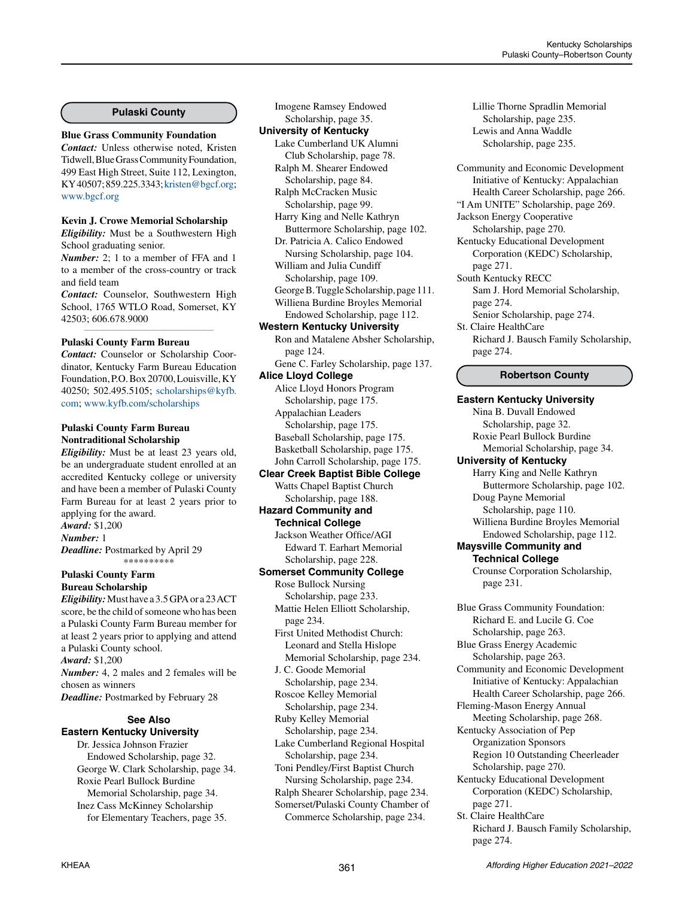## Pulaski County

**Blue Grass Community Foundation**
***Contact:*** Unless otherwise noted, Kristen Tidwell, Blue Grass Community Foundation, 499 East High Street, Suite 112, Lexington, KY 40507; 859.225.3343; kristen@bgcf.org; www.bgcf.org

**Kevin J. Crowe Memorial Scholarship**
***Eligibility:*** Must be a Southwestern High School graduating senior.
***Number:*** 2; 1 to a member of FFA and 1 to a member of the cross-country or track and field team
***Contact:*** Counselor, Southwestern High School, 1765 WTLO Road, Somerset, KY 42503; 606.678.9000

---

**Pulaski County Farm Bureau**
***Contact:*** Counselor or Scholarship Coordinator, Kentucky Farm Bureau Education Foundation, P.O. Box 20700, Louisville, KY 40250; 502.495.5105; scholarships@kyfb.com; www.kyfb.com/scholarships

**Pulaski County Farm Bureau Nontraditional Scholarship**
***Eligibility:*** Must be at least 23 years old, be an undergraduate student enrolled at an accredited Kentucky college or university and have been a member of Pulaski County Farm Bureau for at least 2 years prior to applying for the award.
***Award:*** $1,200
***Number:*** 1
***Deadline:*** Postmarked by April 29

**********

**Pulaski County Farm Bureau Scholarship**
***Eligibility:*** Must have a 3.5 GPA or a 23 ACT score, be the child of someone who has been a Pulaski County Farm Bureau member for at least 2 years prior to applying and attend a Pulaski County school.
***Award:*** $1,200
***Number:*** 4, 2 males and 2 females will be chosen as winners
***Deadline:*** Postmarked by February 28

### See Also

**Eastern Kentucky University**
- Dr. Jessica Johnson Frazier Endowed Scholarship, page 32.
- George W. Clark Scholarship, page 34.
- Roxie Pearl Bullock Burdine Memorial Scholarship, page 34.
- Inez Cass McKinney Scholarship for Elementary Teachers, page 35.
- Imogene Ramsey Endowed Scholarship, page 35.

**University of Kentucky**
- Lake Cumberland UK Alumni Club Scholarship, page 78.
- Ralph M. Shearer Endowed Scholarship, page 84.
- Ralph McCracken Music Scholarship, page 99.
- Harry King and Nelle Kathryn Buttermore Scholarship, page 102.
- Dr. Patricia A. Calico Endowed Nursing Scholarship, page 104.
- William and Julia Cundiff Scholarship, page 109.
- George B. Tuggle Scholarship, page 111.
- Williena Burdine Broyles Memorial Endowed Scholarship, page 112.

**Western Kentucky University**
- Ron and Matalene Absher Scholarship, page 124.
- Gene C. Farley Scholarship, page 137.

**Alice Lloyd College**
- Alice Lloyd Honors Program Scholarship, page 175.
- Appalachian Leaders Scholarship, page 175.
- Baseball Scholarship, page 175.
- Basketball Scholarship, page 175.
- John Carroll Scholarship, page 175.

**Clear Creek Baptist Bible College**
- Watts Chapel Baptist Church Scholarship, page 188.

**Hazard Community and Technical College**
- Jackson Weather Office/AGI Edward T. Earhart Memorial Scholarship, page 228.

**Somerset Community College**
- Rose Bullock Nursing Scholarship, page 233.
- Mattie Helen Elliott Scholarship, page 234.
- First United Methodist Church: Leonard and Stella Hislope Memorial Scholarship, page 234.
- J. C. Goode Memorial Scholarship, page 234.
- Roscoe Kelley Memorial Scholarship, page 234.
- Ruby Kelley Memorial Scholarship, page 234.
- Lake Cumberland Regional Hospital Scholarship, page 234.
- Toni Pendley/First Baptist Church Nursing Scholarship, page 234.
- Ralph Shearer Scholarship, page 234.
- Somerset/Pulaski County Chamber of Commerce Scholarship, page 234.
- Lillie Thorne Spradlin Memorial Scholarship, page 235.
- Lewis and Anna Waddle Scholarship, page 235.

- Community and Economic Development Initiative of Kentucky: Appalachian Health Career Scholarship, page 266.
- "I Am UNITE" Scholarship, page 269.
- Jackson Energy Cooperative Scholarship, page 270.
- Kentucky Educational Development Corporation (KEDC) Scholarship, page 271.
- South Kentucky RECC
  - Sam J. Hord Memorial Scholarship, page 274.
  - Senior Scholarship, page 274.
- St. Claire HealthCare
  - Richard J. Bausch Family Scholarship, page 274.

## Robertson County

**Eastern Kentucky University**
- Nina B. Duvall Endowed Scholarship, page 32.
- Roxie Pearl Bullock Burdine Memorial Scholarship, page 34.

**University of Kentucky**
- Harry King and Nelle Kathryn Buttermore Scholarship, page 102.
- Doug Payne Memorial Scholarship, page 110.
- Williena Burdine Broyles Memorial Endowed Scholarship, page 112.

**Maysville Community and Technical College**
- Crounse Corporation Scholarship, page 231.

- Blue Grass Community Foundation: Richard E. and Lucile G. Coe Scholarship, page 263.
- Blue Grass Energy Academic Scholarship, page 263.
- Community and Economic Development Initiative of Kentucky: Appalachian Health Career Scholarship, page 266.
- Fleming-Mason Energy Annual Meeting Scholarship, page 268.
- Kentucky Association of Pep Organization Sponsors Region 10 Outstanding Cheerleader Scholarship, page 270.
- Kentucky Educational Development Corporation (KEDC) Scholarship, page 271.
- St. Claire HealthCare
  - Richard J. Bausch Family Scholarship, page 274.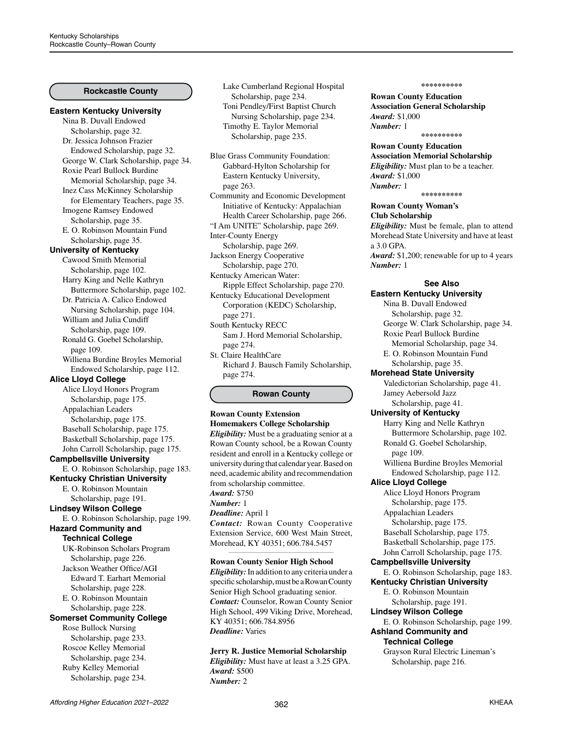## Rockcastle County

### Eastern Kentucky University

- Nina B. Duvall Endowed Scholarship, page 32.
- Dr. Jessica Johnson Frazier Endowed Scholarship, page 32.
- George W. Clark Scholarship, page 34.
- Roxie Pearl Bullock Burdine Memorial Scholarship, page 34.
- Inez Cass McKinney Scholarship for Elementary Teachers, page 35.
- Imogene Ramsey Endowed Scholarship, page 35.
- E. O. Robinson Mountain Fund Scholarship, page 35.

### University of Kentucky

- Cawood Smith Memorial Scholarship, page 102.
- Harry King and Nelle Kathryn Buttermore Scholarship, page 102.
- Dr. Patricia A. Calico Endowed Nursing Scholarship, page 104.
- William and Julia Cundiff Scholarship, page 109.
- Ronald G. Goebel Scholarship, page 109.
- Williena Burdine Broyles Memorial Endowed Scholarship, page 112.

### Alice Lloyd College

- Alice Lloyd Honors Program Scholarship, page 175.
- Appalachian Leaders Scholarship, page 175.
- Baseball Scholarship, page 175.
- Basketball Scholarship, page 175.
- John Carroll Scholarship, page 175.

### Campbellsville University

- E. O. Robinson Scholarship, page 183.

### Kentucky Christian University

- E. O. Robinson Mountain Scholarship, page 191.

### Lindsey Wilson College

- E. O. Robinson Scholarship, page 199.

### Hazard Community and Technical College

- UK-Robinson Scholars Program Scholarship, page 226.
- Jackson Weather Office/AGI Edward T. Earhart Memorial Scholarship, page 228.
- E. O. Robinson Mountain Scholarship, page 228.

### Somerset Community College

- Rose Bullock Nursing Scholarship, page 233.
- Roscoe Kelley Memorial Scholarship, page 234.
- Ruby Kelley Memorial Scholarship, page 234.
- Lake Cumberland Regional Hospital Scholarship, page 234.
- Toni Pendley/First Baptist Church Nursing Scholarship, page 234.
- Timothy E. Taylor Memorial Scholarship, page 235.

Blue Grass Community Foundation: Gabbard-Hylton Scholarship for Eastern Kentucky University, page 263.

Community and Economic Development Initiative of Kentucky: Appalachian Health Career Scholarship, page 266.

"I Am UNITE" Scholarship, page 269.

Inter-County Energy Scholarship, page 269.

Jackson Energy Cooperative Scholarship, page 270.

Kentucky American Water: Ripple Effect Scholarship, page 270.

Kentucky Educational Development Corporation (KEDC) Scholarship, page 271.

South Kentucky RECC
Sam J. Hord Memorial Scholarship, page 274.

St. Claire HealthCare
Richard J. Bausch Family Scholarship, page 274.

## Rowan County

**Rowan County Extension Homemakers College Scholarship**
*Eligibility:* Must be a graduating senior at a Rowan County school, be a Rowan County resident and enroll in a Kentucky college or university during that calendar year. Based on need, academic ability and recommendation from scholarship committee.
*Award:* $750
*Number:* 1
*Deadline:* April 1
*Contact:* Rowan County Cooperative Extension Service, 600 West Main Street, Morehead, KY 40351; 606.784.5457

---

**Rowan County Senior High School**
*Eligibility:* In addition to any criteria under a specific scholarship, must be a Rowan County Senior High School graduating senior.
*Contact:* Counselor, Rowan County Senior High School, 499 Viking Drive, Morehead, KY 40351; 606.784.8956
*Deadline:* Varies

**Jerry R. Justice Memorial Scholarship**
*Eligibility:* Must have at least a 3.25 GPA.
*Award:* $500
*Number:* 2

**********

**Rowan County Education Association General Scholarship**
*Award:* $1,000
*Number:* 1

**********

**Rowan County Education Association Memorial Scholarship**
*Eligibility:* Must plan to be a teacher.
*Award:* $1,000
*Number:* 1

**********

**Rowan County Woman's Club Scholarship**
*Eligibility:* Must be female, plan to attend Morehead State University and have at least a 3.0 GPA.
*Award:* $1,200; renewable for up to 4 years
*Number:* 1

### See Also

### Eastern Kentucky University

- Nina B. Duvall Endowed Scholarship, page 32.
- George W. Clark Scholarship, page 34.
- Roxie Pearl Bullock Burdine Memorial Scholarship, page 34.
- E. O. Robinson Mountain Fund Scholarship, page 35.

### Morehead State University

- Valedictorian Scholarship, page 41.
- Jamey Aebersold Jazz Scholarship, page 41.

### University of Kentucky

- Harry King and Nelle Kathryn Buttermore Scholarship, page 102.
- Ronald G. Goebel Scholarship, page 109.
- Williena Burdine Broyles Memorial Endowed Scholarship, page 112.

### Alice Lloyd College

- Alice Lloyd Honors Program Scholarship, page 175.
- Appalachian Leaders Scholarship, page 175.
- Baseball Scholarship, page 175.
- Basketball Scholarship, page 175.
- John Carroll Scholarship, page 175.

### Campbellsville University

- E. O. Robinson Scholarship, page 183.

### Kentucky Christian University

- E. O. Robinson Mountain Scholarship, page 191.

### Lindsey Wilson College

- E. O. Robinson Scholarship, page 199.

### Ashland Community and Technical College

- Grayson Rural Electric Lineman's Scholarship, page 216.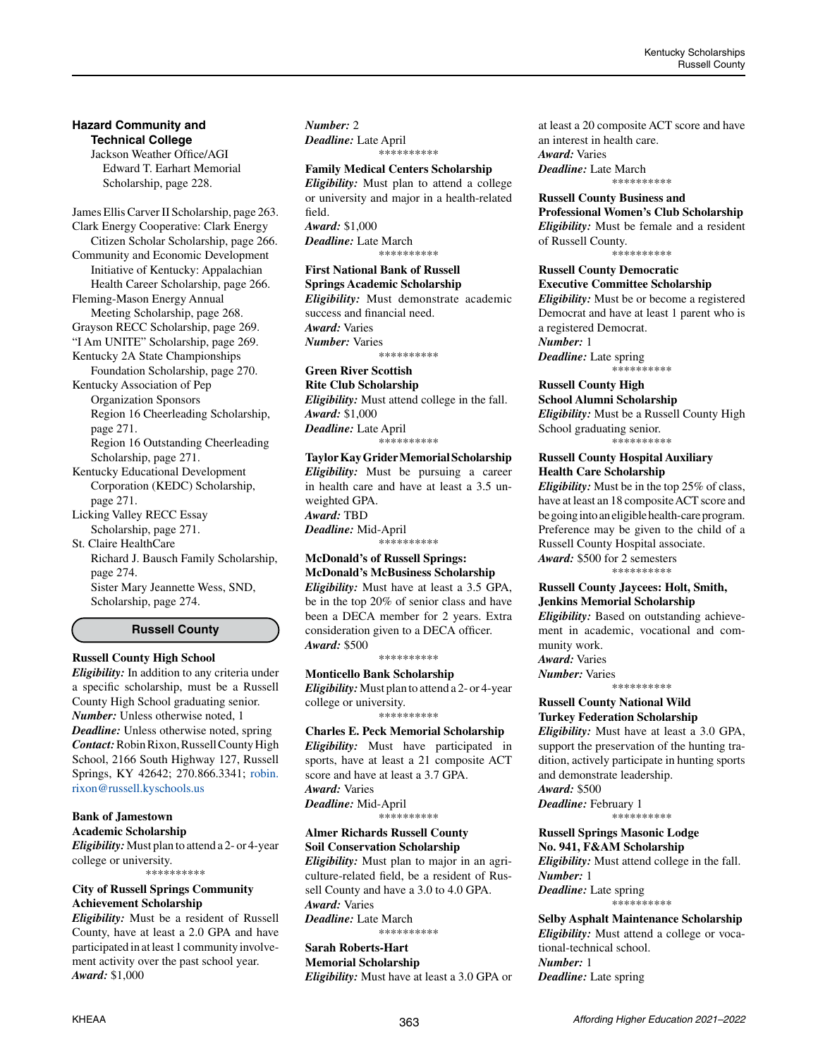### Hazard Community and Technical College

Jackson Weather Office/AGI Edward T. Earhart Memorial Scholarship, page 228.

James Ellis Carver II Scholarship, page 263.
Clark Energy Cooperative: Clark Energy Citizen Scholar Scholarship, page 266.
Community and Economic Development Initiative of Kentucky: Appalachian Health Career Scholarship, page 266.
Fleming-Mason Energy Annual Meeting Scholarship, page 268.
Grayson RECC Scholarship, page 269.
"I Am UNITE" Scholarship, page 269.
Kentucky 2A State Championships Foundation Scholarship, page 270.
Kentucky Association of Pep Organization Sponsors
Region 16 Cheerleading Scholarship, page 271.
Region 16 Outstanding Cheerleading Scholarship, page 271.
Kentucky Educational Development Corporation (KEDC) Scholarship, page 271.
Licking Valley RECC Essay Scholarship, page 271.
St. Claire HealthCare
Richard J. Bausch Family Scholarship, page 274.
Sister Mary Jeannette Wess, SND, Scholarship, page 274.

## Russell County

### Russell County High School

***Eligibility:*** In addition to any criteria under a specific scholarship, must be a Russell County High School graduating senior.
***Number:*** Unless otherwise noted, 1
***Deadline:*** Unless otherwise noted, spring
***Contact:*** Robin Rixon, Russell County High School, 2166 South Highway 127, Russell Springs, KY 42642; 270.866.3341; robin.rixon@russell.kyschools.us

**Bank of Jamestown Academic Scholarship**
***Eligibility:*** Must plan to attend a 2- or 4-year college or university.

**********

**City of Russell Springs Community Achievement Scholarship**
***Eligibility:*** Must be a resident of Russell County, have at least a 2.0 GPA and have participated in at least 1 community involvement activity over the past school year.
***Award:*** $1,000
***Number:*** 2
***Deadline:*** Late April

**********

**Family Medical Centers Scholarship**
***Eligibility:*** Must plan to attend a college or university and major in a health-related field.
***Award:*** $1,000
***Deadline:*** Late March

**********

**First National Bank of Russell Springs Academic Scholarship**
***Eligibility:*** Must demonstrate academic success and financial need.
***Award:*** Varies
***Number:*** Varies

**********

**Green River Scottish Rite Club Scholarship**
***Eligibility:*** Must attend college in the fall.
***Award:*** $1,000
***Deadline:*** Late April

**********

**Taylor Kay Grider Memorial Scholarship**
***Eligibility:*** Must be pursuing a career in health care and have at least a 3.5 unweighted GPA.
***Award:*** TBD
***Deadline:*** Mid-April

**********

**McDonald's of Russell Springs: McDonald's McBusiness Scholarship**
***Eligibility:*** Must have at least a 3.5 GPA, be in the top 20% of senior class and have been a DECA member for 2 years. Extra consideration given to a DECA officer.
***Award:*** $500

**********

**Monticello Bank Scholarship**
***Eligibility:*** Must plan to attend a 2- or 4-year college or university.

**********

**Charles E. Peck Memorial Scholarship**
***Eligibility:*** Must have participated in sports, have at least a 21 composite ACT score and have at least a 3.7 GPA.
***Award:*** Varies
***Deadline:*** Mid-April

**********

**Almer Richards Russell County Soil Conservation Scholarship**
***Eligibility:*** Must plan to major in an agriculture-related field, be a resident of Russell County and have a 3.0 to 4.0 GPA.
***Award:*** Varies
***Deadline:*** Late March

**********

**Sarah Roberts-Hart Memorial Scholarship**
***Eligibility:*** Must have at least a 3.0 GPA or at least a 20 composite ACT score and have an interest in health care.
***Award:*** Varies
***Deadline:*** Late March

**********

**Russell County Business and Professional Women's Club Scholarship**
***Eligibility:*** Must be female and a resident of Russell County.

**********

**Russell County Democratic Executive Committee Scholarship**
***Eligibility:*** Must be or become a registered Democrat and have at least 1 parent who is a registered Democrat.
***Number:*** 1
***Deadline:*** Late spring

**********

**Russell County High School Alumni Scholarship**
***Eligibility:*** Must be a Russell County High School graduating senior.

**********

**Russell County Hospital Auxiliary Health Care Scholarship**
***Eligibility:*** Must be in the top 25% of class, have at least an 18 composite ACT score and be going into an eligible health-care program. Preference may be given to the child of a Russell County Hospital associate.
***Award:*** $500 for 2 semesters

**********

**Russell County Jaycees: Holt, Smith, Jenkins Memorial Scholarship**
***Eligibility:*** Based on outstanding achievement in academic, vocational and community work.
***Award:*** Varies
***Number:*** Varies

**********

**Russell County National Wild Turkey Federation Scholarship**
***Eligibility:*** Must have at least a 3.0 GPA, support the preservation of the hunting tradition, actively participate in hunting sports and demonstrate leadership.
***Award:*** $500
***Deadline:*** February 1

**********

**Russell Springs Masonic Lodge No. 941, F&AM Scholarship**
***Eligibility:*** Must attend college in the fall.
***Number:*** 1
***Deadline:*** Late spring

**********

**Selby Asphalt Maintenance Scholarship**
***Eligibility:*** Must attend a college or vocational-technical school.
***Number:*** 1
***Deadline:*** Late spring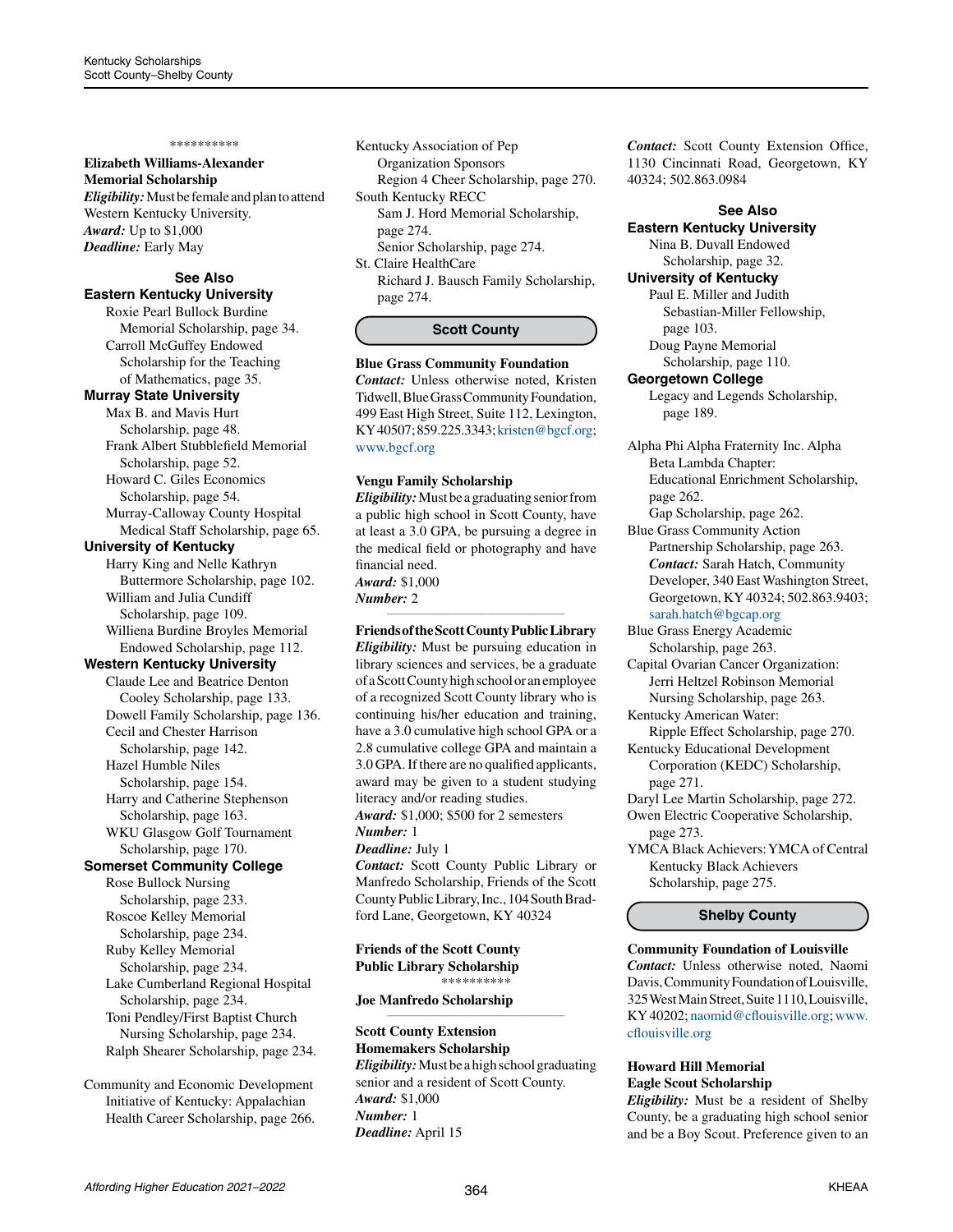\*\*\*\*\*\*\*\*\*\*

**Elizabeth Williams-Alexander Memorial Scholarship**
***Eligibility:*** Must be female and plan to attend Western Kentucky University.
***Award:*** Up to $1,000
***Deadline:*** Early May

### See Also

**Eastern Kentucky University**
- Roxie Pearl Bullock Burdine Memorial Scholarship, page 34.
- Carroll McGuffey Endowed Scholarship for the Teaching of Mathematics, page 35.

**Murray State University**
- Max B. and Mavis Hurt Scholarship, page 48.
- Frank Albert Stubblefield Memorial Scholarship, page 52.
- Howard C. Giles Economics Scholarship, page 54.
- Murray-Calloway County Hospital Medical Staff Scholarship, page 65.

**University of Kentucky**
- Harry King and Nelle Kathryn Buttermore Scholarship, page 102.
- William and Julia Cundiff Scholarship, page 109.
- Williena Burdine Broyles Memorial Endowed Scholarship, page 112.

**Western Kentucky University**
- Claude Lee and Beatrice Denton Cooley Scholarship, page 133.
- Dowell Family Scholarship, page 136.
- Cecil and Chester Harrison Scholarship, page 142.
- Hazel Humble Niles Scholarship, page 154.
- Harry and Catherine Stephenson Scholarship, page 163.
- WKU Glasgow Golf Tournament Scholarship, page 170.

**Somerset Community College**
- Rose Bullock Nursing Scholarship, page 233.
- Roscoe Kelley Memorial Scholarship, page 234.
- Ruby Kelley Memorial Scholarship, page 234.
- Lake Cumberland Regional Hospital Scholarship, page 234.
- Toni Pendley/First Baptist Church Nursing Scholarship, page 234.
- Ralph Shearer Scholarship, page 234.

Community and Economic Development Initiative of Kentucky: Appalachian Health Career Scholarship, page 266.

Kentucky Association of Pep Organization Sponsors
- Region 4 Cheer Scholarship, page 270.

South Kentucky RECC
- Sam J. Hord Memorial Scholarship, page 274.
- Senior Scholarship, page 274.

St. Claire HealthCare
- Richard J. Bausch Family Scholarship, page 274.

## Scott County

**Blue Grass Community Foundation**
***Contact:*** Unless otherwise noted, Kristen Tidwell, Blue Grass Community Foundation, 499 East High Street, Suite 112, Lexington, KY 40507; 859.225.3343; kristen@bgcf.org; www.bgcf.org

**Vengu Family Scholarship**
***Eligibility:*** Must be a graduating senior from a public high school in Scott County, have at least a 3.0 GPA, be pursuing a degree in the medical field or photography and have financial need.
***Award:*** $1,000
***Number:*** 2

---

**Friends of the Scott County Public Library**
***Eligibility:*** Must be pursuing education in library sciences and services, be a graduate of a Scott County high school or an employee of a recognized Scott County library who is continuing his/her education and training, have a 3.0 cumulative high school GPA or a 2.8 cumulative college GPA and maintain a 3.0 GPA. If there are no qualified applicants, award may be given to a student studying literacy and/or reading studies.
***Award:*** $1,000; $500 for 2 semesters
***Number:*** 1
***Deadline:*** July 1
***Contact:*** Scott County Public Library or Manfredo Scholarship, Friends of the Scott County Public Library, Inc., 104 South Bradford Lane, Georgetown, KY 40324

**Friends of the Scott County Public Library Scholarship**

\*\*\*\*\*\*\*\*\*\*

**Joe Manfredo Scholarship**

---

**Scott County Extension Homemakers Scholarship**
***Eligibility:*** Must be a high school graduating senior and a resident of Scott County.
***Award:*** $1,000
***Number:*** 1
***Deadline:*** April 15
***Contact:*** Scott County Extension Office, 1130 Cincinnati Road, Georgetown, KY 40324; 502.863.0984

### See Also

**Eastern Kentucky University**
- Nina B. Duvall Endowed Scholarship, page 32.

**University of Kentucky**
- Paul E. Miller and Judith Sebastian-Miller Fellowship, page 103.
- Doug Payne Memorial Scholarship, page 110.

**Georgetown College**
- Legacy and Legends Scholarship, page 189.

Alpha Phi Alpha Fraternity Inc. Alpha Beta Lambda Chapter:
- Educational Enrichment Scholarship, page 262.
- Gap Scholarship, page 262.

Blue Grass Community Action Partnership Scholarship, page 263.
***Contact:*** Sarah Hatch, Community Developer, 340 East Washington Street, Georgetown, KY 40324; 502.863.9403; sarah.hatch@bgcap.org

Blue Grass Energy Academic Scholarship, page 263.

Capital Ovarian Cancer Organization: Jerri Heltzel Robinson Memorial Nursing Scholarship, page 263.

Kentucky American Water: Ripple Effect Scholarship, page 270.

Kentucky Educational Development Corporation (KEDC) Scholarship, page 271.

Daryl Lee Martin Scholarship, page 272.

Owen Electric Cooperative Scholarship, page 273.

YMCA Black Achievers: YMCA of Central Kentucky Black Achievers Scholarship, page 275.

## Shelby County

**Community Foundation of Louisville**
***Contact:*** Unless otherwise noted, Naomi Davis, Community Foundation of Louisville, 325 West Main Street, Suite 1110, Louisville, KY 40202; naomid@cflouisville.org; www.cflouisville.org

**Howard Hill Memorial Eagle Scout Scholarship**
***Eligibility:*** Must be a resident of Shelby County, be a graduating high school senior and be a Boy Scout. Preference given to an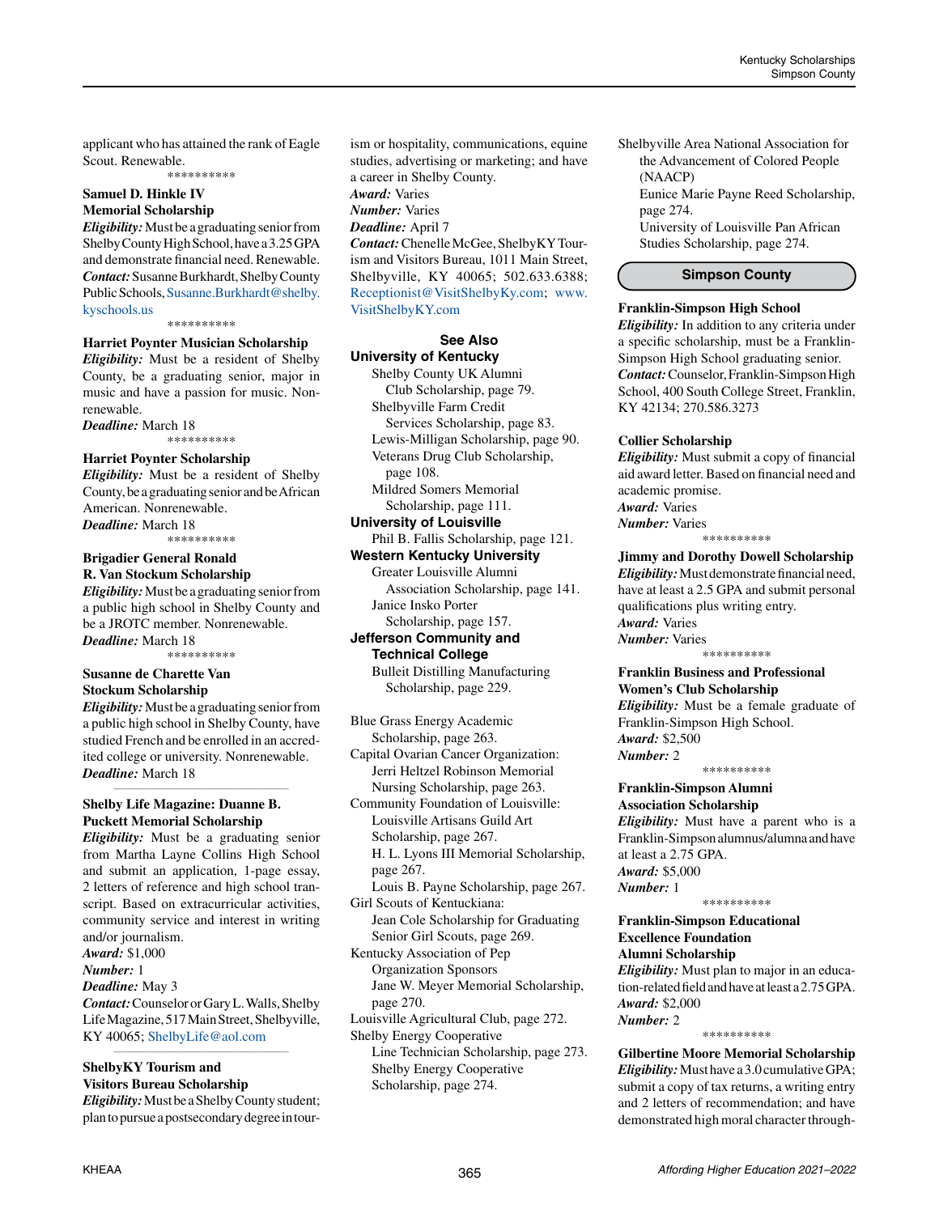applicant who has attained the rank of Eagle Scout. Renewable.

**********

**Samuel D. Hinkle IV Memorial Scholarship**
***Eligibility:*** Must be a graduating senior from Shelby County High School, have a 3.25 GPA and demonstrate financial need. Renewable.
***Contact:*** Susanne Burkhardt, Shelby County Public Schools, Susanne.Burkhardt@shelby.kyschools.us

**********

**Harriet Poynter Musician Scholarship**
***Eligibility:*** Must be a resident of Shelby County, be a graduating senior, major in music and have a passion for music. Nonrenewable.
***Deadline:*** March 18

**********

**Harriet Poynter Scholarship**
***Eligibility:*** Must be a resident of Shelby County, be a graduating senior and be African American. Nonrenewable.
***Deadline:*** March 18

**********

**Brigadier General Ronald R. Van Stockum Scholarship**
***Eligibility:*** Must be a graduating senior from a public high school in Shelby County and be a JROTC member. Nonrenewable.
***Deadline:*** March 18

**********

**Susanne de Charette Van Stockum Scholarship**
***Eligibility:*** Must be a graduating senior from a public high school in Shelby County, have studied French and be enrolled in an accredited college or university. Nonrenewable.
***Deadline:*** March 18

---

**Shelby Life Magazine: Duanne B. Puckett Memorial Scholarship**
***Eligibility:*** Must be a graduating senior from Martha Layne Collins High School and submit an application, 1-page essay, 2 letters of reference and high school transcript. Based on extracurricular activities, community service and interest in writing and/or journalism.
***Award:*** $1,000
***Number:*** 1
***Deadline:*** May 3
***Contact:*** Counselor or Gary L. Walls, Shelby Life Magazine, 517 Main Street, Shelbyville, KY 40065; ShelbyLife@aol.com

---

**ShelbyKY Tourism and Visitors Bureau Scholarship**
***Eligibility:*** Must be a Shelby County student; plan to pursue a postsecondary degree in tourism or hospitality, communications, equine studies, advertising or marketing; and have a career in Shelby County.
***Award:*** Varies
***Number:*** Varies
***Deadline:*** April 7
***Contact:*** Chenelle McGee, ShelbyKY Tourism and Visitors Bureau, 1011 Main Street, Shelbyville, KY 40065; 502.633.6388; Receptionist@VisitShelbyKy.com; www.VisitShelbyKY.com

### See Also

**University of Kentucky**
- Shelby County UK Alumni Club Scholarship, page 79.
- Shelbyville Farm Credit Services Scholarship, page 83.
- Lewis-Milligan Scholarship, page 90.
- Veterans Drug Club Scholarship, page 108.
- Mildred Somers Memorial Scholarship, page 111.

**University of Louisville**
- Phil B. Fallis Scholarship, page 121.

**Western Kentucky University**
- Greater Louisville Alumni Association Scholarship, page 141.
- Janice Insko Porter Scholarship, page 157.

**Jefferson Community and Technical College**
- Bulleit Distilling Manufacturing Scholarship, page 229.

Blue Grass Energy Academic Scholarship, page 263.
Capital Ovarian Cancer Organization:
- Jerri Heltzel Robinson Memorial Nursing Scholarship, page 263.

Community Foundation of Louisville:
- Louisville Artisans Guild Art Scholarship, page 267.
- H. L. Lyons III Memorial Scholarship, page 267.
- Louis B. Payne Scholarship, page 267.

Girl Scouts of Kentuckiana:
- Jean Cole Scholarship for Graduating Senior Girl Scouts, page 269.

Kentucky Association of Pep Organization Sponsors
- Jane W. Meyer Memorial Scholarship, page 270.

Louisville Agricultural Club, page 272.
Shelby Energy Cooperative
- Line Technician Scholarship, page 273.
- Shelby Energy Cooperative Scholarship, page 274.

Shelbyville Area National Association for the Advancement of Colored People (NAACP)
- Eunice Marie Payne Reed Scholarship, page 274.
- University of Louisville Pan African Studies Scholarship, page 274.

## Simpson County

**Franklin-Simpson High School**
***Eligibility:*** In addition to any criteria under a specific scholarship, must be a Franklin-Simpson High School graduating senior.
***Contact:*** Counselor, Franklin-Simpson High School, 400 South College Street, Franklin, KY 42134; 270.586.3273

**Collier Scholarship**
***Eligibility:*** Must submit a copy of financial aid award letter. Based on financial need and academic promise.
***Award:*** Varies
***Number:*** Varies

**********

**Jimmy and Dorothy Dowell Scholarship**
***Eligibility:*** Must demonstrate financial need, have at least a 2.5 GPA and submit personal qualifications plus writing entry.
***Award:*** Varies
***Number:*** Varies

**********

**Franklin Business and Professional Women's Club Scholarship**
***Eligibility:*** Must be a female graduate of Franklin-Simpson High School.
***Award:*** $2,500
***Number:*** 2

**********

**Franklin-Simpson Alumni Association Scholarship**
***Eligibility:*** Must have a parent who is a Franklin-Simpson alumnus/alumna and have at least a 2.75 GPA.
***Award:*** $5,000
***Number:*** 1

**********

**Franklin-Simpson Educational Excellence Foundation Alumni Scholarship**
***Eligibility:*** Must plan to major in an education-related field and have at least a 2.75 GPA.
***Award:*** $2,000
***Number:*** 2

**********

**Gilbertine Moore Memorial Scholarship**
***Eligibility:*** Must have a 3.0 cumulative GPA; submit a copy of tax returns, a writing entry and 2 letters of recommendation; and have demonstrated high moral character through-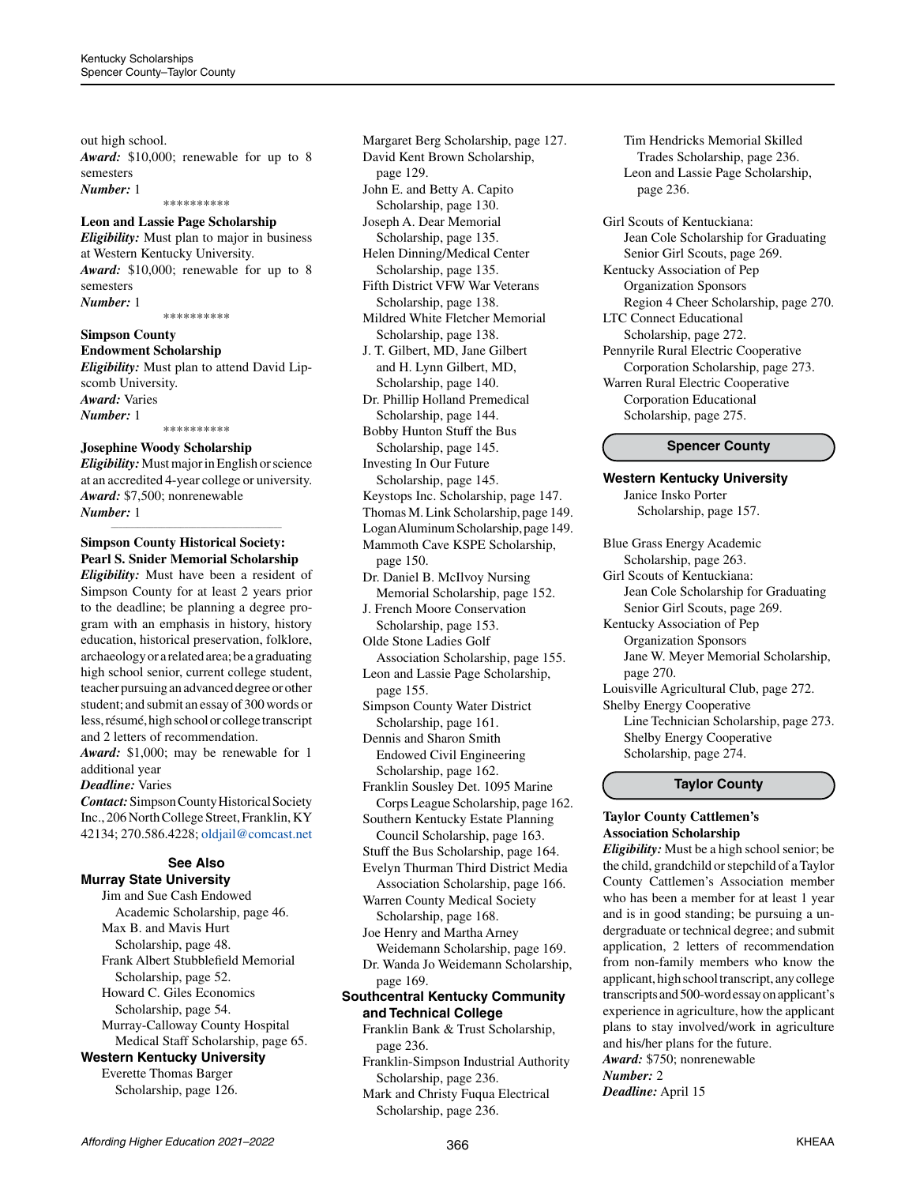out high school.
*Award:* $10,000; renewable for up to 8 semesters
*Number:* 1

**********

**Leon and Lassie Page Scholarship**
*Eligibility:* Must plan to major in business at Western Kentucky University.
*Award:* $10,000; renewable for up to 8 semesters
*Number:* 1

**********

**Simpson County Endowment Scholarship**
*Eligibility:* Must plan to attend David Lipscomb University.
*Award:* Varies
*Number:* 1

**********

**Josephine Woody Scholarship**
*Eligibility:* Must major in English or science at an accredited 4-year college or university.
*Award:* $7,500; nonrenewable
*Number:* 1

---

**Simpson County Historical Society: Pearl S. Snider Memorial Scholarship**
*Eligibility:* Must have been a resident of Simpson County for at least 2 years prior to the deadline; be planning a degree program with an emphasis in history, history education, historical preservation, folklore, archaeology or a related area; be a graduating high school senior, current college student, teacher pursuing an advanced degree or other student; and submit an essay of 300 words or less, résumé, high school or college transcript and 2 letters of recommendation.
*Award:* $1,000; may be renewable for 1 additional year
*Deadline:* Varies
*Contact:* Simpson County Historical Society Inc., 206 North College Street, Franklin, KY 42134; 270.586.4228; oldjail@comcast.net

### See Also

**Murray State University**
- Jim and Sue Cash Endowed Academic Scholarship, page 46.
- Max B. and Mavis Hurt Scholarship, page 48.
- Frank Albert Stubblefield Memorial Scholarship, page 52.
- Howard C. Giles Economics Scholarship, page 54.
- Murray-Calloway County Hospital Medical Staff Scholarship, page 65.

**Western Kentucky University**
- Everette Thomas Barger Scholarship, page 126.
- Margaret Berg Scholarship, page 127.
- David Kent Brown Scholarship, page 129.
- John E. and Betty A. Capito Scholarship, page 130.
- Joseph A. Dear Memorial Scholarship, page 135.
- Helen Dinning/Medical Center Scholarship, page 135.
- Fifth District VFW War Veterans Scholarship, page 138.
- Mildred White Fletcher Memorial Scholarship, page 138.
- J. T. Gilbert, MD, Jane Gilbert and H. Lynn Gilbert, MD, Scholarship, page 140.
- Dr. Phillip Holland Premedical Scholarship, page 144.
- Bobby Hunton Stuff the Bus Scholarship, page 145.
- Investing In Our Future Scholarship, page 145.
- Keystops Inc. Scholarship, page 147.
- Thomas M. Link Scholarship, page 149.
- Logan Aluminum Scholarship, page 149.
- Mammoth Cave KSPE Scholarship, page 150.
- Dr. Daniel B. McIlvoy Nursing Memorial Scholarship, page 152.
- J. French Moore Conservation Scholarship, page 153.
- Olde Stone Ladies Golf Association Scholarship, page 155.
- Leon and Lassie Page Scholarship, page 155.
- Simpson County Water District Scholarship, page 161.
- Dennis and Sharon Smith Endowed Civil Engineering Scholarship, page 162.
- Franklin Sousley Det. 1095 Marine Corps League Scholarship, page 162.
- Southern Kentucky Estate Planning Council Scholarship, page 163.
- Stuff the Bus Scholarship, page 164.
- Evelyn Thurman Third District Media Association Scholarship, page 166.
- Warren County Medical Society Scholarship, page 168.
- Joe Henry and Martha Arney Weidemann Scholarship, page 169.
- Dr. Wanda Jo Weidemann Scholarship, page 169.

**Southcentral Kentucky Community and Technical College**
- Franklin Bank & Trust Scholarship, page 236.
- Franklin-Simpson Industrial Authority Scholarship, page 236.
- Mark and Christy Fuqua Electrical Scholarship, page 236.
- Tim Hendricks Memorial Skilled Trades Scholarship, page 236.
- Leon and Lassie Page Scholarship, page 236.

- Girl Scouts of Kentuckiana: Jean Cole Scholarship for Graduating Senior Girl Scouts, page 269.
- Kentucky Association of Pep Organization Sponsors Region 4 Cheer Scholarship, page 270.
- LTC Connect Educational Scholarship, page 272.
- Pennyrile Rural Electric Cooperative Corporation Scholarship, page 273.
- Warren Rural Electric Cooperative Corporation Educational Scholarship, page 275.

## Spencer County

**Western Kentucky University**
- Janice Insko Porter Scholarship, page 157.

- Blue Grass Energy Academic Scholarship, page 263.
- Girl Scouts of Kentuckiana: Jean Cole Scholarship for Graduating Senior Girl Scouts, page 269.
- Kentucky Association of Pep Organization Sponsors Jane W. Meyer Memorial Scholarship, page 270.
- Louisville Agricultural Club, page 272.
- Shelby Energy Cooperative Line Technician Scholarship, page 273.
- Shelby Energy Cooperative Scholarship, page 274.

## Taylor County

**Taylor County Cattlemen's Association Scholarship**
*Eligibility:* Must be a high school senior; be the child, grandchild or stepchild of a Taylor County Cattlemen's Association member who has been a member for at least 1 year and is in good standing; be pursuing a undergraduate or technical degree; and submit application, 2 letters of recommendation from non-family members who know the applicant, high school transcript, any college transcripts and 500-word essay on applicant's experience in agriculture, how the applicant plans to stay involved/work in agriculture and his/her plans for the future.
*Award:* $750; nonrenewable
*Number:* 2
*Deadline:* April 15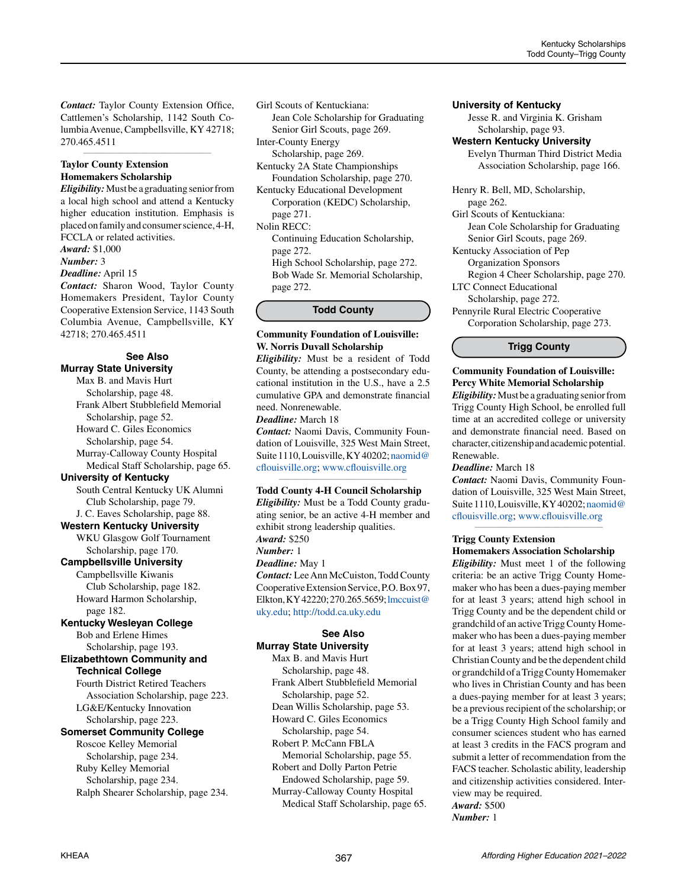***Contact:*** Taylor County Extension Office, Cattlemen's Scholarship, 1142 South Columbia Avenue, Campbellsville, KY 42718; 270.465.4511

**Taylor County Extension Homemakers Scholarship**

***Eligibility:*** Must be a graduating senior from a local high school and attend a Kentucky higher education institution. Emphasis is placed on family and consumer science, 4-H, FCCLA or related activities.

***Award:*** $1,000

***Number:*** 3

***Deadline:*** April 15

***Contact:*** Sharon Wood, Taylor County Homemakers President, Taylor County Cooperative Extension Service, 1143 South Columbia Avenue, Campbellsville, KY 42718; 270.465.4511

### See Also

**Murray State University**
- Max B. and Mavis Hurt Scholarship, page 48.
- Frank Albert Stubblefield Memorial Scholarship, page 52.
- Howard C. Giles Economics Scholarship, page 54.
- Murray-Calloway County Hospital Medical Staff Scholarship, page 65.

**University of Kentucky**
- South Central Kentucky UK Alumni Club Scholarship, page 79.
- J. C. Eaves Scholarship, page 88.

**Western Kentucky University**
- WKU Glasgow Golf Tournament Scholarship, page 170.

**Campbellsville University**
- Campbellsville Kiwanis Club Scholarship, page 182.
- Howard Harmon Scholarship, page 182.

**Kentucky Wesleyan College**
- Bob and Erlene Himes Scholarship, page 193.

**Elizabethtown Community and Technical College**
- Fourth District Retired Teachers Association Scholarship, page 223.
- LG&E/Kentucky Innovation Scholarship, page 223.

**Somerset Community College**
- Roscoe Kelley Memorial Scholarship, page 234.
- Ruby Kelley Memorial Scholarship, page 234.
- Ralph Shearer Scholarship, page 234.

Girl Scouts of Kentuckiana:
- Jean Cole Scholarship for Graduating Senior Girl Scouts, page 269.

Inter-County Energy Scholarship, page 269.

Kentucky 2A State Championships Foundation Scholarship, page 270.

Kentucky Educational Development Corporation (KEDC) Scholarship, page 271.

Nolin RECC:
- Continuing Education Scholarship, page 272.
- High School Scholarship, page 272.
- Bob Wade Sr. Memorial Scholarship, page 272.

## Todd County

**Community Foundation of Louisville: W. Norris Duvall Scholarship**

***Eligibility:*** Must be a resident of Todd County, be attending a postsecondary educational institution in the U.S., have a 2.5 cumulative GPA and demonstrate financial need. Nonrenewable.

***Deadline:*** March 18

***Contact:*** Naomi Davis, Community Foundation of Louisville, 325 West Main Street, Suite 1110, Louisville, KY 40202; naomid@cflouisville.org; www.cflouisville.org

**Todd County 4-H Council Scholarship**

***Eligibility:*** Must be a Todd County graduating senior, be an active 4-H member and exhibit strong leadership qualities.

***Award:*** $250

***Number:*** 1

***Deadline:*** May 1

***Contact:*** Lee Ann McCuiston, Todd County Cooperative Extension Service, P.O. Box 97, Elkton, KY 42220; 270.265.5659; lmccuist@uky.edu; http://todd.ca.uky.edu

### See Also

**Murray State University**
- Max B. and Mavis Hurt Scholarship, page 48.
- Frank Albert Stubblefield Memorial Scholarship, page 52.
- Dean Willis Scholarship, page 53.
- Howard C. Giles Economics Scholarship, page 54.
- Robert P. McCann FBLA Memorial Scholarship, page 55.
- Robert and Dolly Parton Petrie Endowed Scholarship, page 59.
- Murray-Calloway County Hospital Medical Staff Scholarship, page 65.

**University of Kentucky**
- Jesse R. and Virginia K. Grisham Scholarship, page 93.

**Western Kentucky University**
- Evelyn Thurman Third District Media Association Scholarship, page 166.

Henry R. Bell, MD, Scholarship, page 262.

Girl Scouts of Kentuckiana:
- Jean Cole Scholarship for Graduating Senior Girl Scouts, page 269.

Kentucky Association of Pep Organization Sponsors Region 4 Cheer Scholarship, page 270.

LTC Connect Educational Scholarship, page 272.

Pennyrile Rural Electric Cooperative Corporation Scholarship, page 273.

## Trigg County

**Community Foundation of Louisville: Percy White Memorial Scholarship**

***Eligibility:*** Must be a graduating senior from Trigg County High School, be enrolled full time at an accredited college or university and demonstrate financial need. Based on character, citizenship and academic potential. Renewable.

***Deadline:*** March 18

***Contact:*** Naomi Davis, Community Foundation of Louisville, 325 West Main Street, Suite 1110, Louisville, KY 40202; naomid@cflouisville.org; www.cflouisville.org

**Trigg County Extension Homemakers Association Scholarship**

***Eligibility:*** Must meet 1 of the following criteria: be an active Trigg County Homemaker who has been a dues-paying member for at least 3 years; attend high school in Trigg County and be the dependent child or grandchild of an active Trigg County Homemaker who has been a dues-paying member for at least 3 years; attend high school in Christian County and be the dependent child or grandchild of a Trigg County Homemaker who lives in Christian County and has been a dues-paying member for at least 3 years; be a previous recipient of the scholarship; or be a Trigg County High School family and consumer sciences student who has earned at least 3 credits in the FACS program and submit a letter of recommendation from the FACS teacher. Scholastic ability, leadership and citizenship activities considered. Interview may be required.

***Award:*** $500

***Number:*** 1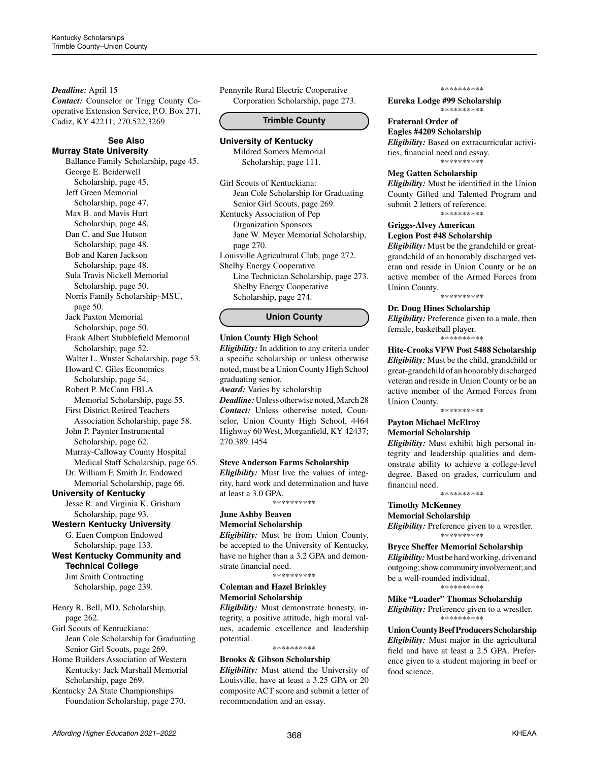*Deadline:* April 15
*Contact:* Counselor or Trigg County Cooperative Extension Service, P.O. Box 271, Cadiz, KY 42211; 270.522.3269

### See Also

**Murray State University**

Ballance Family Scholarship, page 45.
George E. Beiderwell Scholarship, page 45.
Jeff Green Memorial Scholarship, page 47.
Max B. and Mavis Hurt Scholarship, page 48.
Dan C. and Sue Hutson Scholarship, page 48.
Bob and Karen Jackson Scholarship, page 48.
Sula Travis Nickell Memorial Scholarship, page 50.
Norris Family Scholarship–MSU, page 50.
Jack Paxton Memorial Scholarship, page 50.
Frank Albert Stubblefield Memorial Scholarship, page 52.
Walter L. Wuster Scholarship, page 53.
Howard C. Giles Economics Scholarship, page 54.
Robert P. McCann FBLA Memorial Scholarship, page 55.
First District Retired Teachers Association Scholarship, page 58.
John P. Paynter Instrumental Scholarship, page 62.
Murray-Calloway County Hospital Medical Staff Scholarship, page 65.
Dr. William F. Smith Jr. Endowed Memorial Scholarship, page 66.

**University of Kentucky**

Jesse R. and Virginia K. Grisham Scholarship, page 93.

**Western Kentucky University**

G. Euen Compton Endowed Scholarship, page 133.

**West Kentucky Community and Technical College**

Jim Smith Contracting Scholarship, page 239.

Henry R. Bell, MD, Scholarship, page 262.
Girl Scouts of Kentuckiana: Jean Cole Scholarship for Graduating Senior Girl Scouts, page 269.
Home Builders Association of Western Kentucky: Jack Marshall Memorial Scholarship, page 269.
Kentucky 2A State Championships Foundation Scholarship, page 270.
Pennyrile Rural Electric Cooperative Corporation Scholarship, page 273.

## Trimble County

**University of Kentucky**

Mildred Somers Memorial Scholarship, page 111.

Girl Scouts of Kentuckiana: Jean Cole Scholarship for Graduating Senior Girl Scouts, page 269.
Kentucky Association of Pep Organization Sponsors Jane W. Meyer Memorial Scholarship, page 270.
Louisville Agricultural Club, page 272.
Shelby Energy Cooperative Line Technician Scholarship, page 273.
Shelby Energy Cooperative Scholarship, page 274.

## Union County

**Union County High School**
*Eligibility:* In addition to any criteria under a specific scholarship or unless otherwise noted, must be a Union County High School graduating senior.
*Award:* Varies by scholarship
*Deadline:* Unless otherwise noted, March 28
*Contact:* Unless otherwise noted, Counselor, Union County High School, 4464 Highway 60 West, Morganfield, KY 42437; 270.389.1454

**Steve Anderson Farms Scholarship**
*Eligibility:* Must live the values of integrity, hard work and determination and have at least a 3.0 GPA.

**********

**June Ashby Beaven Memorial Scholarship**
*Eligibility:* Must be from Union County, be accepted to the University of Kentucky, have no higher than a 3.2 GPA and demonstrate financial need.

**********

**Coleman and Hazel Brinkley Memorial Scholarship**
*Eligibility:* Must demonstrate honesty, integrity, a positive attitude, high moral values, academic excellence and leadership potential.

**********

**Brooks & Gibson Scholarship**
*Eligibility:* Must attend the University of Louisville, have at least a 3.25 GPA or 20 composite ACT score and submit a letter of recommendation and an essay.

**********

**Eureka Lodge #99 Scholarship**

**********

**Fraternal Order of Eagles #4209 Scholarship**
*Eligibility:* Based on extracurricular activities, financial need and essay.

**********

**Meg Gatten Scholarship**
*Eligibility:* Must be identified in the Union County Gifted and Talented Program and submit 2 letters of reference.

**********

**Griggs-Alvey American Legion Post #48 Scholarship**
*Eligibility:* Must be the grandchild or great-grandchild of an honorably discharged veteran and reside in Union County or be an active member of the Armed Forces from Union County.

**********

**Dr. Doug Hines Scholarship**
*Eligibility:* Preference given to a male, then female, basketball player.

**********

**Hite-Crooks VFW Post 5488 Scholarship**
*Eligibility:* Must be the child, grandchild or great-grandchild of an honorably discharged veteran and reside in Union County or be an active member of the Armed Forces from Union County.

**********

**Payton Michael McElroy Memorial Scholarship**
*Eligibility:* Must exhibit high personal integrity and leadership qualities and demonstrate ability to achieve a college-level degree. Based on grades, curriculum and financial need.

**********

**Timothy McKenney Memorial Scholarship**
*Eligibility:* Preference given to a wrestler.

**********

**Bryce Sheffer Memorial Scholarship**
*Eligibility:* Must be hard working, driven and outgoing; show community involvement; and be a well-rounded individual.

**********

**Mike "Loader" Thomas Scholarship**
*Eligibility:* Preference given to a wrestler.

**********

**Union County Beef Producers Scholarship**
*Eligibility:* Must major in the agricultural field and have at least a 2.5 GPA. Preference given to a student majoring in beef or food science.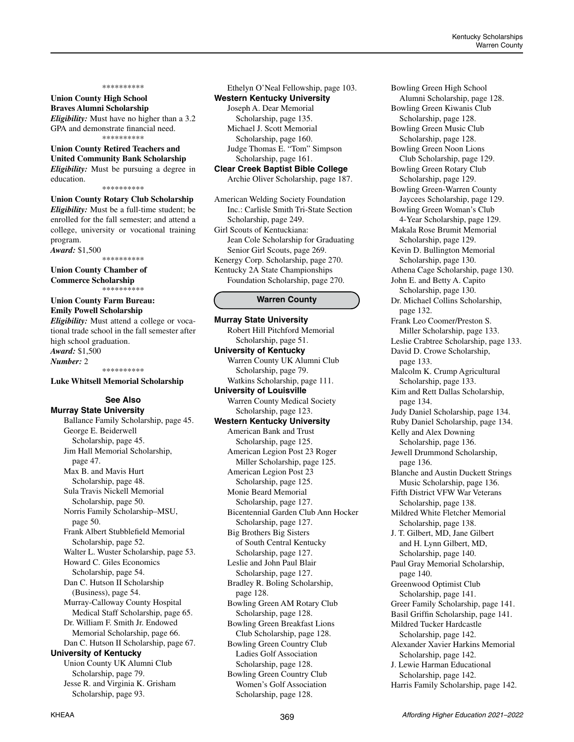\*\*\*\*\*\*\*\*\*\*

**Union County High School Braves Alumni Scholarship**
***Eligibility:*** Must have no higher than a 3.2 GPA and demonstrate financial need.

\*\*\*\*\*\*\*\*\*\*

**Union County Retired Teachers and United Community Bank Scholarship**
***Eligibility:*** Must be pursuing a degree in education.

\*\*\*\*\*\*\*\*\*\*

**Union County Rotary Club Scholarship**
***Eligibility:*** Must be a full-time student; be enrolled for the fall semester; and attend a college, university or vocational training program.
***Award:*** $1,500

\*\*\*\*\*\*\*\*\*\*

**Union County Chamber of Commerce Scholarship**

\*\*\*\*\*\*\*\*\*\*

**Union County Farm Bureau: Emily Powell Scholarship**
***Eligibility:*** Must attend a college or vocational trade school in the fall semester after high school graduation.
***Award:*** $1,500
***Number:*** 2

\*\*\*\*\*\*\*\*\*\*

**Luke Whitsell Memorial Scholarship**

### See Also

**Murray State University**
- Ballance Family Scholarship, page 45.
- George E. Beiderwell Scholarship, page 45.
- Jim Hall Memorial Scholarship, page 47.
- Max B. and Mavis Hurt Scholarship, page 48.
- Sula Travis Nickell Memorial Scholarship, page 50.
- Norris Family Scholarship–MSU, page 50.
- Frank Albert Stubblefield Memorial Scholarship, page 52.
- Walter L. Wuster Scholarship, page 53.
- Howard C. Giles Economics Scholarship, page 54.
- Dan C. Hutson II Scholarship (Business), page 54.
- Murray-Calloway County Hospital Medical Staff Scholarship, page 65.
- Dr. William F. Smith Jr. Endowed Memorial Scholarship, page 66.
- Dan C. Hutson II Scholarship, page 67.

**University of Kentucky**
- Union County UK Alumni Club Scholarship, page 79.
- Jesse R. and Virginia K. Grisham Scholarship, page 93.
- Ethelyn O'Neal Fellowship, page 103.

**Western Kentucky University**
- Joseph A. Dear Memorial Scholarship, page 135.
- Michael J. Scott Memorial Scholarship, page 160.
- Judge Thomas E. "Tom" Simpson Scholarship, page 161.

**Clear Creek Baptist Bible College**
- Archie Oliver Scholarship, page 187.

American Welding Society Foundation Inc.: Carlisle Smith Tri-State Section Scholarship, page 249.
Girl Scouts of Kentuckiana: Jean Cole Scholarship for Graduating Senior Girl Scouts, page 269.
Kenergy Corp. Scholarship, page 270.
Kentucky 2A State Championships Foundation Scholarship, page 270.

## Warren County

**Murray State University**
- Robert Hill Pitchford Memorial Scholarship, page 51.

**University of Kentucky**
- Warren County UK Alumni Club Scholarship, page 79.
- Watkins Scholarship, page 111.

**University of Louisville**
- Warren County Medical Society Scholarship, page 123.

**Western Kentucky University**
- American Bank and Trust Scholarship, page 125.
- American Legion Post 23 Roger Miller Scholarship, page 125.
- American Legion Post 23 Scholarship, page 125.
- Monie Beard Memorial Scholarship, page 127.
- Bicentennial Garden Club Ann Hocker Scholarship, page 127.
- Big Brothers Big Sisters of South Central Kentucky Scholarship, page 127.
- Leslie and John Paul Blair Scholarship, page 127.
- Bradley R. Boling Scholarship, page 128.
- Bowling Green AM Rotary Club Scholarship, page 128.
- Bowling Green Breakfast Lions Club Scholarship, page 128.
- Bowling Green Country Club Ladies Golf Association Scholarship, page 128.
- Bowling Green Country Club Women's Golf Association Scholarship, page 128.
- Bowling Green High School Alumni Scholarship, page 128.
- Bowling Green Kiwanis Club Scholarship, page 128.
- Bowling Green Music Club Scholarship, page 128.
- Bowling Green Noon Lions Club Scholarship, page 129.
- Bowling Green Rotary Club Scholarship, page 129.
- Bowling Green-Warren County Jaycees Scholarship, page 129.
- Bowling Green Woman's Club 4-Year Scholarship, page 129.
- Makala Rose Brumit Memorial Scholarship, page 129.
- Kevin D. Bullington Memorial Scholarship, page 130.
- Athena Cage Scholarship, page 130.
- John E. and Betty A. Capito Scholarship, page 130.
- Dr. Michael Collins Scholarship, page 132.
- Frank Leo Coomer/Preston S. Miller Scholarship, page 133.
- Leslie Crabtree Scholarship, page 133.
- David D. Crowe Scholarship, page 133.
- Malcolm K. Crump Agricultural Scholarship, page 133.
- Kim and Rett Dallas Scholarship, page 134.
- Judy Daniel Scholarship, page 134.
- Ruby Daniel Scholarship, page 134.
- Kelly and Alex Downing Scholarship, page 136.
- Jewell Drummond Scholarship, page 136.
- Blanche and Austin Duckett Strings Music Scholarship, page 136.
- Fifth District VFW War Veterans Scholarship, page 138.
- Mildred White Fletcher Memorial Scholarship, page 138.
- J. T. Gilbert, MD, Jane Gilbert and H. Lynn Gilbert, MD, Scholarship, page 140.
- Paul Gray Memorial Scholarship, page 140.
- Greenwood Optimist Club Scholarship, page 141.
- Greer Family Scholarship, page 141.
- Basil Griffin Scholarship, page 141.
- Mildred Tucker Hardcastle Scholarship, page 142.
- Alexander Xavier Harkins Memorial Scholarship, page 142.
- J. Lewie Harman Educational Scholarship, page 142.
- Harris Family Scholarship, page 142.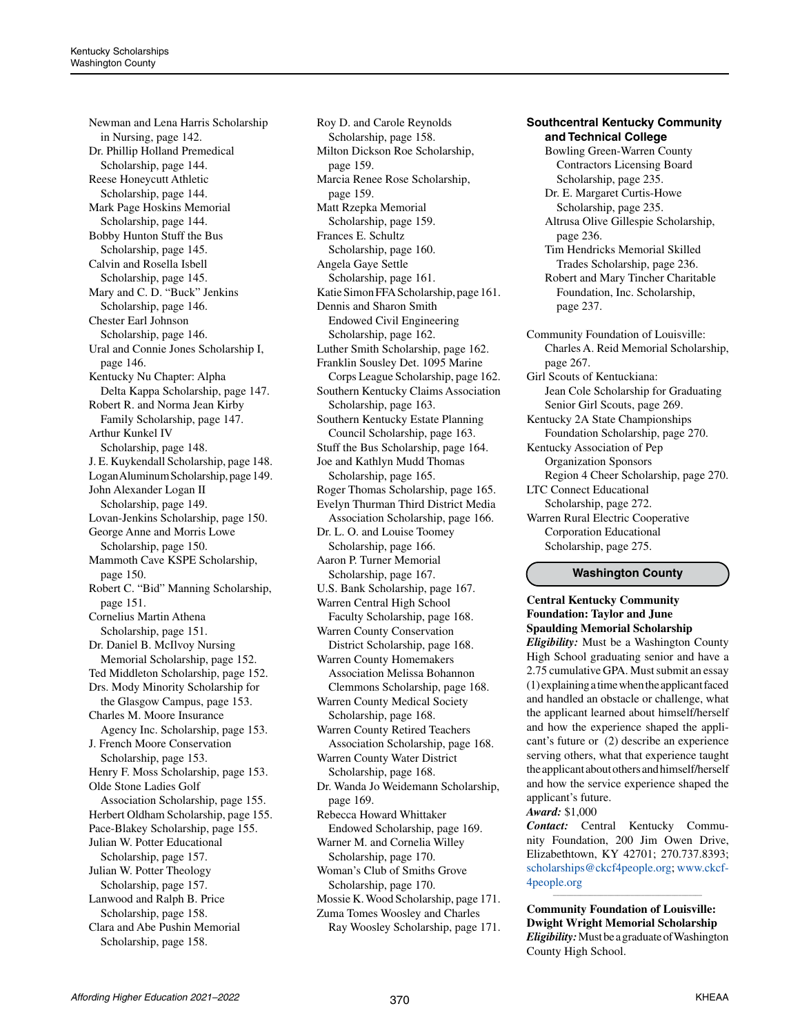Newman and Lena Harris Scholarship in Nursing, page 142.
Dr. Phillip Holland Premedical Scholarship, page 144.
Reese Honeycutt Athletic Scholarship, page 144.
Mark Page Hoskins Memorial Scholarship, page 144.
Bobby Hunton Stuff the Bus Scholarship, page 145.
Calvin and Rosella Isbell Scholarship, page 145.
Mary and C. D. "Buck" Jenkins Scholarship, page 146.
Chester Earl Johnson Scholarship, page 146.
Ural and Connie Jones Scholarship I, page 146.
Kentucky Nu Chapter: Alpha Delta Kappa Scholarship, page 147.
Robert R. and Norma Jean Kirby Family Scholarship, page 147.
Arthur Kunkel IV Scholarship, page 148.
J. E. Kuykendall Scholarship, page 148.
Logan Aluminum Scholarship, page 149.
John Alexander Logan II Scholarship, page 149.
Lovan-Jenkins Scholarship, page 150.
George Anne and Morris Lowe Scholarship, page 150.
Mammoth Cave KSPE Scholarship, page 150.
Robert C. "Bid" Manning Scholarship, page 151.
Cornelius Martin Athena Scholarship, page 151.
Dr. Daniel B. McIlvoy Nursing Memorial Scholarship, page 152.
Ted Middleton Scholarship, page 152.
Drs. Mody Minority Scholarship for the Glasgow Campus, page 153.
Charles M. Moore Insurance Agency Inc. Scholarship, page 153.
J. French Moore Conservation Scholarship, page 153.
Henry F. Moss Scholarship, page 153.
Olde Stone Ladies Golf Association Scholarship, page 155.
Herbert Oldham Scholarship, page 155.
Pace-Blakey Scholarship, page 155.
Julian W. Potter Educational Scholarship, page 157.
Julian W. Potter Theology Scholarship, page 157.
Lanwood and Ralph B. Price Scholarship, page 158.
Clara and Abe Pushin Memorial Scholarship, page 158.
Roy D. and Carole Reynolds Scholarship, page 158.
Milton Dickson Roe Scholarship, page 159.
Marcia Renee Rose Scholarship, page 159.
Matt Rzepka Memorial Scholarship, page 159.
Frances E. Schultz Scholarship, page 160.
Angela Gaye Settle Scholarship, page 161.
Katie Simon FFA Scholarship, page 161.
Dennis and Sharon Smith Endowed Civil Engineering Scholarship, page 162.
Luther Smith Scholarship, page 162.
Franklin Sousley Det. 1095 Marine Corps League Scholarship, page 162.
Southern Kentucky Claims Association Scholarship, page 163.
Southern Kentucky Estate Planning Council Scholarship, page 163.
Stuff the Bus Scholarship, page 164.
Joe and Kathlyn Mudd Thomas Scholarship, page 165.
Roger Thomas Scholarship, page 165.
Evelyn Thurman Third District Media Association Scholarship, page 166.
Dr. L. O. and Louise Toomey Scholarship, page 166.
Aaron P. Turner Memorial Scholarship, page 167.
U.S. Bank Scholarship, page 167.
Warren Central High School Faculty Scholarship, page 168.
Warren County Conservation District Scholarship, page 168.
Warren County Homemakers Association Melissa Bohannon Clemmons Scholarship, page 168.
Warren County Medical Society Scholarship, page 168.
Warren County Retired Teachers Association Scholarship, page 168.
Warren County Water District Scholarship, page 168.
Dr. Wanda Jo Weidemann Scholarship, page 169.
Rebecca Howard Whittaker Endowed Scholarship, page 169.
Warner M. and Cornelia Willey Scholarship, page 170.
Woman's Club of Smiths Grove Scholarship, page 170.
Mossie K. Wood Scholarship, page 171.
Zuma Tomes Woosley and Charles Ray Woosley Scholarship, page 171.

**Southcentral Kentucky Community and Technical College**

Bowling Green-Warren County Contractors Licensing Board Scholarship, page 235.
Dr. E. Margaret Curtis-Howe Scholarship, page 235.
Altrusa Olive Gillespie Scholarship, page 236.
Tim Hendricks Memorial Skilled Trades Scholarship, page 236.
Robert and Mary Tincher Charitable Foundation, Inc. Scholarship, page 237.

Community Foundation of Louisville: Charles A. Reid Memorial Scholarship, page 267.
Girl Scouts of Kentuckiana: Jean Cole Scholarship for Graduating Senior Girl Scouts, page 269.
Kentucky 2A State Championships Foundation Scholarship, page 270.
Kentucky Association of Pep Organization Sponsors Region 4 Cheer Scholarship, page 270.
LTC Connect Educational Scholarship, page 272.
Warren Rural Electric Cooperative Corporation Educational Scholarship, page 275.

## Washington County

**Central Kentucky Community Foundation: Taylor and June Spaulding Memorial Scholarship**

***Eligibility:*** Must be a Washington County High School graduating senior and have a 2.75 cumulative GPA. Must submit an essay (1) explaining a time when the applicant faced and handled an obstacle or challenge, what the applicant learned about himself/herself and how the experience shaped the applicant's future or (2) describe an experience serving others, what that experience taught the applicant about others and himself/herself and how the service experience shaped the applicant's future.

***Award:*** $1,000

***Contact:*** Central Kentucky Community Foundation, 200 Jim Owen Drive, Elizabethtown, KY 42701; 270.737.8393; scholarships@ckcf4people.org; www.ckcf4people.org

**Community Foundation of Louisville: Dwight Wright Memorial Scholarship**

***Eligibility:*** Must be a graduate of Washington County High School.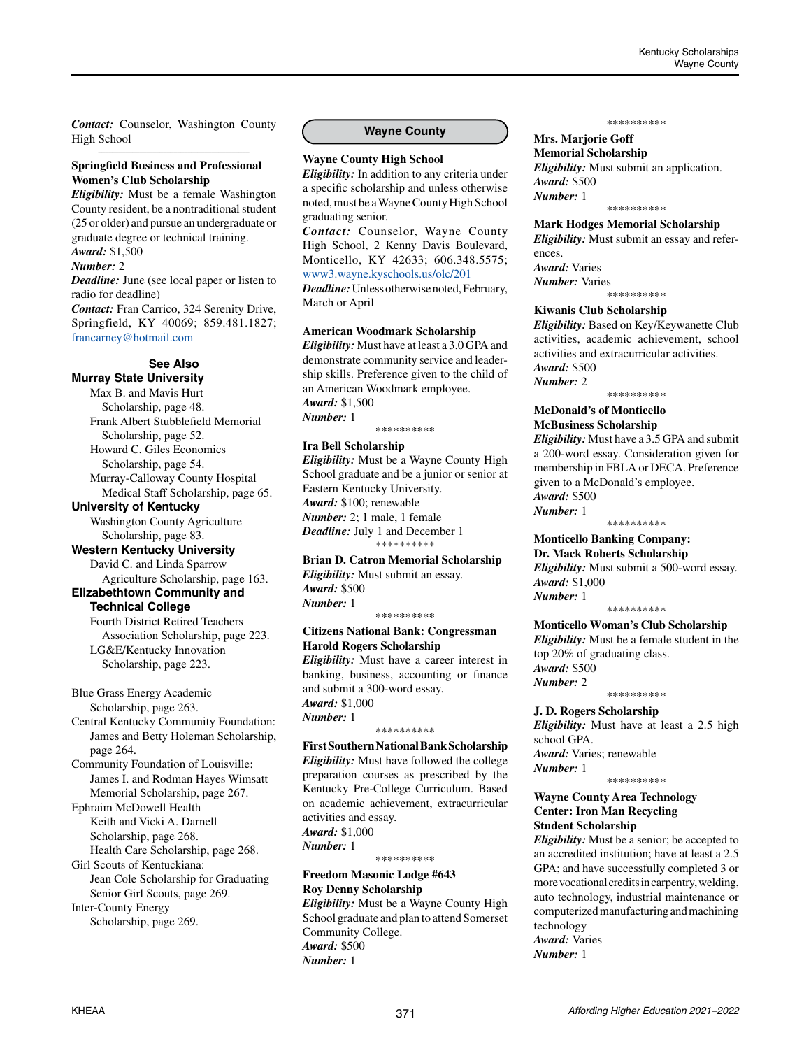***Contact:*** Counselor, Washington County High School

**Springfield Business and Professional Women's Club Scholarship**
***Eligibility:*** Must be a female Washington County resident, be a nontraditional student (25 or older) and pursue an undergraduate or graduate degree or technical training.
***Award:*** $1,500
***Number:*** 2
***Deadline:*** June (see local paper or listen to radio for deadline)
***Contact:*** Fran Carrico, 324 Serenity Drive, Springfield, KY 40069; 859.481.1827; francarney@hotmail.com

### See Also

**Murray State University**
- Max B. and Mavis Hurt Scholarship, page 48.
- Frank Albert Stubblefield Memorial Scholarship, page 52.
- Howard C. Giles Economics Scholarship, page 54.
- Murray-Calloway County Hospital Medical Staff Scholarship, page 65.

**University of Kentucky**
- Washington County Agriculture Scholarship, page 83.

**Western Kentucky University**
- David C. and Linda Sparrow Agriculture Scholarship, page 163.

**Elizabethtown Community and Technical College**
- Fourth District Retired Teachers Association Scholarship, page 223.
- LG&E/Kentucky Innovation Scholarship, page 223.

Blue Grass Energy Academic Scholarship, page 263.
Central Kentucky Community Foundation:
- James and Betty Holeman Scholarship, page 264.

Community Foundation of Louisville:
- James I. and Rodman Hayes Wimsatt Memorial Scholarship, page 267.

Ephraim McDowell Health
- Keith and Vicki A. Darnell Scholarship, page 268.
- Health Care Scholarship, page 268.

Girl Scouts of Kentuckiana:
- Jean Cole Scholarship for Graduating Senior Girl Scouts, page 269.

Inter-County Energy
- Scholarship, page 269.

## Wayne County

**Wayne County High School**
***Eligibility:*** In addition to any criteria under a specific scholarship and unless otherwise noted, must be a Wayne County High School graduating senior.
***Contact:*** Counselor, Wayne County High School, 2 Kenny Davis Boulevard, Monticello, KY 42633; 606.348.5575; www3.wayne.kyschools.us/olc/201
***Deadline:*** Unless otherwise noted, February, March or April

**American Woodmark Scholarship**
***Eligibility:*** Must have at least a 3.0 GPA and demonstrate community service and leadership skills. Preference given to the child of an American Woodmark employee.
***Award:*** $1,500
***Number:*** 1

**********

**Ira Bell Scholarship**
***Eligibility:*** Must be a Wayne County High School graduate and be a junior or senior at Eastern Kentucky University.
***Award:*** $100; renewable
***Number:*** 2; 1 male, 1 female
***Deadline:*** July 1 and December 1

**********

**Brian D. Catron Memorial Scholarship**
***Eligibility:*** Must submit an essay.
***Award:*** $500
***Number:*** 1

**********

**Citizens National Bank: Congressman Harold Rogers Scholarship**
***Eligibility:*** Must have a career interest in banking, business, accounting or finance and submit a 300-word essay.
***Award:*** $1,000
***Number:*** 1

**********

**First Southern National Bank Scholarship**
***Eligibility:*** Must have followed the college preparation courses as prescribed by the Kentucky Pre-College Curriculum. Based on academic achievement, extracurricular activities and essay.
***Award:*** $1,000
***Number:*** 1

**********

**Freedom Masonic Lodge #643 Roy Denny Scholarship**
***Eligibility:*** Must be a Wayne County High School graduate and plan to attend Somerset Community College.
***Award:*** $500
***Number:*** 1

**********

**Mrs. Marjorie Goff Memorial Scholarship**
***Eligibility:*** Must submit an application.
***Award:*** $500
***Number:*** 1

**********

**Mark Hodges Memorial Scholarship**
***Eligibility:*** Must submit an essay and references.
***Award:*** Varies
***Number:*** Varies

**********

**Kiwanis Club Scholarship**
***Eligibility:*** Based on Key/Keywanette Club activities, academic achievement, school activities and extracurricular activities.
***Award:*** $500
***Number:*** 2

**********

**McDonald's of Monticello McBusiness Scholarship**
***Eligibility:*** Must have a 3.5 GPA and submit a 200-word essay. Consideration given for membership in FBLA or DECA. Preference given to a McDonald's employee.
***Award:*** $500
***Number:*** 1

**********

**Monticello Banking Company: Dr. Mack Roberts Scholarship**
***Eligibility:*** Must submit a 500-word essay.
***Award:*** $1,000
***Number:*** 1

**********

**Monticello Woman's Club Scholarship**
***Eligibility:*** Must be a female student in the top 20% of graduating class.
***Award:*** $500
***Number:*** 2

**********

**J. D. Rogers Scholarship**
***Eligibility:*** Must have at least a 2.5 high school GPA.
***Award:*** Varies; renewable
***Number:*** 1

**********

**Wayne County Area Technology Center: Iron Man Recycling Student Scholarship**
***Eligibility:*** Must be a senior; be accepted to an accredited institution; have at least a 2.5 GPA; and have successfully completed 3 or more vocational credits in carpentry, welding, auto technology, industrial maintenance or computerized manufacturing and machining technology
***Award:*** Varies
***Number:*** 1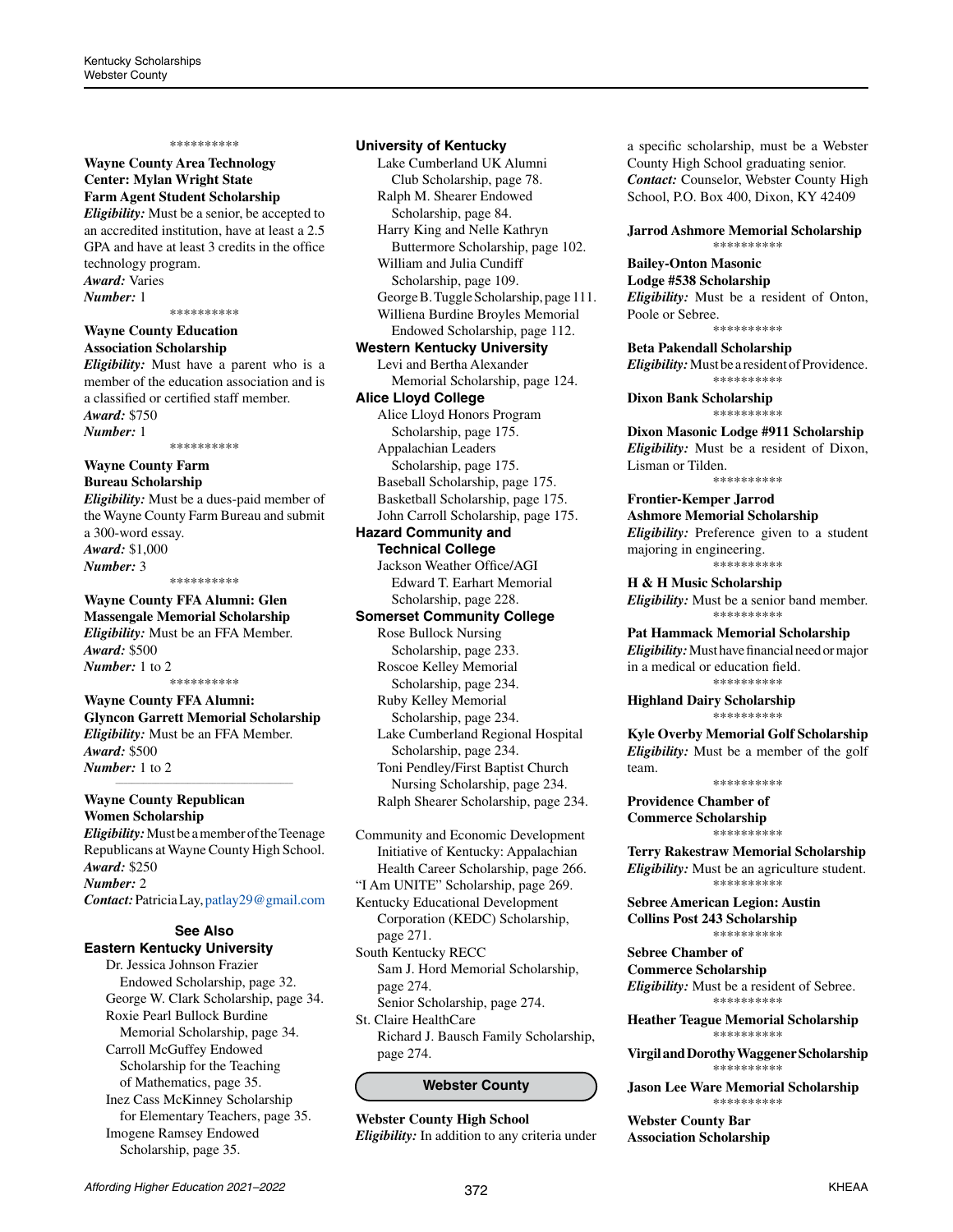**********

**Wayne County Area Technology Center: Mylan Wright State Farm Agent Student Scholarship**
***Eligibility:*** Must be a senior, be accepted to an accredited institution, have at least a 2.5 GPA and have at least 3 credits in the office technology program.
***Award:*** Varies
***Number:*** 1

**********

**Wayne County Education Association Scholarship**
***Eligibility:*** Must have a parent who is a member of the education association and is a classified or certified staff member.
***Award:*** $750
***Number:*** 1

**********

**Wayne County Farm Bureau Scholarship**
***Eligibility:*** Must be a dues-paid member of the Wayne County Farm Bureau and submit a 300-word essay.
***Award:*** $1,000
***Number:*** 3

**********

**Wayne County FFA Alumni: Glen Massengale Memorial Scholarship**
***Eligibility:*** Must be an FFA Member.
***Award:*** $500
***Number:*** 1 to 2

**********

**Wayne County FFA Alumni: Glyncon Garrett Memorial Scholarship**
***Eligibility:*** Must be an FFA Member.
***Award:*** $500
***Number:*** 1 to 2

---

**Wayne County Republican Women Scholarship**
***Eligibility:*** Must be a member of the Teenage Republicans at Wayne County High School.
***Award:*** $250
***Number:*** 2
***Contact:*** Patricia Lay, patlay29@gmail.com

### See Also

**Eastern Kentucky University**
- Dr. Jessica Johnson Frazier Endowed Scholarship, page 32.
- George W. Clark Scholarship, page 34.
- Roxie Pearl Bullock Burdine Memorial Scholarship, page 34.
- Carroll McGuffey Endowed Scholarship for the Teaching of Mathematics, page 35.
- Inez Cass McKinney Scholarship for Elementary Teachers, page 35.
- Imogene Ramsey Endowed Scholarship, page 35.

**University of Kentucky**
- Lake Cumberland UK Alumni Club Scholarship, page 78.
- Ralph M. Shearer Endowed Scholarship, page 84.
- Harry King and Nelle Kathryn Buttermore Scholarship, page 102.
- William and Julia Cundiff Scholarship, page 109.
- George B. Tuggle Scholarship, page 111.
- Williena Burdine Broyles Memorial Endowed Scholarship, page 112.

**Western Kentucky University**
- Levi and Bertha Alexander Memorial Scholarship, page 124.

**Alice Lloyd College**
- Alice Lloyd Honors Program Scholarship, page 175.
- Appalachian Leaders Scholarship, page 175.
- Baseball Scholarship, page 175.
- Basketball Scholarship, page 175.
- John Carroll Scholarship, page 175.

**Hazard Community and Technical College**
- Jackson Weather Office/AGI Edward T. Earhart Memorial Scholarship, page 228.

**Somerset Community College**
- Rose Bullock Nursing Scholarship, page 233.
- Roscoe Kelley Memorial Scholarship, page 234.
- Ruby Kelley Memorial Scholarship, page 234.
- Lake Cumberland Regional Hospital Scholarship, page 234.
- Toni Pendley/First Baptist Church Nursing Scholarship, page 234.
- Ralph Shearer Scholarship, page 234.

Community and Economic Development Initiative of Kentucky: Appalachian Health Career Scholarship, page 266.
"I Am UNITE" Scholarship, page 269.
Kentucky Educational Development Corporation (KEDC) Scholarship, page 271.
South Kentucky RECC
- Sam J. Hord Memorial Scholarship, page 274.
- Senior Scholarship, page 274.

St. Claire HealthCare
- Richard J. Bausch Family Scholarship, page 274.

## Webster County

**Webster County High School**
***Eligibility:*** In addition to any criteria under a specific scholarship, must be a Webster County High School graduating senior.
***Contact:*** Counselor, Webster County High School, P.O. Box 400, Dixon, KY 42409

**Jarrod Ashmore Memorial Scholarship**

**********

**Bailey-Onton Masonic Lodge #538 Scholarship**
***Eligibility:*** Must be a resident of Onton, Poole or Sebree.

**********

**Beta Pakendall Scholarship**
***Eligibility:*** Must be a resident of Providence.

**********

**Dixon Bank Scholarship**

**********

**Dixon Masonic Lodge #911 Scholarship**
***Eligibility:*** Must be a resident of Dixon, Lisman or Tilden.

**********

**Frontier-Kemper Jarrod Ashmore Memorial Scholarship**
***Eligibility:*** Preference given to a student majoring in engineering.

**********

**H & H Music Scholarship**
***Eligibility:*** Must be a senior band member.

**********

**Pat Hammack Memorial Scholarship**
***Eligibility:*** Must have financial need or major in a medical or education field.

**********

**Highland Dairy Scholarship**

**********

**Kyle Overby Memorial Golf Scholarship**
***Eligibility:*** Must be a member of the golf team.

**********

**Providence Chamber of Commerce Scholarship**

**********

**Terry Rakestraw Memorial Scholarship**
***Eligibility:*** Must be an agriculture student.

**********

**Sebree American Legion: Austin Collins Post 243 Scholarship**

**********

**Sebree Chamber of Commerce Scholarship**
***Eligibility:*** Must be a resident of Sebree.

**********

**Heather Teague Memorial Scholarship**

**********

**Virgil and Dorothy Waggener Scholarship**

**********

**Jason Lee Ware Memorial Scholarship**

**********

**Webster County Bar Association Scholarship**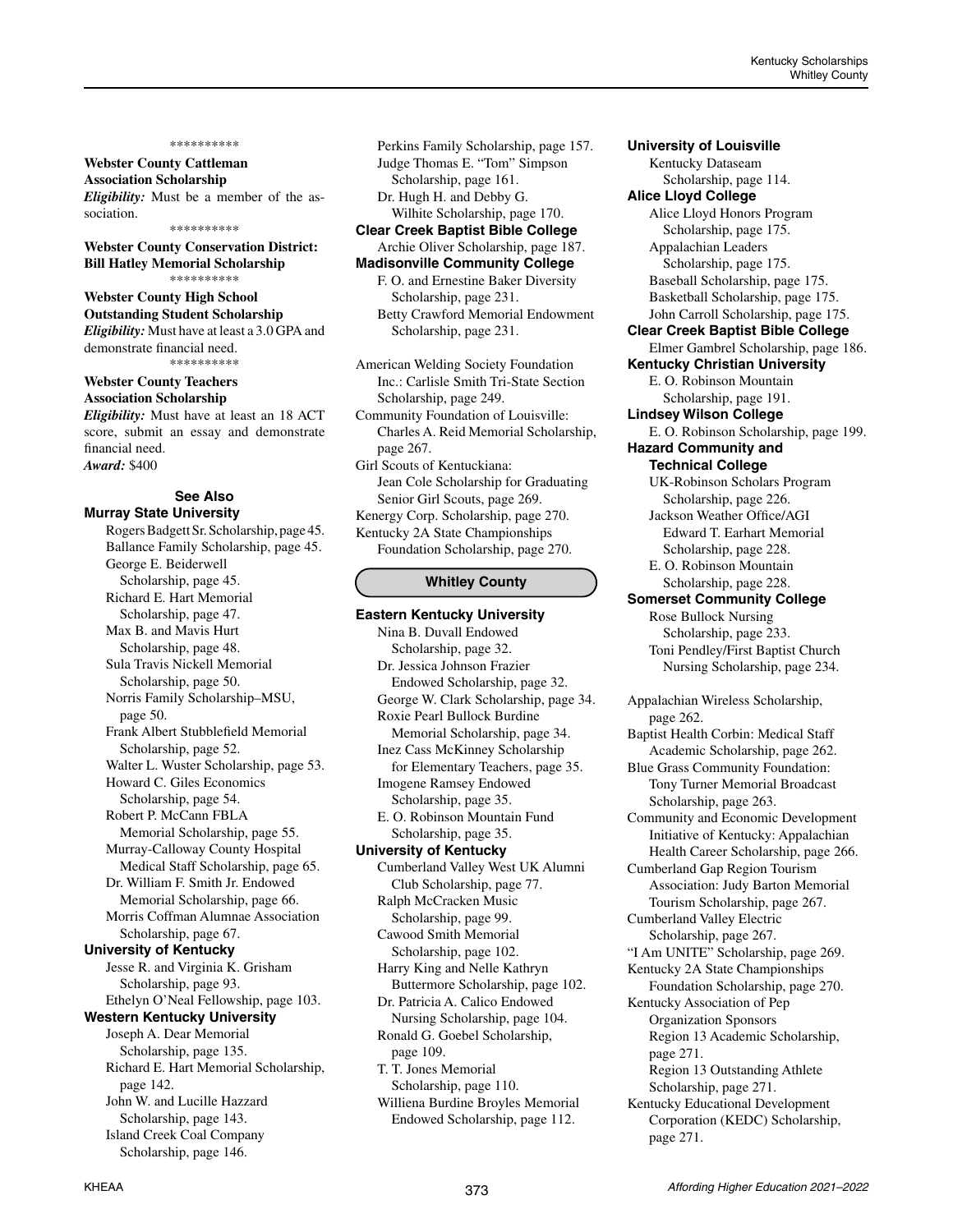\*\*\*\*\*\*\*\*\*\*

**Webster County Cattleman Association Scholarship**

***Eligibility:*** Must be a member of the association.

\*\*\*\*\*\*\*\*\*\*

**Webster County Conservation District: Bill Hatley Memorial Scholarship**

\*\*\*\*\*\*\*\*\*\*

**Webster County High School Outstanding Student Scholarship**

***Eligibility:*** Must have at least a 3.0 GPA and demonstrate financial need.

\*\*\*\*\*\*\*\*\*\*

**Webster County Teachers Association Scholarship**

***Eligibility:*** Must have at least an 18 ACT score, submit an essay and demonstrate financial need.

***Award:*** $400

### See Also

**Murray State University**

- Rogers Badgett Sr. Scholarship, page 45.
- Ballance Family Scholarship, page 45.
- George E. Beiderwell Scholarship, page 45.
- Richard E. Hart Memorial Scholarship, page 47.
- Max B. and Mavis Hurt Scholarship, page 48.
- Sula Travis Nickell Memorial Scholarship, page 50.
- Norris Family Scholarship–MSU, page 50.
- Frank Albert Stubblefield Memorial Scholarship, page 52.
- Walter L. Wuster Scholarship, page 53.
- Howard C. Giles Economics Scholarship, page 54.
- Robert P. McCann FBLA Memorial Scholarship, page 55.
- Murray-Calloway County Hospital Medical Staff Scholarship, page 65.
- Dr. William F. Smith Jr. Endowed Memorial Scholarship, page 66.
- Morris Coffman Alumnae Association Scholarship, page 67.

**University of Kentucky**

- Jesse R. and Virginia K. Grisham Scholarship, page 93.
- Ethelyn O'Neal Fellowship, page 103.

**Western Kentucky University**

- Joseph A. Dear Memorial Scholarship, page 135.
- Richard E. Hart Memorial Scholarship, page 142.
- John W. and Lucille Hazzard Scholarship, page 143.
- Island Creek Coal Company Scholarship, page 146.
- Perkins Family Scholarship, page 157.
- Judge Thomas E. "Tom" Simpson Scholarship, page 161.
- Dr. Hugh H. and Debby G. Wilhite Scholarship, page 170.

**Clear Creek Baptist Bible College**

- Archie Oliver Scholarship, page 187.

**Madisonville Community College**

- F. O. and Ernestine Baker Diversity Scholarship, page 231.
- Betty Crawford Memorial Endowment Scholarship, page 231.

American Welding Society Foundation Inc.: Carlisle Smith Tri-State Section Scholarship, page 249.

Community Foundation of Louisville: Charles A. Reid Memorial Scholarship, page 267.

Girl Scouts of Kentuckiana: Jean Cole Scholarship for Graduating Senior Girl Scouts, page 269.

Kenergy Corp. Scholarship, page 270.

Kentucky 2A State Championships Foundation Scholarship, page 270.

## Whitley County

**Eastern Kentucky University**

- Nina B. Duvall Endowed Scholarship, page 32.
- Dr. Jessica Johnson Frazier Endowed Scholarship, page 32.
- George W. Clark Scholarship, page 34.
- Roxie Pearl Bullock Burdine Memorial Scholarship, page 34.
- Inez Cass McKinney Scholarship for Elementary Teachers, page 35.
- Imogene Ramsey Endowed Scholarship, page 35.
- E. O. Robinson Mountain Fund Scholarship, page 35.

**University of Kentucky**

- Cumberland Valley West UK Alumni Club Scholarship, page 77.
- Ralph McCracken Music Scholarship, page 99.
- Cawood Smith Memorial Scholarship, page 102.
- Harry King and Nelle Kathryn Buttermore Scholarship, page 102.
- Dr. Patricia A. Calico Endowed Nursing Scholarship, page 104.
- Ronald G. Goebel Scholarship, page 109.
- T. T. Jones Memorial Scholarship, page 110.
- Williena Burdine Broyles Memorial Endowed Scholarship, page 112.

**University of Louisville**

- Kentucky Dataseam Scholarship, page 114.

**Alice Lloyd College**

- Alice Lloyd Honors Program Scholarship, page 175.
- Appalachian Leaders Scholarship, page 175.
- Baseball Scholarship, page 175.
- Basketball Scholarship, page 175.
- John Carroll Scholarship, page 175.

**Clear Creek Baptist Bible College**

- Elmer Gambrel Scholarship, page 186.

**Kentucky Christian University**

- E. O. Robinson Mountain Scholarship, page 191.

**Lindsey Wilson College**

- E. O. Robinson Scholarship, page 199.

**Hazard Community and Technical College**

- UK-Robinson Scholars Program Scholarship, page 226.
- Jackson Weather Office/AGI Edward T. Earhart Memorial Scholarship, page 228.
- E. O. Robinson Mountain Scholarship, page 228.

**Somerset Community College**

- Rose Bullock Nursing Scholarship, page 233.
- Toni Pendley/First Baptist Church Nursing Scholarship, page 234.

Appalachian Wireless Scholarship, page 262.

Baptist Health Corbin: Medical Staff Academic Scholarship, page 262.

Blue Grass Community Foundation: Tony Turner Memorial Broadcast Scholarship, page 263.

Community and Economic Development Initiative of Kentucky: Appalachian Health Career Scholarship, page 266.

Cumberland Gap Region Tourism Association: Judy Barton Memorial Tourism Scholarship, page 267.

Cumberland Valley Electric Scholarship, page 267.

"I Am UNITE" Scholarship, page 269.

Kentucky 2A State Championships Foundation Scholarship, page 270.

Kentucky Association of Pep Organization Sponsors
- Region 13 Academic Scholarship, page 271.
- Region 13 Outstanding Athlete Scholarship, page 271.

Kentucky Educational Development Corporation (KEDC) Scholarship, page 271.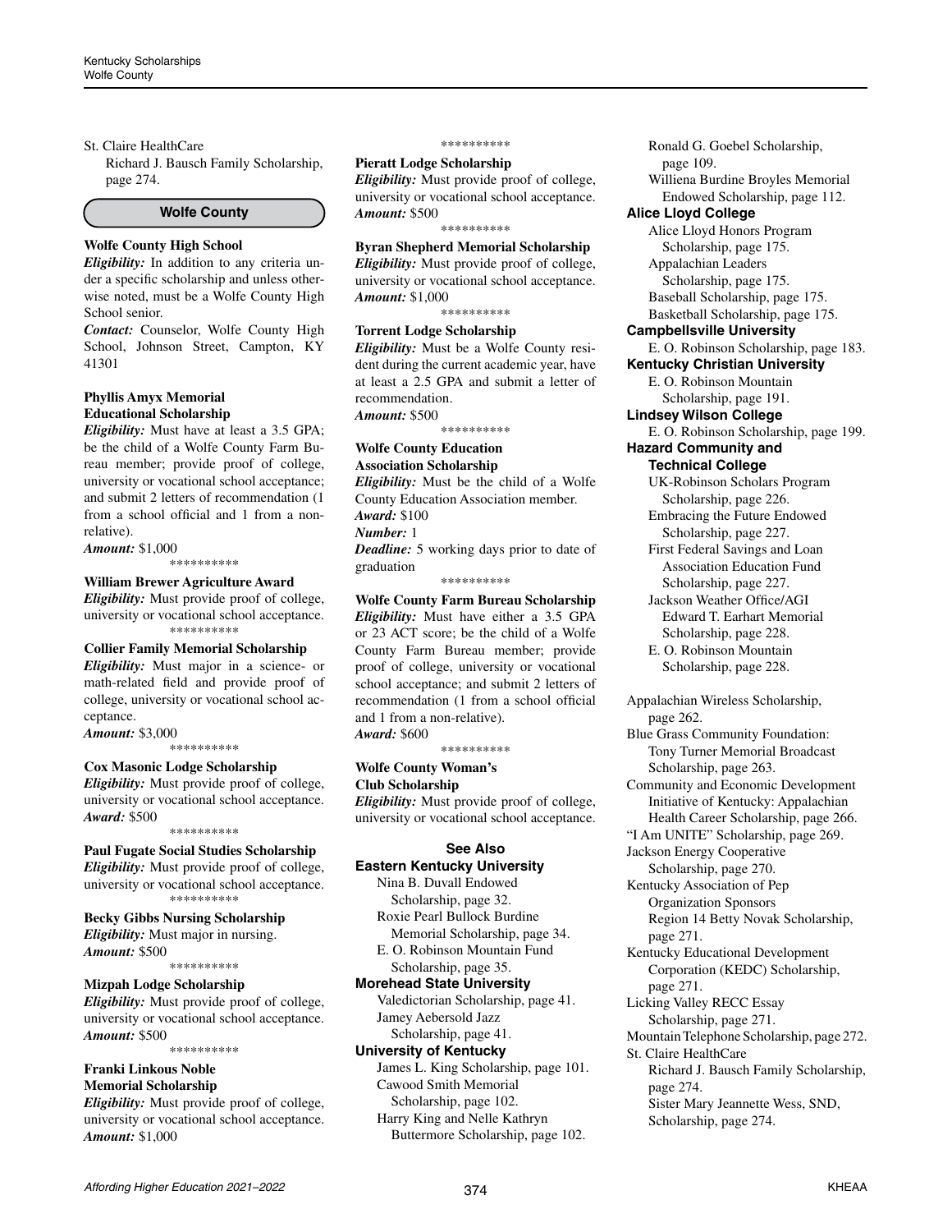St. Claire HealthCare
  Richard J. Bausch Family Scholarship, page 274.

## Wolfe County

**Wolfe County High School**
***Eligibility:*** In addition to any criteria under a specific scholarship and unless otherwise noted, must be a Wolfe County High School senior.
***Contact:*** Counselor, Wolfe County High School, Johnson Street, Campton, KY 41301

**Phyllis Amyx Memorial Educational Scholarship**
***Eligibility:*** Must have at least a 3.5 GPA; be the child of a Wolfe County Farm Bureau member; provide proof of college, university or vocational school acceptance; and submit 2 letters of recommendation (1 from a school official and 1 from a non-relative).
***Amount:*** $1,000

**********

**William Brewer Agriculture Award**
***Eligibility:*** Must provide proof of college, university or vocational school acceptance.

**********

**Collier Family Memorial Scholarship**
***Eligibility:*** Must major in a science- or math-related field and provide proof of college, university or vocational school acceptance.
***Amount:*** $3,000

**********

**Cox Masonic Lodge Scholarship**
***Eligibility:*** Must provide proof of college, university or vocational school acceptance.
***Award:*** $500

**********

**Paul Fugate Social Studies Scholarship**
***Eligibility:*** Must provide proof of college, university or vocational school acceptance.

**********

**Becky Gibbs Nursing Scholarship**
***Eligibility:*** Must major in nursing.
***Amount:*** $500

**********

**Mizpah Lodge Scholarship**
***Eligibility:*** Must provide proof of college, university or vocational school acceptance.
***Amount:*** $500

**********

**Franki Linkous Noble Memorial Scholarship**
***Eligibility:*** Must provide proof of college, university or vocational school acceptance.
***Amount:*** $1,000

**********

**Pieratt Lodge Scholarship**
***Eligibility:*** Must provide proof of college, university or vocational school acceptance.
***Amount:*** $500

**********

**Byran Shepherd Memorial Scholarship**
***Eligibility:*** Must provide proof of college, university or vocational school acceptance.
***Amount:*** $1,000

**********

**Torrent Lodge Scholarship**
***Eligibility:*** Must be a Wolfe County resident during the current academic year, have at least a 2.5 GPA and submit a letter of recommendation.
***Amount:*** $500

**********

**Wolfe County Education Association Scholarship**
***Eligibility:*** Must be the child of a Wolfe County Education Association member.
***Award:*** $100
***Number:*** 1
***Deadline:*** 5 working days prior to date of graduation

**********

**Wolfe County Farm Bureau Scholarship**
***Eligibility:*** Must have either a 3.5 GPA or 23 ACT score; be the child of a Wolfe County Farm Bureau member; provide proof of college, university or vocational school acceptance; and submit 2 letters of recommendation (1 from a school official and 1 from a non-relative).
***Award:*** $600

**********

**Wolfe County Woman's Club Scholarship**
***Eligibility:*** Must provide proof of college, university or vocational school acceptance.

### See Also

**Eastern Kentucky University**
  Nina B. Duvall Endowed Scholarship, page 32.
  Roxie Pearl Bullock Burdine Memorial Scholarship, page 34.
  E. O. Robinson Mountain Fund Scholarship, page 35.

**Morehead State University**
  Valedictorian Scholarship, page 41.
  Jamey Aebersold Jazz Scholarship, page 41.

**University of Kentucky**
  James L. King Scholarship, page 101.
  Cawood Smith Memorial Scholarship, page 102.
  Harry King and Nelle Kathryn Buttermore Scholarship, page 102.
  Ronald G. Goebel Scholarship, page 109.
  Williena Burdine Broyles Memorial Endowed Scholarship, page 112.

**Alice Lloyd College**
  Alice Lloyd Honors Program Scholarship, page 175.
  Appalachian Leaders Scholarship, page 175.
  Baseball Scholarship, page 175.
  Basketball Scholarship, page 175.

**Campbellsville University**
  E. O. Robinson Scholarship, page 183.

**Kentucky Christian University**
  E. O. Robinson Mountain Scholarship, page 191.

**Lindsey Wilson College**
  E. O. Robinson Scholarship, page 199.

**Hazard Community and Technical College**
  UK-Robinson Scholars Program Scholarship, page 226.
  Embracing the Future Endowed Scholarship, page 227.
  First Federal Savings and Loan Association Education Fund Scholarship, page 227.
  Jackson Weather Office/AGI Edward T. Earhart Memorial Scholarship, page 228.
  E. O. Robinson Mountain Scholarship, page 228.

Appalachian Wireless Scholarship, page 262.
Blue Grass Community Foundation: Tony Turner Memorial Broadcast Scholarship, page 263.
Community and Economic Development Initiative of Kentucky: Appalachian Health Career Scholarship, page 266.
"I Am UNITE" Scholarship, page 269.
Jackson Energy Cooperative Scholarship, page 270.
Kentucky Association of Pep Organization Sponsors Region 14 Betty Novak Scholarship, page 271.
Kentucky Educational Development Corporation (KEDC) Scholarship, page 271.
Licking Valley RECC Essay Scholarship, page 271.
Mountain Telephone Scholarship, page 272.
St. Claire HealthCare
  Richard J. Bausch Family Scholarship, page 274.
  Sister Mary Jeannette Wess, SND, Scholarship, page 274.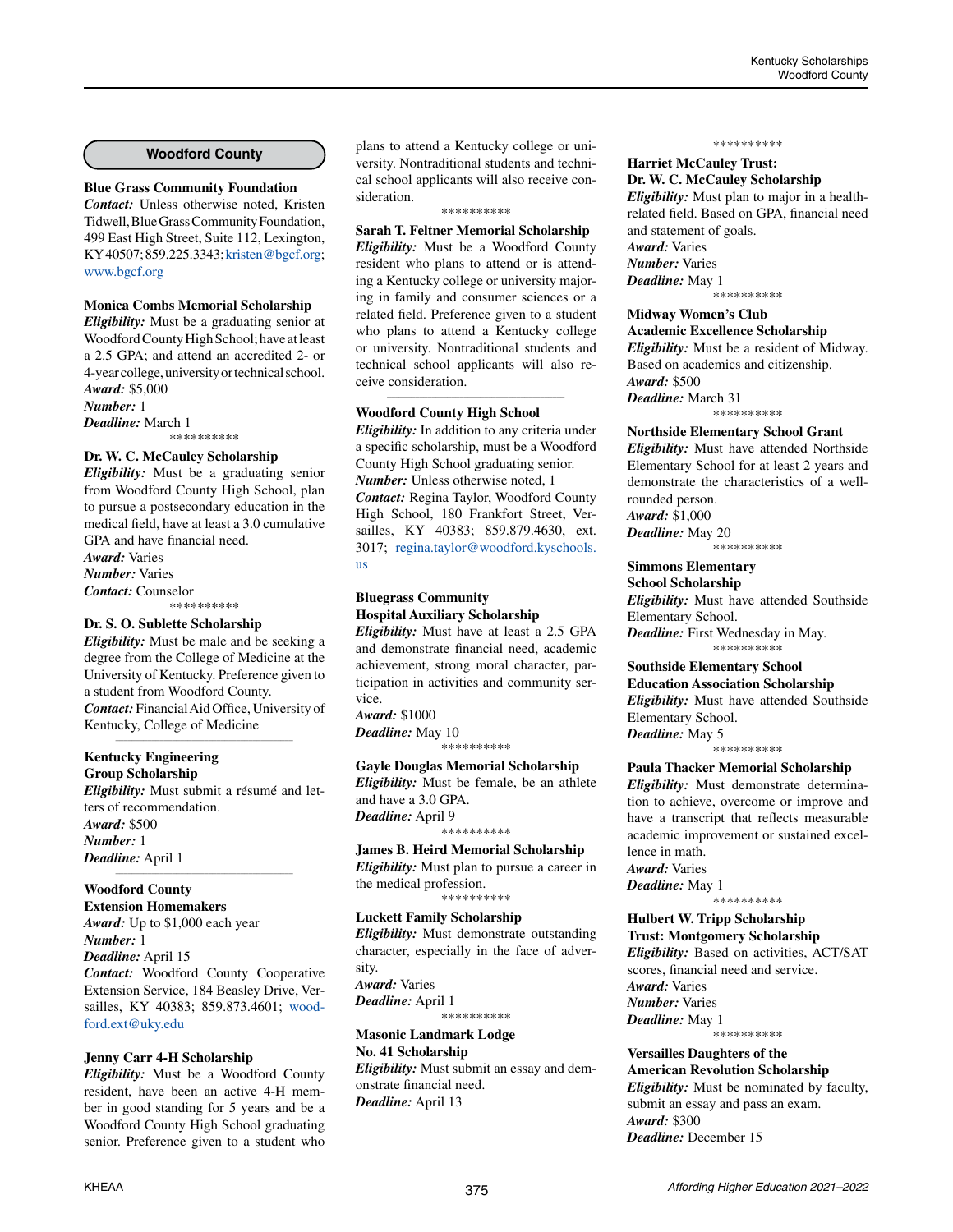## Woodford County

### Blue Grass Community Foundation

***Contact:*** Unless otherwise noted, Kristen Tidwell, Blue Grass Community Foundation, 499 East High Street, Suite 112, Lexington, KY 40507; 859.225.3343; kristen@bgcf.org; www.bgcf.org

**Monica Combs Memorial Scholarship**
***Eligibility:*** Must be a graduating senior at Woodford County High School; have at least a 2.5 GPA; and attend an accredited 2- or 4-year college, university or technical school.
***Award:*** $5,000
***Number:*** 1
***Deadline:*** March 1

**********

**Dr. W. C. McCauley Scholarship**
***Eligibility:*** Must be a graduating senior from Woodford County High School, plan to pursue a postsecondary education in the medical field, have at least a 3.0 cumulative GPA and have financial need.
***Award:*** Varies
***Number:*** Varies
***Contact:*** Counselor

**********

**Dr. S. O. Sublette Scholarship**
***Eligibility:*** Must be male and be seeking a degree from the College of Medicine at the University of Kentucky. Preference given to a student from Woodford County.
***Contact:*** Financial Aid Office, University of Kentucky, College of Medicine

---

**Kentucky Engineering Group Scholarship**
***Eligibility:*** Must submit a résumé and letters of recommendation.
***Award:*** $500
***Number:*** 1
***Deadline:*** April 1

---

### Woodford County Extension Homemakers

***Award:*** Up to $1,000 each year
***Number:*** 1
***Deadline:*** April 15
***Contact:*** Woodford County Cooperative Extension Service, 184 Beasley Drive, Versailles, KY 40383; 859.873.4601; woodford.ext@uky.edu

**Jenny Carr 4-H Scholarship**
***Eligibility:*** Must be a Woodford County resident, have been an active 4-H member in good standing for 5 years and be a Woodford County High School graduating senior. Preference given to a student who plans to attend a Kentucky college or university. Nontraditional students and technical school applicants will also receive consideration.

**********

**Sarah T. Feltner Memorial Scholarship**
***Eligibility:*** Must be a Woodford County resident who plans to attend or is attending a Kentucky college or university majoring in family and consumer sciences or a related field. Preference given to a student who plans to attend a Kentucky college or university. Nontraditional students and technical school applicants will also receive consideration.

---

### Woodford County High School

***Eligibility:*** In addition to any criteria under a specific scholarship, must be a Woodford County High School graduating senior.
***Number:*** Unless otherwise noted, 1
***Contact:*** Regina Taylor, Woodford County High School, 180 Frankfort Street, Versailles, KY 40383; 859.879.4630, ext. 3017; regina.taylor@woodford.kyschools.us

**Bluegrass Community Hospital Auxiliary Scholarship**
***Eligibility:*** Must have at least a 2.5 GPA and demonstrate financial need, academic achievement, strong moral character, participation in activities and community service.
***Award:*** $1000
***Deadline:*** May 10

**********

**Gayle Douglas Memorial Scholarship**
***Eligibility:*** Must be female, be an athlete and have a 3.0 GPA.
***Deadline:*** April 9

**********

**James B. Heird Memorial Scholarship**
***Eligibility:*** Must plan to pursue a career in the medical profession.

**********

**Luckett Family Scholarship**
***Eligibility:*** Must demonstrate outstanding character, especially in the face of adversity.
***Award:*** Varies
***Deadline:*** April 1

**********

**Masonic Landmark Lodge No. 41 Scholarship**
***Eligibility:*** Must submit an essay and demonstrate financial need.
***Deadline:*** April 13

**********

**Harriet McCauley Trust: Dr. W. C. McCauley Scholarship**
***Eligibility:*** Must plan to major in a health-related field. Based on GPA, financial need and statement of goals.
***Award:*** Varies
***Number:*** Varies
***Deadline:*** May 1

**********

**Midway Women's Club Academic Excellence Scholarship**
***Eligibility:*** Must be a resident of Midway. Based on academics and citizenship.
***Award:*** $500
***Deadline:*** March 31

**********

**Northside Elementary School Grant**
***Eligibility:*** Must have attended Northside Elementary School for at least 2 years and demonstrate the characteristics of a well-rounded person.
***Award:*** $1,000
***Deadline:*** May 20

**********

**Simmons Elementary School Scholarship**
***Eligibility:*** Must have attended Southside Elementary School.
***Deadline:*** First Wednesday in May.

**********

**Southside Elementary School Education Association Scholarship**
***Eligibility:*** Must have attended Southside Elementary School.
***Deadline:*** May 5

**********

**Paula Thacker Memorial Scholarship**
***Eligibility:*** Must demonstrate determination to achieve, overcome or improve and have a transcript that reflects measurable academic improvement or sustained excellence in math.
***Award:*** Varies
***Deadline:*** May 1

**********

**Hulbert W. Tripp Scholarship Trust: Montgomery Scholarship**
***Eligibility:*** Based on activities, ACT/SAT scores, financial need and service.
***Award:*** Varies
***Number:*** Varies
***Deadline:*** May 1

**********

**Versailles Daughters of the American Revolution Scholarship**
***Eligibility:*** Must be nominated by faculty, submit an essay and pass an exam.
***Award:*** $300
***Deadline:*** December 15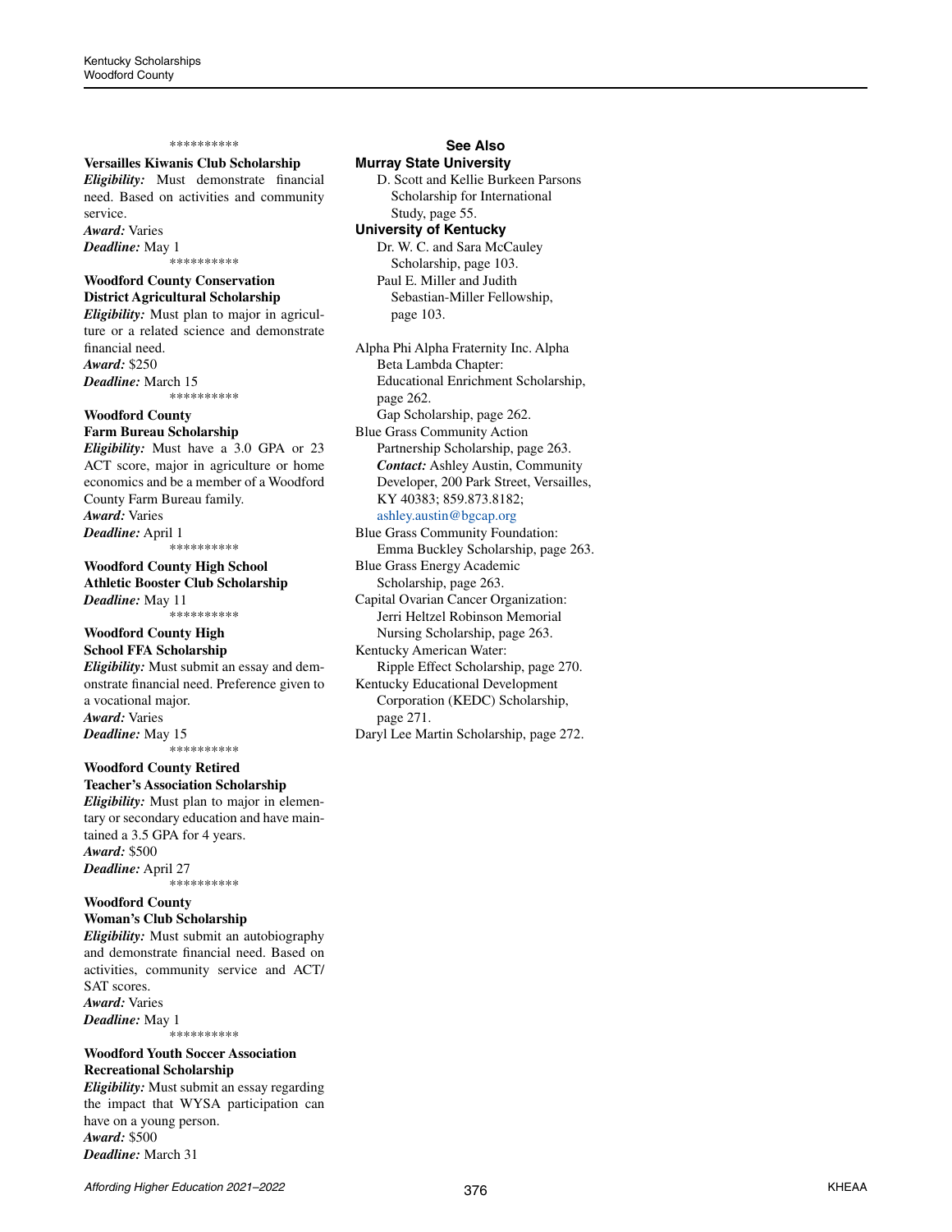**********

**Versailles Kiwanis Club Scholarship**

***Eligibility:*** Must demonstrate financial need. Based on activities and community service.

***Award:*** Varies

***Deadline:*** May 1

**********

**Woodford County Conservation District Agricultural Scholarship**

***Eligibility:*** Must plan to major in agriculture or a related science and demonstrate financial need.

***Award:*** $250

***Deadline:*** March 15

**********

**Woodford County Farm Bureau Scholarship**

***Eligibility:*** Must have a 3.0 GPA or 23 ACT score, major in agriculture or home economics and be a member of a Woodford County Farm Bureau family.

***Award:*** Varies

***Deadline:*** April 1

**********

**Woodford County High School Athletic Booster Club Scholarship**

***Deadline:*** May 11

**********

**Woodford County High School FFA Scholarship**

***Eligibility:*** Must submit an essay and demonstrate financial need. Preference given to a vocational major.

***Award:*** Varies

***Deadline:*** May 15

**********

**Woodford County Retired Teacher's Association Scholarship**

***Eligibility:*** Must plan to major in elementary or secondary education and have maintained a 3.5 GPA for 4 years.

***Award:*** $500

***Deadline:*** April 27

**********

**Woodford County Woman's Club Scholarship**

***Eligibility:*** Must submit an autobiography and demonstrate financial need. Based on activities, community service and ACT/SAT scores.

***Award:*** Varies

***Deadline:*** May 1

**********

**Woodford Youth Soccer Association Recreational Scholarship**

***Eligibility:*** Must submit an essay regarding the impact that WYSA participation can have on a young person.

***Award:*** $500

***Deadline:*** March 31

### See Also

**Murray State University**

D. Scott and Kellie Burkeen Parsons Scholarship for International Study, page 55.

**University of Kentucky**

Dr. W. C. and Sara McCauley Scholarship, page 103.

Paul E. Miller and Judith Sebastian-Miller Fellowship, page 103.

Alpha Phi Alpha Fraternity Inc. Alpha Beta Lambda Chapter:
Educational Enrichment Scholarship, page 262.
Gap Scholarship, page 262.

Blue Grass Community Action Partnership Scholarship, page 263.
***Contact:*** Ashley Austin, Community Developer, 200 Park Street, Versailles, KY 40383; 859.873.8182; ashley.austin@bgcap.org

Blue Grass Community Foundation:
Emma Buckley Scholarship, page 263.

Blue Grass Energy Academic Scholarship, page 263.

Capital Ovarian Cancer Organization:
Jerri Heltzel Robinson Memorial Nursing Scholarship, page 263.

Kentucky American Water:
Ripple Effect Scholarship, page 270.

Kentucky Educational Development Corporation (KEDC) Scholarship, page 271.

Daryl Lee Martin Scholarship, page 272.